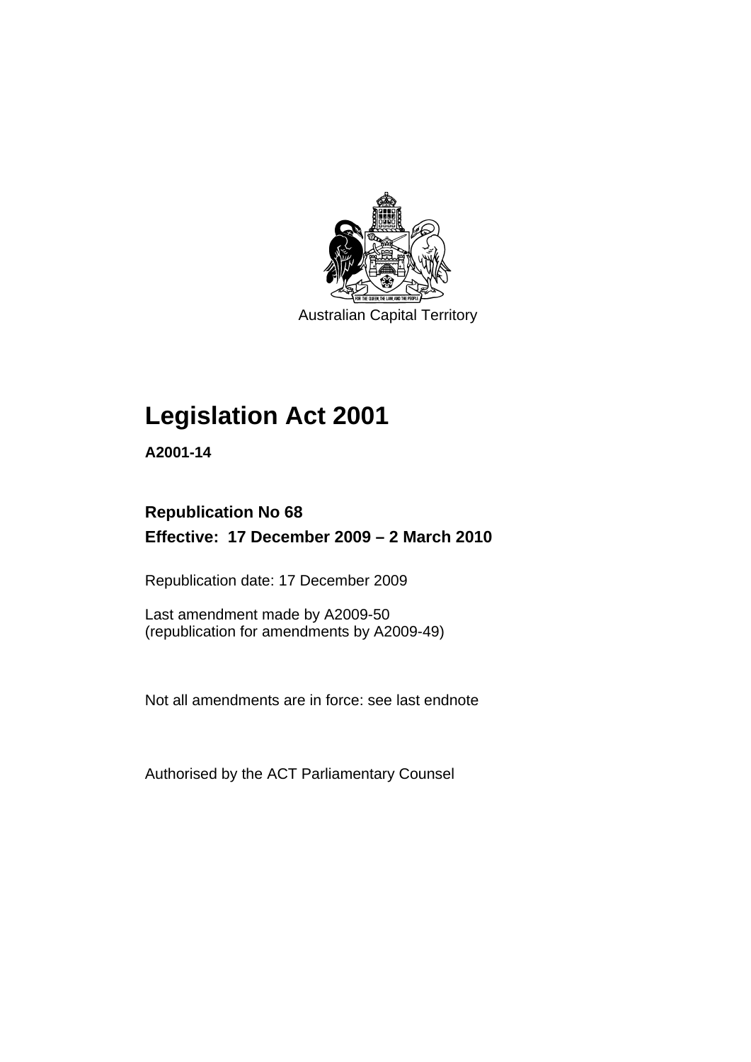Australian Capital Territory

# Legislation Act 2001

**A2001-14**

**Republication No 68**

**Effective: 17 December 2009 – 2 March 2010**

Republication date: 17 December 2009

Last amendment made by A2009-50
(republication for amendments by A2009-49)

Not all amendments are in force: see last endnote

Authorised by the ACT Parliamentary Counsel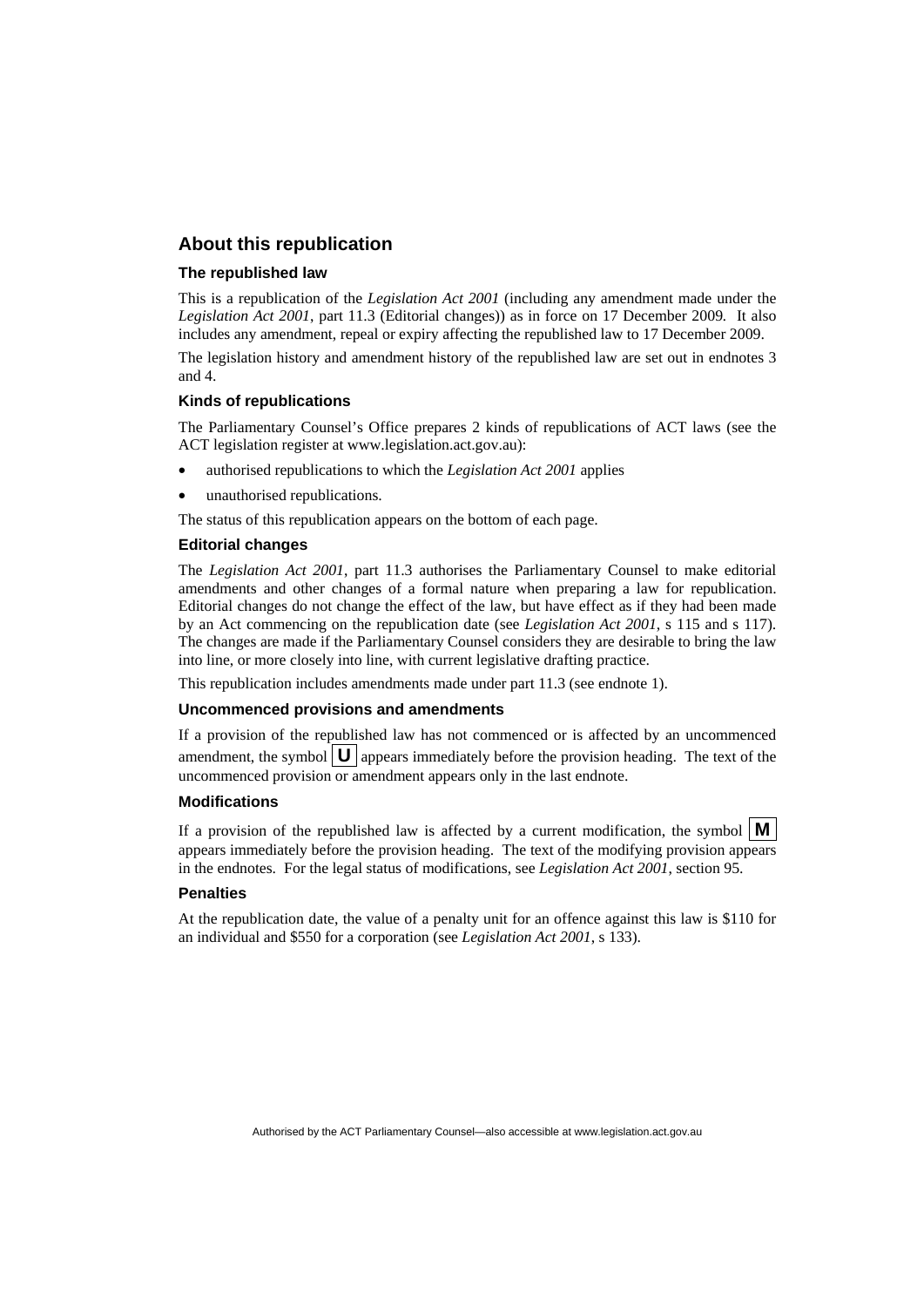## About this republication

### The republished law

This is a republication of the *Legislation Act 2001* (including any amendment made under the *Legislation Act 2001*, part 11.3 (Editorial changes)) as in force on 17 December 2009*.* It also includes any amendment, repeal or expiry affecting the republished law to 17 December 2009.

The legislation history and amendment history of the republished law are set out in endnotes 3 and 4.

### Kinds of republications

The Parliamentary Counsel's Office prepares 2 kinds of republications of ACT laws (see the ACT legislation register at www.legislation.act.gov.au):

- authorised republications to which the *Legislation Act 2001* applies
- unauthorised republications.

The status of this republication appears on the bottom of each page.

### Editorial changes

The *Legislation Act 2001*, part 11.3 authorises the Parliamentary Counsel to make editorial amendments and other changes of a formal nature when preparing a law for republication. Editorial changes do not change the effect of the law, but have effect as if they had been made by an Act commencing on the republication date (see *Legislation Act 2001*, s 115 and s 117). The changes are made if the Parliamentary Counsel considers they are desirable to bring the law into line, or more closely into line, with current legislative drafting practice.

This republication includes amendments made under part 11.3 (see endnote 1).

### Uncommenced provisions and amendments

If a provision of the republished law has not commenced or is affected by an uncommenced amendment, the symbol **U** appears immediately before the provision heading. The text of the uncommenced provision or amendment appears only in the last endnote.

### Modifications

If a provision of the republished law is affected by a current modification, the symbol **M** appears immediately before the provision heading. The text of the modifying provision appears in the endnotes. For the legal status of modifications, see *Legislation Act 2001*, section 95.

### Penalties

At the republication date, the value of a penalty unit for an offence against this law is $110 for an individual and $550 for a corporation (see *Legislation Act 2001*, s 133).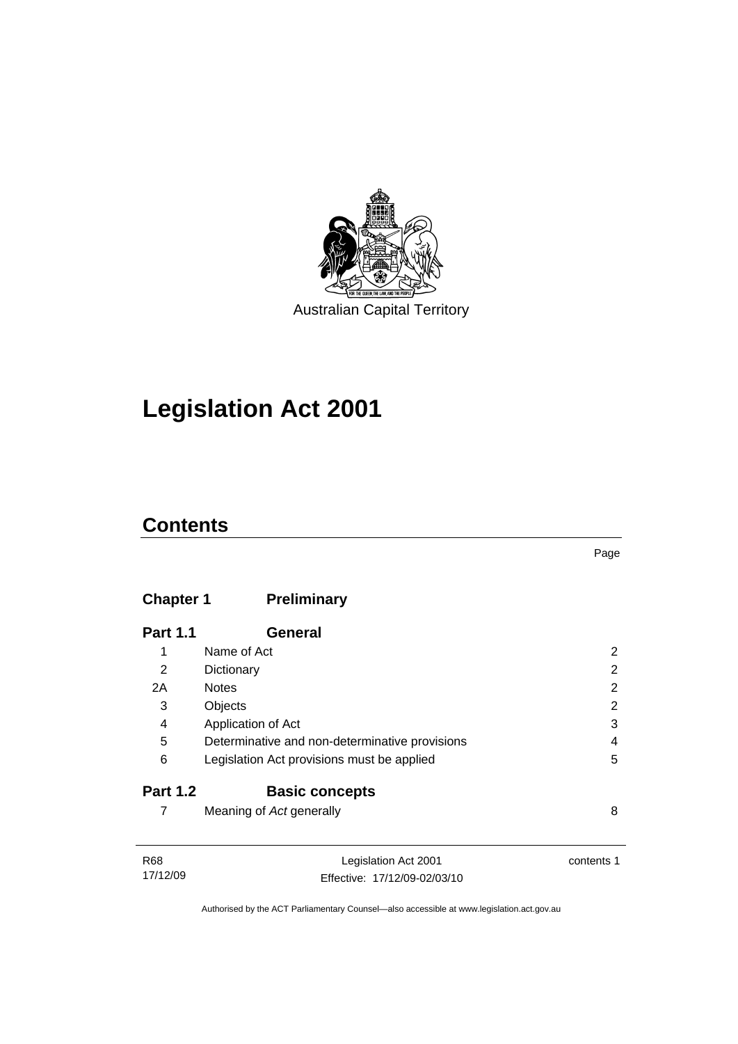Australian Capital Territory

# Legislation Act 2001

## Contents

| | | Page |
|---|---|---|
| **Chapter 1** | **Preliminary** | |
| **Part 1.1** | **General** | |
| 1 | Name of Act | 2 |
| 2 | Dictionary | 2 |
| 2A | Notes | 2 |
| 3 | Objects | 2 |
| 4 | Application of Act | 3 |
| 5 | Determinative and non-determinative provisions | 4 |
| 6 | Legislation Act provisions must be applied | 5 |
| **Part 1.2** | **Basic concepts** | |
| 7 | Meaning of *Act* generally | 8 |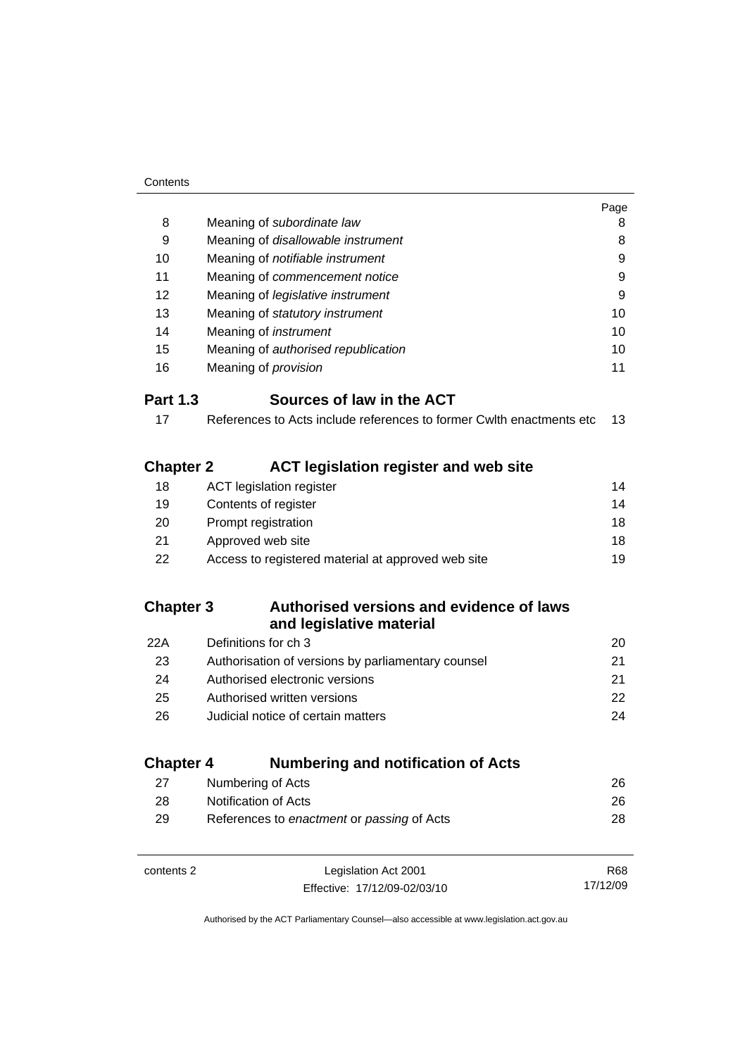| | | Page |
|---|---|---|
| 8 | Meaning of *subordinate law* | 8 |
| 9 | Meaning of *disallowable instrument* | 8 |
| 10 | Meaning of *notifiable instrument* | 9 |
| 11 | Meaning of *commencement notice* | 9 |
| 12 | Meaning of *legislative instrument* | 9 |
| 13 | Meaning of *statutory instrument* | 10 |
| 14 | Meaning of *instrument* | 10 |
| 15 | Meaning of *authorised republication* | 10 |
| 16 | Meaning of *provision* | 11 |

## Part 1.3 Sources of law in the ACT

| | | |
|---|---|---|
| 17 | References to Acts include references to former Cwlth enactments etc | 13 |

## Chapter 2 ACT legislation register and web site

| | | |
|---|---|---|
| 18 | ACT legislation register | 14 |
| 19 | Contents of register | 14 |
| 20 | Prompt registration | 18 |
| 21 | Approved web site | 18 |
| 22 | Access to registered material at approved web site | 19 |

## Chapter 3 Authorised versions and evidence of laws and legislative material

| | | |
|---|---|---|
| 22A | Definitions for ch 3 | 20 |
| 23 | Authorisation of versions by parliamentary counsel | 21 |
| 24 | Authorised electronic versions | 21 |
| 25 | Authorised written versions | 22 |
| 26 | Judicial notice of certain matters | 24 |

## Chapter 4 Numbering and notification of Acts

| | | |
|---|---|---|
| 27 | Numbering of Acts | 26 |
| 28 | Notification of Acts | 26 |
| 29 | References to *enactment* or *passing* of Acts | 28 |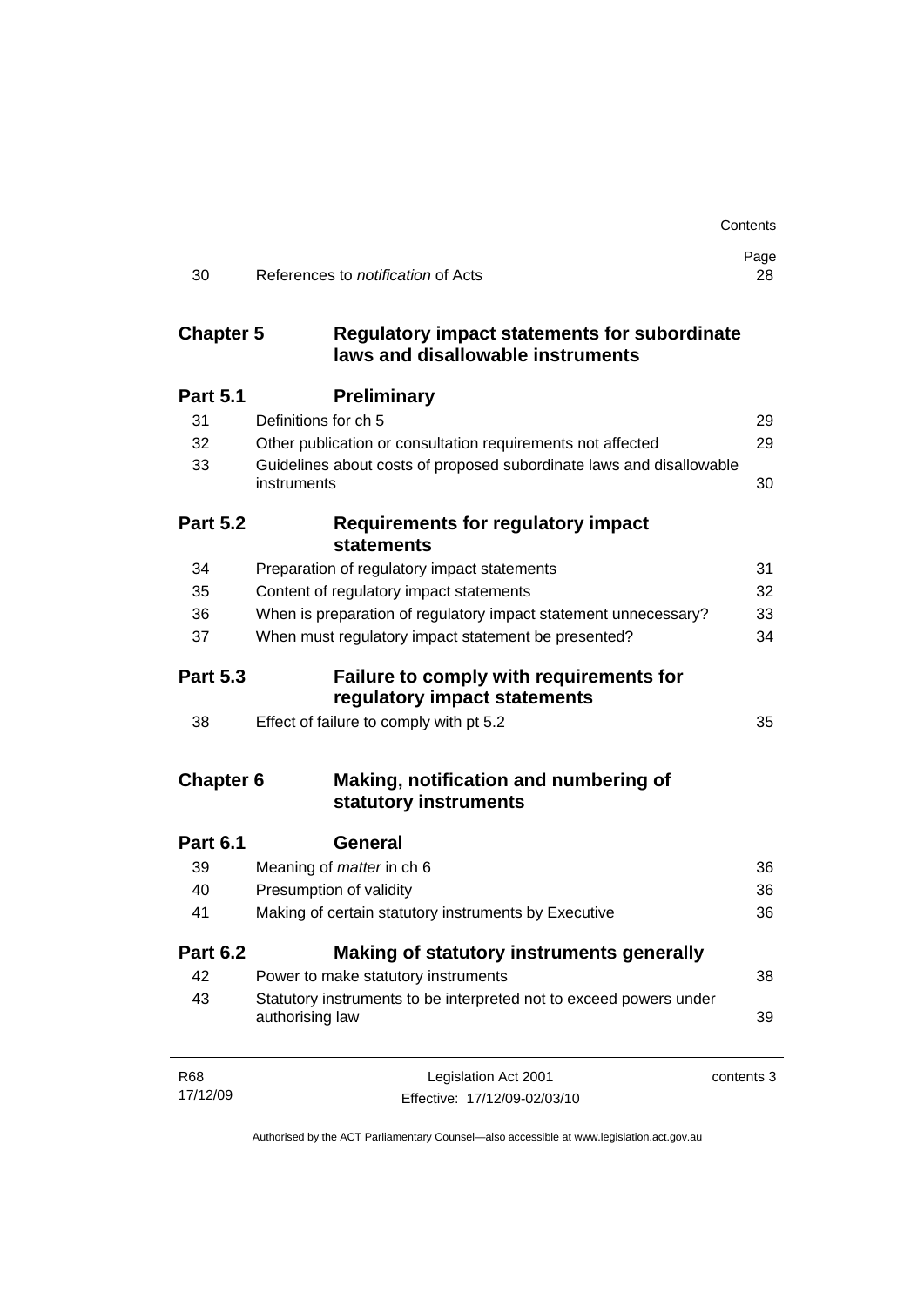| | | Page |
|---|---|---|
| 30 | References to *notification* of Acts | 28 |

## Chapter 5 Regulatory impact statements for subordinate laws and disallowable instruments

### Part 5.1 Preliminary

| | | |
|---|---|---|
| 31 | Definitions for ch 5 | 29 |
| 32 | Other publication or consultation requirements not affected | 29 |
| 33 | Guidelines about costs of proposed subordinate laws and disallowable instruments | 30 |

### Part 5.2 Requirements for regulatory impact statements

| | | |
|---|---|---|
| 34 | Preparation of regulatory impact statements | 31 |
| 35 | Content of regulatory impact statements | 32 |
| 36 | When is preparation of regulatory impact statement unnecessary? | 33 |
| 37 | When must regulatory impact statement be presented? | 34 |

### Part 5.3 Failure to comply with requirements for regulatory impact statements

| | | |
|---|---|---|
| 38 | Effect of failure to comply with pt 5.2 | 35 |

## Chapter 6 Making, notification and numbering of statutory instruments

### Part 6.1 General

| | | |
|---|---|---|
| 39 | Meaning of *matter* in ch 6 | 36 |
| 40 | Presumption of validity | 36 |
| 41 | Making of certain statutory instruments by Executive | 36 |

### Part 6.2 Making of statutory instruments generally

| | | |
|---|---|---|
| 42 | Power to make statutory instruments | 38 |
| 43 | Statutory instruments to be interpreted not to exceed powers under authorising law | 39 |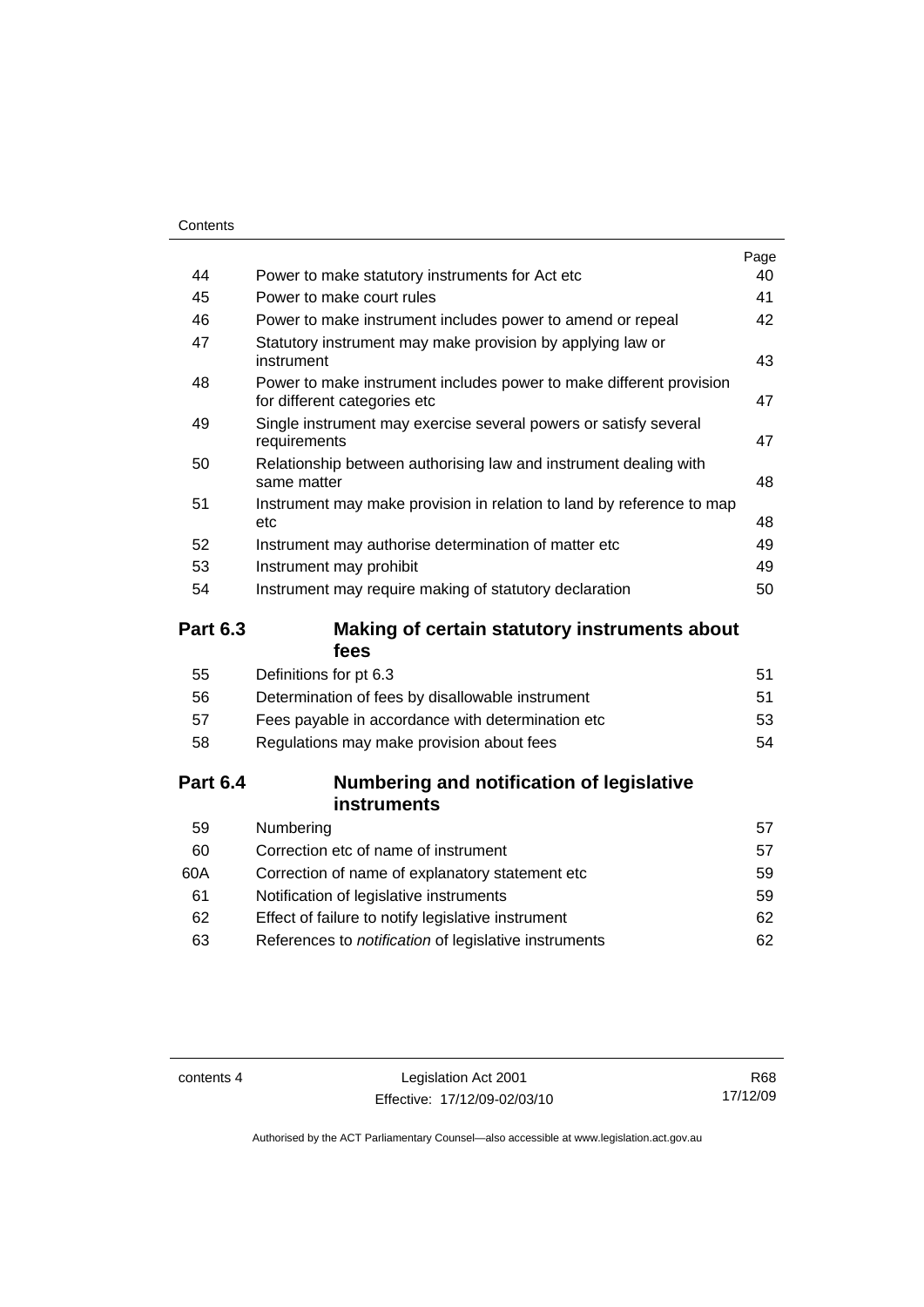| | | Page |
|---|---|---|
| 44 | Power to make statutory instruments for Act etc | 40 |
| 45 | Power to make court rules | 41 |
| 46 | Power to make instrument includes power to amend or repeal | 42 |
| 47 | Statutory instrument may make provision by applying law or instrument | 43 |
| 48 | Power to make instrument includes power to make different provision for different categories etc | 47 |
| 49 | Single instrument may exercise several powers or satisfy several requirements | 47 |
| 50 | Relationship between authorising law and instrument dealing with same matter | 48 |
| 51 | Instrument may make provision in relation to land by reference to map etc | 48 |
| 52 | Instrument may authorise determination of matter etc | 49 |
| 53 | Instrument may prohibit | 49 |
| 54 | Instrument may require making of statutory declaration | 50 |

## Part 6.3 Making of certain statutory instruments about fees

| | | |
|---|---|---|
| 55 | Definitions for pt 6.3 | 51 |
| 56 | Determination of fees by disallowable instrument | 51 |
| 57 | Fees payable in accordance with determination etc | 53 |
| 58 | Regulations may make provision about fees | 54 |

## Part 6.4 Numbering and notification of legislative instruments

| | | |
|---|---|---|
| 59 | Numbering | 57 |
| 60 | Correction etc of name of instrument | 57 |
| 60A | Correction of name of explanatory statement etc | 59 |
| 61 | Notification of legislative instruments | 59 |
| 62 | Effect of failure to notify legislative instrument | 62 |
| 63 | References to *notification* of legislative instruments | 62 |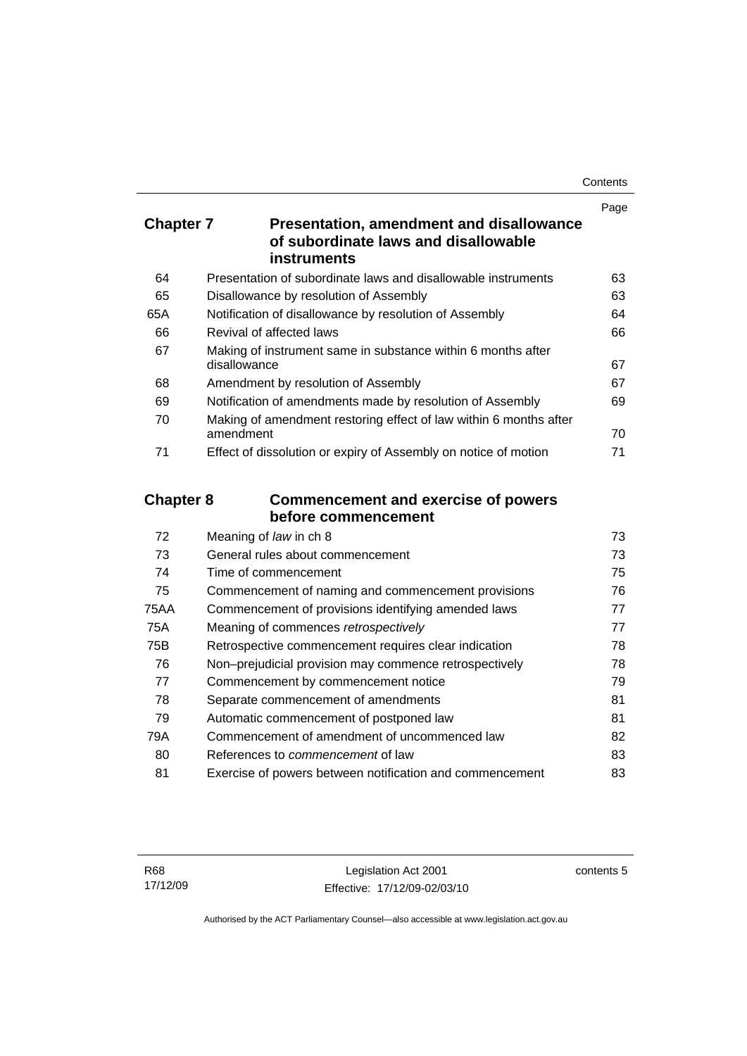## Chapter 7 Presentation, amendment and disallowance of subordinate laws and disallowable instruments

| | | Page |
|---|---|---|
| 64 | Presentation of subordinate laws and disallowable instruments | 63 |
| 65 | Disallowance by resolution of Assembly | 63 |
| 65A | Notification of disallowance by resolution of Assembly | 64 |
| 66 | Revival of affected laws | 66 |
| 67 | Making of instrument same in substance within 6 months after disallowance | 67 |
| 68 | Amendment by resolution of Assembly | 67 |
| 69 | Notification of amendments made by resolution of Assembly | 69 |
| 70 | Making of amendment restoring effect of law within 6 months after amendment | 70 |
| 71 | Effect of dissolution or expiry of Assembly on notice of motion | 71 |

## Chapter 8 Commencement and exercise of powers before commencement

| | | |
|---|---|---|
| 72 | Meaning of *law* in ch 8 | 73 |
| 73 | General rules about commencement | 73 |
| 74 | Time of commencement | 75 |
| 75 | Commencement of naming and commencement provisions | 76 |
| 75AA | Commencement of provisions identifying amended laws | 77 |
| 75A | Meaning of commences *retrospectively* | 77 |
| 75B | Retrospective commencement requires clear indication | 78 |
| 76 | Non–prejudicial provision may commence retrospectively | 78 |
| 77 | Commencement by commencement notice | 79 |
| 78 | Separate commencement of amendments | 81 |
| 79 | Automatic commencement of postponed law | 81 |
| 79A | Commencement of amendment of uncommenced law | 82 |
| 80 | References to *commencement* of law | 83 |
| 81 | Exercise of powers between notification and commencement | 83 |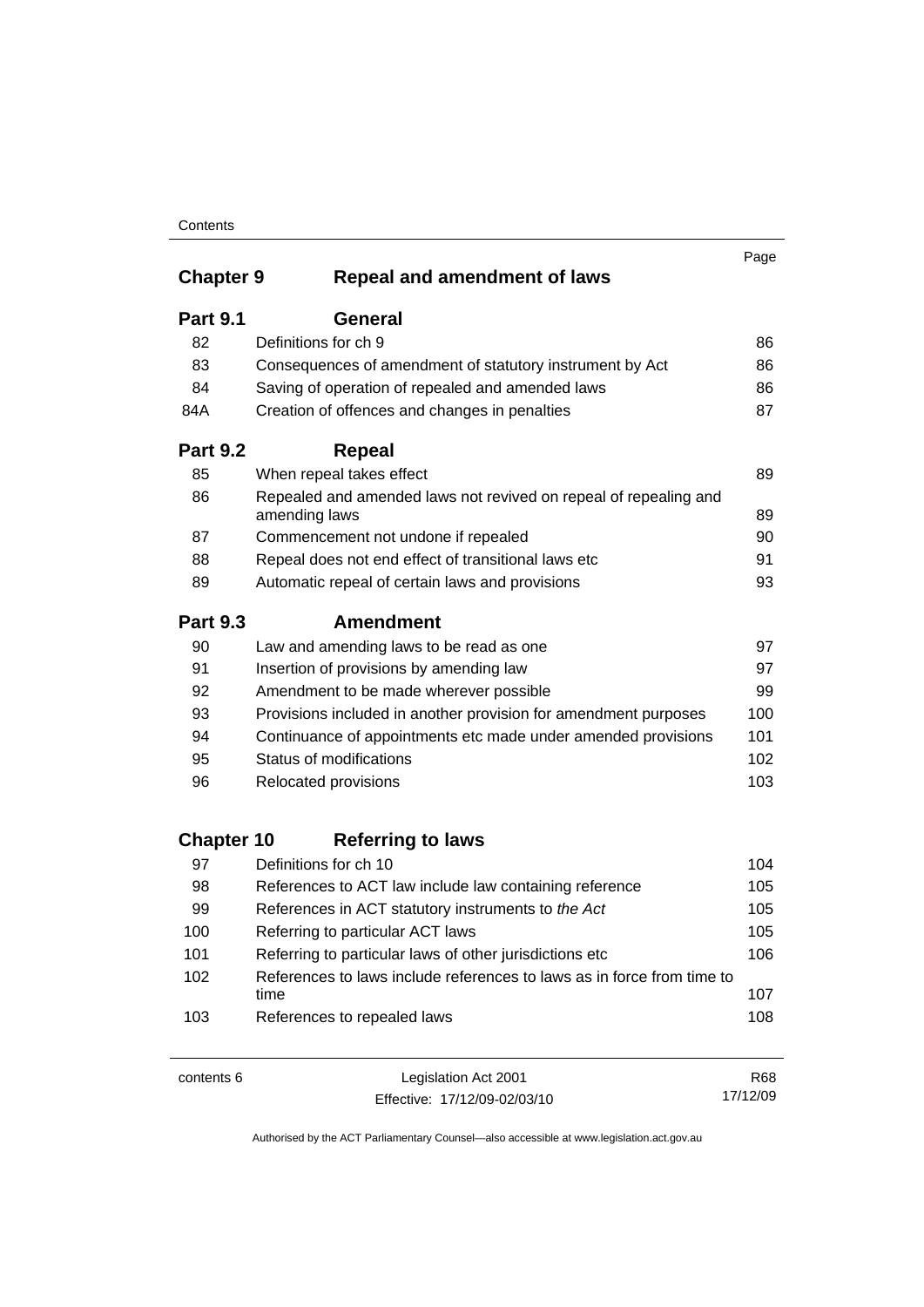| | | Page |
|---|---|---|
| **Chapter 9** | **Repeal and amendment of laws** | |
| **Part 9.1** | **General** | |
| 82 | Definitions for ch 9 | 86 |
| 83 | Consequences of amendment of statutory instrument by Act | 86 |
| 84 | Saving of operation of repealed and amended laws | 86 |
| 84A | Creation of offences and changes in penalties | 87 |
| **Part 9.2** | **Repeal** | |
| 85 | When repeal takes effect | 89 |
| 86 | Repealed and amended laws not revived on repeal of repealing and amending laws | 89 |
| 87 | Commencement not undone if repealed | 90 |
| 88 | Repeal does not end effect of transitional laws etc | 91 |
| 89 | Automatic repeal of certain laws and provisions | 93 |
| **Part 9.3** | **Amendment** | |
| 90 | Law and amending laws to be read as one | 97 |
| 91 | Insertion of provisions by amending law | 97 |
| 92 | Amendment to be made wherever possible | 99 |
| 93 | Provisions included in another provision for amendment purposes | 100 |
| 94 | Continuance of appointments etc made under amended provisions | 101 |
| 95 | Status of modifications | 102 |
| 96 | Relocated provisions | 103 |
| **Chapter 10** | **Referring to laws** | |
| 97 | Definitions for ch 10 | 104 |
| 98 | References to ACT law include law containing reference | 105 |
| 99 | References in ACT statutory instruments to *the Act* | 105 |
| 100 | Referring to particular ACT laws | 105 |
| 101 | Referring to particular laws of other jurisdictions etc | 106 |
| 102 | References to laws include references to laws as in force from time to time | 107 |
| 103 | References to repealed laws | 108 |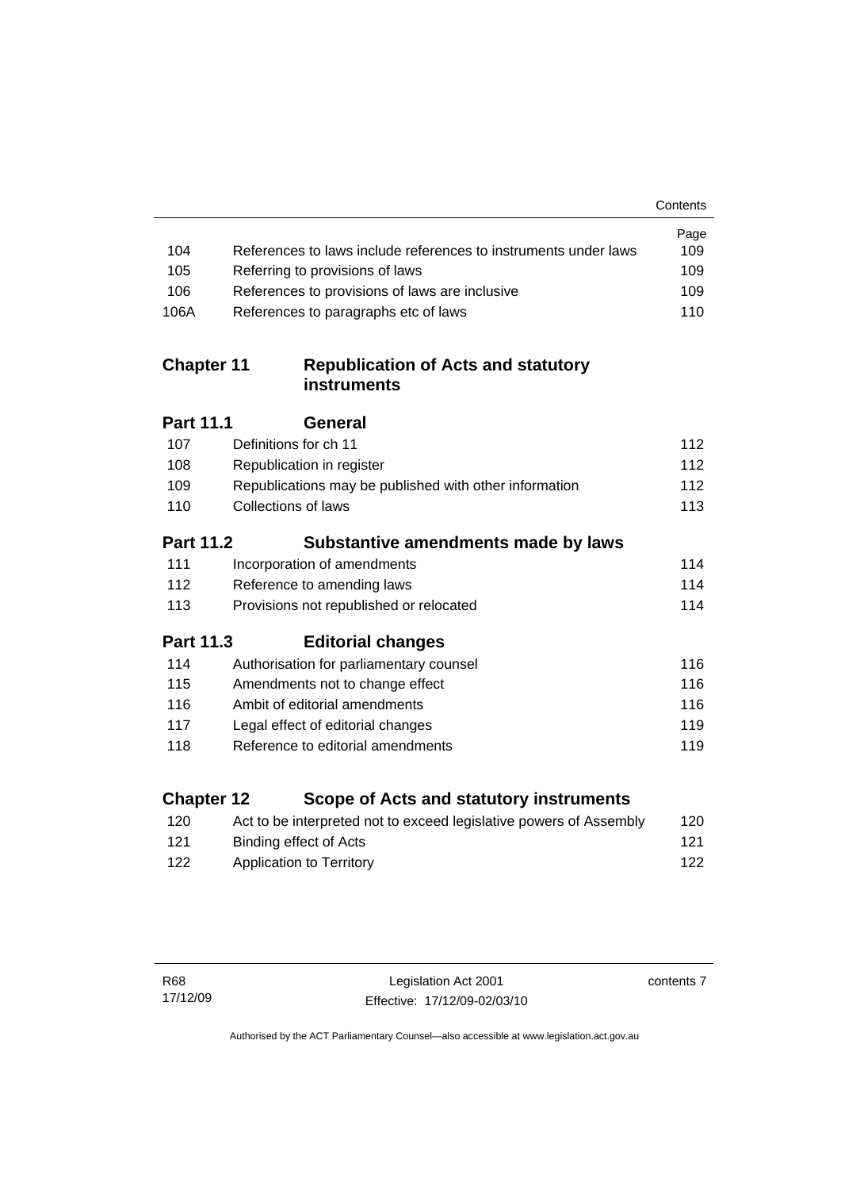| | | Page |
|---|---|---|
| 104 | References to laws include references to instruments under laws | 109 |
| 105 | Referring to provisions of laws | 109 |
| 106 | References to provisions of laws are inclusive | 109 |
| 106A | References to paragraphs etc of laws | 110 |

## Chapter 11 Republication of Acts and statutory instruments

### Part 11.1 General

| | | |
|---|---|---|
| 107 | Definitions for ch 11 | 112 |
| 108 | Republication in register | 112 |
| 109 | Republications may be published with other information | 112 |
| 110 | Collections of laws | 113 |

### Part 11.2 Substantive amendments made by laws

| | | |
|---|---|---|
| 111 | Incorporation of amendments | 114 |
| 112 | Reference to amending laws | 114 |
| 113 | Provisions not republished or relocated | 114 |

### Part 11.3 Editorial changes

| | | |
|---|---|---|
| 114 | Authorisation for parliamentary counsel | 116 |
| 115 | Amendments not to change effect | 116 |
| 116 | Ambit of editorial amendments | 116 |
| 117 | Legal effect of editorial changes | 119 |
| 118 | Reference to editorial amendments | 119 |

## Chapter 12 Scope of Acts and statutory instruments

| | | |
|---|---|---|
| 120 | Act to be interpreted not to exceed legislative powers of Assembly | 120 |
| 121 | Binding effect of Acts | 121 |
| 122 | Application to Territory | 122 |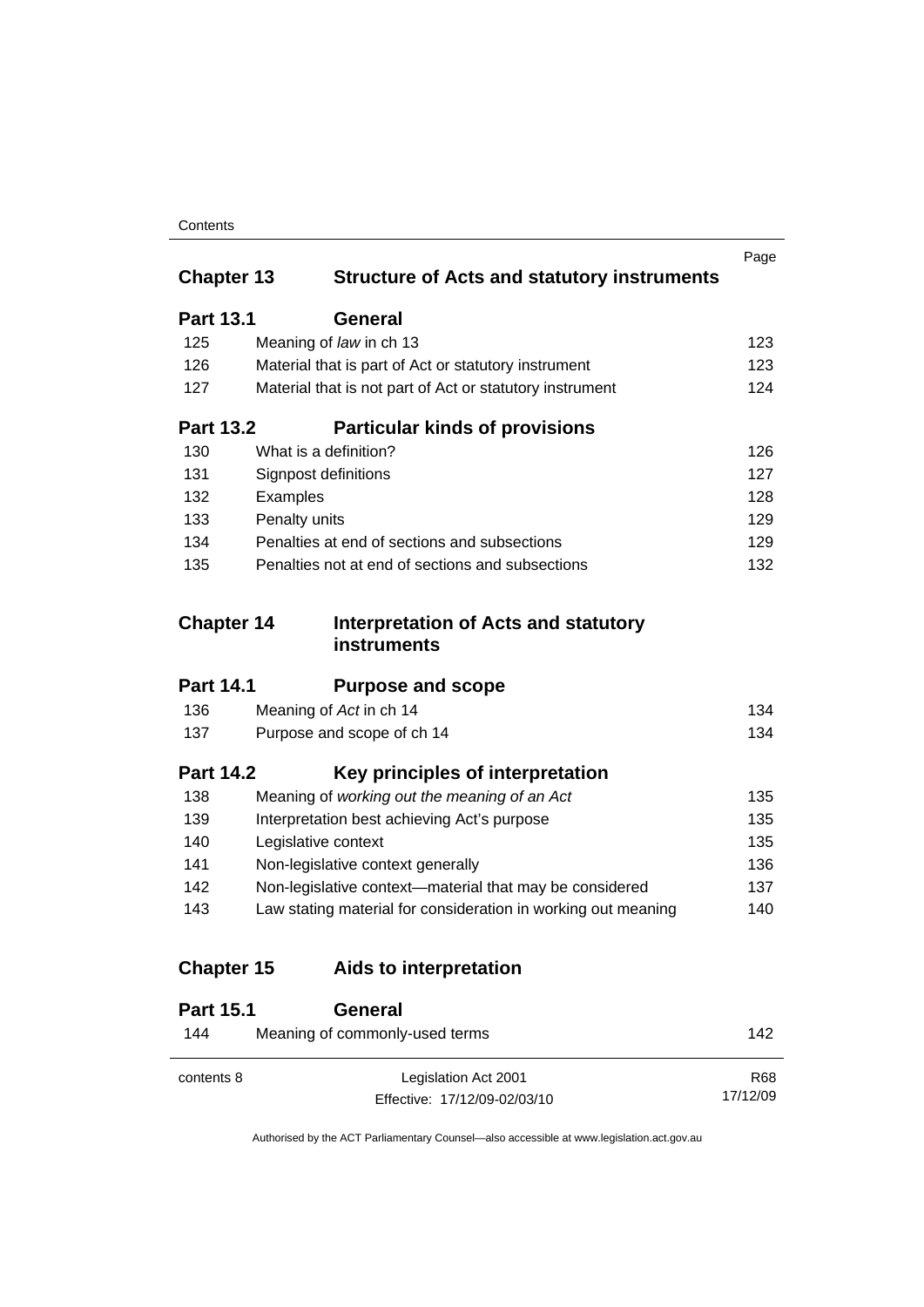| | | Page |
|---|---|---|
| **Chapter 13** | **Structure of Acts and statutory instruments** | |
| **Part 13.1** | **General** | |
| 125 | Meaning of *law* in ch 13 | 123 |
| 126 | Material that is part of Act or statutory instrument | 123 |
| 127 | Material that is not part of Act or statutory instrument | 124 |
| **Part 13.2** | **Particular kinds of provisions** | |
| 130 | What is a definition? | 126 |
| 131 | Signpost definitions | 127 |
| 132 | Examples | 128 |
| 133 | Penalty units | 129 |
| 134 | Penalties at end of sections and subsections | 129 |
| 135 | Penalties not at end of sections and subsections | 132 |
| **Chapter 14** | **Interpretation of Acts and statutory instruments** | |
| **Part 14.1** | **Purpose and scope** | |
| 136 | Meaning of *Act* in ch 14 | 134 |
| 137 | Purpose and scope of ch 14 | 134 |
| **Part 14.2** | **Key principles of interpretation** | |
| 138 | Meaning of *working out the meaning of an Act* | 135 |
| 139 | Interpretation best achieving Act's purpose | 135 |
| 140 | Legislative context | 135 |
| 141 | Non-legislative context generally | 136 |
| 142 | Non-legislative context—material that may be considered | 137 |
| 143 | Law stating material for consideration in working out meaning | 140 |
| **Chapter 15** | **Aids to interpretation** | |
| **Part 15.1** | **General** | |
| 144 | Meaning of commonly-used terms | 142 |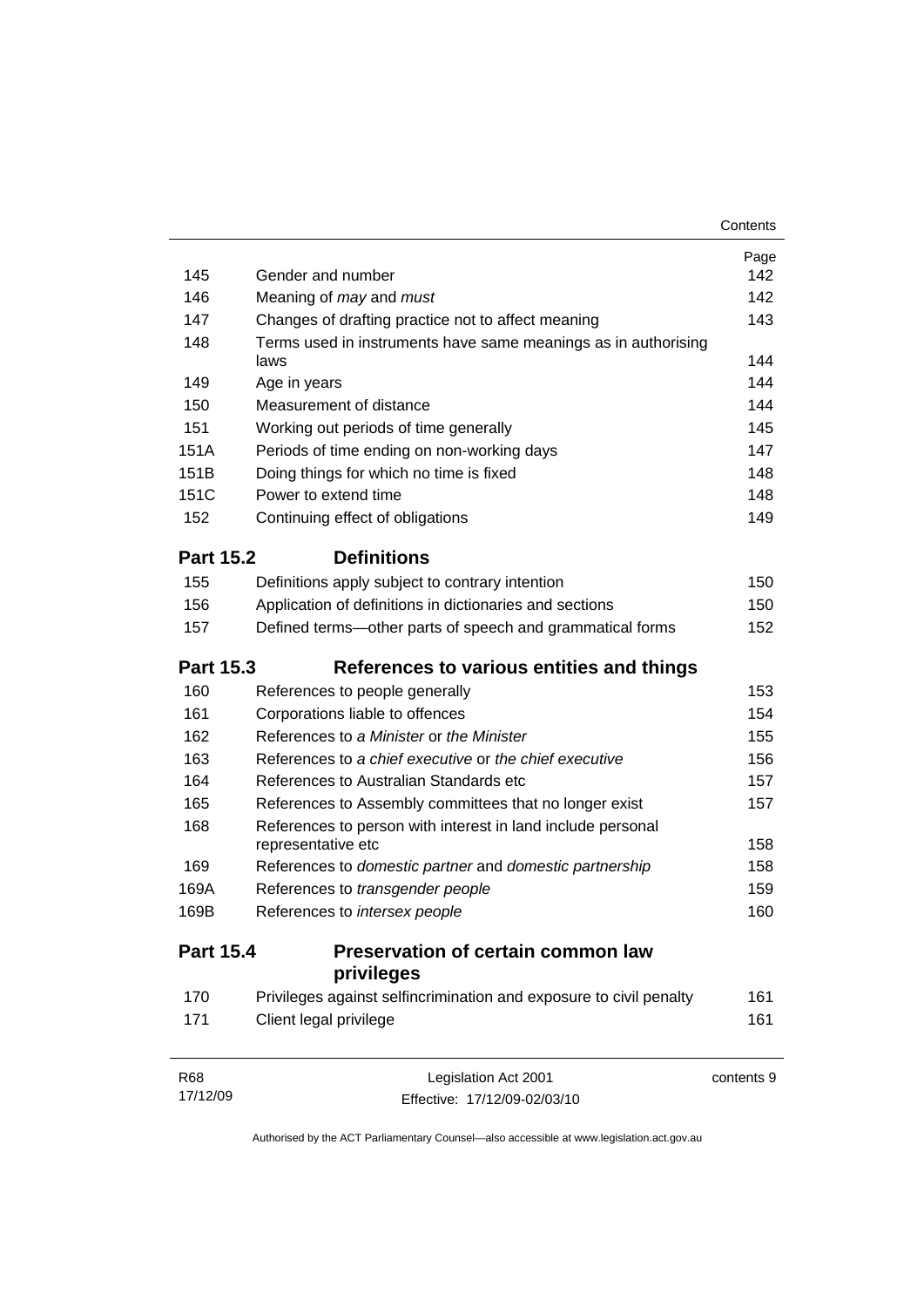| | | Page |
|---|---|---|
| 145 | Gender and number | 142 |
| 146 | Meaning of *may* and *must* | 142 |
| 147 | Changes of drafting practice not to affect meaning | 143 |
| 148 | Terms used in instruments have same meanings as in authorising laws | 144 |
| 149 | Age in years | 144 |
| 150 | Measurement of distance | 144 |
| 151 | Working out periods of time generally | 145 |
| 151A | Periods of time ending on non-working days | 147 |
| 151B | Doing things for which no time is fixed | 148 |
| 151C | Power to extend time | 148 |
| 152 | Continuing effect of obligations | 149 |

## Part 15.2 Definitions

| | | |
|---|---|---|
| 155 | Definitions apply subject to contrary intention | 150 |
| 156 | Application of definitions in dictionaries and sections | 150 |
| 157 | Defined terms—other parts of speech and grammatical forms | 152 |

## Part 15.3 References to various entities and things

| | | |
|---|---|---|
| 160 | References to people generally | 153 |
| 161 | Corporations liable to offences | 154 |
| 162 | References to *a Minister* or *the Minister* | 155 |
| 163 | References to *a chief executive* or *the chief executive* | 156 |
| 164 | References to Australian Standards etc | 157 |
| 165 | References to Assembly committees that no longer exist | 157 |
| 168 | References to person with interest in land include personal representative etc | 158 |
| 169 | References to *domestic partner* and *domestic partnership* | 158 |
| 169A | References to *transgender people* | 159 |
| 169B | References to *intersex people* | 160 |

## Part 15.4 Preservation of certain common law privileges

| | | |
|---|---|---|
| 170 | Privileges against selfincrimination and exposure to civil penalty | 161 |
| 171 | Client legal privilege | 161 |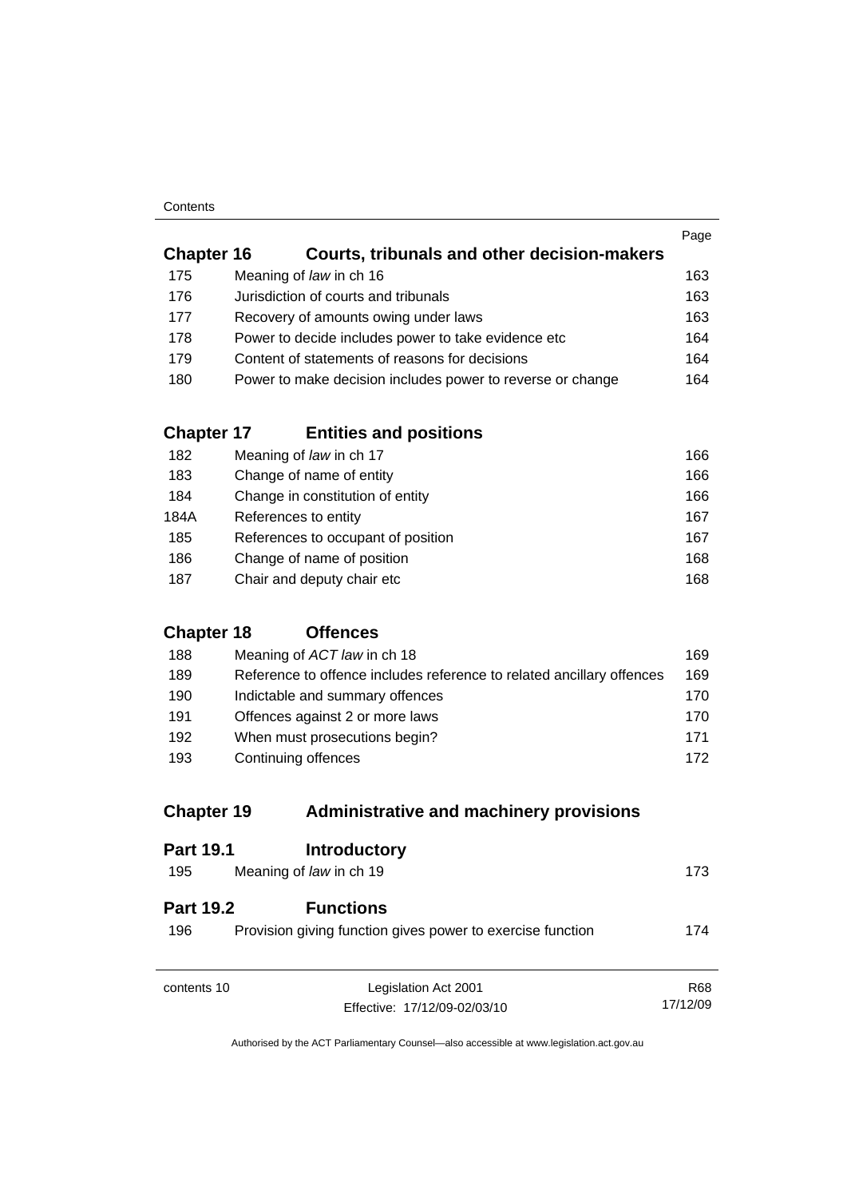| | | Page |
|---|---|---|
| **Chapter 16** | **Courts, tribunals and other decision-makers** | |
| 175 | Meaning of *law* in ch 16 | 163 |
| 176 | Jurisdiction of courts and tribunals | 163 |
| 177 | Recovery of amounts owing under laws | 163 |
| 178 | Power to decide includes power to take evidence etc | 164 |
| 179 | Content of statements of reasons for decisions | 164 |
| 180 | Power to make decision includes power to reverse or change | 164 |
| **Chapter 17** | **Entities and positions** | |
| 182 | Meaning of *law* in ch 17 | 166 |
| 183 | Change of name of entity | 166 |
| 184 | Change in constitution of entity | 166 |
| 184A | References to entity | 167 |
| 185 | References to occupant of position | 167 |
| 186 | Change of name of position | 168 |
| 187 | Chair and deputy chair etc | 168 |
| **Chapter 18** | **Offences** | |
| 188 | Meaning of *ACT law* in ch 18 | 169 |
| 189 | Reference to offence includes reference to related ancillary offences | 169 |
| 190 | Indictable and summary offences | 170 |
| 191 | Offences against 2 or more laws | 170 |
| 192 | When must prosecutions begin? | 171 |
| 193 | Continuing offences | 172 |
| **Chapter 19** | **Administrative and machinery provisions** | |
| **Part 19.1** | **Introductory** | |
| 195 | Meaning of *law* in ch 19 | 173 |
| **Part 19.2** | **Functions** | |
| 196 | Provision giving function gives power to exercise function | 174 |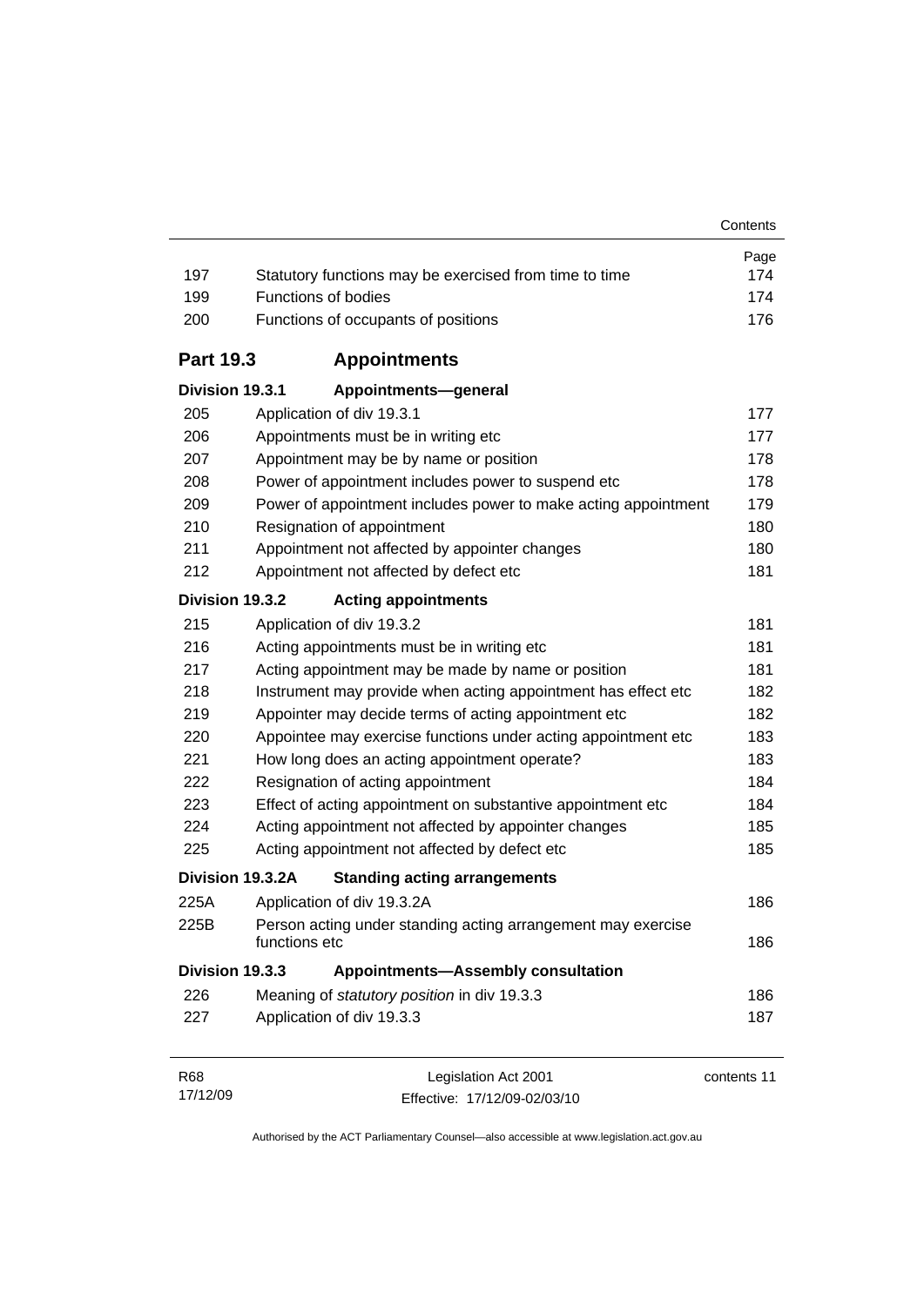| | | Page |
|---|---|---|
| 197 | Statutory functions may be exercised from time to time | 174 |
| 199 | Functions of bodies | 174 |
| 200 | Functions of occupants of positions | 176 |

## Part 19.3 Appointments

### Division 19.3.1 Appointments—general

| | | |
|---|---|---|
| 205 | Application of div 19.3.1 | 177 |
| 206 | Appointments must be in writing etc | 177 |
| 207 | Appointment may be by name or position | 178 |
| 208 | Power of appointment includes power to suspend etc | 178 |
| 209 | Power of appointment includes power to make acting appointment | 179 |
| 210 | Resignation of appointment | 180 |
| 211 | Appointment not affected by appointer changes | 180 |
| 212 | Appointment not affected by defect etc | 181 |

### Division 19.3.2 Acting appointments

| | | |
|---|---|---|
| 215 | Application of div 19.3.2 | 181 |
| 216 | Acting appointments must be in writing etc | 181 |
| 217 | Acting appointment may be made by name or position | 181 |
| 218 | Instrument may provide when acting appointment has effect etc | 182 |
| 219 | Appointer may decide terms of acting appointment etc | 182 |
| 220 | Appointee may exercise functions under acting appointment etc | 183 |
| 221 | How long does an acting appointment operate? | 183 |
| 222 | Resignation of acting appointment | 184 |
| 223 | Effect of acting appointment on substantive appointment etc | 184 |
| 224 | Acting appointment not affected by appointer changes | 185 |
| 225 | Acting appointment not affected by defect etc | 185 |

### Division 19.3.2A Standing acting arrangements

| | | |
|---|---|---|
| 225A | Application of div 19.3.2A | 186 |
| 225B | Person acting under standing acting arrangement may exercise functions etc | 186 |

### Division 19.3.3 Appointments—Assembly consultation

| | | |
|---|---|---|
| 226 | Meaning of *statutory position* in div 19.3.3 | 186 |
| 227 | Application of div 19.3.3 | 187 |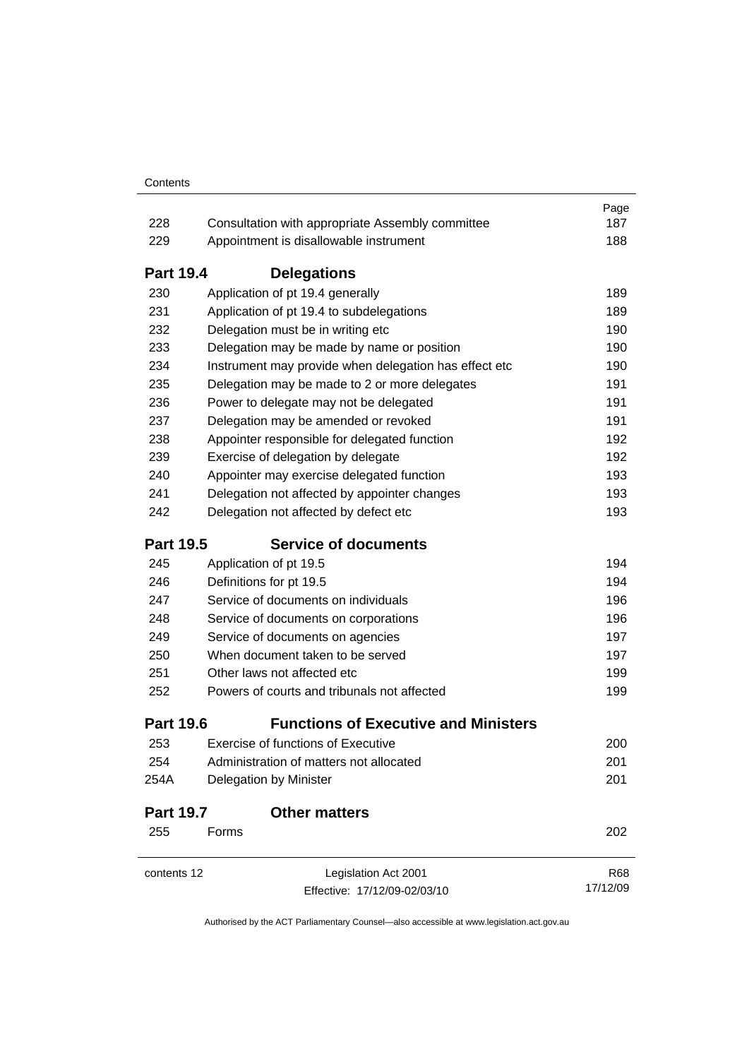| | | Page |
|---|---|---|
| 228 | Consultation with appropriate Assembly committee | 187 |
| 229 | Appointment is disallowable instrument | 188 |

## Part 19.4 Delegations

| | | |
|---|---|---|
| 230 | Application of pt 19.4 generally | 189 |
| 231 | Application of pt 19.4 to subdelegations | 189 |
| 232 | Delegation must be in writing etc | 190 |
| 233 | Delegation may be made by name or position | 190 |
| 234 | Instrument may provide when delegation has effect etc | 190 |
| 235 | Delegation may be made to 2 or more delegates | 191 |
| 236 | Power to delegate may not be delegated | 191 |
| 237 | Delegation may be amended or revoked | 191 |
| 238 | Appointer responsible for delegated function | 192 |
| 239 | Exercise of delegation by delegate | 192 |
| 240 | Appointer may exercise delegated function | 193 |
| 241 | Delegation not affected by appointer changes | 193 |
| 242 | Delegation not affected by defect etc | 193 |

## Part 19.5 Service of documents

| | | |
|---|---|---|
| 245 | Application of pt 19.5 | 194 |
| 246 | Definitions for pt 19.5 | 194 |
| 247 | Service of documents on individuals | 196 |
| 248 | Service of documents on corporations | 196 |
| 249 | Service of documents on agencies | 197 |
| 250 | When document taken to be served | 197 |
| 251 | Other laws not affected etc | 199 |
| 252 | Powers of courts and tribunals not affected | 199 |

## Part 19.6 Functions of Executive and Ministers

| | | |
|---|---|---|
| 253 | Exercise of functions of Executive | 200 |
| 254 | Administration of matters not allocated | 201 |
| 254A | Delegation by Minister | 201 |

## Part 19.7 Other matters

| | | |
|---|---|---|
| 255 | Forms | 202 |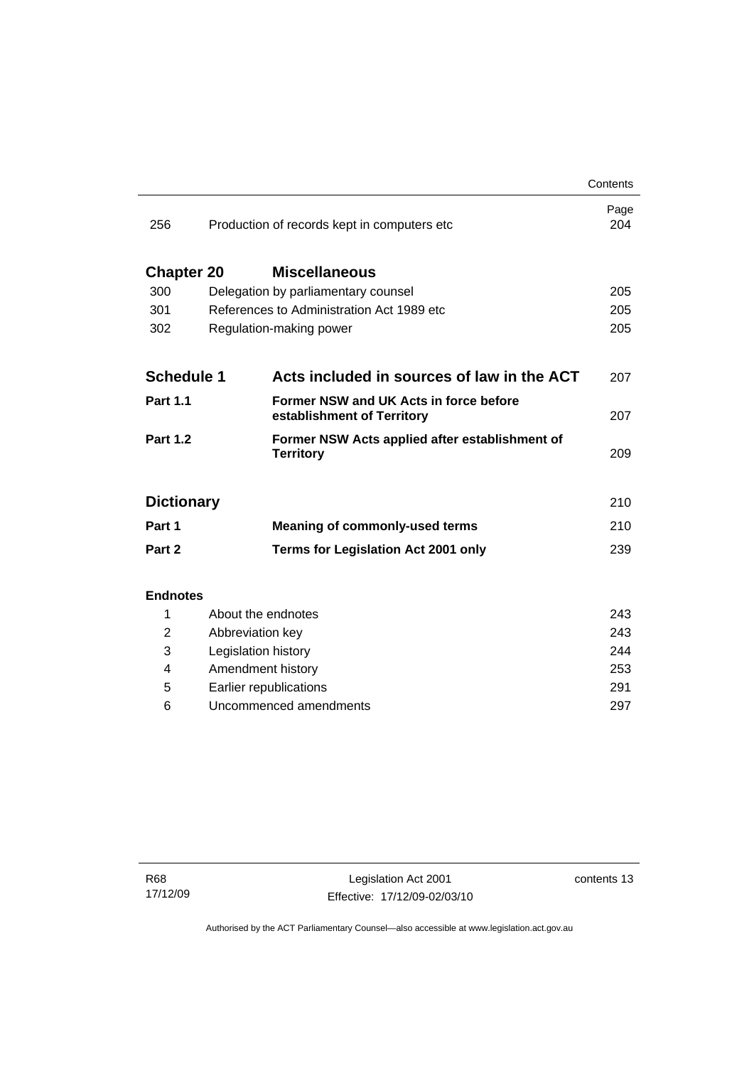| | | Page |
|---|---|---|
| 256 | Production of records kept in computers etc | 204 |

| **Chapter 20** | **Miscellaneous** | |
|---|---|---|
| 300 | Delegation by parliamentary counsel | 205 |
| 301 | References to Administration Act 1989 etc | 205 |
| 302 | Regulation-making power | 205 |

| | | |
|---|---|---|
| **Schedule 1** | **Acts included in sources of law in the ACT** | 207 |
| **Part 1.1** | **Former NSW and UK Acts in force before establishment of Territory** | 207 |
| **Part 1.2** | **Former NSW Acts applied after establishment of Territory** | 209 |

| | | |
|---|---|---|
| **Dictionary** | | 210 |
| **Part 1** | **Meaning of commonly-used terms** | 210 |
| **Part 2** | **Terms for Legislation Act 2001 only** | 239 |

**Endnotes**

| | | |
|---|---|---|
| 1 | About the endnotes | 243 |
| 2 | Abbreviation key | 243 |
| 3 | Legislation history | 244 |
| 4 | Amendment history | 253 |
| 5 | Earlier republications | 291 |
| 6 | Uncommenced amendments | 297 |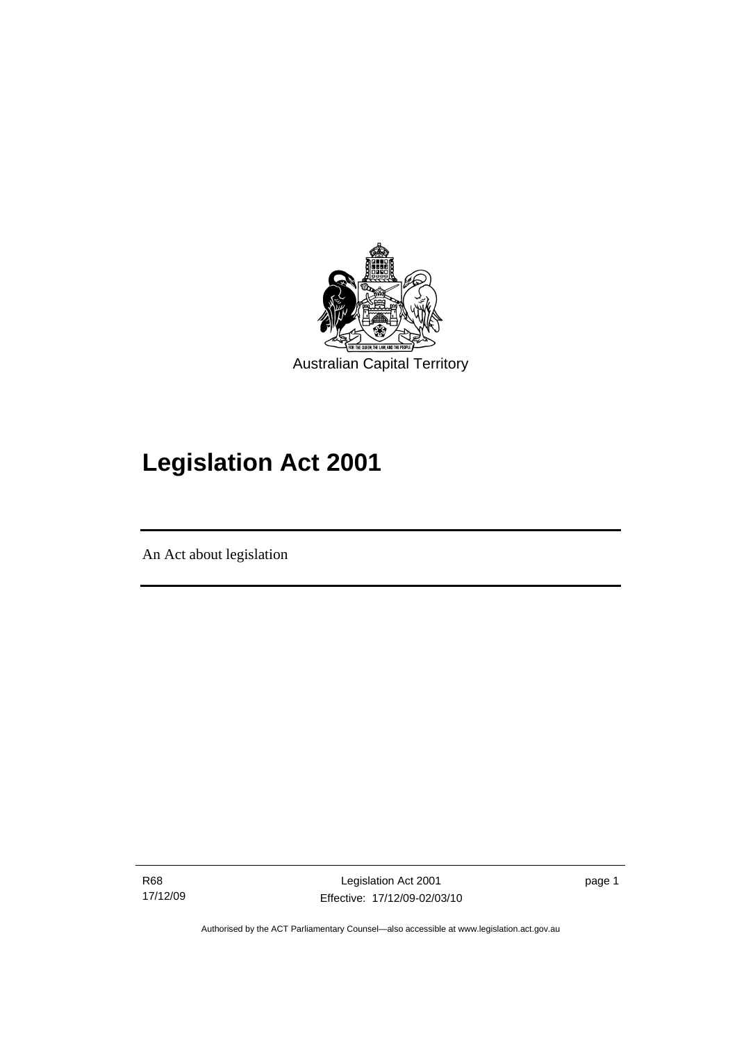Australian Capital Territory

# Legislation Act 2001

An Act about legislation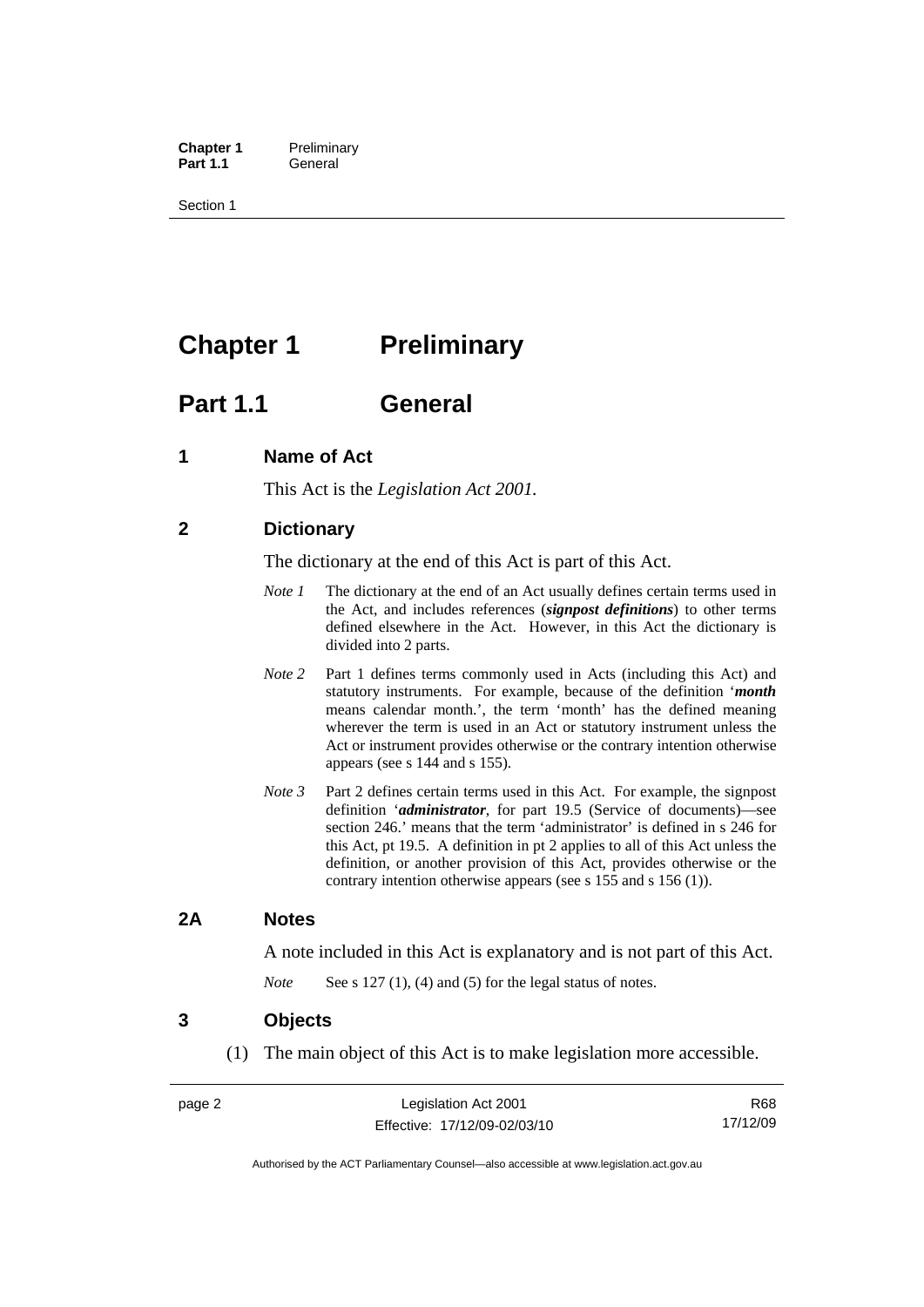# Chapter 1 Preliminary

## Part 1.1 General

### 1 Name of Act

This Act is the *Legislation Act 2001.*

### 2 Dictionary

The dictionary at the end of this Act is part of this Act.

*Note 1* The dictionary at the end of an Act usually defines certain terms used in the Act, and includes references (***signpost definitions***) to other terms defined elsewhere in the Act. However, in this Act the dictionary is divided into 2 parts.

*Note 2* Part 1 defines terms commonly used in Acts (including this Act) and statutory instruments. For example, because of the definition '***month*** means calendar month.', the term 'month' has the defined meaning wherever the term is used in an Act or statutory instrument unless the Act or instrument provides otherwise or the contrary intention otherwise appears (see s 144 and s 155).

*Note 3* Part 2 defines certain terms used in this Act. For example, the signpost definition '***administrator***, for part 19.5 (Service of documents)—see section 246.' means that the term 'administrator' is defined in s 246 for this Act, pt 19.5. A definition in pt 2 applies to all of this Act unless the definition, or another provision of this Act, provides otherwise or the contrary intention otherwise appears (see s 155 and s 156 (1)).

### 2A Notes

A note included in this Act is explanatory and is not part of this Act.

*Note* See s 127 (1), (4) and (5) for the legal status of notes.

### 3 Objects

(1) The main object of this Act is to make legislation more accessible.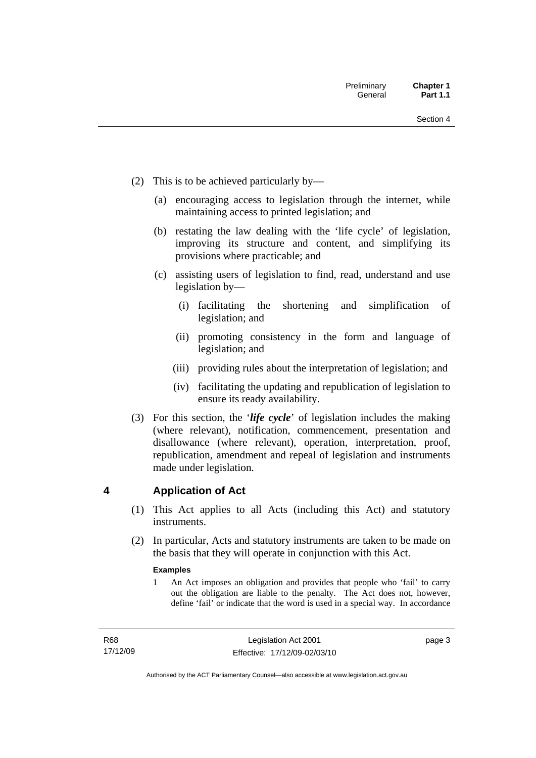(2) This is to be achieved particularly by—

(a) encouraging access to legislation through the internet, while maintaining access to printed legislation; and

(b) restating the law dealing with the 'life cycle' of legislation, improving its structure and content, and simplifying its provisions where practicable; and

(c) assisting users of legislation to find, read, understand and use legislation by—

(i) facilitating the shortening and simplification of legislation; and

(ii) promoting consistency in the form and language of legislation; and

(iii) providing rules about the interpretation of legislation; and

(iv) facilitating the updating and republication of legislation to ensure its ready availability.

(3) For this section, the '***life cycle***' of legislation includes the making (where relevant), notification, commencement, presentation and disallowance (where relevant), operation, interpretation, proof, republication, amendment and repeal of legislation and instruments made under legislation.

## 4 Application of Act

(1) This Act applies to all Acts (including this Act) and statutory instruments.

(2) In particular, Acts and statutory instruments are taken to be made on the basis that they will operate in conjunction with this Act.

**Examples**

1 An Act imposes an obligation and provides that people who 'fail' to carry out the obligation are liable to the penalty. The Act does not, however, define 'fail' or indicate that the word is used in a special way. In accordance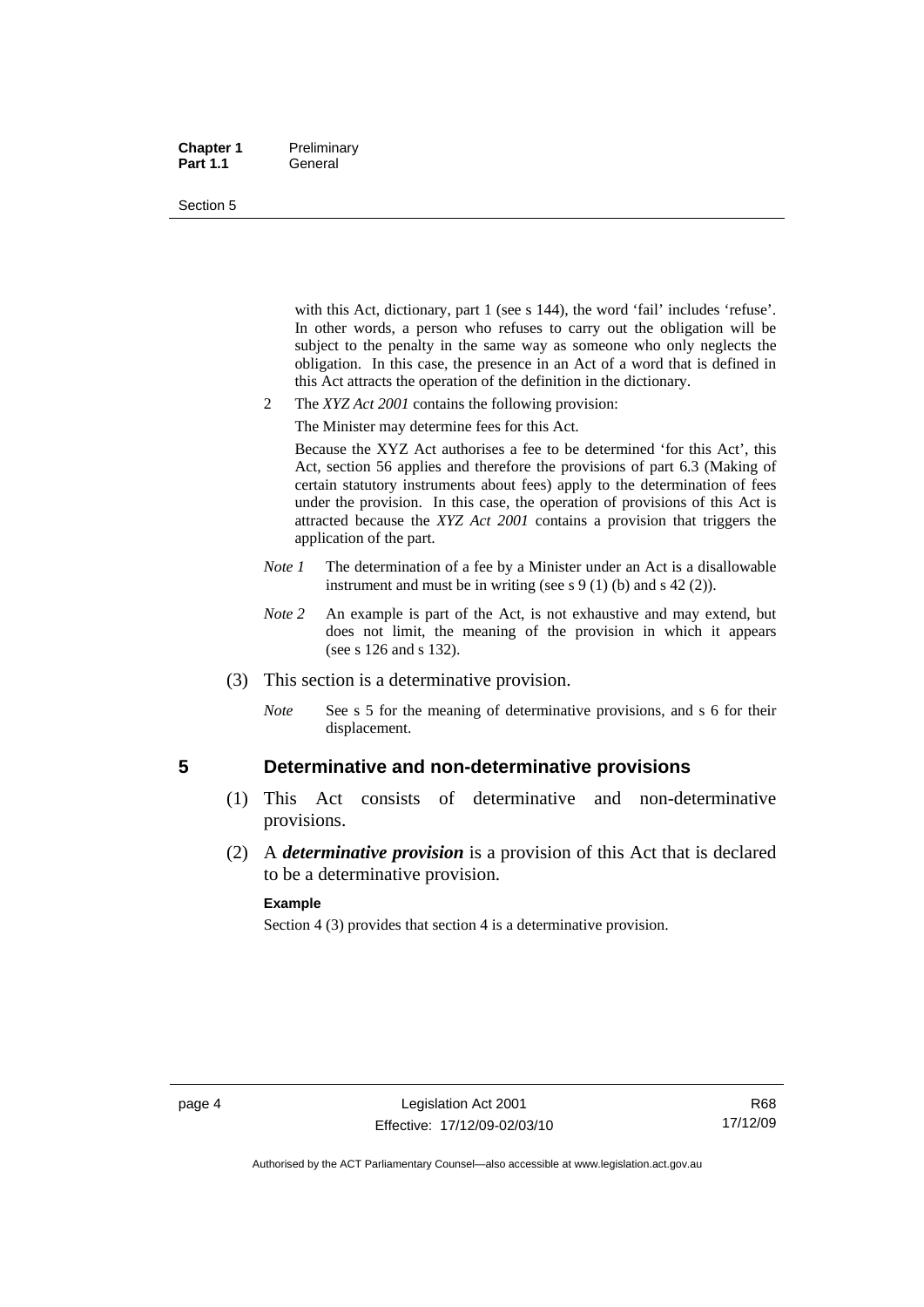with this Act, dictionary, part 1 (see s 144), the word 'fail' includes 'refuse'. In other words, a person who refuses to carry out the obligation will be subject to the penalty in the same way as someone who only neglects the obligation. In this case, the presence in an Act of a word that is defined in this Act attracts the operation of the definition in the dictionary.

2 The *XYZ Act 2001* contains the following provision:

The Minister may determine fees for this Act.

Because the XYZ Act authorises a fee to be determined 'for this Act', this Act, section 56 applies and therefore the provisions of part 6.3 (Making of certain statutory instruments about fees) apply to the determination of fees under the provision. In this case, the operation of provisions of this Act is attracted because the *XYZ Act 2001* contains a provision that triggers the application of the part.

*Note 1* The determination of a fee by a Minister under an Act is a disallowable instrument and must be in writing (see s 9 (1) (b) and s 42 (2)).

*Note 2* An example is part of the Act, is not exhaustive and may extend, but does not limit, the meaning of the provision in which it appears (see s 126 and s 132).

(3) This section is a determinative provision.

*Note* See s 5 for the meaning of determinative provisions, and s 6 for their displacement.

## 5 Determinative and non-determinative provisions

(1) This Act consists of determinative and non-determinative provisions.

(2) A ***determinative provision*** is a provision of this Act that is declared to be a determinative provision.

**Example**

Section 4 (3) provides that section 4 is a determinative provision.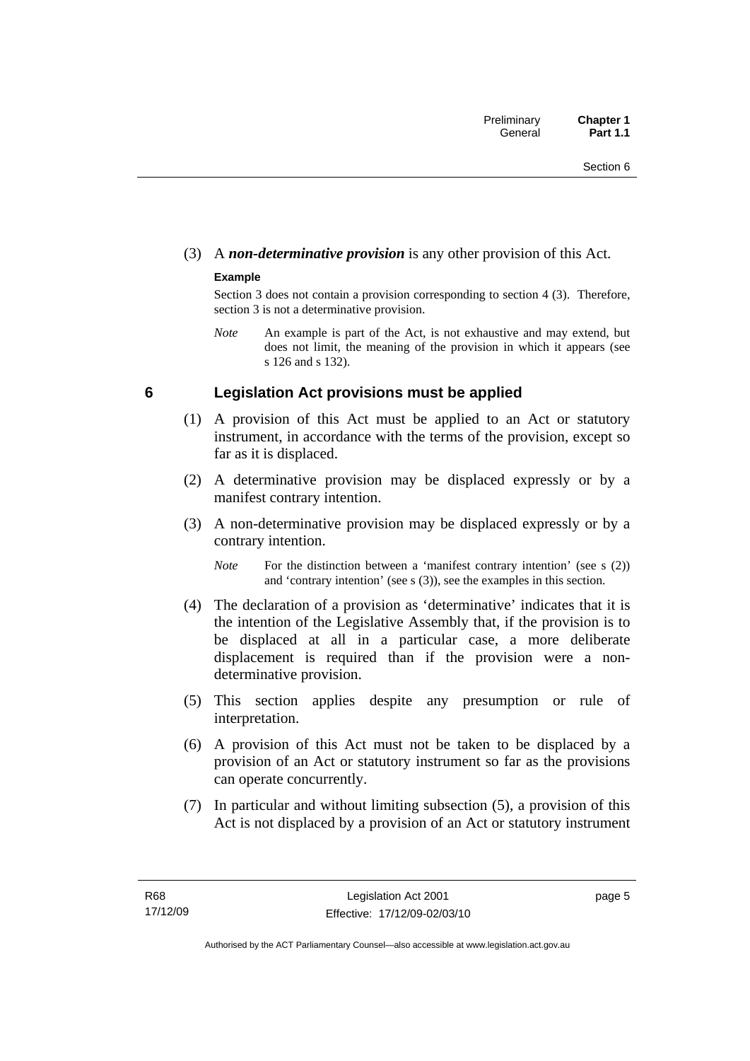(3) A ***non-determinative provision*** is any other provision of this Act.

**Example**

Section 3 does not contain a provision corresponding to section 4 (3). Therefore, section 3 is not a determinative provision.

*Note* An example is part of the Act, is not exhaustive and may extend, but does not limit, the meaning of the provision in which it appears (see s 126 and s 132).

## 6 Legislation Act provisions must be applied

(1) A provision of this Act must be applied to an Act or statutory instrument, in accordance with the terms of the provision, except so far as it is displaced.

(2) A determinative provision may be displaced expressly or by a manifest contrary intention.

(3) A non-determinative provision may be displaced expressly or by a contrary intention.

*Note* For the distinction between a 'manifest contrary intention' (see s (2)) and 'contrary intention' (see s (3)), see the examples in this section.

(4) The declaration of a provision as 'determinative' indicates that it is the intention of the Legislative Assembly that, if the provision is to be displaced at all in a particular case, a more deliberate displacement is required than if the provision were a non-determinative provision.

(5) This section applies despite any presumption or rule of interpretation.

(6) A provision of this Act must not be taken to be displaced by a provision of an Act or statutory instrument so far as the provisions can operate concurrently.

(7) In particular and without limiting subsection (5), a provision of this Act is not displaced by a provision of an Act or statutory instrument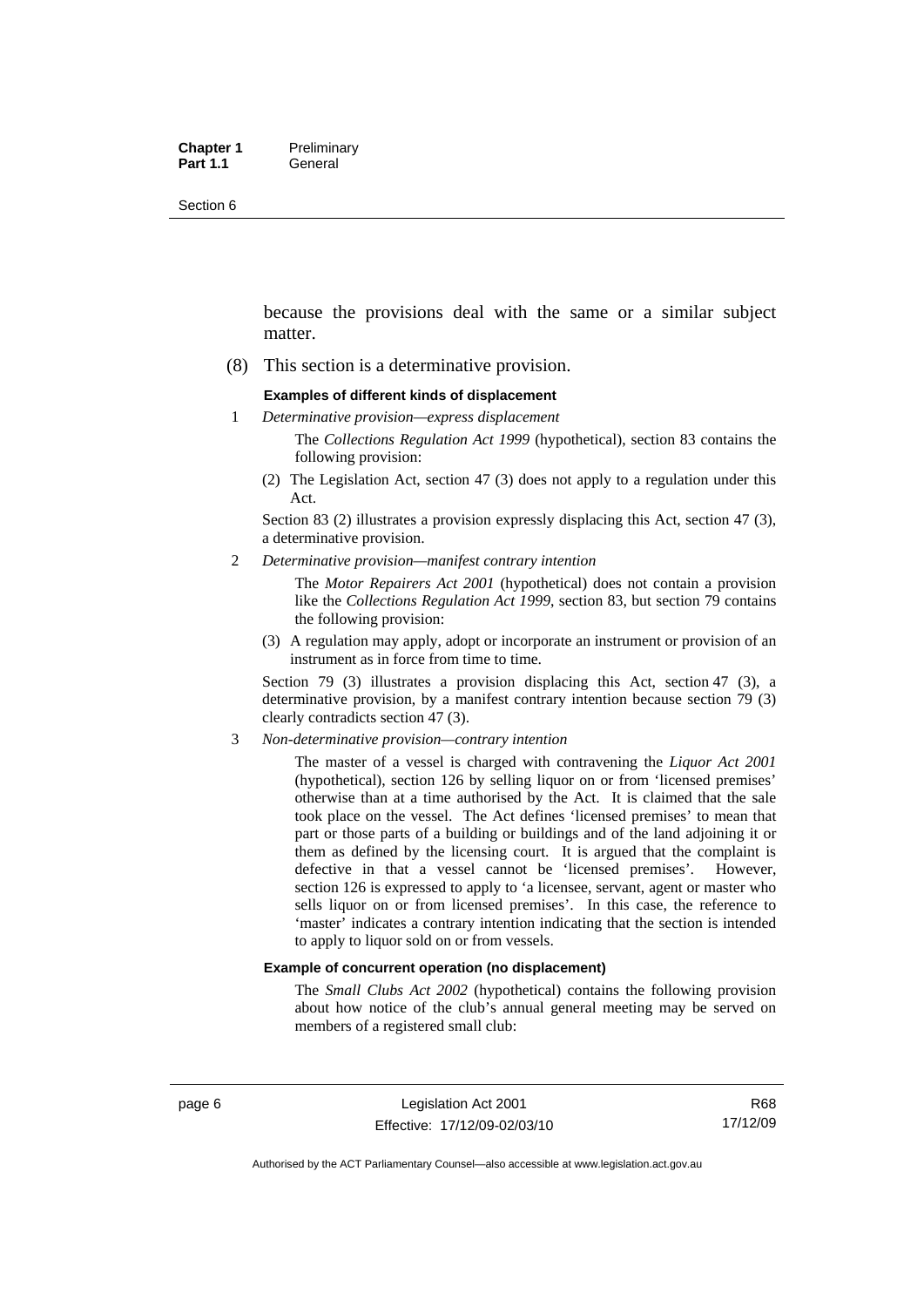because the provisions deal with the same or a similar subject matter.

(8) This section is a determinative provision.

**Examples of different kinds of displacement**

1 *Determinative provision—express displacement*

The *Collections Regulation Act 1999* (hypothetical), section 83 contains the following provision:

(2) The Legislation Act, section 47 (3) does not apply to a regulation under this Act.

Section 83 (2) illustrates a provision expressly displacing this Act, section 47 (3), a determinative provision.

2 *Determinative provision—manifest contrary intention*

The *Motor Repairers Act 2001* (hypothetical) does not contain a provision like the *Collections Regulation Act 1999*, section 83, but section 79 contains the following provision:

(3) A regulation may apply, adopt or incorporate an instrument or provision of an instrument as in force from time to time.

Section 79 (3) illustrates a provision displacing this Act, section 47 (3), a determinative provision, by a manifest contrary intention because section 79 (3) clearly contradicts section 47 (3).

3 *Non-determinative provision—contrary intention*

The master of a vessel is charged with contravening the *Liquor Act 2001* (hypothetical), section 126 by selling liquor on or from 'licensed premises' otherwise than at a time authorised by the Act. It is claimed that the sale took place on the vessel. The Act defines 'licensed premises' to mean that part or those parts of a building or buildings and of the land adjoining it or them as defined by the licensing court. It is argued that the complaint is defective in that a vessel cannot be 'licensed premises'. However, section 126 is expressed to apply to 'a licensee, servant, agent or master who sells liquor on or from licensed premises'. In this case, the reference to 'master' indicates a contrary intention indicating that the section is intended to apply to liquor sold on or from vessels.

**Example of concurrent operation (no displacement)**

The *Small Clubs Act 2002* (hypothetical) contains the following provision about how notice of the club's annual general meeting may be served on members of a registered small club: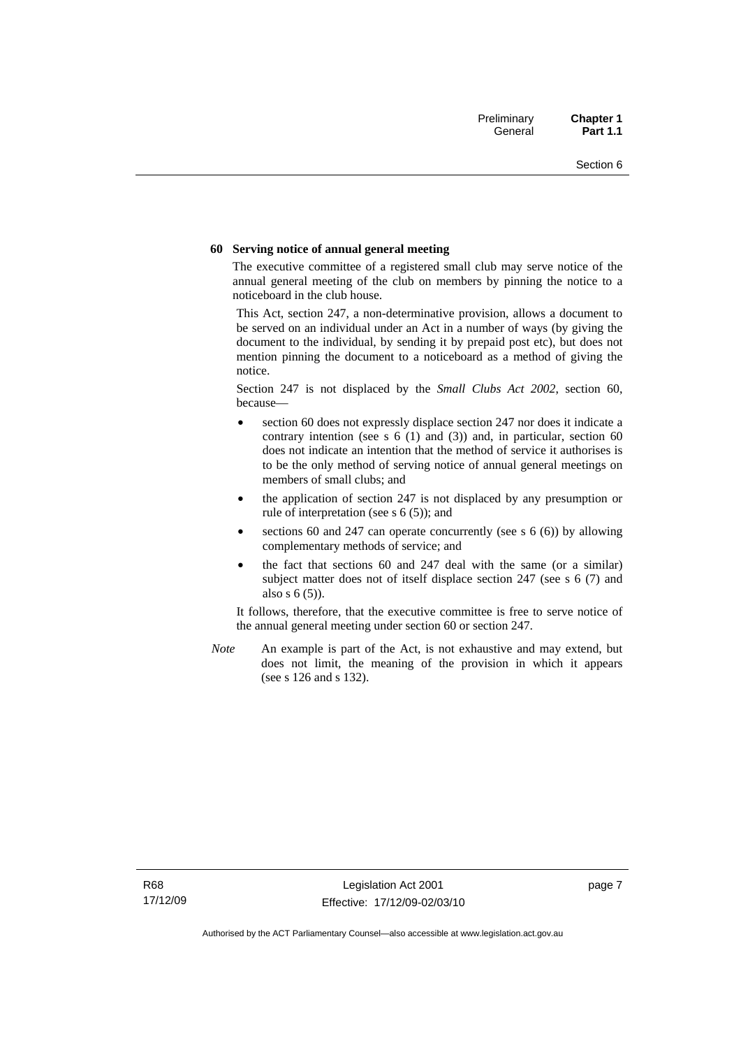**60 Serving notice of annual general meeting**

The executive committee of a registered small club may serve notice of the annual general meeting of the club on members by pinning the notice to a noticeboard in the club house.

This Act, section 247, a non-determinative provision, allows a document to be served on an individual under an Act in a number of ways (by giving the document to the individual, by sending it by prepaid post etc), but does not mention pinning the document to a noticeboard as a method of giving the notice.

Section 247 is not displaced by the *Small Clubs Act 2002*, section 60, because—

- section 60 does not expressly displace section 247 nor does it indicate a contrary intention (see s 6 (1) and (3)) and, in particular, section 60 does not indicate an intention that the method of service it authorises is to be the only method of serving notice of annual general meetings on members of small clubs; and
- the application of section 247 is not displaced by any presumption or rule of interpretation (see s 6 (5)); and
- sections 60 and 247 can operate concurrently (see s 6 (6)) by allowing complementary methods of service; and
- the fact that sections 60 and 247 deal with the same (or a similar) subject matter does not of itself displace section 247 (see s 6 (7) and also s 6 (5)).

It follows, therefore, that the executive committee is free to serve notice of the annual general meeting under section 60 or section 247.

*Note* An example is part of the Act, is not exhaustive and may extend, but does not limit, the meaning of the provision in which it appears (see s 126 and s 132).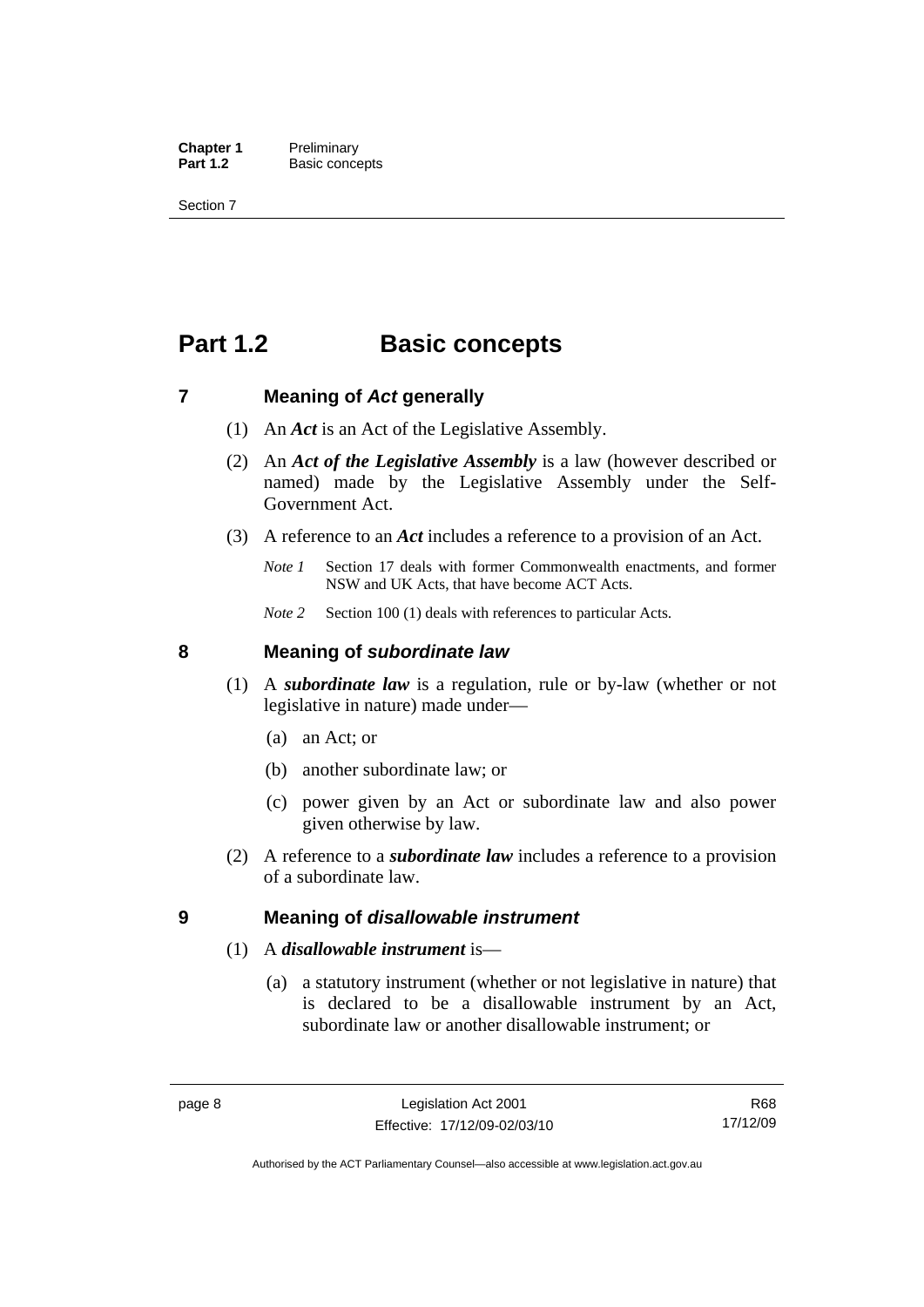# Part 1.2 Basic concepts

## 7 Meaning of *Act* generally

(1) An ***Act*** is an Act of the Legislative Assembly.

(2) An ***Act of the Legislative Assembly*** is a law (however described or named) made by the Legislative Assembly under the Self-Government Act.

(3) A reference to an ***Act*** includes a reference to a provision of an Act.

*Note 1* Section 17 deals with former Commonwealth enactments, and former NSW and UK Acts, that have become ACT Acts.

*Note 2* Section 100 (1) deals with references to particular Acts.

## 8 Meaning of *subordinate law*

(1) A ***subordinate law*** is a regulation, rule or by-law (whether or not legislative in nature) made under—

(a) an Act; or

(b) another subordinate law; or

(c) power given by an Act or subordinate law and also power given otherwise by law.

(2) A reference to a ***subordinate law*** includes a reference to a provision of a subordinate law.

## 9 Meaning of *disallowable instrument*

(1) A ***disallowable instrument*** is—

(a) a statutory instrument (whether or not legislative in nature) that is declared to be a disallowable instrument by an Act, subordinate law or another disallowable instrument; or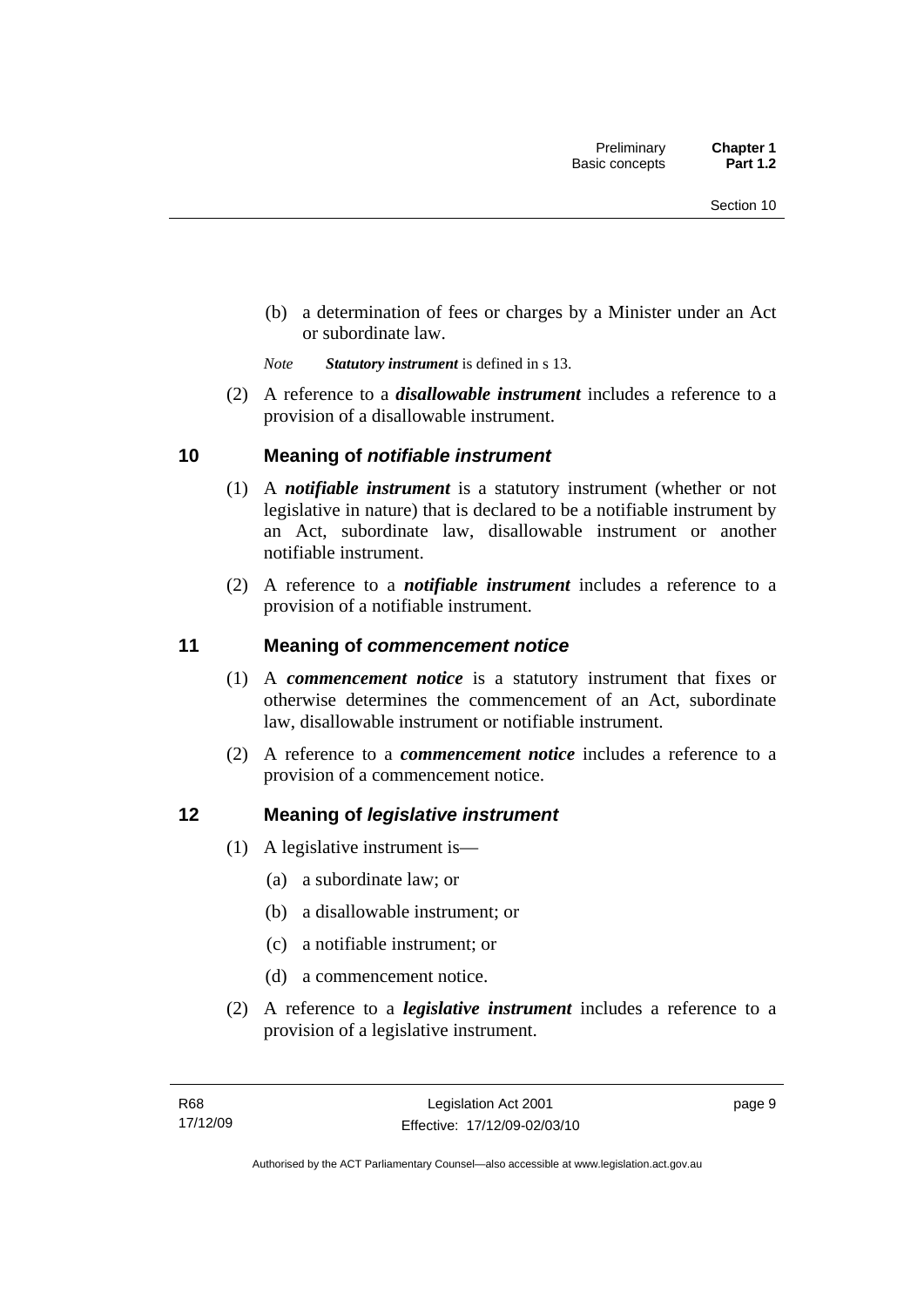(b) a determination of fees or charges by a Minister under an Act or subordinate law.

*Note* ***Statutory instrument*** is defined in s 13.

(2) A reference to a ***disallowable instrument*** includes a reference to a provision of a disallowable instrument.

## 10 Meaning of *notifiable instrument*

(1) A ***notifiable instrument*** is a statutory instrument (whether or not legislative in nature) that is declared to be a notifiable instrument by an Act, subordinate law, disallowable instrument or another notifiable instrument.

(2) A reference to a ***notifiable instrument*** includes a reference to a provision of a notifiable instrument.

## 11 Meaning of *commencement notice*

(1) A ***commencement notice*** is a statutory instrument that fixes or otherwise determines the commencement of an Act, subordinate law, disallowable instrument or notifiable instrument.

(2) A reference to a ***commencement notice*** includes a reference to a provision of a commencement notice.

## 12 Meaning of *legislative instrument*

(1) A legislative instrument is—

(a) a subordinate law; or

(b) a disallowable instrument; or

(c) a notifiable instrument; or

(d) a commencement notice.

(2) A reference to a ***legislative instrument*** includes a reference to a provision of a legislative instrument.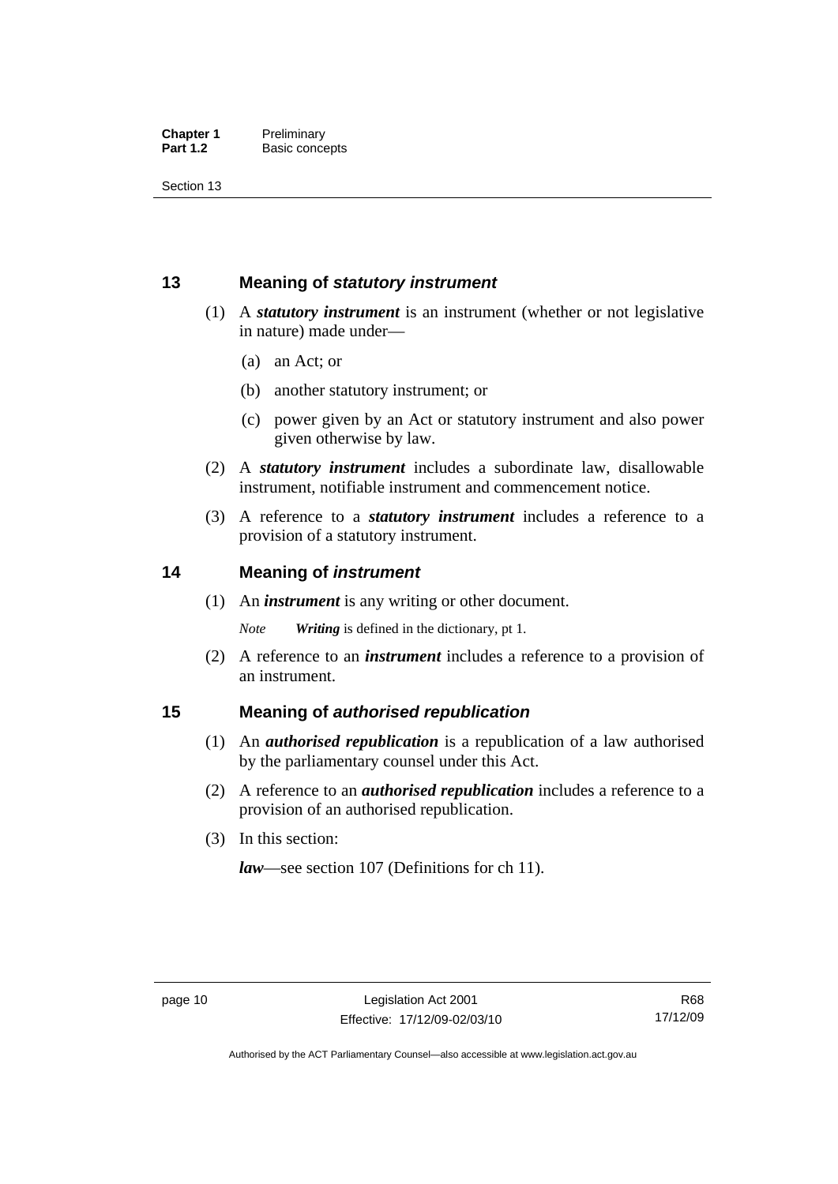## 13 Meaning of *statutory instrument*

(1) A ***statutory instrument*** is an instrument (whether or not legislative in nature) made under—

(a) an Act; or

(b) another statutory instrument; or

(c) power given by an Act or statutory instrument and also power given otherwise by law.

(2) A ***statutory instrument*** includes a subordinate law, disallowable instrument, notifiable instrument and commencement notice.

(3) A reference to a ***statutory instrument*** includes a reference to a provision of a statutory instrument.

## 14 Meaning of *instrument*

(1) An ***instrument*** is any writing or other document.

*Note* ***Writing*** is defined in the dictionary, pt 1.

(2) A reference to an ***instrument*** includes a reference to a provision of an instrument.

## 15 Meaning of *authorised republication*

(1) An ***authorised republication*** is a republication of a law authorised by the parliamentary counsel under this Act.

(2) A reference to an ***authorised republication*** includes a reference to a provision of an authorised republication.

(3) In this section:

***law***—see section 107 (Definitions for ch 11).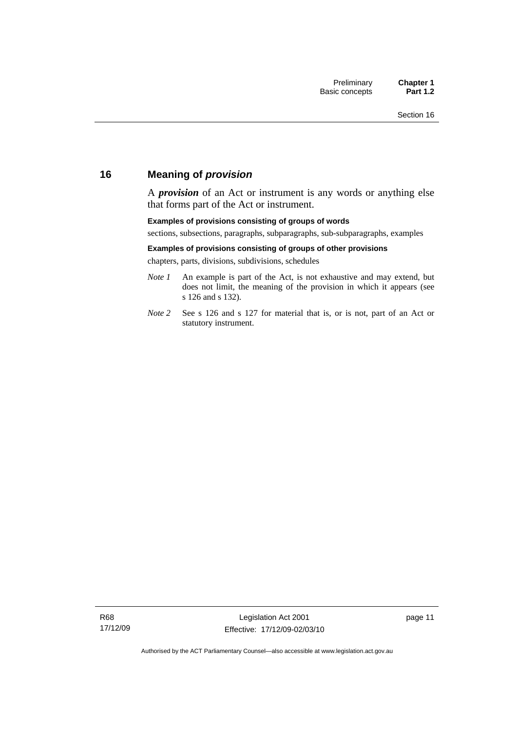## 16 Meaning of *provision*

A ***provision*** of an Act or instrument is any words or anything else that forms part of the Act or instrument.

**Examples of provisions consisting of groups of words**

sections, subsections, paragraphs, subparagraphs, sub-subparagraphs, examples

**Examples of provisions consisting of groups of other provisions**

chapters, parts, divisions, subdivisions, schedules

*Note 1* An example is part of the Act, is not exhaustive and may extend, but does not limit, the meaning of the provision in which it appears (see s 126 and s 132).

*Note 2* See s 126 and s 127 for material that is, or is not, part of an Act or statutory instrument.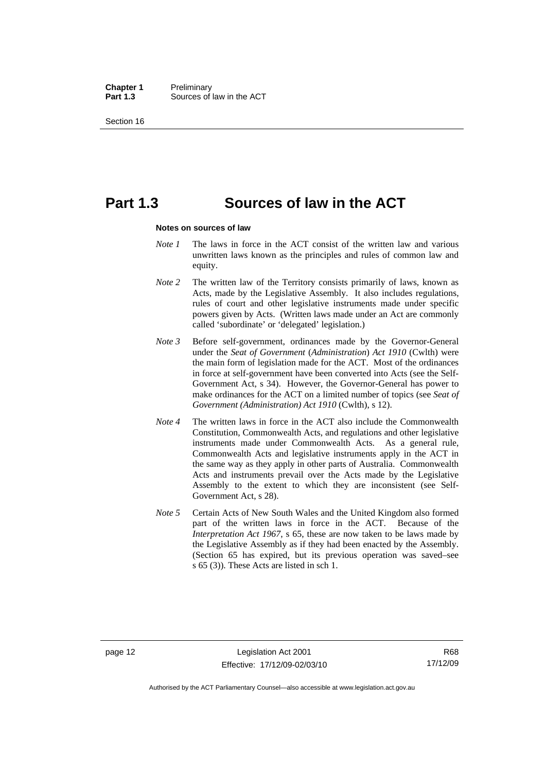# Part 1.3 Sources of law in the ACT

**Notes on sources of law**

*Note 1* The laws in force in the ACT consist of the written law and various unwritten laws known as the principles and rules of common law and equity.

*Note 2* The written law of the Territory consists primarily of laws, known as Acts, made by the Legislative Assembly. It also includes regulations, rules of court and other legislative instruments made under specific powers given by Acts. (Written laws made under an Act are commonly called 'subordinate' or 'delegated' legislation.)

*Note 3* Before self-government, ordinances made by the Governor-General under the *Seat of Government* (*Administration*) *Act 1910* (Cwlth) were the main form of legislation made for the ACT. Most of the ordinances in force at self-government have been converted into Acts (see the Self-Government Act, s 34). However, the Governor-General has power to make ordinances for the ACT on a limited number of topics (see *Seat of Government (Administration) Act 1910* (Cwlth), s 12).

*Note 4* The written laws in force in the ACT also include the Commonwealth Constitution, Commonwealth Acts, and regulations and other legislative instruments made under Commonwealth Acts. As a general rule, Commonwealth Acts and legislative instruments apply in the ACT in the same way as they apply in other parts of Australia. Commonwealth Acts and instruments prevail over the Acts made by the Legislative Assembly to the extent to which they are inconsistent (see Self-Government Act, s 28).

*Note 5* Certain Acts of New South Wales and the United Kingdom also formed part of the written laws in force in the ACT. Because of the *Interpretation Act 1967*, s 65, these are now taken to be laws made by the Legislative Assembly as if they had been enacted by the Assembly. (Section 65 has expired, but its previous operation was saved–see s 65 (3)). These Acts are listed in sch 1.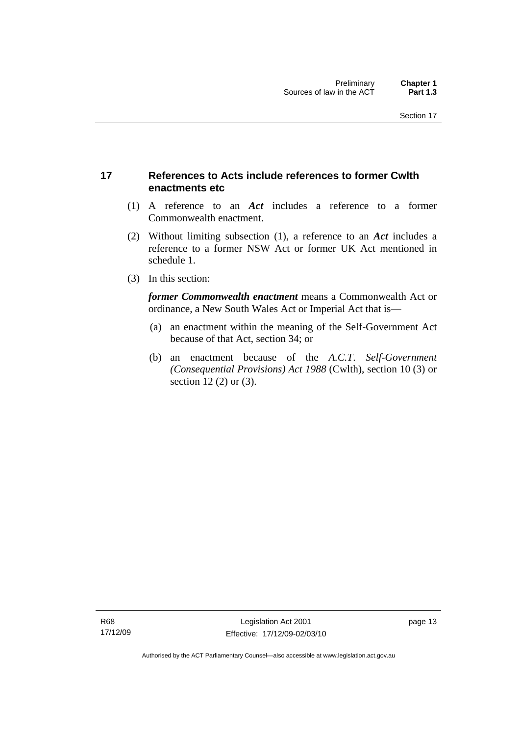## 17 References to Acts include references to former Cwlth enactments etc

(1) A reference to an ***Act*** includes a reference to a former Commonwealth enactment.

(2) Without limiting subsection (1), a reference to an ***Act*** includes a reference to a former NSW Act or former UK Act mentioned in schedule 1.

(3) In this section:

***former Commonwealth enactment*** means a Commonwealth Act or ordinance, a New South Wales Act or Imperial Act that is—

(a) an enactment within the meaning of the Self-Government Act because of that Act, section 34; or

(b) an enactment because of the *A.C.T. Self-Government (Consequential Provisions) Act 1988* (Cwlth), section 10 (3) or section 12 (2) or (3).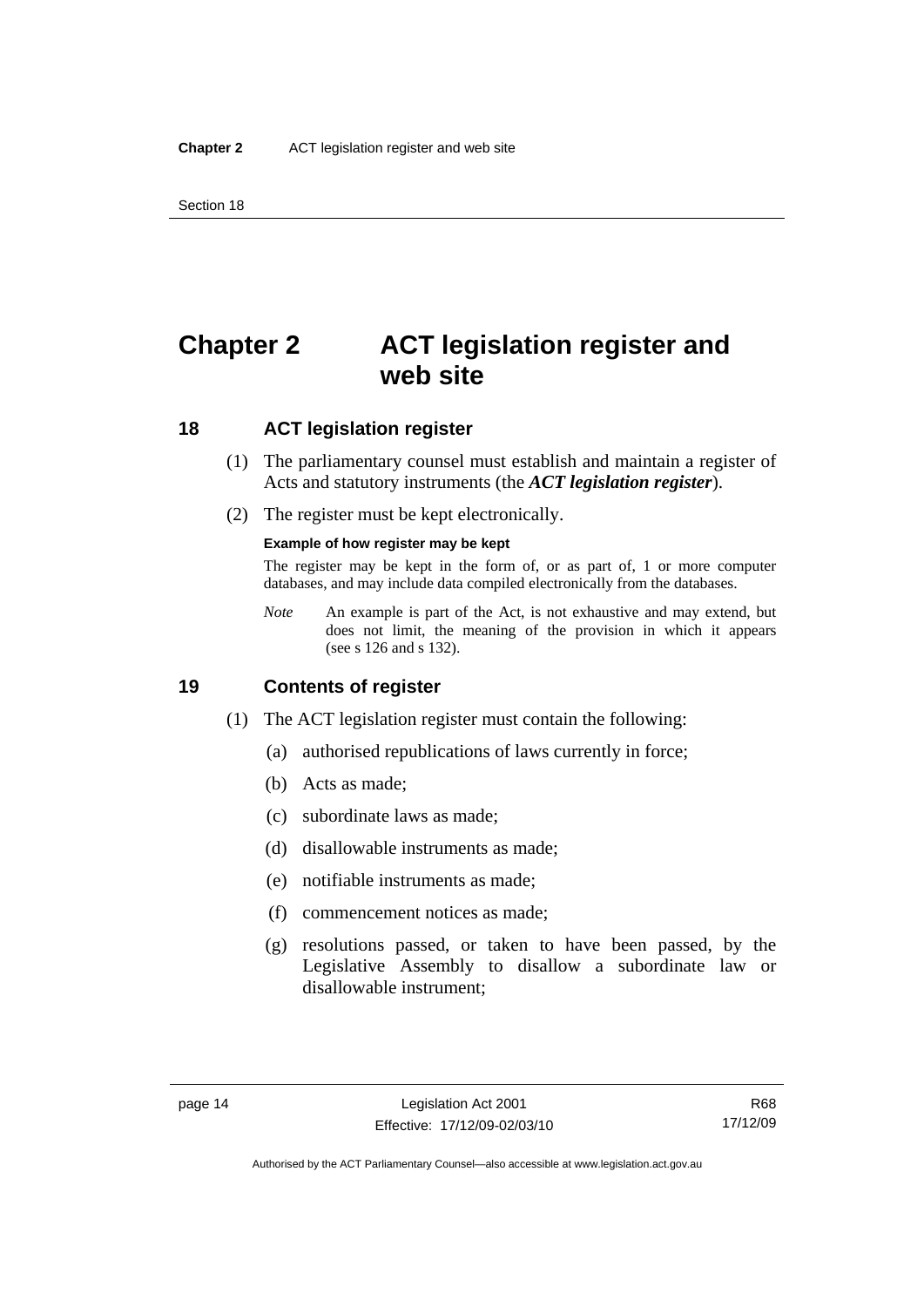# Chapter 2 ACT legislation register and web site

## 18 ACT legislation register

(1) The parliamentary counsel must establish and maintain a register of Acts and statutory instruments (the ***ACT legislation register***).

(2) The register must be kept electronically.

**Example of how register may be kept**

The register may be kept in the form of, or as part of, 1 or more computer databases, and may include data compiled electronically from the databases.

*Note* An example is part of the Act, is not exhaustive and may extend, but does not limit, the meaning of the provision in which it appears (see s 126 and s 132).

## 19 Contents of register

(1) The ACT legislation register must contain the following:

(a) authorised republications of laws currently in force;

(b) Acts as made;

(c) subordinate laws as made;

(d) disallowable instruments as made;

(e) notifiable instruments as made;

(f) commencement notices as made;

(g) resolutions passed, or taken to have been passed, by the Legislative Assembly to disallow a subordinate law or disallowable instrument;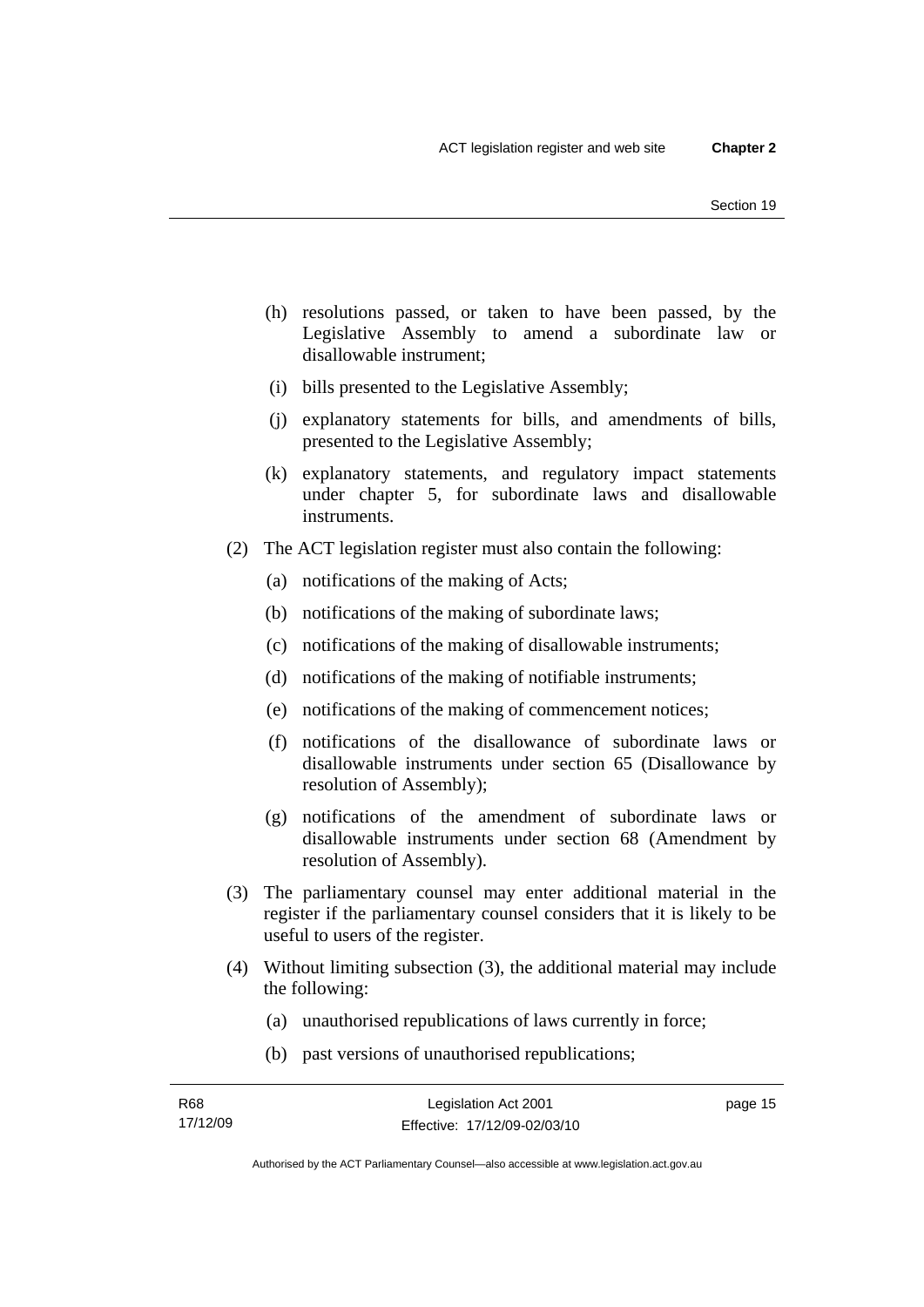(h) resolutions passed, or taken to have been passed, by the Legislative Assembly to amend a subordinate law or disallowable instrument;

(i) bills presented to the Legislative Assembly;

(j) explanatory statements for bills, and amendments of bills, presented to the Legislative Assembly;

(k) explanatory statements, and regulatory impact statements under chapter 5, for subordinate laws and disallowable instruments.

(2) The ACT legislation register must also contain the following:

(a) notifications of the making of Acts;

(b) notifications of the making of subordinate laws;

(c) notifications of the making of disallowable instruments;

(d) notifications of the making of notifiable instruments;

(e) notifications of the making of commencement notices;

(f) notifications of the disallowance of subordinate laws or disallowable instruments under section 65 (Disallowance by resolution of Assembly);

(g) notifications of the amendment of subordinate laws or disallowable instruments under section 68 (Amendment by resolution of Assembly).

(3) The parliamentary counsel may enter additional material in the register if the parliamentary counsel considers that it is likely to be useful to users of the register.

(4) Without limiting subsection (3), the additional material may include the following:

(a) unauthorised republications of laws currently in force;

(b) past versions of unauthorised republications;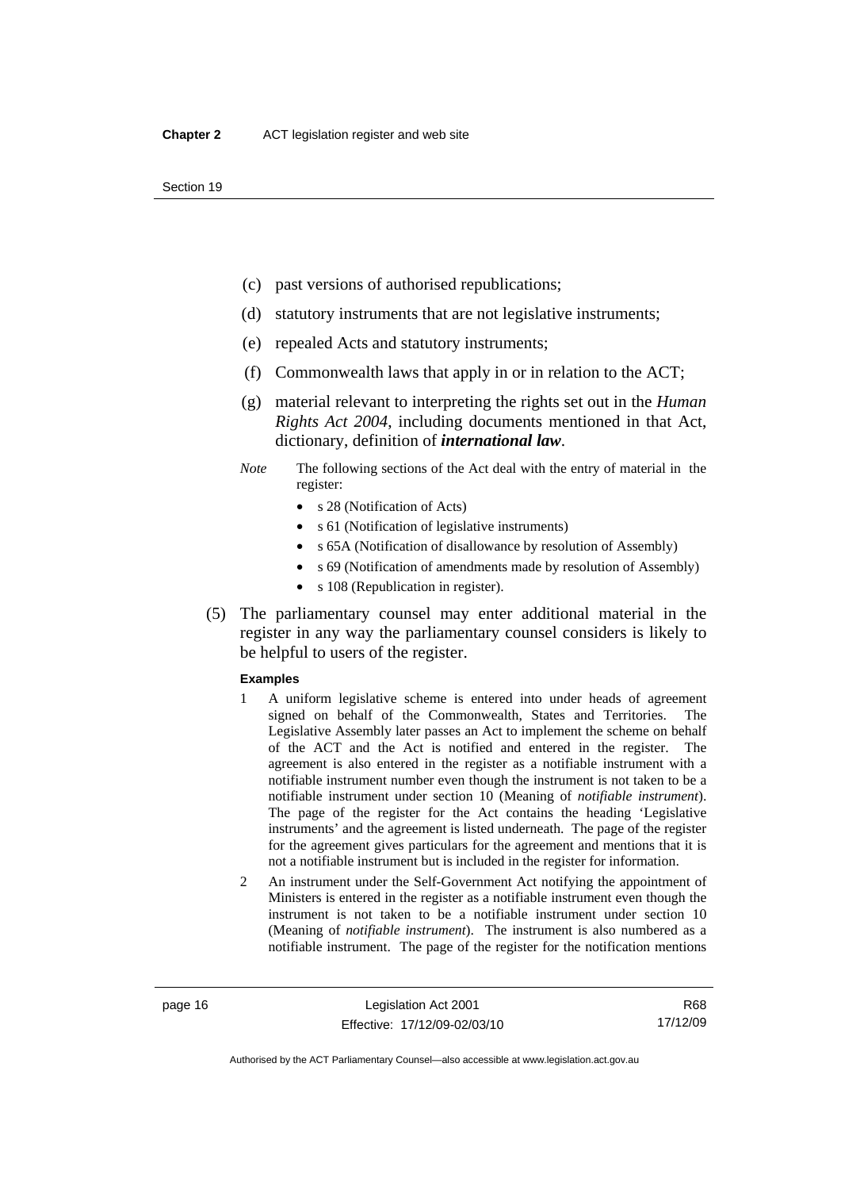(c) past versions of authorised republications;

(d) statutory instruments that are not legislative instruments;

(e) repealed Acts and statutory instruments;

(f) Commonwealth laws that apply in or in relation to the ACT;

(g) material relevant to interpreting the rights set out in the *Human Rights Act 2004*, including documents mentioned in that Act, dictionary, definition of ***international law***.

*Note* The following sections of the Act deal with the entry of material in the register:

- s 28 (Notification of Acts)
- s 61 (Notification of legislative instruments)
- s 65A (Notification of disallowance by resolution of Assembly)
- s 69 (Notification of amendments made by resolution of Assembly)
- s 108 (Republication in register).

(5) The parliamentary counsel may enter additional material in the register in any way the parliamentary counsel considers is likely to be helpful to users of the register.

**Examples**

1 A uniform legislative scheme is entered into under heads of agreement signed on behalf of the Commonwealth, States and Territories. The Legislative Assembly later passes an Act to implement the scheme on behalf of the ACT and the Act is notified and entered in the register. The agreement is also entered in the register as a notifiable instrument with a notifiable instrument number even though the instrument is not taken to be a notifiable instrument under section 10 (Meaning of *notifiable instrument*). The page of the register for the Act contains the heading 'Legislative instruments' and the agreement is listed underneath. The page of the register for the agreement gives particulars for the agreement and mentions that it is not a notifiable instrument but is included in the register for information.

2 An instrument under the Self-Government Act notifying the appointment of Ministers is entered in the register as a notifiable instrument even though the instrument is not taken to be a notifiable instrument under section 10 (Meaning of *notifiable instrument*). The instrument is also numbered as a notifiable instrument. The page of the register for the notification mentions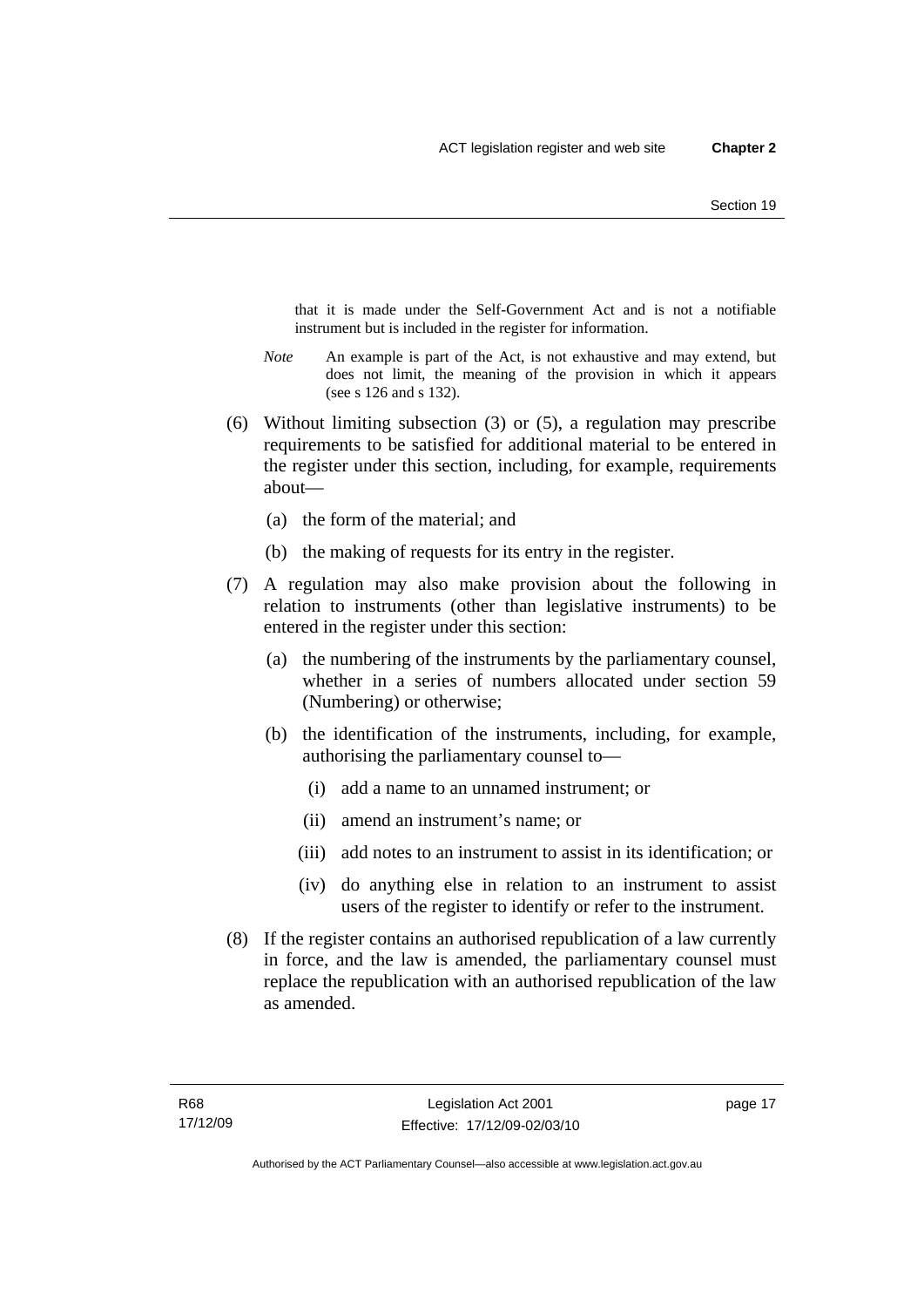that it is made under the Self-Government Act and is not a notifiable instrument but is included in the register for information.

*Note* An example is part of the Act, is not exhaustive and may extend, but does not limit, the meaning of the provision in which it appears (see s 126 and s 132).

(6) Without limiting subsection (3) or (5), a regulation may prescribe requirements to be satisfied for additional material to be entered in the register under this section, including, for example, requirements about—

(a) the form of the material; and

(b) the making of requests for its entry in the register.

(7) A regulation may also make provision about the following in relation to instruments (other than legislative instruments) to be entered in the register under this section:

(a) the numbering of the instruments by the parliamentary counsel, whether in a series of numbers allocated under section 59 (Numbering) or otherwise;

(b) the identification of the instruments, including, for example, authorising the parliamentary counsel to—

(i) add a name to an unnamed instrument; or

(ii) amend an instrument's name; or

(iii) add notes to an instrument to assist in its identification; or

(iv) do anything else in relation to an instrument to assist users of the register to identify or refer to the instrument.

(8) If the register contains an authorised republication of a law currently in force, and the law is amended, the parliamentary counsel must replace the republication with an authorised republication of the law as amended.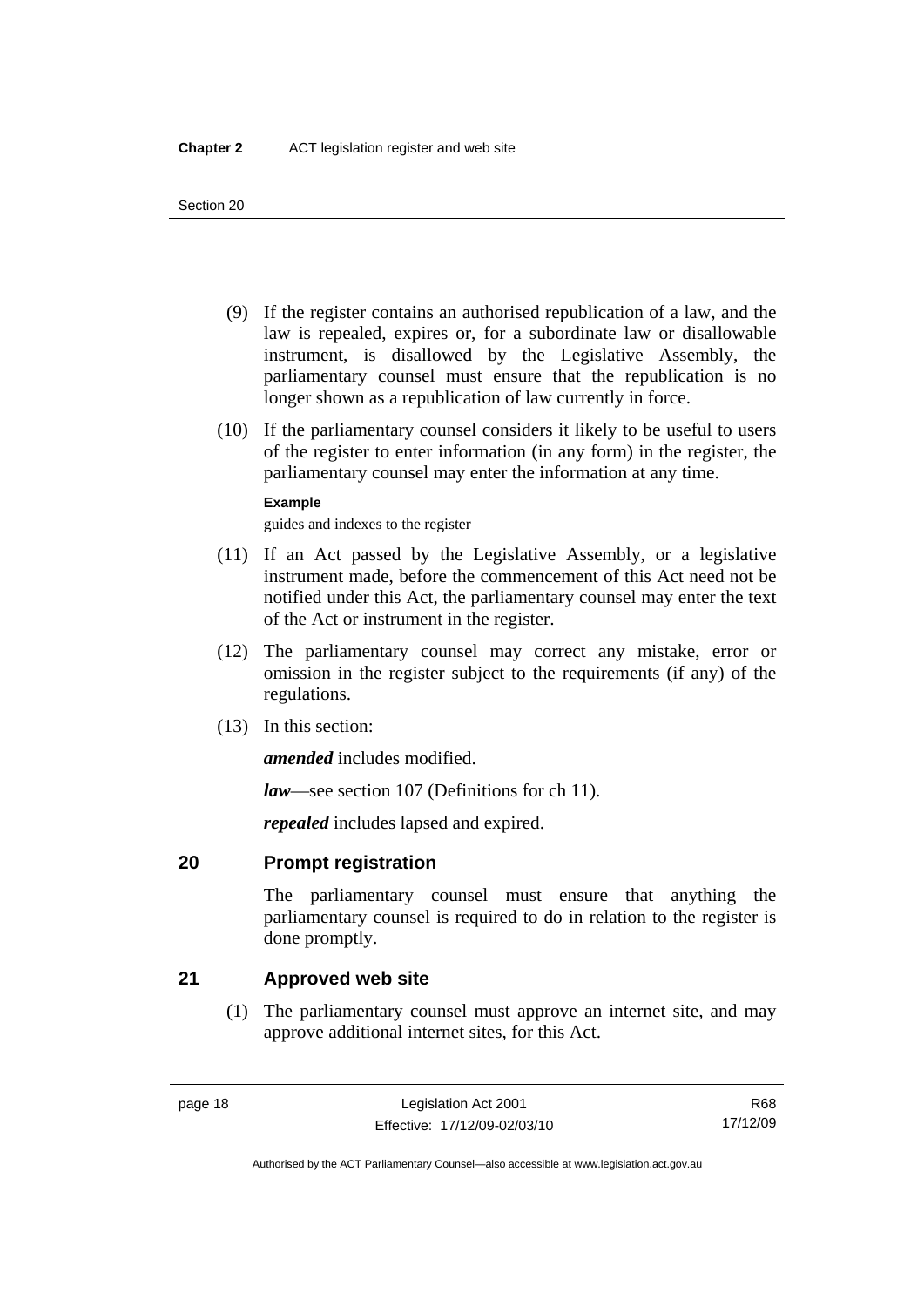(9) If the register contains an authorised republication of a law, and the law is repealed, expires or, for a subordinate law or disallowable instrument, is disallowed by the Legislative Assembly, the parliamentary counsel must ensure that the republication is no longer shown as a republication of law currently in force.

(10) If the parliamentary counsel considers it likely to be useful to users of the register to enter information (in any form) in the register, the parliamentary counsel may enter the information at any time.

**Example**

guides and indexes to the register

(11) If an Act passed by the Legislative Assembly, or a legislative instrument made, before the commencement of this Act need not be notified under this Act, the parliamentary counsel may enter the text of the Act or instrument in the register.

(12) The parliamentary counsel may correct any mistake, error or omission in the register subject to the requirements (if any) of the regulations.

(13) In this section:

***amended*** includes modified.

***law***—see section 107 (Definitions for ch 11).

***repealed*** includes lapsed and expired.

## 20 Prompt registration

The parliamentary counsel must ensure that anything the parliamentary counsel is required to do in relation to the register is done promptly.

## 21 Approved web site

(1) The parliamentary counsel must approve an internet site, and may approve additional internet sites, for this Act.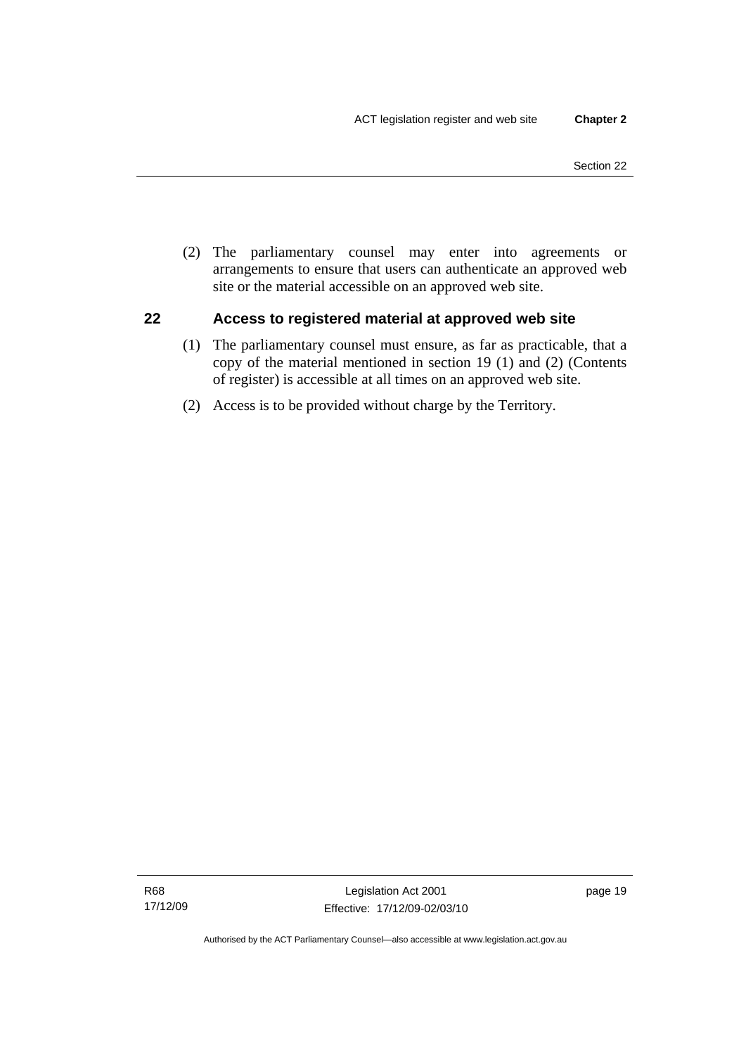(2) The parliamentary counsel may enter into agreements or arrangements to ensure that users can authenticate an approved web site or the material accessible on an approved web site.

### 22 Access to registered material at approved web site

(1) The parliamentary counsel must ensure, as far as practicable, that a copy of the material mentioned in section 19 (1) and (2) (Contents of register) is accessible at all times on an approved web site.

(2) Access is to be provided without charge by the Territory.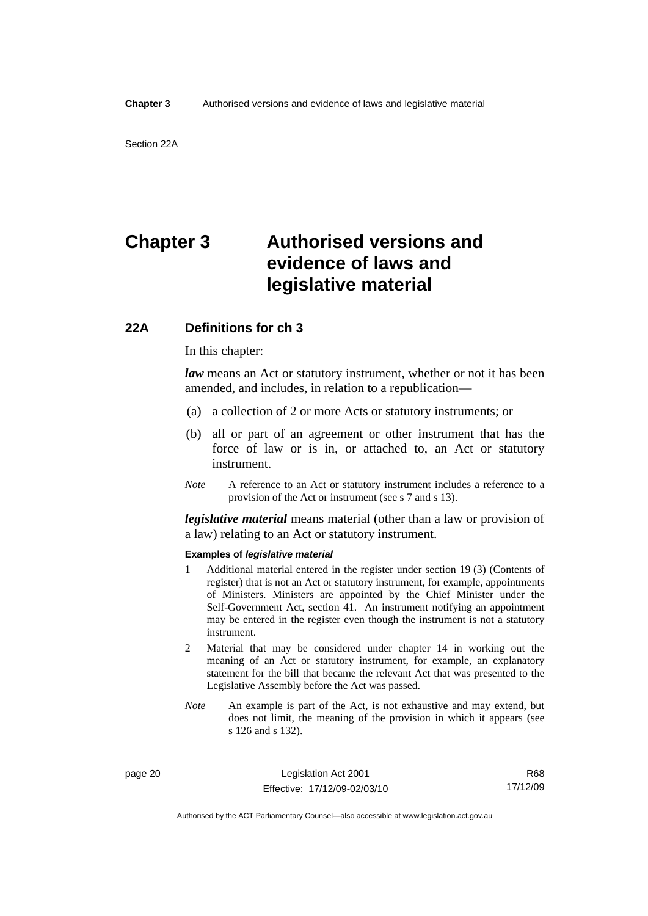# Chapter 3 Authorised versions and evidence of laws and legislative material

## 22A Definitions for ch 3

In this chapter:

***law*** means an Act or statutory instrument, whether or not it has been amended, and includes, in relation to a republication—

(a) a collection of 2 or more Acts or statutory instruments; or

(b) all or part of an agreement or other instrument that has the force of law or is in, or attached to, an Act or statutory instrument.

*Note* A reference to an Act or statutory instrument includes a reference to a provision of the Act or instrument (see s 7 and s 13).

***legislative material*** means material (other than a law or provision of a law) relating to an Act or statutory instrument.

**Examples of *legislative material***

1 Additional material entered in the register under section 19 (3) (Contents of register) that is not an Act or statutory instrument, for example, appointments of Ministers. Ministers are appointed by the Chief Minister under the Self-Government Act, section 41. An instrument notifying an appointment may be entered in the register even though the instrument is not a statutory instrument.

2 Material that may be considered under chapter 14 in working out the meaning of an Act or statutory instrument, for example, an explanatory statement for the bill that became the relevant Act that was presented to the Legislative Assembly before the Act was passed.

*Note* An example is part of the Act, is not exhaustive and may extend, but does not limit, the meaning of the provision in which it appears (see s 126 and s 132).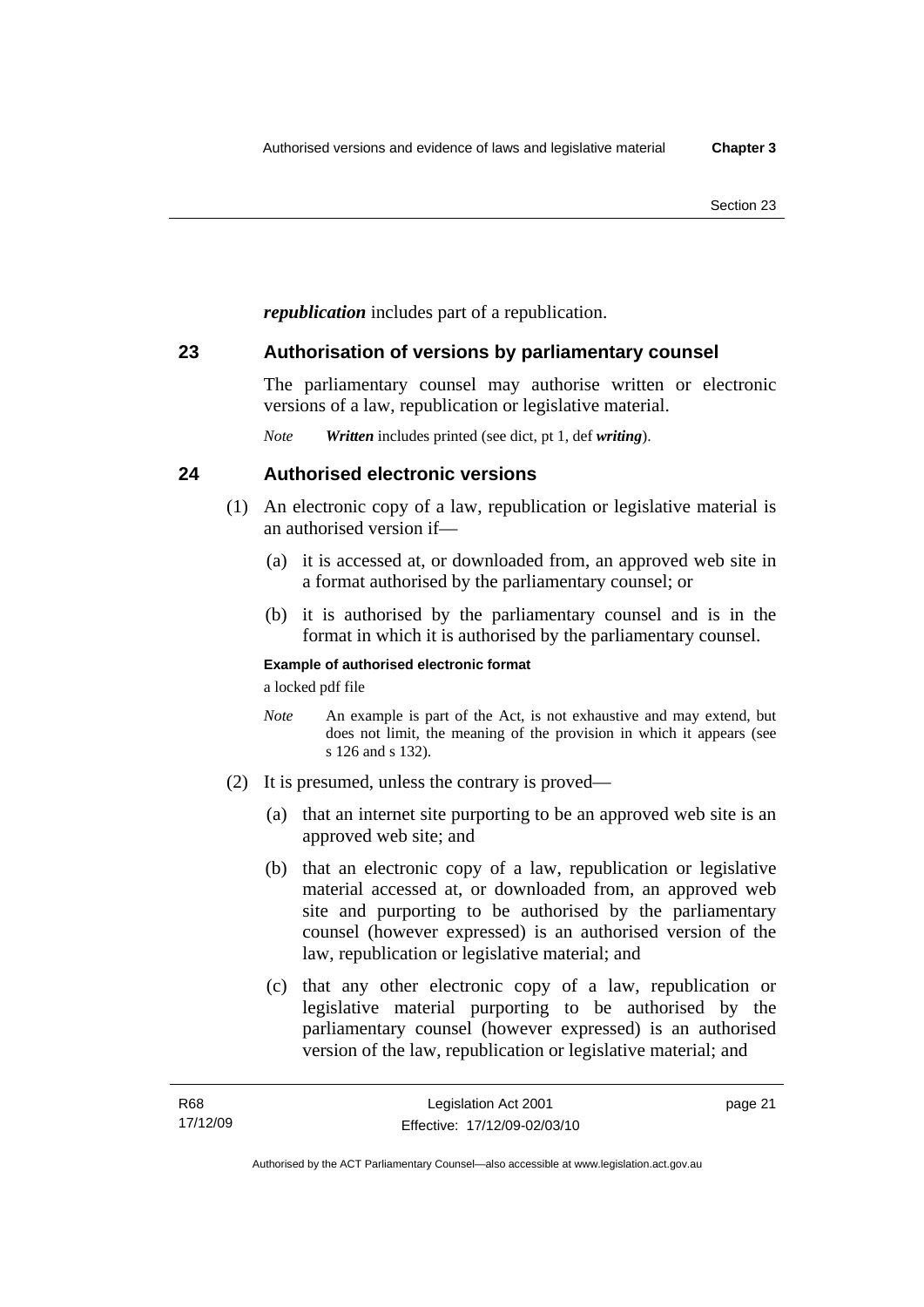***republication*** includes part of a republication.

## 23 Authorisation of versions by parliamentary counsel

The parliamentary counsel may authorise written or electronic versions of a law, republication or legislative material.

*Note* ***Written*** includes printed (see dict, pt 1, def ***writing***).

## 24 Authorised electronic versions

(1) An electronic copy of a law, republication or legislative material is an authorised version if—

(a) it is accessed at, or downloaded from, an approved web site in a format authorised by the parliamentary counsel; or

(b) it is authorised by the parliamentary counsel and is in the format in which it is authorised by the parliamentary counsel.

**Example of authorised electronic format**

a locked pdf file

*Note* An example is part of the Act, is not exhaustive and may extend, but does not limit, the meaning of the provision in which it appears (see s 126 and s 132).

(2) It is presumed, unless the contrary is proved—

(a) that an internet site purporting to be an approved web site is an approved web site; and

(b) that an electronic copy of a law, republication or legislative material accessed at, or downloaded from, an approved web site and purporting to be authorised by the parliamentary counsel (however expressed) is an authorised version of the law, republication or legislative material; and

(c) that any other electronic copy of a law, republication or legislative material purporting to be authorised by the parliamentary counsel (however expressed) is an authorised version of the law, republication or legislative material; and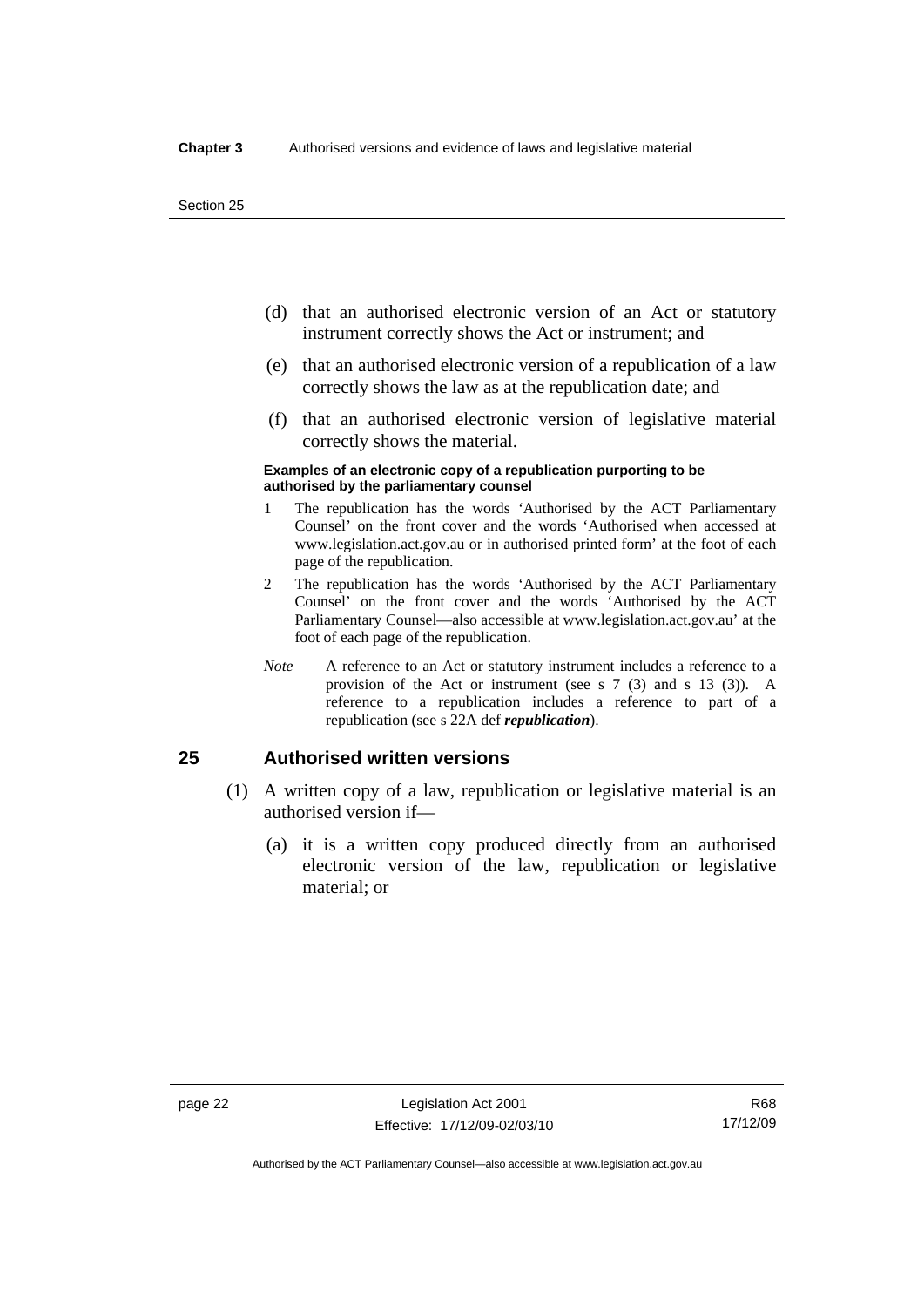(d) that an authorised electronic version of an Act or statutory instrument correctly shows the Act or instrument; and

(e) that an authorised electronic version of a republication of a law correctly shows the law as at the republication date; and

(f) that an authorised electronic version of legislative material correctly shows the material.

**Examples of an electronic copy of a republication purporting to be authorised by the parliamentary counsel**

1 The republication has the words 'Authorised by the ACT Parliamentary Counsel' on the front cover and the words 'Authorised when accessed at www.legislation.act.gov.au or in authorised printed form' at the foot of each page of the republication.

2 The republication has the words 'Authorised by the ACT Parliamentary Counsel' on the front cover and the words 'Authorised by the ACT Parliamentary Counsel—also accessible at www.legislation.act.gov.au' at the foot of each page of the republication.

*Note* A reference to an Act or statutory instrument includes a reference to a provision of the Act or instrument (see s 7 (3) and s 13 (3)). A reference to a republication includes a reference to part of a republication (see s 22A def ***republication***).

## 25 Authorised written versions

(1) A written copy of a law, republication or legislative material is an authorised version if—

(a) it is a written copy produced directly from an authorised electronic version of the law, republication or legislative material; or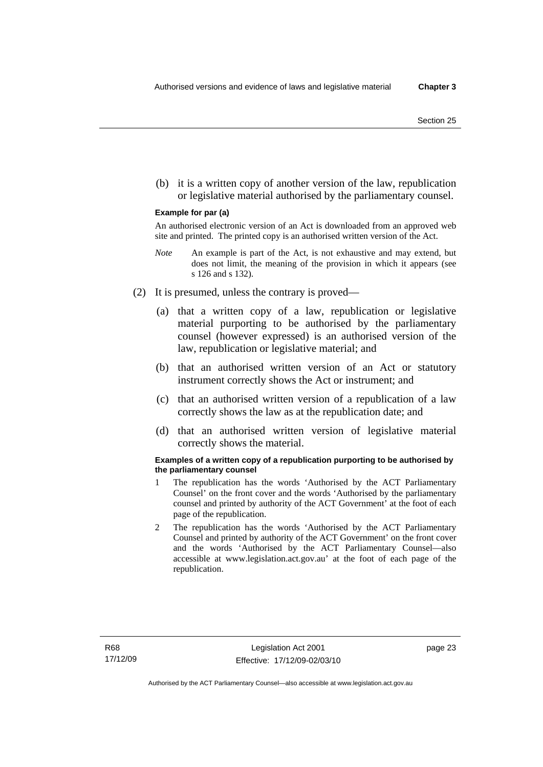(b) it is a written copy of another version of the law, republication or legislative material authorised by the parliamentary counsel.

**Example for par (a)**

An authorised electronic version of an Act is downloaded from an approved web site and printed. The printed copy is an authorised written version of the Act.

*Note* An example is part of the Act, is not exhaustive and may extend, but does not limit, the meaning of the provision in which it appears (see s 126 and s 132).

(2) It is presumed, unless the contrary is proved—

(a) that a written copy of a law, republication or legislative material purporting to be authorised by the parliamentary counsel (however expressed) is an authorised version of the law, republication or legislative material; and

(b) that an authorised written version of an Act or statutory instrument correctly shows the Act or instrument; and

(c) that an authorised written version of a republication of a law correctly shows the law as at the republication date; and

(d) that an authorised written version of legislative material correctly shows the material.

**Examples of a written copy of a republication purporting to be authorised by the parliamentary counsel**

1 The republication has the words 'Authorised by the ACT Parliamentary Counsel' on the front cover and the words 'Authorised by the parliamentary counsel and printed by authority of the ACT Government' at the foot of each page of the republication.

2 The republication has the words 'Authorised by the ACT Parliamentary Counsel and printed by authority of the ACT Government' on the front cover and the words 'Authorised by the ACT Parliamentary Counsel—also accessible at www.legislation.act.gov.au' at the foot of each page of the republication.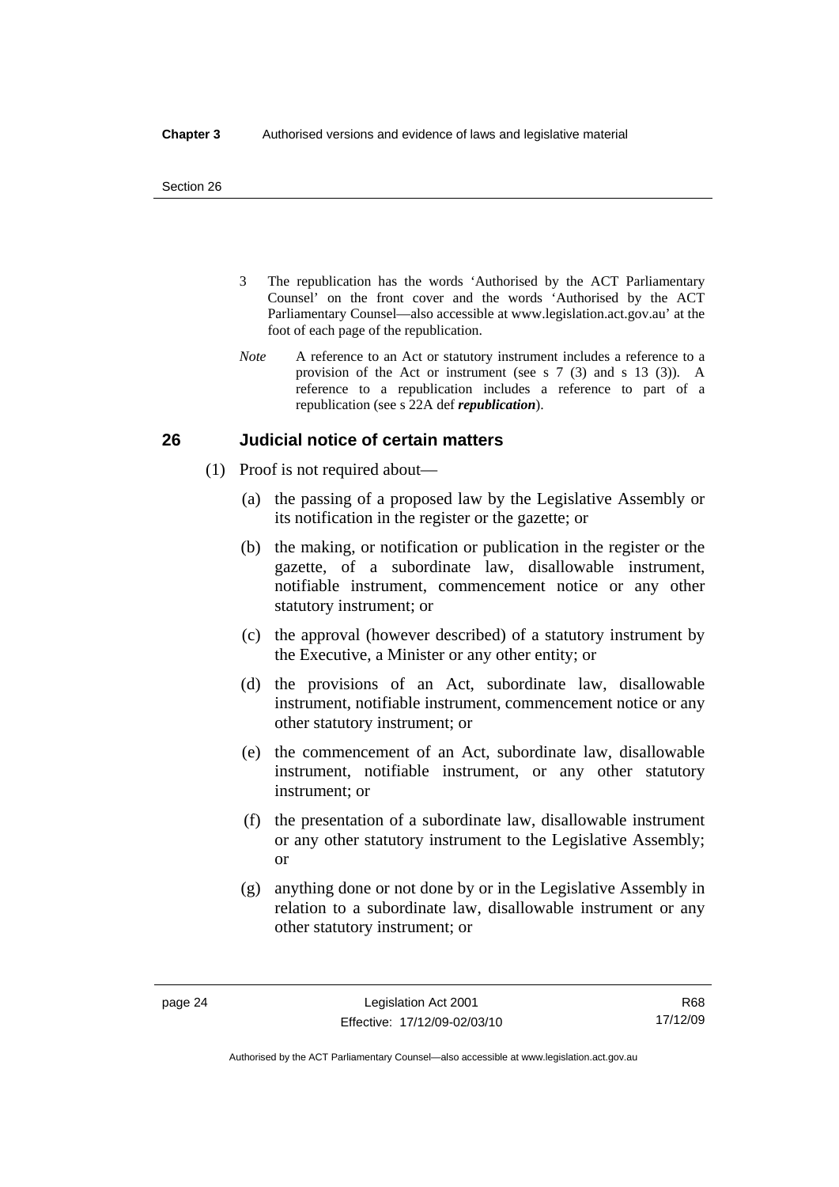3 The republication has the words 'Authorised by the ACT Parliamentary Counsel' on the front cover and the words 'Authorised by the ACT Parliamentary Counsel—also accessible at www.legislation.act.gov.au' at the foot of each page of the republication.

*Note* A reference to an Act or statutory instrument includes a reference to a provision of the Act or instrument (see s 7 (3) and s 13 (3)). A reference to a republication includes a reference to part of a republication (see s 22A def ***republication***).

## 26 Judicial notice of certain matters

(1) Proof is not required about—

(a) the passing of a proposed law by the Legislative Assembly or its notification in the register or the gazette; or

(b) the making, or notification or publication in the register or the gazette, of a subordinate law, disallowable instrument, notifiable instrument, commencement notice or any other statutory instrument; or

(c) the approval (however described) of a statutory instrument by the Executive, a Minister or any other entity; or

(d) the provisions of an Act, subordinate law, disallowable instrument, notifiable instrument, commencement notice or any other statutory instrument; or

(e) the commencement of an Act, subordinate law, disallowable instrument, notifiable instrument, or any other statutory instrument; or

(f) the presentation of a subordinate law, disallowable instrument or any other statutory instrument to the Legislative Assembly; or

(g) anything done or not done by or in the Legislative Assembly in relation to a subordinate law, disallowable instrument or any other statutory instrument; or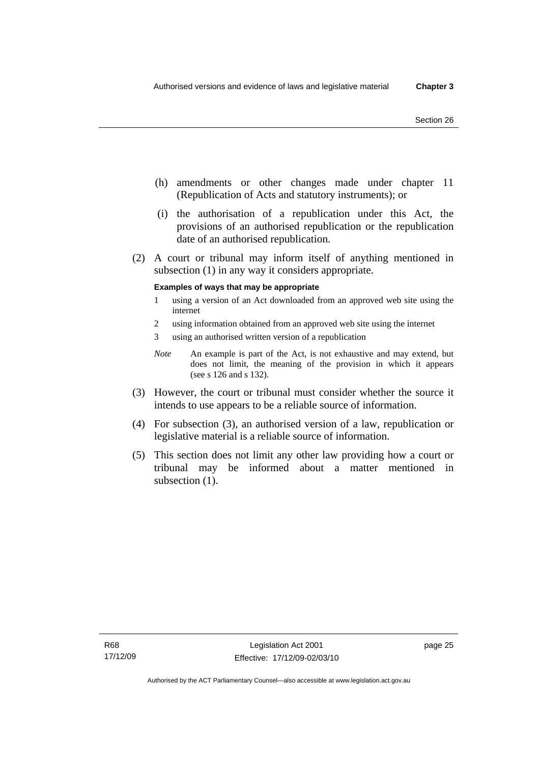(h) amendments or other changes made under chapter 11 (Republication of Acts and statutory instruments); or

(i) the authorisation of a republication under this Act, the provisions of an authorised republication or the republication date of an authorised republication.

(2) A court or tribunal may inform itself of anything mentioned in subsection (1) in any way it considers appropriate.

**Examples of ways that may be appropriate**

1 using a version of an Act downloaded from an approved web site using the internet

2 using information obtained from an approved web site using the internet

3 using an authorised written version of a republication

*Note* An example is part of the Act, is not exhaustive and may extend, but does not limit, the meaning of the provision in which it appears (see s 126 and s 132).

(3) However, the court or tribunal must consider whether the source it intends to use appears to be a reliable source of information.

(4) For subsection (3), an authorised version of a law, republication or legislative material is a reliable source of information.

(5) This section does not limit any other law providing how a court or tribunal may be informed about a matter mentioned in subsection (1).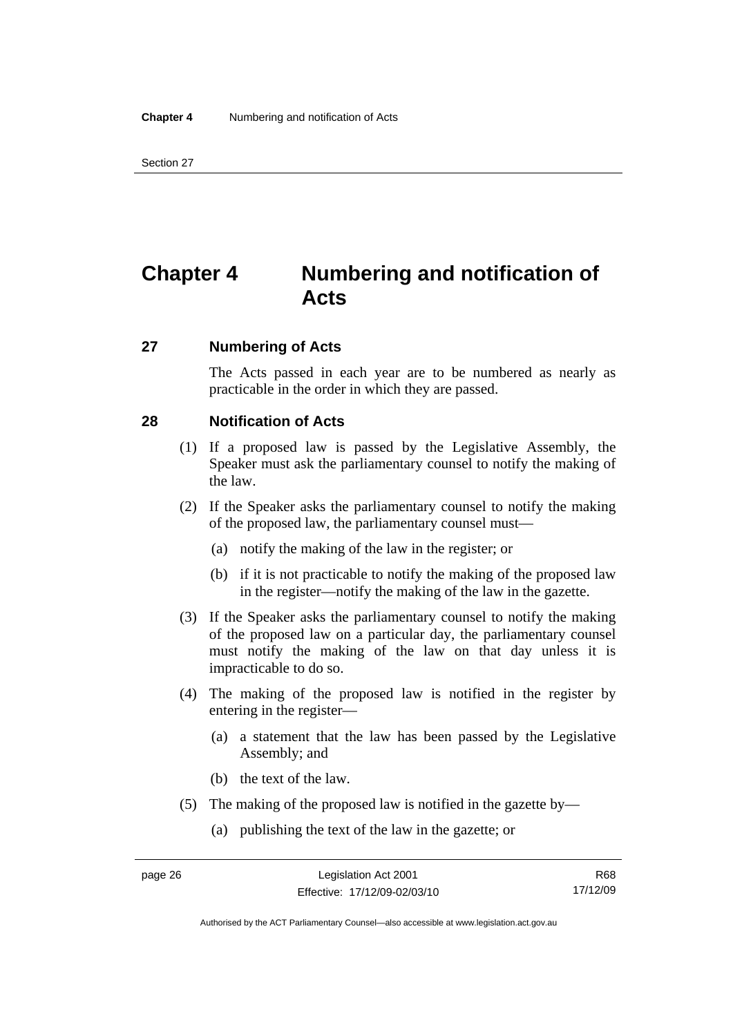# Chapter 4 Numbering and notification of Acts

## 27 Numbering of Acts

The Acts passed in each year are to be numbered as nearly as practicable in the order in which they are passed.

## 28 Notification of Acts

(1) If a proposed law is passed by the Legislative Assembly, the Speaker must ask the parliamentary counsel to notify the making of the law.

(2) If the Speaker asks the parliamentary counsel to notify the making of the proposed law, the parliamentary counsel must—

(a) notify the making of the law in the register; or

(b) if it is not practicable to notify the making of the proposed law in the register—notify the making of the law in the gazette.

(3) If the Speaker asks the parliamentary counsel to notify the making of the proposed law on a particular day, the parliamentary counsel must notify the making of the law on that day unless it is impracticable to do so.

(4) The making of the proposed law is notified in the register by entering in the register—

(a) a statement that the law has been passed by the Legislative Assembly; and

(b) the text of the law.

(5) The making of the proposed law is notified in the gazette by—

(a) publishing the text of the law in the gazette; or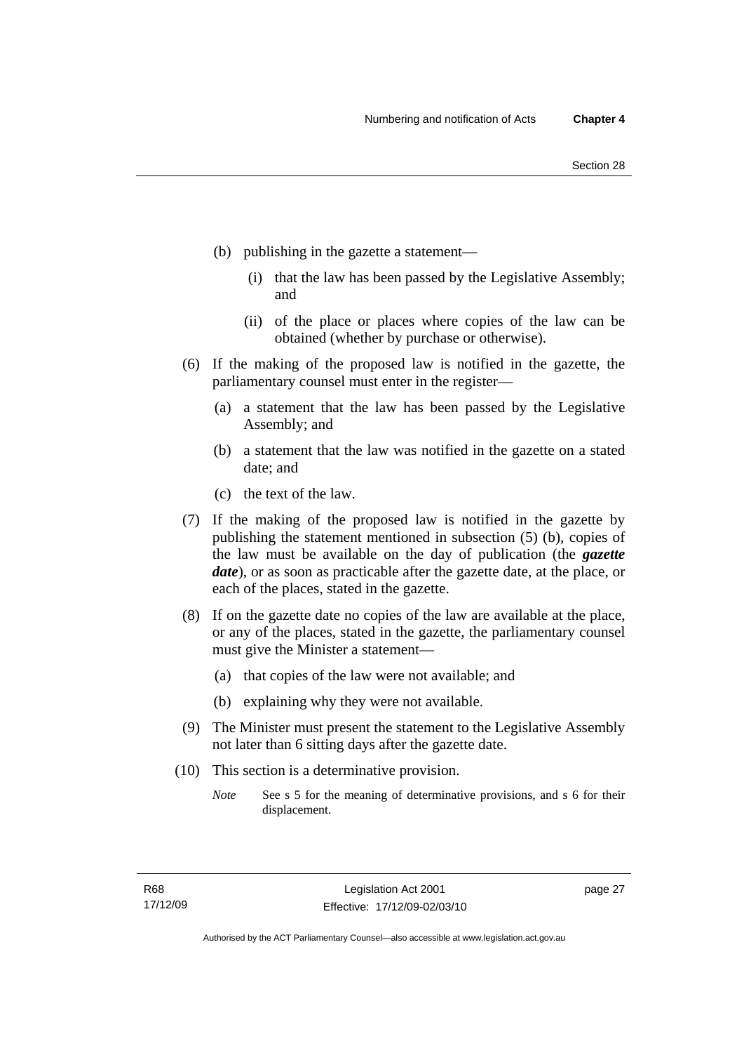(b) publishing in the gazette a statement—

 (i) that the law has been passed by the Legislative Assembly; and

 (ii) of the place or places where copies of the law can be obtained (whether by purchase or otherwise).

(6) If the making of the proposed law is notified in the gazette, the parliamentary counsel must enter in the register—

 (a) a statement that the law has been passed by the Legislative Assembly; and

 (b) a statement that the law was notified in the gazette on a stated date; and

 (c) the text of the law.

(7) If the making of the proposed law is notified in the gazette by publishing the statement mentioned in subsection (5) (b), copies of the law must be available on the day of publication (the ***gazette date***), or as soon as practicable after the gazette date, at the place, or each of the places, stated in the gazette.

(8) If on the gazette date no copies of the law are available at the place, or any of the places, stated in the gazette, the parliamentary counsel must give the Minister a statement—

 (a) that copies of the law were not available; and

 (b) explaining why they were not available.

(9) The Minister must present the statement to the Legislative Assembly not later than 6 sitting days after the gazette date.

(10) This section is a determinative provision.

*Note* See s 5 for the meaning of determinative provisions, and s 6 for their displacement.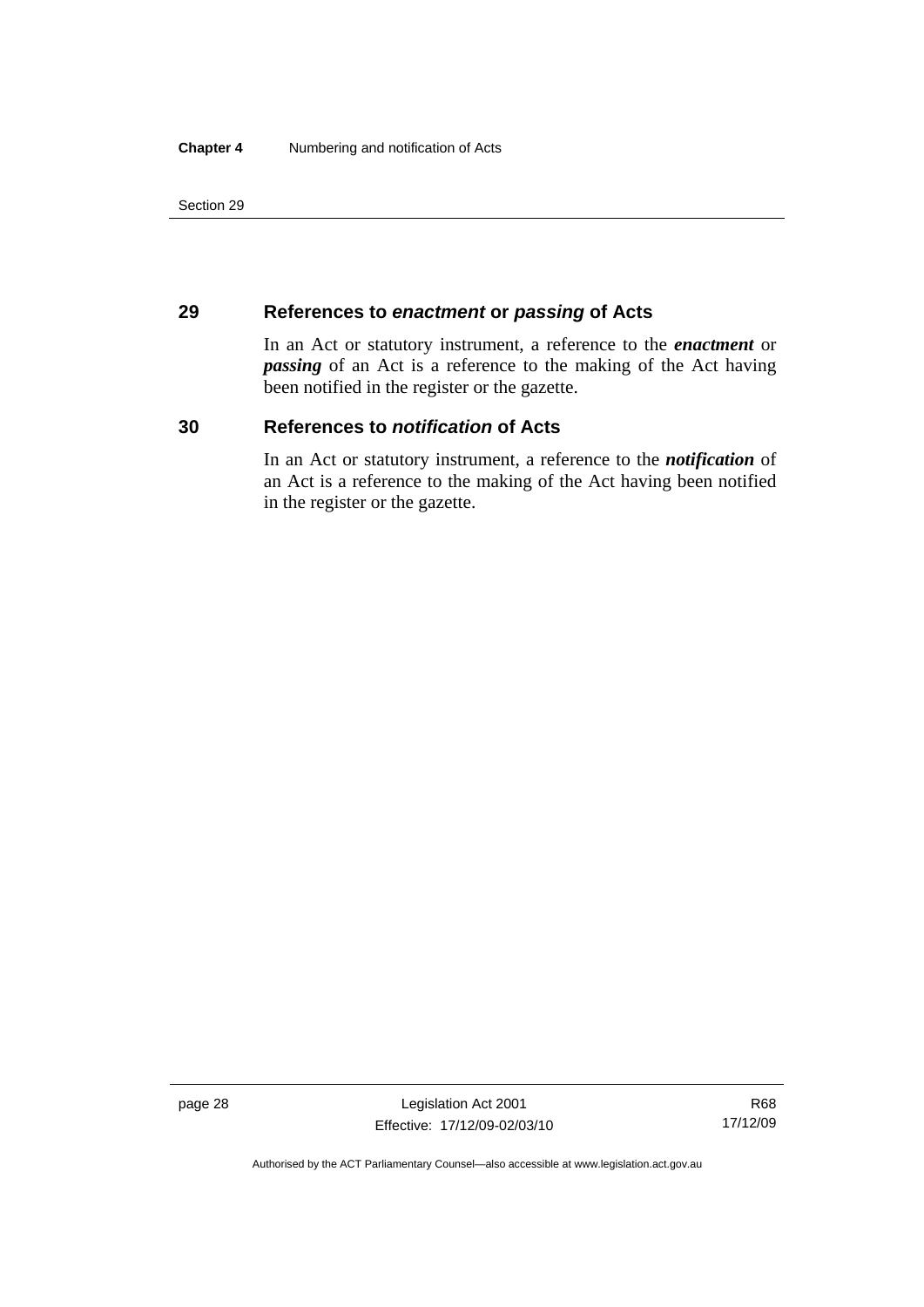## 29 References to *enactment* or *passing* of Acts

In an Act or statutory instrument, a reference to the ***enactment*** or ***passing*** of an Act is a reference to the making of the Act having been notified in the register or the gazette.

## 30 References to *notification* of Acts

In an Act or statutory instrument, a reference to the ***notification*** of an Act is a reference to the making of the Act having been notified in the register or the gazette.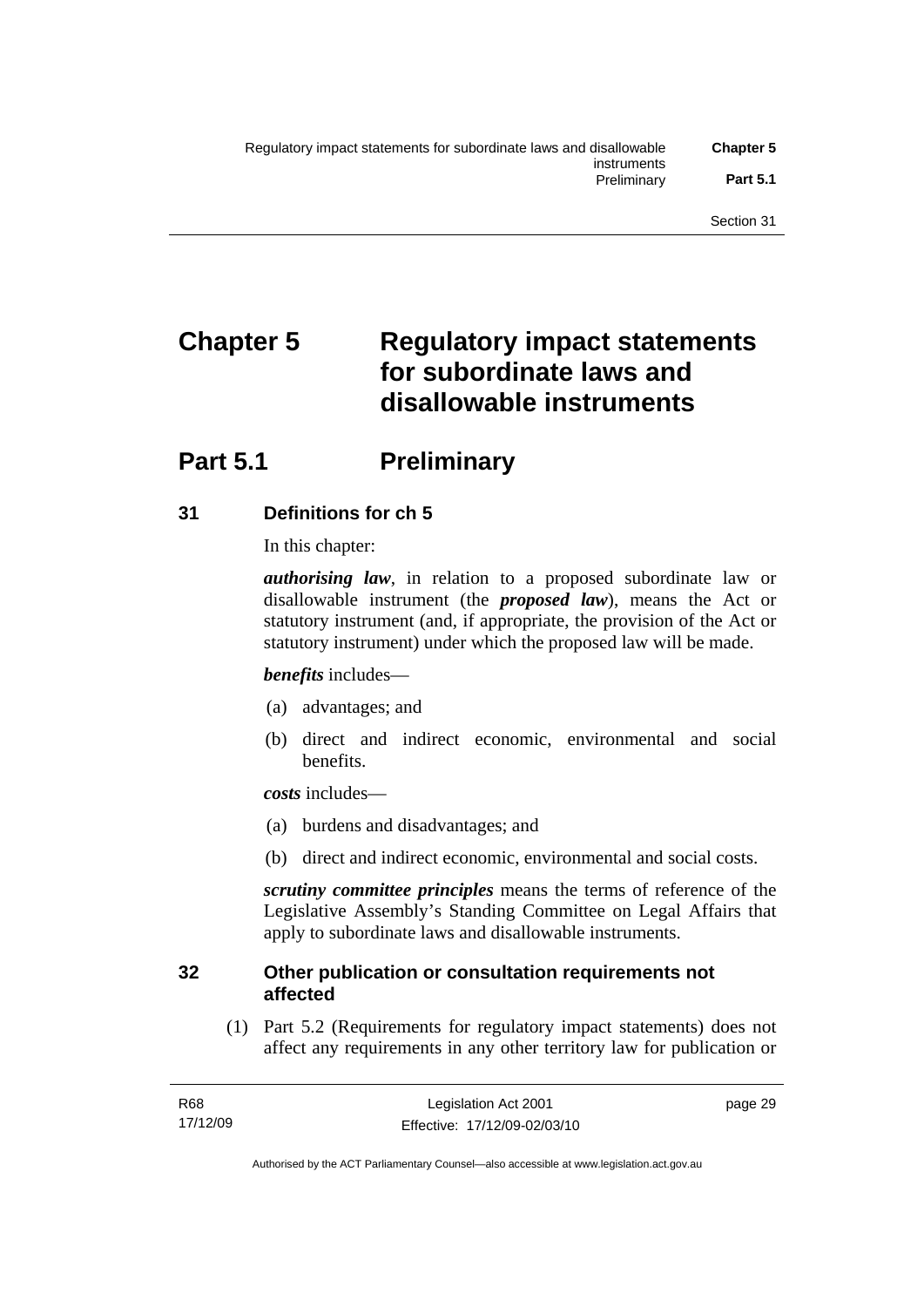# Chapter 5 Regulatory impact statements for subordinate laws and disallowable instruments

## Part 5.1 Preliminary

### 31 Definitions for ch 5

In this chapter:

***authorising law***, in relation to a proposed subordinate law or disallowable instrument (the ***proposed law***), means the Act or statutory instrument (and, if appropriate, the provision of the Act or statutory instrument) under which the proposed law will be made.

***benefits*** includes—

(a) advantages; and

(b) direct and indirect economic, environmental and social benefits.

***costs*** includes—

(a) burdens and disadvantages; and

(b) direct and indirect economic, environmental and social costs.

***scrutiny committee principles*** means the terms of reference of the Legislative Assembly's Standing Committee on Legal Affairs that apply to subordinate laws and disallowable instruments.

### 32 Other publication or consultation requirements not affected

(1) Part 5.2 (Requirements for regulatory impact statements) does not affect any requirements in any other territory law for publication or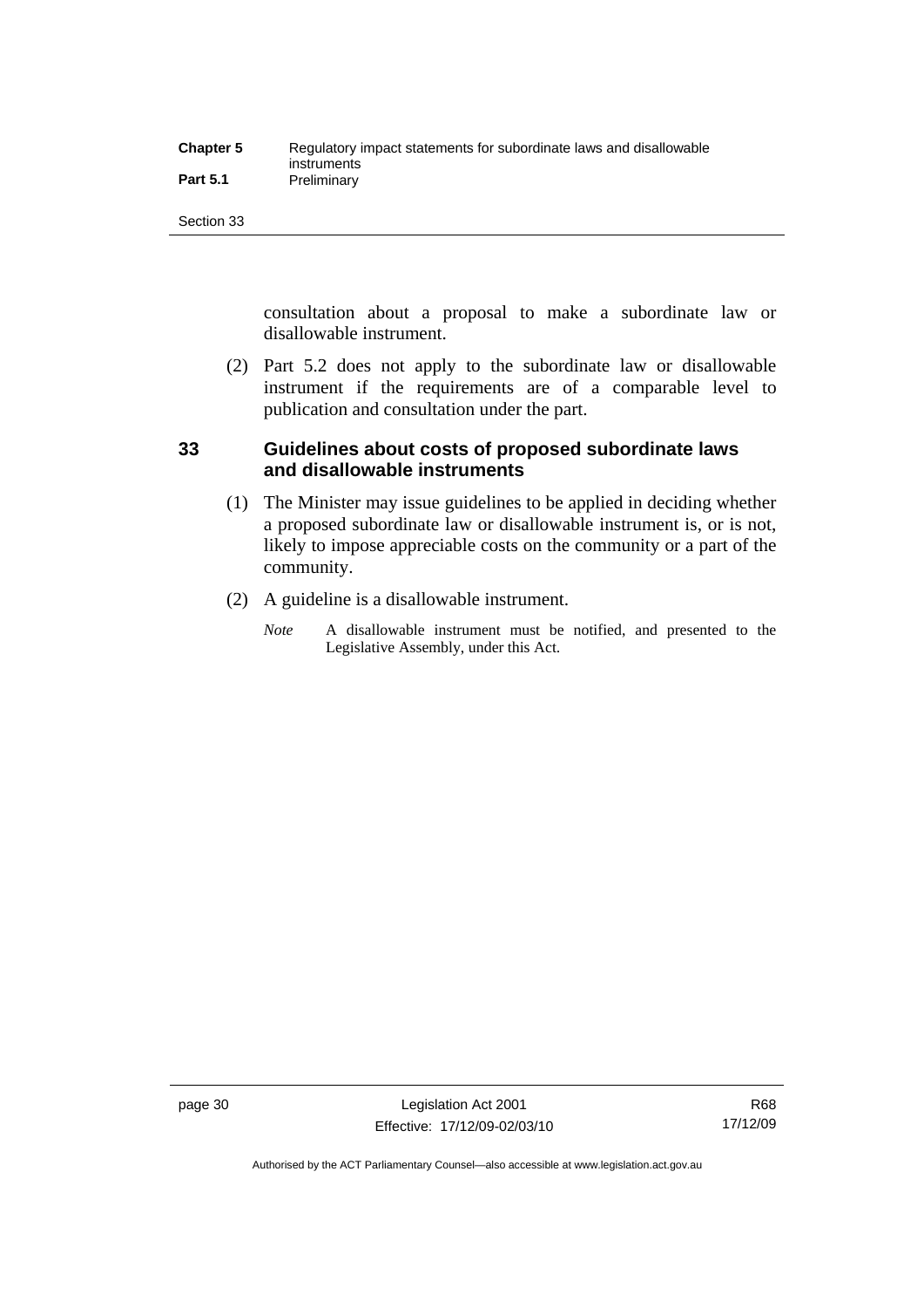consultation about a proposal to make a subordinate law or disallowable instrument.

(2) Part 5.2 does not apply to the subordinate law or disallowable instrument if the requirements are of a comparable level to publication and consultation under the part.

### 33 Guidelines about costs of proposed subordinate laws and disallowable instruments

(1) The Minister may issue guidelines to be applied in deciding whether a proposed subordinate law or disallowable instrument is, or is not, likely to impose appreciable costs on the community or a part of the community.

(2) A guideline is a disallowable instrument.

*Note* A disallowable instrument must be notified, and presented to the Legislative Assembly, under this Act.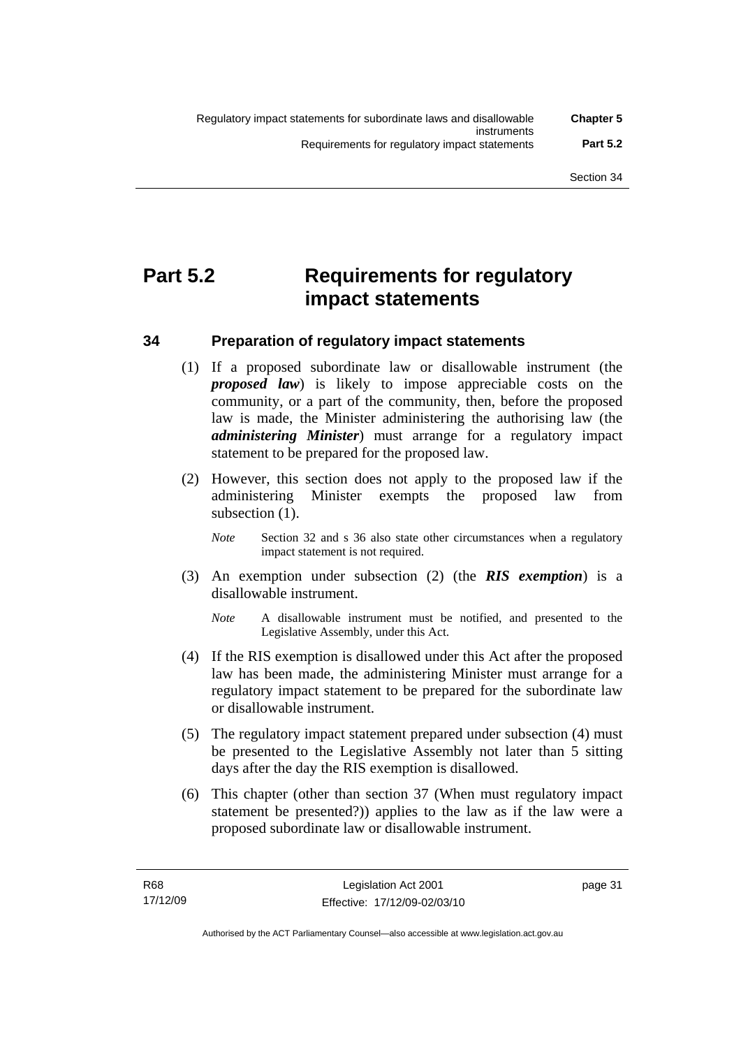# Part 5.2 Requirements for regulatory impact statements

## 34 Preparation of regulatory impact statements

(1) If a proposed subordinate law or disallowable instrument (the ***proposed law***) is likely to impose appreciable costs on the community, or a part of the community, then, before the proposed law is made, the Minister administering the authorising law (the ***administering Minister***) must arrange for a regulatory impact statement to be prepared for the proposed law.

(2) However, this section does not apply to the proposed law if the administering Minister exempts the proposed law from subsection (1).

*Note* Section 32 and s 36 also state other circumstances when a regulatory impact statement is not required.

(3) An exemption under subsection (2) (the ***RIS exemption***) is a disallowable instrument.

*Note* A disallowable instrument must be notified, and presented to the Legislative Assembly, under this Act.

(4) If the RIS exemption is disallowed under this Act after the proposed law has been made, the administering Minister must arrange for a regulatory impact statement to be prepared for the subordinate law or disallowable instrument.

(5) The regulatory impact statement prepared under subsection (4) must be presented to the Legislative Assembly not later than 5 sitting days after the day the RIS exemption is disallowed.

(6) This chapter (other than section 37 (When must regulatory impact statement be presented?)) applies to the law as if the law were a proposed subordinate law or disallowable instrument.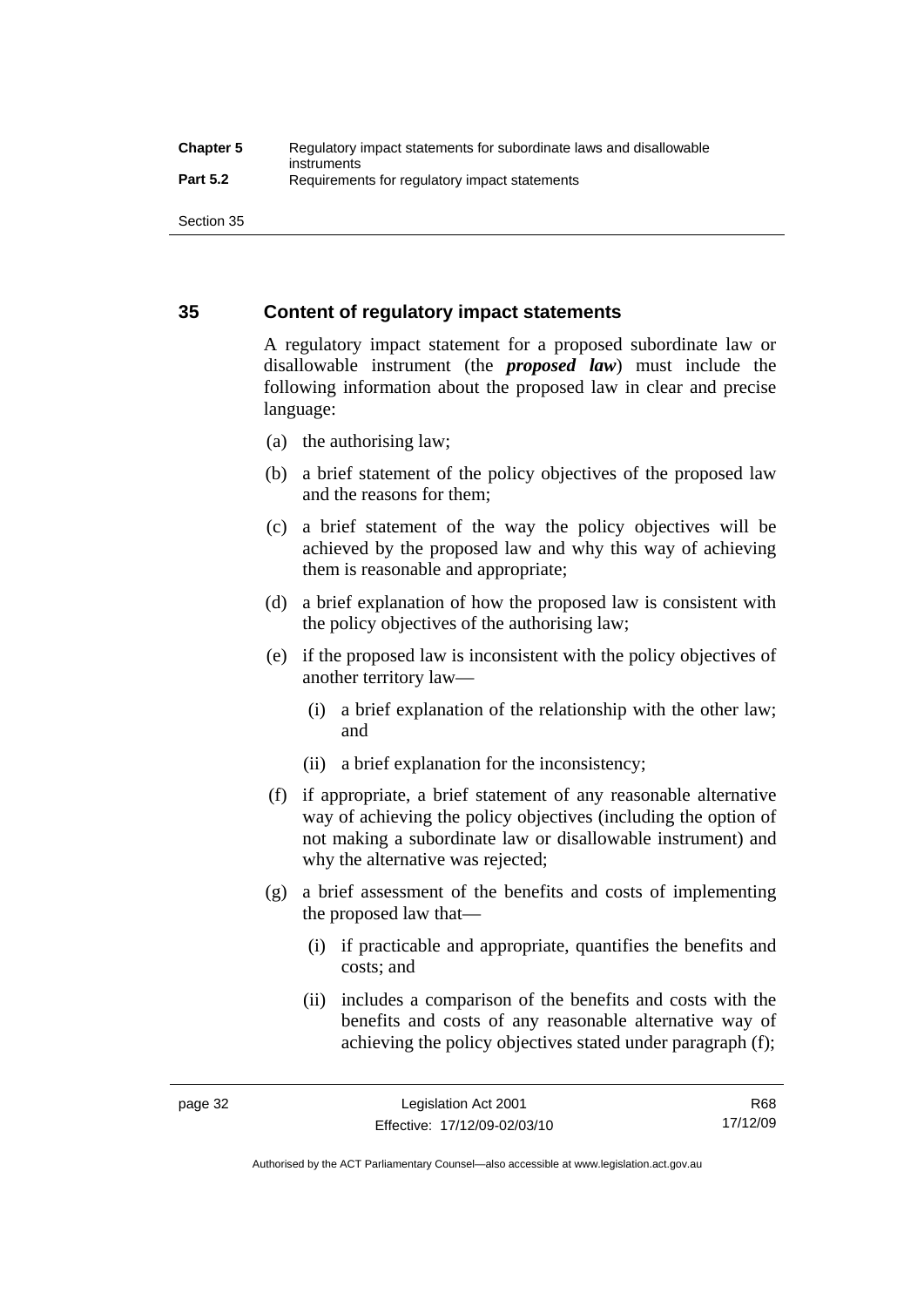## 35 Content of regulatory impact statements

A regulatory impact statement for a proposed subordinate law or disallowable instrument (the ***proposed law***) must include the following information about the proposed law in clear and precise language:

(a) the authorising law;

(b) a brief statement of the policy objectives of the proposed law and the reasons for them;

(c) a brief statement of the way the policy objectives will be achieved by the proposed law and why this way of achieving them is reasonable and appropriate;

(d) a brief explanation of how the proposed law is consistent with the policy objectives of the authorising law;

(e) if the proposed law is inconsistent with the policy objectives of another territory law—

(i) a brief explanation of the relationship with the other law; and

(ii) a brief explanation for the inconsistency;

(f) if appropriate, a brief statement of any reasonable alternative way of achieving the policy objectives (including the option of not making a subordinate law or disallowable instrument) and why the alternative was rejected;

(g) a brief assessment of the benefits and costs of implementing the proposed law that—

(i) if practicable and appropriate, quantifies the benefits and costs; and

(ii) includes a comparison of the benefits and costs with the benefits and costs of any reasonable alternative way of achieving the policy objectives stated under paragraph (f);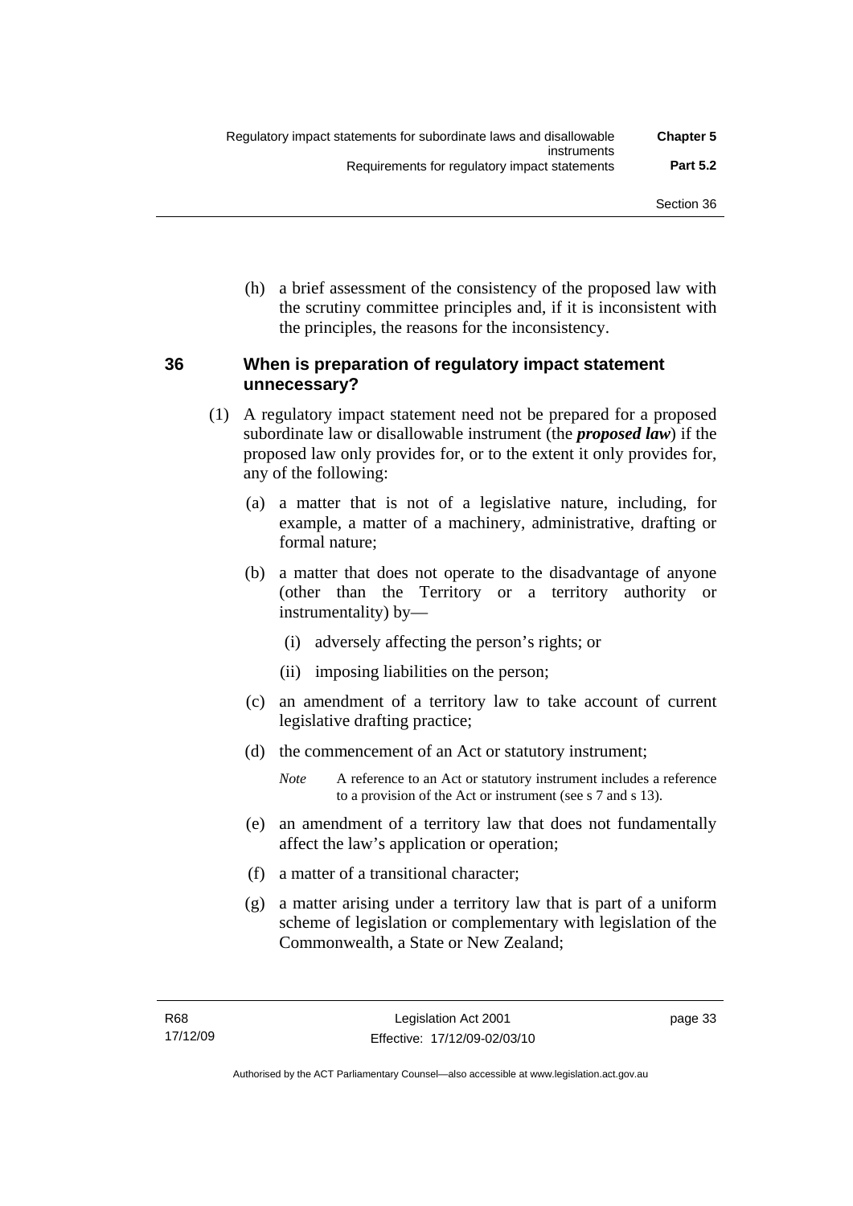(h) a brief assessment of the consistency of the proposed law with the scrutiny committee principles and, if it is inconsistent with the principles, the reasons for the inconsistency.

## 36 When is preparation of regulatory impact statement unnecessary?

(1) A regulatory impact statement need not be prepared for a proposed subordinate law or disallowable instrument (the ***proposed law***) if the proposed law only provides for, or to the extent it only provides for, any of the following:

(a) a matter that is not of a legislative nature, including, for example, a matter of a machinery, administrative, drafting or formal nature;

(b) a matter that does not operate to the disadvantage of anyone (other than the Territory or a territory authority or instrumentality) by—

(i) adversely affecting the person's rights; or

(ii) imposing liabilities on the person;

(c) an amendment of a territory law to take account of current legislative drafting practice;

(d) the commencement of an Act or statutory instrument;

*Note* A reference to an Act or statutory instrument includes a reference to a provision of the Act or instrument (see s 7 and s 13).

(e) an amendment of a territory law that does not fundamentally affect the law's application or operation;

(f) a matter of a transitional character;

(g) a matter arising under a territory law that is part of a uniform scheme of legislation or complementary with legislation of the Commonwealth, a State or New Zealand;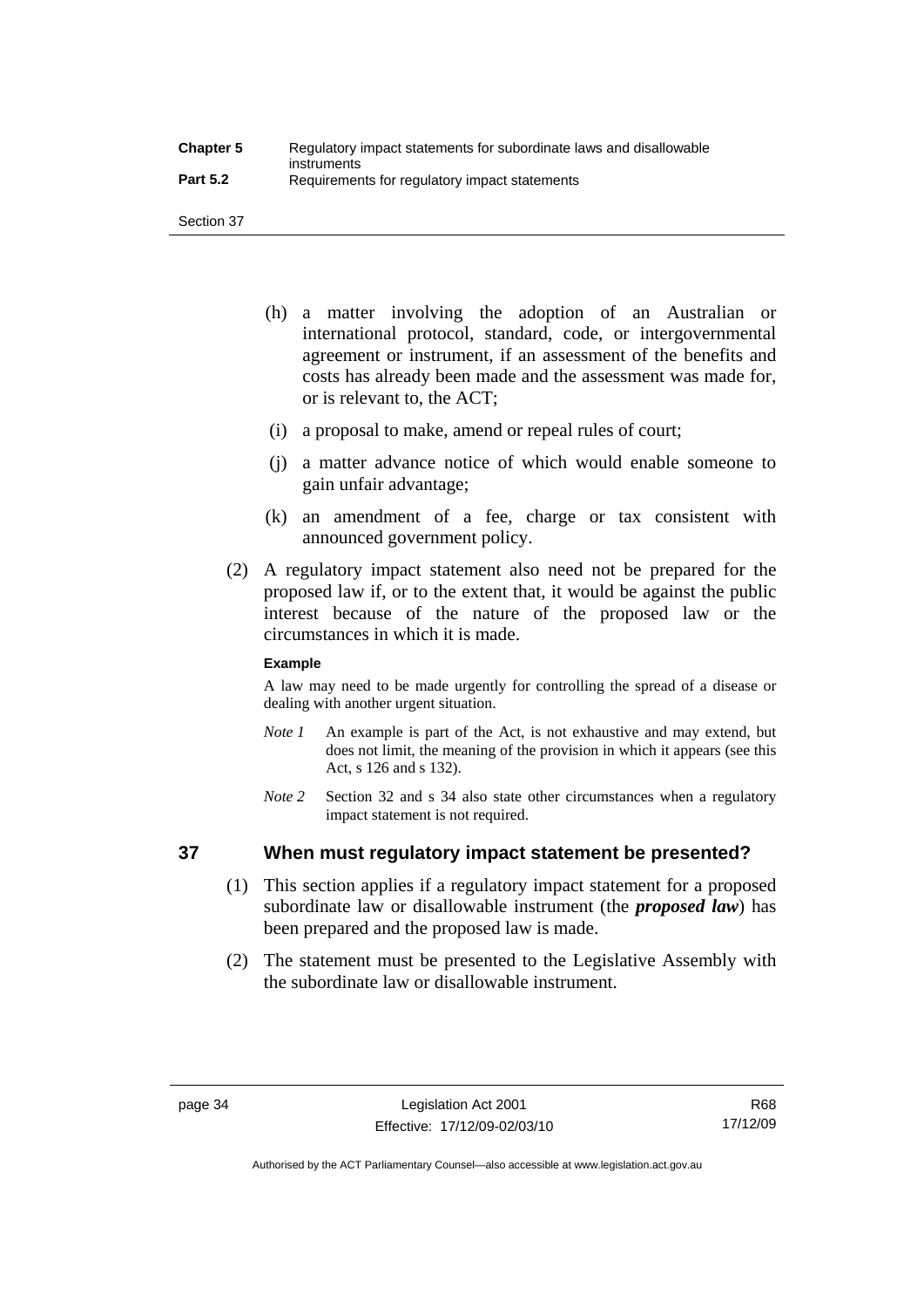(h) a matter involving the adoption of an Australian or international protocol, standard, code, or intergovernmental agreement or instrument, if an assessment of the benefits and costs has already been made and the assessment was made for, or is relevant to, the ACT;

(i) a proposal to make, amend or repeal rules of court;

(j) a matter advance notice of which would enable someone to gain unfair advantage;

(k) an amendment of a fee, charge or tax consistent with announced government policy.

(2) A regulatory impact statement also need not be prepared for the proposed law if, or to the extent that, it would be against the public interest because of the nature of the proposed law or the circumstances in which it is made.

**Example**

A law may need to be made urgently for controlling the spread of a disease or dealing with another urgent situation.

*Note 1* An example is part of the Act, is not exhaustive and may extend, but does not limit, the meaning of the provision in which it appears (see this Act, s 126 and s 132).

*Note 2* Section 32 and s 34 also state other circumstances when a regulatory impact statement is not required.

## 37 When must regulatory impact statement be presented?

(1) This section applies if a regulatory impact statement for a proposed subordinate law or disallowable instrument (the ***proposed law***) has been prepared and the proposed law is made.

(2) The statement must be presented to the Legislative Assembly with the subordinate law or disallowable instrument.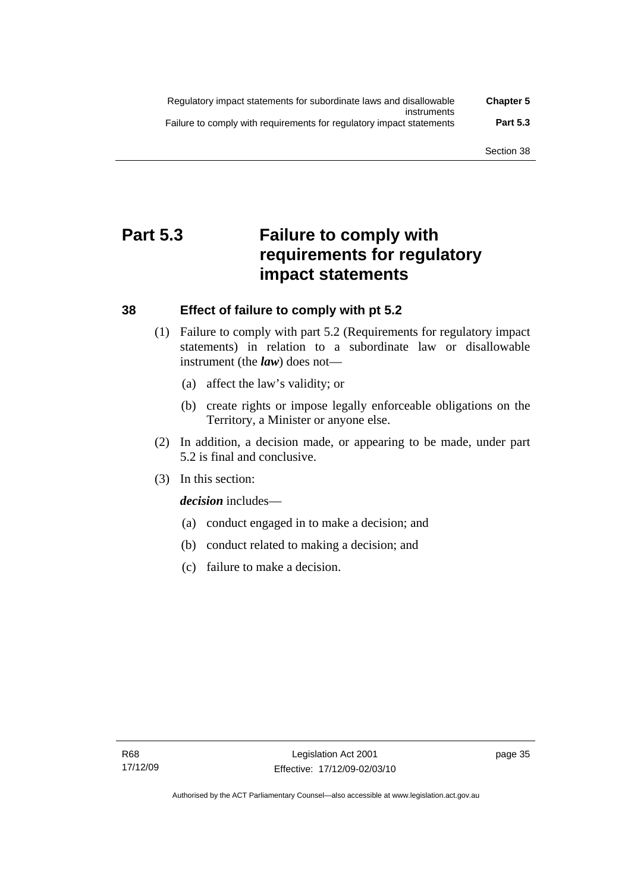# Part 5.3 Failure to comply with requirements for regulatory impact statements

## 38 Effect of failure to comply with pt 5.2

(1) Failure to comply with part 5.2 (Requirements for regulatory impact statements) in relation to a subordinate law or disallowable instrument (the ***law***) does not—

(a) affect the law's validity; or

(b) create rights or impose legally enforceable obligations on the Territory, a Minister or anyone else.

(2) In addition, a decision made, or appearing to be made, under part 5.2 is final and conclusive.

(3) In this section:

***decision*** includes—

(a) conduct engaged in to make a decision; and

(b) conduct related to making a decision; and

(c) failure to make a decision.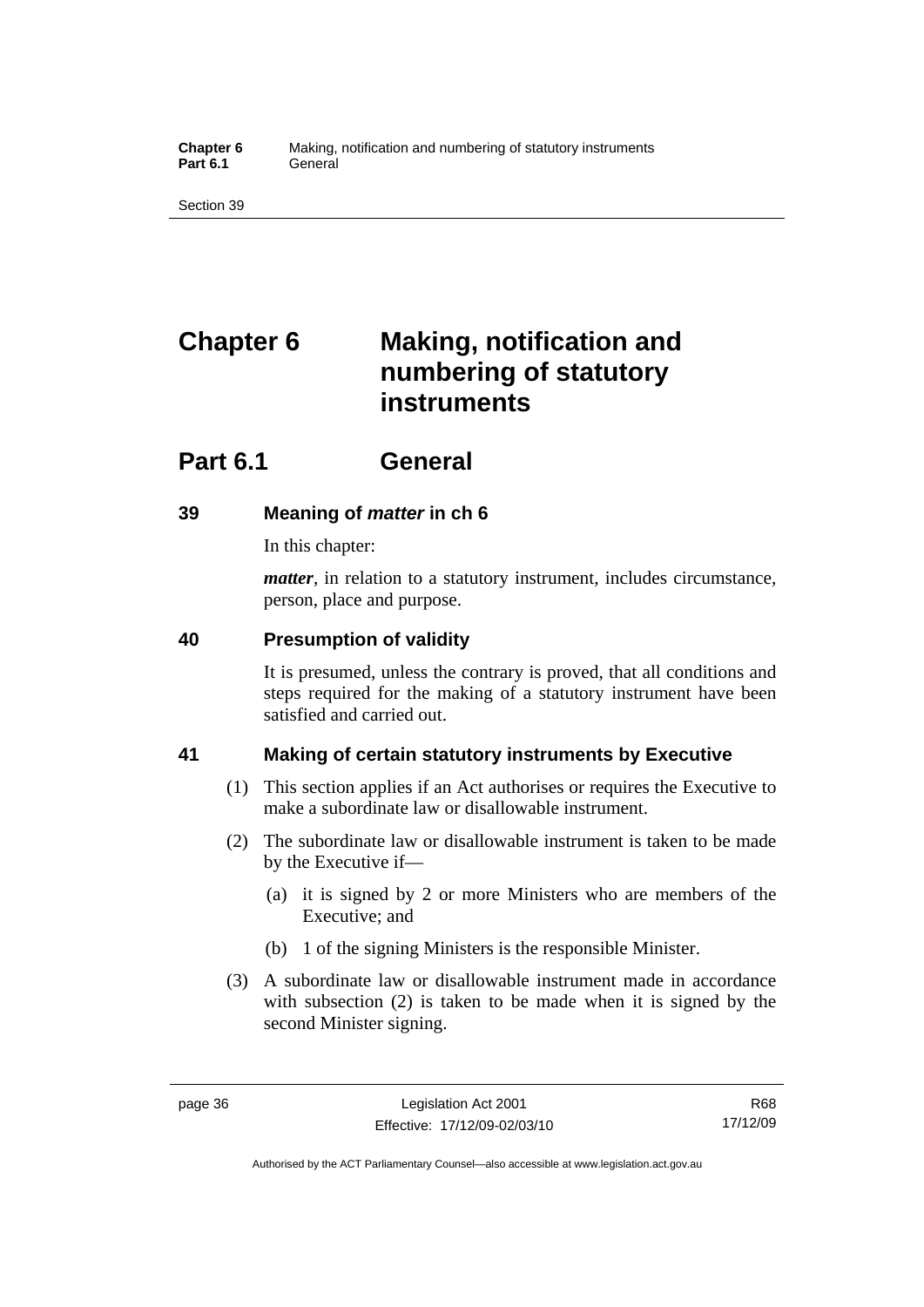# Chapter 6 Making, notification and numbering of statutory instruments

## Part 6.1 General

### 39 Meaning of *matter* in ch 6

In this chapter:

***matter***, in relation to a statutory instrument, includes circumstance, person, place and purpose.

### 40 Presumption of validity

It is presumed, unless the contrary is proved, that all conditions and steps required for the making of a statutory instrument have been satisfied and carried out.

### 41 Making of certain statutory instruments by Executive

(1) This section applies if an Act authorises or requires the Executive to make a subordinate law or disallowable instrument.

(2) The subordinate law or disallowable instrument is taken to be made by the Executive if—

(a) it is signed by 2 or more Ministers who are members of the Executive; and

(b) 1 of the signing Ministers is the responsible Minister.

(3) A subordinate law or disallowable instrument made in accordance with subsection (2) is taken to be made when it is signed by the second Minister signing.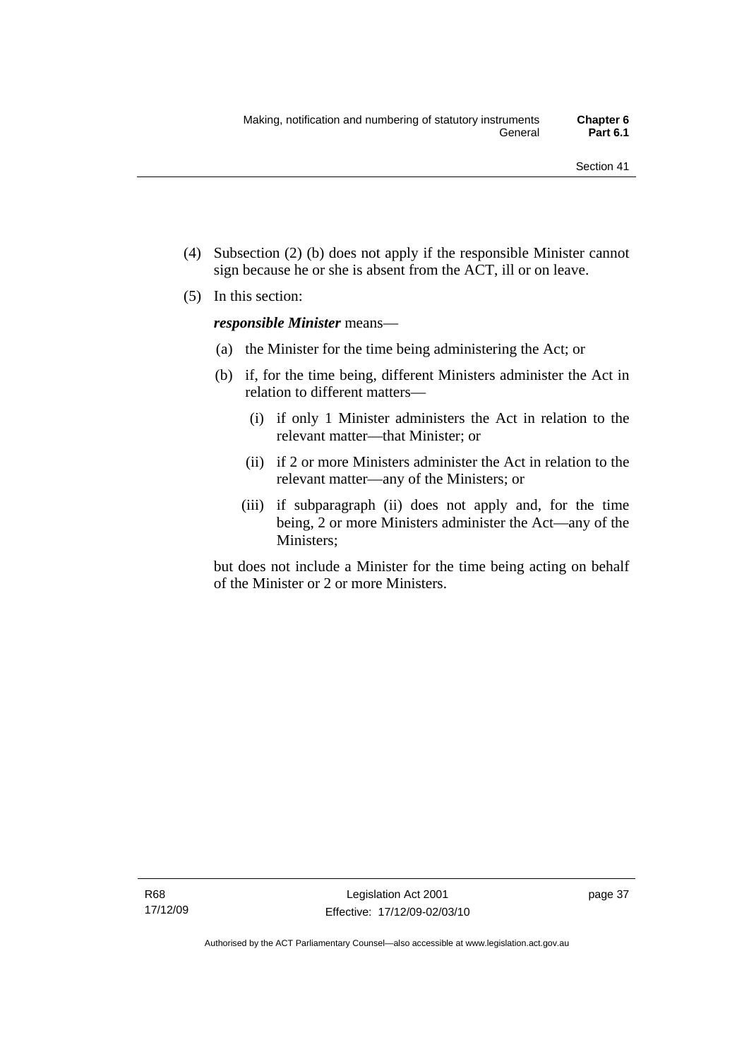(4) Subsection (2) (b) does not apply if the responsible Minister cannot sign because he or she is absent from the ACT, ill or on leave.

(5) In this section:

***responsible Minister*** means—

(a) the Minister for the time being administering the Act; or

(b) if, for the time being, different Ministers administer the Act in relation to different matters—

(i) if only 1 Minister administers the Act in relation to the relevant matter—that Minister; or

(ii) if 2 or more Ministers administer the Act in relation to the relevant matter—any of the Ministers; or

(iii) if subparagraph (ii) does not apply and, for the time being, 2 or more Ministers administer the Act—any of the Ministers;

but does not include a Minister for the time being acting on behalf of the Minister or 2 or more Ministers.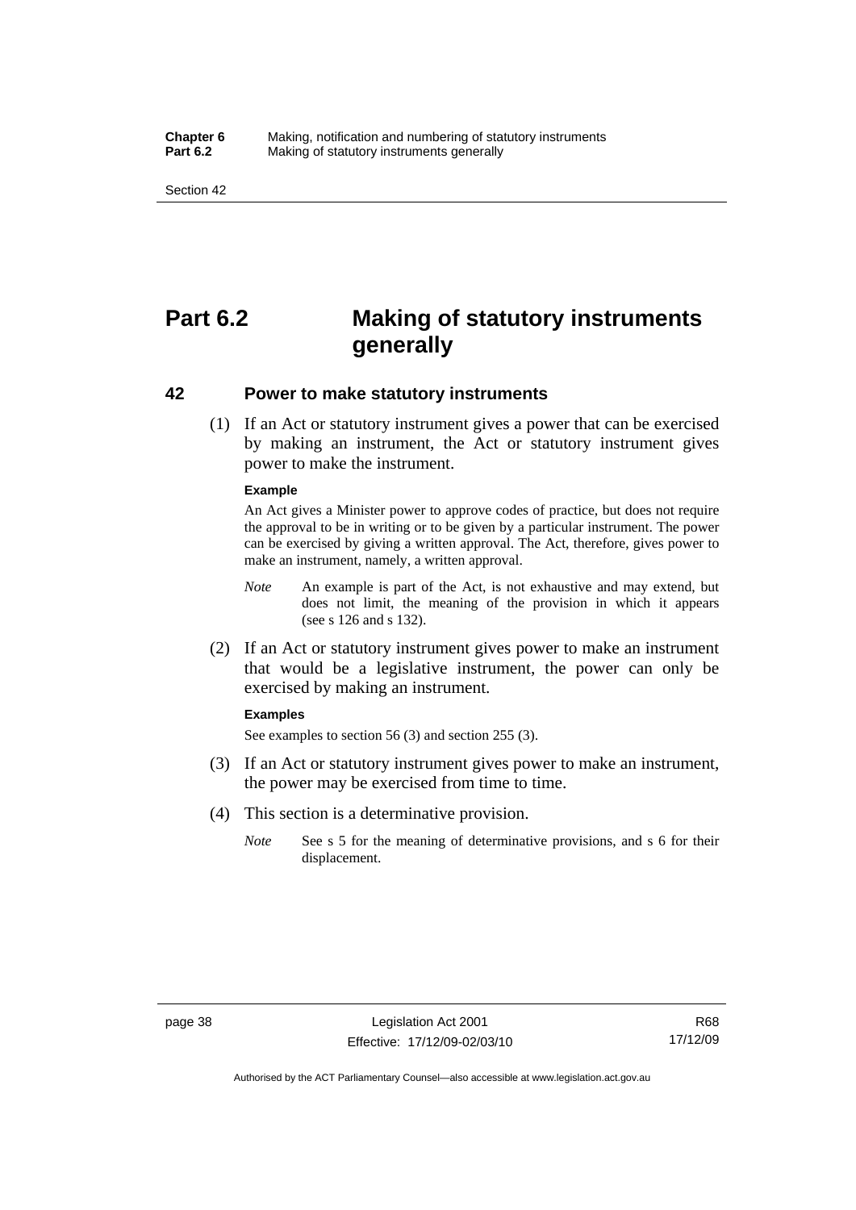# Part 6.2 Making of statutory instruments generally

## 42 Power to make statutory instruments

(1) If an Act or statutory instrument gives a power that can be exercised by making an instrument, the Act or statutory instrument gives power to make the instrument.

**Example**

An Act gives a Minister power to approve codes of practice, but does not require the approval to be in writing or to be given by a particular instrument. The power can be exercised by giving a written approval. The Act, therefore, gives power to make an instrument, namely, a written approval.

*Note* An example is part of the Act, is not exhaustive and may extend, but does not limit, the meaning of the provision in which it appears (see s 126 and s 132).

(2) If an Act or statutory instrument gives power to make an instrument that would be a legislative instrument, the power can only be exercised by making an instrument.

**Examples**

See examples to section 56 (3) and section 255 (3).

(3) If an Act or statutory instrument gives power to make an instrument, the power may be exercised from time to time.

(4) This section is a determinative provision.

*Note* See s 5 for the meaning of determinative provisions, and s 6 for their displacement.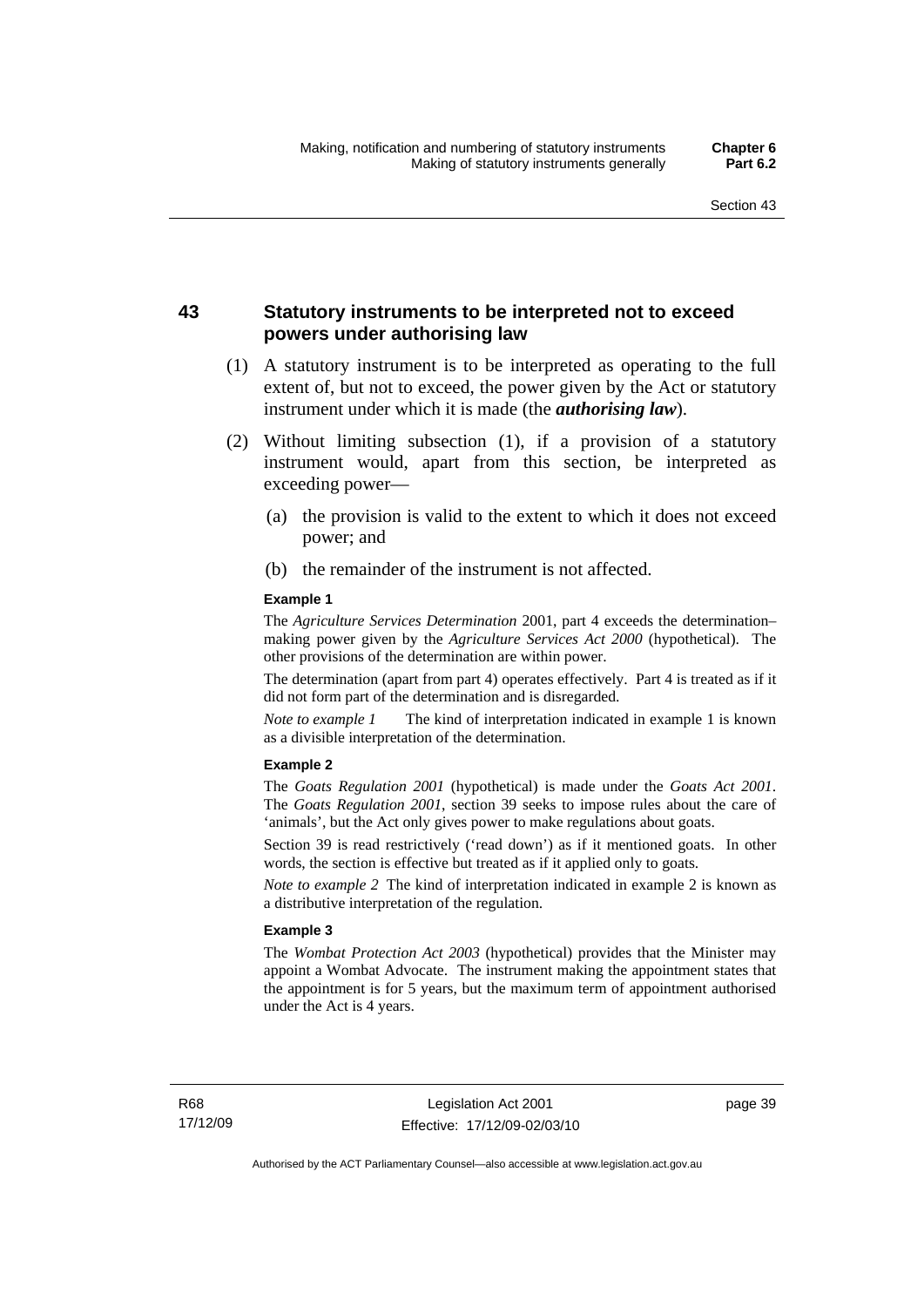## 43 Statutory instruments to be interpreted not to exceed powers under authorising law

(1) A statutory instrument is to be interpreted as operating to the full extent of, but not to exceed, the power given by the Act or statutory instrument under which it is made (the ***authorising law***).

(2) Without limiting subsection (1), if a provision of a statutory instrument would, apart from this section, be interpreted as exceeding power—

(a) the provision is valid to the extent to which it does not exceed power; and

(b) the remainder of the instrument is not affected.

**Example 1**

The *Agriculture Services Determination* 2001, part 4 exceeds the determination–making power given by the *Agriculture Services Act 2000* (hypothetical). The other provisions of the determination are within power.

The determination (apart from part 4) operates effectively. Part 4 is treated as if it did not form part of the determination and is disregarded.

*Note to example 1* The kind of interpretation indicated in example 1 is known as a divisible interpretation of the determination.

**Example 2**

The *Goats Regulation 2001* (hypothetical) is made under the *Goats Act 2001*. The *Goats Regulation 2001*, section 39 seeks to impose rules about the care of 'animals', but the Act only gives power to make regulations about goats.

Section 39 is read restrictively ('read down') as if it mentioned goats. In other words, the section is effective but treated as if it applied only to goats.

*Note to example 2* The kind of interpretation indicated in example 2 is known as a distributive interpretation of the regulation.

**Example 3**

The *Wombat Protection Act 2003* (hypothetical) provides that the Minister may appoint a Wombat Advocate. The instrument making the appointment states that the appointment is for 5 years, but the maximum term of appointment authorised under the Act is 4 years.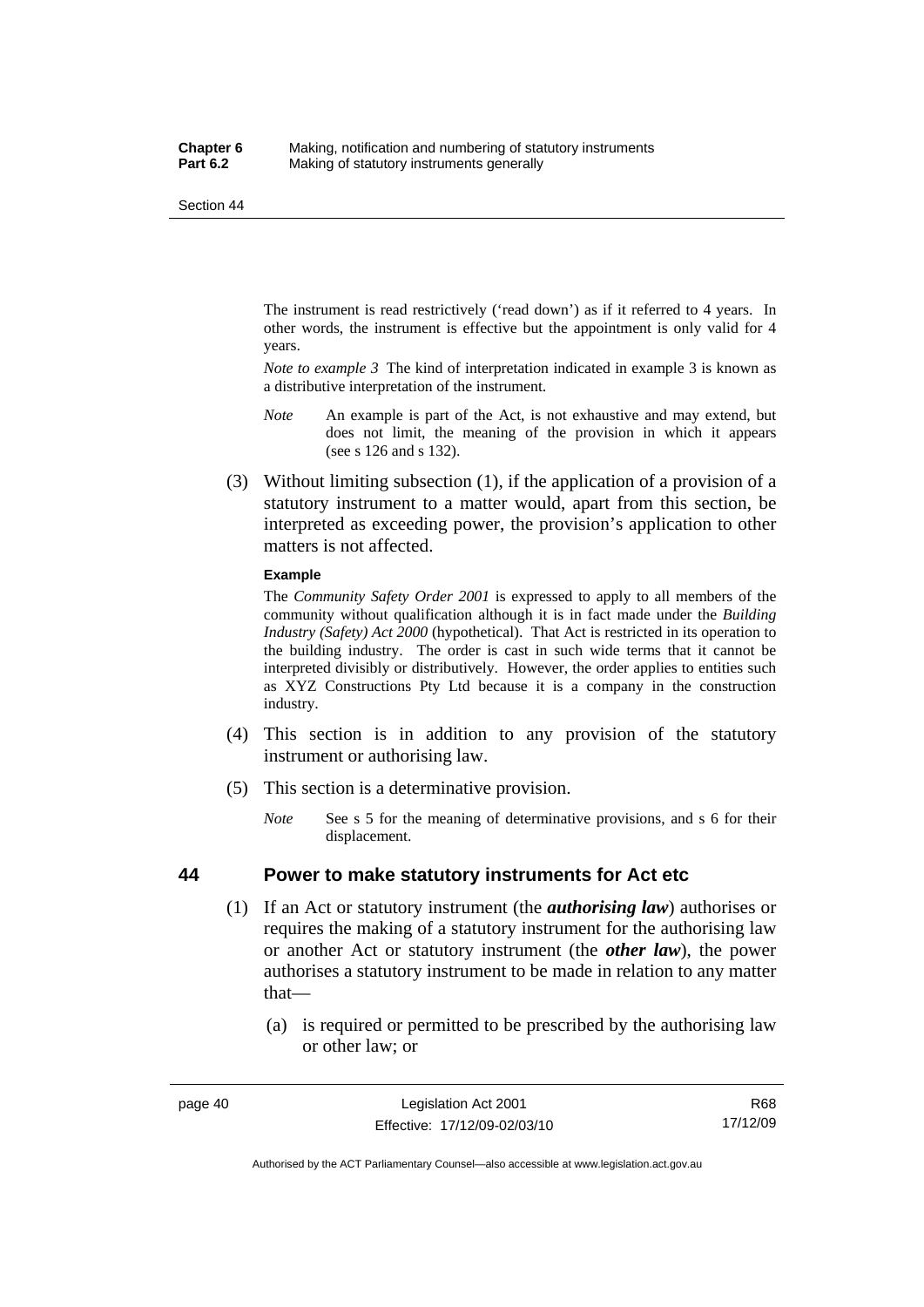The instrument is read restrictively ('read down') as if it referred to 4 years. In other words, the instrument is effective but the appointment is only valid for 4 years.

*Note to example 3* The kind of interpretation indicated in example 3 is known as a distributive interpretation of the instrument.

*Note* An example is part of the Act, is not exhaustive and may extend, but does not limit, the meaning of the provision in which it appears (see s 126 and s 132).

(3) Without limiting subsection (1), if the application of a provision of a statutory instrument to a matter would, apart from this section, be interpreted as exceeding power, the provision's application to other matters is not affected.

**Example**

The *Community Safety Order 2001* is expressed to apply to all members of the community without qualification although it is in fact made under the *Building Industry (Safety) Act 2000* (hypothetical). That Act is restricted in its operation to the building industry. The order is cast in such wide terms that it cannot be interpreted divisibly or distributively. However, the order applies to entities such as XYZ Constructions Pty Ltd because it is a company in the construction industry.

(4) This section is in addition to any provision of the statutory instrument or authorising law.

(5) This section is a determinative provision.

*Note* See s 5 for the meaning of determinative provisions, and s 6 for their displacement.

## 44 Power to make statutory instruments for Act etc

(1) If an Act or statutory instrument (the ***authorising law***) authorises or requires the making of a statutory instrument for the authorising law or another Act or statutory instrument (the ***other law***), the power authorises a statutory instrument to be made in relation to any matter that—

(a) is required or permitted to be prescribed by the authorising law or other law; or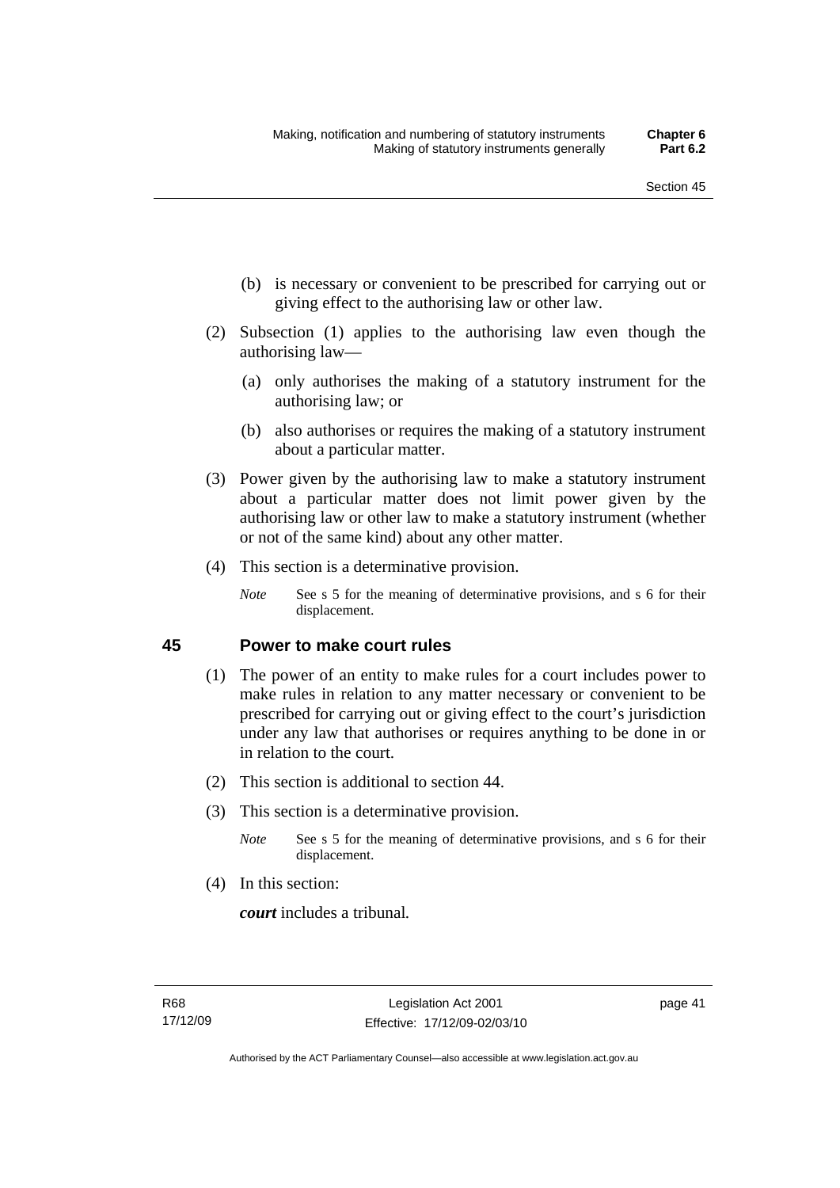(b) is necessary or convenient to be prescribed for carrying out or giving effect to the authorising law or other law.

(2) Subsection (1) applies to the authorising law even though the authorising law—

(a) only authorises the making of a statutory instrument for the authorising law; or

(b) also authorises or requires the making of a statutory instrument about a particular matter.

(3) Power given by the authorising law to make a statutory instrument about a particular matter does not limit power given by the authorising law or other law to make a statutory instrument (whether or not of the same kind) about any other matter.

(4) This section is a determinative provision.

*Note* See s 5 for the meaning of determinative provisions, and s 6 for their displacement.

## 45 Power to make court rules

(1) The power of an entity to make rules for a court includes power to make rules in relation to any matter necessary or convenient to be prescribed for carrying out or giving effect to the court's jurisdiction under any law that authorises or requires anything to be done in or in relation to the court.

(2) This section is additional to section 44.

(3) This section is a determinative provision.

*Note* See s 5 for the meaning of determinative provisions, and s 6 for their displacement.

(4) In this section:

***court*** includes a tribunal.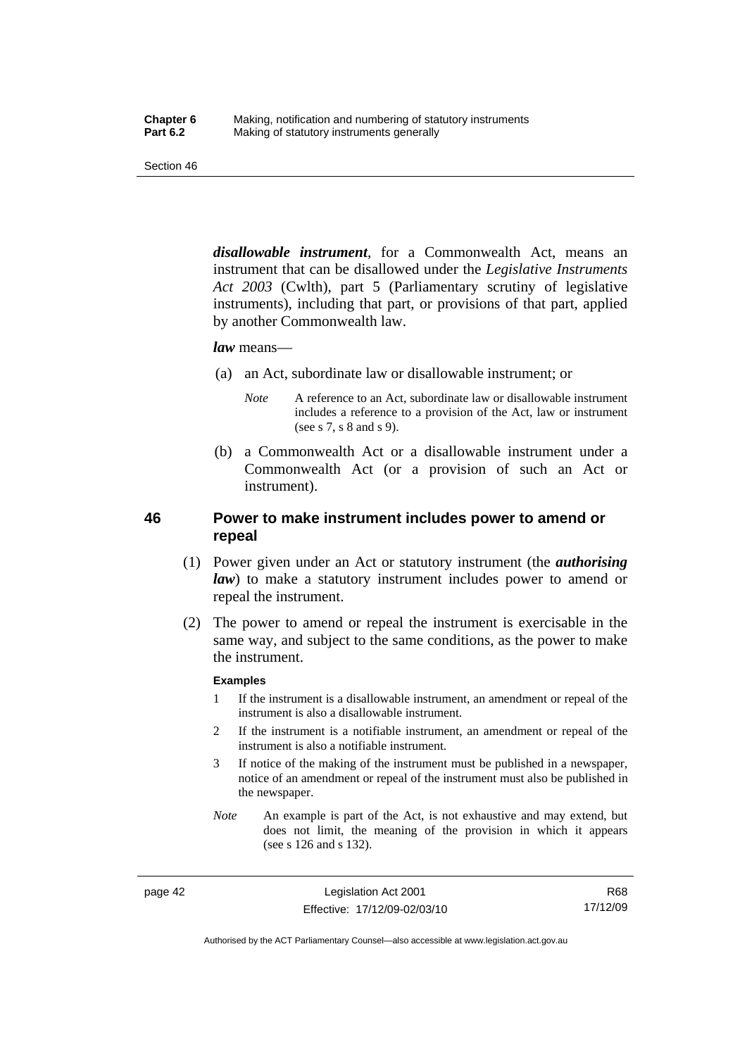***disallowable instrument***, for a Commonwealth Act, means an instrument that can be disallowed under the *Legislative Instruments Act 2003* (Cwlth), part 5 (Parliamentary scrutiny of legislative instruments), including that part, or provisions of that part, applied by another Commonwealth law.

***law*** means—

(a) an Act, subordinate law or disallowable instrument; or

*Note* A reference to an Act, subordinate law or disallowable instrument includes a reference to a provision of the Act, law or instrument (see s 7, s 8 and s 9).

(b) a Commonwealth Act or a disallowable instrument under a Commonwealth Act (or a provision of such an Act or instrument).

## 46 Power to make instrument includes power to amend or repeal

(1) Power given under an Act or statutory instrument (the ***authorising law***) to make a statutory instrument includes power to amend or repeal the instrument.

(2) The power to amend or repeal the instrument is exercisable in the same way, and subject to the same conditions, as the power to make the instrument.

**Examples**

1 If the instrument is a disallowable instrument, an amendment or repeal of the instrument is also a disallowable instrument.

2 If the instrument is a notifiable instrument, an amendment or repeal of the instrument is also a notifiable instrument.

3 If notice of the making of the instrument must be published in a newspaper, notice of an amendment or repeal of the instrument must also be published in the newspaper.

*Note* An example is part of the Act, is not exhaustive and may extend, but does not limit, the meaning of the provision in which it appears (see s 126 and s 132).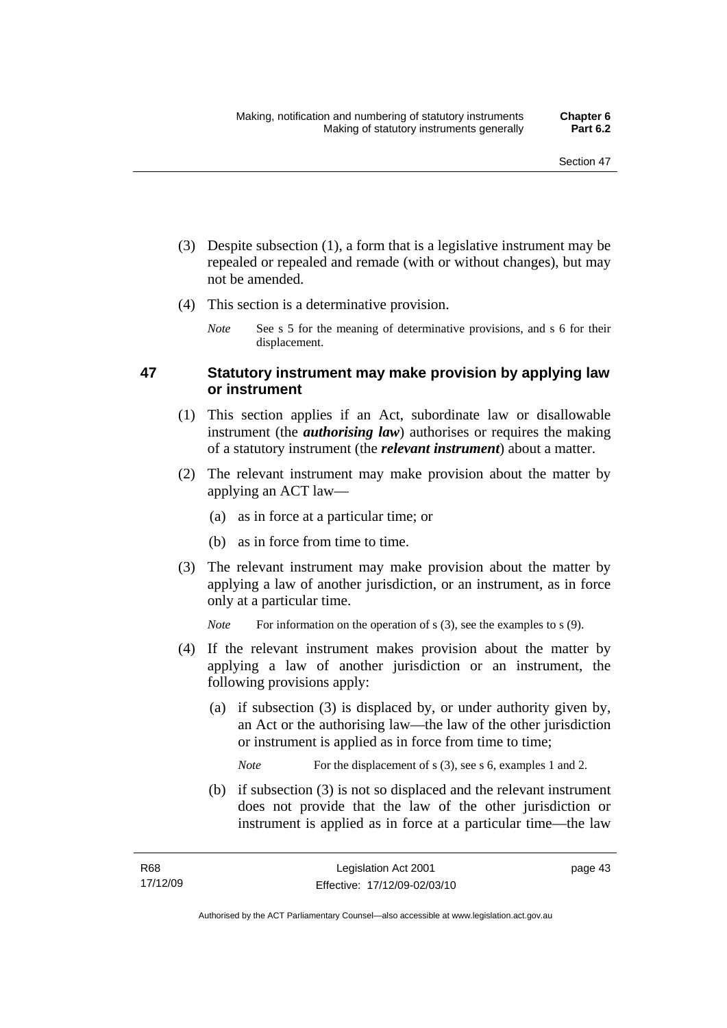(3) Despite subsection (1), a form that is a legislative instrument may be repealed or repealed and remade (with or without changes), but may not be amended.

(4) This section is a determinative provision.

*Note* See s 5 for the meaning of determinative provisions, and s 6 for their displacement.

## 47 Statutory instrument may make provision by applying law or instrument

(1) This section applies if an Act, subordinate law or disallowable instrument (the ***authorising law***) authorises or requires the making of a statutory instrument (the ***relevant instrument***) about a matter.

(2) The relevant instrument may make provision about the matter by applying an ACT law—

(a) as in force at a particular time; or

(b) as in force from time to time.

(3) The relevant instrument may make provision about the matter by applying a law of another jurisdiction, or an instrument, as in force only at a particular time.

*Note* For information on the operation of s (3), see the examples to s (9).

(4) If the relevant instrument makes provision about the matter by applying a law of another jurisdiction or an instrument, the following provisions apply:

(a) if subsection (3) is displaced by, or under authority given by, an Act or the authorising law—the law of the other jurisdiction or instrument is applied as in force from time to time;

*Note* For the displacement of s (3), see s 6, examples 1 and 2.

(b) if subsection (3) is not so displaced and the relevant instrument does not provide that the law of the other jurisdiction or instrument is applied as in force at a particular time—the law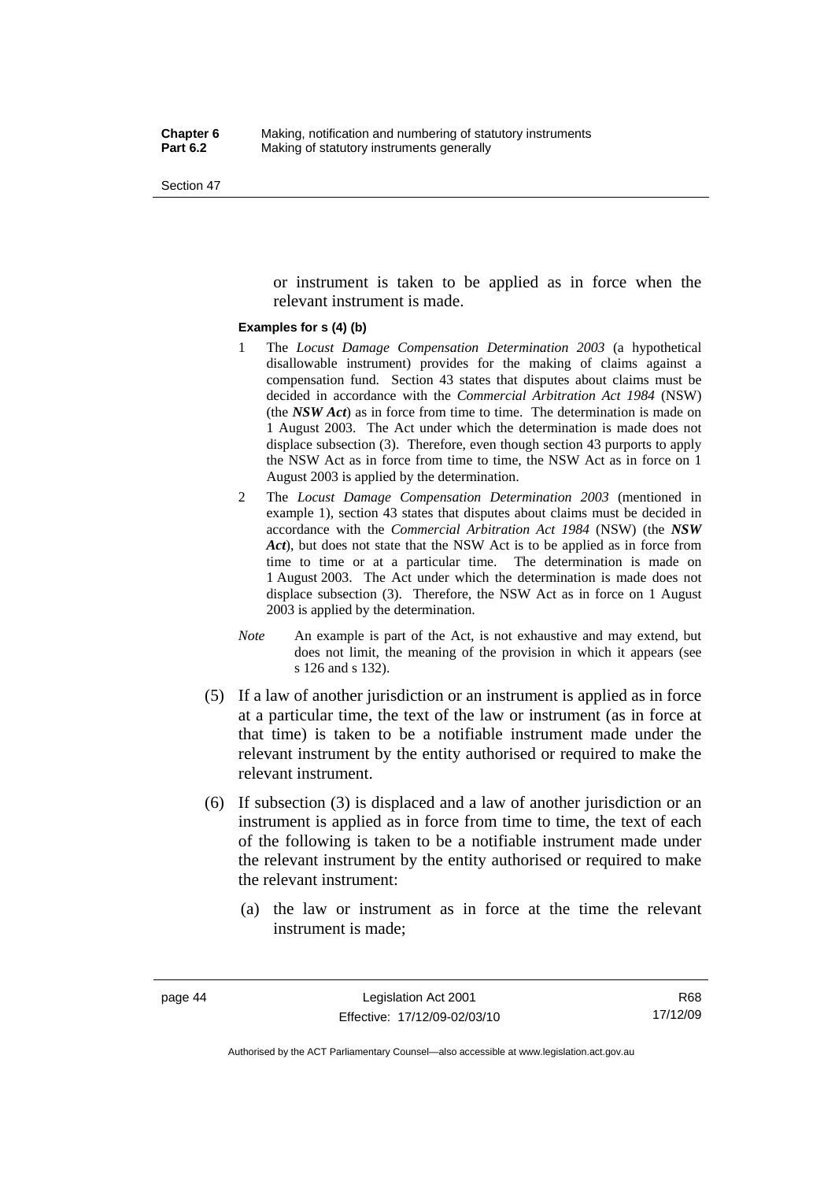or instrument is taken to be applied as in force when the relevant instrument is made.

**Examples for s (4) (b)**

1 The *Locust Damage Compensation Determination 2003* (a hypothetical disallowable instrument) provides for the making of claims against a compensation fund. Section 43 states that disputes about claims must be decided in accordance with the *Commercial Arbitration Act 1984* (NSW) (the ***NSW Act***) as in force from time to time. The determination is made on 1 August 2003. The Act under which the determination is made does not displace subsection (3). Therefore, even though section 43 purports to apply the NSW Act as in force from time to time, the NSW Act as in force on 1 August 2003 is applied by the determination.

2 The *Locust Damage Compensation Determination 2003* (mentioned in example 1), section 43 states that disputes about claims must be decided in accordance with the *Commercial Arbitration Act 1984* (NSW) (the ***NSW Act***), but does not state that the NSW Act is to be applied as in force from time to time or at a particular time. The determination is made on 1 August 2003. The Act under which the determination is made does not displace subsection (3). Therefore, the NSW Act as in force on 1 August 2003 is applied by the determination.

*Note* An example is part of the Act, is not exhaustive and may extend, but does not limit, the meaning of the provision in which it appears (see s 126 and s 132).

(5) If a law of another jurisdiction or an instrument is applied as in force at a particular time, the text of the law or instrument (as in force at that time) is taken to be a notifiable instrument made under the relevant instrument by the entity authorised or required to make the relevant instrument.

(6) If subsection (3) is displaced and a law of another jurisdiction or an instrument is applied as in force from time to time, the text of each of the following is taken to be a notifiable instrument made under the relevant instrument by the entity authorised or required to make the relevant instrument:

(a) the law or instrument as in force at the time the relevant instrument is made;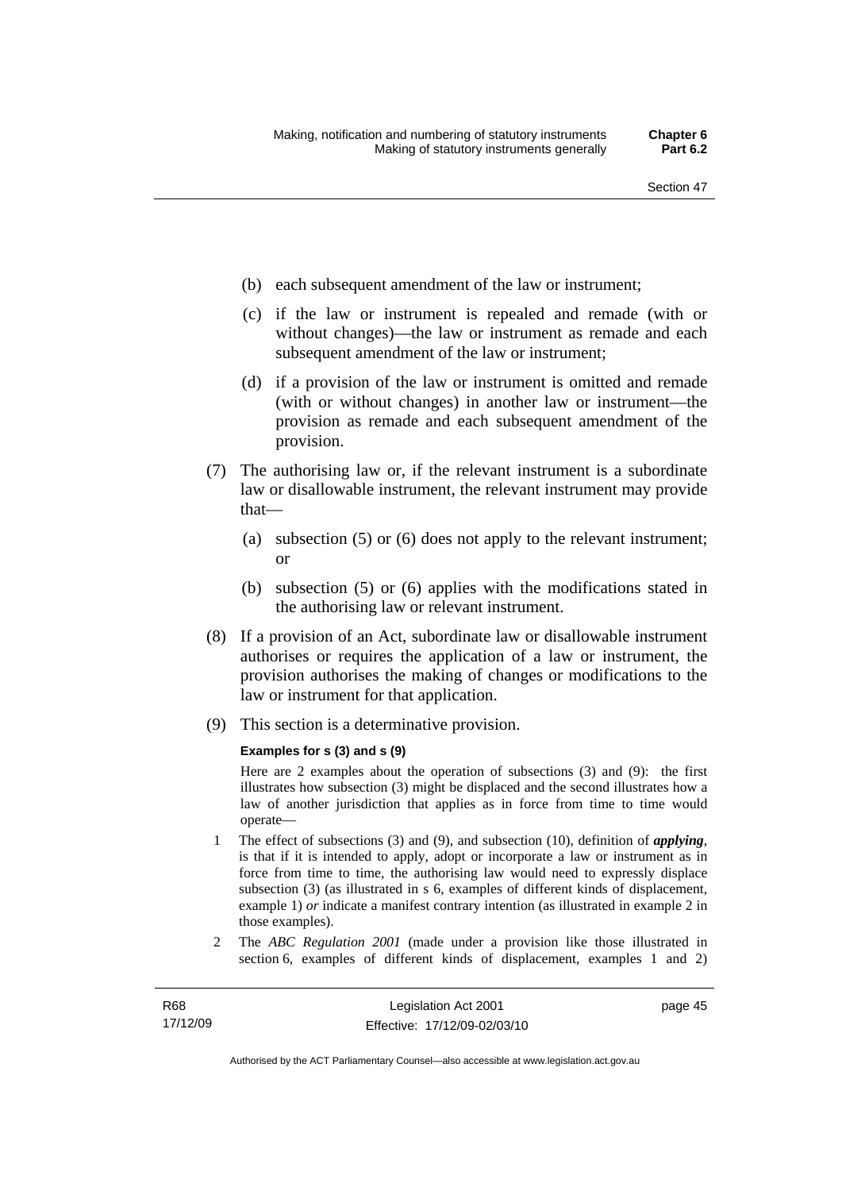(b) each subsequent amendment of the law or instrument;

(c) if the law or instrument is repealed and remade (with or without changes)—the law or instrument as remade and each subsequent amendment of the law or instrument;

(d) if a provision of the law or instrument is omitted and remade (with or without changes) in another law or instrument—the provision as remade and each subsequent amendment of the provision.

(7) The authorising law or, if the relevant instrument is a subordinate law or disallowable instrument, the relevant instrument may provide that—

(a) subsection (5) or (6) does not apply to the relevant instrument; or

(b) subsection (5) or (6) applies with the modifications stated in the authorising law or relevant instrument.

(8) If a provision of an Act, subordinate law or disallowable instrument authorises or requires the application of a law or instrument, the provision authorises the making of changes or modifications to the law or instrument for that application.

(9) This section is a determinative provision.

**Examples for s (3) and s (9)**

Here are 2 examples about the operation of subsections (3) and (9): the first illustrates how subsection (3) might be displaced and the second illustrates how a law of another jurisdiction that applies as in force from time to time would operate—

1 The effect of subsections (3) and (9), and subsection (10), definition of ***applying***, is that if it is intended to apply, adopt or incorporate a law or instrument as in force from time to time, the authorising law would need to expressly displace subsection (3) (as illustrated in s 6, examples of different kinds of displacement, example 1) *or* indicate a manifest contrary intention (as illustrated in example 2 in those examples).

2 The *ABC Regulation 2001* (made under a provision like those illustrated in section 6, examples of different kinds of displacement, examples 1 and 2)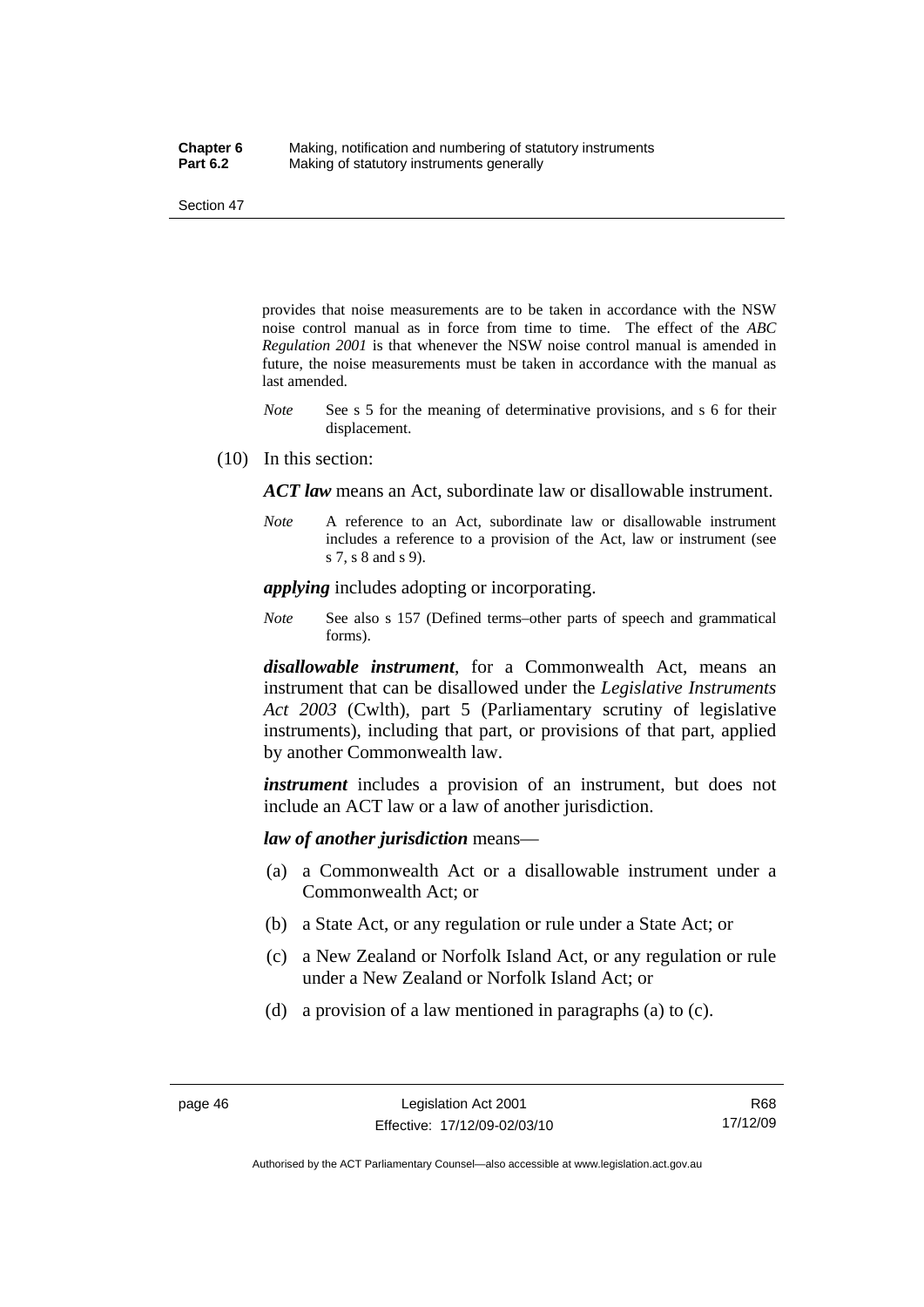provides that noise measurements are to be taken in accordance with the NSW noise control manual as in force from time to time. The effect of the *ABC Regulation 2001* is that whenever the NSW noise control manual is amended in future, the noise measurements must be taken in accordance with the manual as last amended.

*Note* See s 5 for the meaning of determinative provisions, and s 6 for their displacement.

(10) In this section:

***ACT law*** means an Act, subordinate law or disallowable instrument.

*Note* A reference to an Act, subordinate law or disallowable instrument includes a reference to a provision of the Act, law or instrument (see s 7, s 8 and s 9).

***applying*** includes adopting or incorporating.

*Note* See also s 157 (Defined terms–other parts of speech and grammatical forms).

***disallowable instrument***, for a Commonwealth Act, means an instrument that can be disallowed under the *Legislative Instruments Act 2003* (Cwlth), part 5 (Parliamentary scrutiny of legislative instruments), including that part, or provisions of that part, applied by another Commonwealth law.

***instrument*** includes a provision of an instrument, but does not include an ACT law or a law of another jurisdiction.

***law of another jurisdiction*** means—

(a) a Commonwealth Act or a disallowable instrument under a Commonwealth Act; or

(b) a State Act, or any regulation or rule under a State Act; or

(c) a New Zealand or Norfolk Island Act, or any regulation or rule under a New Zealand or Norfolk Island Act; or

(d) a provision of a law mentioned in paragraphs (a) to (c).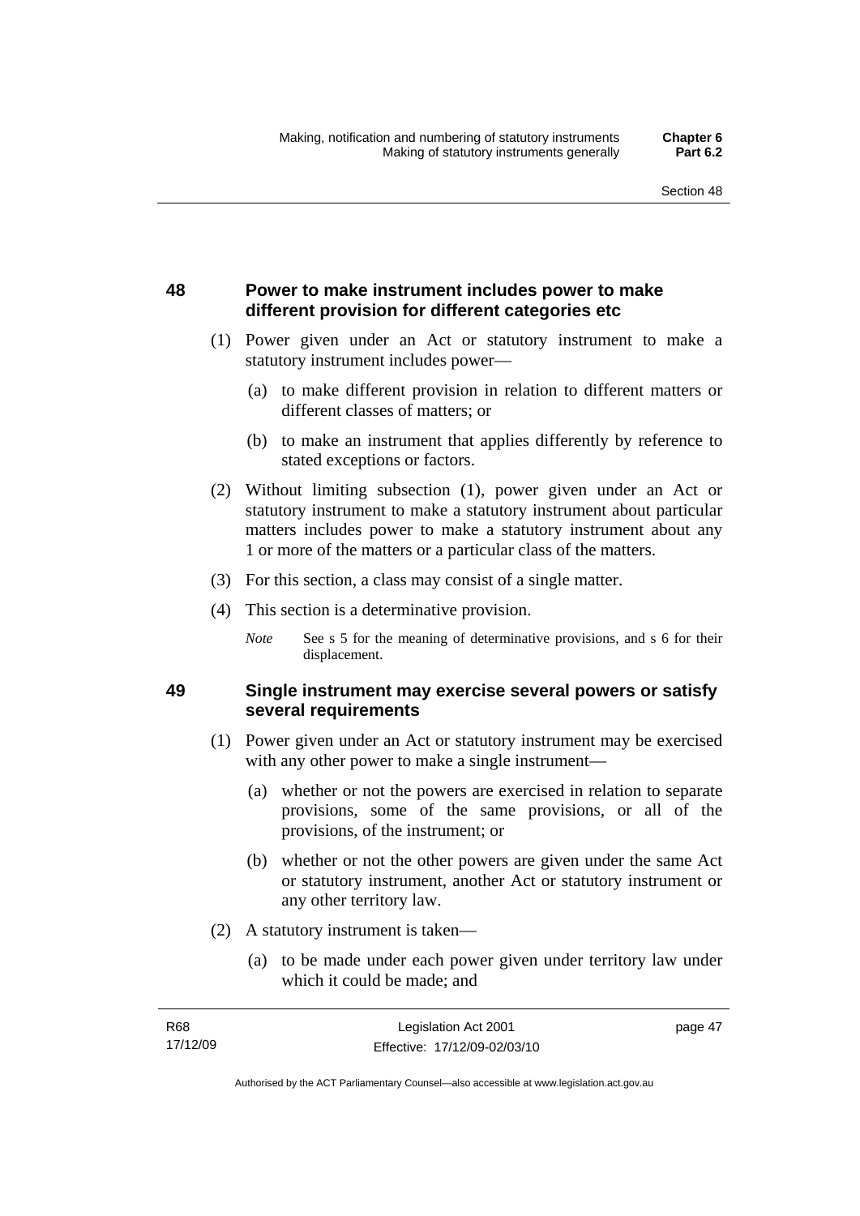## 48 Power to make instrument includes power to make different provision for different categories etc

(1) Power given under an Act or statutory instrument to make a statutory instrument includes power—

(a) to make different provision in relation to different matters or different classes of matters; or

(b) to make an instrument that applies differently by reference to stated exceptions or factors.

(2) Without limiting subsection (1), power given under an Act or statutory instrument to make a statutory instrument about particular matters includes power to make a statutory instrument about any 1 or more of the matters or a particular class of the matters.

(3) For this section, a class may consist of a single matter.

(4) This section is a determinative provision.

*Note* See s 5 for the meaning of determinative provisions, and s 6 for their displacement.

## 49 Single instrument may exercise several powers or satisfy several requirements

(1) Power given under an Act or statutory instrument may be exercised with any other power to make a single instrument—

(a) whether or not the powers are exercised in relation to separate provisions, some of the same provisions, or all of the provisions, of the instrument; or

(b) whether or not the other powers are given under the same Act or statutory instrument, another Act or statutory instrument or any other territory law.

(2) A statutory instrument is taken—

(a) to be made under each power given under territory law under which it could be made; and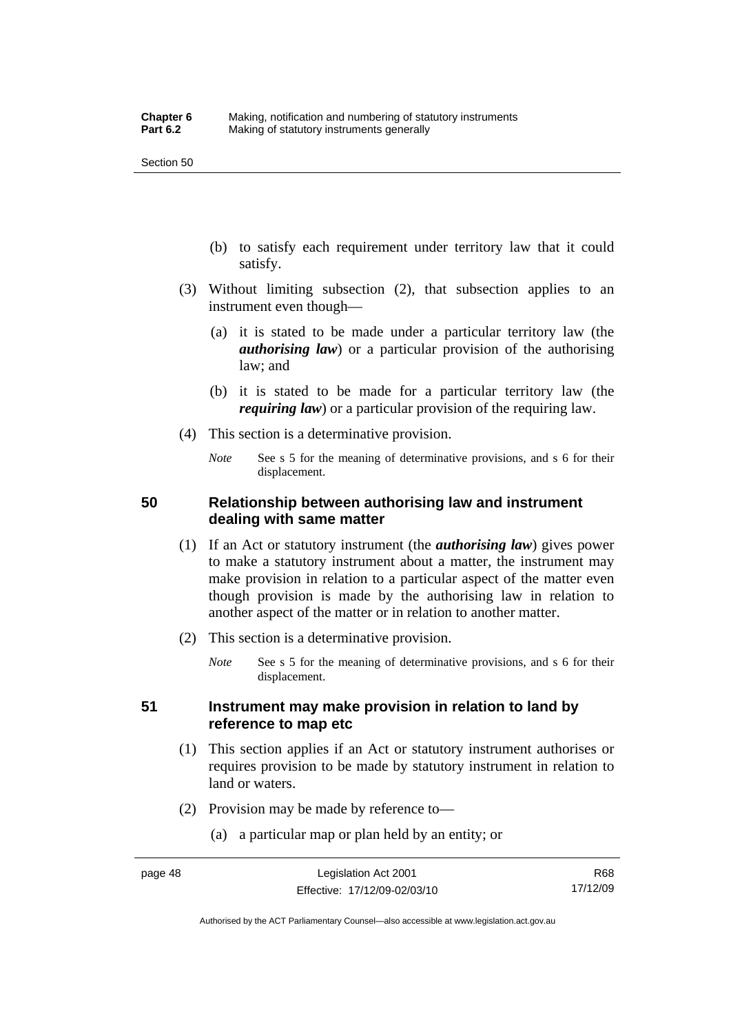(b) to satisfy each requirement under territory law that it could satisfy.

(3) Without limiting subsection (2), that subsection applies to an instrument even though—

(a) it is stated to be made under a particular territory law (the ***authorising law***) or a particular provision of the authorising law; and

(b) it is stated to be made for a particular territory law (the ***requiring law***) or a particular provision of the requiring law.

(4) This section is a determinative provision.

*Note* See s 5 for the meaning of determinative provisions, and s 6 for their displacement.

## 50 Relationship between authorising law and instrument dealing with same matter

(1) If an Act or statutory instrument (the ***authorising law***) gives power to make a statutory instrument about a matter, the instrument may make provision in relation to a particular aspect of the matter even though provision is made by the authorising law in relation to another aspect of the matter or in relation to another matter.

(2) This section is a determinative provision.

*Note* See s 5 for the meaning of determinative provisions, and s 6 for their displacement.

## 51 Instrument may make provision in relation to land by reference to map etc

(1) This section applies if an Act or statutory instrument authorises or requires provision to be made by statutory instrument in relation to land or waters.

(2) Provision may be made by reference to—

(a) a particular map or plan held by an entity; or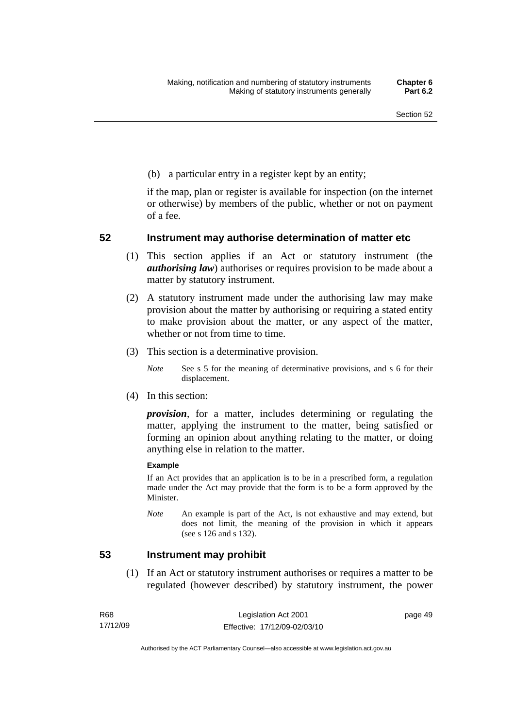(b) a particular entry in a register kept by an entity;

if the map, plan or register is available for inspection (on the internet or otherwise) by members of the public, whether or not on payment of a fee.

## 52 Instrument may authorise determination of matter etc

(1) This section applies if an Act or statutory instrument (the ***authorising law***) authorises or requires provision to be made about a matter by statutory instrument.

(2) A statutory instrument made under the authorising law may make provision about the matter by authorising or requiring a stated entity to make provision about the matter, or any aspect of the matter, whether or not from time to time.

(3) This section is a determinative provision.

*Note* See s 5 for the meaning of determinative provisions, and s 6 for their displacement.

(4) In this section:

***provision***, for a matter, includes determining or regulating the matter, applying the instrument to the matter, being satisfied or forming an opinion about anything relating to the matter, or doing anything else in relation to the matter.

**Example**

If an Act provides that an application is to be in a prescribed form, a regulation made under the Act may provide that the form is to be a form approved by the Minister.

*Note* An example is part of the Act, is not exhaustive and may extend, but does not limit, the meaning of the provision in which it appears (see s 126 and s 132).

## 53 Instrument may prohibit

(1) If an Act or statutory instrument authorises or requires a matter to be regulated (however described) by statutory instrument, the power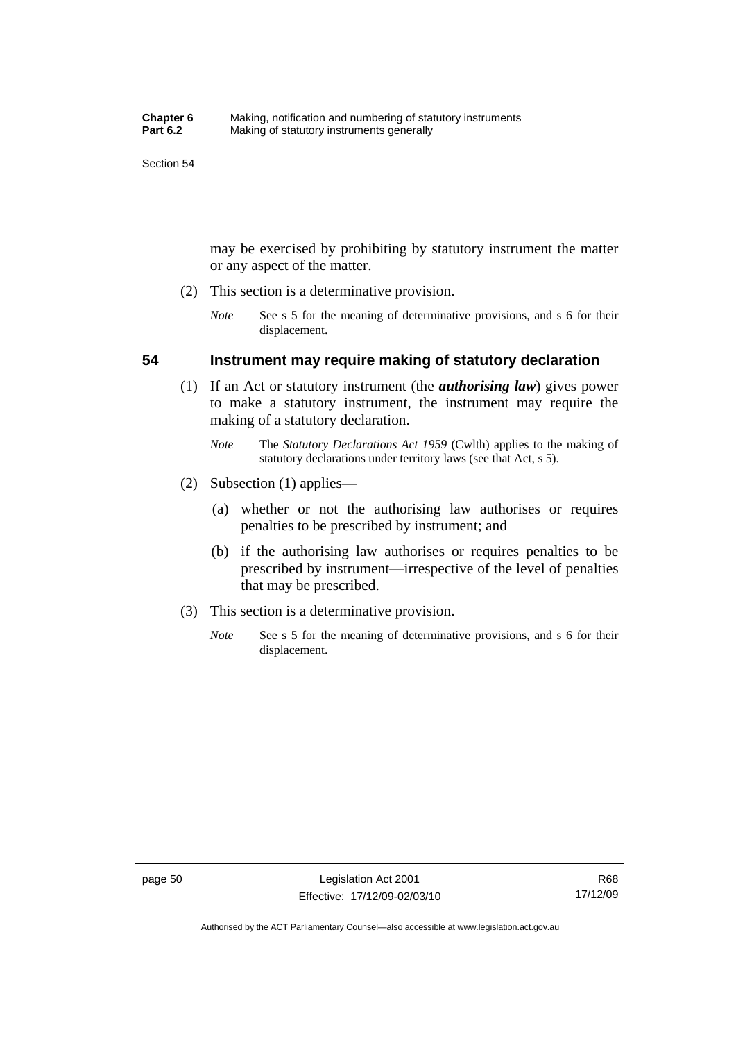may be exercised by prohibiting by statutory instrument the matter or any aspect of the matter.

(2) This section is a determinative provision.

*Note* See s 5 for the meaning of determinative provisions, and s 6 for their displacement.

## 54 Instrument may require making of statutory declaration

(1) If an Act or statutory instrument (the ***authorising law***) gives power to make a statutory instrument, the instrument may require the making of a statutory declaration.

*Note* The *Statutory Declarations Act 1959* (Cwlth) applies to the making of statutory declarations under territory laws (see that Act, s 5).

(2) Subsection (1) applies—

(a) whether or not the authorising law authorises or requires penalties to be prescribed by instrument; and

(b) if the authorising law authorises or requires penalties to be prescribed by instrument—irrespective of the level of penalties that may be prescribed.

(3) This section is a determinative provision.

*Note* See s 5 for the meaning of determinative provisions, and s 6 for their displacement.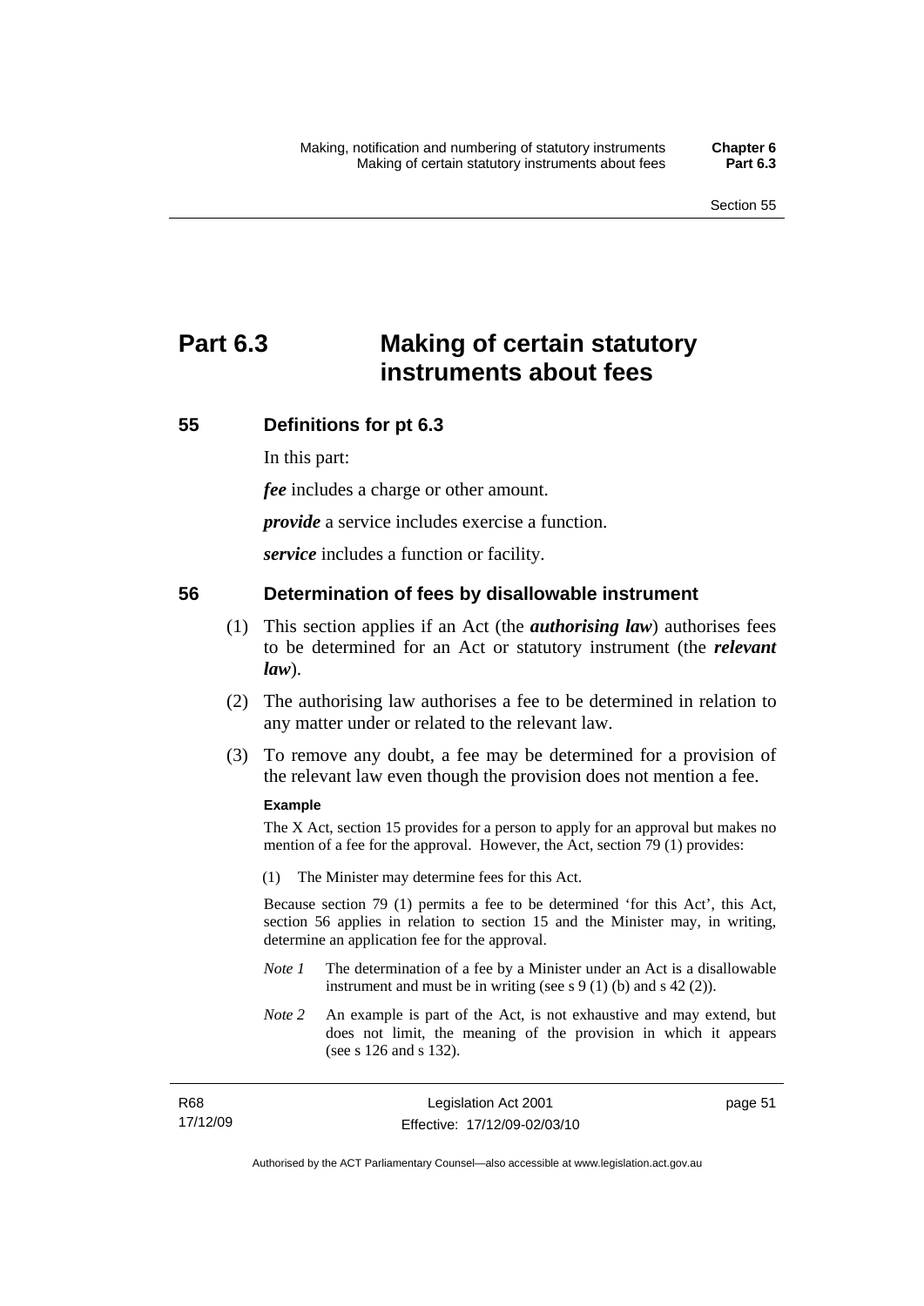# Part 6.3 Making of certain statutory instruments about fees

## 55 Definitions for pt 6.3

In this part:

***fee*** includes a charge or other amount.

***provide*** a service includes exercise a function.

***service*** includes a function or facility.

## 56 Determination of fees by disallowable instrument

(1) This section applies if an Act (the ***authorising law***) authorises fees to be determined for an Act or statutory instrument (the ***relevant law***).

(2) The authorising law authorises a fee to be determined in relation to any matter under or related to the relevant law.

(3) To remove any doubt, a fee may be determined for a provision of the relevant law even though the provision does not mention a fee.

**Example**

The X Act, section 15 provides for a person to apply for an approval but makes no mention of a fee for the approval. However, the Act, section 79 (1) provides:

(1) The Minister may determine fees for this Act.

Because section 79 (1) permits a fee to be determined 'for this Act', this Act, section 56 applies in relation to section 15 and the Minister may, in writing, determine an application fee for the approval.

*Note 1* The determination of a fee by a Minister under an Act is a disallowable instrument and must be in writing (see s 9 (1) (b) and s 42 (2)).

*Note 2* An example is part of the Act, is not exhaustive and may extend, but does not limit, the meaning of the provision in which it appears (see s 126 and s 132).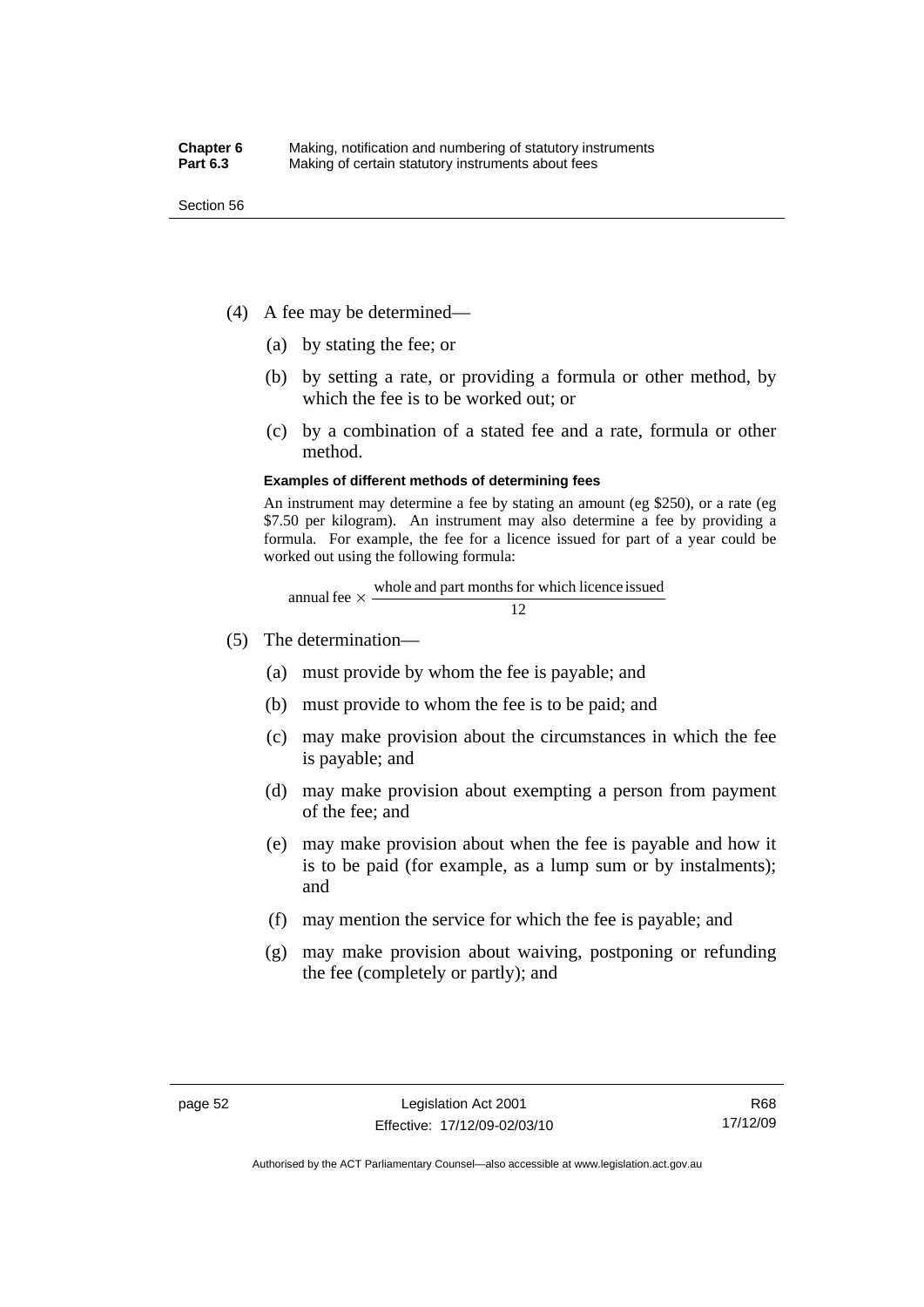(4) A fee may be determined—

(a) by stating the fee; or

(b) by setting a rate, or providing a formula or other method, by which the fee is to be worked out; or

(c) by a combination of a stated fee and a rate, formula or other method.

**Examples of different methods of determining fees**

An instrument may determine a fee by stating an amount (eg $250), or a rate (eg $7.50 per kilogram). An instrument may also determine a fee by providing a formula. For example, the fee for a licence issued for part of a year could be worked out using the following formula:

$$\text{annual fee} \times \frac{\text{whole and part months for which licence issued}}{12}$$

(5) The determination—

(a) must provide by whom the fee is payable; and

(b) must provide to whom the fee is to be paid; and

(c) may make provision about the circumstances in which the fee is payable; and

(d) may make provision about exempting a person from payment of the fee; and

(e) may make provision about when the fee is payable and how it is to be paid (for example, as a lump sum or by instalments); and

(f) may mention the service for which the fee is payable; and

(g) may make provision about waiving, postponing or refunding the fee (completely or partly); and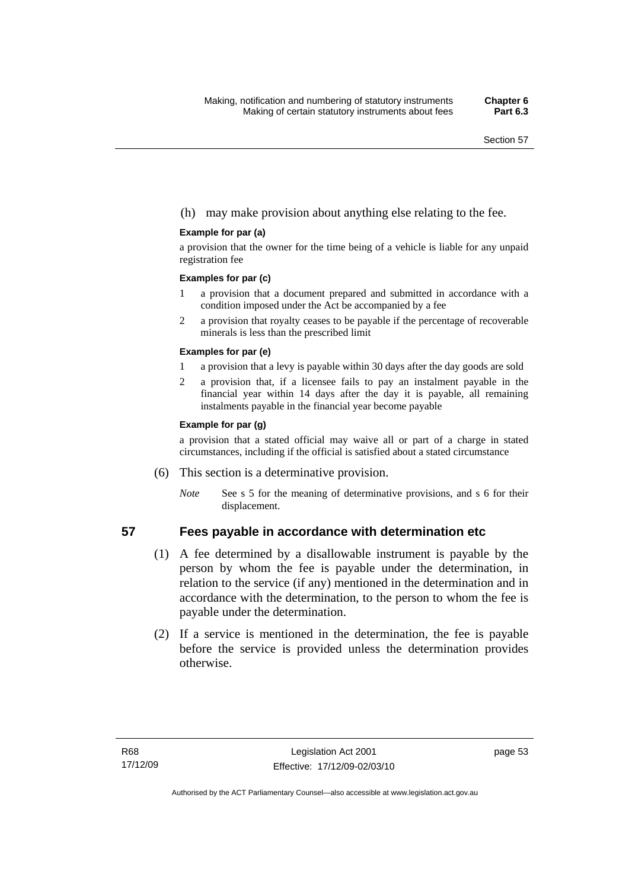(h) may make provision about anything else relating to the fee.

**Example for par (a)**

a provision that the owner for the time being of a vehicle is liable for any unpaid registration fee

**Examples for par (c)**

1 a provision that a document prepared and submitted in accordance with a condition imposed under the Act be accompanied by a fee

2 a provision that royalty ceases to be payable if the percentage of recoverable minerals is less than the prescribed limit

**Examples for par (e)**

1 a provision that a levy is payable within 30 days after the day goods are sold

2 a provision that, if a licensee fails to pay an instalment payable in the financial year within 14 days after the day it is payable, all remaining instalments payable in the financial year become payable

**Example for par (g)**

a provision that a stated official may waive all or part of a charge in stated circumstances, including if the official is satisfied about a stated circumstance

(6) This section is a determinative provision.

*Note* See s 5 for the meaning of determinative provisions, and s 6 for their displacement.

## 57 Fees payable in accordance with determination etc

(1) A fee determined by a disallowable instrument is payable by the person by whom the fee is payable under the determination, in relation to the service (if any) mentioned in the determination and in accordance with the determination, to the person to whom the fee is payable under the determination.

(2) If a service is mentioned in the determination, the fee is payable before the service is provided unless the determination provides otherwise.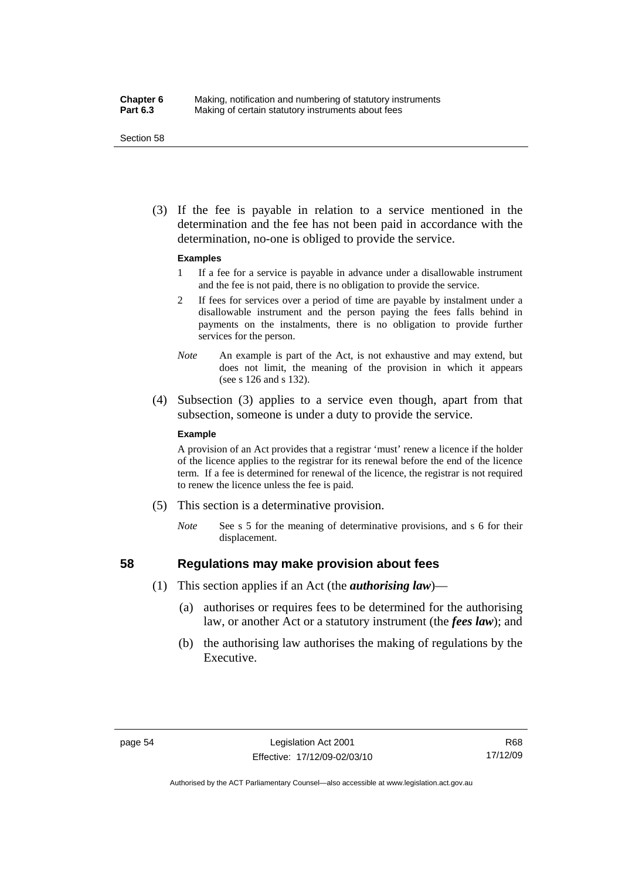(3) If the fee is payable in relation to a service mentioned in the determination and the fee has not been paid in accordance with the determination, no-one is obliged to provide the service.

**Examples**

1 If a fee for a service is payable in advance under a disallowable instrument and the fee is not paid, there is no obligation to provide the service.

2 If fees for services over a period of time are payable by instalment under a disallowable instrument and the person paying the fees falls behind in payments on the instalments, there is no obligation to provide further services for the person.

*Note* An example is part of the Act, is not exhaustive and may extend, but does not limit, the meaning of the provision in which it appears (see s 126 and s 132).

(4) Subsection (3) applies to a service even though, apart from that subsection, someone is under a duty to provide the service.

**Example**

A provision of an Act provides that a registrar 'must' renew a licence if the holder of the licence applies to the registrar for its renewal before the end of the licence term. If a fee is determined for renewal of the licence, the registrar is not required to renew the licence unless the fee is paid.

(5) This section is a determinative provision.

*Note* See s 5 for the meaning of determinative provisions, and s 6 for their displacement.

## 58 Regulations may make provision about fees

(1) This section applies if an Act (the ***authorising law***)—

(a) authorises or requires fees to be determined for the authorising law, or another Act or a statutory instrument (the ***fees law***); and

(b) the authorising law authorises the making of regulations by the Executive.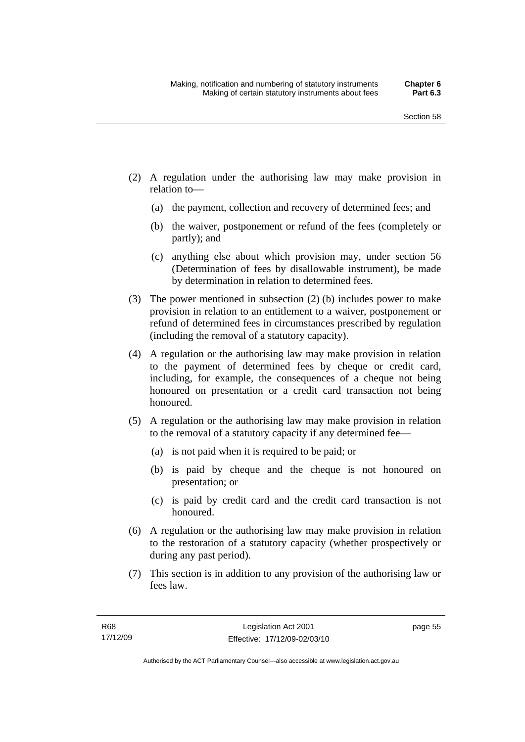(2) A regulation under the authorising law may make provision in relation to—

  (a) the payment, collection and recovery of determined fees; and

  (b) the waiver, postponement or refund of the fees (completely or partly); and

  (c) anything else about which provision may, under section 56 (Determination of fees by disallowable instrument), be made by determination in relation to determined fees.

(3) The power mentioned in subsection (2) (b) includes power to make provision in relation to an entitlement to a waiver, postponement or refund of determined fees in circumstances prescribed by regulation (including the removal of a statutory capacity).

(4) A regulation or the authorising law may make provision in relation to the payment of determined fees by cheque or credit card, including, for example, the consequences of a cheque not being honoured on presentation or a credit card transaction not being honoured.

(5) A regulation or the authorising law may make provision in relation to the removal of a statutory capacity if any determined fee—

  (a) is not paid when it is required to be paid; or

  (b) is paid by cheque and the cheque is not honoured on presentation; or

  (c) is paid by credit card and the credit card transaction is not honoured.

(6) A regulation or the authorising law may make provision in relation to the restoration of a statutory capacity (whether prospectively or during any past period).

(7) This section is in addition to any provision of the authorising law or fees law.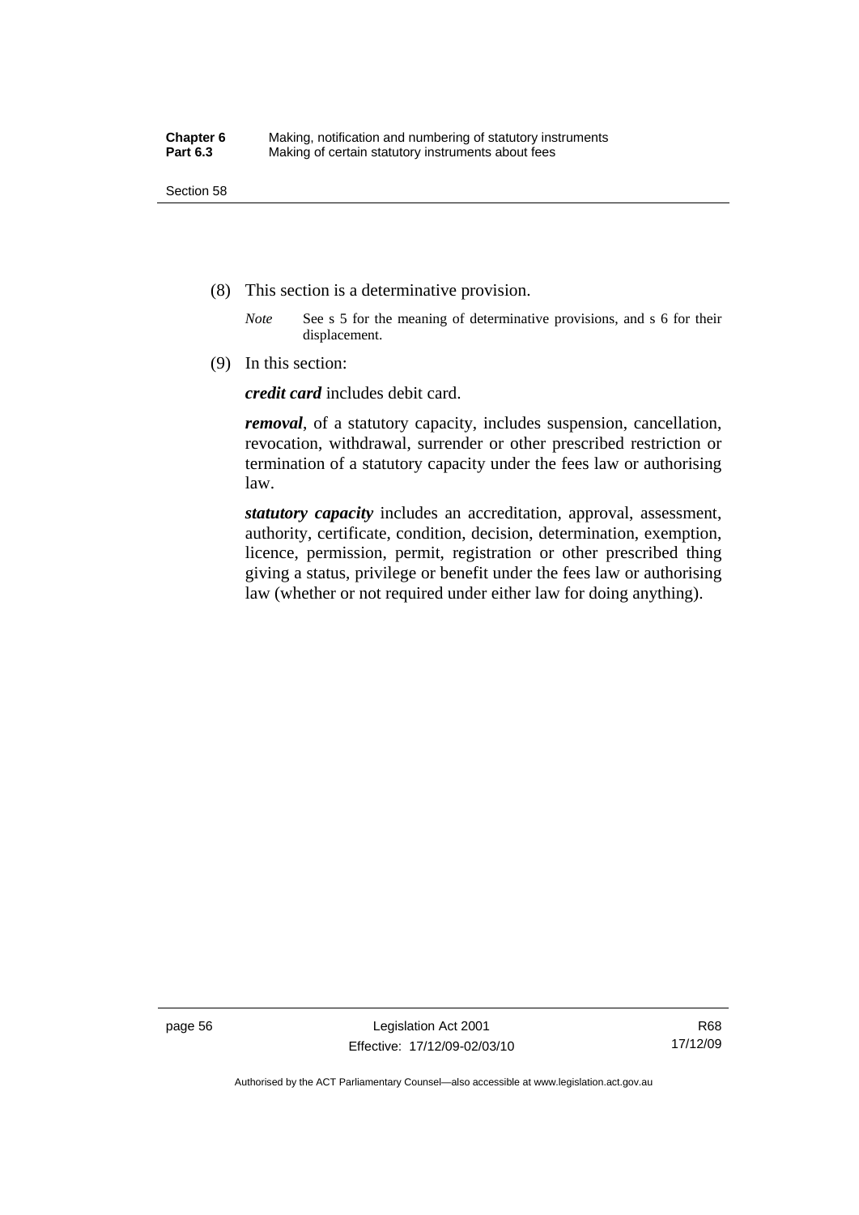(8) This section is a determinative provision.

*Note* See s 5 for the meaning of determinative provisions, and s 6 for their displacement.

(9) In this section:

***credit card*** includes debit card.

***removal***, of a statutory capacity, includes suspension, cancellation, revocation, withdrawal, surrender or other prescribed restriction or termination of a statutory capacity under the fees law or authorising law.

***statutory capacity*** includes an accreditation, approval, assessment, authority, certificate, condition, decision, determination, exemption, licence, permission, permit, registration or other prescribed thing giving a status, privilege or benefit under the fees law or authorising law (whether or not required under either law for doing anything).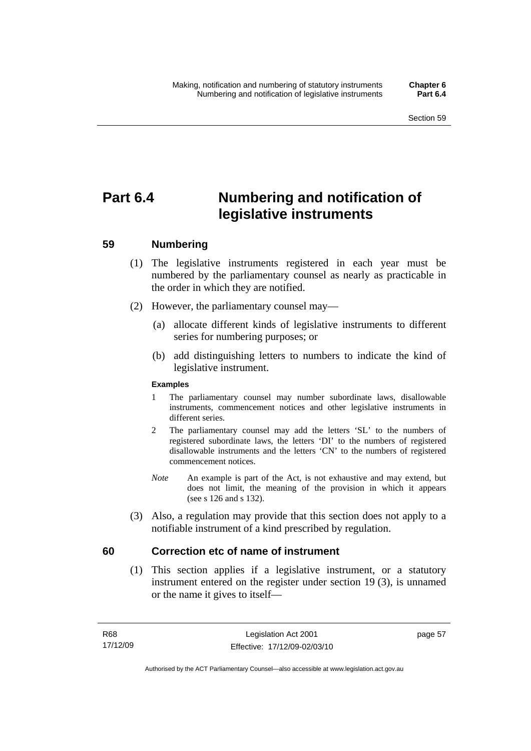# Part 6.4 Numbering and notification of legislative instruments

## 59 Numbering

(1) The legislative instruments registered in each year must be numbered by the parliamentary counsel as nearly as practicable in the order in which they are notified.

(2) However, the parliamentary counsel may—

(a) allocate different kinds of legislative instruments to different series for numbering purposes; or

(b) add distinguishing letters to numbers to indicate the kind of legislative instrument.

**Examples**

1 The parliamentary counsel may number subordinate laws, disallowable instruments, commencement notices and other legislative instruments in different series.

2 The parliamentary counsel may add the letters 'SL' to the numbers of registered subordinate laws, the letters 'DI' to the numbers of registered disallowable instruments and the letters 'CN' to the numbers of registered commencement notices.

*Note* An example is part of the Act, is not exhaustive and may extend, but does not limit, the meaning of the provision in which it appears (see s 126 and s 132).

(3) Also, a regulation may provide that this section does not apply to a notifiable instrument of a kind prescribed by regulation.

## 60 Correction etc of name of instrument

(1) This section applies if a legislative instrument, or a statutory instrument entered on the register under section 19 (3), is unnamed or the name it gives to itself—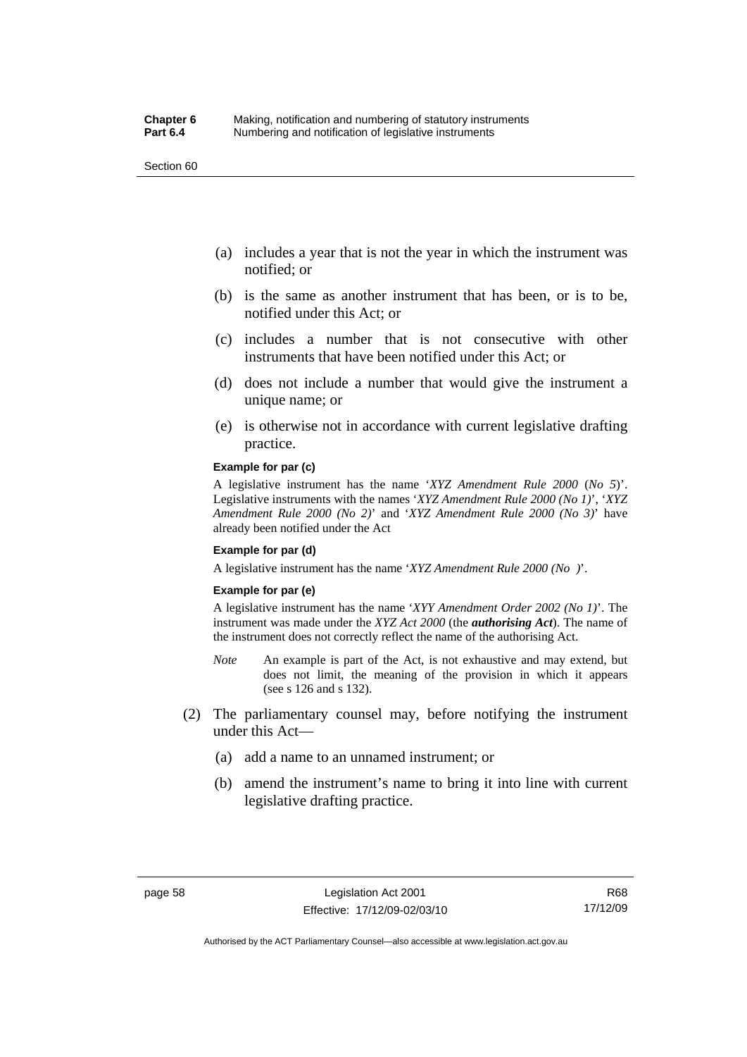(a) includes a year that is not the year in which the instrument was notified; or

(b) is the same as another instrument that has been, or is to be, notified under this Act; or

(c) includes a number that is not consecutive with other instruments that have been notified under this Act; or

(d) does not include a number that would give the instrument a unique name; or

(e) is otherwise not in accordance with current legislative drafting practice.

**Example for par (c)**

A legislative instrument has the name '*XYZ Amendment Rule 2000* (*No 5*)'. Legislative instruments with the names '*XYZ Amendment Rule 2000 (No 1)*', '*XYZ Amendment Rule 2000 (No 2)*' and '*XYZ Amendment Rule 2000 (No 3)*' have already been notified under the Act

**Example for par (d)**

A legislative instrument has the name '*XYZ Amendment Rule 2000 (No )*'.

**Example for par (e)**

A legislative instrument has the name '*XYY Amendment Order 2002 (No 1)*'. The instrument was made under the *XYZ Act 2000* (the ***authorising Act***). The name of the instrument does not correctly reflect the name of the authorising Act.

*Note* An example is part of the Act, is not exhaustive and may extend, but does not limit, the meaning of the provision in which it appears (see s 126 and s 132).

(2) The parliamentary counsel may, before notifying the instrument under this Act—

(a) add a name to an unnamed instrument; or

(b) amend the instrument's name to bring it into line with current legislative drafting practice.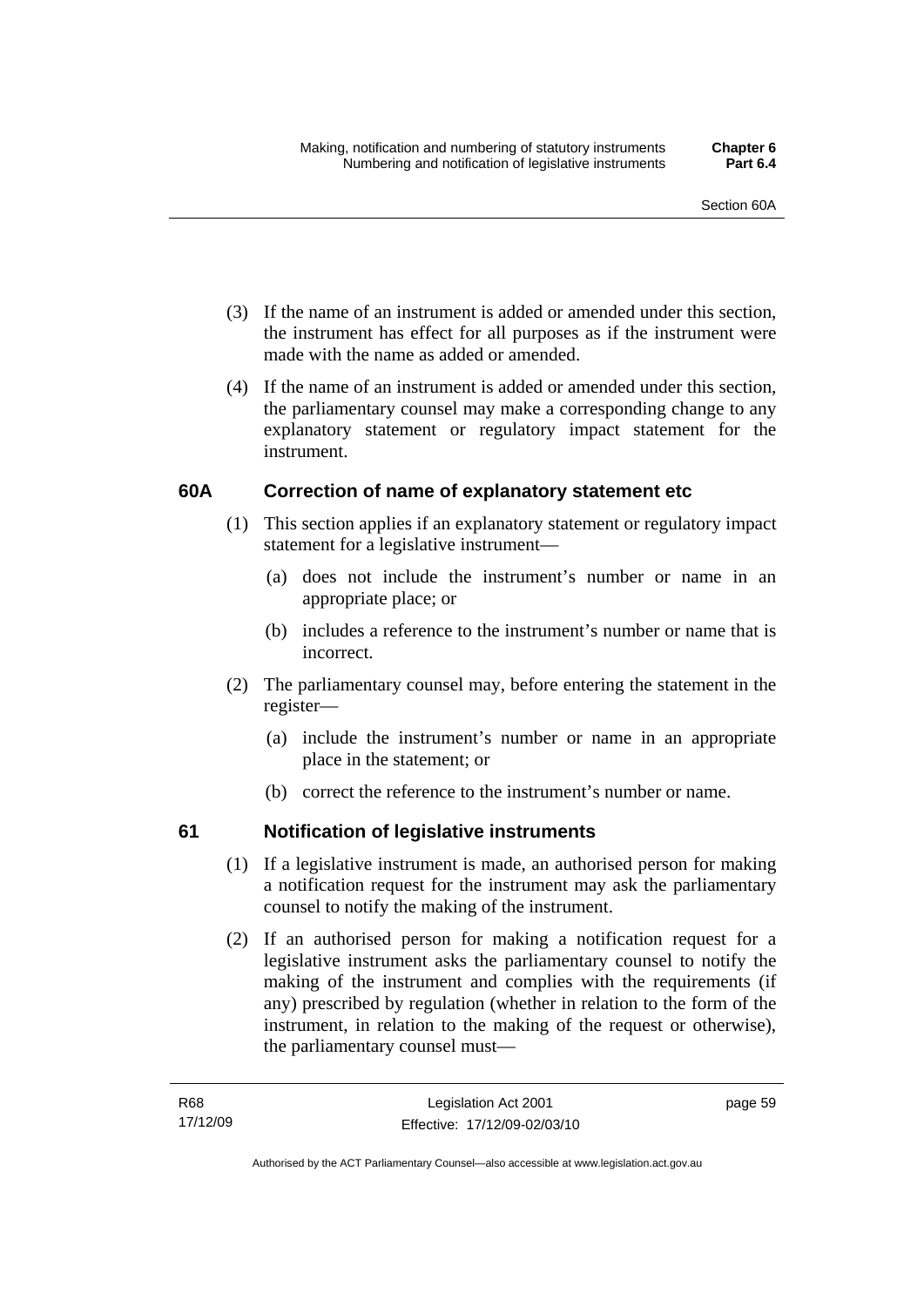(3) If the name of an instrument is added or amended under this section, the instrument has effect for all purposes as if the instrument were made with the name as added or amended.

(4) If the name of an instrument is added or amended under this section, the parliamentary counsel may make a corresponding change to any explanatory statement or regulatory impact statement for the instrument.

### 60A Correction of name of explanatory statement etc

(1) This section applies if an explanatory statement or regulatory impact statement for a legislative instrument—

(a) does not include the instrument's number or name in an appropriate place; or

(b) includes a reference to the instrument's number or name that is incorrect.

(2) The parliamentary counsel may, before entering the statement in the register—

(a) include the instrument's number or name in an appropriate place in the statement; or

(b) correct the reference to the instrument's number or name.

### 61 Notification of legislative instruments

(1) If a legislative instrument is made, an authorised person for making a notification request for the instrument may ask the parliamentary counsel to notify the making of the instrument.

(2) If an authorised person for making a notification request for a legislative instrument asks the parliamentary counsel to notify the making of the instrument and complies with the requirements (if any) prescribed by regulation (whether in relation to the form of the instrument, in relation to the making of the request or otherwise), the parliamentary counsel must—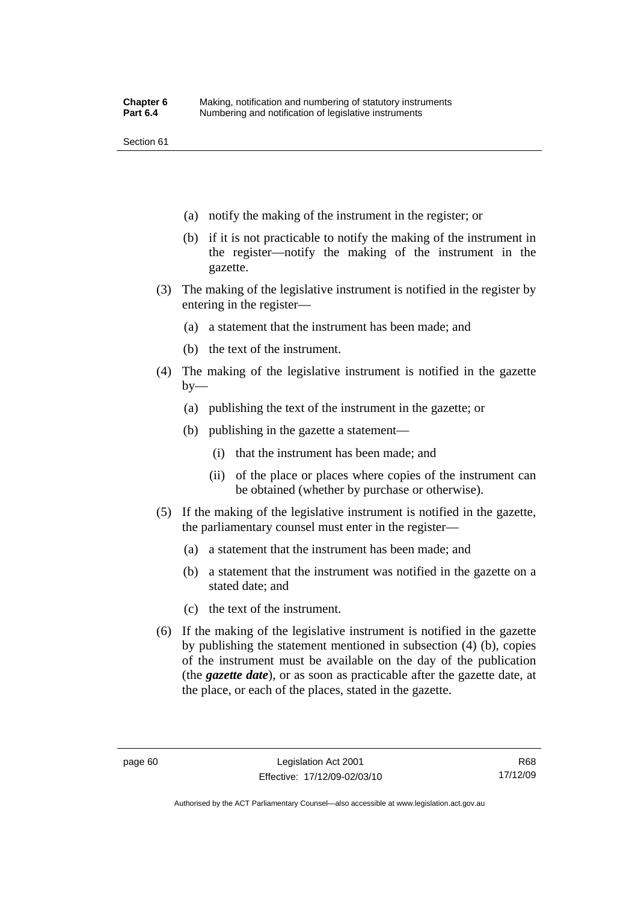(a) notify the making of the instrument in the register; or

(b) if it is not practicable to notify the making of the instrument in the register—notify the making of the instrument in the gazette.

(3) The making of the legislative instrument is notified in the register by entering in the register—

(a) a statement that the instrument has been made; and

(b) the text of the instrument.

(4) The making of the legislative instrument is notified in the gazette by—

(a) publishing the text of the instrument in the gazette; or

(b) publishing in the gazette a statement—

(i) that the instrument has been made; and

(ii) of the place or places where copies of the instrument can be obtained (whether by purchase or otherwise).

(5) If the making of the legislative instrument is notified in the gazette, the parliamentary counsel must enter in the register—

(a) a statement that the instrument has been made; and

(b) a statement that the instrument was notified in the gazette on a stated date; and

(c) the text of the instrument.

(6) If the making of the legislative instrument is notified in the gazette by publishing the statement mentioned in subsection (4) (b), copies of the instrument must be available on the day of the publication (the ***gazette date***), or as soon as practicable after the gazette date, at the place, or each of the places, stated in the gazette.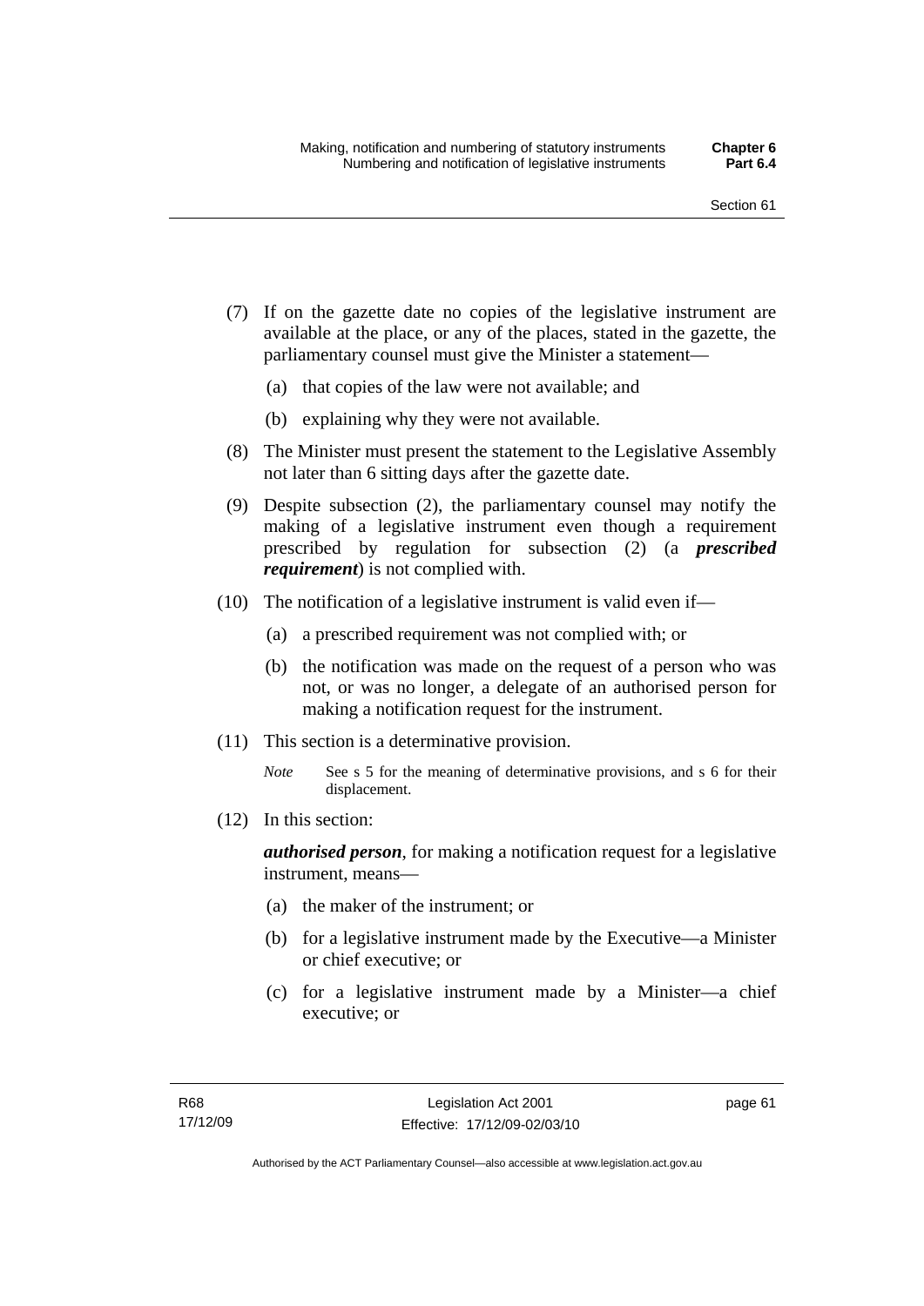(7) If on the gazette date no copies of the legislative instrument are available at the place, or any of the places, stated in the gazette, the parliamentary counsel must give the Minister a statement—

(a) that copies of the law were not available; and

(b) explaining why they were not available.

(8) The Minister must present the statement to the Legislative Assembly not later than 6 sitting days after the gazette date.

(9) Despite subsection (2), the parliamentary counsel may notify the making of a legislative instrument even though a requirement prescribed by regulation for subsection (2) (a ***prescribed requirement***) is not complied with.

(10) The notification of a legislative instrument is valid even if—

(a) a prescribed requirement was not complied with; or

(b) the notification was made on the request of a person who was not, or was no longer, a delegate of an authorised person for making a notification request for the instrument.

(11) This section is a determinative provision.

*Note* See s 5 for the meaning of determinative provisions, and s 6 for their displacement.

(12) In this section:

***authorised person***, for making a notification request for a legislative instrument, means—

(a) the maker of the instrument; or

(b) for a legislative instrument made by the Executive—a Minister or chief executive; or

(c) for a legislative instrument made by a Minister—a chief executive; or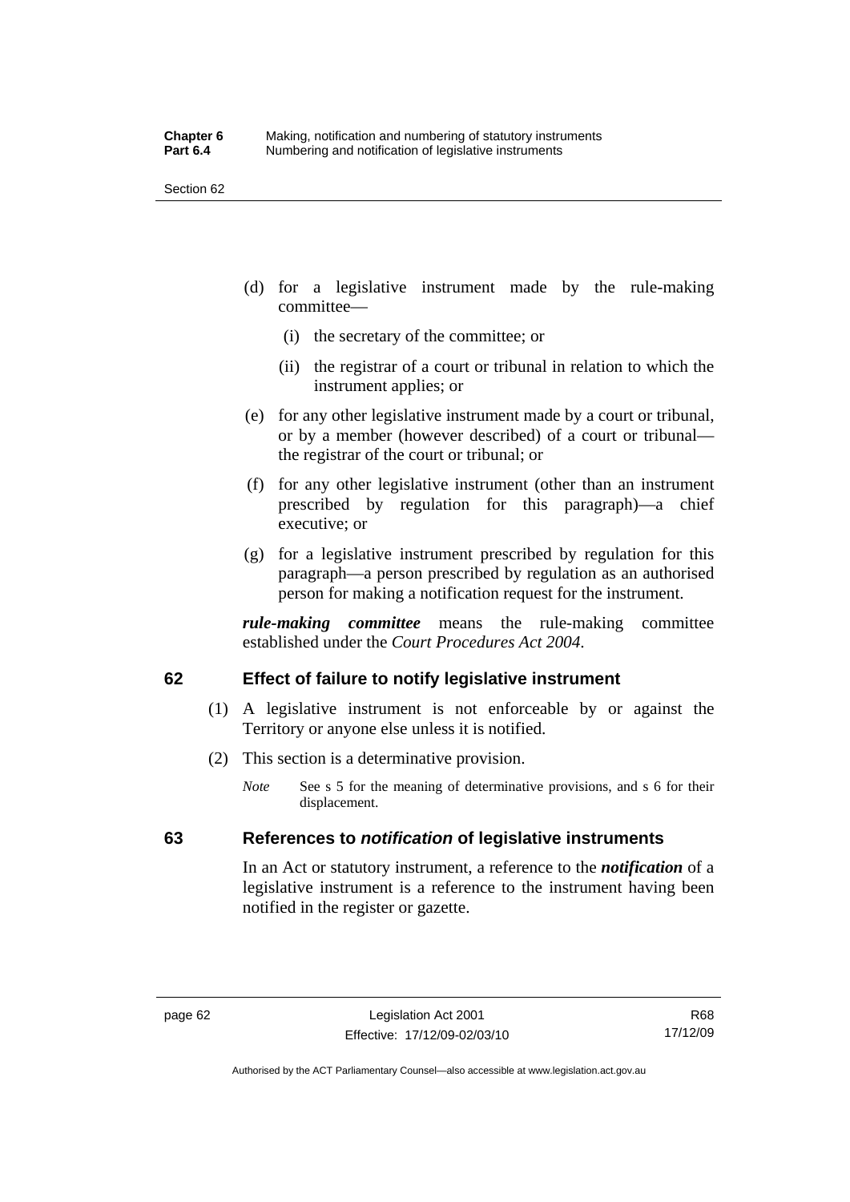(d) for a legislative instrument made by the rule-making committee—

(i) the secretary of the committee; or

(ii) the registrar of a court or tribunal in relation to which the instrument applies; or

(e) for any other legislative instrument made by a court or tribunal, or by a member (however described) of a court or tribunal—the registrar of the court or tribunal; or

(f) for any other legislative instrument (other than an instrument prescribed by regulation for this paragraph)—a chief executive; or

(g) for a legislative instrument prescribed by regulation for this paragraph—a person prescribed by regulation as an authorised person for making a notification request for the instrument.

***rule-making committee*** means the rule-making committee established under the *Court Procedures Act 2004*.

## 62 Effect of failure to notify legislative instrument

(1) A legislative instrument is not enforceable by or against the Territory or anyone else unless it is notified.

(2) This section is a determinative provision.

*Note* See s 5 for the meaning of determinative provisions, and s 6 for their displacement.

## 63 References to *notification* of legislative instruments

In an Act or statutory instrument, a reference to the ***notification*** of a legislative instrument is a reference to the instrument having been notified in the register or gazette.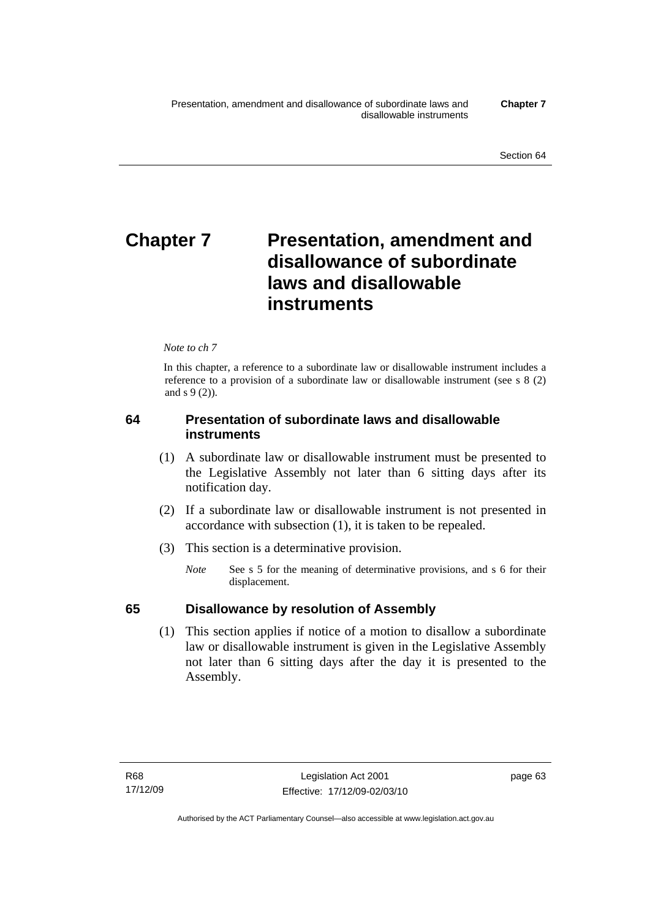# Chapter 7 Presentation, amendment and disallowance of subordinate laws and disallowable instruments

*Note to ch 7*

In this chapter, a reference to a subordinate law or disallowable instrument includes a reference to a provision of a subordinate law or disallowable instrument (see s 8 (2) and s 9 (2)).

### 64 Presentation of subordinate laws and disallowable instruments

(1) A subordinate law or disallowable instrument must be presented to the Legislative Assembly not later than 6 sitting days after its notification day.

(2) If a subordinate law or disallowable instrument is not presented in accordance with subsection (1), it is taken to be repealed.

(3) This section is a determinative provision.

*Note* See s 5 for the meaning of determinative provisions, and s 6 for their displacement.

### 65 Disallowance by resolution of Assembly

(1) This section applies if notice of a motion to disallow a subordinate law or disallowable instrument is given in the Legislative Assembly not later than 6 sitting days after the day it is presented to the Assembly.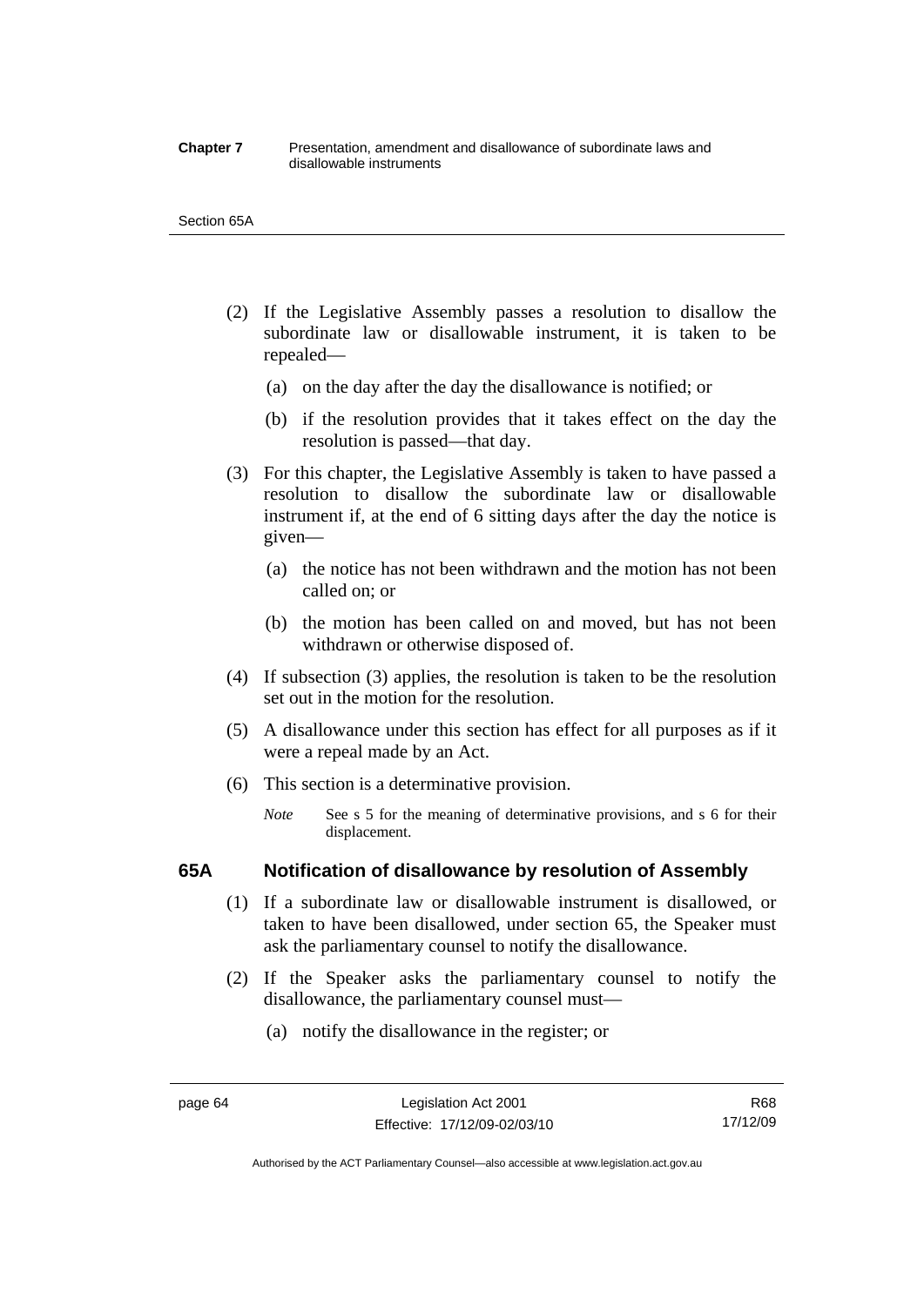(2) If the Legislative Assembly passes a resolution to disallow the subordinate law or disallowable instrument, it is taken to be repealed—

(a) on the day after the day the disallowance is notified; or

(b) if the resolution provides that it takes effect on the day the resolution is passed—that day.

(3) For this chapter, the Legislative Assembly is taken to have passed a resolution to disallow the subordinate law or disallowable instrument if, at the end of 6 sitting days after the day the notice is given—

(a) the notice has not been withdrawn and the motion has not been called on; or

(b) the motion has been called on and moved, but has not been withdrawn or otherwise disposed of.

(4) If subsection (3) applies, the resolution is taken to be the resolution set out in the motion for the resolution.

(5) A disallowance under this section has effect for all purposes as if it were a repeal made by an Act.

(6) This section is a determinative provision.

*Note* See s 5 for the meaning of determinative provisions, and s 6 for their displacement.

### 65A Notification of disallowance by resolution of Assembly

(1) If a subordinate law or disallowable instrument is disallowed, or taken to have been disallowed, under section 65, the Speaker must ask the parliamentary counsel to notify the disallowance.

(2) If the Speaker asks the parliamentary counsel to notify the disallowance, the parliamentary counsel must—

(a) notify the disallowance in the register; or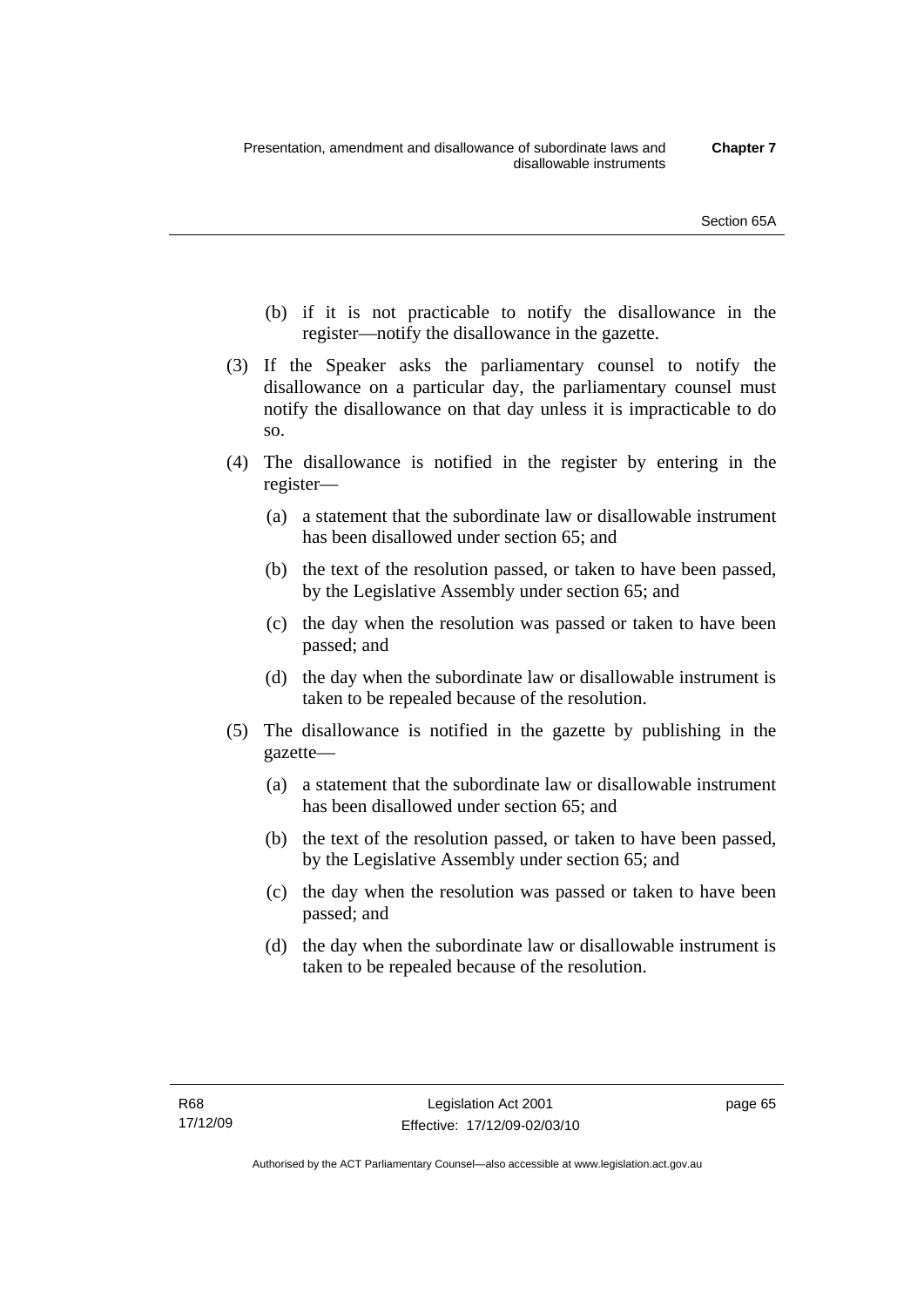(b) if it is not practicable to notify the disallowance in the register—notify the disallowance in the gazette.

(3) If the Speaker asks the parliamentary counsel to notify the disallowance on a particular day, the parliamentary counsel must notify the disallowance on that day unless it is impracticable to do so.

(4) The disallowance is notified in the register by entering in the register—

   (a) a statement that the subordinate law or disallowable instrument has been disallowed under section 65; and

   (b) the text of the resolution passed, or taken to have been passed, by the Legislative Assembly under section 65; and

   (c) the day when the resolution was passed or taken to have been passed; and

   (d) the day when the subordinate law or disallowable instrument is taken to be repealed because of the resolution.

(5) The disallowance is notified in the gazette by publishing in the gazette—

   (a) a statement that the subordinate law or disallowable instrument has been disallowed under section 65; and

   (b) the text of the resolution passed, or taken to have been passed, by the Legislative Assembly under section 65; and

   (c) the day when the resolution was passed or taken to have been passed; and

   (d) the day when the subordinate law or disallowable instrument is taken to be repealed because of the resolution.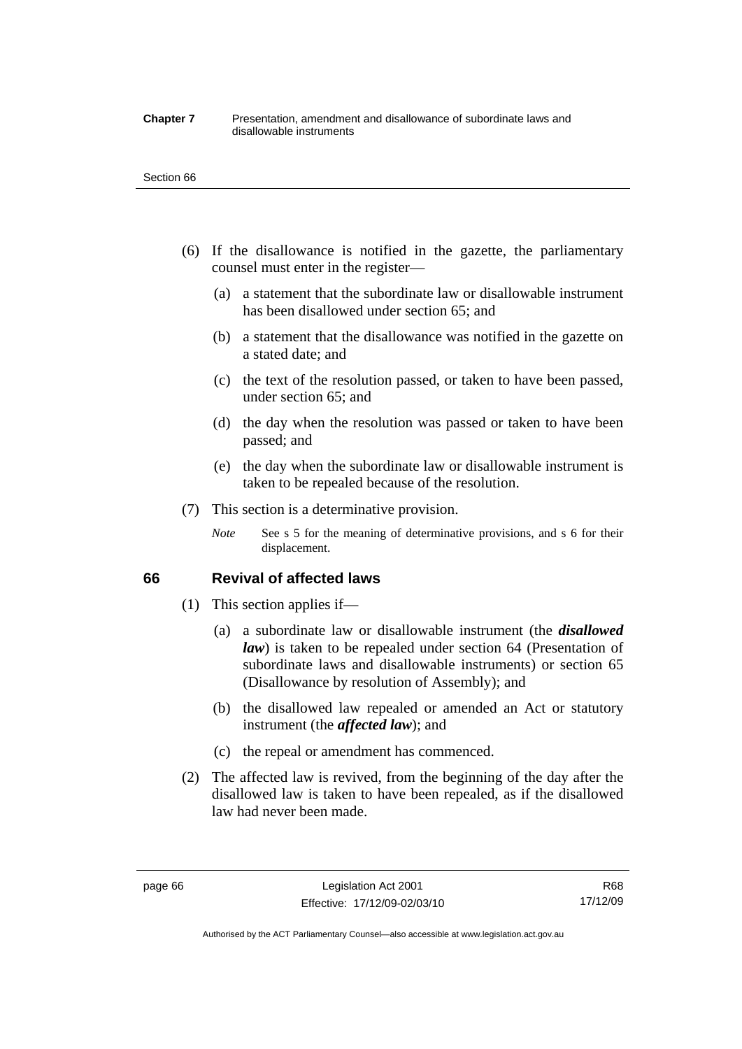(6) If the disallowance is notified in the gazette, the parliamentary counsel must enter in the register—

(a) a statement that the subordinate law or disallowable instrument has been disallowed under section 65; and

(b) a statement that the disallowance was notified in the gazette on a stated date; and

(c) the text of the resolution passed, or taken to have been passed, under section 65; and

(d) the day when the resolution was passed or taken to have been passed; and

(e) the day when the subordinate law or disallowable instrument is taken to be repealed because of the resolution.

(7) This section is a determinative provision.

*Note* See s 5 for the meaning of determinative provisions, and s 6 for their displacement.

## 66 Revival of affected laws

(1) This section applies if—

(a) a subordinate law or disallowable instrument (the ***disallowed law***) is taken to be repealed under section 64 (Presentation of subordinate laws and disallowable instruments) or section 65 (Disallowance by resolution of Assembly); and

(b) the disallowed law repealed or amended an Act or statutory instrument (the ***affected law***); and

(c) the repeal or amendment has commenced.

(2) The affected law is revived, from the beginning of the day after the disallowed law is taken to have been repealed, as if the disallowed law had never been made.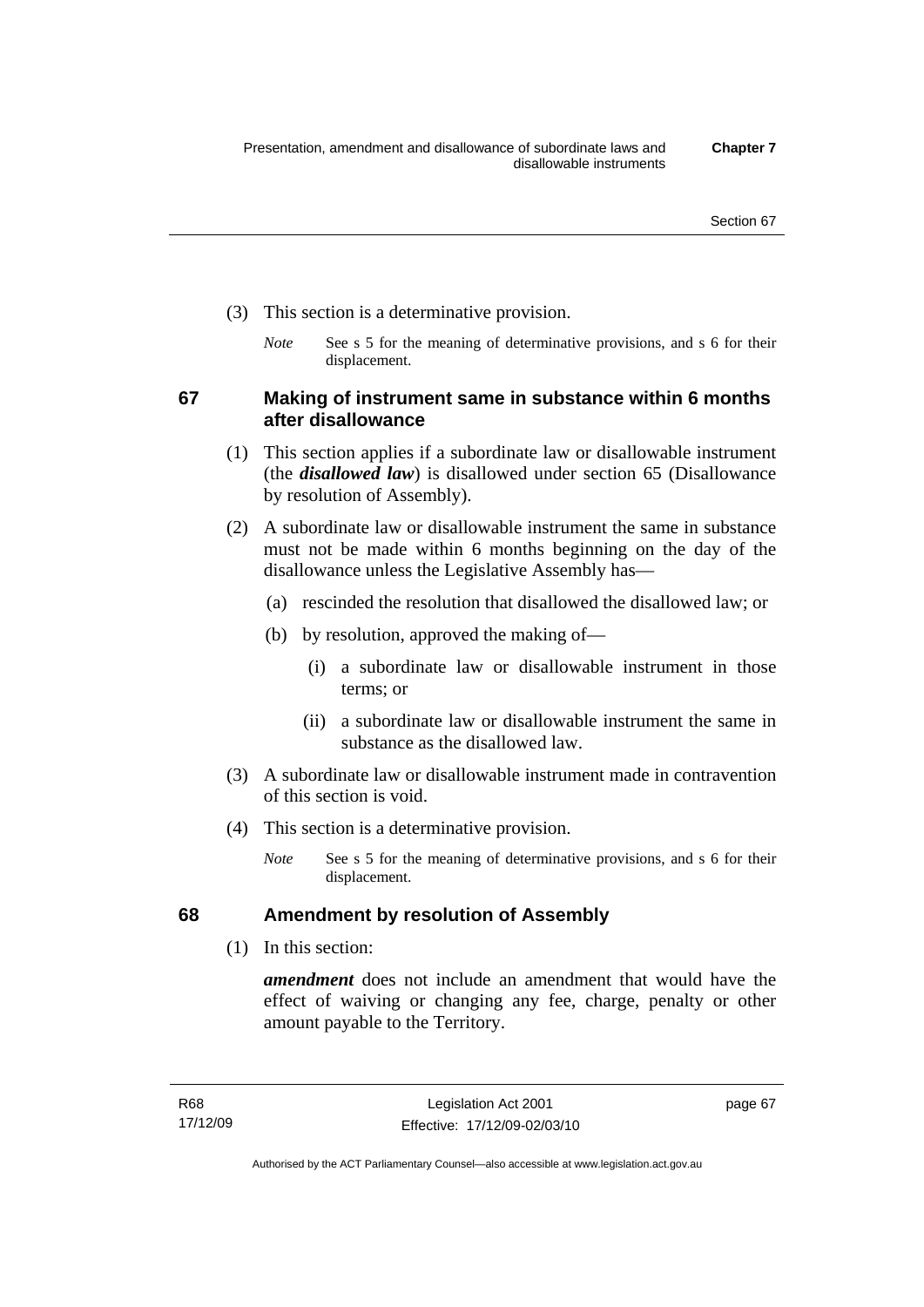(3) This section is a determinative provision.

*Note* See s 5 for the meaning of determinative provisions, and s 6 for their displacement.

## 67 Making of instrument same in substance within 6 months after disallowance

(1) This section applies if a subordinate law or disallowable instrument (the ***disallowed law***) is disallowed under section 65 (Disallowance by resolution of Assembly).

(2) A subordinate law or disallowable instrument the same in substance must not be made within 6 months beginning on the day of the disallowance unless the Legislative Assembly has—

(a) rescinded the resolution that disallowed the disallowed law; or

(b) by resolution, approved the making of—

(i) a subordinate law or disallowable instrument in those terms; or

(ii) a subordinate law or disallowable instrument the same in substance as the disallowed law.

(3) A subordinate law or disallowable instrument made in contravention of this section is void.

(4) This section is a determinative provision.

*Note* See s 5 for the meaning of determinative provisions, and s 6 for their displacement.

## 68 Amendment by resolution of Assembly

(1) In this section:

***amendment*** does not include an amendment that would have the effect of waiving or changing any fee, charge, penalty or other amount payable to the Territory.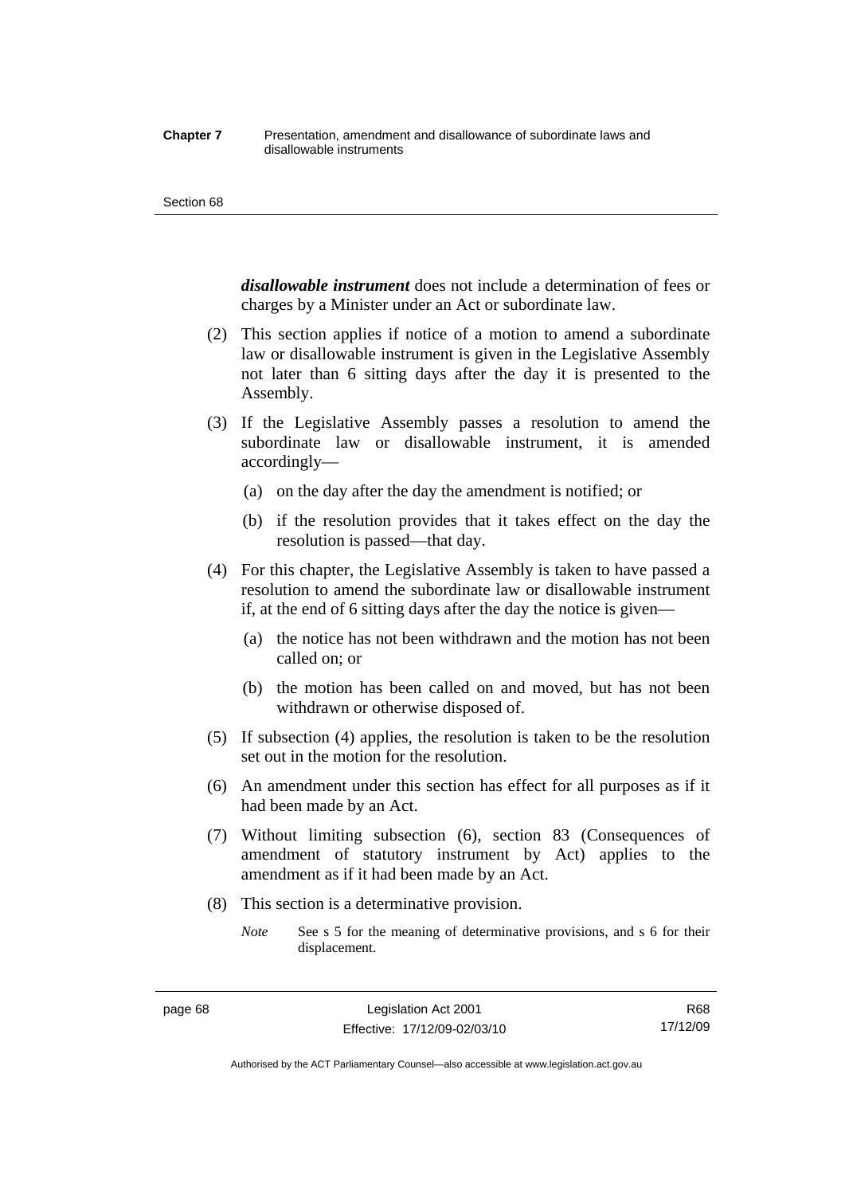***disallowable instrument*** does not include a determination of fees or charges by a Minister under an Act or subordinate law.

(2) This section applies if notice of a motion to amend a subordinate law or disallowable instrument is given in the Legislative Assembly not later than 6 sitting days after the day it is presented to the Assembly.

(3) If the Legislative Assembly passes a resolution to amend the subordinate law or disallowable instrument, it is amended accordingly—

(a) on the day after the day the amendment is notified; or

(b) if the resolution provides that it takes effect on the day the resolution is passed—that day.

(4) For this chapter, the Legislative Assembly is taken to have passed a resolution to amend the subordinate law or disallowable instrument if, at the end of 6 sitting days after the day the notice is given—

(a) the notice has not been withdrawn and the motion has not been called on; or

(b) the motion has been called on and moved, but has not been withdrawn or otherwise disposed of.

(5) If subsection (4) applies, the resolution is taken to be the resolution set out in the motion for the resolution.

(6) An amendment under this section has effect for all purposes as if it had been made by an Act.

(7) Without limiting subsection (6), section 83 (Consequences of amendment of statutory instrument by Act) applies to the amendment as if it had been made by an Act.

(8) This section is a determinative provision.

*Note* See s 5 for the meaning of determinative provisions, and s 6 for their displacement.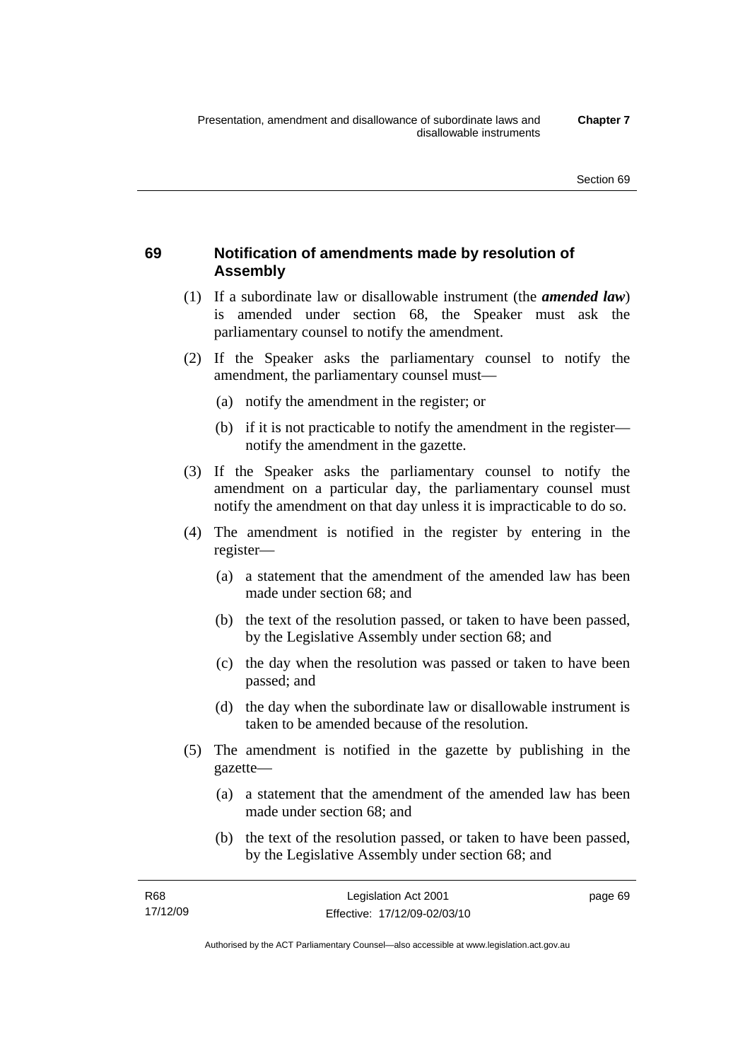## 69 Notification of amendments made by resolution of Assembly

(1) If a subordinate law or disallowable instrument (the ***amended law***) is amended under section 68, the Speaker must ask the parliamentary counsel to notify the amendment.

(2) If the Speaker asks the parliamentary counsel to notify the amendment, the parliamentary counsel must—

(a) notify the amendment in the register; or

(b) if it is not practicable to notify the amendment in the register—notify the amendment in the gazette.

(3) If the Speaker asks the parliamentary counsel to notify the amendment on a particular day, the parliamentary counsel must notify the amendment on that day unless it is impracticable to do so.

(4) The amendment is notified in the register by entering in the register—

(a) a statement that the amendment of the amended law has been made under section 68; and

(b) the text of the resolution passed, or taken to have been passed, by the Legislative Assembly under section 68; and

(c) the day when the resolution was passed or taken to have been passed; and

(d) the day when the subordinate law or disallowable instrument is taken to be amended because of the resolution.

(5) The amendment is notified in the gazette by publishing in the gazette—

(a) a statement that the amendment of the amended law has been made under section 68; and

(b) the text of the resolution passed, or taken to have been passed, by the Legislative Assembly under section 68; and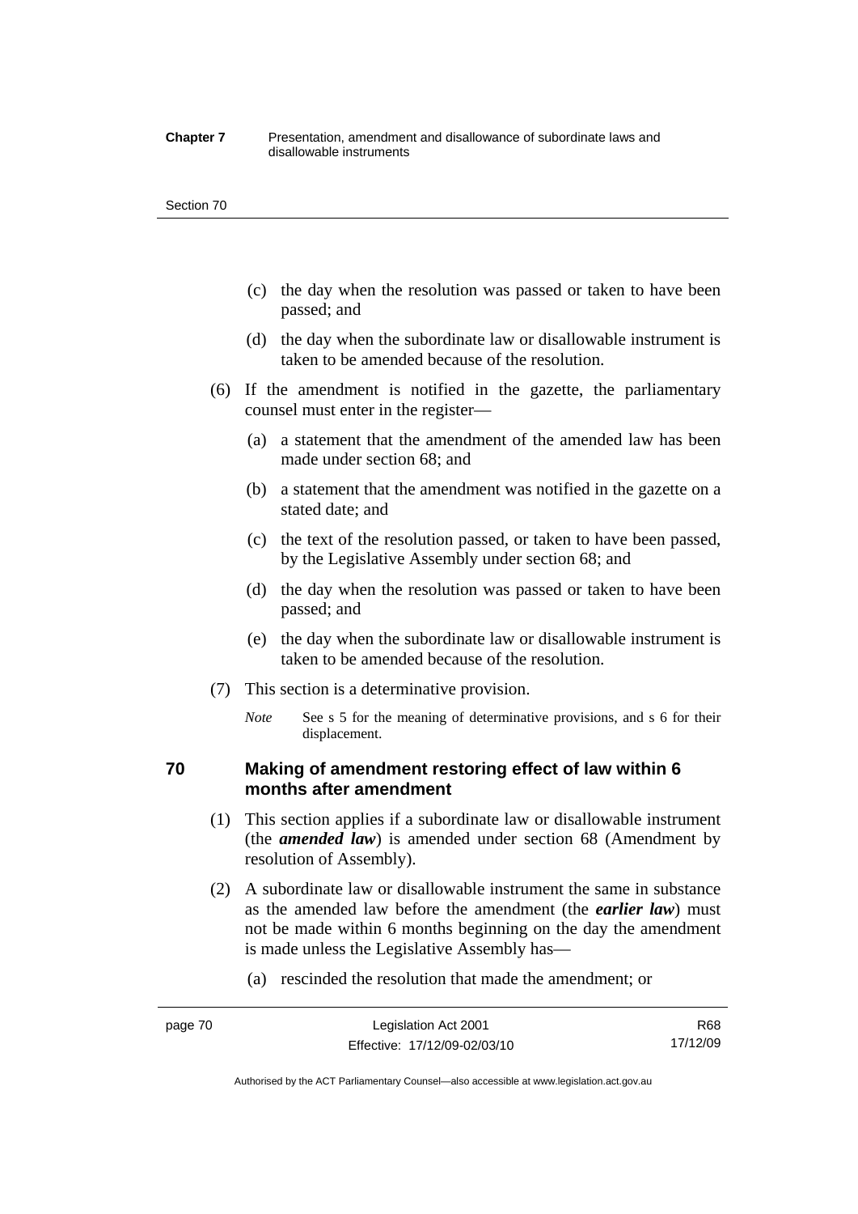(c) the day when the resolution was passed or taken to have been passed; and

(d) the day when the subordinate law or disallowable instrument is taken to be amended because of the resolution.

(6) If the amendment is notified in the gazette, the parliamentary counsel must enter in the register—

(a) a statement that the amendment of the amended law has been made under section 68; and

(b) a statement that the amendment was notified in the gazette on a stated date; and

(c) the text of the resolution passed, or taken to have been passed, by the Legislative Assembly under section 68; and

(d) the day when the resolution was passed or taken to have been passed; and

(e) the day when the subordinate law or disallowable instrument is taken to be amended because of the resolution.

(7) This section is a determinative provision.

*Note* See s 5 for the meaning of determinative provisions, and s 6 for their displacement.

## 70 Making of amendment restoring effect of law within 6 months after amendment

(1) This section applies if a subordinate law or disallowable instrument (the ***amended law***) is amended under section 68 (Amendment by resolution of Assembly).

(2) A subordinate law or disallowable instrument the same in substance as the amended law before the amendment (the ***earlier law***) must not be made within 6 months beginning on the day the amendment is made unless the Legislative Assembly has—

(a) rescinded the resolution that made the amendment; or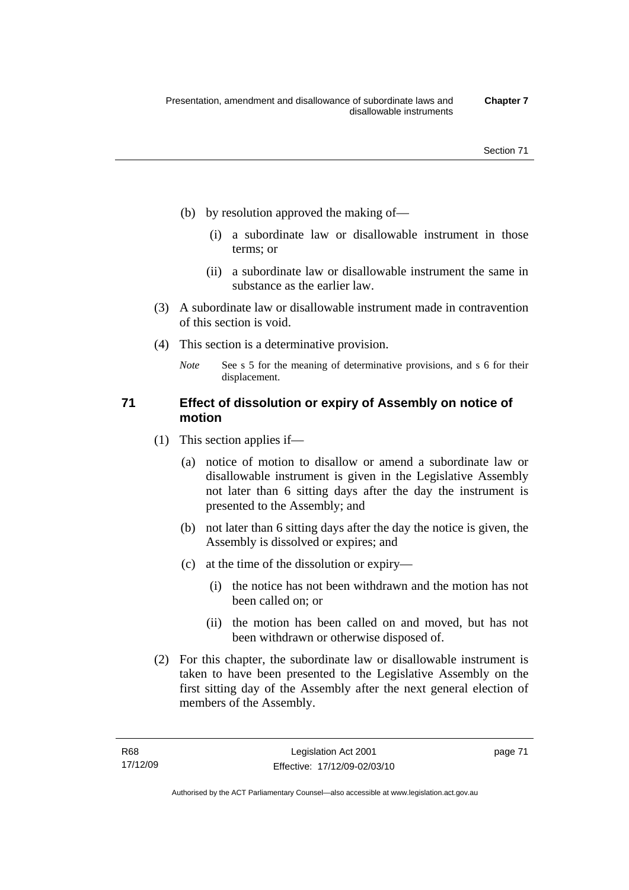(b) by resolution approved the making of—

(i) a subordinate law or disallowable instrument in those terms; or

(ii) a subordinate law or disallowable instrument the same in substance as the earlier law.

(3) A subordinate law or disallowable instrument made in contravention of this section is void.

(4) This section is a determinative provision.

*Note* See s 5 for the meaning of determinative provisions, and s 6 for their displacement.

### 71 Effect of dissolution or expiry of Assembly on notice of motion

(1) This section applies if—

(a) notice of motion to disallow or amend a subordinate law or disallowable instrument is given in the Legislative Assembly not later than 6 sitting days after the day the instrument is presented to the Assembly; and

(b) not later than 6 sitting days after the day the notice is given, the Assembly is dissolved or expires; and

(c) at the time of the dissolution or expiry—

(i) the notice has not been withdrawn and the motion has not been called on; or

(ii) the motion has been called on and moved, but has not been withdrawn or otherwise disposed of.

(2) For this chapter, the subordinate law or disallowable instrument is taken to have been presented to the Legislative Assembly on the first sitting day of the Assembly after the next general election of members of the Assembly.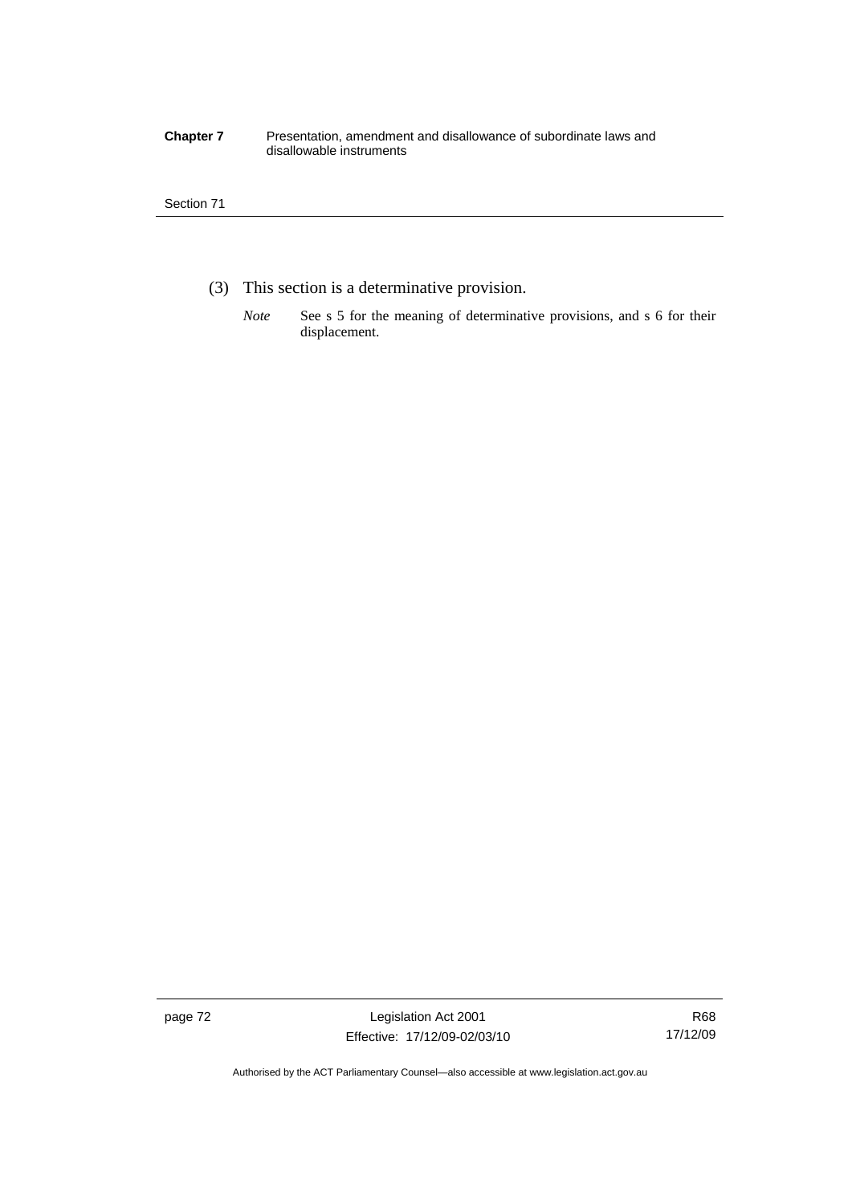(3) This section is a determinative provision.

*Note* See s 5 for the meaning of determinative provisions, and s 6 for their displacement.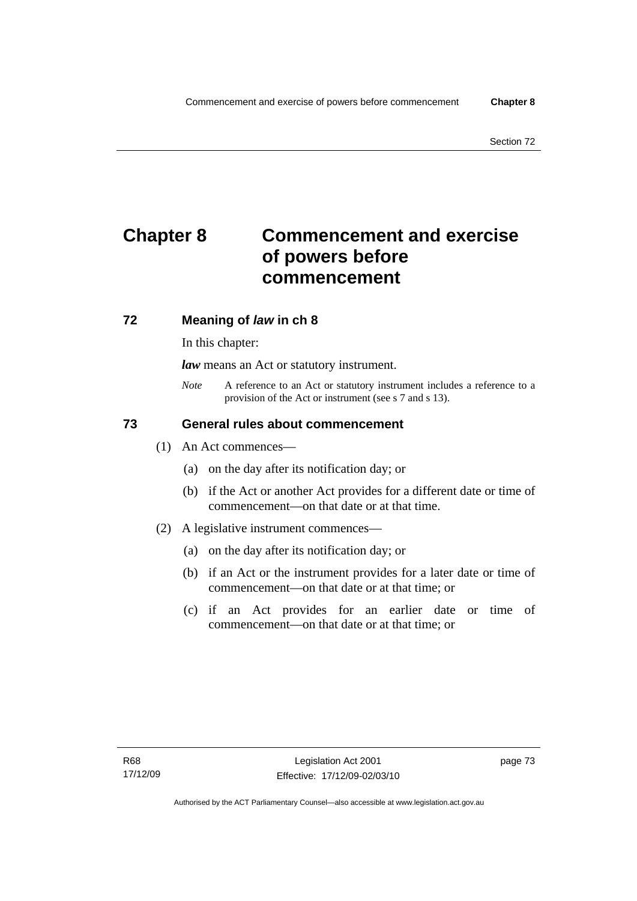# Chapter 8 Commencement and exercise of powers before commencement

## 72 Meaning of *law* in ch 8

In this chapter:

***law*** means an Act or statutory instrument.

*Note* A reference to an Act or statutory instrument includes a reference to a provision of the Act or instrument (see s 7 and s 13).

## 73 General rules about commencement

(1) An Act commences—

(a) on the day after its notification day; or

(b) if the Act or another Act provides for a different date or time of commencement—on that date or at that time.

(2) A legislative instrument commences—

(a) on the day after its notification day; or

(b) if an Act or the instrument provides for a later date or time of commencement—on that date or at that time; or

(c) if an Act provides for an earlier date or time of commencement—on that date or at that time; or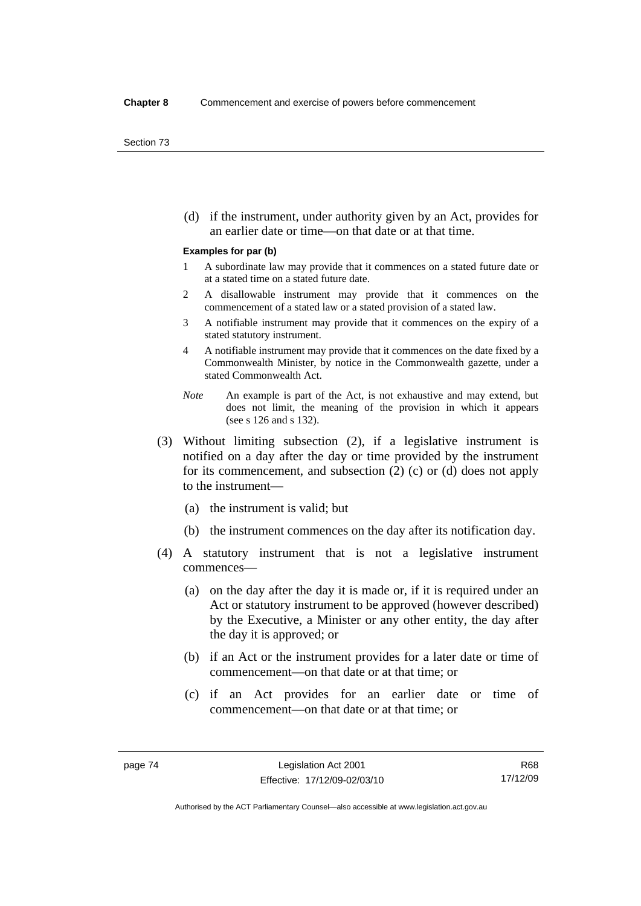(d) if the instrument, under authority given by an Act, provides for an earlier date or time—on that date or at that time.

**Examples for par (b)**

1 A subordinate law may provide that it commences on a stated future date or at a stated time on a stated future date.

2 A disallowable instrument may provide that it commences on the commencement of a stated law or a stated provision of a stated law.

3 A notifiable instrument may provide that it commences on the expiry of a stated statutory instrument.

4 A notifiable instrument may provide that it commences on the date fixed by a Commonwealth Minister, by notice in the Commonwealth gazette, under a stated Commonwealth Act.

*Note* An example is part of the Act, is not exhaustive and may extend, but does not limit, the meaning of the provision in which it appears (see s 126 and s 132).

(3) Without limiting subsection (2), if a legislative instrument is notified on a day after the day or time provided by the instrument for its commencement, and subsection (2) (c) or (d) does not apply to the instrument—

(a) the instrument is valid; but

(b) the instrument commences on the day after its notification day.

(4) A statutory instrument that is not a legislative instrument commences—

(a) on the day after the day it is made or, if it is required under an Act or statutory instrument to be approved (however described) by the Executive, a Minister or any other entity, the day after the day it is approved; or

(b) if an Act or the instrument provides for a later date or time of commencement—on that date or at that time; or

(c) if an Act provides for an earlier date or time of commencement—on that date or at that time; or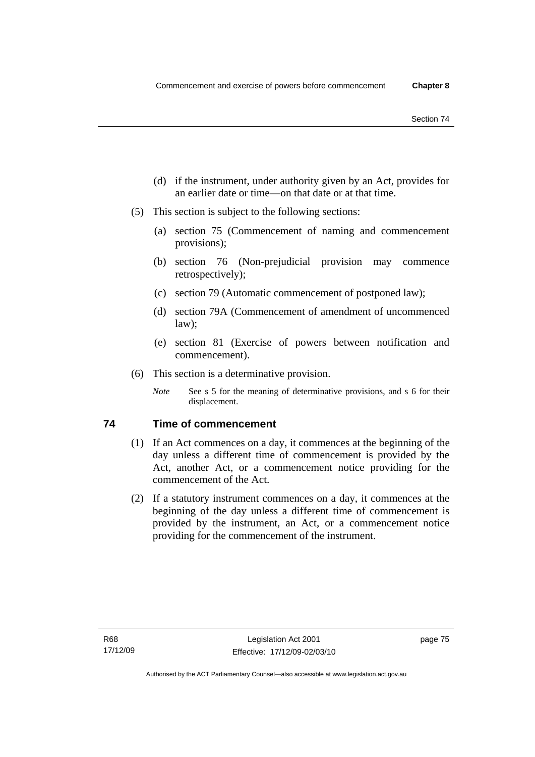(d) if the instrument, under authority given by an Act, provides for an earlier date or time—on that date or at that time.

(5) This section is subject to the following sections:

(a) section 75 (Commencement of naming and commencement provisions);

(b) section 76 (Non-prejudicial provision may commence retrospectively);

(c) section 79 (Automatic commencement of postponed law);

(d) section 79A (Commencement of amendment of uncommenced law);

(e) section 81 (Exercise of powers between notification and commencement).

(6) This section is a determinative provision.

*Note* See s 5 for the meaning of determinative provisions, and s 6 for their displacement.

## 74 Time of commencement

(1) If an Act commences on a day, it commences at the beginning of the day unless a different time of commencement is provided by the Act, another Act, or a commencement notice providing for the commencement of the Act.

(2) If a statutory instrument commences on a day, it commences at the beginning of the day unless a different time of commencement is provided by the instrument, an Act, or a commencement notice providing for the commencement of the instrument.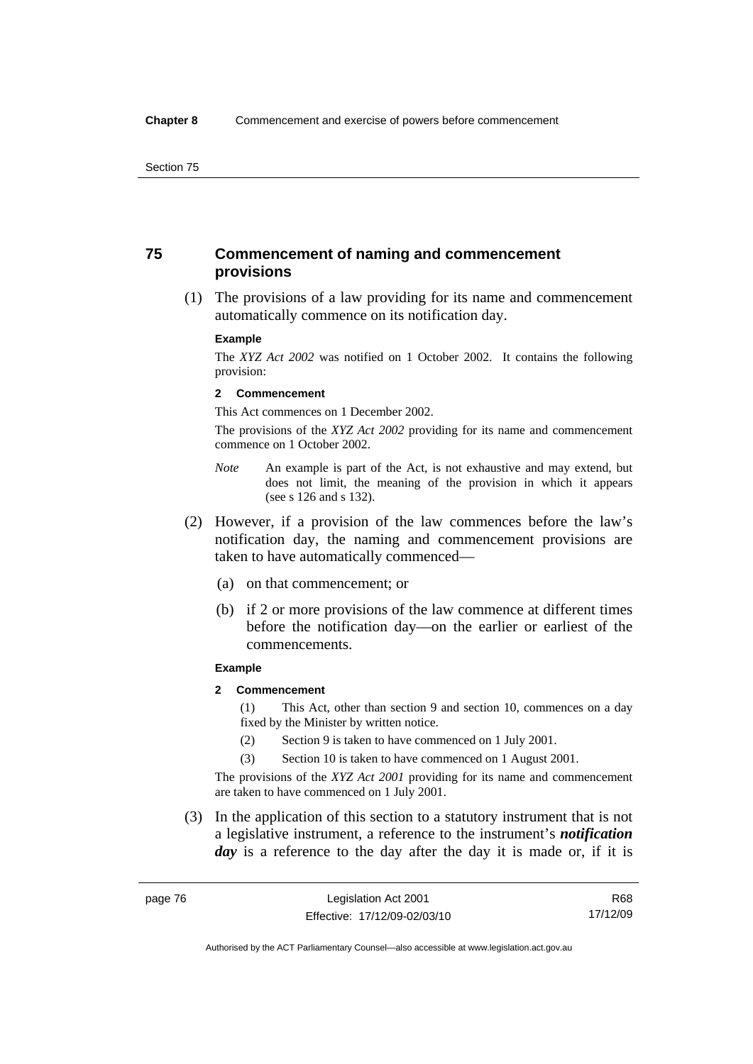## 75 Commencement of naming and commencement provisions

(1) The provisions of a law providing for its name and commencement automatically commence on its notification day.

**Example**

The *XYZ Act 2002* was notified on 1 October 2002. It contains the following provision:

**2 Commencement**

This Act commences on 1 December 2002.

The provisions of the *XYZ Act 2002* providing for its name and commencement commence on 1 October 2002.

*Note* An example is part of the Act, is not exhaustive and may extend, but does not limit, the meaning of the provision in which it appears (see s 126 and s 132).

(2) However, if a provision of the law commences before the law's notification day, the naming and commencement provisions are taken to have automatically commenced—

(a) on that commencement; or

(b) if 2 or more provisions of the law commence at different times before the notification day—on the earlier or earliest of the commencements.

**Example**

**2 Commencement**

(1) This Act, other than section 9 and section 10, commences on a day fixed by the Minister by written notice.

(2) Section 9 is taken to have commenced on 1 July 2001.

(3) Section 10 is taken to have commenced on 1 August 2001.

The provisions of the *XYZ Act 2001* providing for its name and commencement are taken to have commenced on 1 July 2001.

(3) In the application of this section to a statutory instrument that is not a legislative instrument, a reference to the instrument's ***notification day*** is a reference to the day after the day it is made or, if it is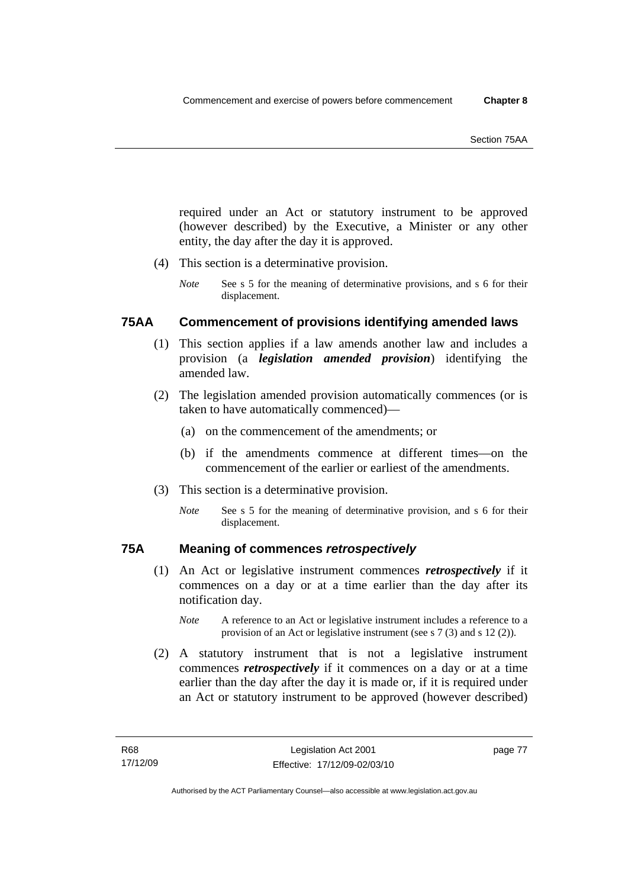required under an Act or statutory instrument to be approved (however described) by the Executive, a Minister or any other entity, the day after the day it is approved.

(4) This section is a determinative provision.

*Note* See s 5 for the meaning of determinative provisions, and s 6 for their displacement.

## 75AA Commencement of provisions identifying amended laws

(1) This section applies if a law amends another law and includes a provision (a ***legislation amended provision***) identifying the amended law.

(2) The legislation amended provision automatically commences (or is taken to have automatically commenced)—

(a) on the commencement of the amendments; or

(b) if the amendments commence at different times—on the commencement of the earlier or earliest of the amendments.

(3) This section is a determinative provision.

*Note* See s 5 for the meaning of determinative provision, and s 6 for their displacement.

## 75A Meaning of commences *retrospectively*

(1) An Act or legislative instrument commences ***retrospectively*** if it commences on a day or at a time earlier than the day after its notification day.

*Note* A reference to an Act or legislative instrument includes a reference to a provision of an Act or legislative instrument (see s 7 (3) and s 12 (2)).

(2) A statutory instrument that is not a legislative instrument commences ***retrospectively*** if it commences on a day or at a time earlier than the day after the day it is made or, if it is required under an Act or statutory instrument to be approved (however described)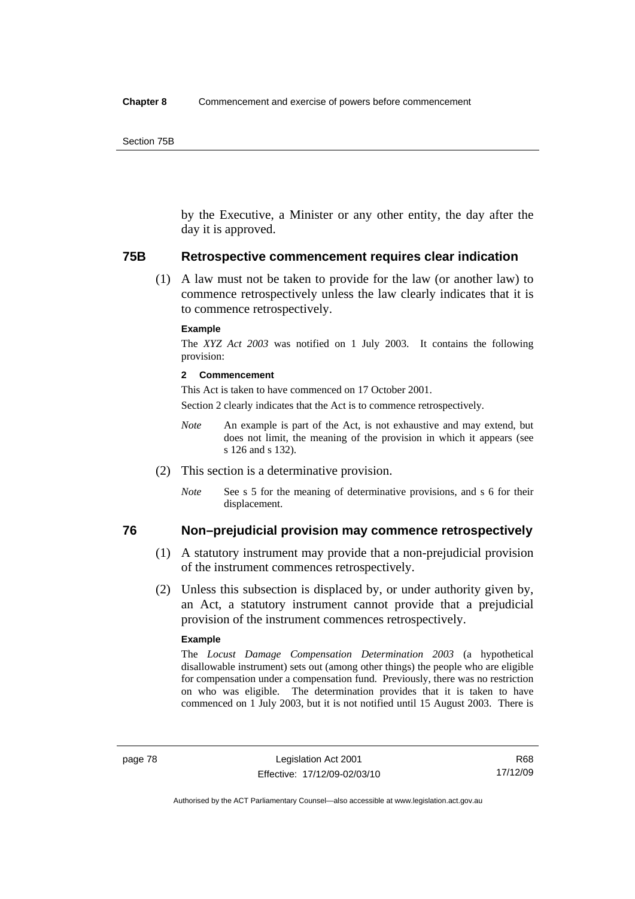by the Executive, a Minister or any other entity, the day after the day it is approved.

## 75B Retrospective commencement requires clear indication

(1) A law must not be taken to provide for the law (or another law) to commence retrospectively unless the law clearly indicates that it is to commence retrospectively.

**Example**

The *XYZ Act 2003* was notified on 1 July 2003. It contains the following provision:

**2 Commencement**

This Act is taken to have commenced on 17 October 2001.

Section 2 clearly indicates that the Act is to commence retrospectively.

*Note* An example is part of the Act, is not exhaustive and may extend, but does not limit, the meaning of the provision in which it appears (see s 126 and s 132).

(2) This section is a determinative provision.

*Note* See s 5 for the meaning of determinative provisions, and s 6 for their displacement.

## 76 Non–prejudicial provision may commence retrospectively

(1) A statutory instrument may provide that a non-prejudicial provision of the instrument commences retrospectively.

(2) Unless this subsection is displaced by, or under authority given by, an Act, a statutory instrument cannot provide that a prejudicial provision of the instrument commences retrospectively.

**Example**

The *Locust Damage Compensation Determination 2003* (a hypothetical disallowable instrument) sets out (among other things) the people who are eligible for compensation under a compensation fund. Previously, there was no restriction on who was eligible. The determination provides that it is taken to have commenced on 1 July 2003, but it is not notified until 15 August 2003. There is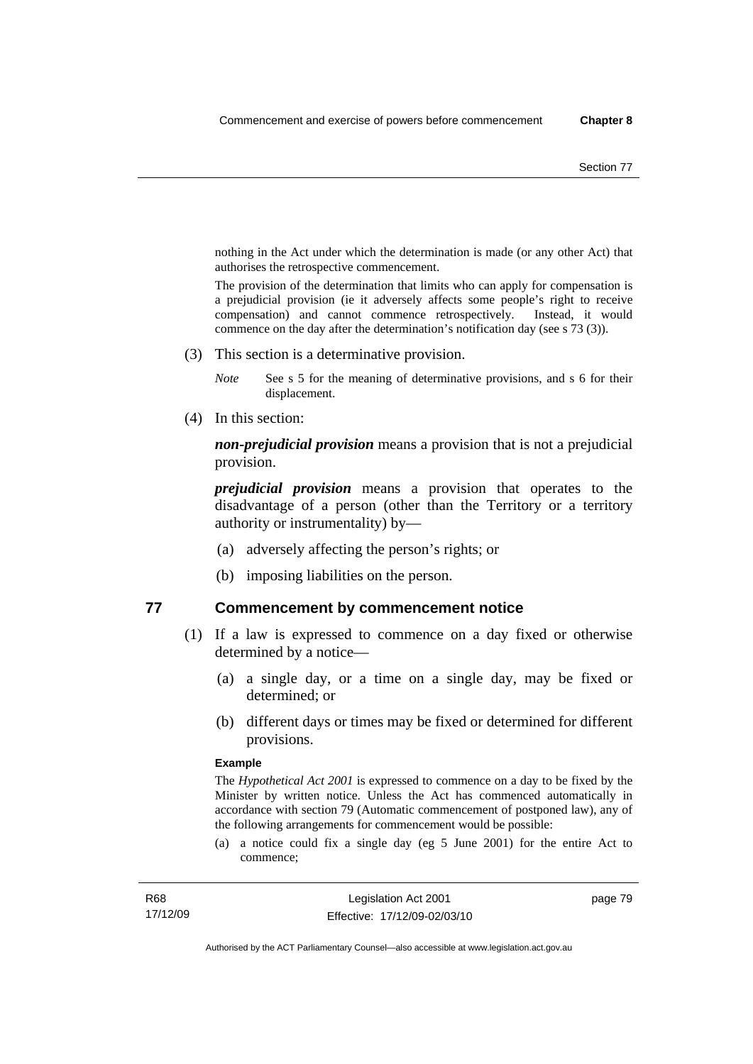nothing in the Act under which the determination is made (or any other Act) that authorises the retrospective commencement.

The provision of the determination that limits who can apply for compensation is a prejudicial provision (ie it adversely affects some people's right to receive compensation) and cannot commence retrospectively. Instead, it would commence on the day after the determination's notification day (see s 73 (3)).

(3) This section is a determinative provision.

*Note* See s 5 for the meaning of determinative provisions, and s 6 for their displacement.

(4) In this section:

***non-prejudicial provision*** means a provision that is not a prejudicial provision.

***prejudicial provision*** means a provision that operates to the disadvantage of a person (other than the Territory or a territory authority or instrumentality) by—

(a) adversely affecting the person's rights; or

(b) imposing liabilities on the person.

## 77 Commencement by commencement notice

(1) If a law is expressed to commence on a day fixed or otherwise determined by a notice—

(a) a single day, or a time on a single day, may be fixed or determined; or

(b) different days or times may be fixed or determined for different provisions.

**Example**

The *Hypothetical Act 2001* is expressed to commence on a day to be fixed by the Minister by written notice. Unless the Act has commenced automatically in accordance with section 79 (Automatic commencement of postponed law), any of the following arrangements for commencement would be possible:

(a) a notice could fix a single day (eg 5 June 2001) for the entire Act to commence;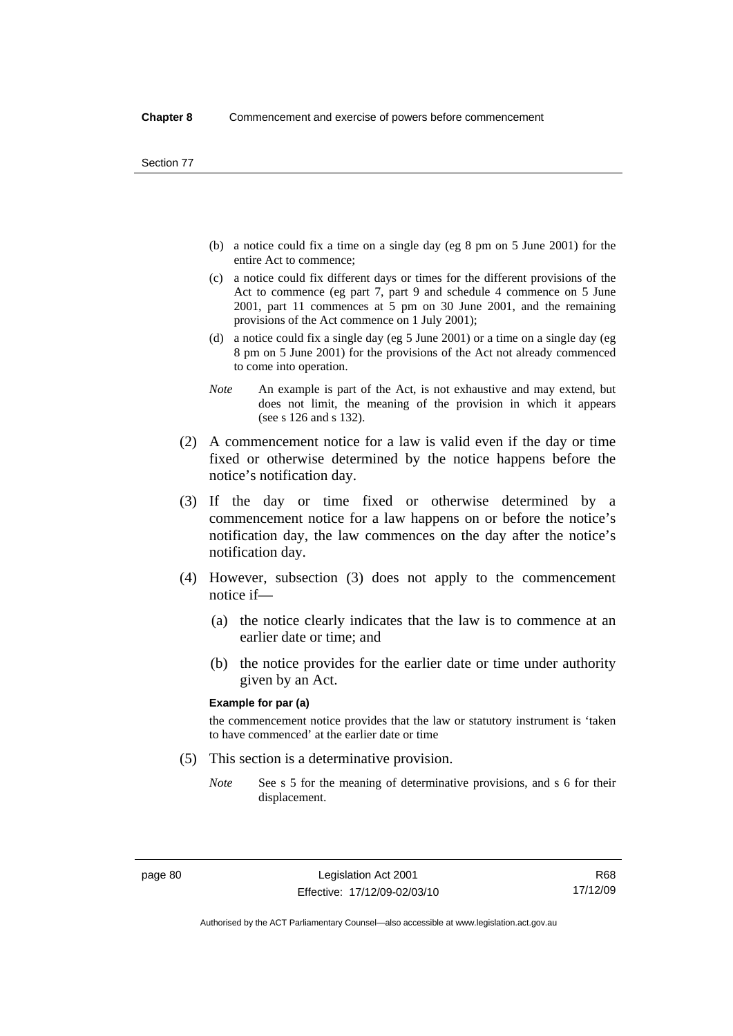(b) a notice could fix a time on a single day (eg 8 pm on 5 June 2001) for the entire Act to commence;

(c) a notice could fix different days or times for the different provisions of the Act to commence (eg part 7, part 9 and schedule 4 commence on 5 June 2001, part 11 commences at 5 pm on 30 June 2001, and the remaining provisions of the Act commence on 1 July 2001);

(d) a notice could fix a single day (eg 5 June 2001) or a time on a single day (eg 8 pm on 5 June 2001) for the provisions of the Act not already commenced to come into operation.

*Note* An example is part of the Act, is not exhaustive and may extend, but does not limit, the meaning of the provision in which it appears (see s 126 and s 132).

(2) A commencement notice for a law is valid even if the day or time fixed or otherwise determined by the notice happens before the notice's notification day.

(3) If the day or time fixed or otherwise determined by a commencement notice for a law happens on or before the notice's notification day, the law commences on the day after the notice's notification day.

(4) However, subsection (3) does not apply to the commencement notice if—

(a) the notice clearly indicates that the law is to commence at an earlier date or time; and

(b) the notice provides for the earlier date or time under authority given by an Act.

**Example for par (a)**

the commencement notice provides that the law or statutory instrument is 'taken to have commenced' at the earlier date or time

(5) This section is a determinative provision.

*Note* See s 5 for the meaning of determinative provisions, and s 6 for their displacement.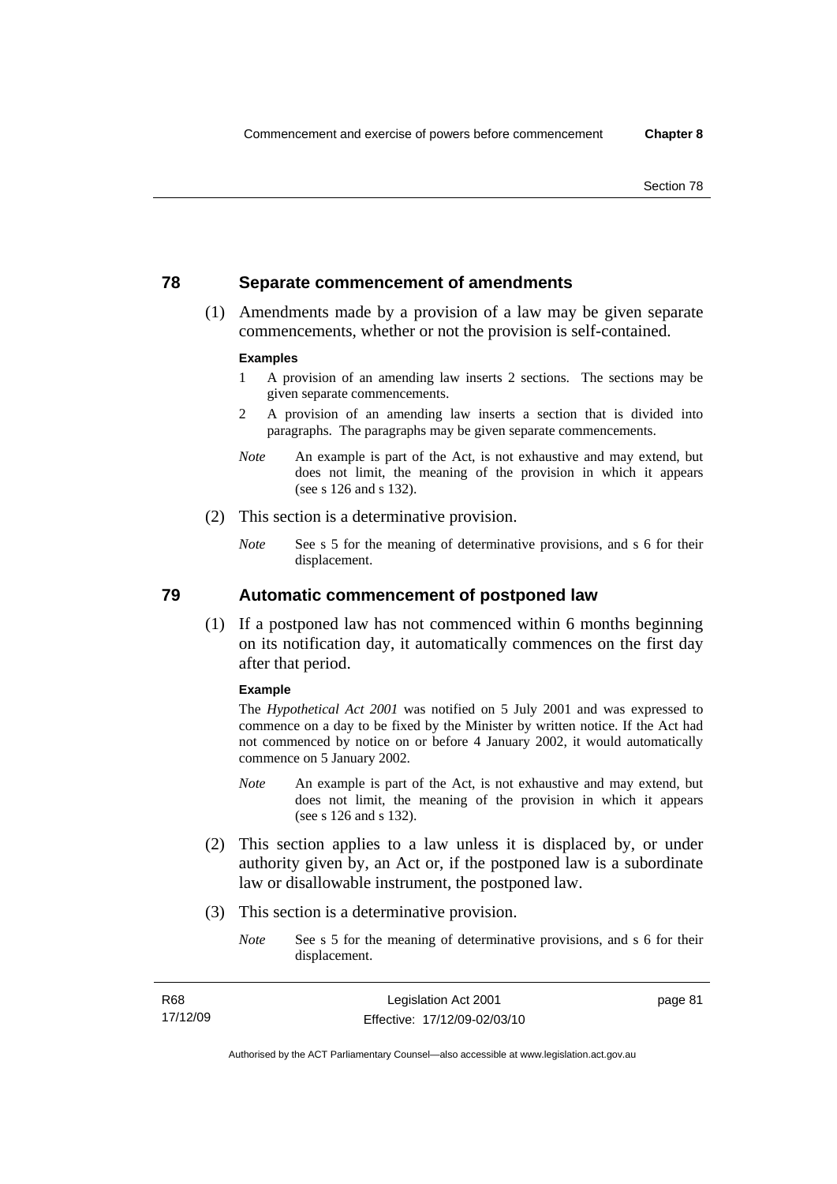## 78 Separate commencement of amendments

(1) Amendments made by a provision of a law may be given separate commencements, whether or not the provision is self-contained.

**Examples**

1 A provision of an amending law inserts 2 sections. The sections may be given separate commencements.

2 A provision of an amending law inserts a section that is divided into paragraphs. The paragraphs may be given separate commencements.

*Note* An example is part of the Act, is not exhaustive and may extend, but does not limit, the meaning of the provision in which it appears (see s 126 and s 132).

(2) This section is a determinative provision.

*Note* See s 5 for the meaning of determinative provisions, and s 6 for their displacement.

## 79 Automatic commencement of postponed law

(1) If a postponed law has not commenced within 6 months beginning on its notification day, it automatically commences on the first day after that period.

**Example**

The *Hypothetical Act 2001* was notified on 5 July 2001 and was expressed to commence on a day to be fixed by the Minister by written notice. If the Act had not commenced by notice on or before 4 January 2002, it would automatically commence on 5 January 2002.

*Note* An example is part of the Act, is not exhaustive and may extend, but does not limit, the meaning of the provision in which it appears (see s 126 and s 132).

(2) This section applies to a law unless it is displaced by, or under authority given by, an Act or, if the postponed law is a subordinate law or disallowable instrument, the postponed law.

(3) This section is a determinative provision.

*Note* See s 5 for the meaning of determinative provisions, and s 6 for their displacement.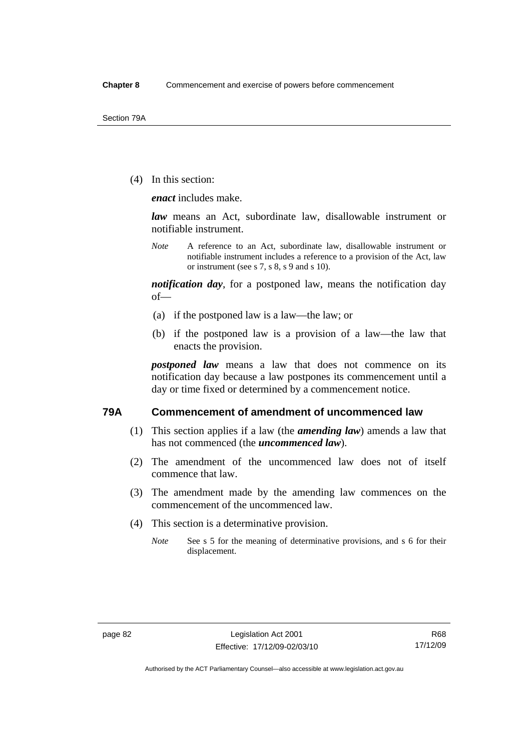(4) In this section:

***enact*** includes make.

***law*** means an Act, subordinate law, disallowable instrument or notifiable instrument.

*Note* A reference to an Act, subordinate law, disallowable instrument or notifiable instrument includes a reference to a provision of the Act, law or instrument (see s 7, s 8, s 9 and s 10).

***notification day***, for a postponed law, means the notification day of—

(a) if the postponed law is a law—the law; or

(b) if the postponed law is a provision of a law—the law that enacts the provision.

***postponed law*** means a law that does not commence on its notification day because a law postpones its commencement until a day or time fixed or determined by a commencement notice.

## 79A Commencement of amendment of uncommenced law

(1) This section applies if a law (the ***amending law***) amends a law that has not commenced (the ***uncommenced law***).

(2) The amendment of the uncommenced law does not of itself commence that law.

(3) The amendment made by the amending law commences on the commencement of the uncommenced law.

(4) This section is a determinative provision.

*Note* See s 5 for the meaning of determinative provisions, and s 6 for their displacement.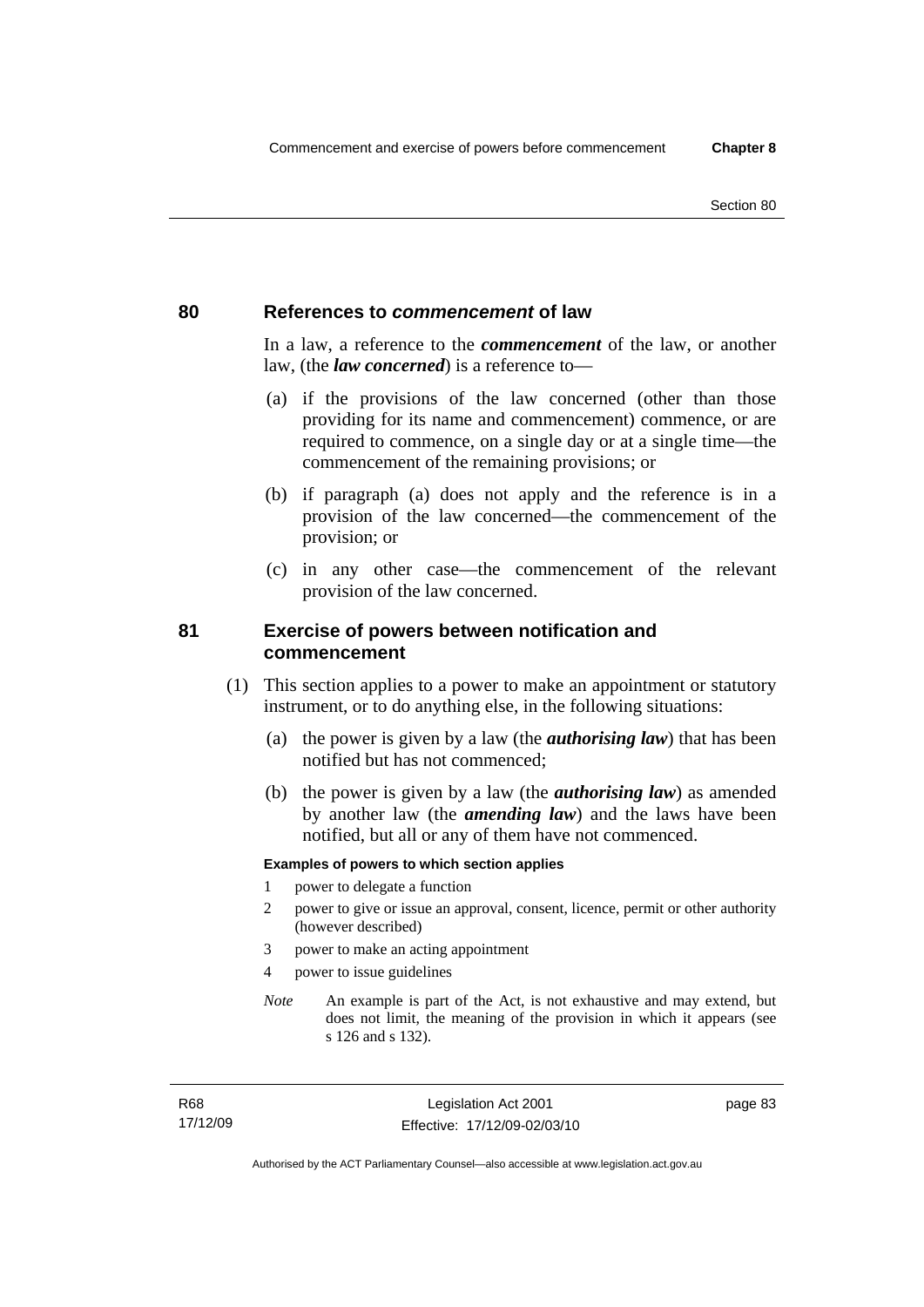## 80 References to *commencement* of law

In a law, a reference to the ***commencement*** of the law, or another law, (the ***law concerned***) is a reference to—

(a) if the provisions of the law concerned (other than those providing for its name and commencement) commence, or are required to commence, on a single day or at a single time—the commencement of the remaining provisions; or

(b) if paragraph (a) does not apply and the reference is in a provision of the law concerned—the commencement of the provision; or

(c) in any other case—the commencement of the relevant provision of the law concerned.

## 81 Exercise of powers between notification and commencement

(1) This section applies to a power to make an appointment or statutory instrument, or to do anything else, in the following situations:

(a) the power is given by a law (the ***authorising law***) that has been notified but has not commenced;

(b) the power is given by a law (the ***authorising law***) as amended by another law (the ***amending law***) and the laws have been notified, but all or any of them have not commenced.

**Examples of powers to which section applies**

1 power to delegate a function

2 power to give or issue an approval, consent, licence, permit or other authority (however described)

3 power to make an acting appointment

4 power to issue guidelines

*Note* An example is part of the Act, is not exhaustive and may extend, but does not limit, the meaning of the provision in which it appears (see s 126 and s 132).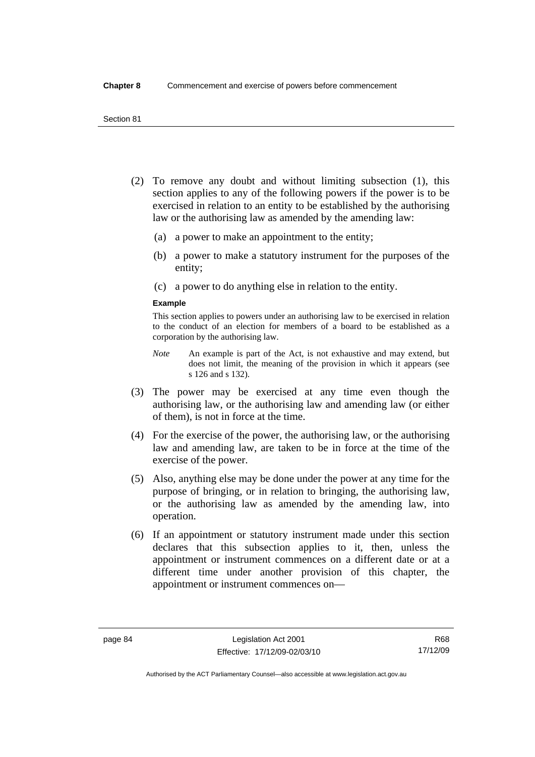(2) To remove any doubt and without limiting subsection (1), this section applies to any of the following powers if the power is to be exercised in relation to an entity to be established by the authorising law or the authorising law as amended by the amending law:

- (a) a power to make an appointment to the entity;
- (b) a power to make a statutory instrument for the purposes of the entity;
- (c) a power to do anything else in relation to the entity.

**Example**

This section applies to powers under an authorising law to be exercised in relation to the conduct of an election for members of a board to be established as a corporation by the authorising law.

*Note* An example is part of the Act, is not exhaustive and may extend, but does not limit, the meaning of the provision in which it appears (see s 126 and s 132).

(3) The power may be exercised at any time even though the authorising law, or the authorising law and amending law (or either of them), is not in force at the time.

(4) For the exercise of the power, the authorising law, or the authorising law and amending law, are taken to be in force at the time of the exercise of the power.

(5) Also, anything else may be done under the power at any time for the purpose of bringing, or in relation to bringing, the authorising law, or the authorising law as amended by the amending law, into operation.

(6) If an appointment or statutory instrument made under this section declares that this subsection applies to it, then, unless the appointment or instrument commences on a different date or at a different time under another provision of this chapter, the appointment or instrument commences on—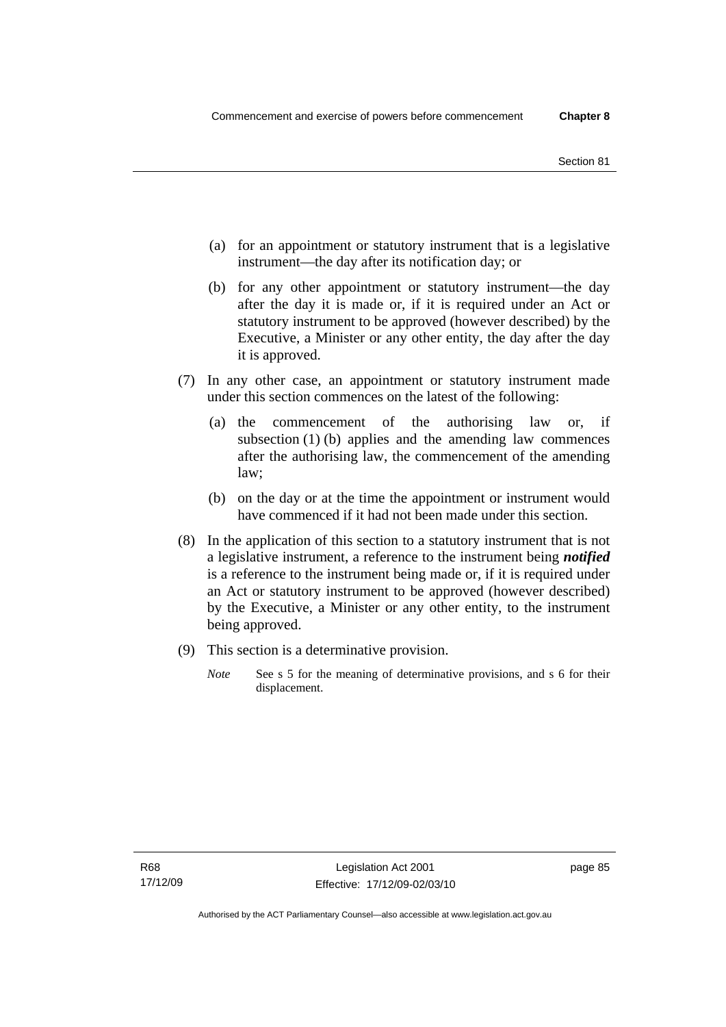(a) for an appointment or statutory instrument that is a legislative instrument—the day after its notification day; or

(b) for any other appointment or statutory instrument—the day after the day it is made or, if it is required under an Act or statutory instrument to be approved (however described) by the Executive, a Minister or any other entity, the day after the day it is approved.

(7) In any other case, an appointment or statutory instrument made under this section commences on the latest of the following:

(a) the commencement of the authorising law or, if subsection (1) (b) applies and the amending law commences after the authorising law, the commencement of the amending law;

(b) on the day or at the time the appointment or instrument would have commenced if it had not been made under this section.

(8) In the application of this section to a statutory instrument that is not a legislative instrument, a reference to the instrument being ***notified*** is a reference to the instrument being made or, if it is required under an Act or statutory instrument to be approved (however described) by the Executive, a Minister or any other entity, to the instrument being approved.

(9) This section is a determinative provision.

*Note* See s 5 for the meaning of determinative provisions, and s 6 for their displacement.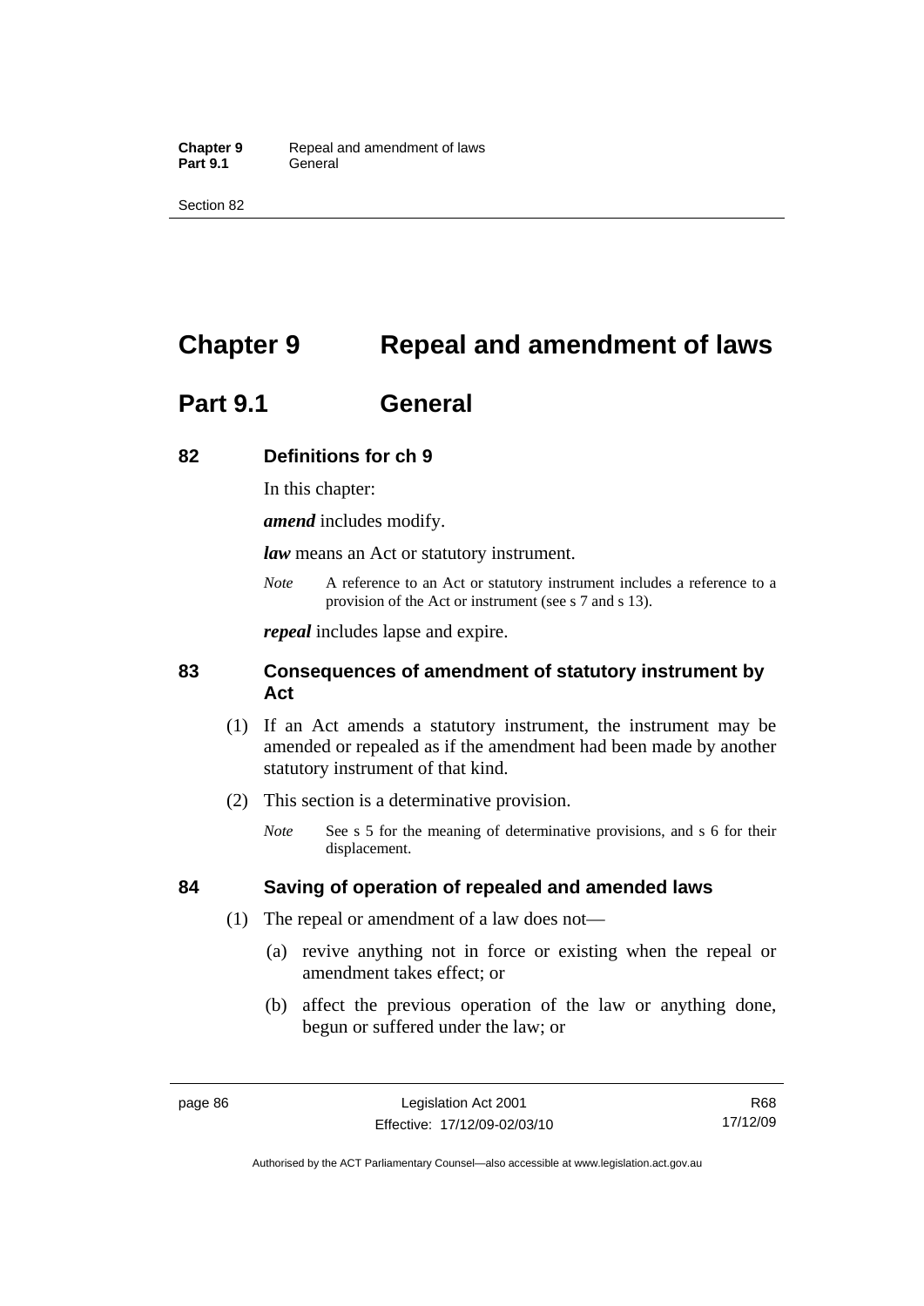# Chapter 9 Repeal and amendment of laws

## Part 9.1 General

### 82 Definitions for ch 9

In this chapter:

***amend*** includes modify.

***law*** means an Act or statutory instrument.

*Note* A reference to an Act or statutory instrument includes a reference to a provision of the Act or instrument (see s 7 and s 13).

***repeal*** includes lapse and expire.

### 83 Consequences of amendment of statutory instrument by Act

(1) If an Act amends a statutory instrument, the instrument may be amended or repealed as if the amendment had been made by another statutory instrument of that kind.

(2) This section is a determinative provision.

*Note* See s 5 for the meaning of determinative provisions, and s 6 for their displacement.

### 84 Saving of operation of repealed and amended laws

(1) The repeal or amendment of a law does not—

(a) revive anything not in force or existing when the repeal or amendment takes effect; or

(b) affect the previous operation of the law or anything done, begun or suffered under the law; or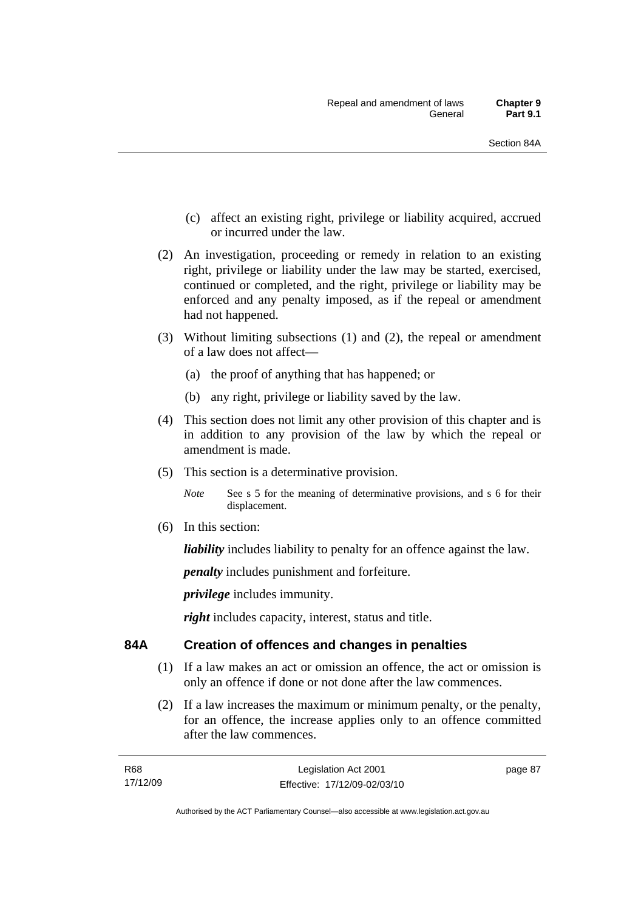(c) affect an existing right, privilege or liability acquired, accrued or incurred under the law.

(2) An investigation, proceeding or remedy in relation to an existing right, privilege or liability under the law may be started, exercised, continued or completed, and the right, privilege or liability may be enforced and any penalty imposed, as if the repeal or amendment had not happened.

(3) Without limiting subsections (1) and (2), the repeal or amendment of a law does not affect—

(a) the proof of anything that has happened; or

(b) any right, privilege or liability saved by the law.

(4) This section does not limit any other provision of this chapter and is in addition to any provision of the law by which the repeal or amendment is made.

(5) This section is a determinative provision.

*Note* See s 5 for the meaning of determinative provisions, and s 6 for their displacement.

(6) In this section:

***liability*** includes liability to penalty for an offence against the law.

***penalty*** includes punishment and forfeiture.

***privilege*** includes immunity.

***right*** includes capacity, interest, status and title.

## 84A Creation of offences and changes in penalties

(1) If a law makes an act or omission an offence, the act or omission is only an offence if done or not done after the law commences.

(2) If a law increases the maximum or minimum penalty, or the penalty, for an offence, the increase applies only to an offence committed after the law commences.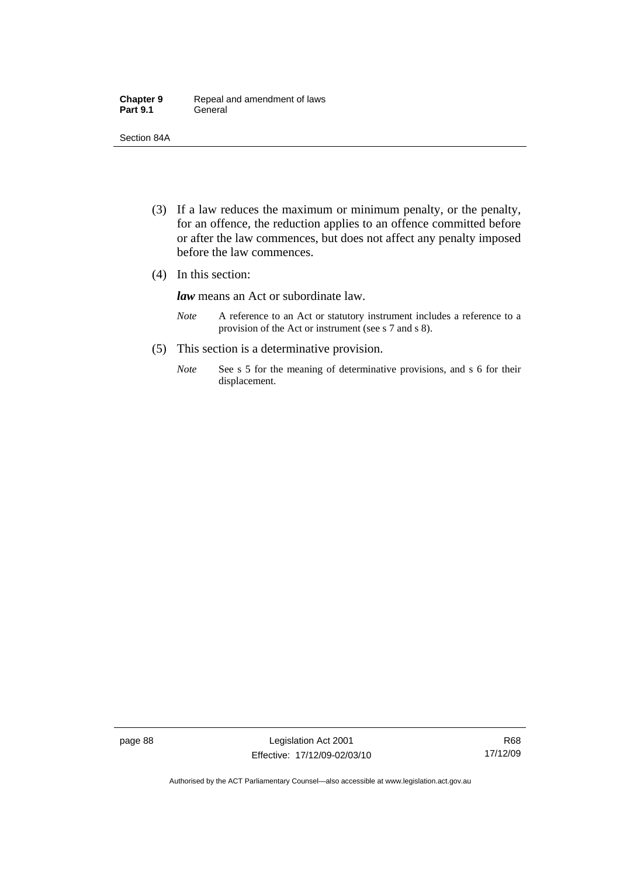(3) If a law reduces the maximum or minimum penalty, or the penalty, for an offence, the reduction applies to an offence committed before or after the law commences, but does not affect any penalty imposed before the law commences.

(4) In this section:

***law*** means an Act or subordinate law.

*Note* A reference to an Act or statutory instrument includes a reference to a provision of the Act or instrument (see s 7 and s 8).

(5) This section is a determinative provision.

*Note* See s 5 for the meaning of determinative provisions, and s 6 for their displacement.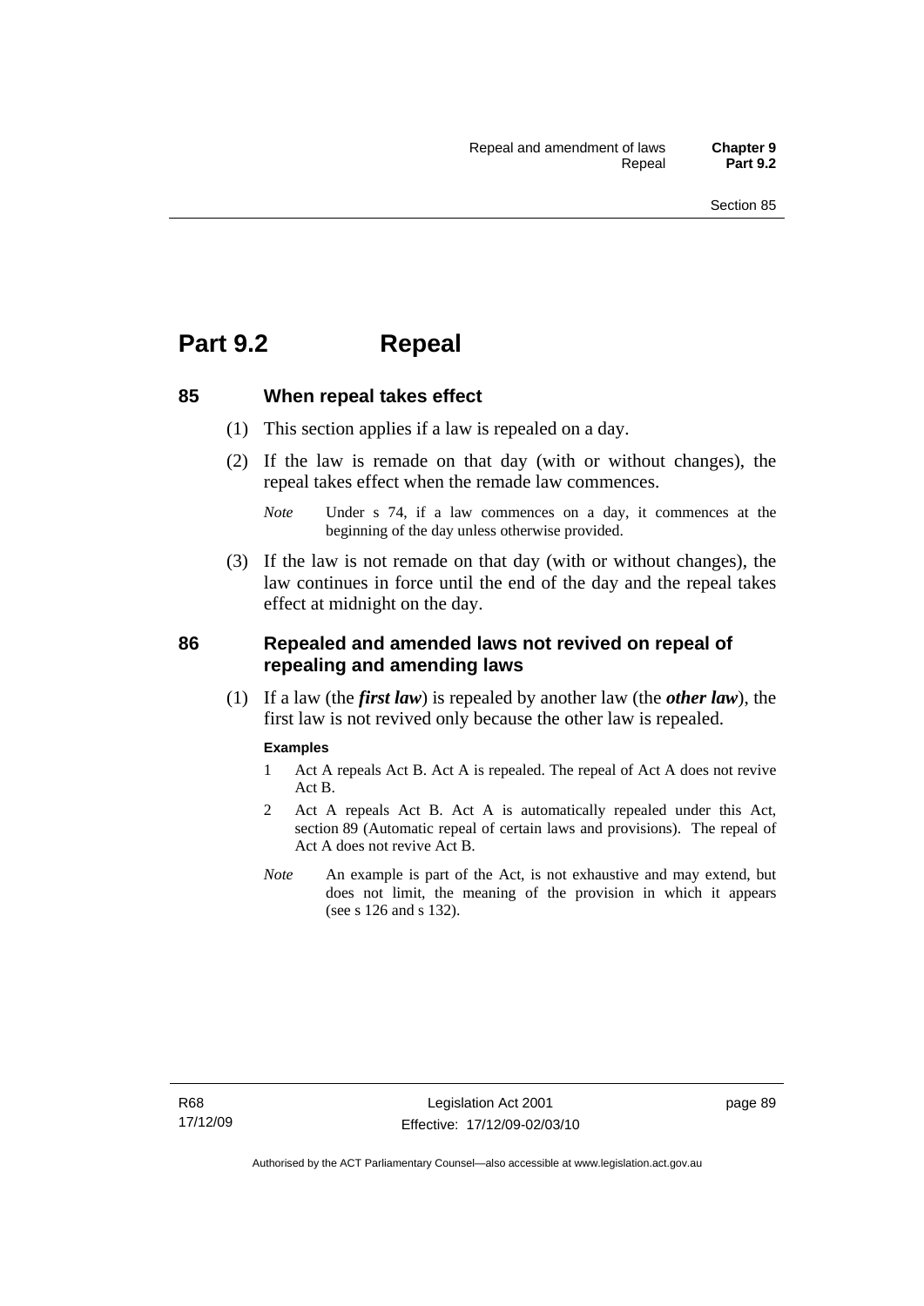# Part 9.2 Repeal

## 85 When repeal takes effect

(1) This section applies if a law is repealed on a day.

(2) If the law is remade on that day (with or without changes), the repeal takes effect when the remade law commences.

*Note* Under s 74, if a law commences on a day, it commences at the beginning of the day unless otherwise provided.

(3) If the law is not remade on that day (with or without changes), the law continues in force until the end of the day and the repeal takes effect at midnight on the day.

## 86 Repealed and amended laws not revived on repeal of repealing and amending laws

(1) If a law (the ***first law***) is repealed by another law (the ***other law***), the first law is not revived only because the other law is repealed.

**Examples**

1 Act A repeals Act B. Act A is repealed. The repeal of Act A does not revive Act B.

2 Act A repeals Act B. Act A is automatically repealed under this Act, section 89 (Automatic repeal of certain laws and provisions). The repeal of Act A does not revive Act B.

*Note* An example is part of the Act, is not exhaustive and may extend, but does not limit, the meaning of the provision in which it appears (see s 126 and s 132).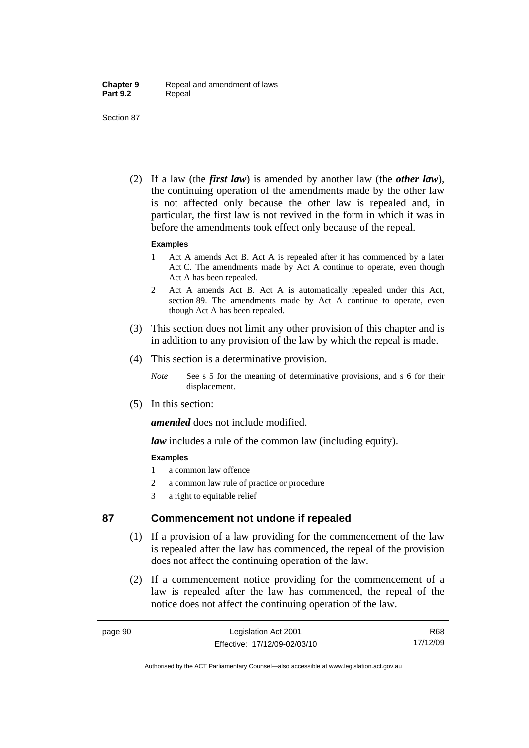(2) If a law (the ***first law***) is amended by another law (the ***other law***), the continuing operation of the amendments made by the other law is not affected only because the other law is repealed and, in particular, the first law is not revived in the form in which it was in before the amendments took effect only because of the repeal.

**Examples**

1 Act A amends Act B. Act A is repealed after it has commenced by a later Act C. The amendments made by Act A continue to operate, even though Act A has been repealed.

2 Act A amends Act B. Act A is automatically repealed under this Act, section 89. The amendments made by Act A continue to operate, even though Act A has been repealed.

(3) This section does not limit any other provision of this chapter and is in addition to any provision of the law by which the repeal is made.

(4) This section is a determinative provision.

*Note* See s 5 for the meaning of determinative provisions, and s 6 for their displacement.

(5) In this section:

***amended*** does not include modified.

***law*** includes a rule of the common law (including equity).

**Examples**

1 a common law offence

2 a common law rule of practice or procedure

3 a right to equitable relief

## 87 Commencement not undone if repealed

(1) If a provision of a law providing for the commencement of the law is repealed after the law has commenced, the repeal of the provision does not affect the continuing operation of the law.

(2) If a commencement notice providing for the commencement of a law is repealed after the law has commenced, the repeal of the notice does not affect the continuing operation of the law.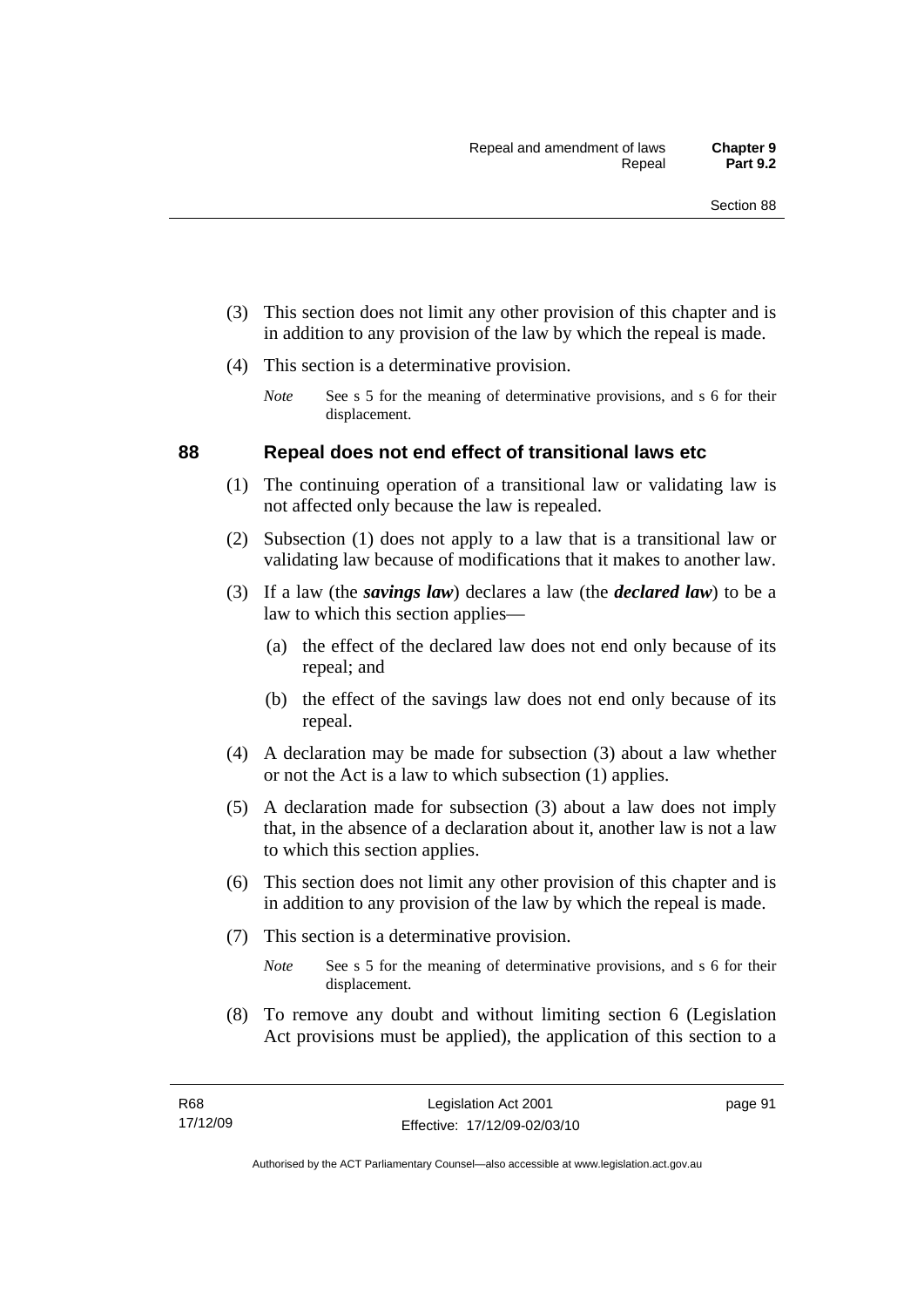(3) This section does not limit any other provision of this chapter and is in addition to any provision of the law by which the repeal is made.

(4) This section is a determinative provision.

*Note* See s 5 for the meaning of determinative provisions, and s 6 for their displacement.

## 88 Repeal does not end effect of transitional laws etc

(1) The continuing operation of a transitional law or validating law is not affected only because the law is repealed.

(2) Subsection (1) does not apply to a law that is a transitional law or validating law because of modifications that it makes to another law.

(3) If a law (the ***savings law***) declares a law (the ***declared law***) to be a law to which this section applies—

(a) the effect of the declared law does not end only because of its repeal; and

(b) the effect of the savings law does not end only because of its repeal.

(4) A declaration may be made for subsection (3) about a law whether or not the Act is a law to which subsection (1) applies.

(5) A declaration made for subsection (3) about a law does not imply that, in the absence of a declaration about it, another law is not a law to which this section applies.

(6) This section does not limit any other provision of this chapter and is in addition to any provision of the law by which the repeal is made.

(7) This section is a determinative provision.

*Note* See s 5 for the meaning of determinative provisions, and s 6 for their displacement.

(8) To remove any doubt and without limiting section 6 (Legislation Act provisions must be applied), the application of this section to a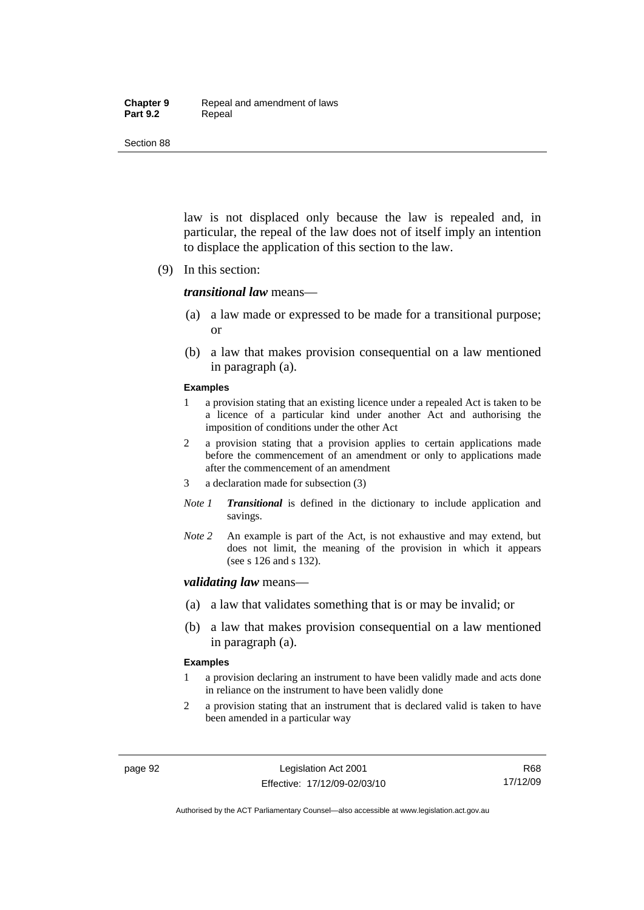law is not displaced only because the law is repealed and, in particular, the repeal of the law does not of itself imply an intention to displace the application of this section to the law.

(9) In this section:

***transitional law*** means—

(a) a law made or expressed to be made for a transitional purpose; or

(b) a law that makes provision consequential on a law mentioned in paragraph (a).

**Examples**

1 a provision stating that an existing licence under a repealed Act is taken to be a licence of a particular kind under another Act and authorising the imposition of conditions under the other Act

2 a provision stating that a provision applies to certain applications made before the commencement of an amendment or only to applications made after the commencement of an amendment

3 a declaration made for subsection (3)

*Note 1* ***Transitional*** is defined in the dictionary to include application and savings.

*Note 2* An example is part of the Act, is not exhaustive and may extend, but does not limit, the meaning of the provision in which it appears (see s 126 and s 132).

***validating law*** means—

(a) a law that validates something that is or may be invalid; or

(b) a law that makes provision consequential on a law mentioned in paragraph (a).

**Examples**

1 a provision declaring an instrument to have been validly made and acts done in reliance on the instrument to have been validly done

2 a provision stating that an instrument that is declared valid is taken to have been amended in a particular way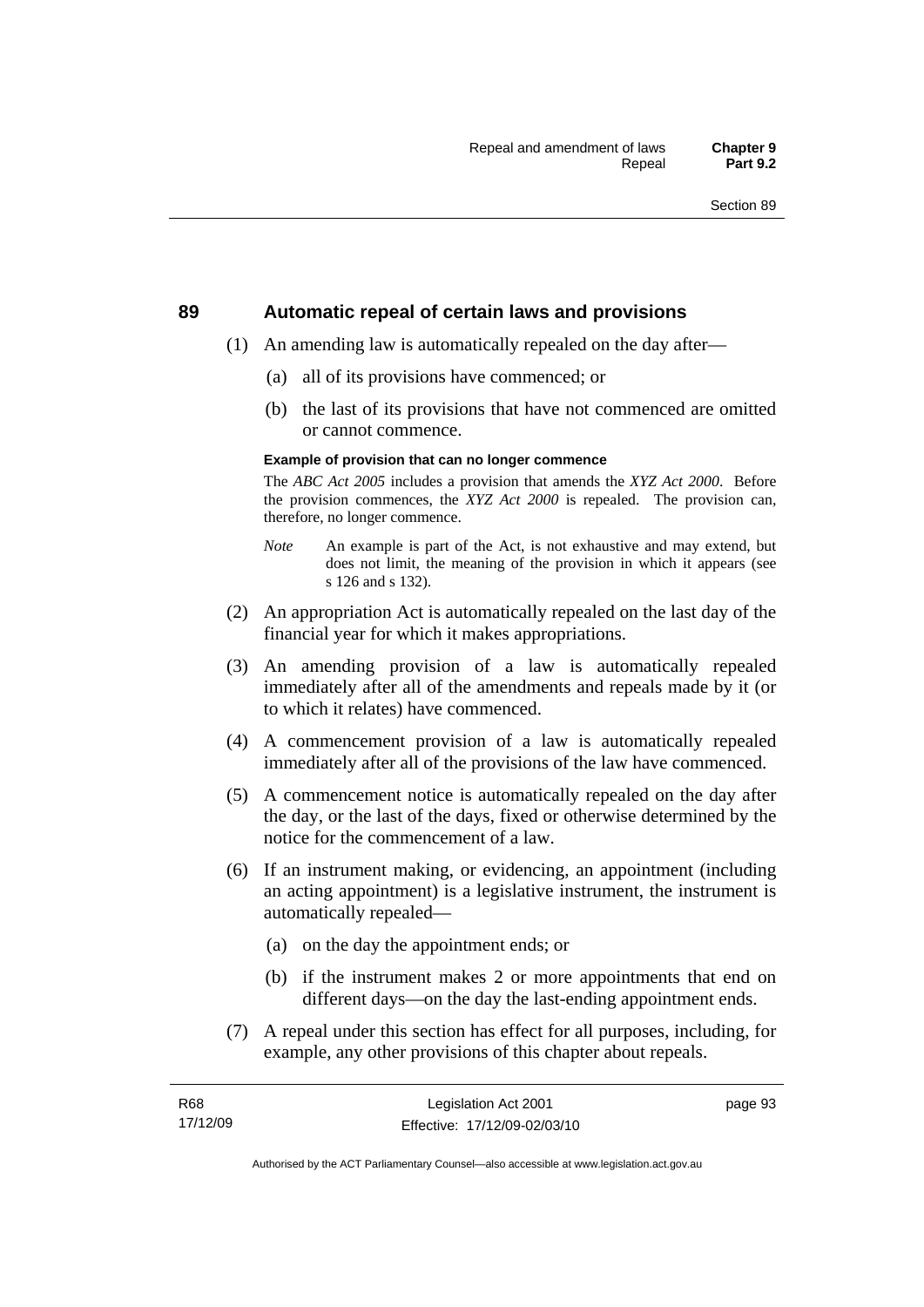## 89 Automatic repeal of certain laws and provisions

(1) An amending law is automatically repealed on the day after—

(a) all of its provisions have commenced; or

(b) the last of its provisions that have not commenced are omitted or cannot commence.

**Example of provision that can no longer commence**

The *ABC Act 2005* includes a provision that amends the *XYZ Act 2000*. Before the provision commences, the *XYZ Act 2000* is repealed. The provision can, therefore, no longer commence.

*Note* An example is part of the Act, is not exhaustive and may extend, but does not limit, the meaning of the provision in which it appears (see s 126 and s 132).

(2) An appropriation Act is automatically repealed on the last day of the financial year for which it makes appropriations.

(3) An amending provision of a law is automatically repealed immediately after all of the amendments and repeals made by it (or to which it relates) have commenced.

(4) A commencement provision of a law is automatically repealed immediately after all of the provisions of the law have commenced.

(5) A commencement notice is automatically repealed on the day after the day, or the last of the days, fixed or otherwise determined by the notice for the commencement of a law.

(6) If an instrument making, or evidencing, an appointment (including an acting appointment) is a legislative instrument, the instrument is automatically repealed—

(a) on the day the appointment ends; or

(b) if the instrument makes 2 or more appointments that end on different days—on the day the last-ending appointment ends.

(7) A repeal under this section has effect for all purposes, including, for example, any other provisions of this chapter about repeals.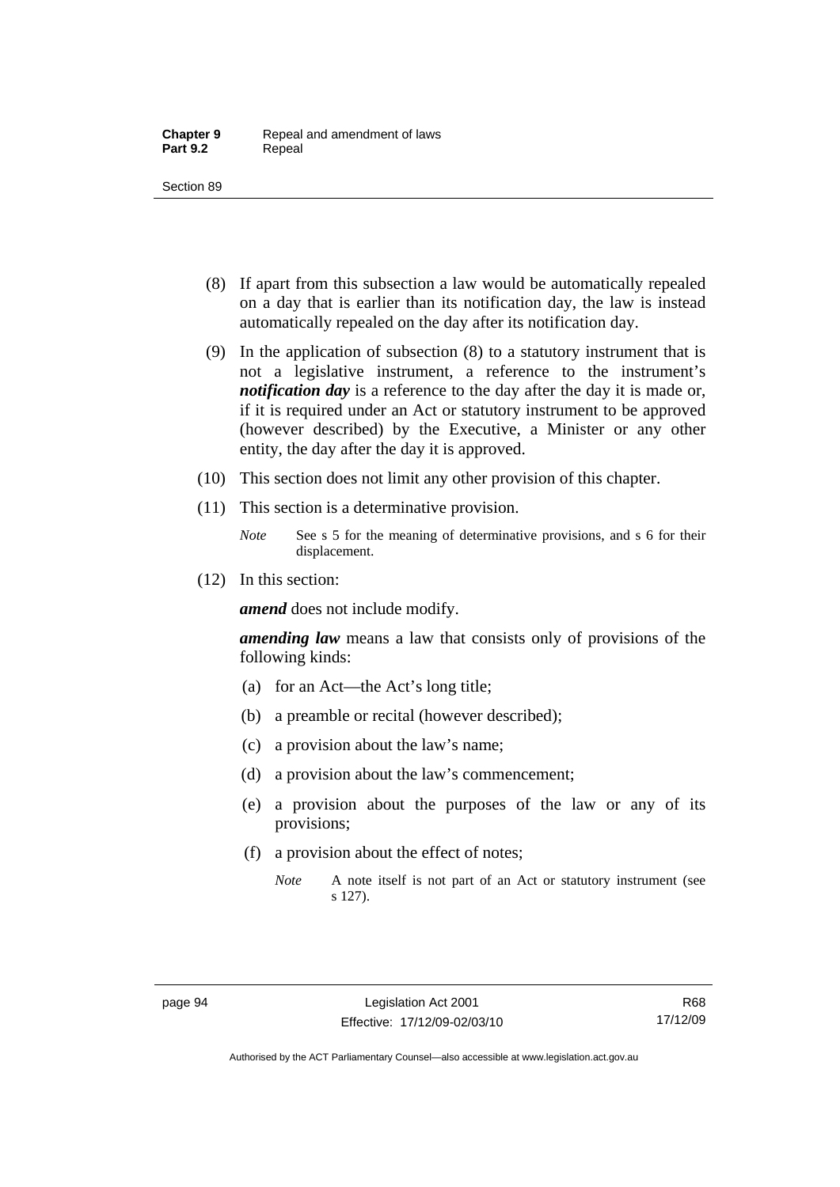(8) If apart from this subsection a law would be automatically repealed on a day that is earlier than its notification day, the law is instead automatically repealed on the day after its notification day.

(9) In the application of subsection (8) to a statutory instrument that is not a legislative instrument, a reference to the instrument's ***notification day*** is a reference to the day after the day it is made or, if it is required under an Act or statutory instrument to be approved (however described) by the Executive, a Minister or any other entity, the day after the day it is approved.

(10) This section does not limit any other provision of this chapter.

(11) This section is a determinative provision.

*Note* See s 5 for the meaning of determinative provisions, and s 6 for their displacement.

(12) In this section:

***amend*** does not include modify.

***amending law*** means a law that consists only of provisions of the following kinds:

(a) for an Act—the Act's long title;

(b) a preamble or recital (however described);

(c) a provision about the law's name;

(d) a provision about the law's commencement;

(e) a provision about the purposes of the law or any of its provisions;

(f) a provision about the effect of notes;

*Note* A note itself is not part of an Act or statutory instrument (see s 127).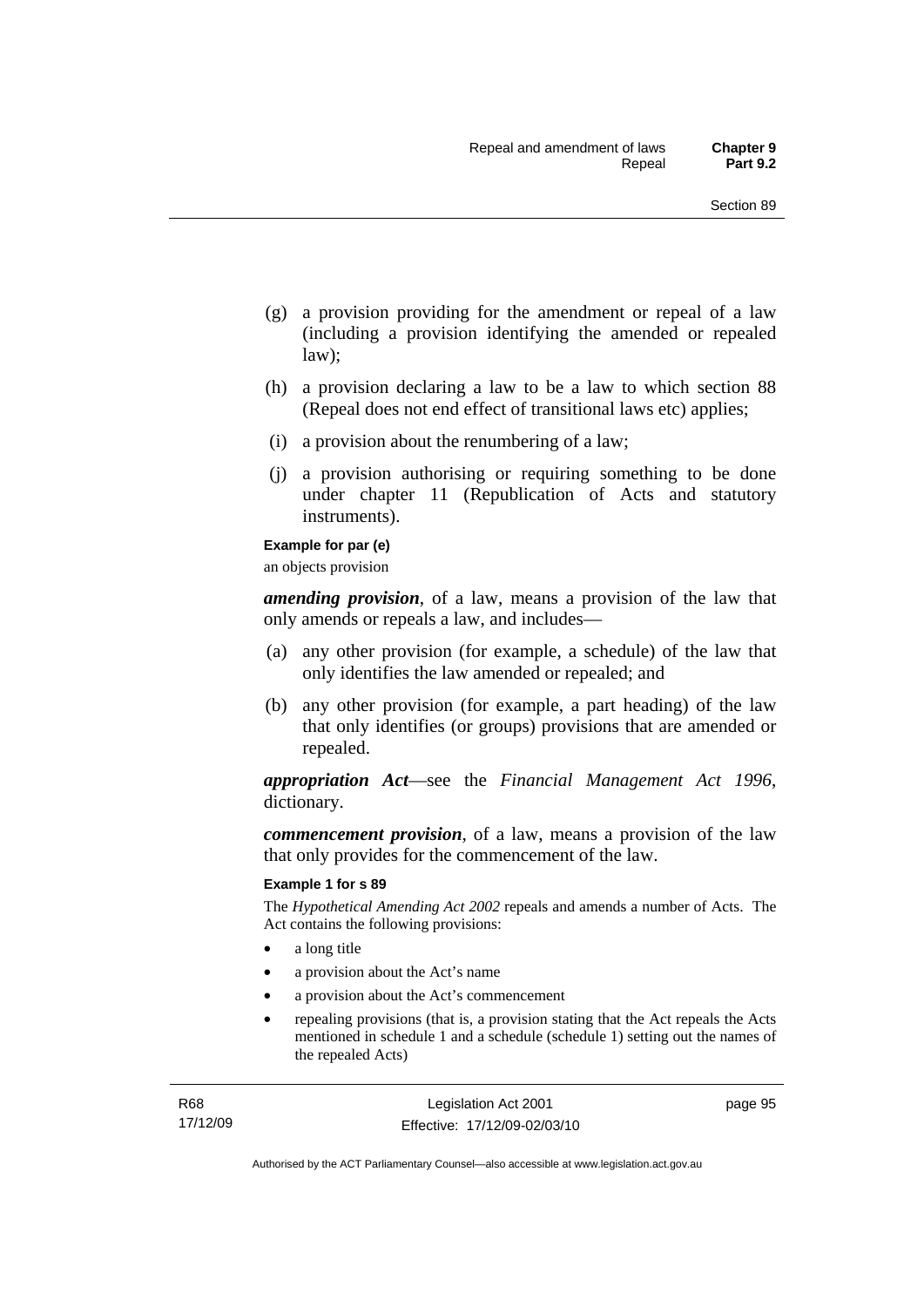(g) a provision providing for the amendment or repeal of a law (including a provision identifying the amended or repealed law);

(h) a provision declaring a law to be a law to which section 88 (Repeal does not end effect of transitional laws etc) applies;

(i) a provision about the renumbering of a law;

(j) a provision authorising or requiring something to be done under chapter 11 (Republication of Acts and statutory instruments).

**Example for par (e)**

an objects provision

***amending provision***, of a law, means a provision of the law that only amends or repeals a law, and includes—

(a) any other provision (for example, a schedule) of the law that only identifies the law amended or repealed; and

(b) any other provision (for example, a part heading) of the law that only identifies (or groups) provisions that are amended or repealed.

***appropriation Act***—see the *Financial Management Act 1996*, dictionary.

***commencement provision***, of a law, means a provision of the law that only provides for the commencement of the law.

**Example 1 for s 89**

The *Hypothetical Amending Act 2002* repeals and amends a number of Acts. The Act contains the following provisions:

- a long title
- a provision about the Act's name
- a provision about the Act's commencement
- repealing provisions (that is, a provision stating that the Act repeals the Acts mentioned in schedule 1 and a schedule (schedule 1) setting out the names of the repealed Acts)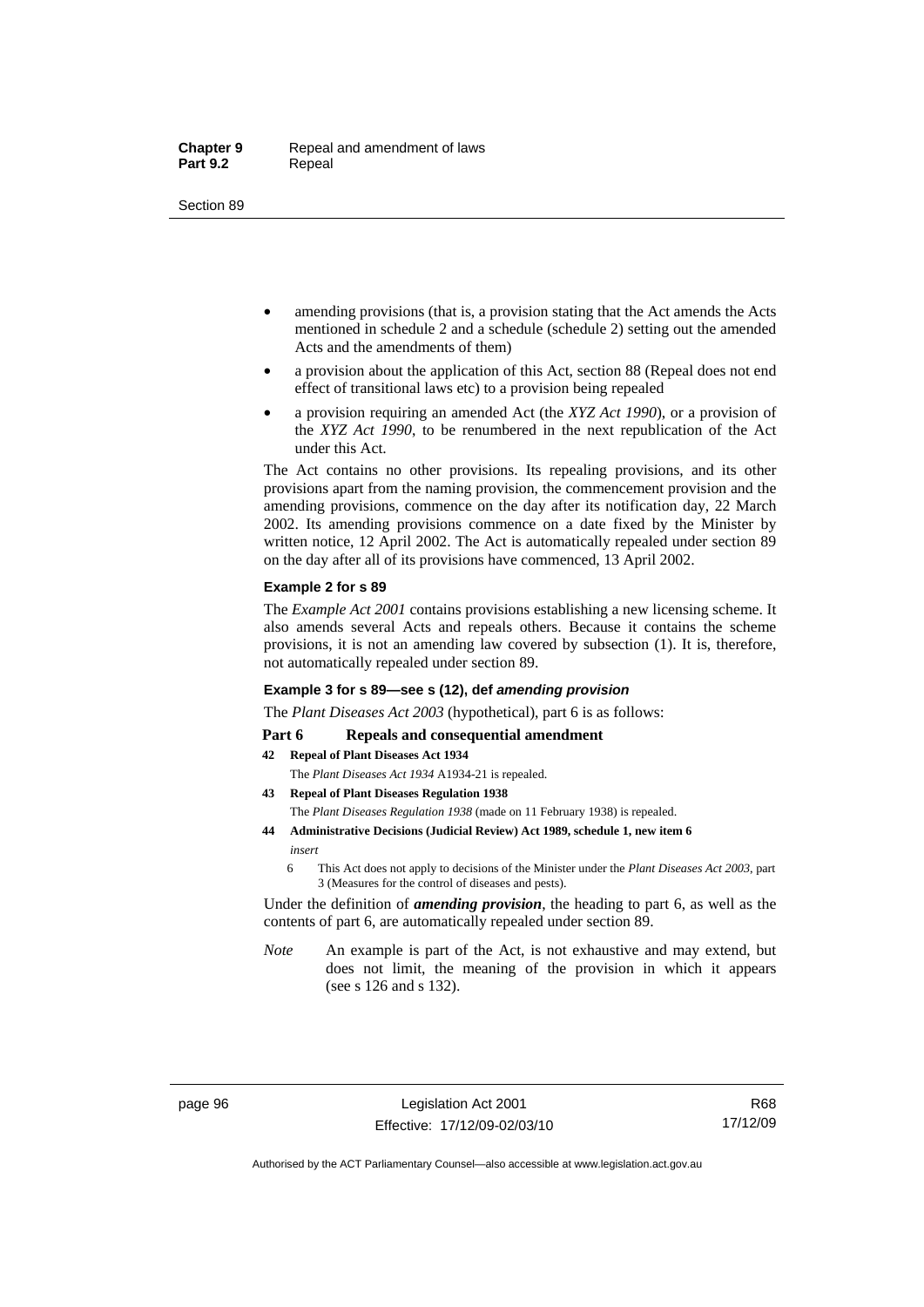- amending provisions (that is, a provision stating that the Act amends the Acts mentioned in schedule 2 and a schedule (schedule 2) setting out the amended Acts and the amendments of them)
- a provision about the application of this Act, section 88 (Repeal does not end effect of transitional laws etc) to a provision being repealed
- a provision requiring an amended Act (the *XYZ Act 1990*), or a provision of the *XYZ Act 1990*, to be renumbered in the next republication of the Act under this Act.

The Act contains no other provisions. Its repealing provisions, and its other provisions apart from the naming provision, the commencement provision and the amending provisions, commence on the day after its notification day, 22 March 2002. Its amending provisions commence on a date fixed by the Minister by written notice, 12 April 2002. The Act is automatically repealed under section 89 on the day after all of its provisions have commenced, 13 April 2002.

**Example 2 for s 89**

The *Example Act 2001* contains provisions establishing a new licensing scheme. It also amends several Acts and repeals others. Because it contains the scheme provisions, it is not an amending law covered by subsection (1). It is, therefore, not automatically repealed under section 89.

**Example 3 for s 89—see s (12), def *amending provision***

The *Plant Diseases Act 2003* (hypothetical), part 6 is as follows:

**Part 6 Repeals and consequential amendment**

**42 Repeal of Plant Diseases Act 1934**

The *Plant Diseases Act 1934* A1934-21 is repealed.

**43 Repeal of Plant Diseases Regulation 1938**

The *Plant Diseases Regulation 1938* (made on 11 February 1938) is repealed.

**44 Administrative Decisions (Judicial Review) Act 1989, schedule 1, new item 6**

*insert*

6 This Act does not apply to decisions of the Minister under the *Plant Diseases Act 2003*, part 3 (Measures for the control of diseases and pests).

Under the definition of ***amending provision***, the heading to part 6, as well as the contents of part 6, are automatically repealed under section 89.

*Note* An example is part of the Act, is not exhaustive and may extend, but does not limit, the meaning of the provision in which it appears (see s 126 and s 132).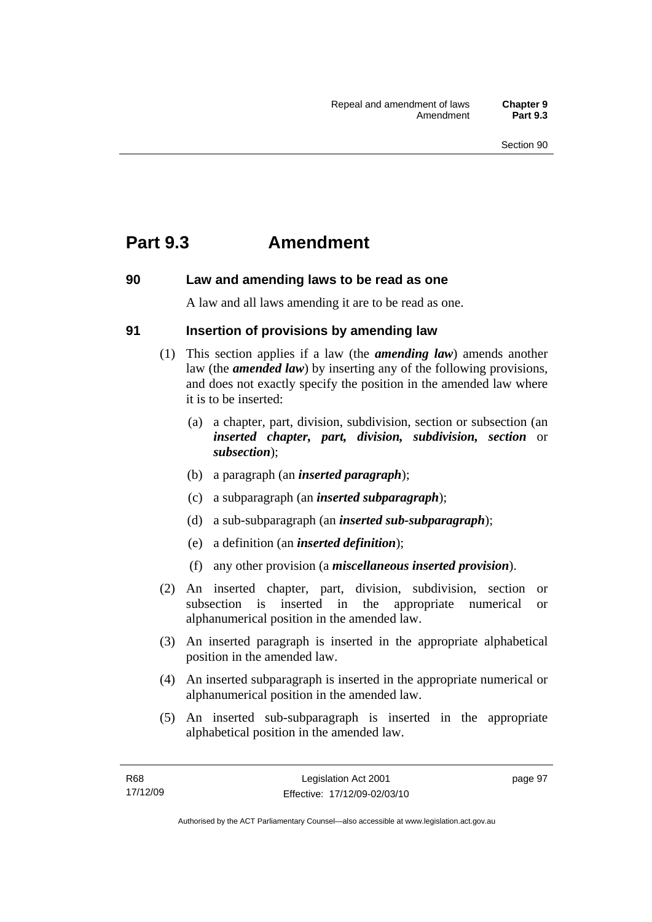# Part 9.3 Amendment

## 90 Law and amending laws to be read as one

A law and all laws amending it are to be read as one.

## 91 Insertion of provisions by amending law

(1) This section applies if a law (the ***amending law***) amends another law (the ***amended law***) by inserting any of the following provisions, and does not exactly specify the position in the amended law where it is to be inserted:

(a) a chapter, part, division, subdivision, section or subsection (an ***inserted chapter, part, division, subdivision, section*** or ***subsection***);

(b) a paragraph (an ***inserted paragraph***);

(c) a subparagraph (an ***inserted subparagraph***);

(d) a sub-subparagraph (an ***inserted sub-subparagraph***);

(e) a definition (an ***inserted definition***);

(f) any other provision (a ***miscellaneous inserted provision***).

(2) An inserted chapter, part, division, subdivision, section or subsection is inserted in the appropriate numerical or alphanumerical position in the amended law.

(3) An inserted paragraph is inserted in the appropriate alphabetical position in the amended law.

(4) An inserted subparagraph is inserted in the appropriate numerical or alphanumerical position in the amended law.

(5) An inserted sub-subparagraph is inserted in the appropriate alphabetical position in the amended law.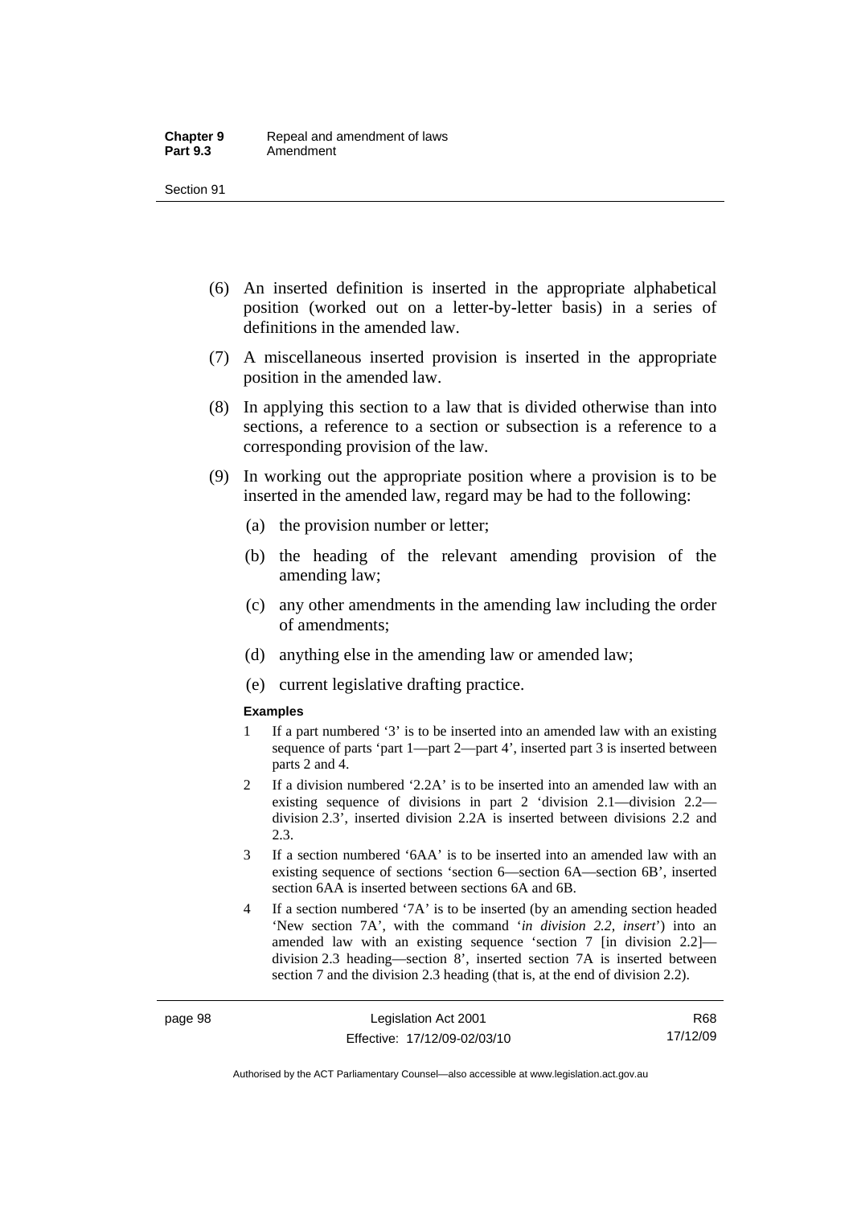(6) An inserted definition is inserted in the appropriate alphabetical position (worked out on a letter-by-letter basis) in a series of definitions in the amended law.

(7) A miscellaneous inserted provision is inserted in the appropriate position in the amended law.

(8) In applying this section to a law that is divided otherwise than into sections, a reference to a section or subsection is a reference to a corresponding provision of the law.

(9) In working out the appropriate position where a provision is to be inserted in the amended law, regard may be had to the following:

(a) the provision number or letter;

(b) the heading of the relevant amending provision of the amending law;

(c) any other amendments in the amending law including the order of amendments;

(d) anything else in the amending law or amended law;

(e) current legislative drafting practice.

**Examples**

1 If a part numbered '3' is to be inserted into an amended law with an existing sequence of parts 'part 1—part 2—part 4', inserted part 3 is inserted between parts 2 and 4.

2 If a division numbered '2.2A' is to be inserted into an amended law with an existing sequence of divisions in part 2 'division 2.1—division 2.2—division 2.3', inserted division 2.2A is inserted between divisions 2.2 and 2.3.

3 If a section numbered '6AA' is to be inserted into an amended law with an existing sequence of sections 'section 6—section 6A—section 6B', inserted section 6AA is inserted between sections 6A and 6B.

4 If a section numbered '7A' is to be inserted (by an amending section headed 'New section 7A', with the command '*in division 2.2, insert*') into an amended law with an existing sequence 'section 7 [in division 2.2]—division 2.3 heading—section 8', inserted section 7A is inserted between section 7 and the division 2.3 heading (that is, at the end of division 2.2).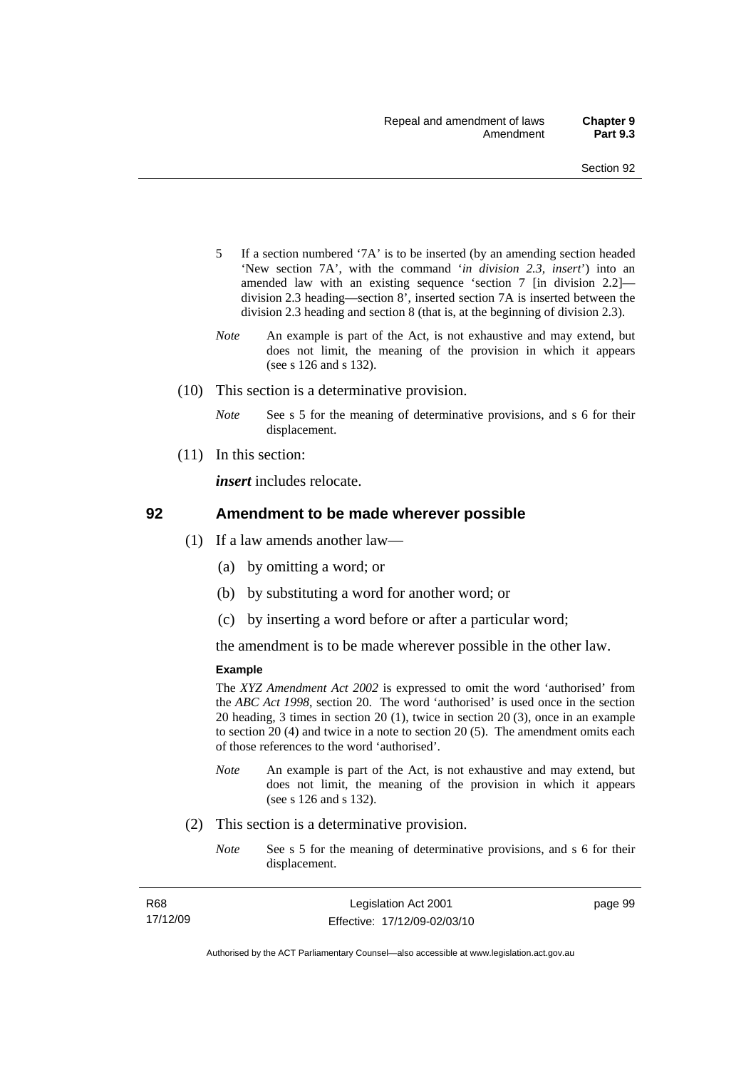5 If a section numbered '7A' is to be inserted (by an amending section headed 'New section 7A', with the command '*in division 2.3, insert*') into an amended law with an existing sequence 'section 7 [in division 2.2]—division 2.3 heading—section 8', inserted section 7A is inserted between the division 2.3 heading and section 8 (that is, at the beginning of division 2.3).

*Note* An example is part of the Act, is not exhaustive and may extend, but does not limit, the meaning of the provision in which it appears (see s 126 and s 132).

(10) This section is a determinative provision.

*Note* See s 5 for the meaning of determinative provisions, and s 6 for their displacement.

(11) In this section:

***insert*** includes relocate.

## 92 Amendment to be made wherever possible

(1) If a law amends another law—

(a) by omitting a word; or

(b) by substituting a word for another word; or

(c) by inserting a word before or after a particular word;

the amendment is to be made wherever possible in the other law.

**Example**

The *XYZ Amendment Act 2002* is expressed to omit the word 'authorised' from the *ABC Act 1998*, section 20. The word 'authorised' is used once in the section 20 heading, 3 times in section 20 (1), twice in section 20 (3), once in an example to section 20 (4) and twice in a note to section 20 (5). The amendment omits each of those references to the word 'authorised'.

*Note* An example is part of the Act, is not exhaustive and may extend, but does not limit, the meaning of the provision in which it appears (see s 126 and s 132).

(2) This section is a determinative provision.

*Note* See s 5 for the meaning of determinative provisions, and s 6 for their displacement.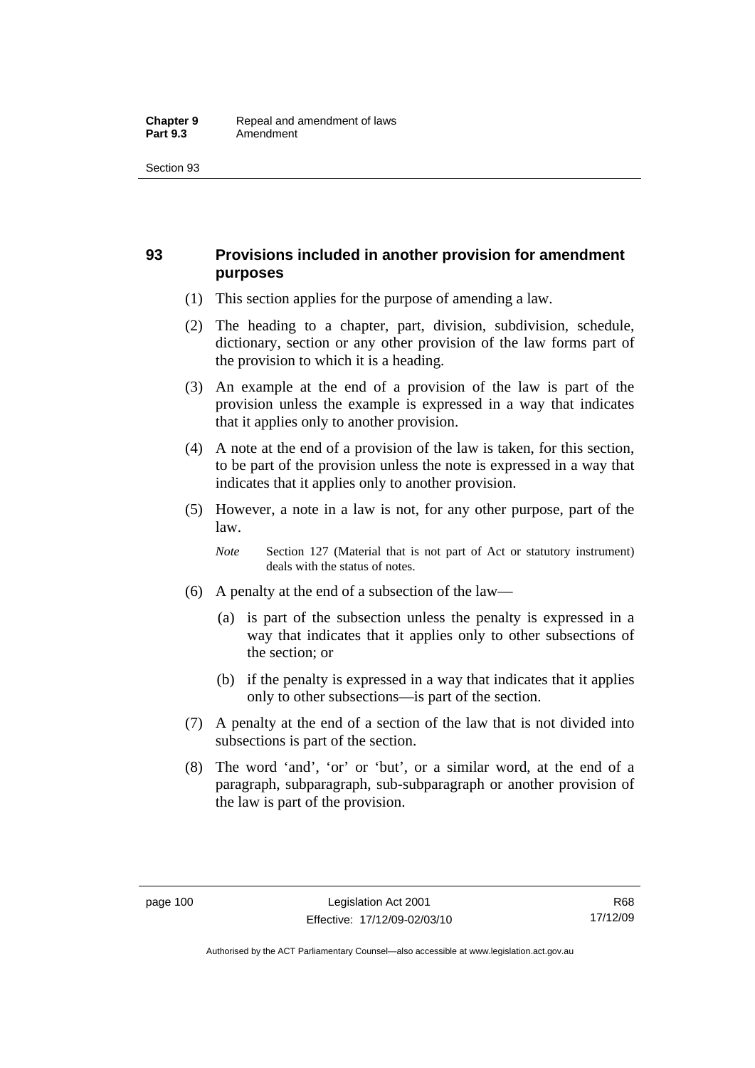## 93 Provisions included in another provision for amendment purposes

(1) This section applies for the purpose of amending a law.

(2) The heading to a chapter, part, division, subdivision, schedule, dictionary, section or any other provision of the law forms part of the provision to which it is a heading.

(3) An example at the end of a provision of the law is part of the provision unless the example is expressed in a way that indicates that it applies only to another provision.

(4) A note at the end of a provision of the law is taken, for this section, to be part of the provision unless the note is expressed in a way that indicates that it applies only to another provision.

(5) However, a note in a law is not, for any other purpose, part of the law.

*Note* Section 127 (Material that is not part of Act or statutory instrument) deals with the status of notes.

(6) A penalty at the end of a subsection of the law—

(a) is part of the subsection unless the penalty is expressed in a way that indicates that it applies only to other subsections of the section; or

(b) if the penalty is expressed in a way that indicates that it applies only to other subsections—is part of the section.

(7) A penalty at the end of a section of the law that is not divided into subsections is part of the section.

(8) The word 'and', 'or' or 'but', or a similar word, at the end of a paragraph, subparagraph, sub-subparagraph or another provision of the law is part of the provision.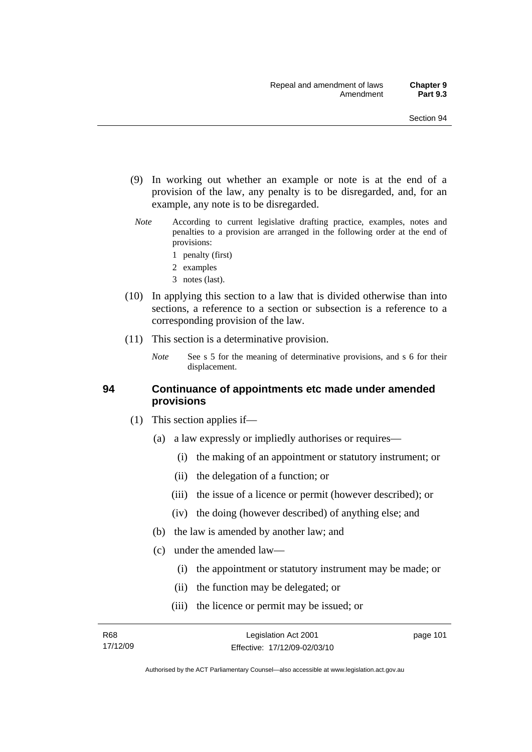(9) In working out whether an example or note is at the end of a provision of the law, any penalty is to be disregarded, and, for an example, any note is to be disregarded.

*Note* According to current legislative drafting practice, examples, notes and penalties to a provision are arranged in the following order at the end of provisions:

1 penalty (first)

2 examples

3 notes (last).

(10) In applying this section to a law that is divided otherwise than into sections, a reference to a section or subsection is a reference to a corresponding provision of the law.

(11) This section is a determinative provision.

*Note* See s 5 for the meaning of determinative provisions, and s 6 for their displacement.

## 94 Continuance of appointments etc made under amended provisions

(1) This section applies if—

(a) a law expressly or impliedly authorises or requires—

(i) the making of an appointment or statutory instrument; or

(ii) the delegation of a function; or

(iii) the issue of a licence or permit (however described); or

(iv) the doing (however described) of anything else; and

(b) the law is amended by another law; and

(c) under the amended law—

(i) the appointment or statutory instrument may be made; or

(ii) the function may be delegated; or

(iii) the licence or permit may be issued; or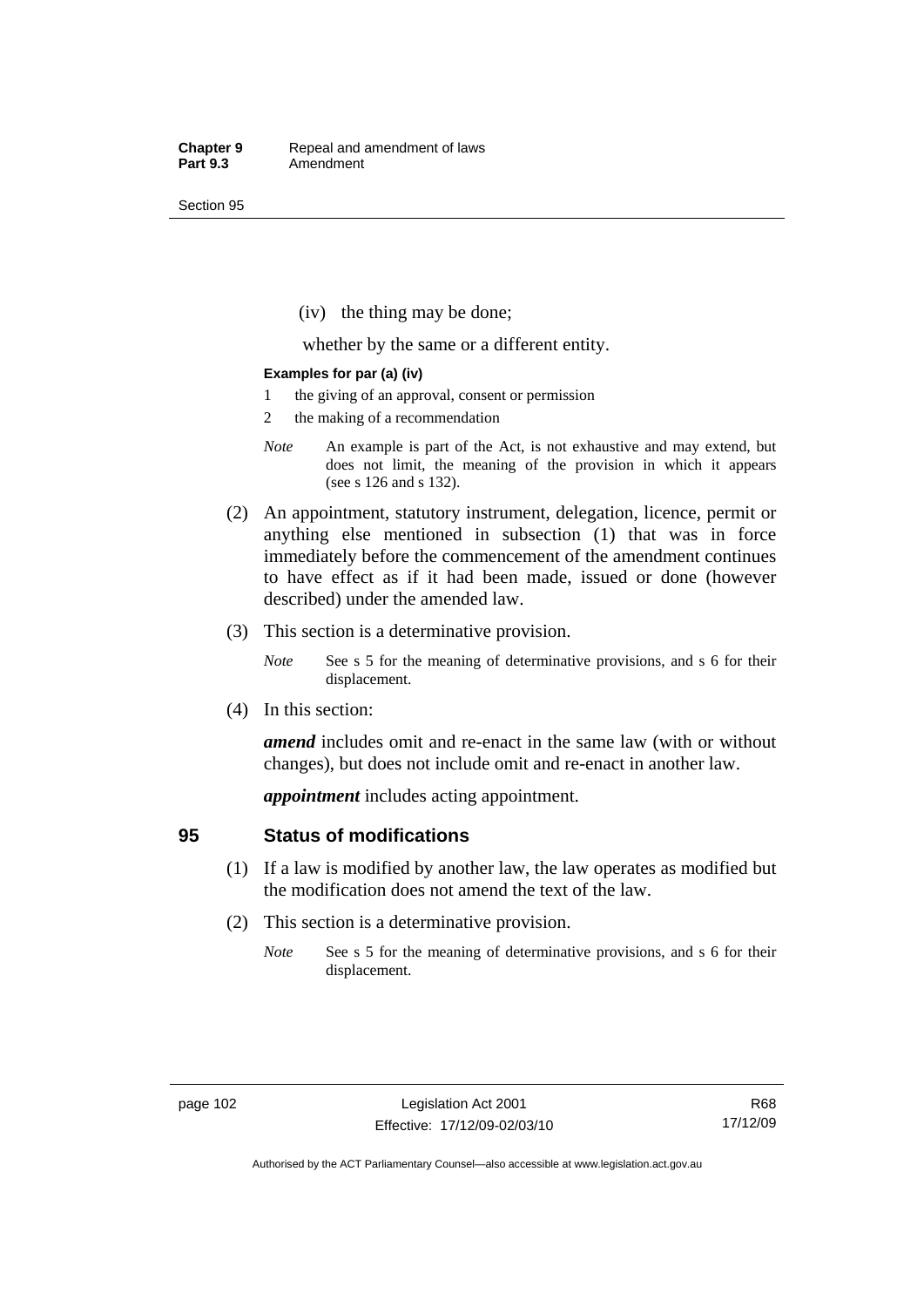(iv) the thing may be done;

whether by the same or a different entity.

**Examples for par (a) (iv)**

1 the giving of an approval, consent or permission
2 the making of a recommendation

*Note* An example is part of the Act, is not exhaustive and may extend, but does not limit, the meaning of the provision in which it appears (see s 126 and s 132).

(2) An appointment, statutory instrument, delegation, licence, permit or anything else mentioned in subsection (1) that was in force immediately before the commencement of the amendment continues to have effect as if it had been made, issued or done (however described) under the amended law.

(3) This section is a determinative provision.

*Note* See s 5 for the meaning of determinative provisions, and s 6 for their displacement.

(4) In this section:

***amend*** includes omit and re-enact in the same law (with or without changes), but does not include omit and re-enact in another law.

***appointment*** includes acting appointment.

## 95 Status of modifications

(1) If a law is modified by another law, the law operates as modified but the modification does not amend the text of the law.

(2) This section is a determinative provision.

*Note* See s 5 for the meaning of determinative provisions, and s 6 for their displacement.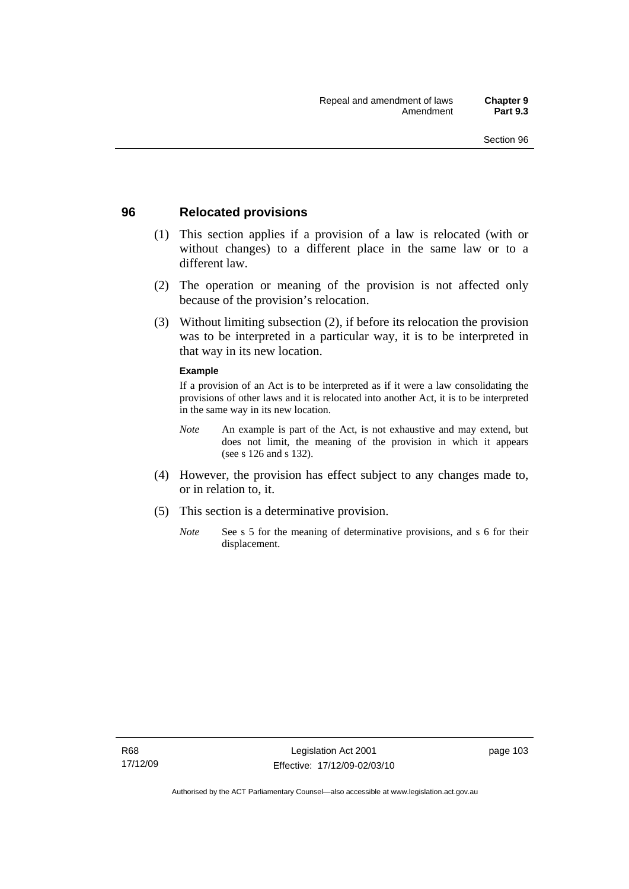## 96 Relocated provisions

(1) This section applies if a provision of a law is relocated (with or without changes) to a different place in the same law or to a different law.

(2) The operation or meaning of the provision is not affected only because of the provision's relocation.

(3) Without limiting subsection (2), if before its relocation the provision was to be interpreted in a particular way, it is to be interpreted in that way in its new location.

**Example**

If a provision of an Act is to be interpreted as if it were a law consolidating the provisions of other laws and it is relocated into another Act, it is to be interpreted in the same way in its new location.

*Note* An example is part of the Act, is not exhaustive and may extend, but does not limit, the meaning of the provision in which it appears (see s 126 and s 132).

(4) However, the provision has effect subject to any changes made to, or in relation to, it.

(5) This section is a determinative provision.

*Note* See s 5 for the meaning of determinative provisions, and s 6 for their displacement.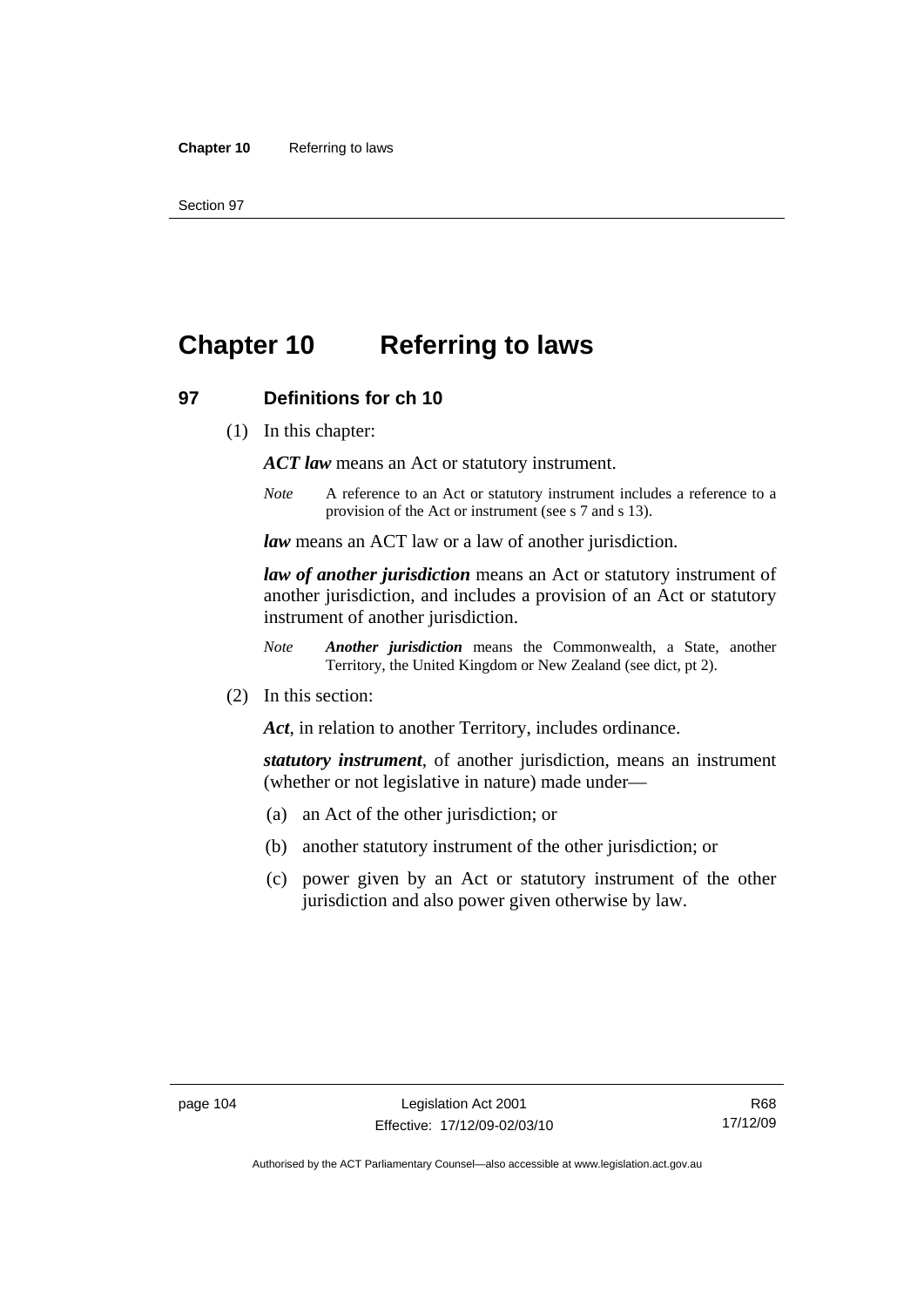# Chapter 10 Referring to laws

## 97 Definitions for ch 10

(1) In this chapter:

***ACT law*** means an Act or statutory instrument.

*Note* A reference to an Act or statutory instrument includes a reference to a provision of the Act or instrument (see s 7 and s 13).

***law*** means an ACT law or a law of another jurisdiction.

***law of another jurisdiction*** means an Act or statutory instrument of another jurisdiction, and includes a provision of an Act or statutory instrument of another jurisdiction.

*Note* ***Another jurisdiction*** means the Commonwealth, a State, another Territory, the United Kingdom or New Zealand (see dict, pt 2).

(2) In this section:

***Act***, in relation to another Territory, includes ordinance.

***statutory instrument***, of another jurisdiction, means an instrument (whether or not legislative in nature) made under—

(a) an Act of the other jurisdiction; or

(b) another statutory instrument of the other jurisdiction; or

(c) power given by an Act or statutory instrument of the other jurisdiction and also power given otherwise by law.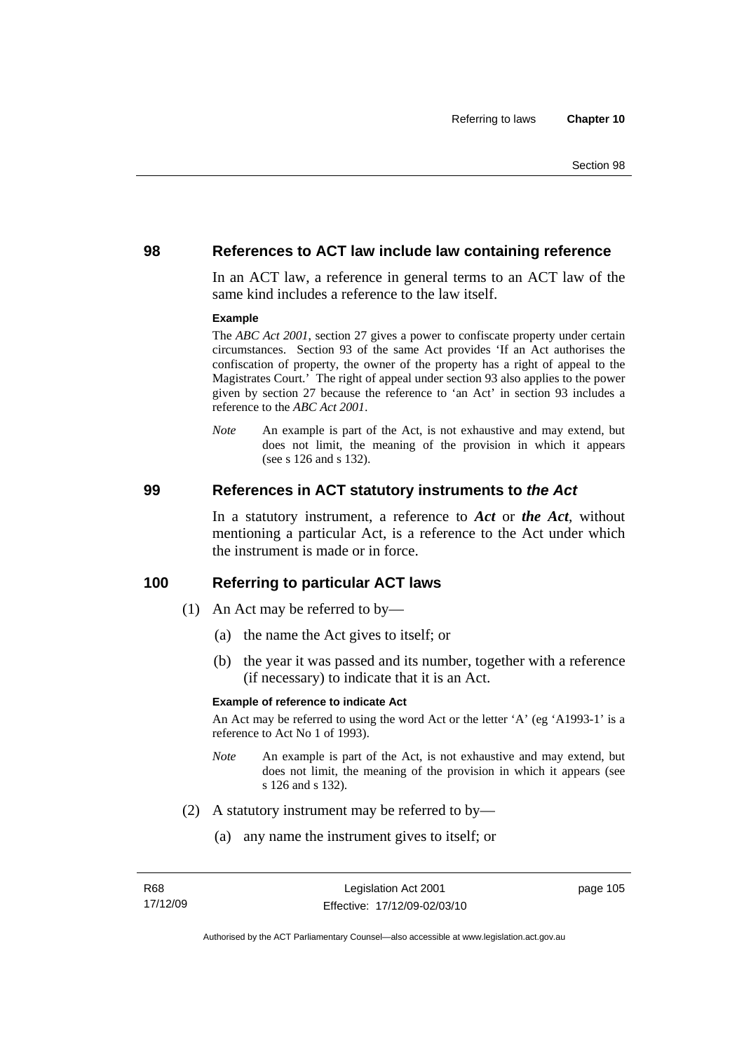## 98 References to ACT law include law containing reference

In an ACT law, a reference in general terms to an ACT law of the same kind includes a reference to the law itself.

**Example**

The *ABC Act 2001*, section 27 gives a power to confiscate property under certain circumstances. Section 93 of the same Act provides 'If an Act authorises the confiscation of property, the owner of the property has a right of appeal to the Magistrates Court.' The right of appeal under section 93 also applies to the power given by section 27 because the reference to 'an Act' in section 93 includes a reference to the *ABC Act 2001*.

*Note* An example is part of the Act, is not exhaustive and may extend, but does not limit, the meaning of the provision in which it appears (see s 126 and s 132).

## 99 References in ACT statutory instruments to *the Act*

In a statutory instrument, a reference to ***Act*** or ***the Act***, without mentioning a particular Act, is a reference to the Act under which the instrument is made or in force.

## 100 Referring to particular ACT laws

(1) An Act may be referred to by—

(a) the name the Act gives to itself; or

(b) the year it was passed and its number, together with a reference (if necessary) to indicate that it is an Act.

**Example of reference to indicate Act**

An Act may be referred to using the word Act or the letter 'A' (eg 'A1993-1' is a reference to Act No 1 of 1993).

*Note* An example is part of the Act, is not exhaustive and may extend, but does not limit, the meaning of the provision in which it appears (see s 126 and s 132).

(2) A statutory instrument may be referred to by—

(a) any name the instrument gives to itself; or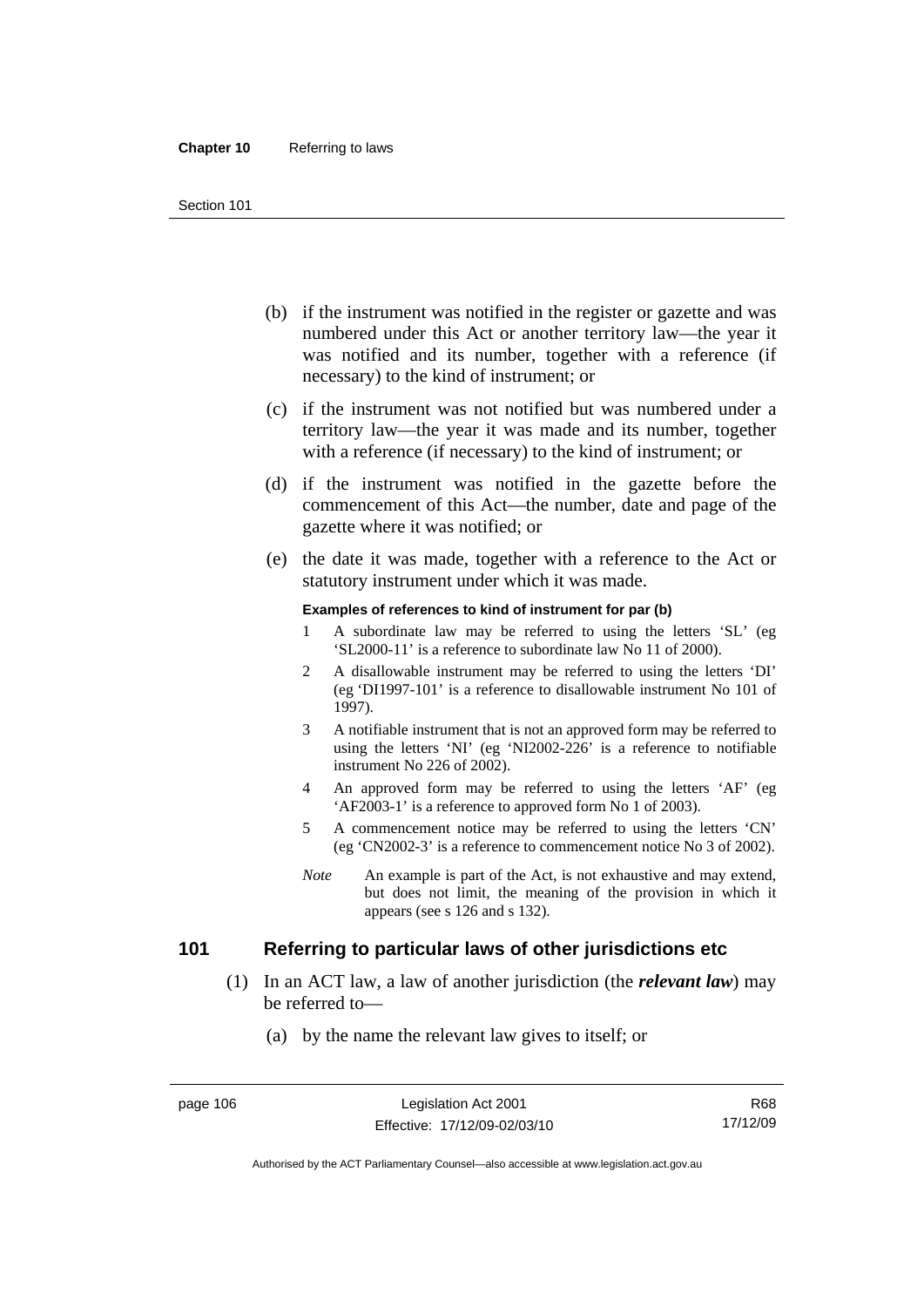(b) if the instrument was notified in the register or gazette and was numbered under this Act or another territory law—the year it was notified and its number, together with a reference (if necessary) to the kind of instrument; or

(c) if the instrument was not notified but was numbered under a territory law—the year it was made and its number, together with a reference (if necessary) to the kind of instrument; or

(d) if the instrument was notified in the gazette before the commencement of this Act—the number, date and page of the gazette where it was notified; or

(e) the date it was made, together with a reference to the Act or statutory instrument under which it was made.

**Examples of references to kind of instrument for par (b)**

1 A subordinate law may be referred to using the letters 'SL' (eg 'SL2000-11' is a reference to subordinate law No 11 of 2000).

2 A disallowable instrument may be referred to using the letters 'DI' (eg 'DI1997-101' is a reference to disallowable instrument No 101 of 1997).

3 A notifiable instrument that is not an approved form may be referred to using the letters 'NI' (eg 'NI2002-226' is a reference to notifiable instrument No 226 of 2002).

4 An approved form may be referred to using the letters 'AF' (eg 'AF2003-1' is a reference to approved form No 1 of 2003).

5 A commencement notice may be referred to using the letters 'CN' (eg 'CN2002-3' is a reference to commencement notice No 3 of 2002).

*Note* An example is part of the Act, is not exhaustive and may extend, but does not limit, the meaning of the provision in which it appears (see s 126 and s 132).

## 101 Referring to particular laws of other jurisdictions etc

(1) In an ACT law, a law of another jurisdiction (the ***relevant law***) may be referred to—

(a) by the name the relevant law gives to itself; or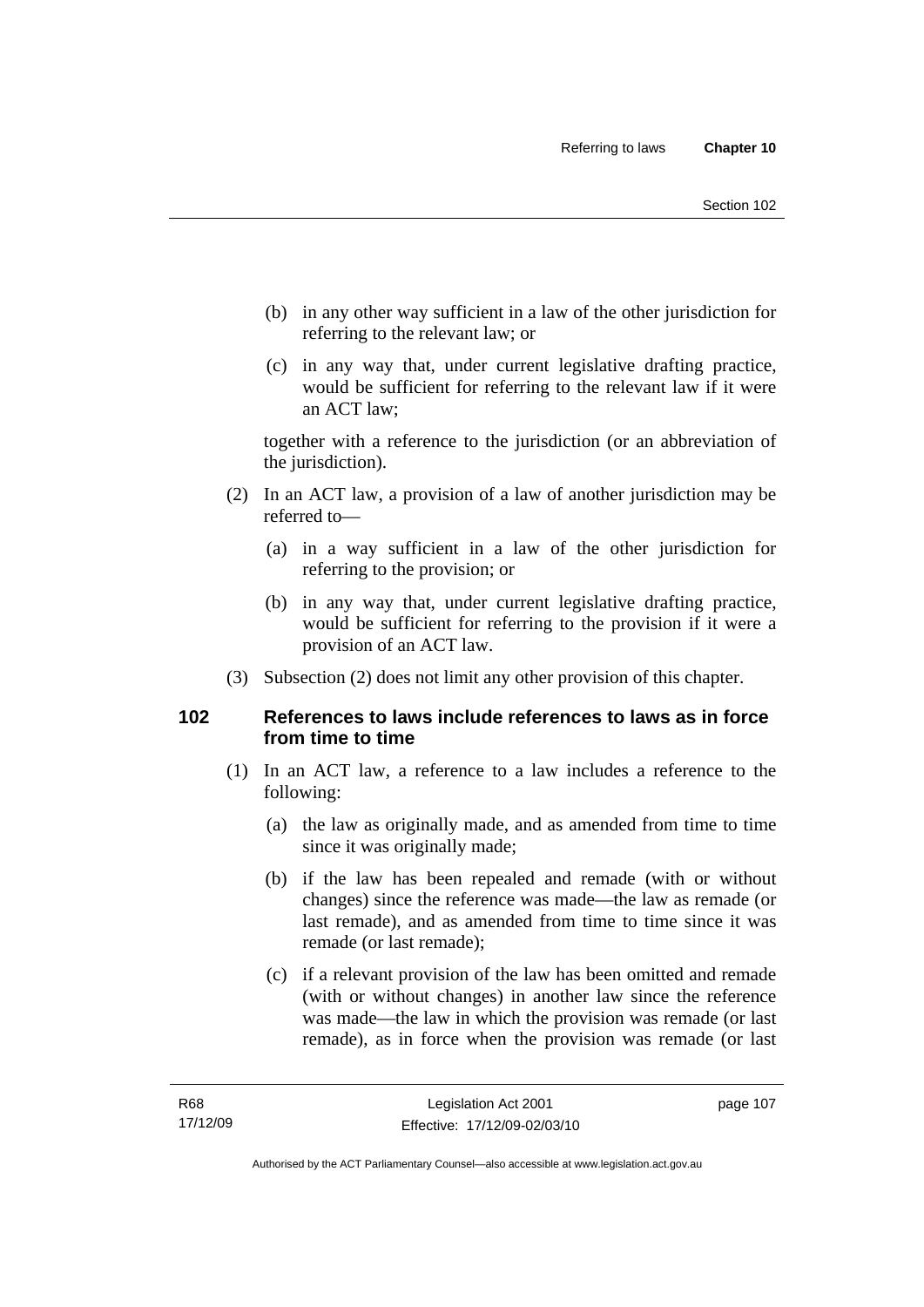(b) in any other way sufficient in a law of the other jurisdiction for referring to the relevant law; or

(c) in any way that, under current legislative drafting practice, would be sufficient for referring to the relevant law if it were an ACT law;

together with a reference to the jurisdiction (or an abbreviation of the jurisdiction).

(2) In an ACT law, a provision of a law of another jurisdiction may be referred to—

(a) in a way sufficient in a law of the other jurisdiction for referring to the provision; or

(b) in any way that, under current legislative drafting practice, would be sufficient for referring to the provision if it were a provision of an ACT law.

(3) Subsection (2) does not limit any other provision of this chapter.

## 102 References to laws include references to laws as in force from time to time

(1) In an ACT law, a reference to a law includes a reference to the following:

(a) the law as originally made, and as amended from time to time since it was originally made;

(b) if the law has been repealed and remade (with or without changes) since the reference was made—the law as remade (or last remade), and as amended from time to time since it was remade (or last remade);

(c) if a relevant provision of the law has been omitted and remade (with or without changes) in another law since the reference was made—the law in which the provision was remade (or last remade), as in force when the provision was remade (or last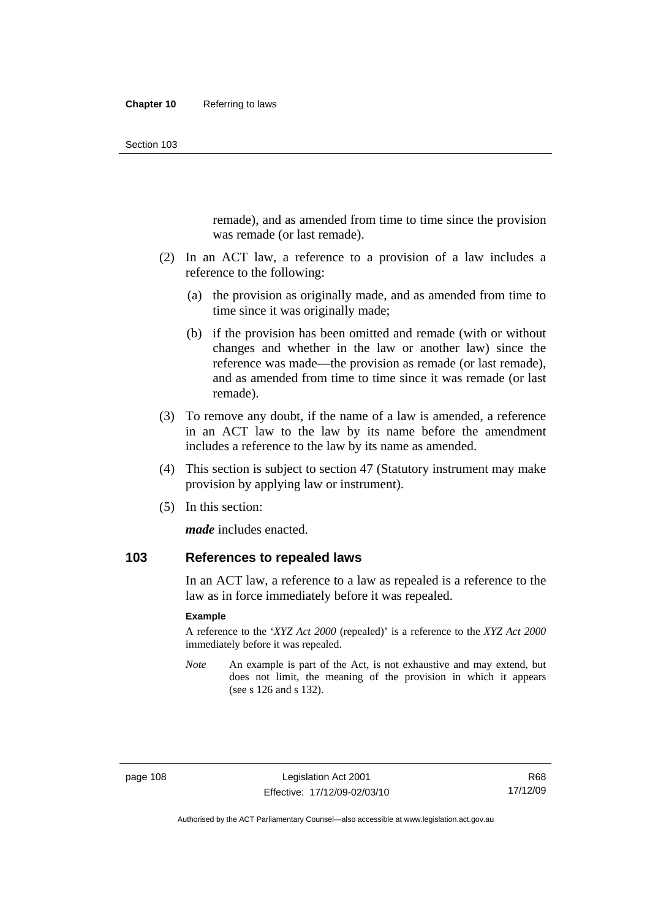remade), and as amended from time to time since the provision was remade (or last remade).

(2) In an ACT law, a reference to a provision of a law includes a reference to the following:

(a) the provision as originally made, and as amended from time to time since it was originally made;

(b) if the provision has been omitted and remade (with or without changes and whether in the law or another law) since the reference was made—the provision as remade (or last remade), and as amended from time to time since it was remade (or last remade).

(3) To remove any doubt, if the name of a law is amended, a reference in an ACT law to the law by its name before the amendment includes a reference to the law by its name as amended.

(4) This section is subject to section 47 (Statutory instrument may make provision by applying law or instrument).

(5) In this section:

***made*** includes enacted.

## 103 References to repealed laws

In an ACT law, a reference to a law as repealed is a reference to the law as in force immediately before it was repealed.

**Example**

A reference to the '*XYZ Act 2000* (repealed)' is a reference to the *XYZ Act 2000* immediately before it was repealed.

*Note* An example is part of the Act, is not exhaustive and may extend, but does not limit, the meaning of the provision in which it appears (see s 126 and s 132).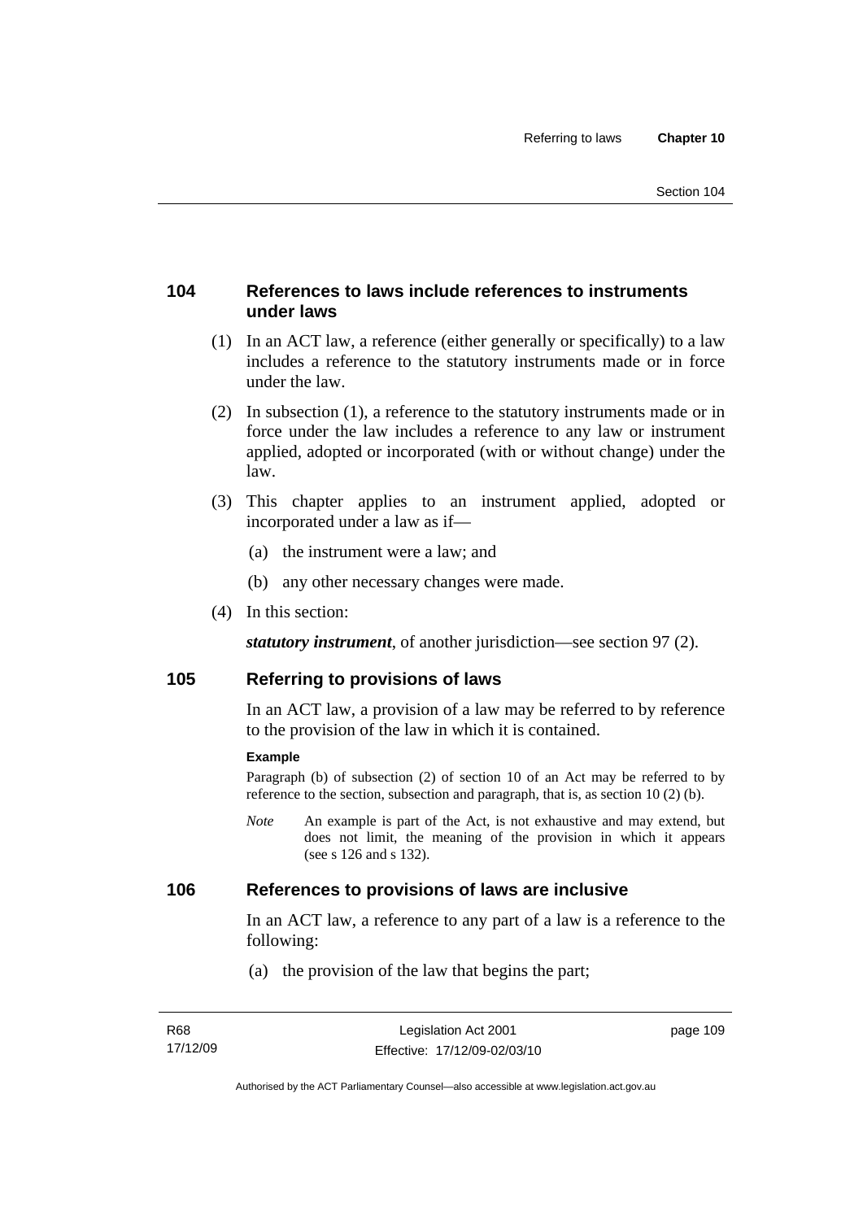## 104 References to laws include references to instruments under laws

(1) In an ACT law, a reference (either generally or specifically) to a law includes a reference to the statutory instruments made or in force under the law.

(2) In subsection (1), a reference to the statutory instruments made or in force under the law includes a reference to any law or instrument applied, adopted or incorporated (with or without change) under the law.

(3) This chapter applies to an instrument applied, adopted or incorporated under a law as if—

(a) the instrument were a law; and

(b) any other necessary changes were made.

(4) In this section:

***statutory instrument***, of another jurisdiction—see section 97 (2).

## 105 Referring to provisions of laws

In an ACT law, a provision of a law may be referred to by reference to the provision of the law in which it is contained.

**Example**

Paragraph (b) of subsection (2) of section 10 of an Act may be referred to by reference to the section, subsection and paragraph, that is, as section 10 (2) (b).

*Note* An example is part of the Act, is not exhaustive and may extend, but does not limit, the meaning of the provision in which it appears (see s 126 and s 132).

## 106 References to provisions of laws are inclusive

In an ACT law, a reference to any part of a law is a reference to the following:

(a) the provision of the law that begins the part;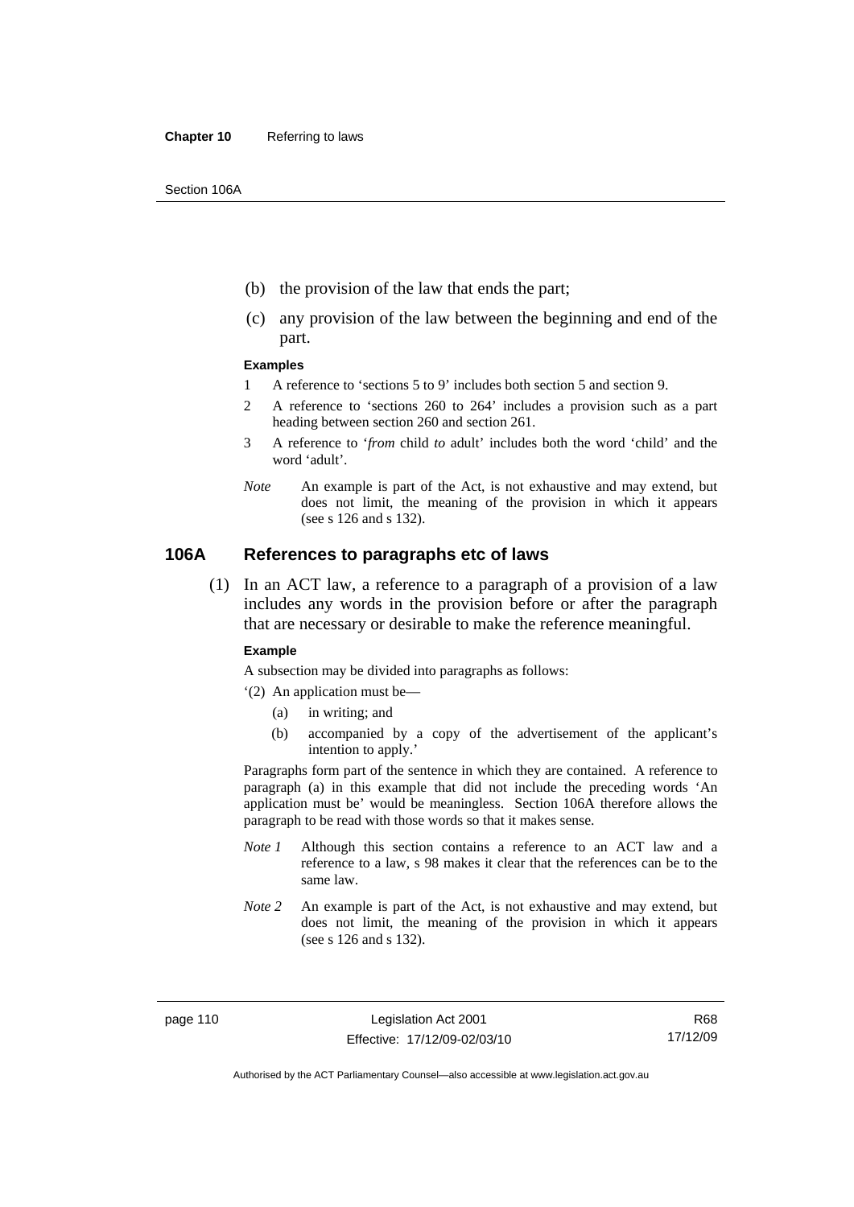(b) the provision of the law that ends the part;

(c) any provision of the law between the beginning and end of the part.

**Examples**

1 A reference to 'sections 5 to 9' includes both section 5 and section 9.

2 A reference to 'sections 260 to 264' includes a provision such as a part heading between section 260 and section 261.

3 A reference to '*from* child *to* adult' includes both the word 'child' and the word 'adult'.

*Note* An example is part of the Act, is not exhaustive and may extend, but does not limit, the meaning of the provision in which it appears (see s 126 and s 132).

## 106A References to paragraphs etc of laws

(1) In an ACT law, a reference to a paragraph of a provision of a law includes any words in the provision before or after the paragraph that are necessary or desirable to make the reference meaningful.

**Example**

A subsection may be divided into paragraphs as follows:

'(2) An application must be—

(a) in writing; and

(b) accompanied by a copy of the advertisement of the applicant's intention to apply.'

Paragraphs form part of the sentence in which they are contained. A reference to paragraph (a) in this example that did not include the preceding words 'An application must be' would be meaningless. Section 106A therefore allows the paragraph to be read with those words so that it makes sense.

*Note 1* Although this section contains a reference to an ACT law and a reference to a law, s 98 makes it clear that the references can be to the same law.

*Note 2* An example is part of the Act, is not exhaustive and may extend, but does not limit, the meaning of the provision in which it appears (see s 126 and s 132).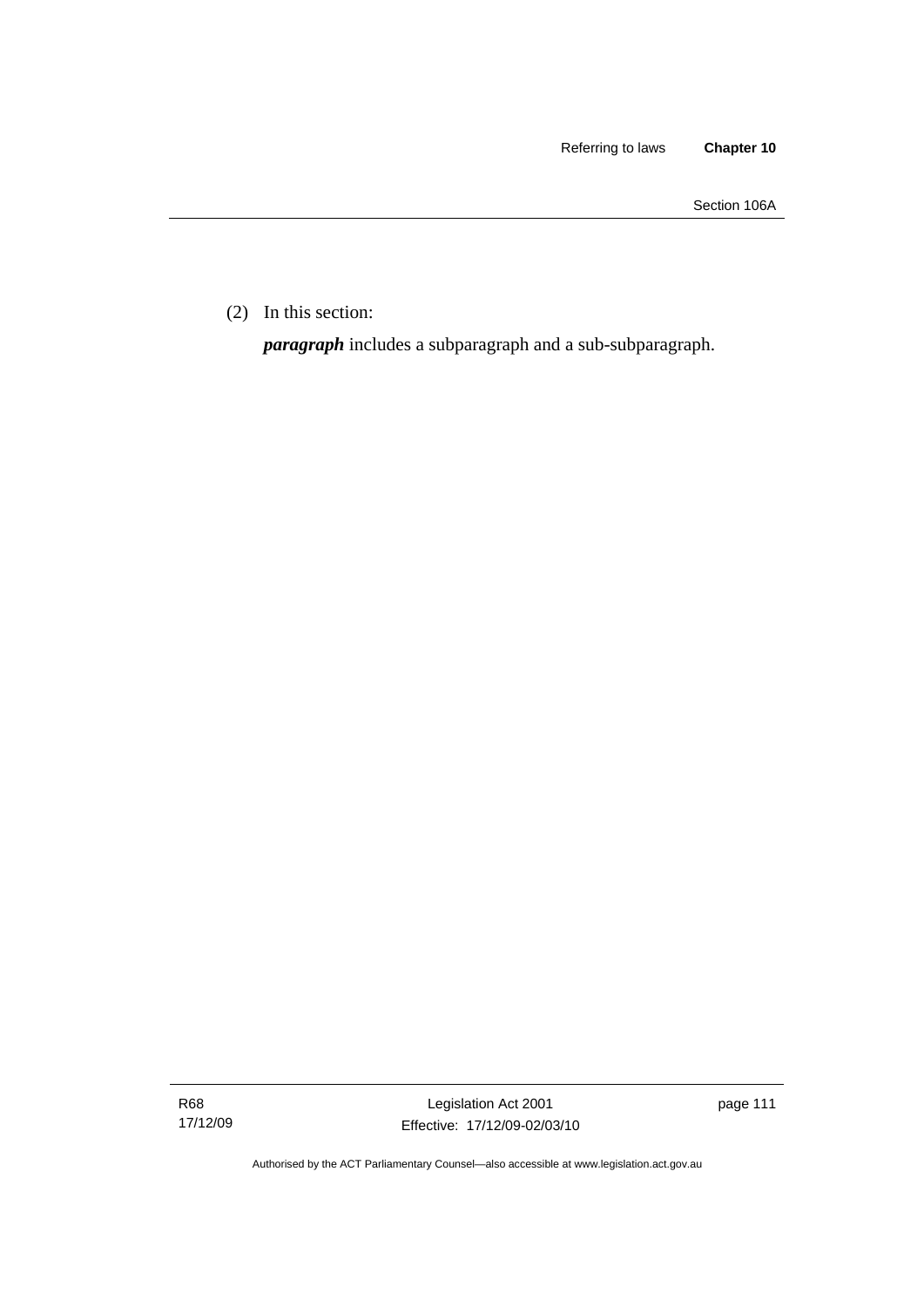(2) In this section:

***paragraph*** includes a subparagraph and a sub-subparagraph.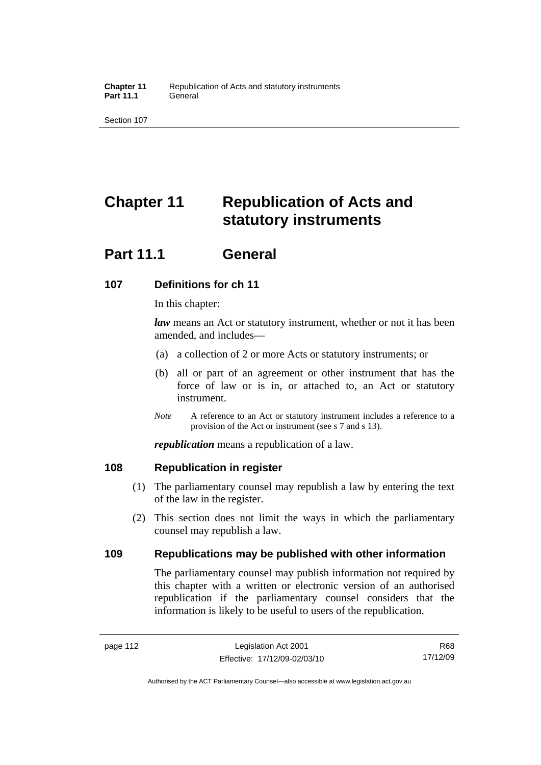# Chapter 11 Republication of Acts and statutory instruments

## Part 11.1 General

### 107 Definitions for ch 11

In this chapter:

***law*** means an Act or statutory instrument, whether or not it has been amended, and includes—

(a) a collection of 2 or more Acts or statutory instruments; or

(b) all or part of an agreement or other instrument that has the force of law or is in, or attached to, an Act or statutory instrument.

*Note* A reference to an Act or statutory instrument includes a reference to a provision of the Act or instrument (see s 7 and s 13).

***republication*** means a republication of a law.

### 108 Republication in register

(1) The parliamentary counsel may republish a law by entering the text of the law in the register.

(2) This section does not limit the ways in which the parliamentary counsel may republish a law.

### 109 Republications may be published with other information

The parliamentary counsel may publish information not required by this chapter with a written or electronic version of an authorised republication if the parliamentary counsel considers that the information is likely to be useful to users of the republication.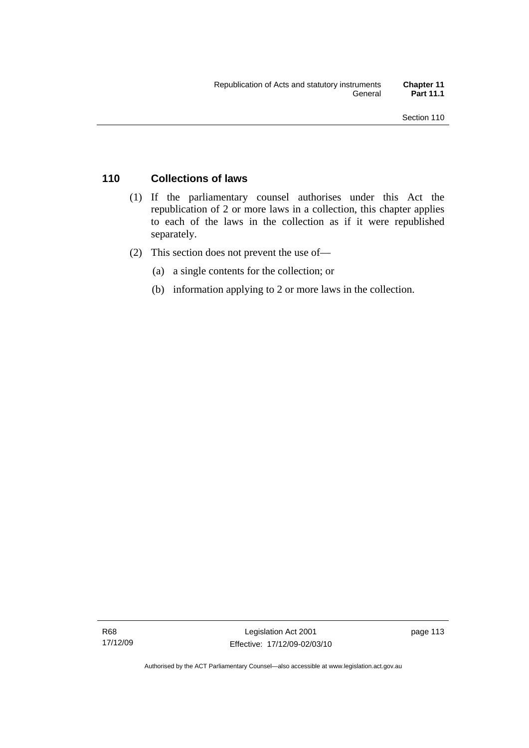## 110 Collections of laws

(1) If the parliamentary counsel authorises under this Act the republication of 2 or more laws in a collection, this chapter applies to each of the laws in the collection as if it were republished separately.

(2) This section does not prevent the use of—

(a) a single contents for the collection; or

(b) information applying to 2 or more laws in the collection.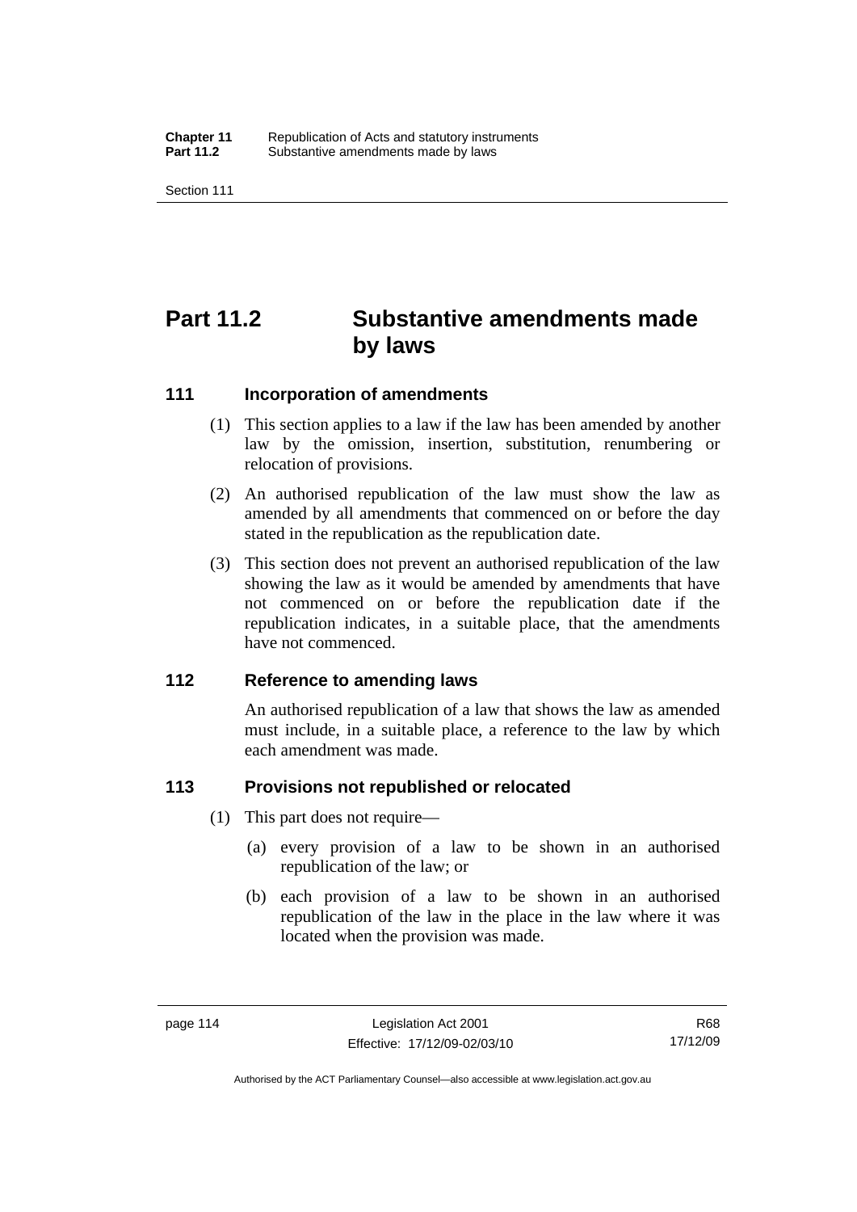# Part 11.2 Substantive amendments made by laws

## 111 Incorporation of amendments

(1) This section applies to a law if the law has been amended by another law by the omission, insertion, substitution, renumbering or relocation of provisions.

(2) An authorised republication of the law must show the law as amended by all amendments that commenced on or before the day stated in the republication as the republication date.

(3) This section does not prevent an authorised republication of the law showing the law as it would be amended by amendments that have not commenced on or before the republication date if the republication indicates, in a suitable place, that the amendments have not commenced.

## 112 Reference to amending laws

An authorised republication of a law that shows the law as amended must include, in a suitable place, a reference to the law by which each amendment was made.

## 113 Provisions not republished or relocated

(1) This part does not require—

(a) every provision of a law to be shown in an authorised republication of the law; or

(b) each provision of a law to be shown in an authorised republication of the law in the place in the law where it was located when the provision was made.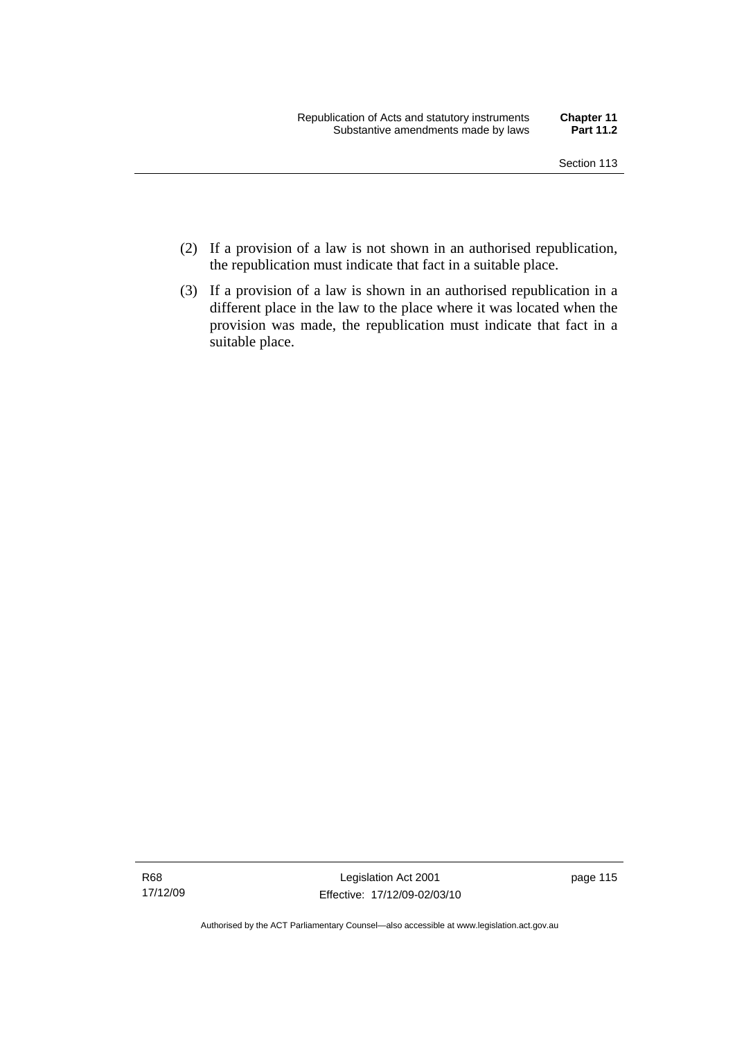(2) If a provision of a law is not shown in an authorised republication, the republication must indicate that fact in a suitable place.

(3) If a provision of a law is shown in an authorised republication in a different place in the law to the place where it was located when the provision was made, the republication must indicate that fact in a suitable place.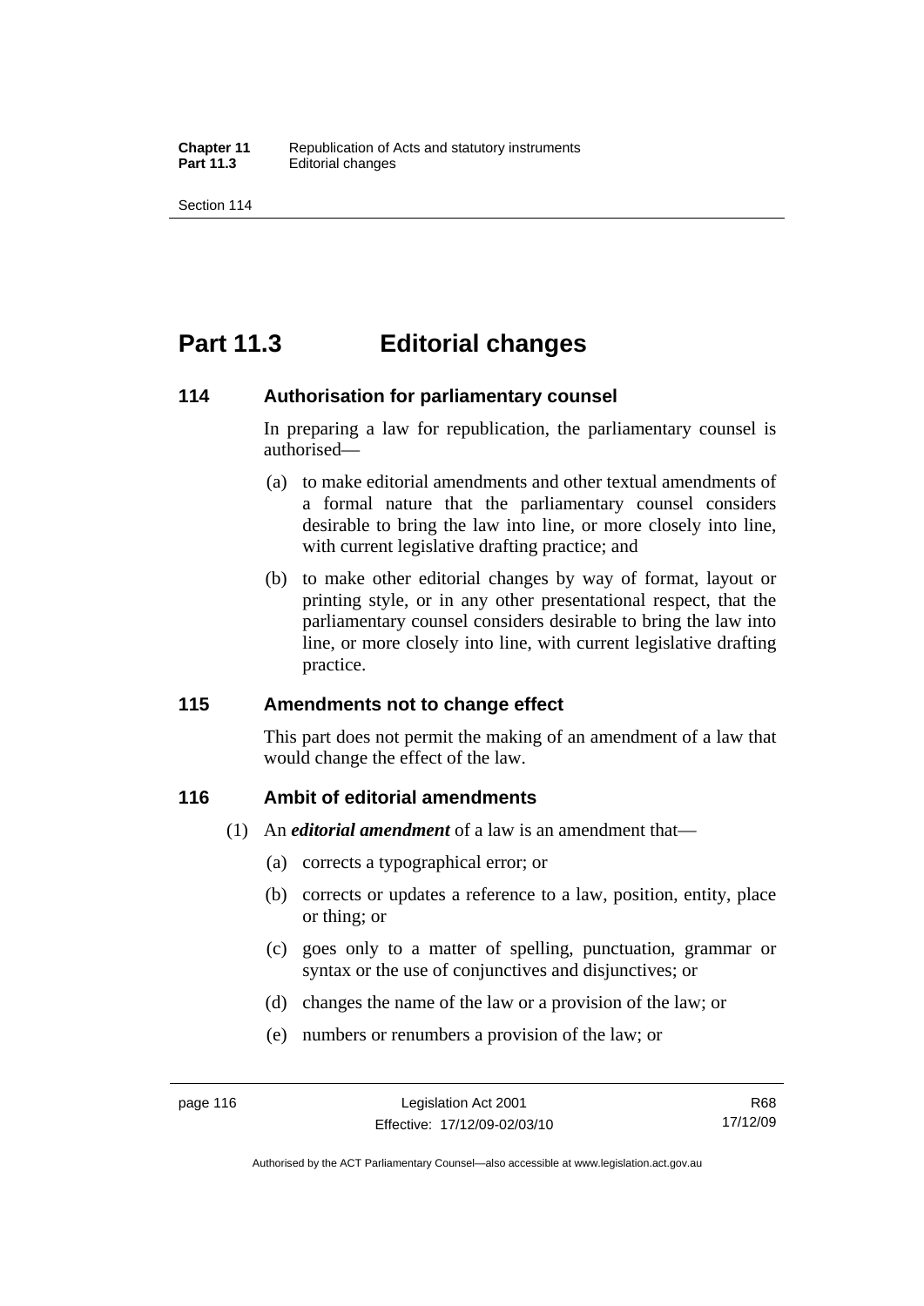# Part 11.3 Editorial changes

## 114 Authorisation for parliamentary counsel

In preparing a law for republication, the parliamentary counsel is authorised—

(a) to make editorial amendments and other textual amendments of a formal nature that the parliamentary counsel considers desirable to bring the law into line, or more closely into line, with current legislative drafting practice; and

(b) to make other editorial changes by way of format, layout or printing style, or in any other presentational respect, that the parliamentary counsel considers desirable to bring the law into line, or more closely into line, with current legislative drafting practice.

## 115 Amendments not to change effect

This part does not permit the making of an amendment of a law that would change the effect of the law.

## 116 Ambit of editorial amendments

(1) An ***editorial amendment*** of a law is an amendment that—

(a) corrects a typographical error; or

(b) corrects or updates a reference to a law, position, entity, place or thing; or

(c) goes only to a matter of spelling, punctuation, grammar or syntax or the use of conjunctives and disjunctives; or

(d) changes the name of the law or a provision of the law; or

(e) numbers or renumbers a provision of the law; or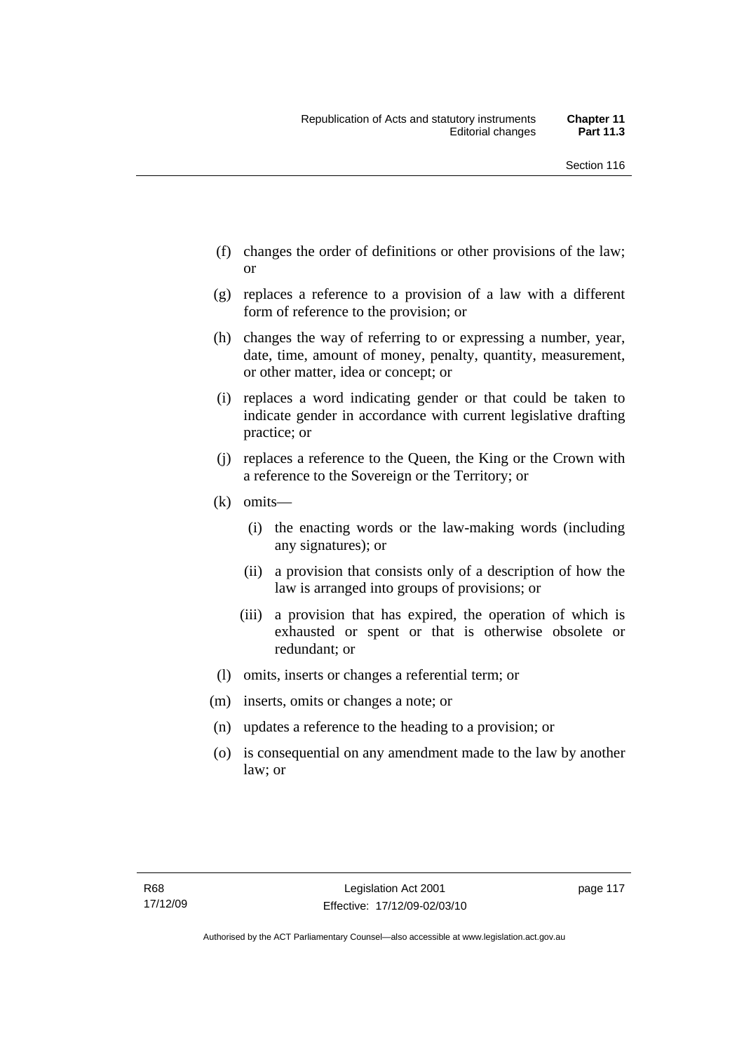(f) changes the order of definitions or other provisions of the law; or

(g) replaces a reference to a provision of a law with a different form of reference to the provision; or

(h) changes the way of referring to or expressing a number, year, date, time, amount of money, penalty, quantity, measurement, or other matter, idea or concept; or

(i) replaces a word indicating gender or that could be taken to indicate gender in accordance with current legislative drafting practice; or

(j) replaces a reference to the Queen, the King or the Crown with a reference to the Sovereign or the Territory; or

(k) omits—

(i) the enacting words or the law-making words (including any signatures); or

(ii) a provision that consists only of a description of how the law is arranged into groups of provisions; or

(iii) a provision that has expired, the operation of which is exhausted or spent or that is otherwise obsolete or redundant; or

(l) omits, inserts or changes a referential term; or

(m) inserts, omits or changes a note; or

(n) updates a reference to the heading to a provision; or

(o) is consequential on any amendment made to the law by another law; or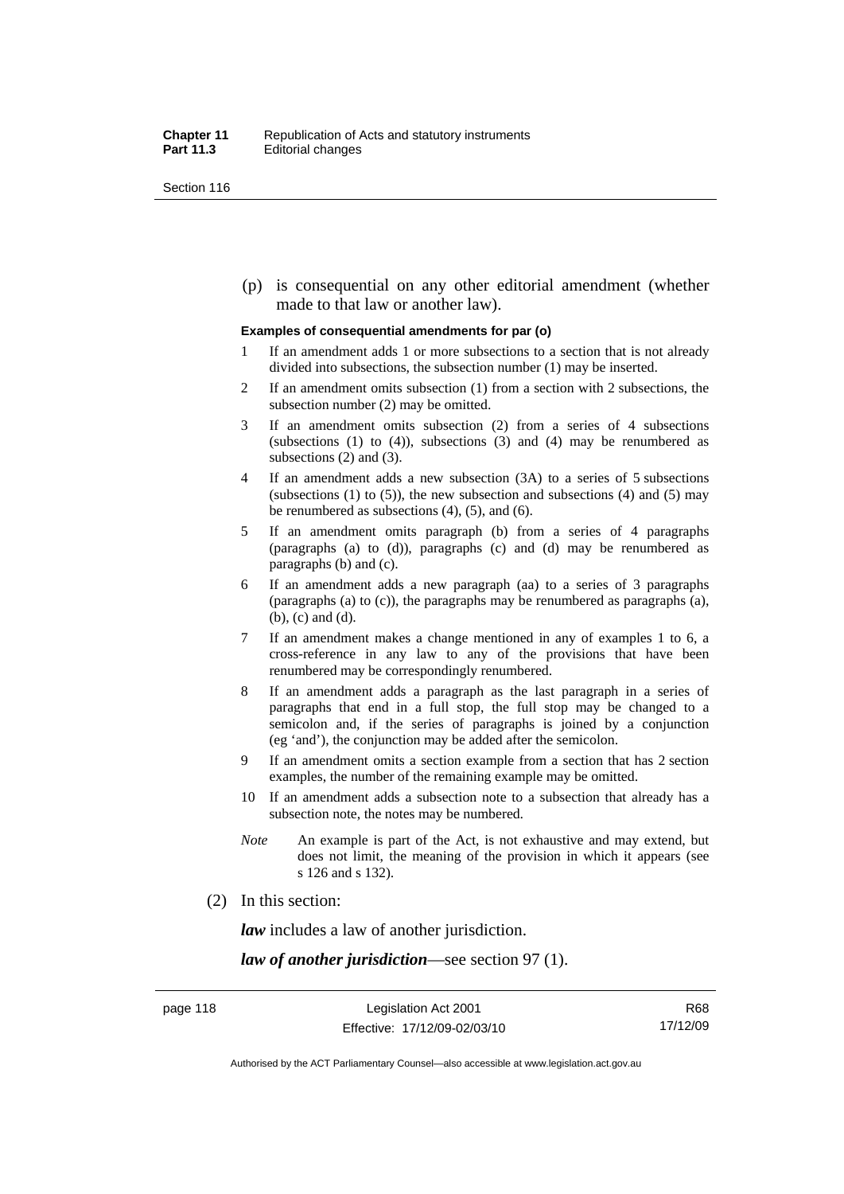(p) is consequential on any other editorial amendment (whether made to that law or another law).

**Examples of consequential amendments for par (o)**

1 If an amendment adds 1 or more subsections to a section that is not already divided into subsections, the subsection number (1) may be inserted.

2 If an amendment omits subsection (1) from a section with 2 subsections, the subsection number (2) may be omitted.

3 If an amendment omits subsection (2) from a series of 4 subsections (subsections (1) to (4)), subsections (3) and (4) may be renumbered as subsections (2) and (3).

4 If an amendment adds a new subsection (3A) to a series of 5 subsections (subsections (1) to (5)), the new subsection and subsections (4) and (5) may be renumbered as subsections (4), (5), and (6).

5 If an amendment omits paragraph (b) from a series of 4 paragraphs (paragraphs (a) to (d)), paragraphs (c) and (d) may be renumbered as paragraphs (b) and (c).

6 If an amendment adds a new paragraph (aa) to a series of 3 paragraphs (paragraphs (a) to (c)), the paragraphs may be renumbered as paragraphs (a), (b), (c) and (d).

7 If an amendment makes a change mentioned in any of examples 1 to 6, a cross-reference in any law to any of the provisions that have been renumbered may be correspondingly renumbered.

8 If an amendment adds a paragraph as the last paragraph in a series of paragraphs that end in a full stop, the full stop may be changed to a semicolon and, if the series of paragraphs is joined by a conjunction (eg 'and'), the conjunction may be added after the semicolon.

9 If an amendment omits a section example from a section that has 2 section examples, the number of the remaining example may be omitted.

10 If an amendment adds a subsection note to a subsection that already has a subsection note, the notes may be numbered.

*Note* An example is part of the Act, is not exhaustive and may extend, but does not limit, the meaning of the provision in which it appears (see s 126 and s 132).

(2) In this section:

***law*** includes a law of another jurisdiction.

***law of another jurisdiction***—see section 97 (1).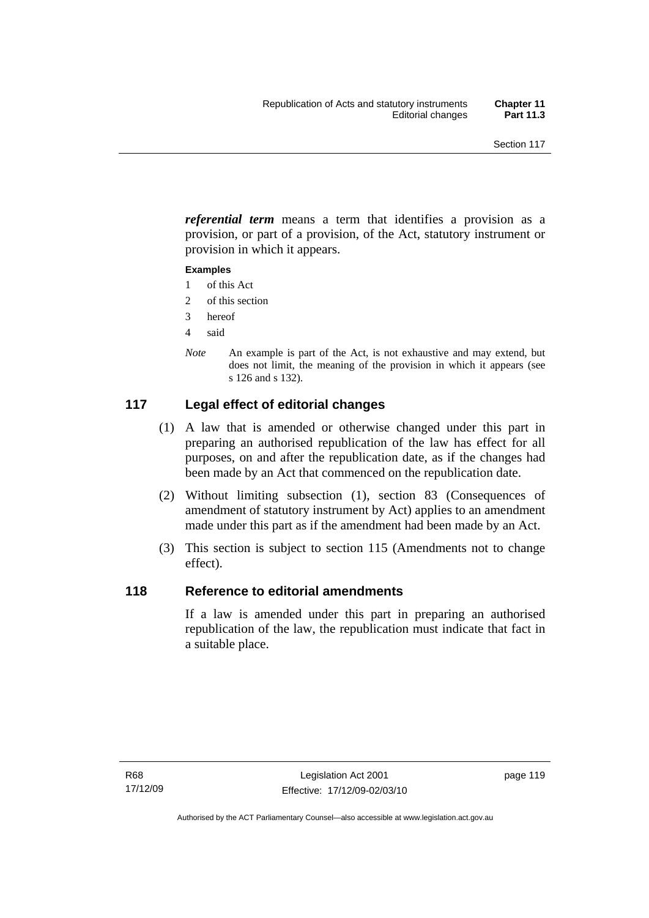***referential term*** means a term that identifies a provision as a provision, or part of a provision, of the Act, statutory instrument or provision in which it appears.

**Examples**

1 of this Act

2 of this section

3 hereof

4 said

*Note* An example is part of the Act, is not exhaustive and may extend, but does not limit, the meaning of the provision in which it appears (see s 126 and s 132).

## 117 Legal effect of editorial changes

(1) A law that is amended or otherwise changed under this part in preparing an authorised republication of the law has effect for all purposes, on and after the republication date, as if the changes had been made by an Act that commenced on the republication date.

(2) Without limiting subsection (1), section 83 (Consequences of amendment of statutory instrument by Act) applies to an amendment made under this part as if the amendment had been made by an Act.

(3) This section is subject to section 115 (Amendments not to change effect).

## 118 Reference to editorial amendments

If a law is amended under this part in preparing an authorised republication of the law, the republication must indicate that fact in a suitable place.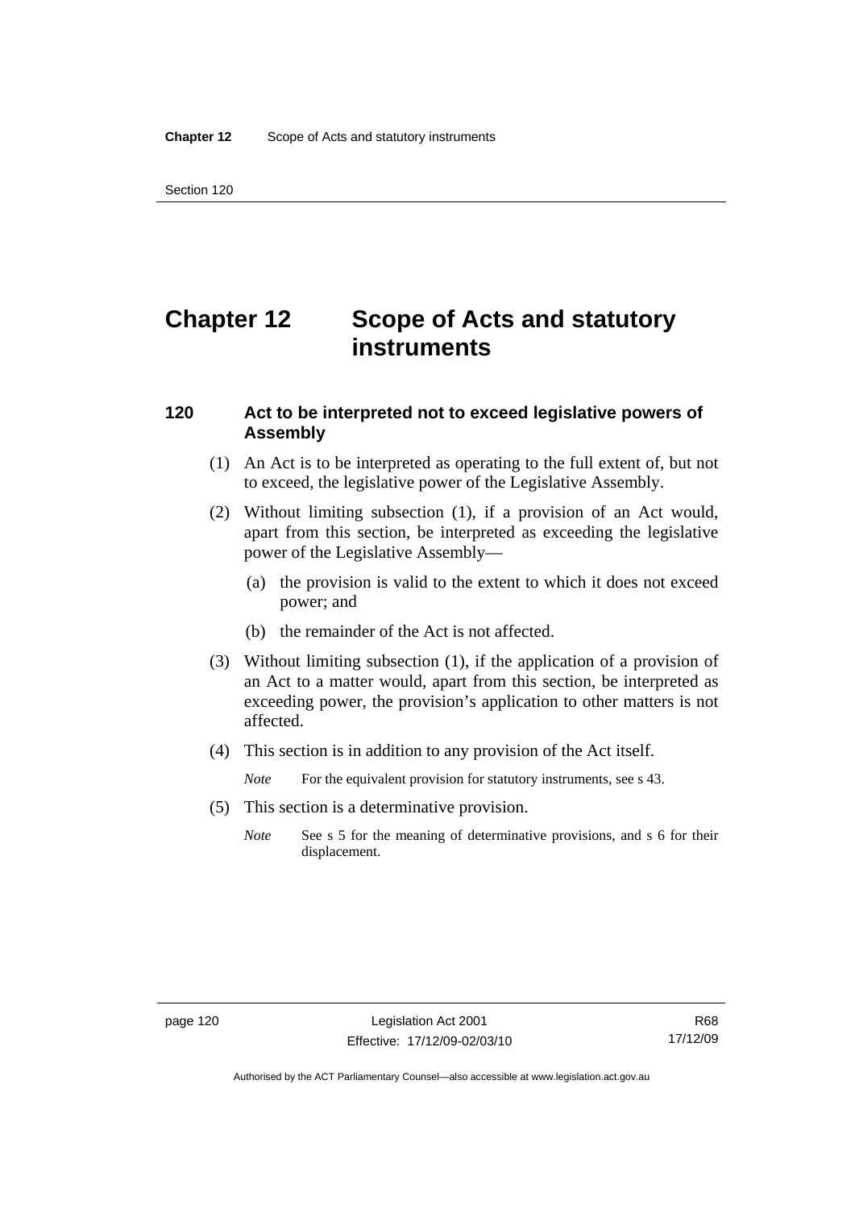# Chapter 12 Scope of Acts and statutory instruments

## 120 Act to be interpreted not to exceed legislative powers of Assembly

(1) An Act is to be interpreted as operating to the full extent of, but not to exceed, the legislative power of the Legislative Assembly.

(2) Without limiting subsection (1), if a provision of an Act would, apart from this section, be interpreted as exceeding the legislative power of the Legislative Assembly—

(a) the provision is valid to the extent to which it does not exceed power; and

(b) the remainder of the Act is not affected.

(3) Without limiting subsection (1), if the application of a provision of an Act to a matter would, apart from this section, be interpreted as exceeding power, the provision's application to other matters is not affected.

(4) This section is in addition to any provision of the Act itself.

*Note* For the equivalent provision for statutory instruments, see s 43.

(5) This section is a determinative provision.

*Note* See s 5 for the meaning of determinative provisions, and s 6 for their displacement.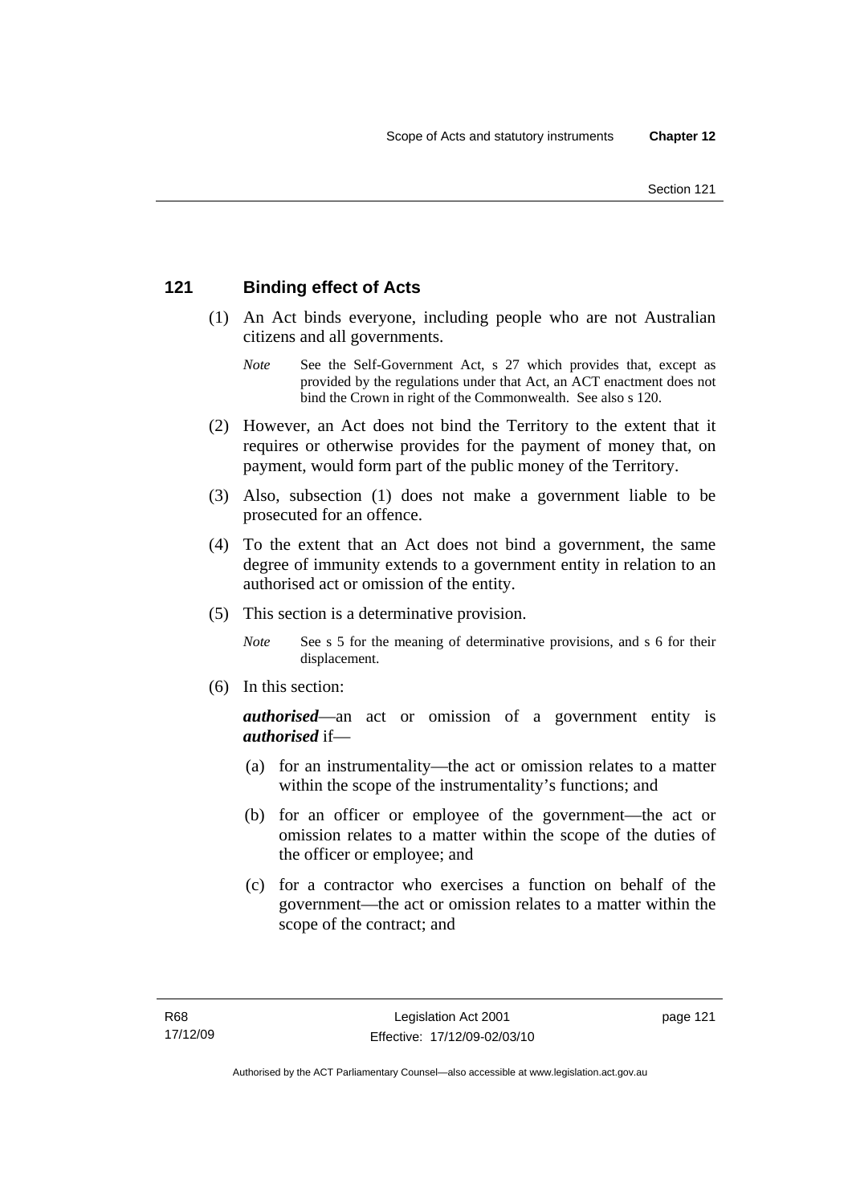## 121 Binding effect of Acts

(1) An Act binds everyone, including people who are not Australian citizens and all governments.

*Note* See the Self-Government Act, s 27 which provides that, except as provided by the regulations under that Act, an ACT enactment does not bind the Crown in right of the Commonwealth. See also s 120.

(2) However, an Act does not bind the Territory to the extent that it requires or otherwise provides for the payment of money that, on payment, would form part of the public money of the Territory.

(3) Also, subsection (1) does not make a government liable to be prosecuted for an offence.

(4) To the extent that an Act does not bind a government, the same degree of immunity extends to a government entity in relation to an authorised act or omission of the entity.

(5) This section is a determinative provision.

*Note* See s 5 for the meaning of determinative provisions, and s 6 for their displacement.

(6) In this section:

***authorised***—an act or omission of a government entity is ***authorised*** if—

(a) for an instrumentality—the act or omission relates to a matter within the scope of the instrumentality's functions; and

(b) for an officer or employee of the government—the act or omission relates to a matter within the scope of the duties of the officer or employee; and

(c) for a contractor who exercises a function on behalf of the government—the act or omission relates to a matter within the scope of the contract; and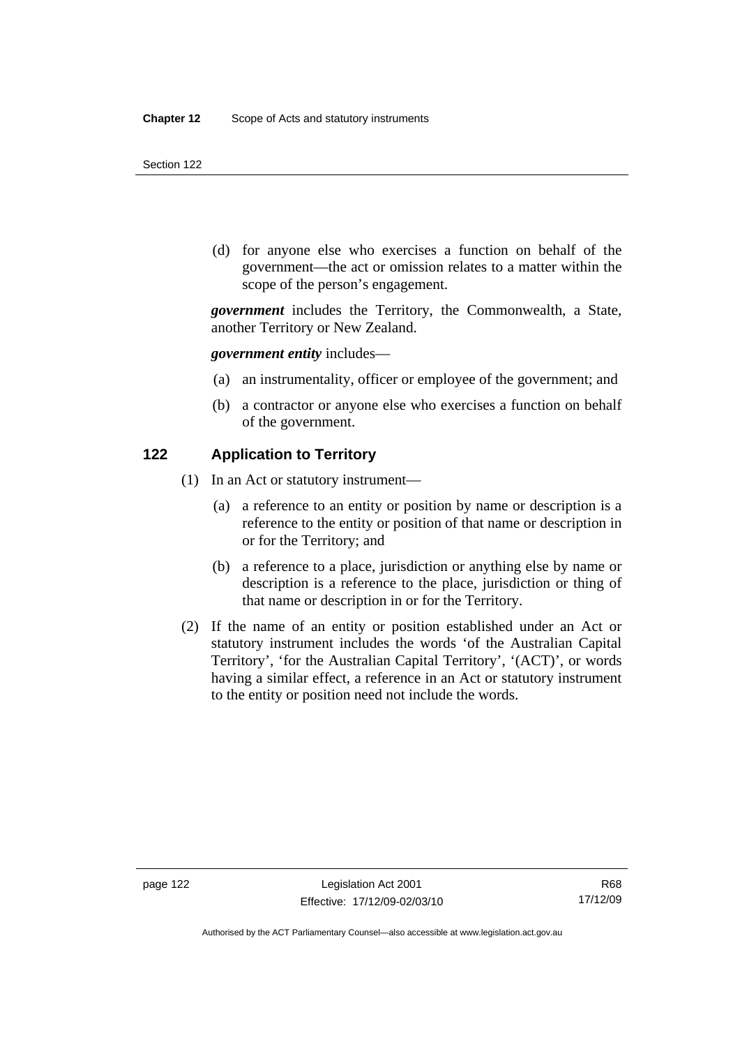(d) for anyone else who exercises a function on behalf of the government—the act or omission relates to a matter within the scope of the person's engagement.

***government*** includes the Territory, the Commonwealth, a State, another Territory or New Zealand.

***government entity*** includes—

(a) an instrumentality, officer or employee of the government; and

(b) a contractor or anyone else who exercises a function on behalf of the government.

### 122 Application to Territory

(1) In an Act or statutory instrument—

(a) a reference to an entity or position by name or description is a reference to the entity or position of that name or description in or for the Territory; and

(b) a reference to a place, jurisdiction or anything else by name or description is a reference to the place, jurisdiction or thing of that name or description in or for the Territory.

(2) If the name of an entity or position established under an Act or statutory instrument includes the words 'of the Australian Capital Territory', 'for the Australian Capital Territory', '(ACT)', or words having a similar effect, a reference in an Act or statutory instrument to the entity or position need not include the words.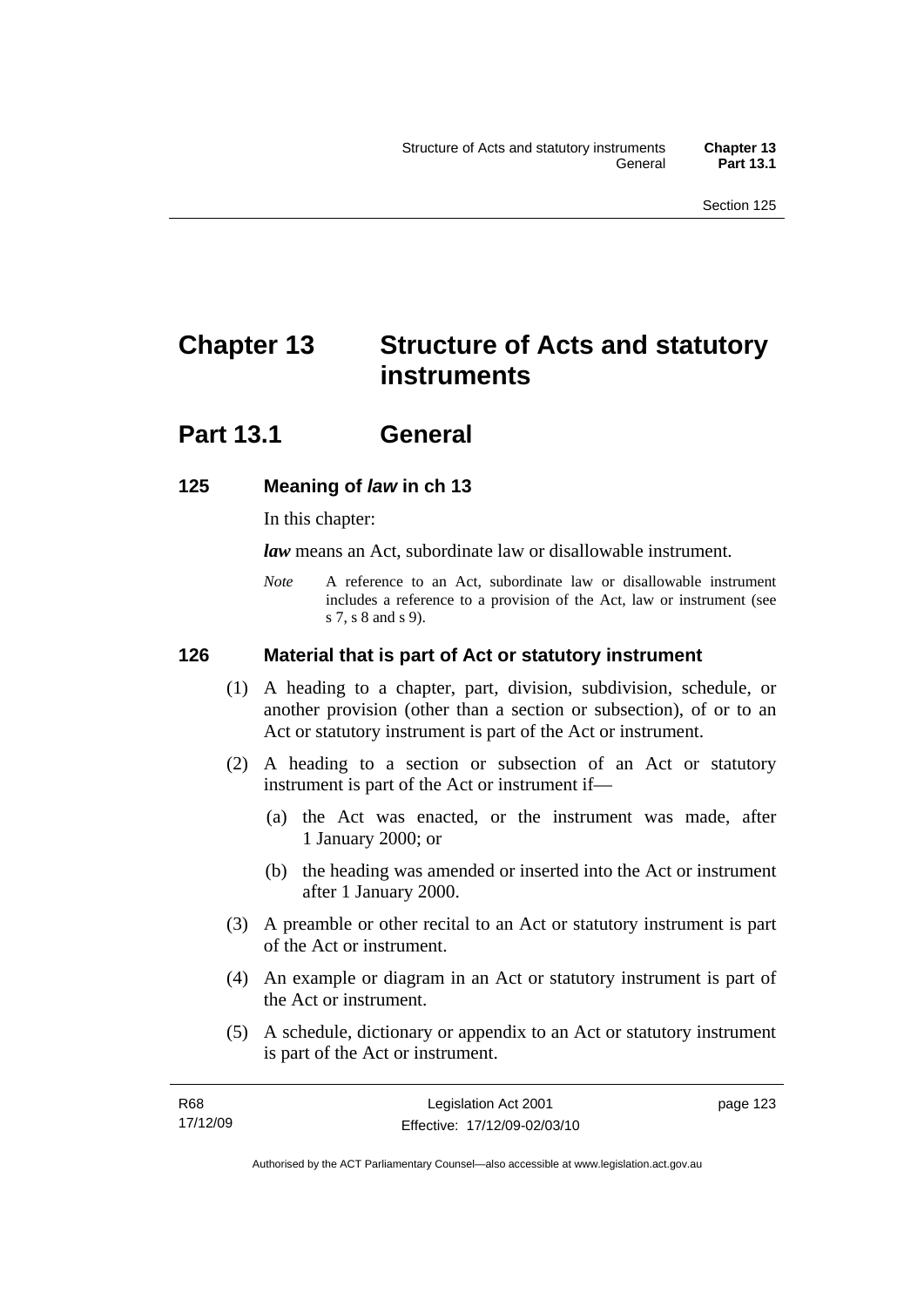# Chapter 13 Structure of Acts and statutory instruments

## Part 13.1 General

### 125 Meaning of *law* in ch 13

In this chapter:

***law*** means an Act, subordinate law or disallowable instrument.

*Note* A reference to an Act, subordinate law or disallowable instrument includes a reference to a provision of the Act, law or instrument (see s 7, s 8 and s 9).

### 126 Material that is part of Act or statutory instrument

(1) A heading to a chapter, part, division, subdivision, schedule, or another provision (other than a section or subsection), of or to an Act or statutory instrument is part of the Act or instrument.

(2) A heading to a section or subsection of an Act or statutory instrument is part of the Act or instrument if—

(a) the Act was enacted, or the instrument was made, after 1 January 2000; or

(b) the heading was amended or inserted into the Act or instrument after 1 January 2000.

(3) A preamble or other recital to an Act or statutory instrument is part of the Act or instrument.

(4) An example or diagram in an Act or statutory instrument is part of the Act or instrument.

(5) A schedule, dictionary or appendix to an Act or statutory instrument is part of the Act or instrument.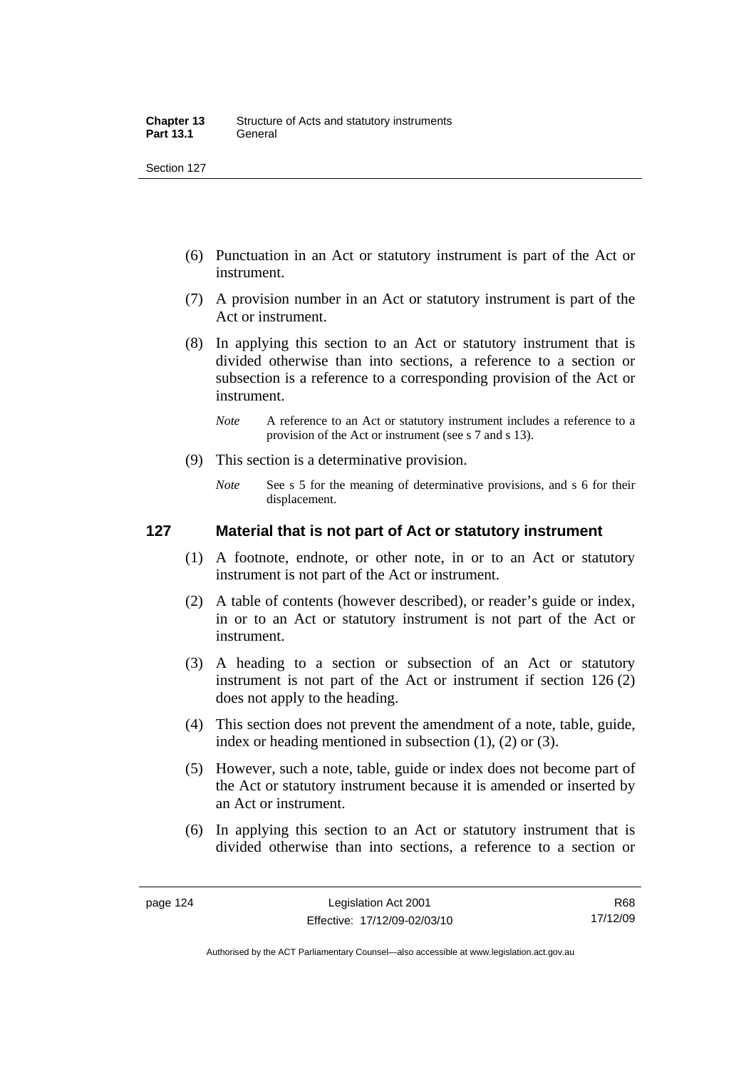(6) Punctuation in an Act or statutory instrument is part of the Act or instrument.

(7) A provision number in an Act or statutory instrument is part of the Act or instrument.

(8) In applying this section to an Act or statutory instrument that is divided otherwise than into sections, a reference to a section or subsection is a reference to a corresponding provision of the Act or instrument.

*Note* A reference to an Act or statutory instrument includes a reference to a provision of the Act or instrument (see s 7 and s 13).

(9) This section is a determinative provision.

*Note* See s 5 for the meaning of determinative provisions, and s 6 for their displacement.

## 127 Material that is not part of Act or statutory instrument

(1) A footnote, endnote, or other note, in or to an Act or statutory instrument is not part of the Act or instrument.

(2) A table of contents (however described), or reader's guide or index, in or to an Act or statutory instrument is not part of the Act or instrument.

(3) A heading to a section or subsection of an Act or statutory instrument is not part of the Act or instrument if section 126 (2) does not apply to the heading.

(4) This section does not prevent the amendment of a note, table, guide, index or heading mentioned in subsection (1), (2) or (3).

(5) However, such a note, table, guide or index does not become part of the Act or statutory instrument because it is amended or inserted by an Act or instrument.

(6) In applying this section to an Act or statutory instrument that is divided otherwise than into sections, a reference to a section or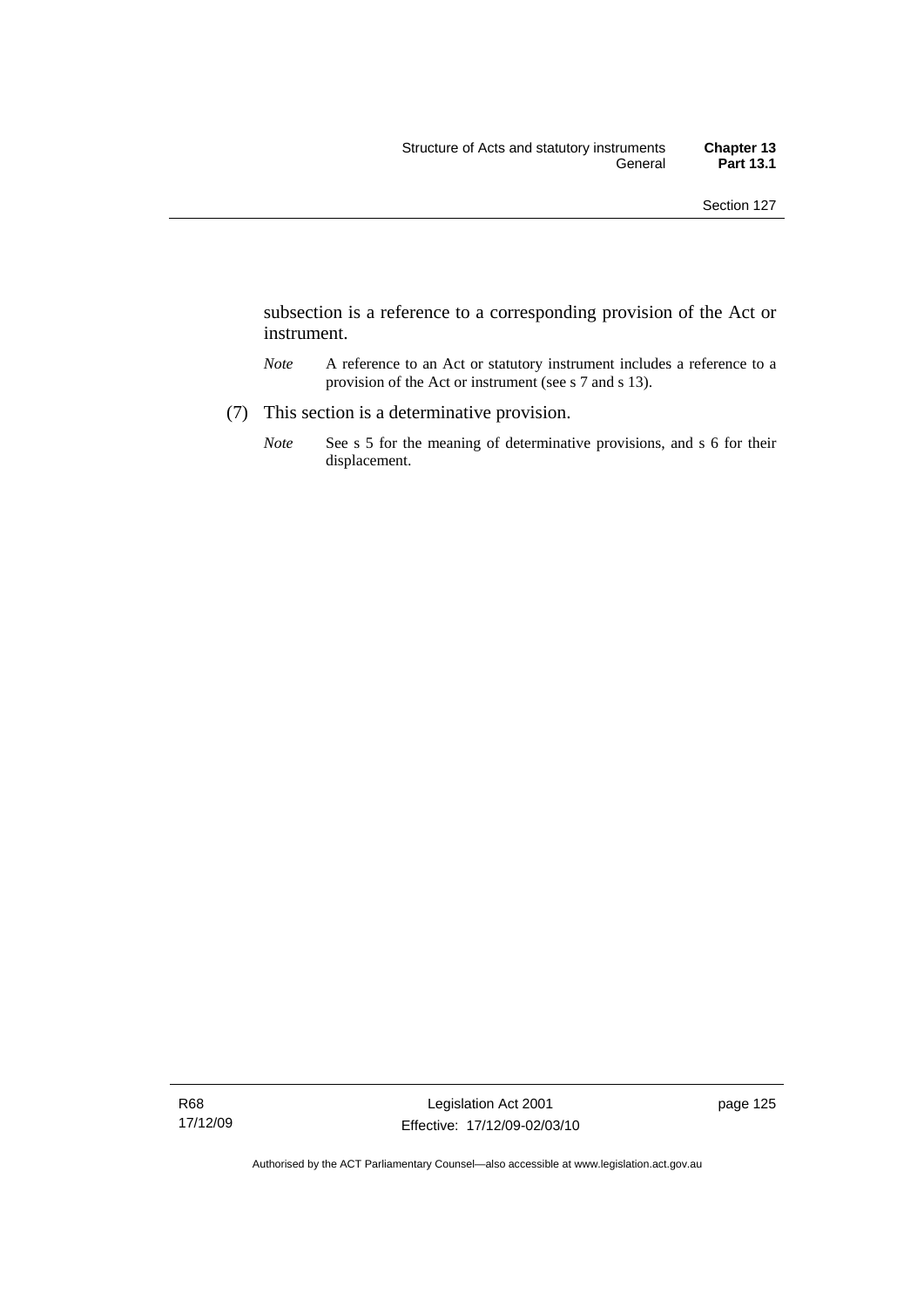subsection is a reference to a corresponding provision of the Act or instrument.

*Note* A reference to an Act or statutory instrument includes a reference to a provision of the Act or instrument (see s 7 and s 13).

(7) This section is a determinative provision.

*Note* See s 5 for the meaning of determinative provisions, and s 6 for their displacement.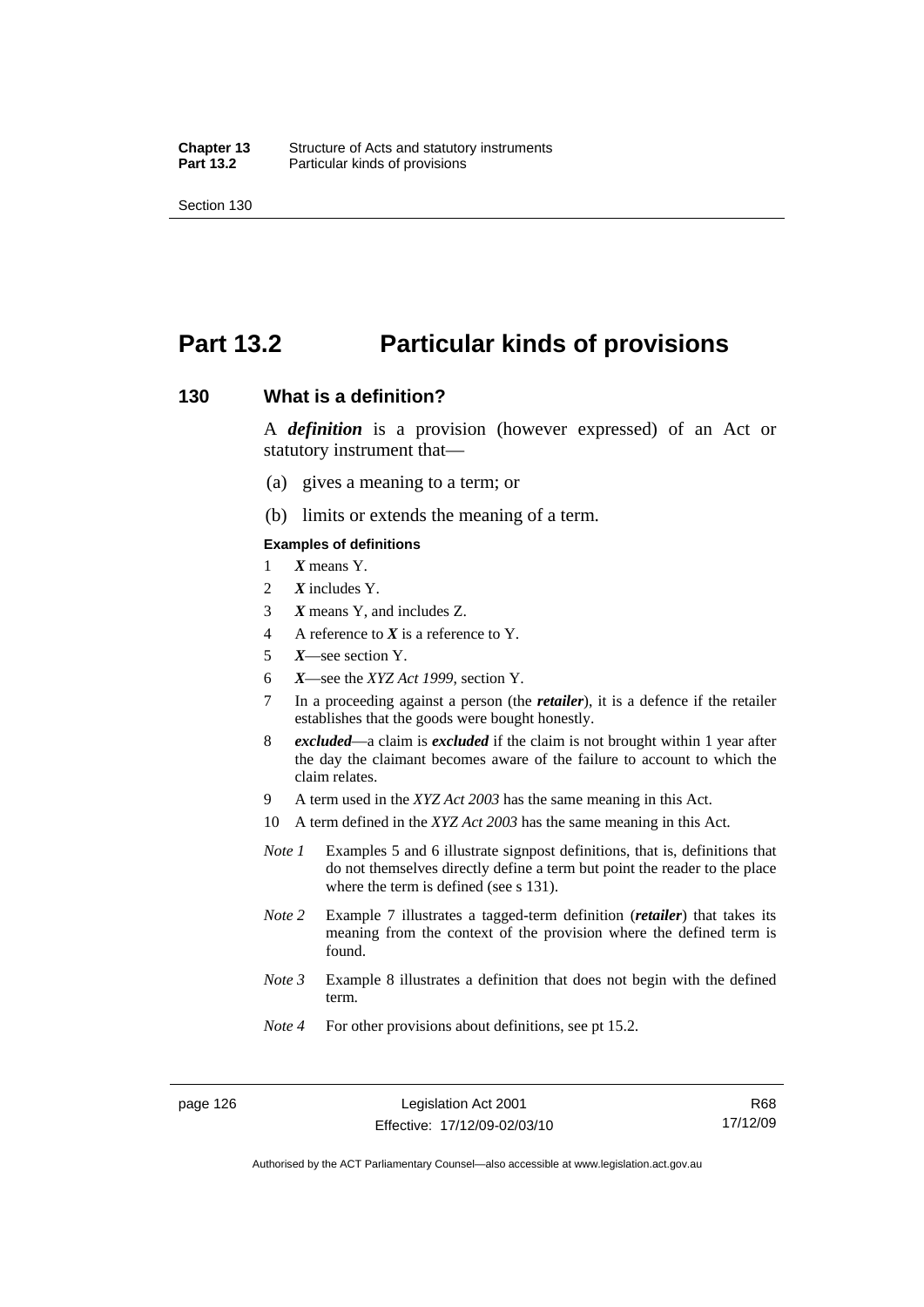# Part 13.2 Particular kinds of provisions

## 130 What is a definition?

A ***definition*** is a provision (however expressed) of an Act or statutory instrument that—

(a) gives a meaning to a term; or

(b) limits or extends the meaning of a term.

**Examples of definitions**

1 ***X*** means Y.

2 ***X*** includes Y.

3 ***X*** means Y, and includes Z.

4 A reference to ***X*** is a reference to Y.

5 ***X***—see section Y.

6 ***X***—see the *XYZ Act 1999*, section Y.

7 In a proceeding against a person (the ***retailer***), it is a defence if the retailer establishes that the goods were bought honestly.

8 ***excluded***—a claim is ***excluded*** if the claim is not brought within 1 year after the day the claimant becomes aware of the failure to account to which the claim relates.

9 A term used in the *XYZ Act 2003* has the same meaning in this Act.

10 A term defined in the *XYZ Act 2003* has the same meaning in this Act.

*Note 1* Examples 5 and 6 illustrate signpost definitions, that is, definitions that do not themselves directly define a term but point the reader to the place where the term is defined (see s 131).

*Note 2* Example 7 illustrates a tagged-term definition (***retailer***) that takes its meaning from the context of the provision where the defined term is found.

*Note 3* Example 8 illustrates a definition that does not begin with the defined term.

*Note 4* For other provisions about definitions, see pt 15.2.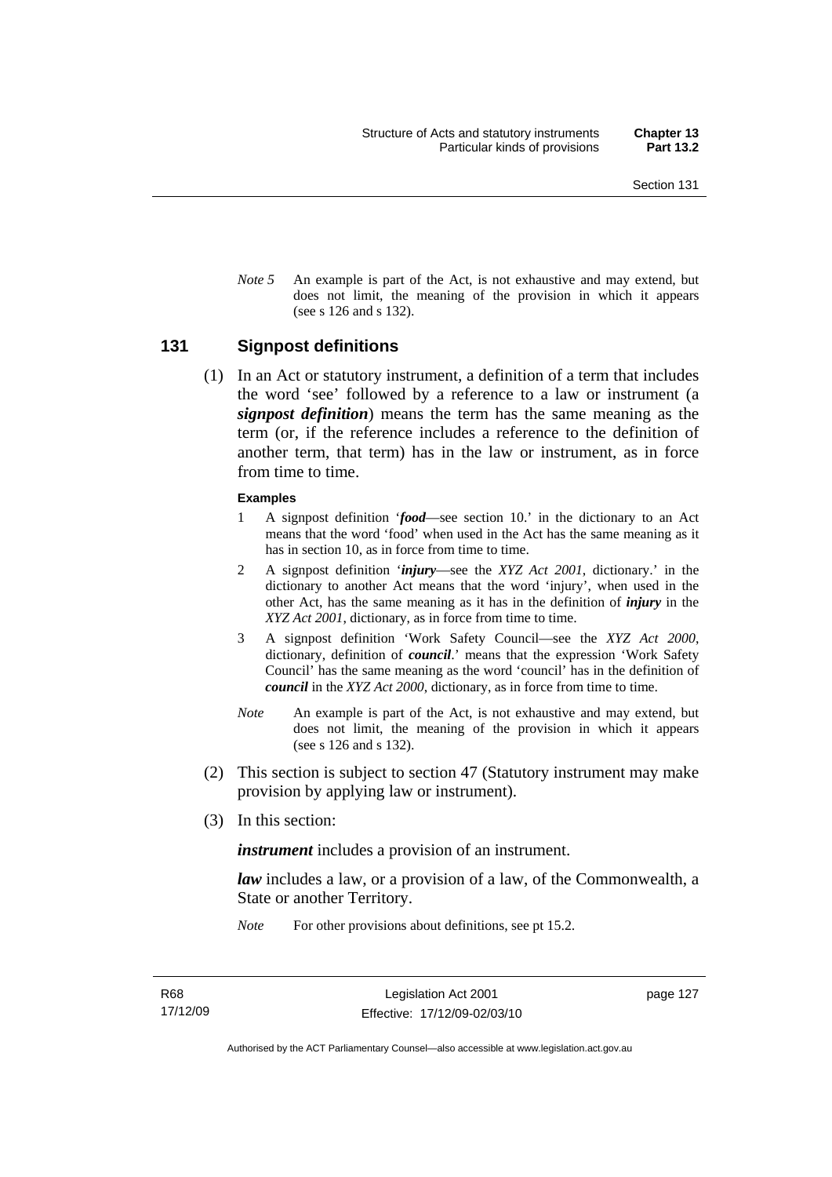*Note 5* An example is part of the Act, is not exhaustive and may extend, but does not limit, the meaning of the provision in which it appears (see s 126 and s 132).

## 131 Signpost definitions

(1) In an Act or statutory instrument, a definition of a term that includes the word 'see' followed by a reference to a law or instrument (a ***signpost definition***) means the term has the same meaning as the term (or, if the reference includes a reference to the definition of another term, that term) has in the law or instrument, as in force from time to time.

**Examples**

1 A signpost definition '***food***—see section 10.' in the dictionary to an Act means that the word 'food' when used in the Act has the same meaning as it has in section 10, as in force from time to time.

2 A signpost definition '***injury***—see the *XYZ Act 2001*, dictionary.' in the dictionary to another Act means that the word 'injury', when used in the other Act, has the same meaning as it has in the definition of ***injury*** in the *XYZ Act 2001*, dictionary, as in force from time to time.

3 A signpost definition 'Work Safety Council—see the *XYZ Act 2000*, dictionary, definition of ***council***.' means that the expression 'Work Safety Council' has the same meaning as the word 'council' has in the definition of ***council*** in the *XYZ Act 2000*, dictionary, as in force from time to time.

*Note* An example is part of the Act, is not exhaustive and may extend, but does not limit, the meaning of the provision in which it appears (see s 126 and s 132).

(2) This section is subject to section 47 (Statutory instrument may make provision by applying law or instrument).

(3) In this section:

***instrument*** includes a provision of an instrument.

***law*** includes a law, or a provision of a law, of the Commonwealth, a State or another Territory.

*Note* For other provisions about definitions, see pt 15.2.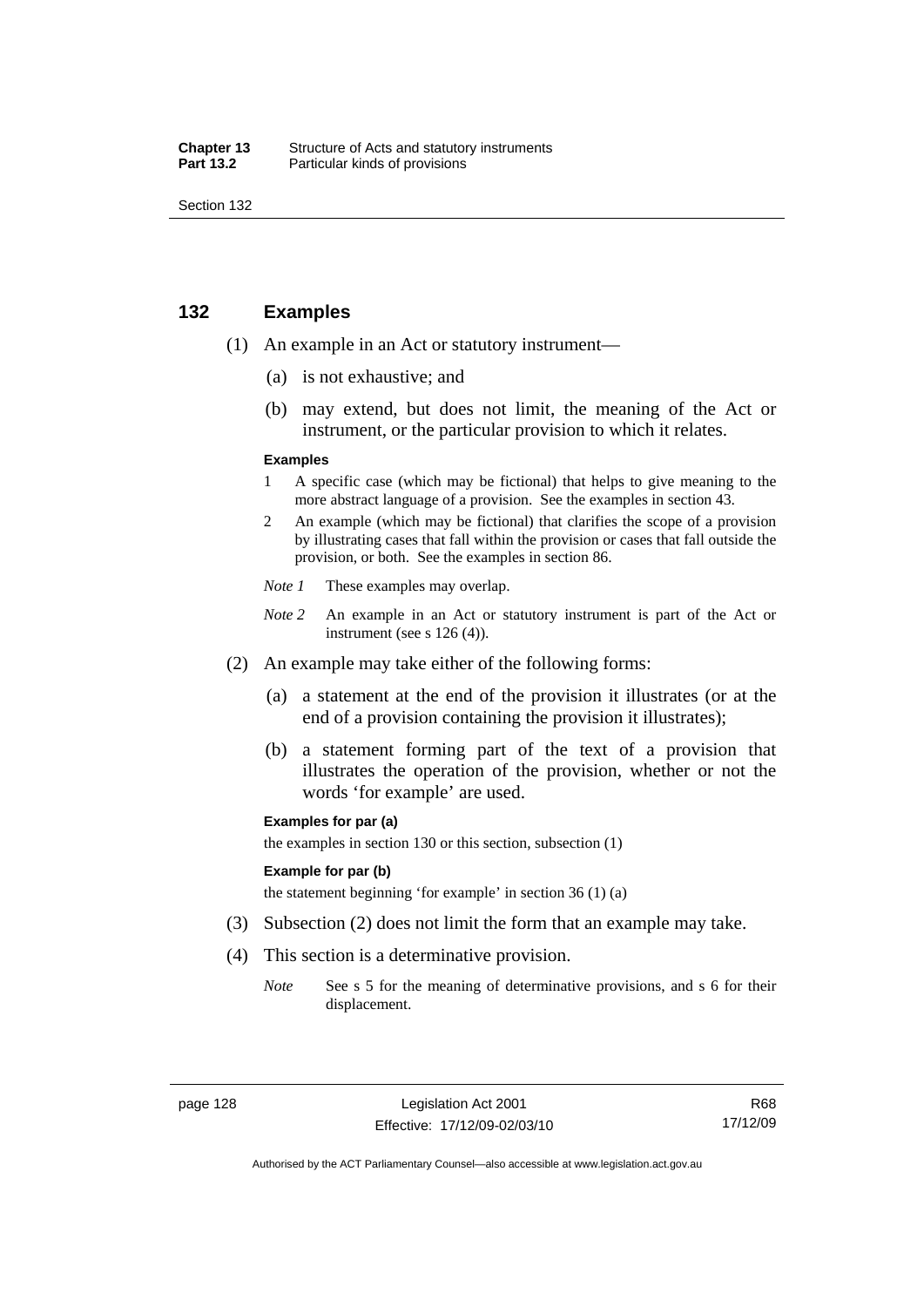## 132 Examples

(1) An example in an Act or statutory instrument—

(a) is not exhaustive; and

(b) may extend, but does not limit, the meaning of the Act or instrument, or the particular provision to which it relates.

**Examples**

1 A specific case (which may be fictional) that helps to give meaning to the more abstract language of a provision. See the examples in section 43.

2 An example (which may be fictional) that clarifies the scope of a provision by illustrating cases that fall within the provision or cases that fall outside the provision, or both. See the examples in section 86.

*Note 1* These examples may overlap.

*Note 2* An example in an Act or statutory instrument is part of the Act or instrument (see s 126 (4)).

(2) An example may take either of the following forms:

(a) a statement at the end of the provision it illustrates (or at the end of a provision containing the provision it illustrates);

(b) a statement forming part of the text of a provision that illustrates the operation of the provision, whether or not the words 'for example' are used.

**Examples for par (a)**

the examples in section 130 or this section, subsection (1)

**Example for par (b)**

the statement beginning 'for example' in section 36 (1) (a)

(3) Subsection (2) does not limit the form that an example may take.

(4) This section is a determinative provision.

*Note* See s 5 for the meaning of determinative provisions, and s 6 for their displacement.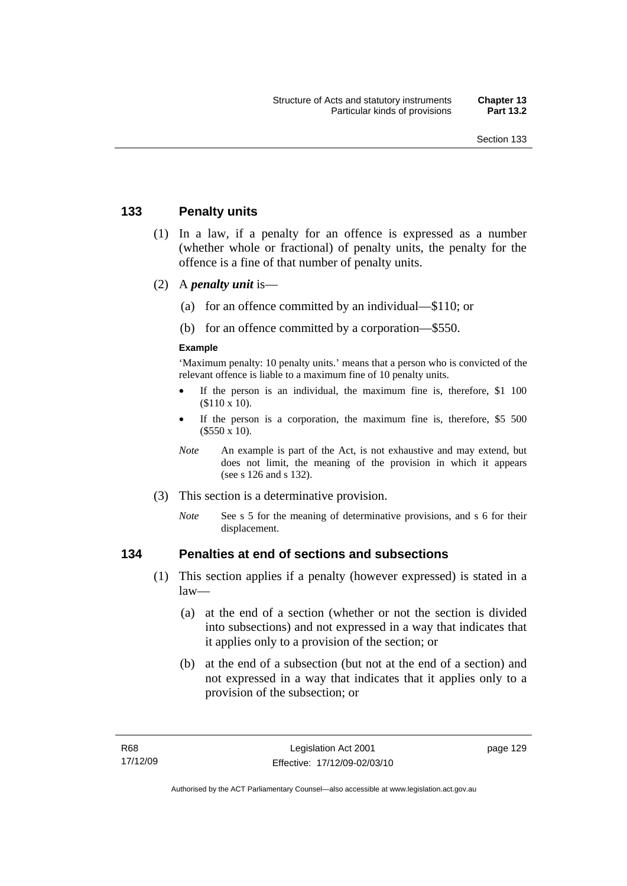## 133 Penalty units

(1) In a law, if a penalty for an offence is expressed as a number (whether whole or fractional) of penalty units, the penalty for the offence is a fine of that number of penalty units.

(2) A ***penalty unit*** is—

(a) for an offence committed by an individual—$110; or

(b) for an offence committed by a corporation—$550.

**Example**

'Maximum penalty: 10 penalty units.' means that a person who is convicted of the relevant offence is liable to a maximum fine of 10 penalty units.

- If the person is an individual, the maximum fine is, therefore, $1 100 ($110 x 10).
- If the person is a corporation, the maximum fine is, therefore, $5 500 ($550 x 10).

*Note* An example is part of the Act, is not exhaustive and may extend, but does not limit, the meaning of the provision in which it appears (see s 126 and s 132).

(3) This section is a determinative provision.

*Note* See s 5 for the meaning of determinative provisions, and s 6 for their displacement.

## 134 Penalties at end of sections and subsections

(1) This section applies if a penalty (however expressed) is stated in a law—

(a) at the end of a section (whether or not the section is divided into subsections) and not expressed in a way that indicates that it applies only to a provision of the section; or

(b) at the end of a subsection (but not at the end of a section) and not expressed in a way that indicates that it applies only to a provision of the subsection; or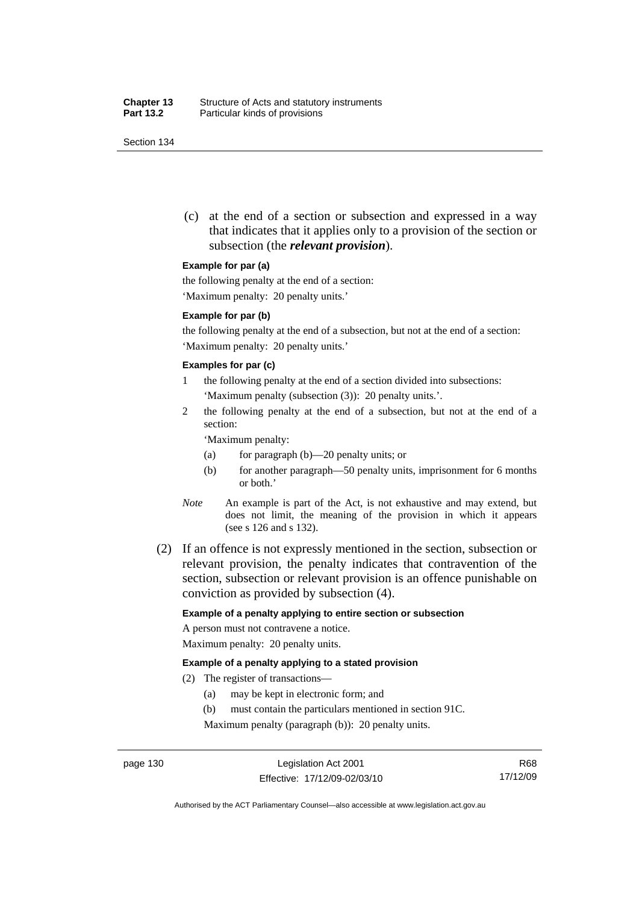(c) at the end of a section or subsection and expressed in a way that indicates that it applies only to a provision of the section or subsection (the ***relevant provision***).

**Example for par (a)**

the following penalty at the end of a section:

'Maximum penalty: 20 penalty units.'

**Example for par (b)**

the following penalty at the end of a subsection, but not at the end of a section:

'Maximum penalty: 20 penalty units.'

**Examples for par (c)**

1 the following penalty at the end of a section divided into subsections: 'Maximum penalty (subsection (3)): 20 penalty units.'.

2 the following penalty at the end of a subsection, but not at the end of a section:

'Maximum penalty:

(a) for paragraph (b)—20 penalty units; or

(b) for another paragraph—50 penalty units, imprisonment for 6 months or both.'

*Note* An example is part of the Act, is not exhaustive and may extend, but does not limit, the meaning of the provision in which it appears (see s 126 and s 132).

(2) If an offence is not expressly mentioned in the section, subsection or relevant provision, the penalty indicates that contravention of the section, subsection or relevant provision is an offence punishable on conviction as provided by subsection (4).

**Example of a penalty applying to entire section or subsection**

A person must not contravene a notice.

Maximum penalty: 20 penalty units.

**Example of a penalty applying to a stated provision**

(2) The register of transactions—

(a) may be kept in electronic form; and

(b) must contain the particulars mentioned in section 91C.

Maximum penalty (paragraph (b)): 20 penalty units.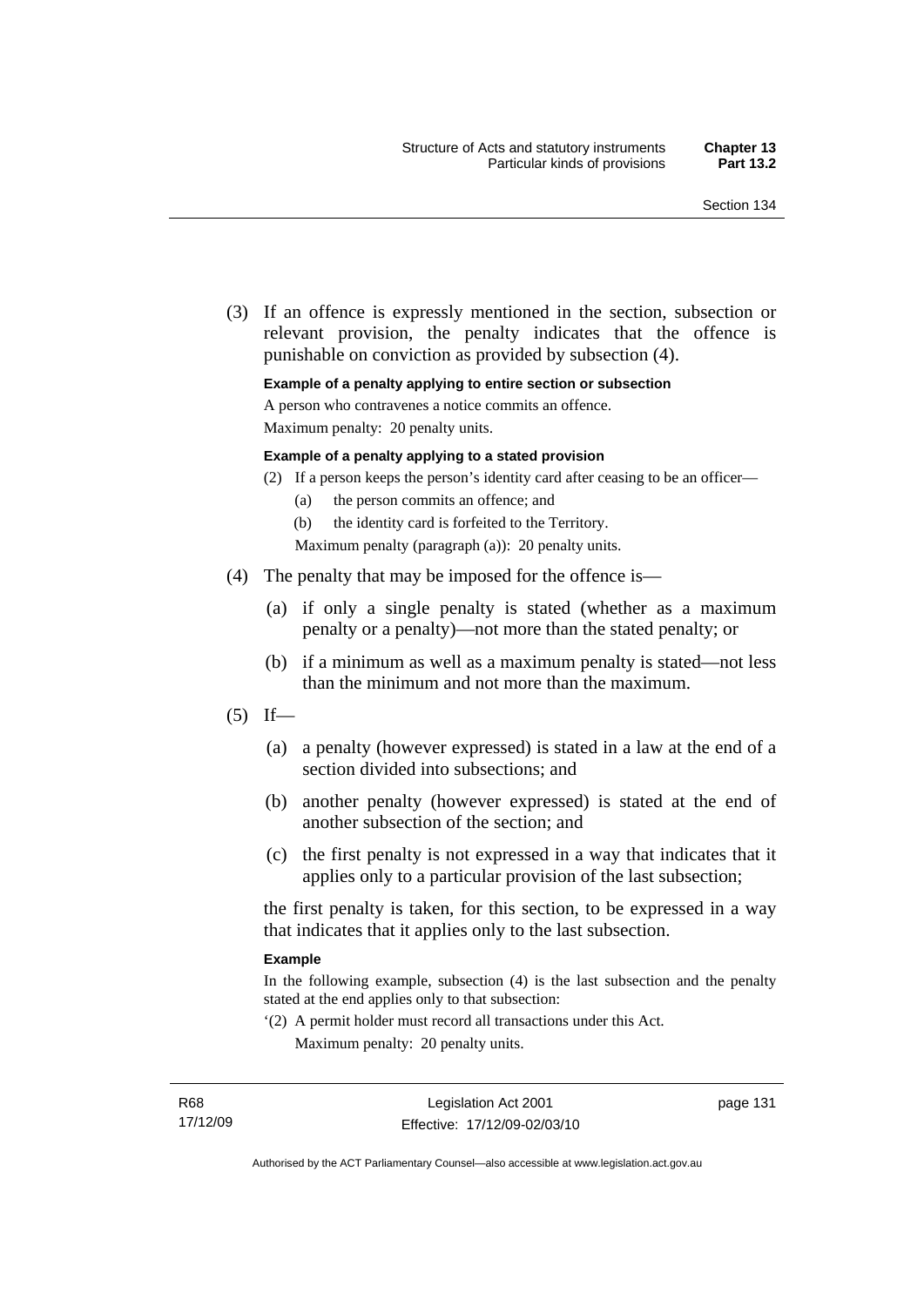(3) If an offence is expressly mentioned in the section, subsection or relevant provision, the penalty indicates that the offence is punishable on conviction as provided by subsection (4).

**Example of a penalty applying to entire section or subsection**

A person who contravenes a notice commits an offence.

Maximum penalty: 20 penalty units.

**Example of a penalty applying to a stated provision**

(2) If a person keeps the person's identity card after ceasing to be an officer—

(a) the person commits an offence; and

(b) the identity card is forfeited to the Territory.

Maximum penalty (paragraph (a)): 20 penalty units.

(4) The penalty that may be imposed for the offence is—

(a) if only a single penalty is stated (whether as a maximum penalty or a penalty)—not more than the stated penalty; or

(b) if a minimum as well as a maximum penalty is stated—not less than the minimum and not more than the maximum.

(5) If—

(a) a penalty (however expressed) is stated in a law at the end of a section divided into subsections; and

(b) another penalty (however expressed) is stated at the end of another subsection of the section; and

(c) the first penalty is not expressed in a way that indicates that it applies only to a particular provision of the last subsection;

the first penalty is taken, for this section, to be expressed in a way that indicates that it applies only to the last subsection.

**Example**

In the following example, subsection (4) is the last subsection and the penalty stated at the end applies only to that subsection:

'(2) A permit holder must record all transactions under this Act.

Maximum penalty: 20 penalty units.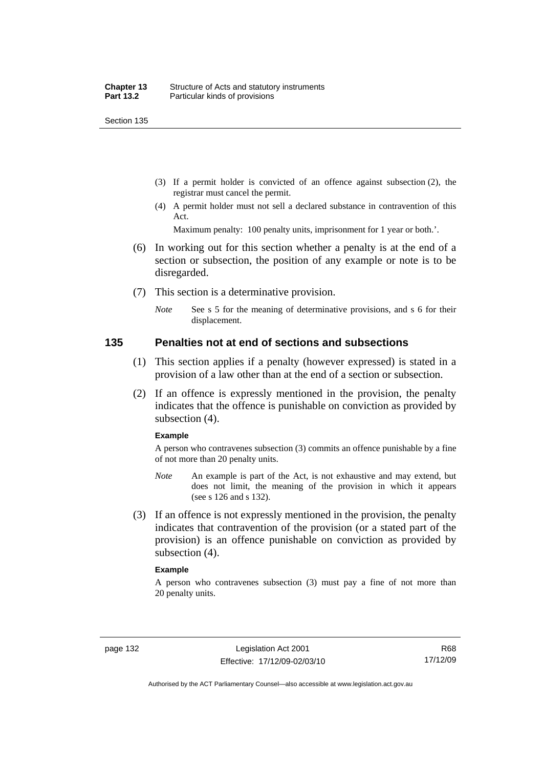(3) If a permit holder is convicted of an offence against subsection (2), the registrar must cancel the permit.

(4) A permit holder must not sell a declared substance in contravention of this Act.

Maximum penalty: 100 penalty units, imprisonment for 1 year or both.'.

(6) In working out for this section whether a penalty is at the end of a section or subsection, the position of any example or note is to be disregarded.

(7) This section is a determinative provision.

*Note* See s 5 for the meaning of determinative provisions, and s 6 for their displacement.

## 135 Penalties not at end of sections and subsections

(1) This section applies if a penalty (however expressed) is stated in a provision of a law other than at the end of a section or subsection.

(2) If an offence is expressly mentioned in the provision, the penalty indicates that the offence is punishable on conviction as provided by subsection (4).

**Example**

A person who contravenes subsection (3) commits an offence punishable by a fine of not more than 20 penalty units.

*Note* An example is part of the Act, is not exhaustive and may extend, but does not limit, the meaning of the provision in which it appears (see s 126 and s 132).

(3) If an offence is not expressly mentioned in the provision, the penalty indicates that contravention of the provision (or a stated part of the provision) is an offence punishable on conviction as provided by subsection (4).

**Example**

A person who contravenes subsection (3) must pay a fine of not more than 20 penalty units.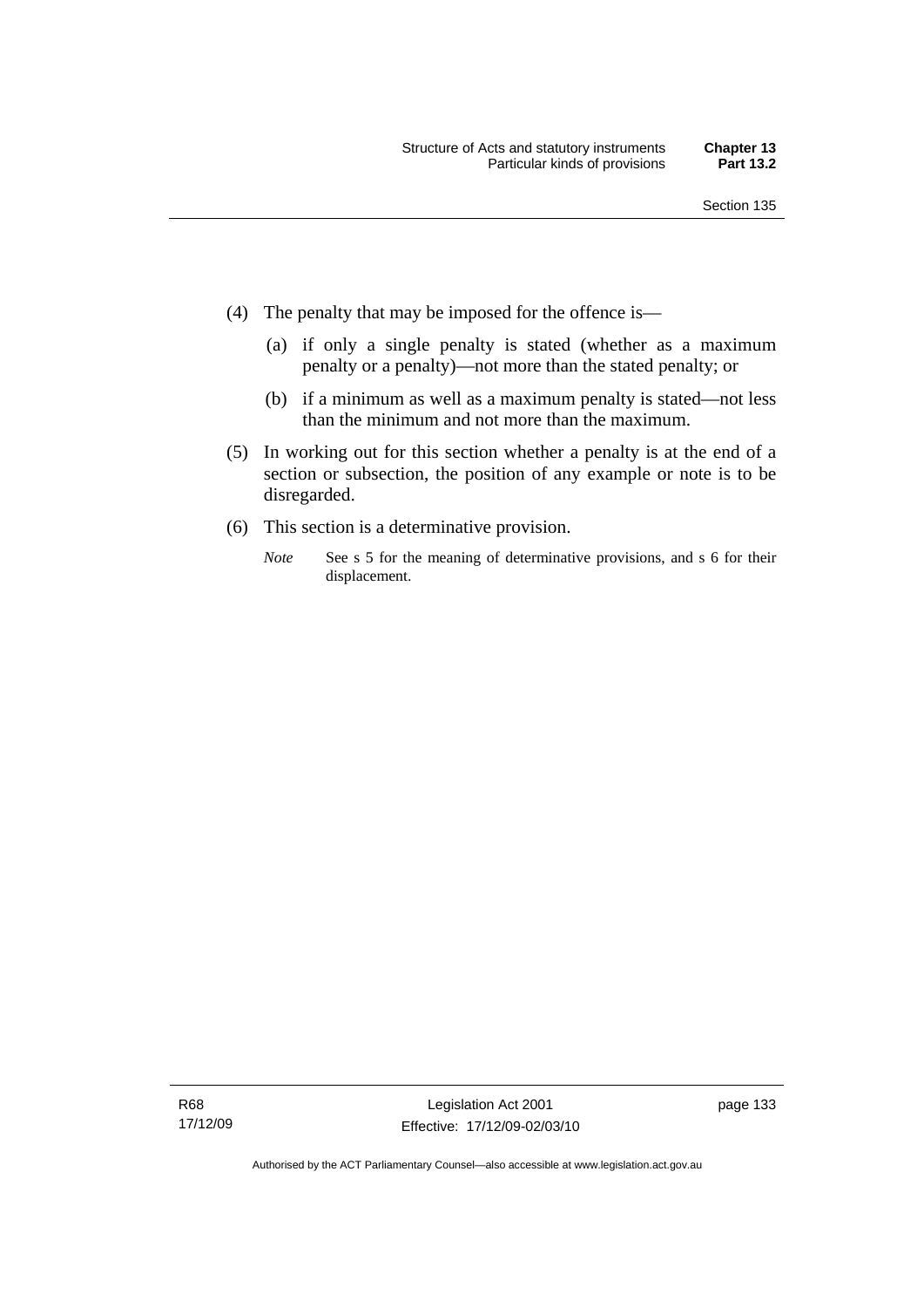(4) The penalty that may be imposed for the offence is—

 (a) if only a single penalty is stated (whether as a maximum penalty or a penalty)—not more than the stated penalty; or

 (b) if a minimum as well as a maximum penalty is stated—not less than the minimum and not more than the maximum.

(5) In working out for this section whether a penalty is at the end of a section or subsection, the position of any example or note is to be disregarded.

(6) This section is a determinative provision.

*Note* See s 5 for the meaning of determinative provisions, and s 6 for their displacement.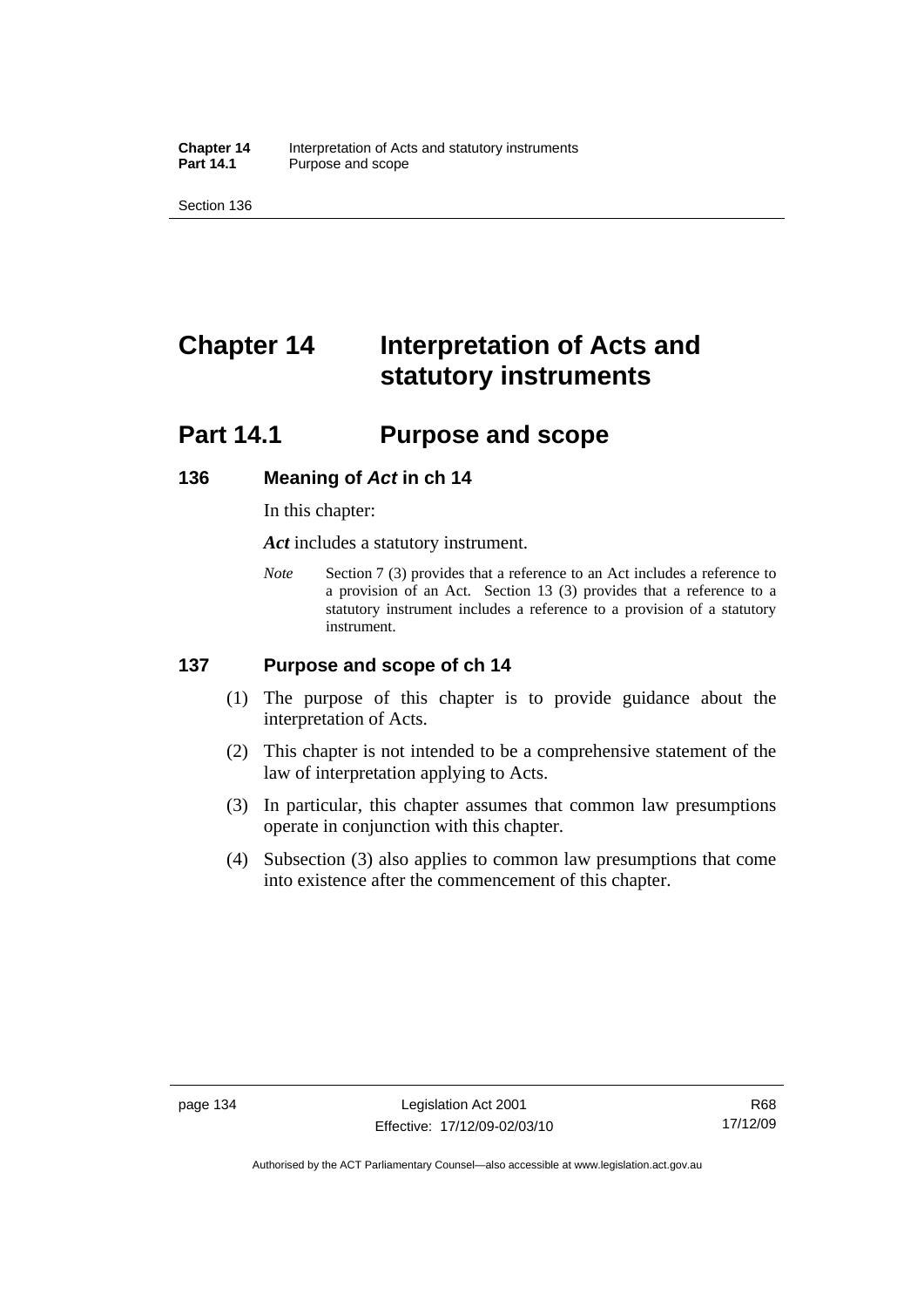# Chapter 14 Interpretation of Acts and statutory instruments

## Part 14.1 Purpose and scope

### 136 Meaning of *Act* in ch 14

In this chapter:

***Act*** includes a statutory instrument.

*Note* Section 7 (3) provides that a reference to an Act includes a reference to a provision of an Act. Section 13 (3) provides that a reference to a statutory instrument includes a reference to a provision of a statutory instrument.

### 137 Purpose and scope of ch 14

(1) The purpose of this chapter is to provide guidance about the interpretation of Acts.

(2) This chapter is not intended to be a comprehensive statement of the law of interpretation applying to Acts.

(3) In particular, this chapter assumes that common law presumptions operate in conjunction with this chapter.

(4) Subsection (3) also applies to common law presumptions that come into existence after the commencement of this chapter.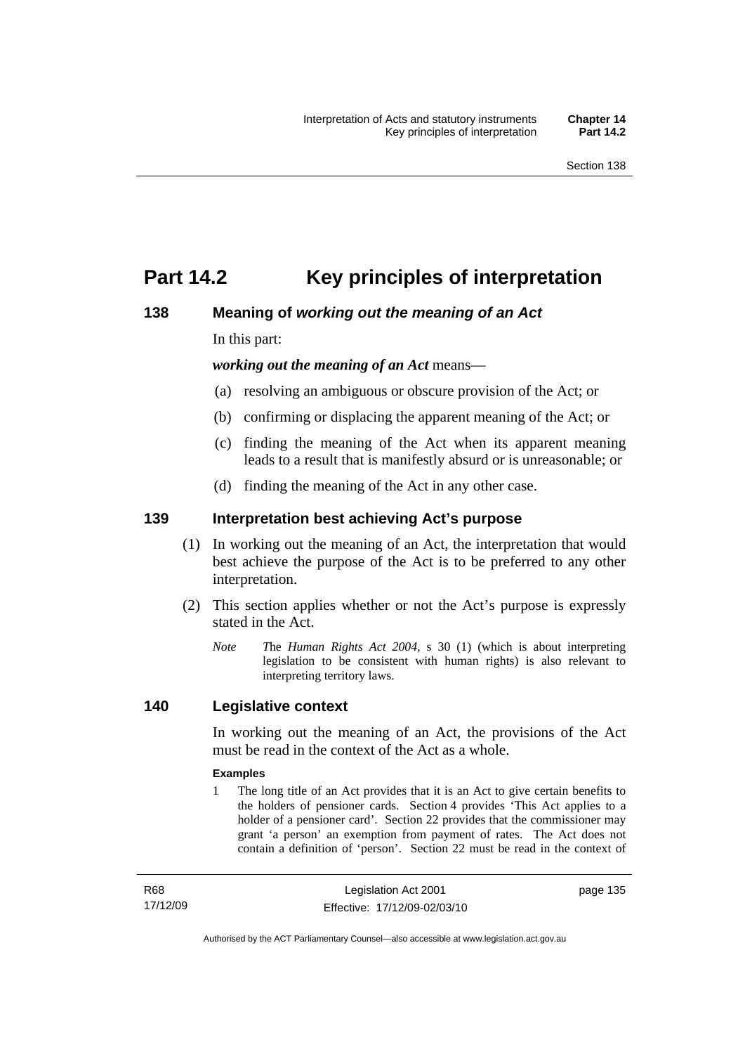# Part 14.2 Key principles of interpretation

## 138 Meaning of *working out the meaning of an Act*

In this part:

***working out the meaning of an Act*** means—

(a) resolving an ambiguous or obscure provision of the Act; or

(b) confirming or displacing the apparent meaning of the Act; or

(c) finding the meaning of the Act when its apparent meaning leads to a result that is manifestly absurd or is unreasonable; or

(d) finding the meaning of the Act in any other case.

## 139 Interpretation best achieving Act's purpose

(1) In working out the meaning of an Act, the interpretation that would best achieve the purpose of the Act is to be preferred to any other interpretation.

(2) This section applies whether or not the Act's purpose is expressly stated in the Act.

*Note* The *Human Rights Act 2004*, s 30 (1) (which is about interpreting legislation to be consistent with human rights) is also relevant to interpreting territory laws.

## 140 Legislative context

In working out the meaning of an Act, the provisions of the Act must be read in the context of the Act as a whole.

**Examples**

1 The long title of an Act provides that it is an Act to give certain benefits to the holders of pensioner cards. Section 4 provides 'This Act applies to a holder of a pensioner card'. Section 22 provides that the commissioner may grant 'a person' an exemption from payment of rates. The Act does not contain a definition of 'person'. Section 22 must be read in the context of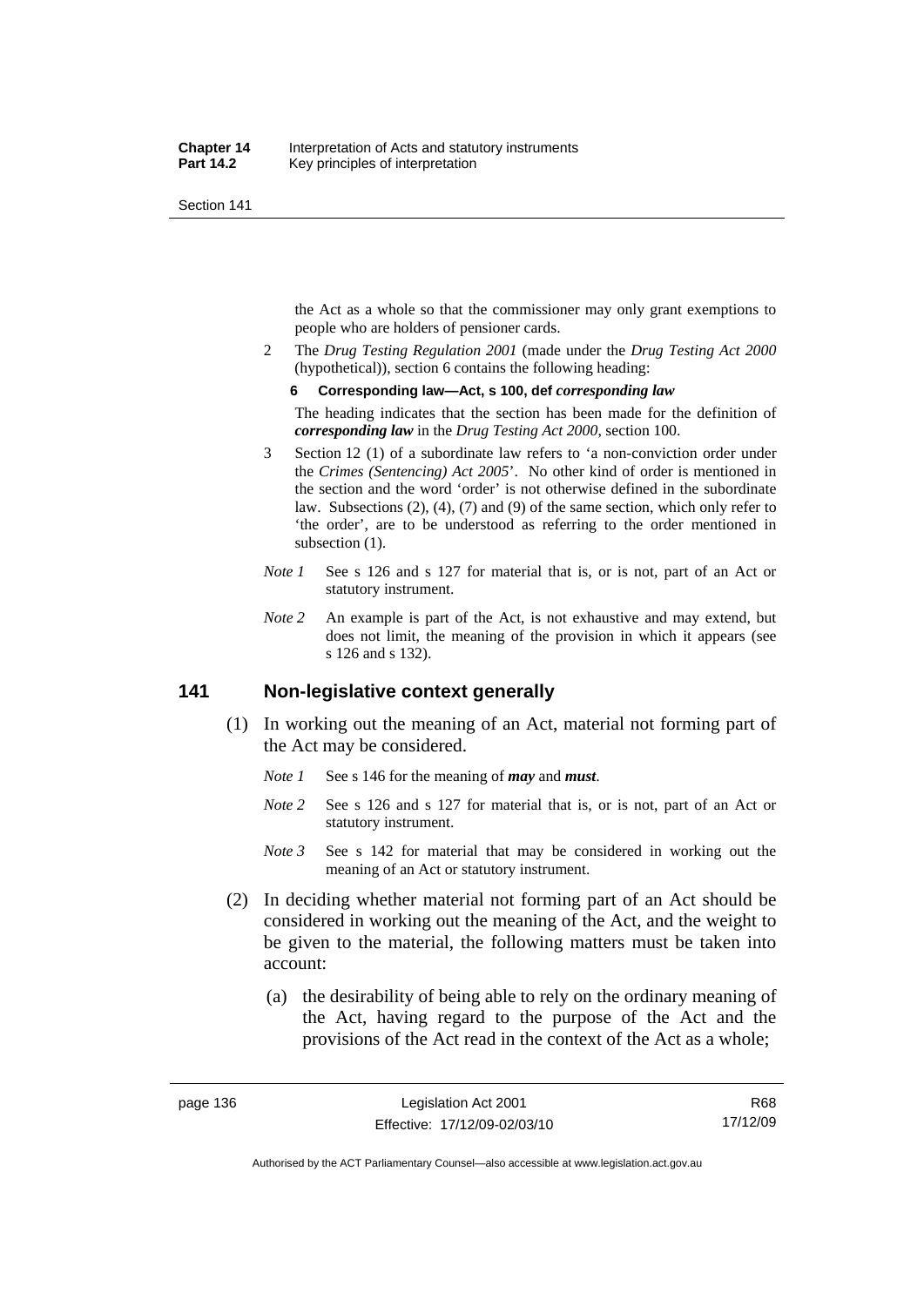the Act as a whole so that the commissioner may only grant exemptions to people who are holders of pensioner cards.

2 The *Drug Testing Regulation 2001* (made under the *Drug Testing Act 2000* (hypothetical)), section 6 contains the following heading:

**6 Corresponding law—Act, s 100, def *corresponding law***

The heading indicates that the section has been made for the definition of ***corresponding law*** in the *Drug Testing Act 2000*, section 100.

3 Section 12 (1) of a subordinate law refers to 'a non-conviction order under the *Crimes (Sentencing) Act 2005*'. No other kind of order is mentioned in the section and the word 'order' is not otherwise defined in the subordinate law. Subsections (2), (4), (7) and (9) of the same section, which only refer to 'the order', are to be understood as referring to the order mentioned in subsection (1).

*Note 1* See s 126 and s 127 for material that is, or is not, part of an Act or statutory instrument.

*Note 2* An example is part of the Act, is not exhaustive and may extend, but does not limit, the meaning of the provision in which it appears (see s 126 and s 132).

## 141 Non-legislative context generally

(1) In working out the meaning of an Act, material not forming part of the Act may be considered.

*Note 1* See s 146 for the meaning of ***may*** and ***must***.

*Note 2* See s 126 and s 127 for material that is, or is not, part of an Act or statutory instrument.

*Note 3* See s 142 for material that may be considered in working out the meaning of an Act or statutory instrument.

(2) In deciding whether material not forming part of an Act should be considered in working out the meaning of the Act, and the weight to be given to the material, the following matters must be taken into account:

(a) the desirability of being able to rely on the ordinary meaning of the Act, having regard to the purpose of the Act and the provisions of the Act read in the context of the Act as a whole;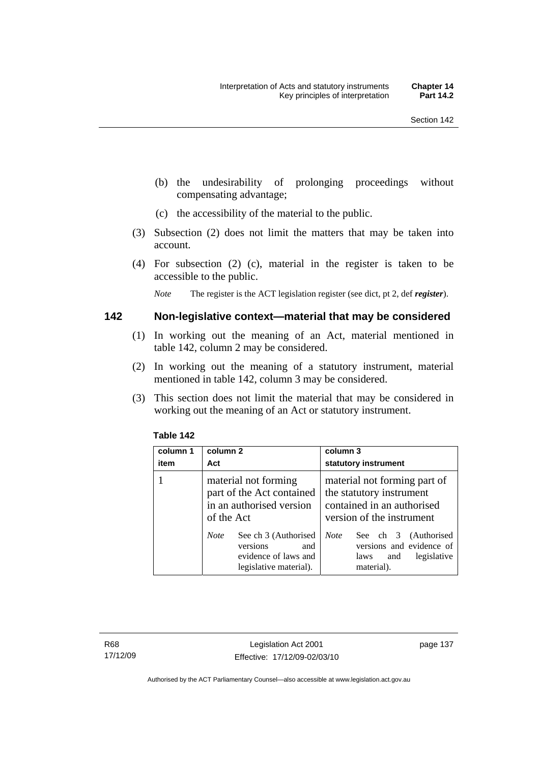(b) the undesirability of prolonging proceedings without compensating advantage;

(c) the accessibility of the material to the public.

(3) Subsection (2) does not limit the matters that may be taken into account.

(4) For subsection (2) (c), material in the register is taken to be accessible to the public.

*Note* The register is the ACT legislation register (see dict, pt 2, def ***register***).

## 142 Non-legislative context—material that may be considered

(1) In working out the meaning of an Act, material mentioned in table 142, column 2 may be considered.

(2) In working out the meaning of a statutory instrument, material mentioned in table 142, column 3 may be considered.

(3) This section does not limit the material that may be considered in working out the meaning of an Act or statutory instrument.

**Table 142**

| column 1 item | column 2 Act | column 3 statutory instrument |
|---|---|---|
| 1 | material not forming part of the Act contained in an authorised version of the Act<br><br>*Note* See ch 3 (Authorised versions and evidence of laws and legislative material). | material not forming part of the statutory instrument contained in an authorised version of the instrument<br><br>*Note* See ch 3 (Authorised versions and evidence of laws and legislative material). |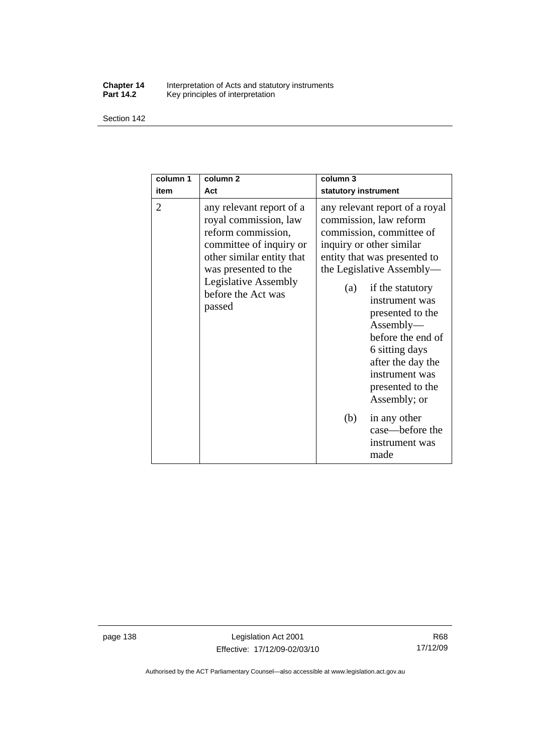| column 1<br>item | column 2<br>Act | column 3<br>statutory instrument |
|---|---|---|
| 2 | any relevant report of a royal commission, law reform commission, committee of inquiry or other similar entity that was presented to the Legislative Assembly before the Act was passed | any relevant report of a royal commission, law reform commission, committee of inquiry or other similar entity that was presented to the Legislative Assembly—<br>(a) if the statutory instrument was presented to the Assembly—before the end of 6 sitting days after the day the instrument was presented to the Assembly; or<br>(b) in any other case—before the instrument was made |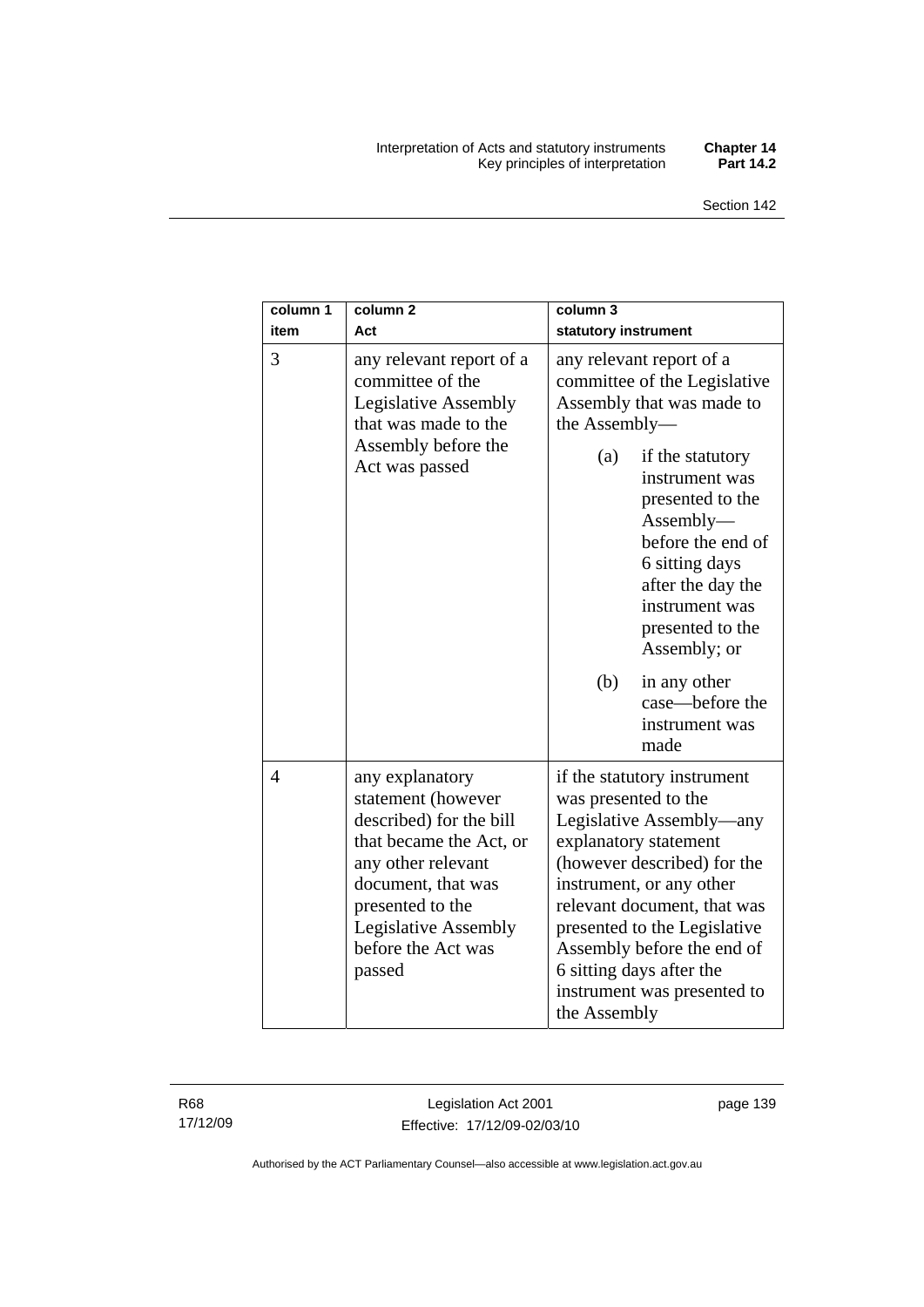| column 1<br>item | column 2<br>Act | column 3<br>statutory instrument |
|---|---|---|
| 3 | any relevant report of a committee of the Legislative Assembly that was made to the Assembly before the Act was passed | any relevant report of a committee of the Legislative Assembly that was made to the Assembly—<br>(a) if the statutory instrument was presented to the Assembly—before the end of 6 sitting days after the day the instrument was presented to the Assembly; or<br>(b) in any other case—before the instrument was made |
| 4 | any explanatory statement (however described) for the bill that became the Act, or any other relevant document, that was presented to the Legislative Assembly before the Act was passed | if the statutory instrument was presented to the Legislative Assembly—any explanatory statement (however described) for the instrument, or any other relevant document, that was presented to the Legislative Assembly before the end of 6 sitting days after the instrument was presented to the Assembly |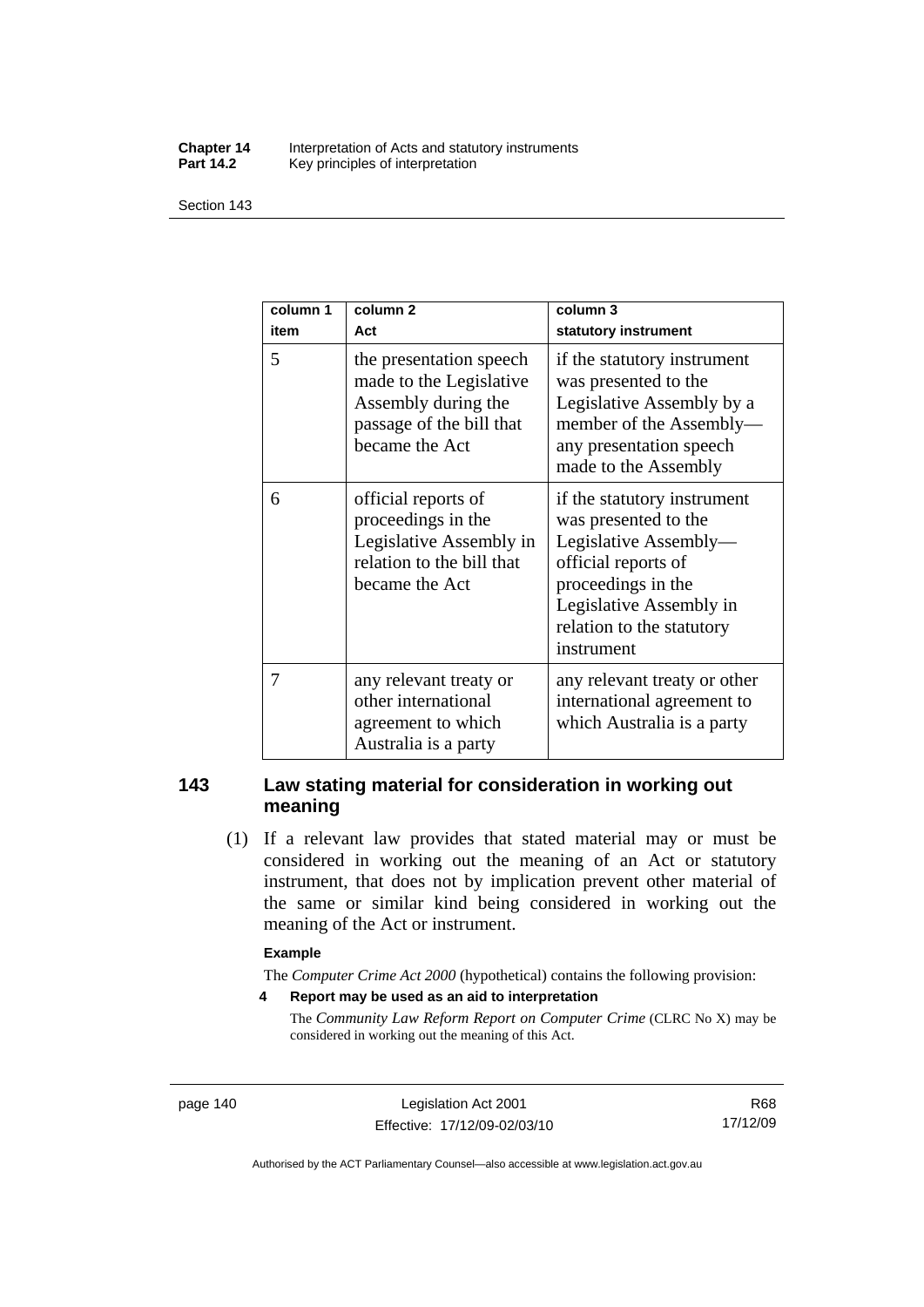| column 1 item | column 2 Act | column 3 statutory instrument |
|---|---|---|
| 5 | the presentation speech made to the Legislative Assembly during the passage of the bill that became the Act | if the statutory instrument was presented to the Legislative Assembly by a member of the Assembly—any presentation speech made to the Assembly |
| 6 | official reports of proceedings in the Legislative Assembly in relation to the bill that became the Act | if the statutory instrument was presented to the Legislative Assembly—official reports of proceedings in the Legislative Assembly in relation to the statutory instrument |
| 7 | any relevant treaty or other international agreement to which Australia is a party | any relevant treaty or other international agreement to which Australia is a party |

## 143 Law stating material for consideration in working out meaning

(1) If a relevant law provides that stated material may or must be considered in working out the meaning of an Act or statutory instrument, that does not by implication prevent other material of the same or similar kind being considered in working out the meaning of the Act or instrument.

**Example**

The *Computer Crime Act 2000* (hypothetical) contains the following provision:

**4 Report may be used as an aid to interpretation**

The *Community Law Reform Report on Computer Crime* (CLRC No X) may be considered in working out the meaning of this Act.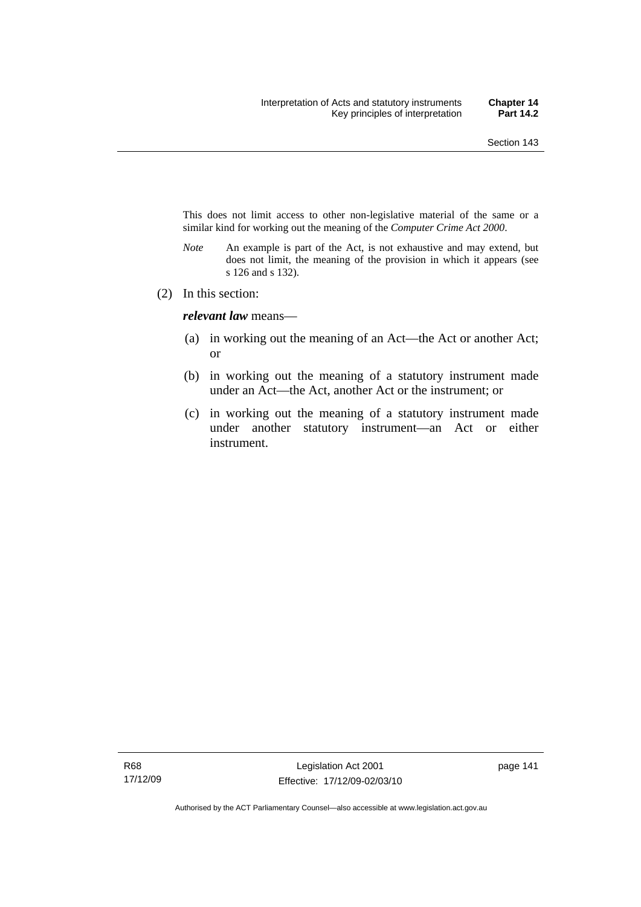This does not limit access to other non-legislative material of the same or a similar kind for working out the meaning of the *Computer Crime Act 2000*.

*Note* An example is part of the Act, is not exhaustive and may extend, but does not limit, the meaning of the provision in which it appears (see s 126 and s 132).

(2) In this section:

***relevant law*** means—

(a) in working out the meaning of an Act—the Act or another Act; or

(b) in working out the meaning of a statutory instrument made under an Act—the Act, another Act or the instrument; or

(c) in working out the meaning of a statutory instrument made under another statutory instrument—an Act or either instrument.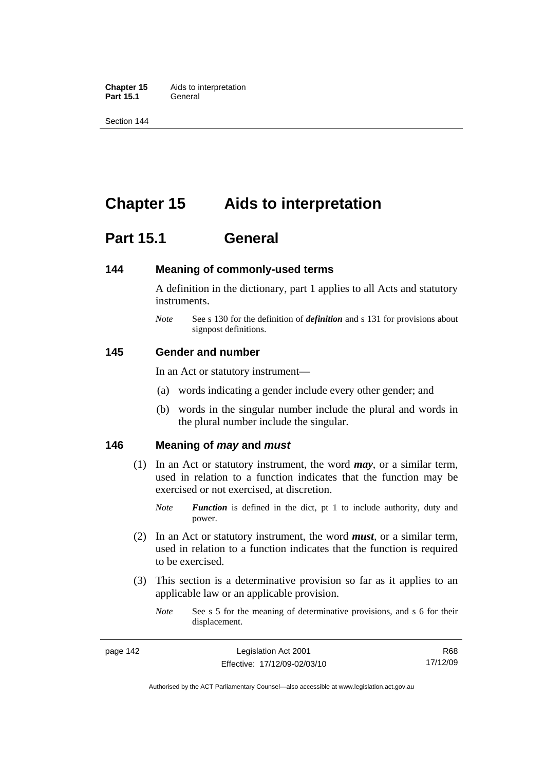# Chapter 15 Aids to interpretation

## Part 15.1 General

### 144 Meaning of commonly-used terms

A definition in the dictionary, part 1 applies to all Acts and statutory instruments.

*Note* See s 130 for the definition of ***definition*** and s 131 for provisions about signpost definitions.

### 145 Gender and number

In an Act or statutory instrument—

(a) words indicating a gender include every other gender; and

(b) words in the singular number include the plural and words in the plural number include the singular.

### 146 Meaning of *may* and *must*

(1) In an Act or statutory instrument, the word ***may***, or a similar term, used in relation to a function indicates that the function may be exercised or not exercised, at discretion.

*Note* ***Function*** is defined in the dict, pt 1 to include authority, duty and power.

(2) In an Act or statutory instrument, the word ***must***, or a similar term, used in relation to a function indicates that the function is required to be exercised.

(3) This section is a determinative provision so far as it applies to an applicable law or an applicable provision.

*Note* See s 5 for the meaning of determinative provisions, and s 6 for their displacement.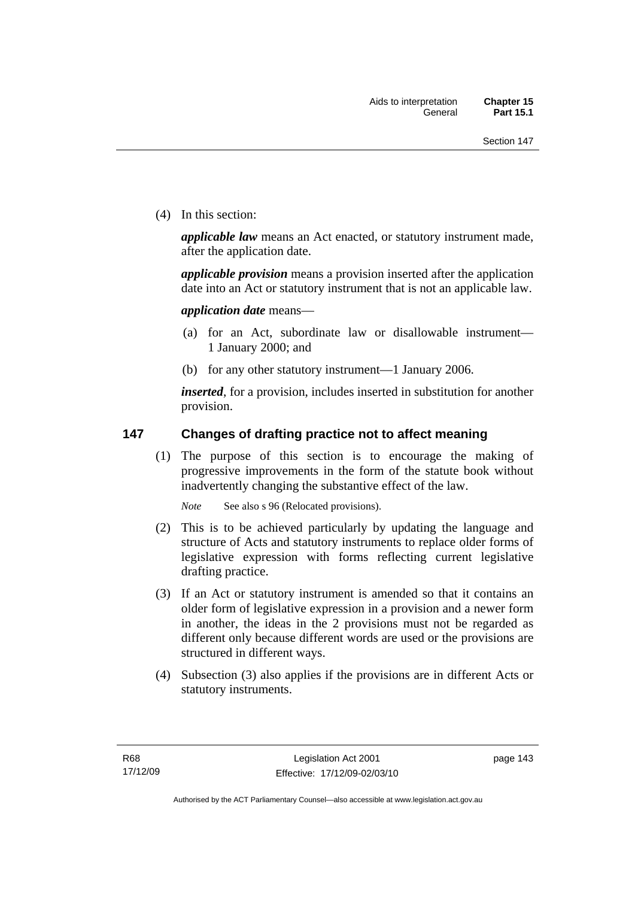(4) In this section:

***applicable law*** means an Act enacted, or statutory instrument made, after the application date.

***applicable provision*** means a provision inserted after the application date into an Act or statutory instrument that is not an applicable law.

***application date*** means—

(a) for an Act, subordinate law or disallowable instrument—1 January 2000; and

(b) for any other statutory instrument—1 January 2006.

***inserted***, for a provision, includes inserted in substitution for another provision.

## 147 Changes of drafting practice not to affect meaning

(1) The purpose of this section is to encourage the making of progressive improvements in the form of the statute book without inadvertently changing the substantive effect of the law.

*Note* See also s 96 (Relocated provisions).

(2) This is to be achieved particularly by updating the language and structure of Acts and statutory instruments to replace older forms of legislative expression with forms reflecting current legislative drafting practice.

(3) If an Act or statutory instrument is amended so that it contains an older form of legislative expression in a provision and a newer form in another, the ideas in the 2 provisions must not be regarded as different only because different words are used or the provisions are structured in different ways.

(4) Subsection (3) also applies if the provisions are in different Acts or statutory instruments.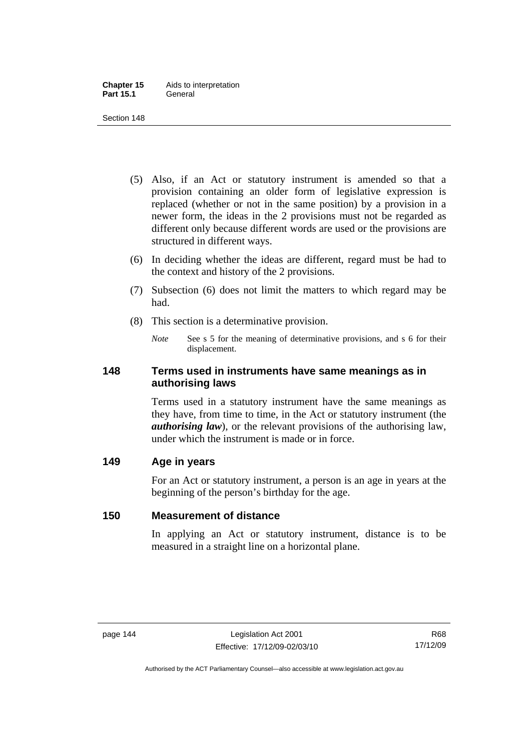(5) Also, if an Act or statutory instrument is amended so that a provision containing an older form of legislative expression is replaced (whether or not in the same position) by a provision in a newer form, the ideas in the 2 provisions must not be regarded as different only because different words are used or the provisions are structured in different ways.

(6) In deciding whether the ideas are different, regard must be had to the context and history of the 2 provisions.

(7) Subsection (6) does not limit the matters to which regard may be had.

(8) This section is a determinative provision.

*Note* See s 5 for the meaning of determinative provisions, and s 6 for their displacement.

## 148 Terms used in instruments have same meanings as in authorising laws

Terms used in a statutory instrument have the same meanings as they have, from time to time, in the Act or statutory instrument (the ***authorising law***), or the relevant provisions of the authorising law, under which the instrument is made or in force.

## 149 Age in years

For an Act or statutory instrument, a person is an age in years at the beginning of the person's birthday for the age.

## 150 Measurement of distance

In applying an Act or statutory instrument, distance is to be measured in a straight line on a horizontal plane.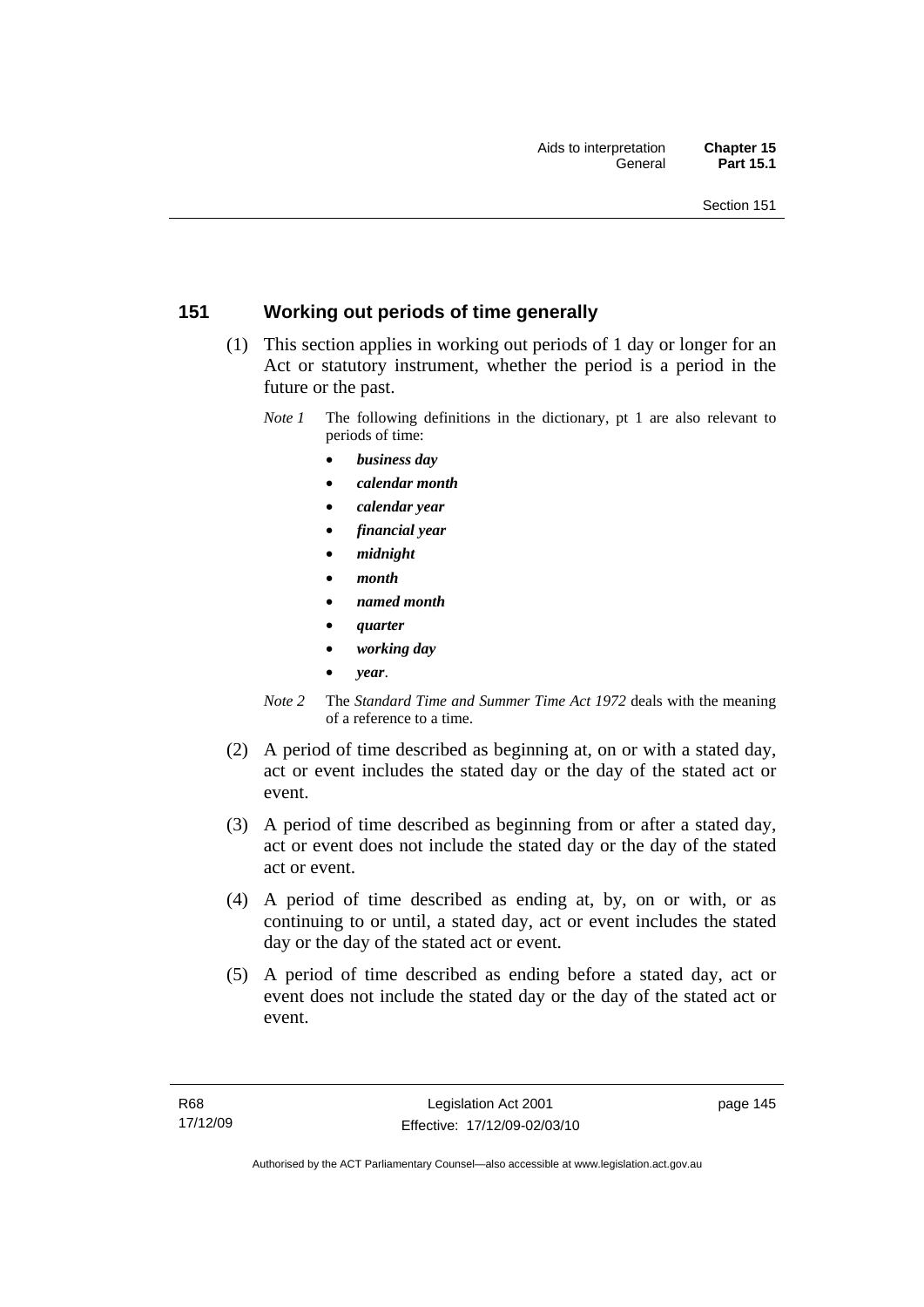## 151 Working out periods of time generally

(1) This section applies in working out periods of 1 day or longer for an Act or statutory instrument, whether the period is a period in the future or the past.

*Note 1* The following definitions in the dictionary, pt 1 are also relevant to periods of time:

- ***business day***
- ***calendar month***
- ***calendar year***
- ***financial year***
- ***midnight***
- ***month***
- ***named month***
- ***quarter***
- ***working day***
- ***year***.

*Note 2* The *Standard Time and Summer Time Act 1972* deals with the meaning of a reference to a time.

(2) A period of time described as beginning at, on or with a stated day, act or event includes the stated day or the day of the stated act or event.

(3) A period of time described as beginning from or after a stated day, act or event does not include the stated day or the day of the stated act or event.

(4) A period of time described as ending at, by, on or with, or as continuing to or until, a stated day, act or event includes the stated day or the day of the stated act or event.

(5) A period of time described as ending before a stated day, act or event does not include the stated day or the day of the stated act or event.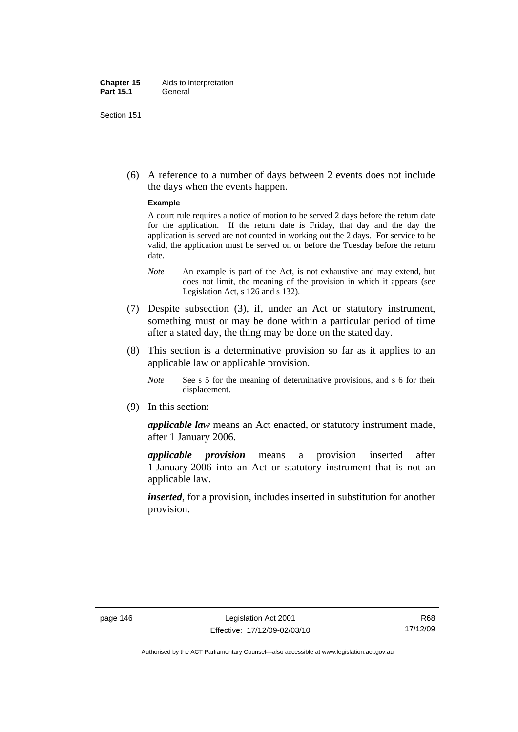(6) A reference to a number of days between 2 events does not include the days when the events happen.

**Example**

A court rule requires a notice of motion to be served 2 days before the return date for the application. If the return date is Friday, that day and the day the application is served are not counted in working out the 2 days. For service to be valid, the application must be served on or before the Tuesday before the return date.

*Note* An example is part of the Act, is not exhaustive and may extend, but does not limit, the meaning of the provision in which it appears (see Legislation Act, s 126 and s 132).

(7) Despite subsection (3), if, under an Act or statutory instrument, something must or may be done within a particular period of time after a stated day, the thing may be done on the stated day.

(8) This section is a determinative provision so far as it applies to an applicable law or applicable provision.

*Note* See s 5 for the meaning of determinative provisions, and s 6 for their displacement.

(9) In this section:

***applicable law*** means an Act enacted, or statutory instrument made, after 1 January 2006.

***applicable provision*** means a provision inserted after 1 January 2006 into an Act or statutory instrument that is not an applicable law.

***inserted***, for a provision, includes inserted in substitution for another provision.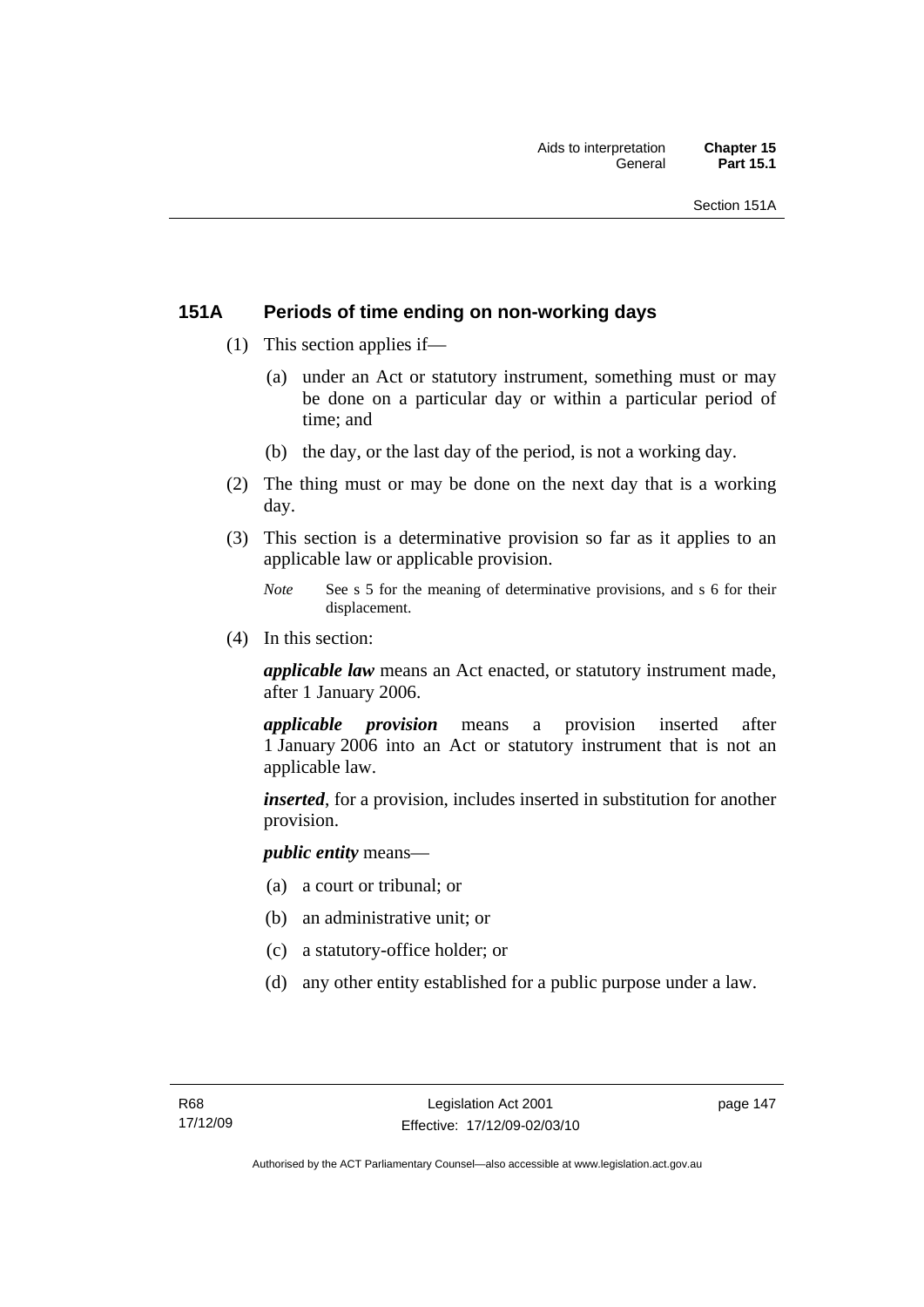## 151A Periods of time ending on non-working days

(1) This section applies if—

(a) under an Act or statutory instrument, something must or may be done on a particular day or within a particular period of time; and

(b) the day, or the last day of the period, is not a working day.

(2) The thing must or may be done on the next day that is a working day.

(3) This section is a determinative provision so far as it applies to an applicable law or applicable provision.

*Note* See s 5 for the meaning of determinative provisions, and s 6 for their displacement.

(4) In this section:

***applicable law*** means an Act enacted, or statutory instrument made, after 1 January 2006.

***applicable provision*** means a provision inserted after 1 January 2006 into an Act or statutory instrument that is not an applicable law.

***inserted***, for a provision, includes inserted in substitution for another provision.

***public entity*** means—

(a) a court or tribunal; or

(b) an administrative unit; or

(c) a statutory-office holder; or

(d) any other entity established for a public purpose under a law.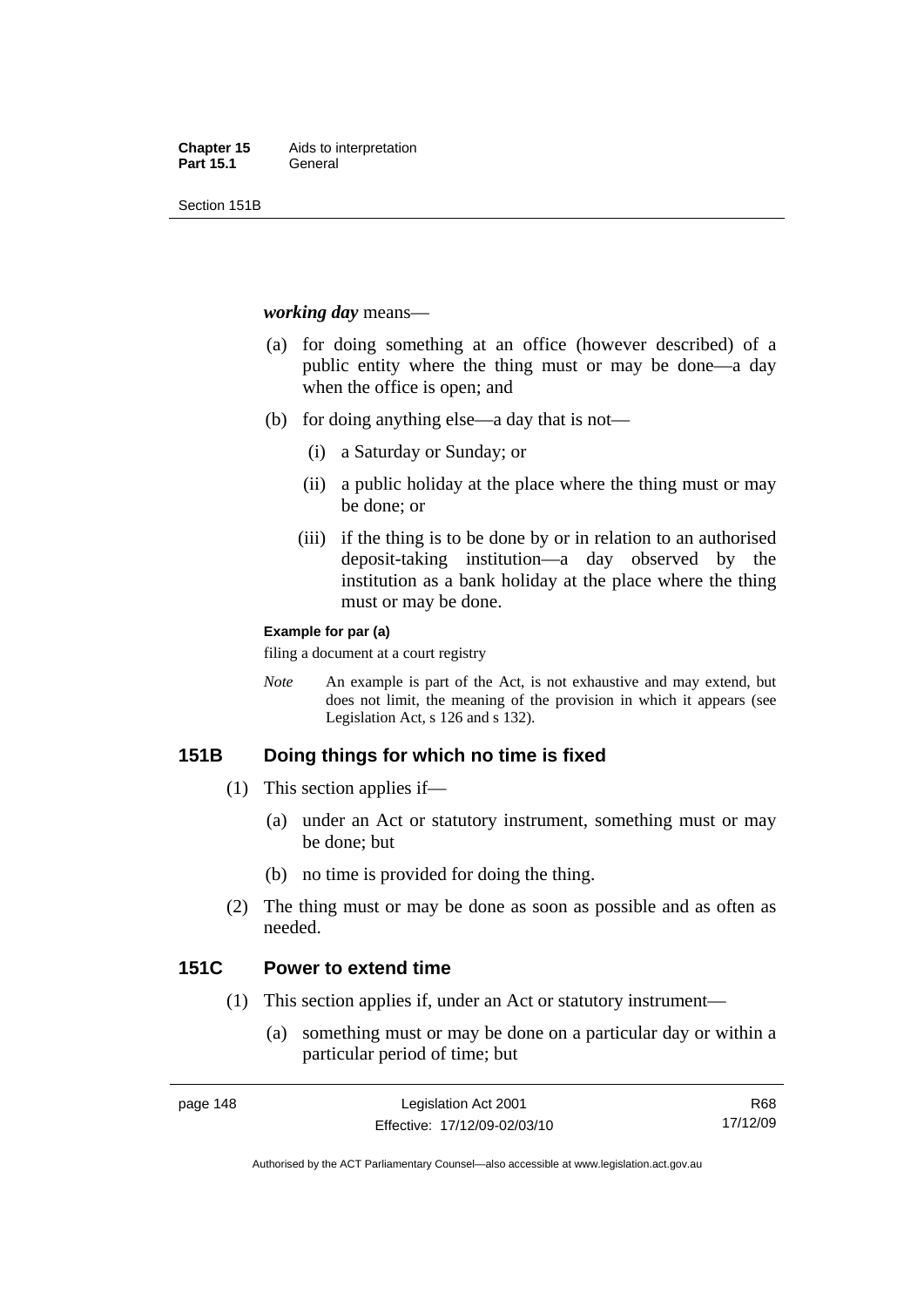***working day*** means—

(a) for doing something at an office (however described) of a public entity where the thing must or may be done—a day when the office is open; and

(b) for doing anything else—a day that is not—

(i) a Saturday or Sunday; or

(ii) a public holiday at the place where the thing must or may be done; or

(iii) if the thing is to be done by or in relation to an authorised deposit-taking institution—a day observed by the institution as a bank holiday at the place where the thing must or may be done.

**Example for par (a)**

filing a document at a court registry

*Note* An example is part of the Act, is not exhaustive and may extend, but does not limit, the meaning of the provision in which it appears (see Legislation Act, s 126 and s 132).

## 151B Doing things for which no time is fixed

(1) This section applies if—

(a) under an Act or statutory instrument, something must or may be done; but

(b) no time is provided for doing the thing.

(2) The thing must or may be done as soon as possible and as often as needed.

## 151C Power to extend time

(1) This section applies if, under an Act or statutory instrument—

(a) something must or may be done on a particular day or within a particular period of time; but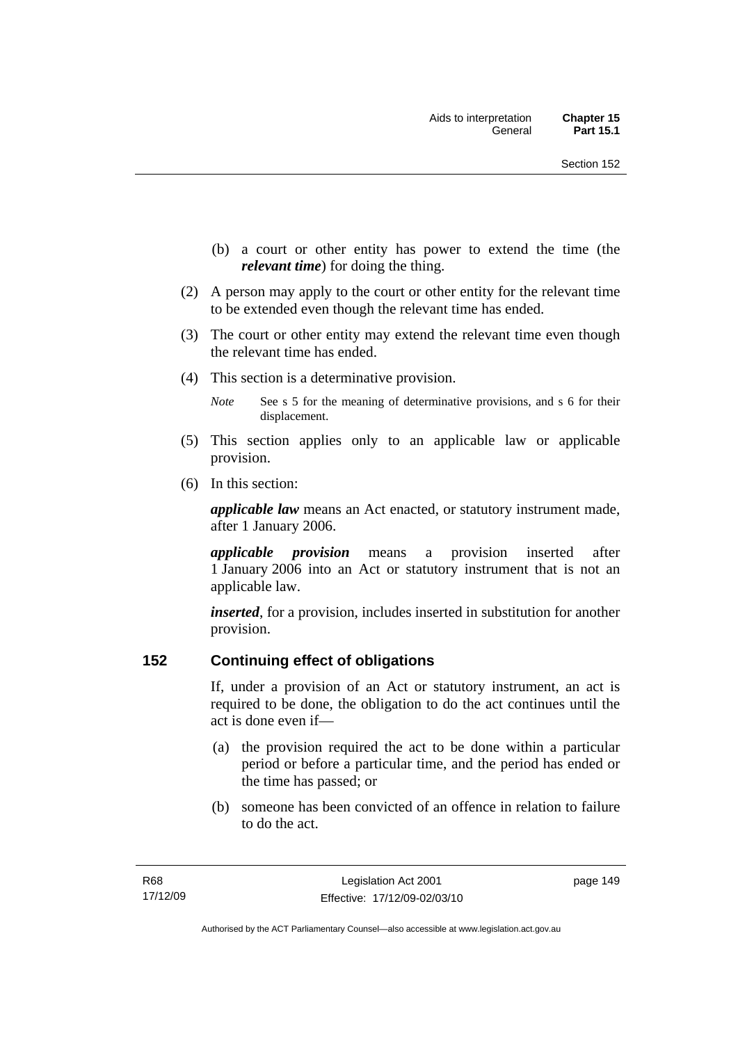(b) a court or other entity has power to extend the time (the ***relevant time***) for doing the thing.

(2) A person may apply to the court or other entity for the relevant time to be extended even though the relevant time has ended.

(3) The court or other entity may extend the relevant time even though the relevant time has ended.

(4) This section is a determinative provision.

*Note* See s 5 for the meaning of determinative provisions, and s 6 for their displacement.

(5) This section applies only to an applicable law or applicable provision.

(6) In this section:

***applicable law*** means an Act enacted, or statutory instrument made, after 1 January 2006.

***applicable provision*** means a provision inserted after 1 January 2006 into an Act or statutory instrument that is not an applicable law.

***inserted***, for a provision, includes inserted in substitution for another provision.

## 152 Continuing effect of obligations

If, under a provision of an Act or statutory instrument, an act is required to be done, the obligation to do the act continues until the act is done even if—

(a) the provision required the act to be done within a particular period or before a particular time, and the period has ended or the time has passed; or

(b) someone has been convicted of an offence in relation to failure to do the act.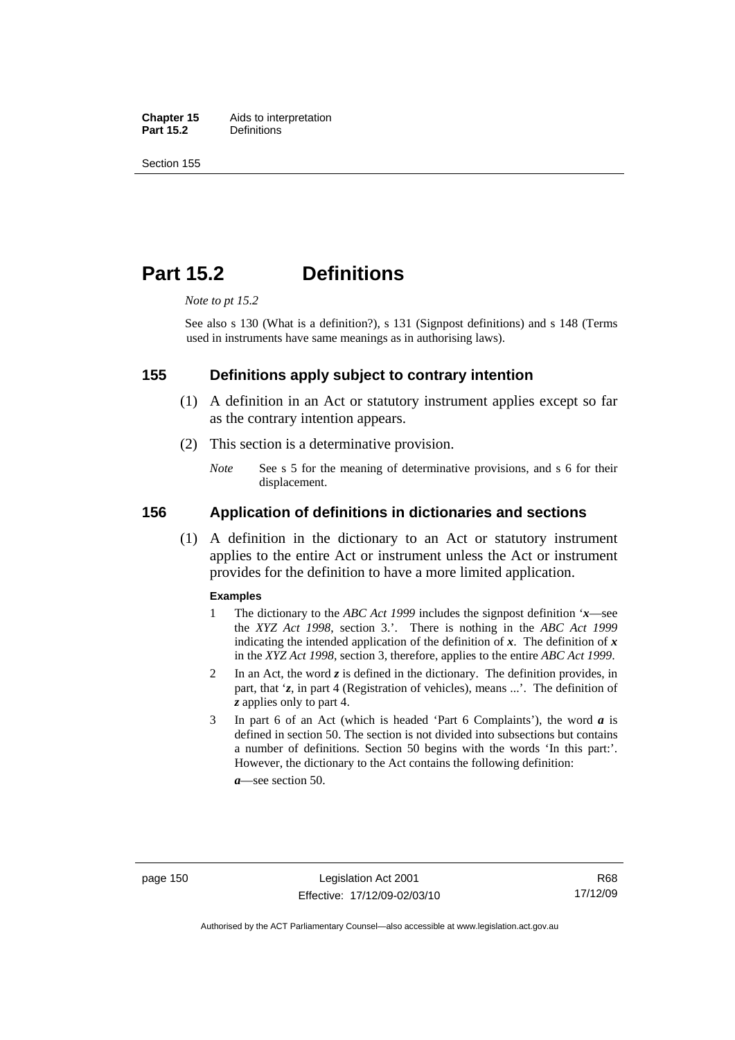# Part 15.2 Definitions

*Note to pt 15.2*

See also s 130 (What is a definition?), s 131 (Signpost definitions) and s 148 (Terms used in instruments have same meanings as in authorising laws).

## 155 Definitions apply subject to contrary intention

(1) A definition in an Act or statutory instrument applies except so far as the contrary intention appears.

(2) This section is a determinative provision.

*Note* See s 5 for the meaning of determinative provisions, and s 6 for their displacement.

## 156 Application of definitions in dictionaries and sections

(1) A definition in the dictionary to an Act or statutory instrument applies to the entire Act or instrument unless the Act or instrument provides for the definition to have a more limited application.

**Examples**

1 The dictionary to the *ABC Act 1999* includes the signpost definition '***x***—see the *XYZ Act 1998*, section 3.'. There is nothing in the *ABC Act 1999* indicating the intended application of the definition of ***x***. The definition of ***x*** in the *XYZ Act 1998*, section 3, therefore, applies to the entire *ABC Act 1999*.

2 In an Act, the word ***z*** is defined in the dictionary. The definition provides, in part, that '***z***, in part 4 (Registration of vehicles), means ...'. The definition of ***z*** applies only to part 4.

3 In part 6 of an Act (which is headed 'Part 6 Complaints'), the word ***a*** is defined in section 50. The section is not divided into subsections but contains a number of definitions. Section 50 begins with the words 'In this part:'. However, the dictionary to the Act contains the following definition:

***a***—see section 50.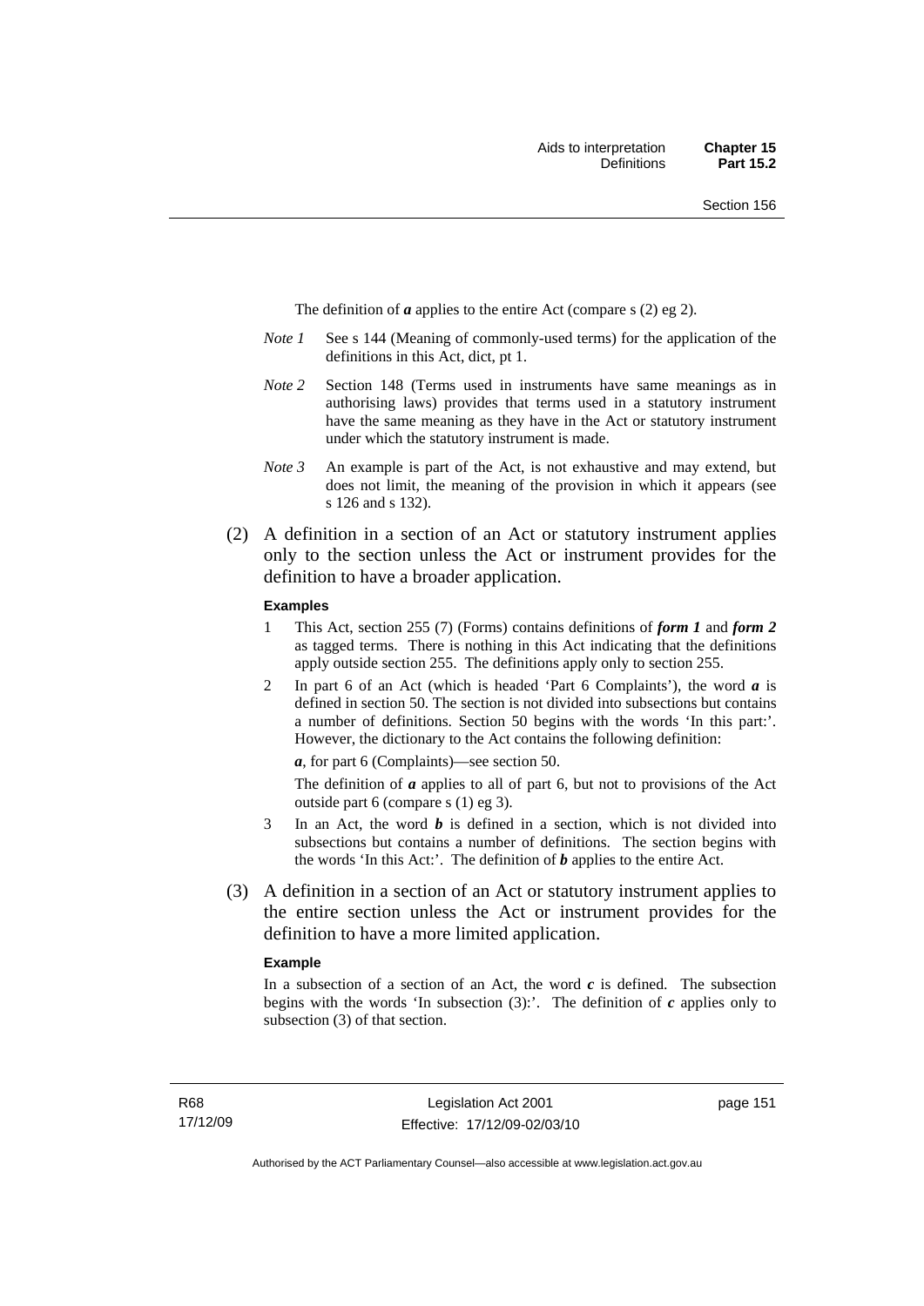The definition of ***a*** applies to the entire Act (compare s (2) eg 2).

*Note 1* See s 144 (Meaning of commonly-used terms) for the application of the definitions in this Act, dict, pt 1.

*Note 2* Section 148 (Terms used in instruments have same meanings as in authorising laws) provides that terms used in a statutory instrument have the same meaning as they have in the Act or statutory instrument under which the statutory instrument is made.

*Note 3* An example is part of the Act, is not exhaustive and may extend, but does not limit, the meaning of the provision in which it appears (see s 126 and s 132).

(2) A definition in a section of an Act or statutory instrument applies only to the section unless the Act or instrument provides for the definition to have a broader application.

**Examples**

1 This Act, section 255 (7) (Forms) contains definitions of ***form 1*** and ***form 2*** as tagged terms. There is nothing in this Act indicating that the definitions apply outside section 255. The definitions apply only to section 255.

2 In part 6 of an Act (which is headed 'Part 6 Complaints'), the word ***a*** is defined in section 50. The section is not divided into subsections but contains a number of definitions. Section 50 begins with the words 'In this part:'. However, the dictionary to the Act contains the following definition:

***a***, for part 6 (Complaints)—see section 50.

The definition of ***a*** applies to all of part 6, but not to provisions of the Act outside part 6 (compare s (1) eg 3).

3 In an Act, the word ***b*** is defined in a section, which is not divided into subsections but contains a number of definitions. The section begins with the words 'In this Act:'. The definition of ***b*** applies to the entire Act.

(3) A definition in a section of an Act or statutory instrument applies to the entire section unless the Act or instrument provides for the definition to have a more limited application.

**Example**

In a subsection of a section of an Act, the word ***c*** is defined. The subsection begins with the words 'In subsection (3):'. The definition of ***c*** applies only to subsection (3) of that section.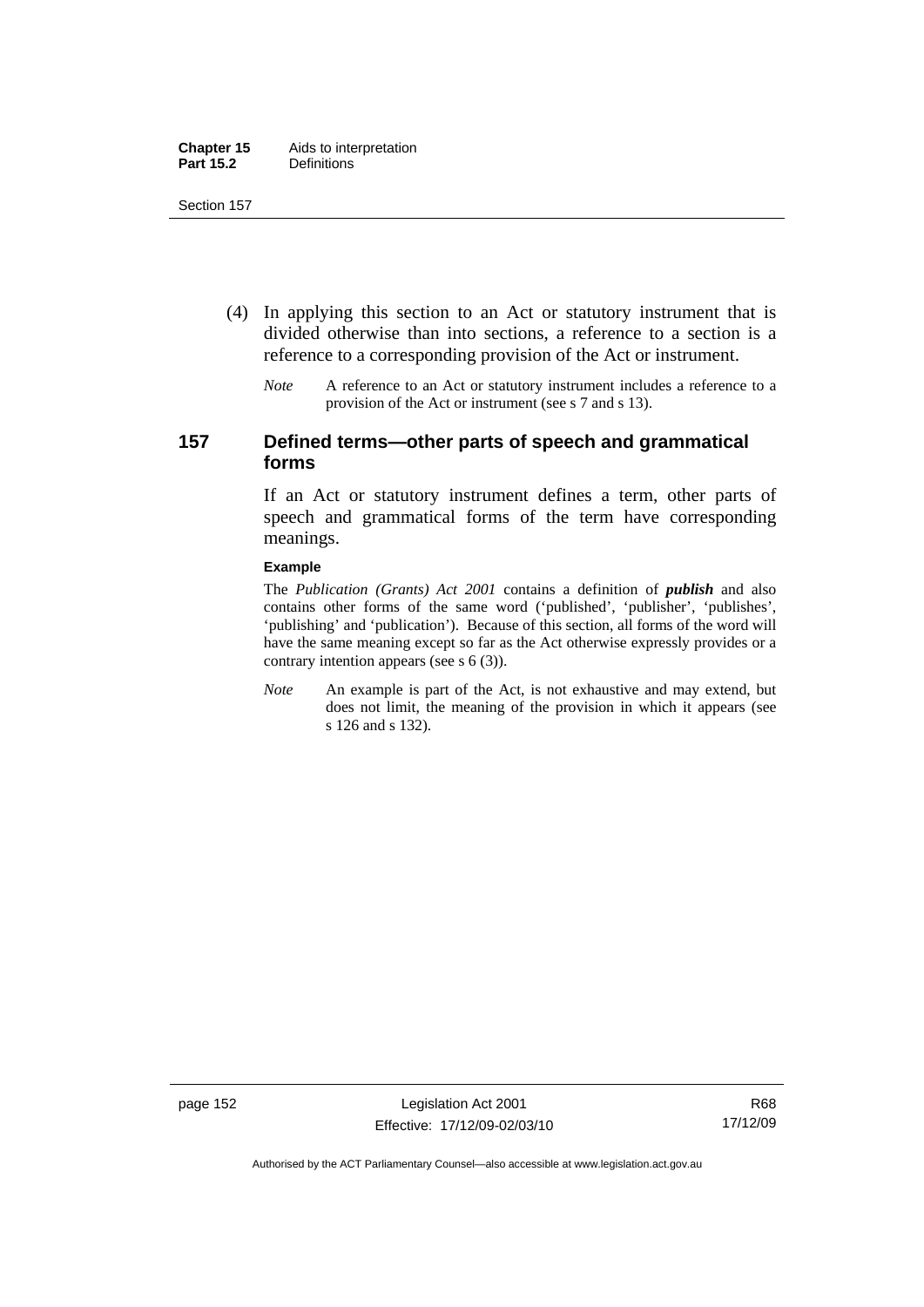(4) In applying this section to an Act or statutory instrument that is divided otherwise than into sections, a reference to a section is a reference to a corresponding provision of the Act or instrument.

*Note* A reference to an Act or statutory instrument includes a reference to a provision of the Act or instrument (see s 7 and s 13).

## 157 Defined terms—other parts of speech and grammatical forms

If an Act or statutory instrument defines a term, other parts of speech and grammatical forms of the term have corresponding meanings.

**Example**

The *Publication (Grants) Act 2001* contains a definition of ***publish*** and also contains other forms of the same word ('published', 'publisher', 'publishes', 'publishing' and 'publication'). Because of this section, all forms of the word will have the same meaning except so far as the Act otherwise expressly provides or a contrary intention appears (see s 6 (3)).

*Note* An example is part of the Act, is not exhaustive and may extend, but does not limit, the meaning of the provision in which it appears (see s 126 and s 132).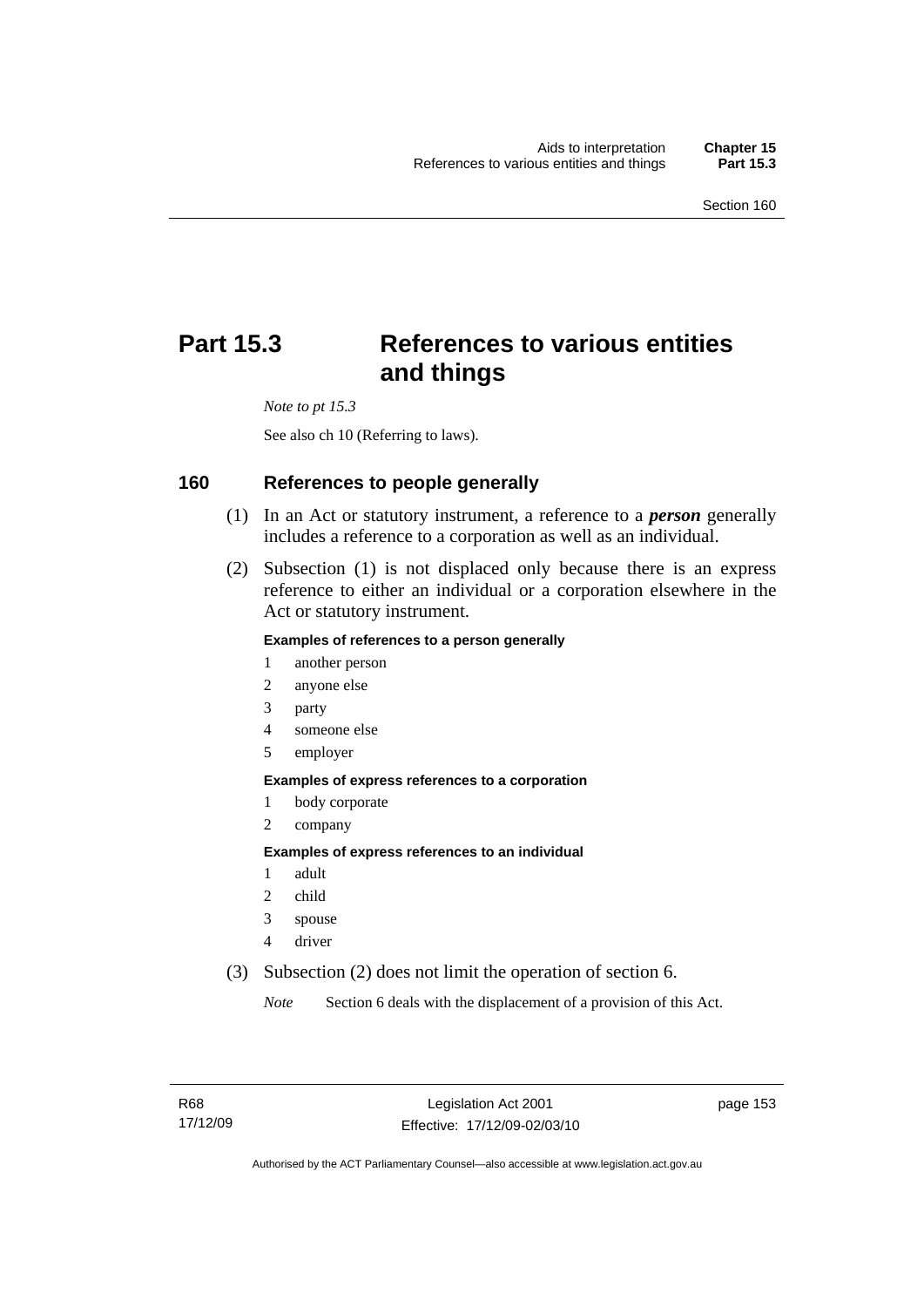# Part 15.3 References to various entities and things

*Note to pt 15.3*

See also ch 10 (Referring to laws).

## 160 References to people generally

(1) In an Act or statutory instrument, a reference to a ***person*** generally includes a reference to a corporation as well as an individual.

(2) Subsection (1) is not displaced only because there is an express reference to either an individual or a corporation elsewhere in the Act or statutory instrument.

**Examples of references to a person generally**

1 another person
2 anyone else
3 party
4 someone else
5 employer

**Examples of express references to a corporation**

1 body corporate
2 company

**Examples of express references to an individual**

1 adult
2 child
3 spouse
4 driver

(3) Subsection (2) does not limit the operation of section 6.

*Note* Section 6 deals with the displacement of a provision of this Act.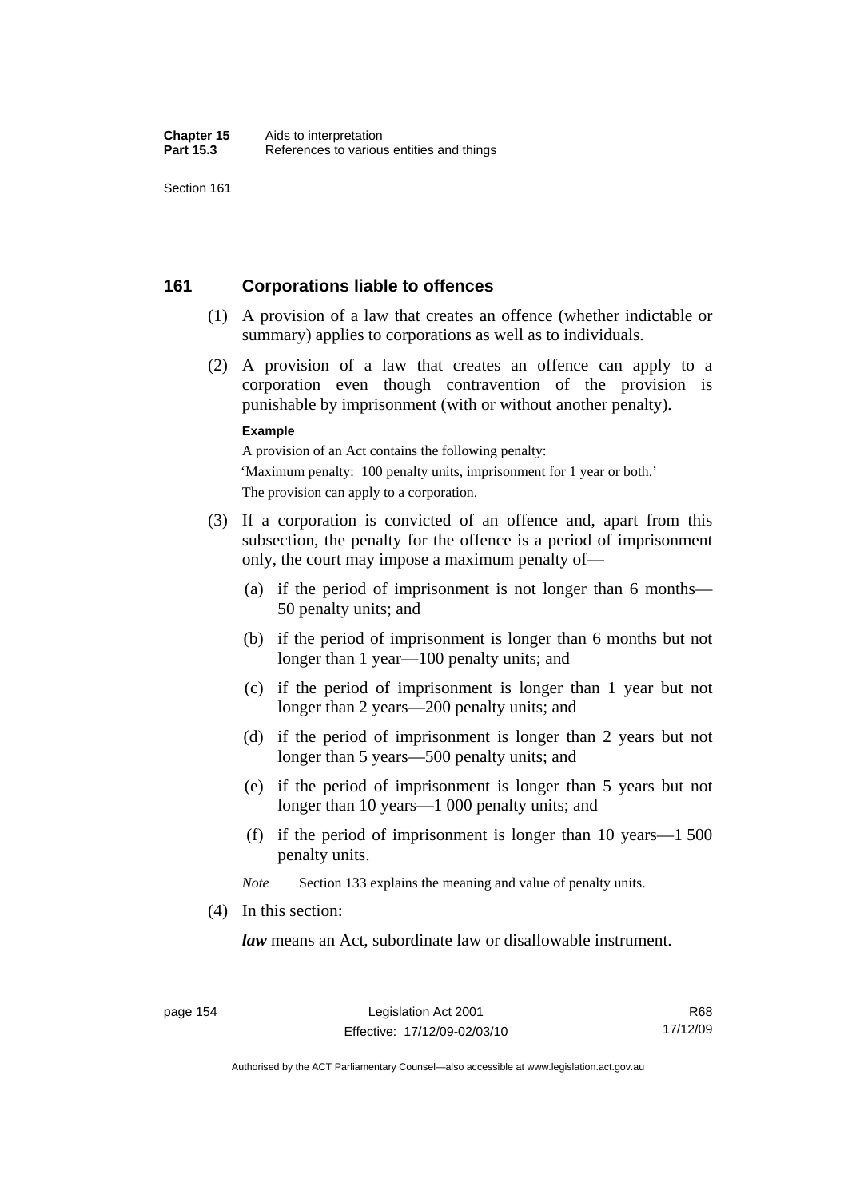## 161 Corporations liable to offences

(1) A provision of a law that creates an offence (whether indictable or summary) applies to corporations as well as to individuals.

(2) A provision of a law that creates an offence can apply to a corporation even though contravention of the provision is punishable by imprisonment (with or without another penalty).

**Example**

A provision of an Act contains the following penalty:

'Maximum penalty: 100 penalty units, imprisonment for 1 year or both.'

The provision can apply to a corporation.

(3) If a corporation is convicted of an offence and, apart from this subsection, the penalty for the offence is a period of imprisonment only, the court may impose a maximum penalty of—

(a) if the period of imprisonment is not longer than 6 months—50 penalty units; and

(b) if the period of imprisonment is longer than 6 months but not longer than 1 year—100 penalty units; and

(c) if the period of imprisonment is longer than 1 year but not longer than 2 years—200 penalty units; and

(d) if the period of imprisonment is longer than 2 years but not longer than 5 years—500 penalty units; and

(e) if the period of imprisonment is longer than 5 years but not longer than 10 years—1 000 penalty units; and

(f) if the period of imprisonment is longer than 10 years—1 500 penalty units.

*Note* Section 133 explains the meaning and value of penalty units.

(4) In this section:

***law*** means an Act, subordinate law or disallowable instrument.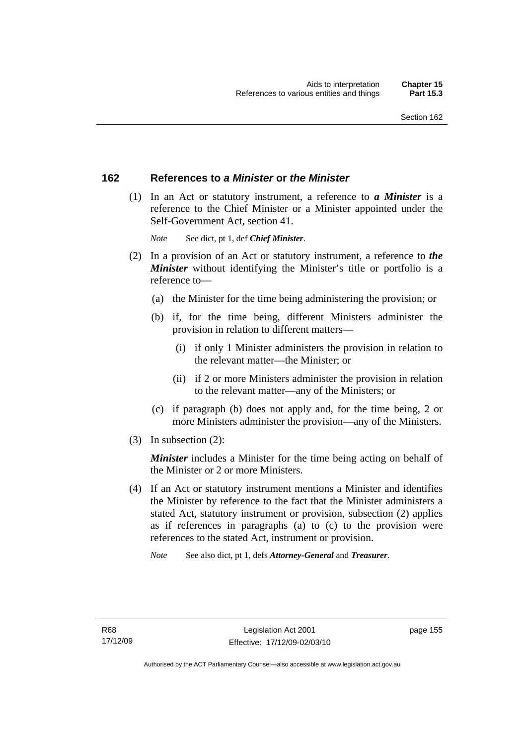## 162 References to *a Minister* or *the Minister*

(1) In an Act or statutory instrument, a reference to ***a Minister*** is a reference to the Chief Minister or a Minister appointed under the Self-Government Act, section 41.

*Note* See dict, pt 1, def ***Chief Minister***.

(2) In a provision of an Act or statutory instrument, a reference to ***the Minister*** without identifying the Minister's title or portfolio is a reference to—

(a) the Minister for the time being administering the provision; or

(b) if, for the time being, different Ministers administer the provision in relation to different matters—

(i) if only 1 Minister administers the provision in relation to the relevant matter—the Minister; or

(ii) if 2 or more Ministers administer the provision in relation to the relevant matter—any of the Ministers; or

(c) if paragraph (b) does not apply and, for the time being, 2 or more Ministers administer the provision—any of the Ministers.

(3) In subsection (2):

***Minister*** includes a Minister for the time being acting on behalf of the Minister or 2 or more Ministers.

(4) If an Act or statutory instrument mentions a Minister and identifies the Minister by reference to the fact that the Minister administers a stated Act, statutory instrument or provision, subsection (2) applies as if references in paragraphs (a) to (c) to the provision were references to the stated Act, instrument or provision.

*Note* See also dict, pt 1, defs ***Attorney-General*** and ***Treasurer***.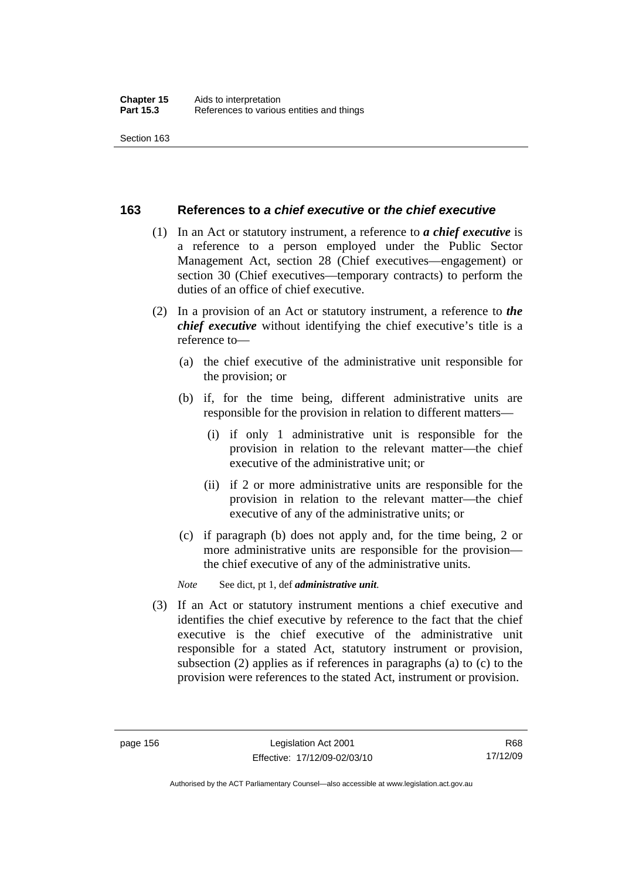## 163 References to *a chief executive* or *the chief executive*

(1) In an Act or statutory instrument, a reference to ***a chief executive*** is a reference to a person employed under the Public Sector Management Act, section 28 (Chief executives—engagement) or section 30 (Chief executives—temporary contracts) to perform the duties of an office of chief executive.

(2) In a provision of an Act or statutory instrument, a reference to ***the chief executive*** without identifying the chief executive's title is a reference to—

- (a) the chief executive of the administrative unit responsible for the provision; or
- (b) if, for the time being, different administrative units are responsible for the provision in relation to different matters—
  - (i) if only 1 administrative unit is responsible for the provision in relation to the relevant matter—the chief executive of the administrative unit; or
  - (ii) if 2 or more administrative units are responsible for the provision in relation to the relevant matter—the chief executive of any of the administrative units; or
- (c) if paragraph (b) does not apply and, for the time being, 2 or more administrative units are responsible for the provision—the chief executive of any of the administrative units.

*Note* See dict, pt 1, def ***administrative unit***.

(3) If an Act or statutory instrument mentions a chief executive and identifies the chief executive by reference to the fact that the chief executive is the chief executive of the administrative unit responsible for a stated Act, statutory instrument or provision, subsection (2) applies as if references in paragraphs (a) to (c) to the provision were references to the stated Act, instrument or provision.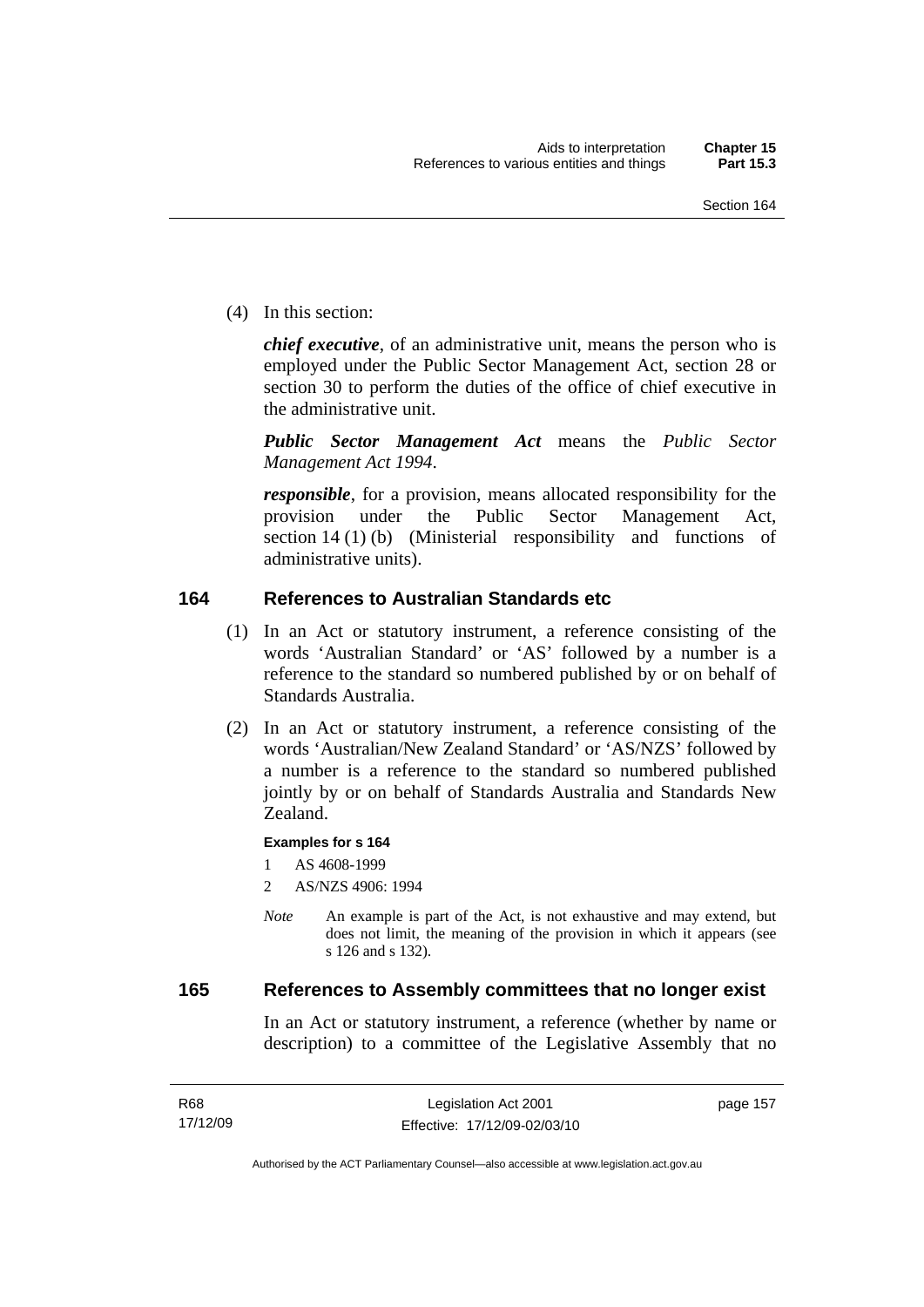(4) In this section:

***chief executive***, of an administrative unit, means the person who is employed under the Public Sector Management Act, section 28 or section 30 to perform the duties of the office of chief executive in the administrative unit.

***Public Sector Management Act*** means the *Public Sector Management Act 1994*.

***responsible***, for a provision, means allocated responsibility for the provision under the Public Sector Management Act, section 14 (1) (b) (Ministerial responsibility and functions of administrative units).

## 164 References to Australian Standards etc

(1) In an Act or statutory instrument, a reference consisting of the words 'Australian Standard' or 'AS' followed by a number is a reference to the standard so numbered published by or on behalf of Standards Australia.

(2) In an Act or statutory instrument, a reference consisting of the words 'Australian/New Zealand Standard' or 'AS/NZS' followed by a number is a reference to the standard so numbered published jointly by or on behalf of Standards Australia and Standards New Zealand.

**Examples for s 164**

1 AS 4608-1999

2 AS/NZS 4906: 1994

*Note* An example is part of the Act, is not exhaustive and may extend, but does not limit, the meaning of the provision in which it appears (see s 126 and s 132).

## 165 References to Assembly committees that no longer exist

In an Act or statutory instrument, a reference (whether by name or description) to a committee of the Legislative Assembly that no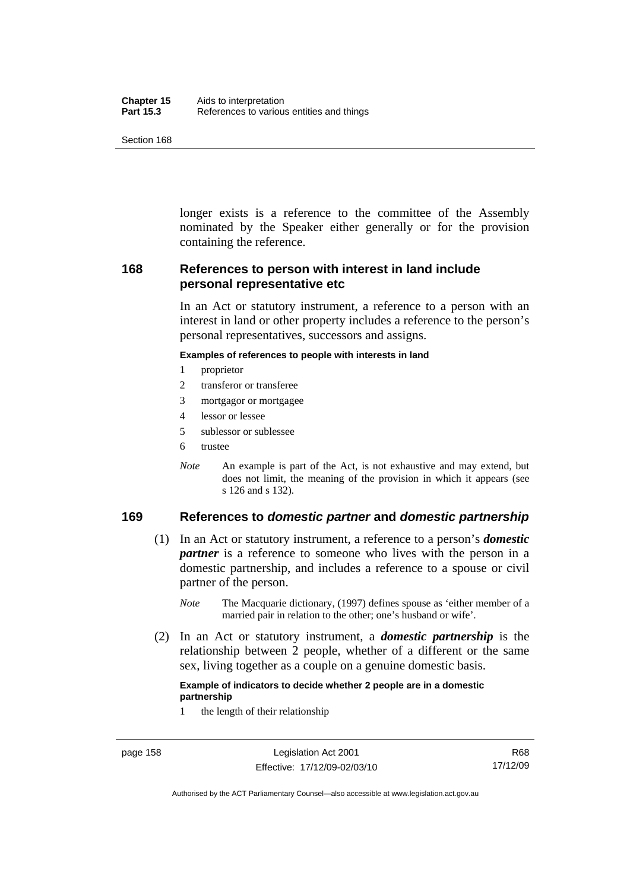longer exists is a reference to the committee of the Assembly nominated by the Speaker either generally or for the provision containing the reference.

## 168 References to person with interest in land include personal representative etc

In an Act or statutory instrument, a reference to a person with an interest in land or other property includes a reference to the person's personal representatives, successors and assigns.

**Examples of references to people with interests in land**

1 proprietor

2 transferor or transferee

3 mortgagor or mortgagee

4 lessor or lessee

5 sublessor or sublessee

6 trustee

*Note* An example is part of the Act, is not exhaustive and may extend, but does not limit, the meaning of the provision in which it appears (see s 126 and s 132).

## 169 References to *domestic partner* and *domestic partnership*

(1) In an Act or statutory instrument, a reference to a person's ***domestic partner*** is a reference to someone who lives with the person in a domestic partnership, and includes a reference to a spouse or civil partner of the person.

*Note* The Macquarie dictionary, (1997) defines spouse as 'either member of a married pair in relation to the other; one's husband or wife'.

(2) In an Act or statutory instrument, a ***domestic partnership*** is the relationship between 2 people, whether of a different or the same sex, living together as a couple on a genuine domestic basis.

**Example of indicators to decide whether 2 people are in a domestic partnership**

1 the length of their relationship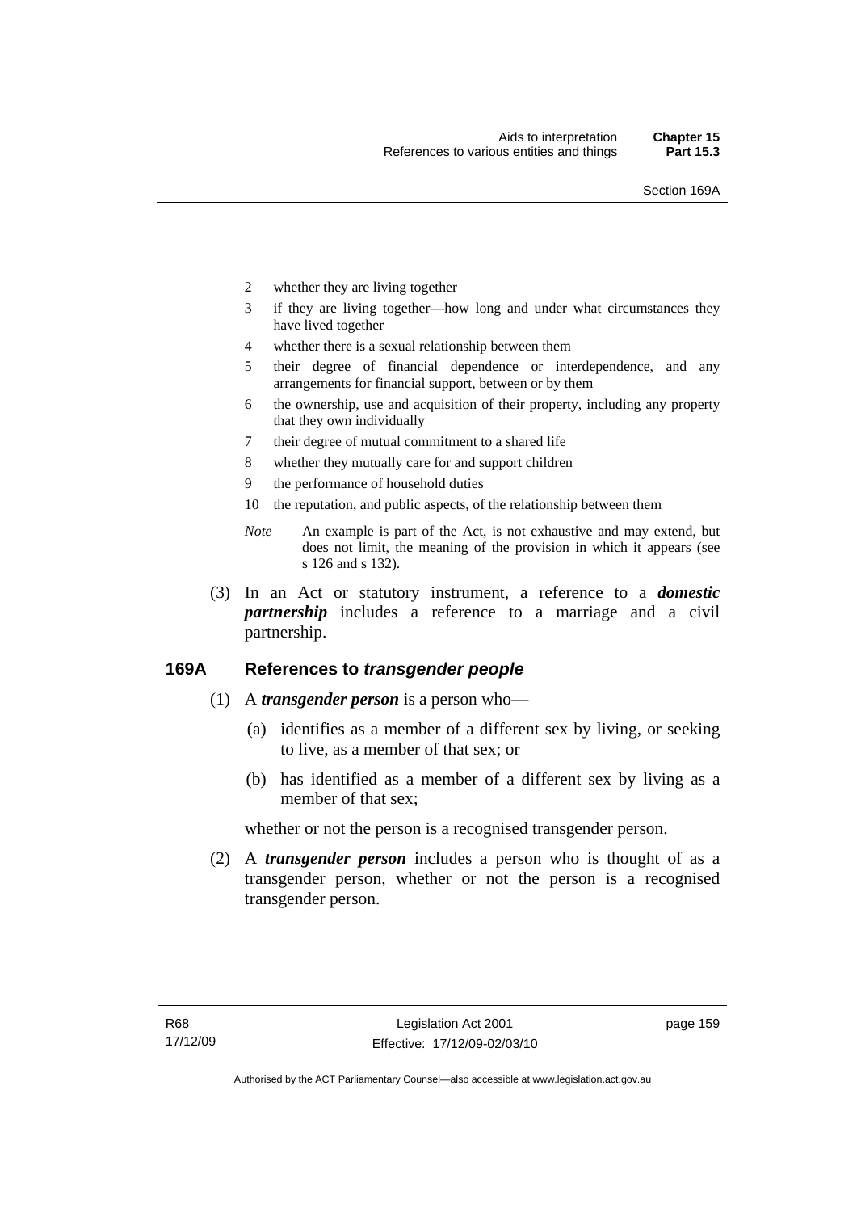2 whether they are living together

3 if they are living together—how long and under what circumstances they have lived together

4 whether there is a sexual relationship between them

5 their degree of financial dependence or interdependence, and any arrangements for financial support, between or by them

6 the ownership, use and acquisition of their property, including any property that they own individually

7 their degree of mutual commitment to a shared life

8 whether they mutually care for and support children

9 the performance of household duties

10 the reputation, and public aspects, of the relationship between them

*Note* An example is part of the Act, is not exhaustive and may extend, but does not limit, the meaning of the provision in which it appears (see s 126 and s 132).

(3) In an Act or statutory instrument, a reference to a ***domestic partnership*** includes a reference to a marriage and a civil partnership.

## 169A References to *transgender people*

(1) A ***transgender person*** is a person who—

(a) identifies as a member of a different sex by living, or seeking to live, as a member of that sex; or

(b) has identified as a member of a different sex by living as a member of that sex;

whether or not the person is a recognised transgender person.

(2) A ***transgender person*** includes a person who is thought of as a transgender person, whether or not the person is a recognised transgender person.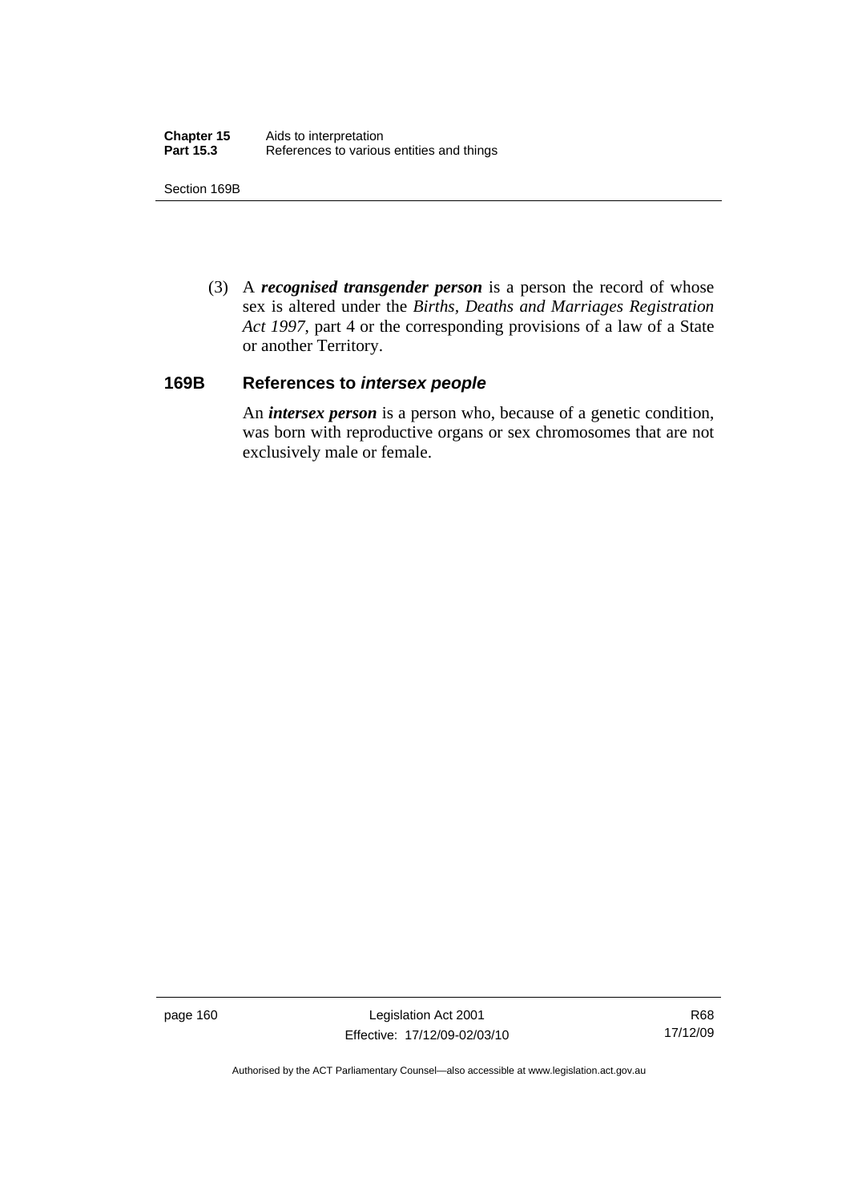(3) A ***recognised transgender person*** is a person the record of whose sex is altered under the *Births, Deaths and Marriages Registration Act 1997*, part 4 or the corresponding provisions of a law of a State or another Territory.

## 169B References to *intersex people*

An ***intersex person*** is a person who, because of a genetic condition, was born with reproductive organs or sex chromosomes that are not exclusively male or female.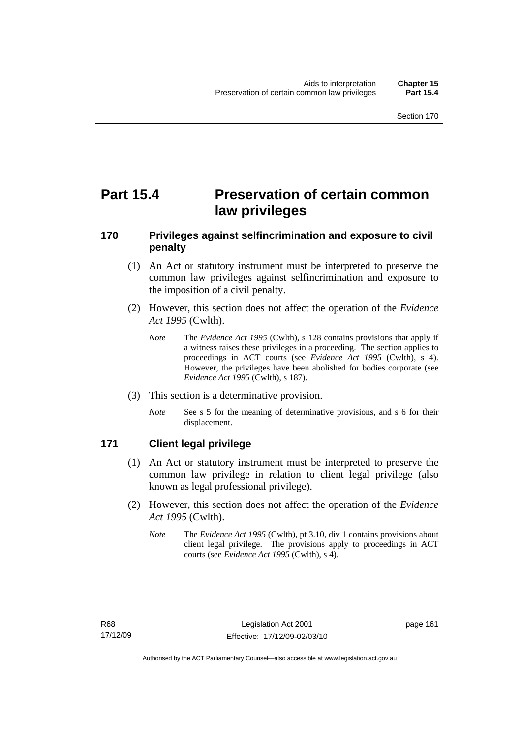# Part 15.4 Preservation of certain common law privileges

## 170 Privileges against selfincrimination and exposure to civil penalty

(1) An Act or statutory instrument must be interpreted to preserve the common law privileges against selfincrimination and exposure to the imposition of a civil penalty.

(2) However, this section does not affect the operation of the *Evidence Act 1995* (Cwlth).

*Note* The *Evidence Act 1995* (Cwlth), s 128 contains provisions that apply if a witness raises these privileges in a proceeding. The section applies to proceedings in ACT courts (see *Evidence Act 1995* (Cwlth), s 4). However, the privileges have been abolished for bodies corporate (see *Evidence Act 1995* (Cwlth), s 187).

(3) This section is a determinative provision.

*Note* See s 5 for the meaning of determinative provisions, and s 6 for their displacement.

## 171 Client legal privilege

(1) An Act or statutory instrument must be interpreted to preserve the common law privilege in relation to client legal privilege (also known as legal professional privilege).

(2) However, this section does not affect the operation of the *Evidence Act 1995* (Cwlth).

*Note* The *Evidence Act 1995* (Cwlth), pt 3.10, div 1 contains provisions about client legal privilege. The provisions apply to proceedings in ACT courts (see *Evidence Act 1995* (Cwlth), s 4).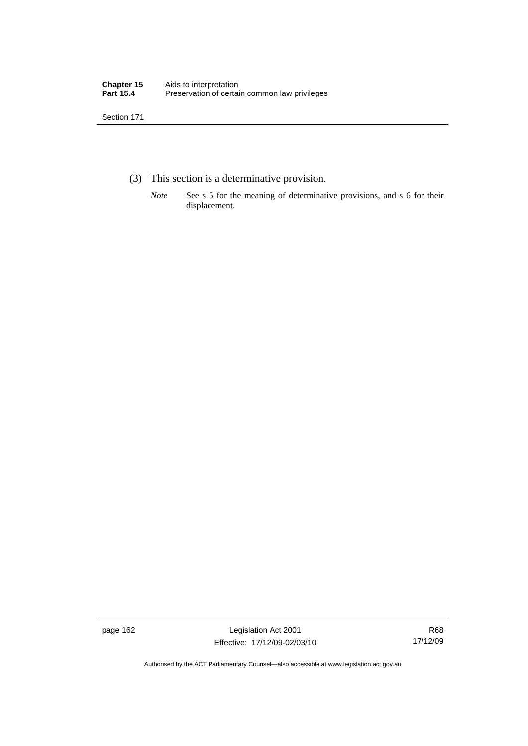(3) This section is a determinative provision.

*Note* See s 5 for the meaning of determinative provisions, and s 6 for their displacement.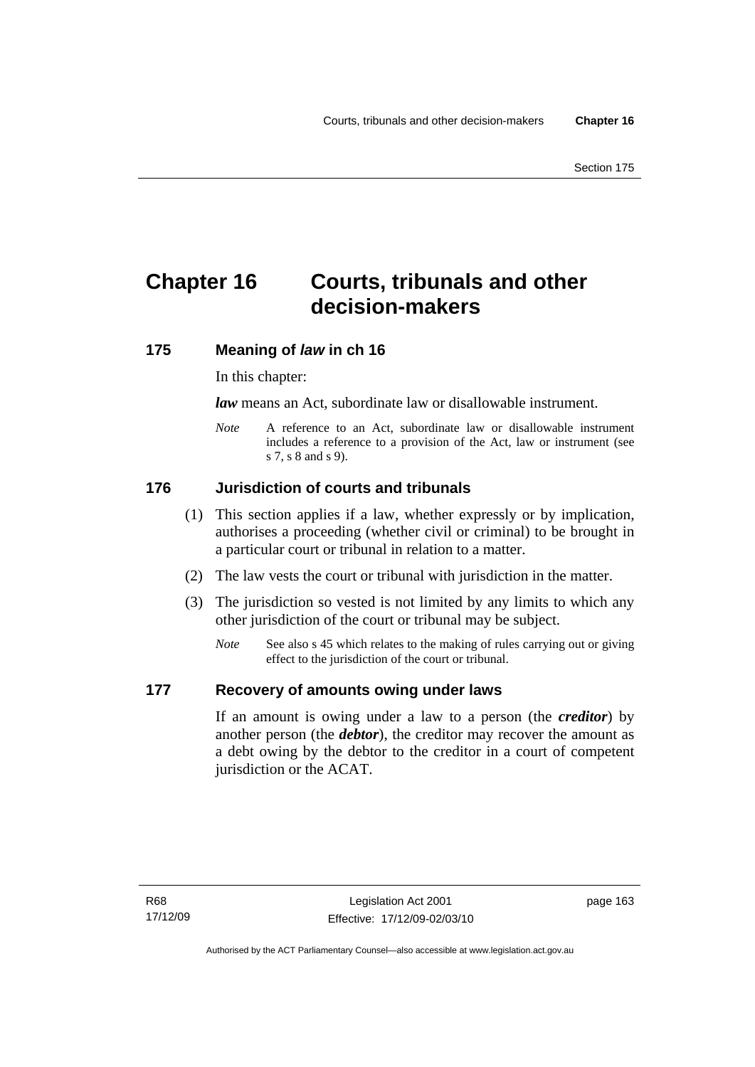# Chapter 16 Courts, tribunals and other decision-makers

## 175 Meaning of *law* in ch 16

In this chapter:

***law*** means an Act, subordinate law or disallowable instrument.

*Note* A reference to an Act, subordinate law or disallowable instrument includes a reference to a provision of the Act, law or instrument (see s 7, s 8 and s 9).

## 176 Jurisdiction of courts and tribunals

(1) This section applies if a law, whether expressly or by implication, authorises a proceeding (whether civil or criminal) to be brought in a particular court or tribunal in relation to a matter.

(2) The law vests the court or tribunal with jurisdiction in the matter.

(3) The jurisdiction so vested is not limited by any limits to which any other jurisdiction of the court or tribunal may be subject.

*Note* See also s 45 which relates to the making of rules carrying out or giving effect to the jurisdiction of the court or tribunal.

## 177 Recovery of amounts owing under laws

If an amount is owing under a law to a person (the ***creditor***) by another person (the ***debtor***), the creditor may recover the amount as a debt owing by the debtor to the creditor in a court of competent jurisdiction or the ACAT.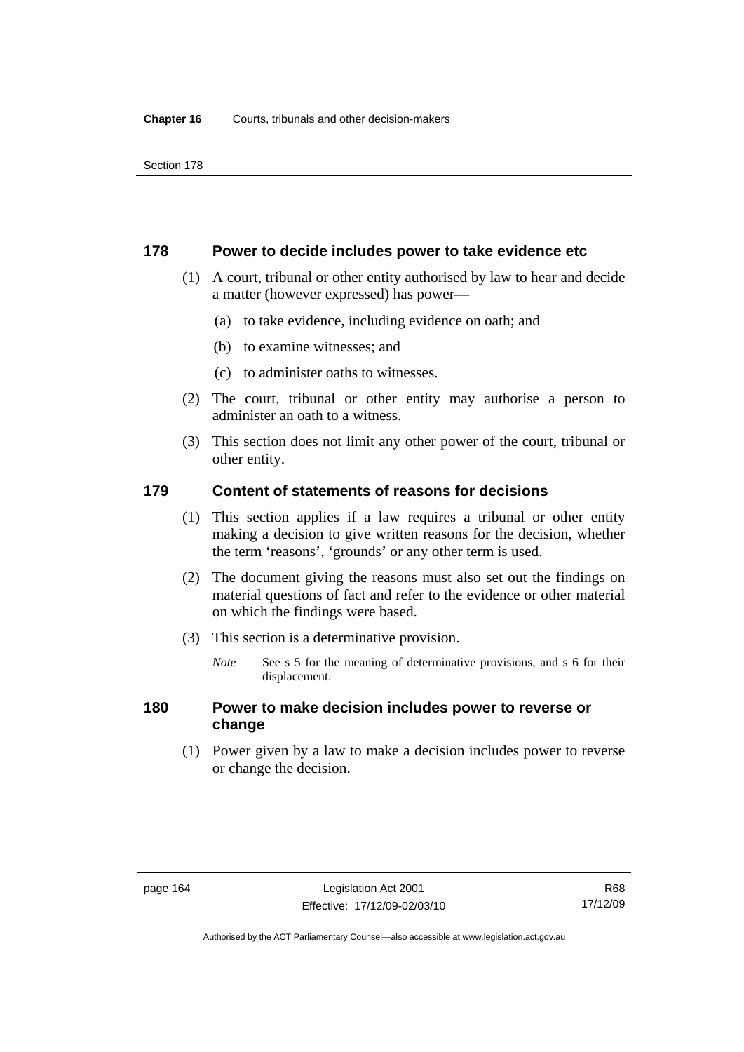## 178 Power to decide includes power to take evidence etc

(1) A court, tribunal or other entity authorised by law to hear and decide a matter (however expressed) has power—

(a) to take evidence, including evidence on oath; and

(b) to examine witnesses; and

(c) to administer oaths to witnesses.

(2) The court, tribunal or other entity may authorise a person to administer an oath to a witness.

(3) This section does not limit any other power of the court, tribunal or other entity.

## 179 Content of statements of reasons for decisions

(1) This section applies if a law requires a tribunal or other entity making a decision to give written reasons for the decision, whether the term 'reasons', 'grounds' or any other term is used.

(2) The document giving the reasons must also set out the findings on material questions of fact and refer to the evidence or other material on which the findings were based.

(3) This section is a determinative provision.

*Note* See s 5 for the meaning of determinative provisions, and s 6 for their displacement.

## 180 Power to make decision includes power to reverse or change

(1) Power given by a law to make a decision includes power to reverse or change the decision.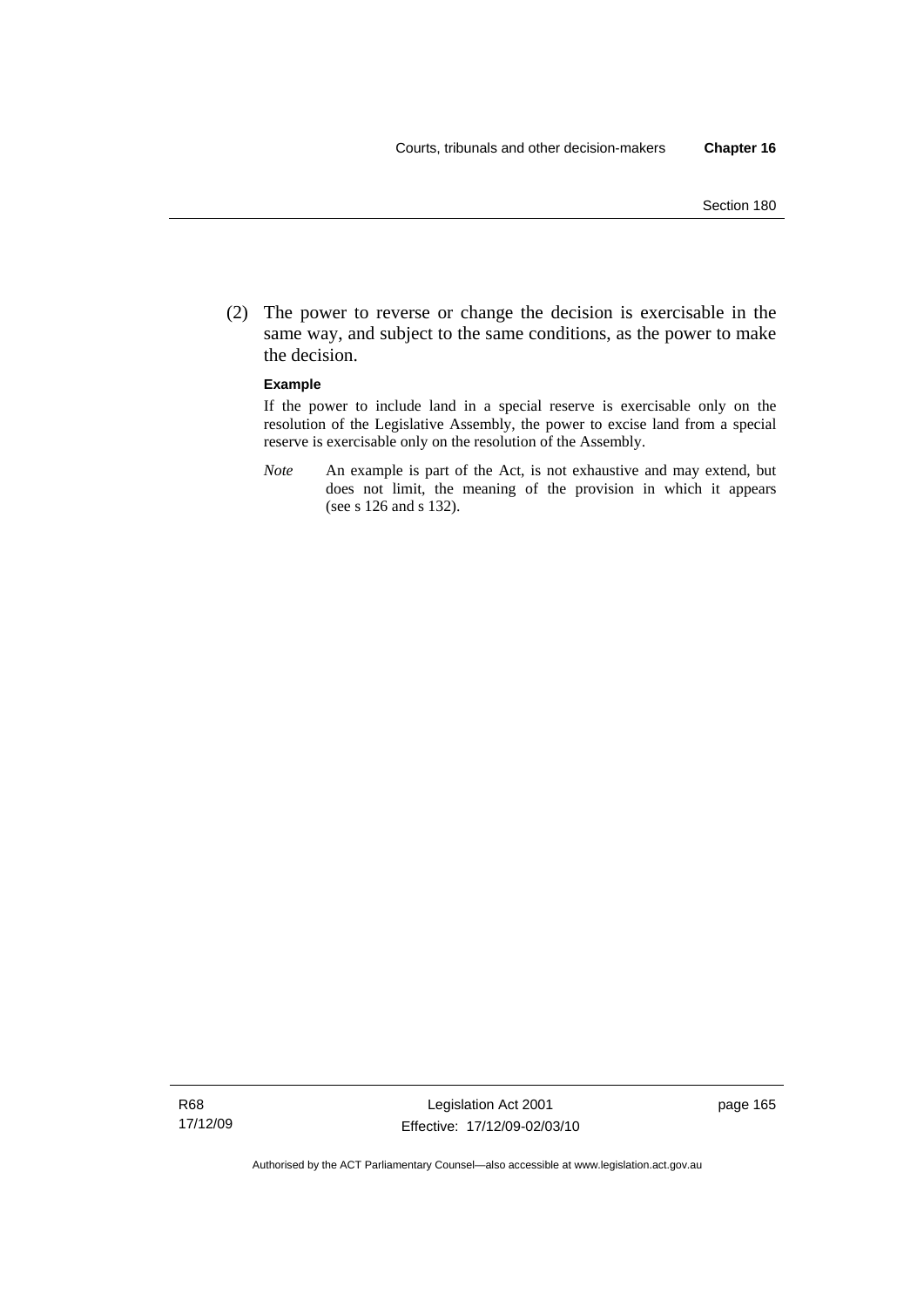(2) The power to reverse or change the decision is exercisable in the same way, and subject to the same conditions, as the power to make the decision.

**Example**

If the power to include land in a special reserve is exercisable only on the resolution of the Legislative Assembly, the power to excise land from a special reserve is exercisable only on the resolution of the Assembly.

*Note* An example is part of the Act, is not exhaustive and may extend, but does not limit, the meaning of the provision in which it appears (see s 126 and s 132).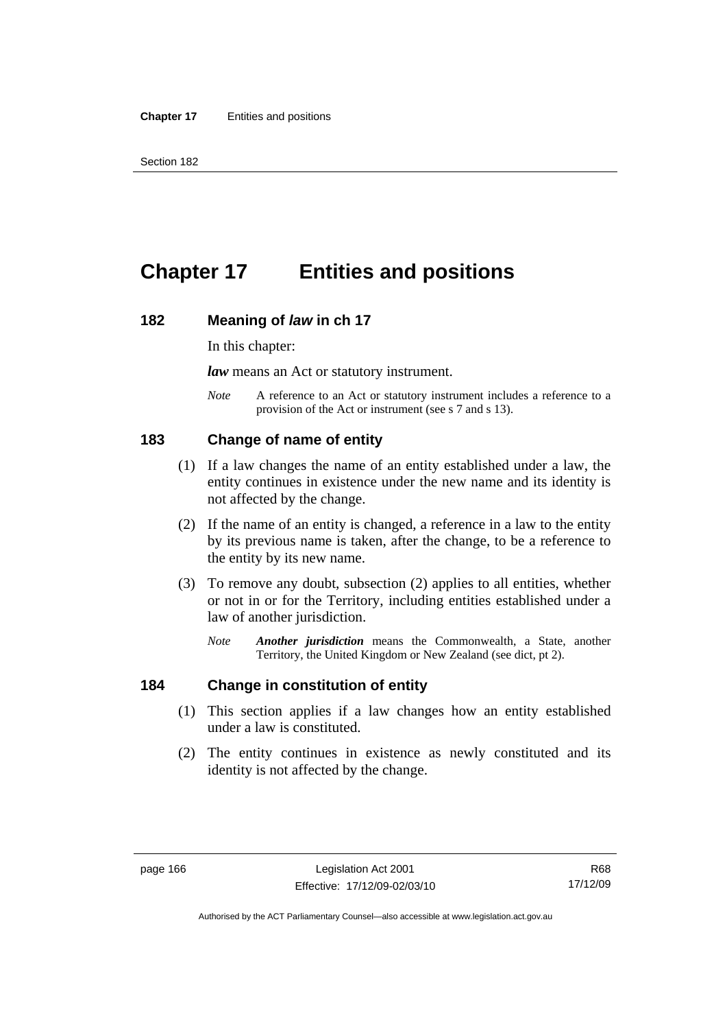# Chapter 17 Entities and positions

## 182 Meaning of *law* in ch 17

In this chapter:

***law*** means an Act or statutory instrument.

*Note* A reference to an Act or statutory instrument includes a reference to a provision of the Act or instrument (see s 7 and s 13).

## 183 Change of name of entity

(1) If a law changes the name of an entity established under a law, the entity continues in existence under the new name and its identity is not affected by the change.

(2) If the name of an entity is changed, a reference in a law to the entity by its previous name is taken, after the change, to be a reference to the entity by its new name.

(3) To remove any doubt, subsection (2) applies to all entities, whether or not in or for the Territory, including entities established under a law of another jurisdiction.

*Note* ***Another jurisdiction*** means the Commonwealth, a State, another Territory, the United Kingdom or New Zealand (see dict, pt 2).

## 184 Change in constitution of entity

(1) This section applies if a law changes how an entity established under a law is constituted.

(2) The entity continues in existence as newly constituted and its identity is not affected by the change.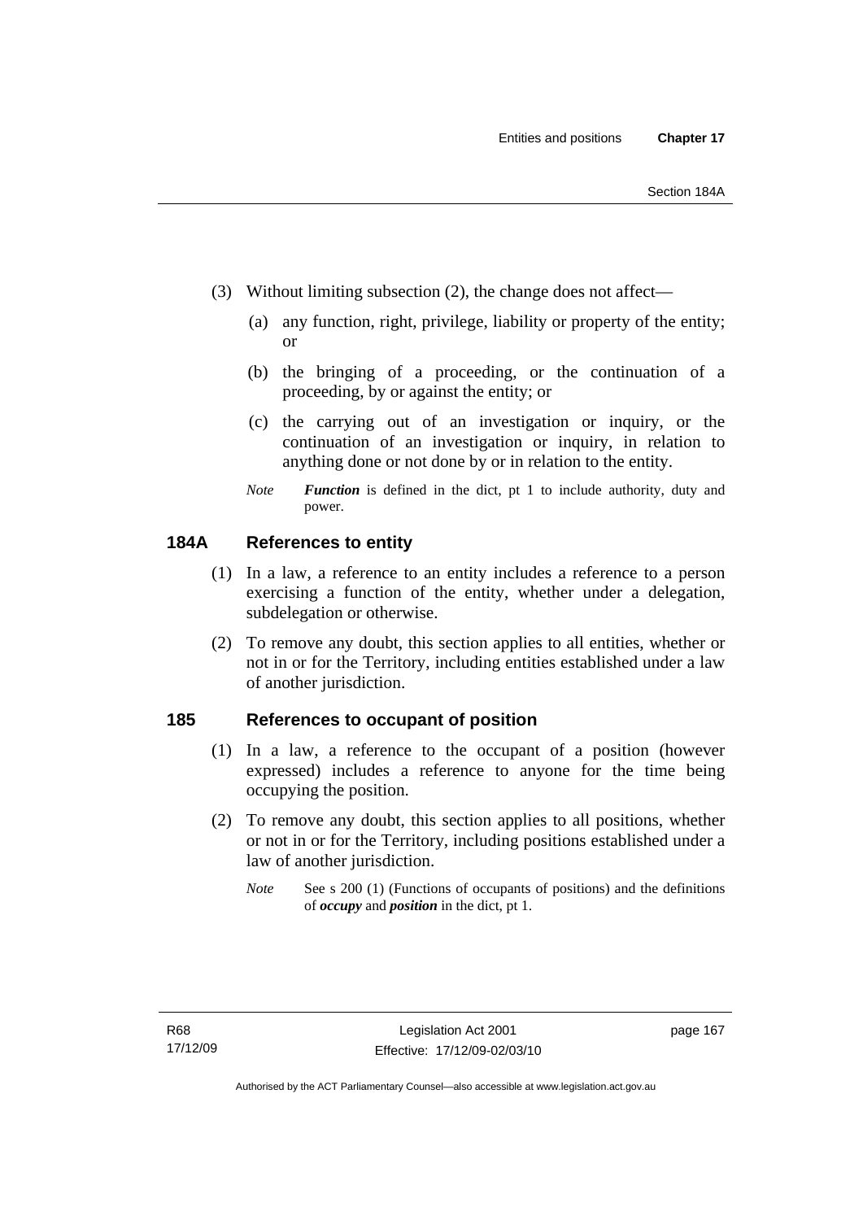(3) Without limiting subsection (2), the change does not affect—

(a) any function, right, privilege, liability or property of the entity; or

(b) the bringing of a proceeding, or the continuation of a proceeding, by or against the entity; or

(c) the carrying out of an investigation or inquiry, or the continuation of an investigation or inquiry, in relation to anything done or not done by or in relation to the entity.

*Note* ***Function*** is defined in the dict, pt 1 to include authority, duty and power.

## 184A References to entity

(1) In a law, a reference to an entity includes a reference to a person exercising a function of the entity, whether under a delegation, subdelegation or otherwise.

(2) To remove any doubt, this section applies to all entities, whether or not in or for the Territory, including entities established under a law of another jurisdiction.

## 185 References to occupant of position

(1) In a law, a reference to the occupant of a position (however expressed) includes a reference to anyone for the time being occupying the position.

(2) To remove any doubt, this section applies to all positions, whether or not in or for the Territory, including positions established under a law of another jurisdiction.

*Note* See s 200 (1) (Functions of occupants of positions) and the definitions of ***occupy*** and ***position*** in the dict, pt 1.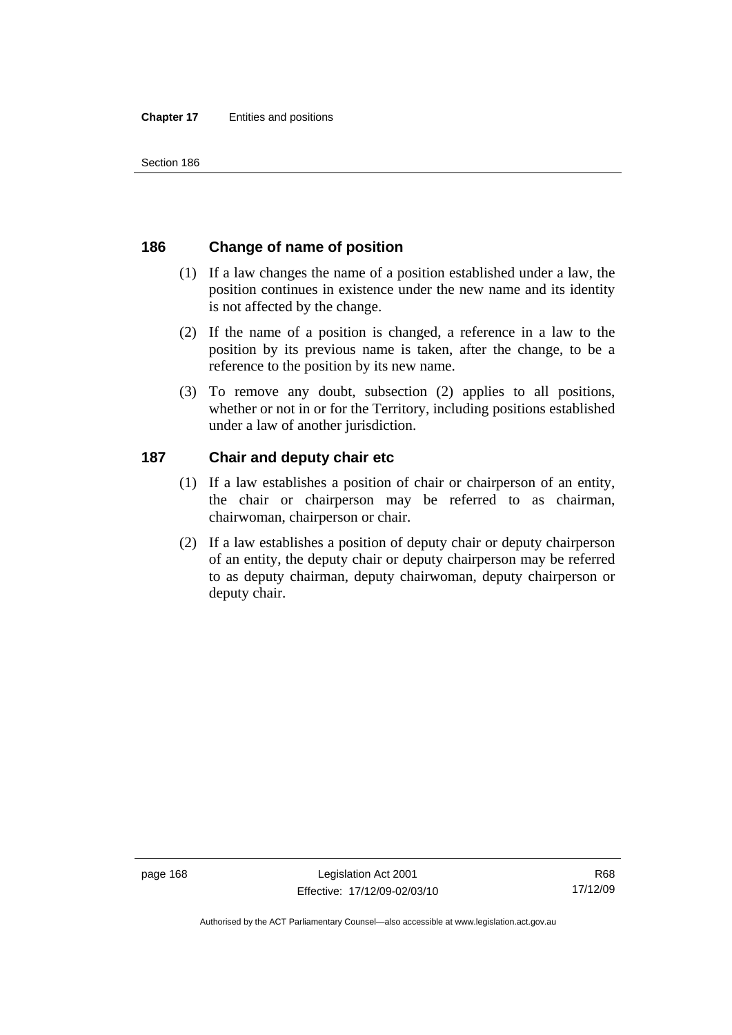## 186 Change of name of position

(1) If a law changes the name of a position established under a law, the position continues in existence under the new name and its identity is not affected by the change.

(2) If the name of a position is changed, a reference in a law to the position by its previous name is taken, after the change, to be a reference to the position by its new name.

(3) To remove any doubt, subsection (2) applies to all positions, whether or not in or for the Territory, including positions established under a law of another jurisdiction.

## 187 Chair and deputy chair etc

(1) If a law establishes a position of chair or chairperson of an entity, the chair or chairperson may be referred to as chairman, chairwoman, chairperson or chair.

(2) If a law establishes a position of deputy chair or deputy chairperson of an entity, the deputy chair or deputy chairperson may be referred to as deputy chairman, deputy chairwoman, deputy chairperson or deputy chair.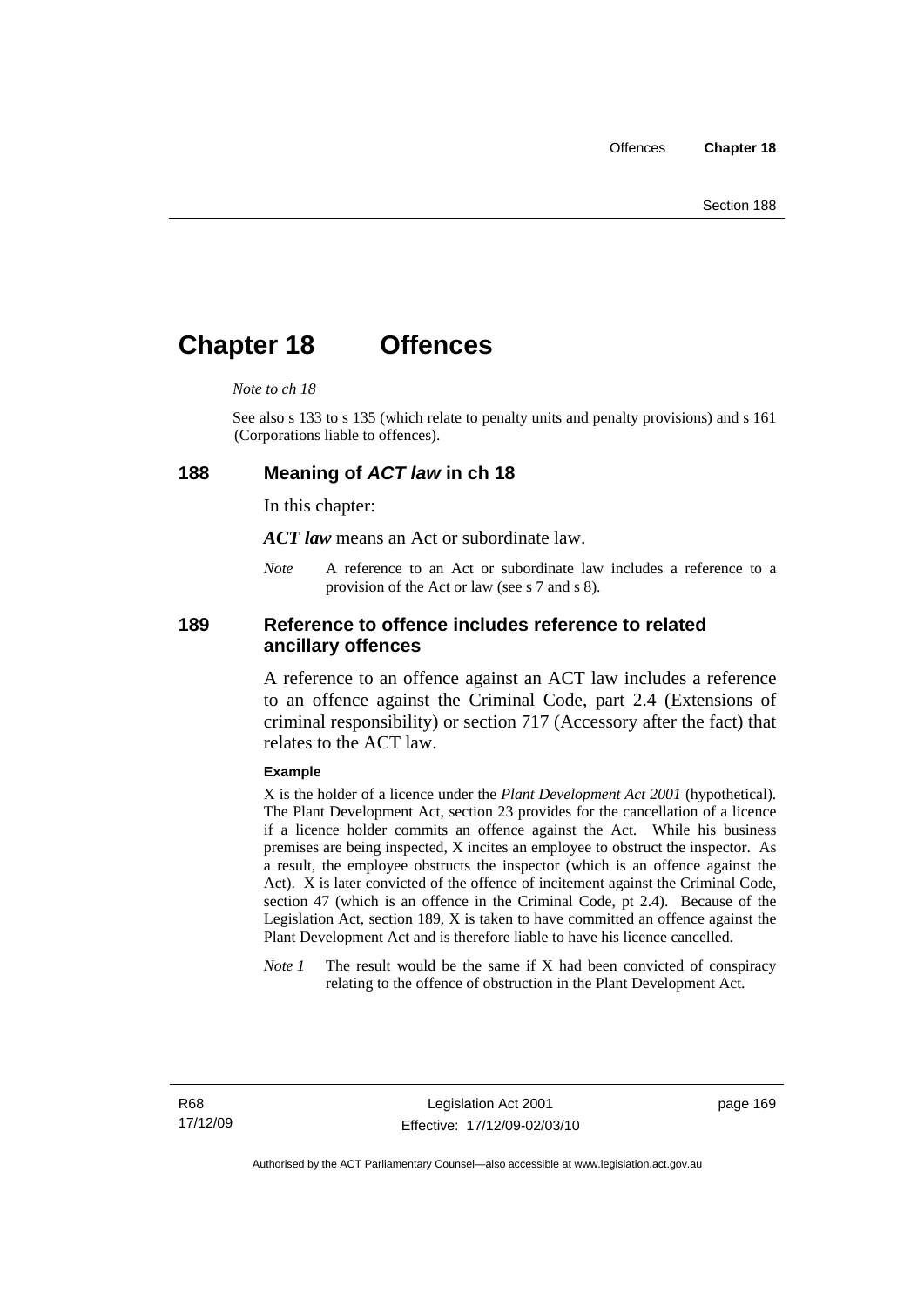# Chapter 18 Offences

*Note to ch 18*

See also s 133 to s 135 (which relate to penalty units and penalty provisions) and s 161 (Corporations liable to offences).

## 188 Meaning of *ACT law* in ch 18

In this chapter:

***ACT law*** means an Act or subordinate law.

*Note* A reference to an Act or subordinate law includes a reference to a provision of the Act or law (see s 7 and s 8).

## 189 Reference to offence includes reference to related ancillary offences

A reference to an offence against an ACT law includes a reference to an offence against the Criminal Code, part 2.4 (Extensions of criminal responsibility) or section 717 (Accessory after the fact) that relates to the ACT law.

**Example**

X is the holder of a licence under the *Plant Development Act 2001* (hypothetical). The Plant Development Act, section 23 provides for the cancellation of a licence if a licence holder commits an offence against the Act. While his business premises are being inspected, X incites an employee to obstruct the inspector. As a result, the employee obstructs the inspector (which is an offence against the Act). X is later convicted of the offence of incitement against the Criminal Code, section 47 (which is an offence in the Criminal Code, pt 2.4). Because of the Legislation Act, section 189, X is taken to have committed an offence against the Plant Development Act and is therefore liable to have his licence cancelled.

*Note 1* The result would be the same if X had been convicted of conspiracy relating to the offence of obstruction in the Plant Development Act.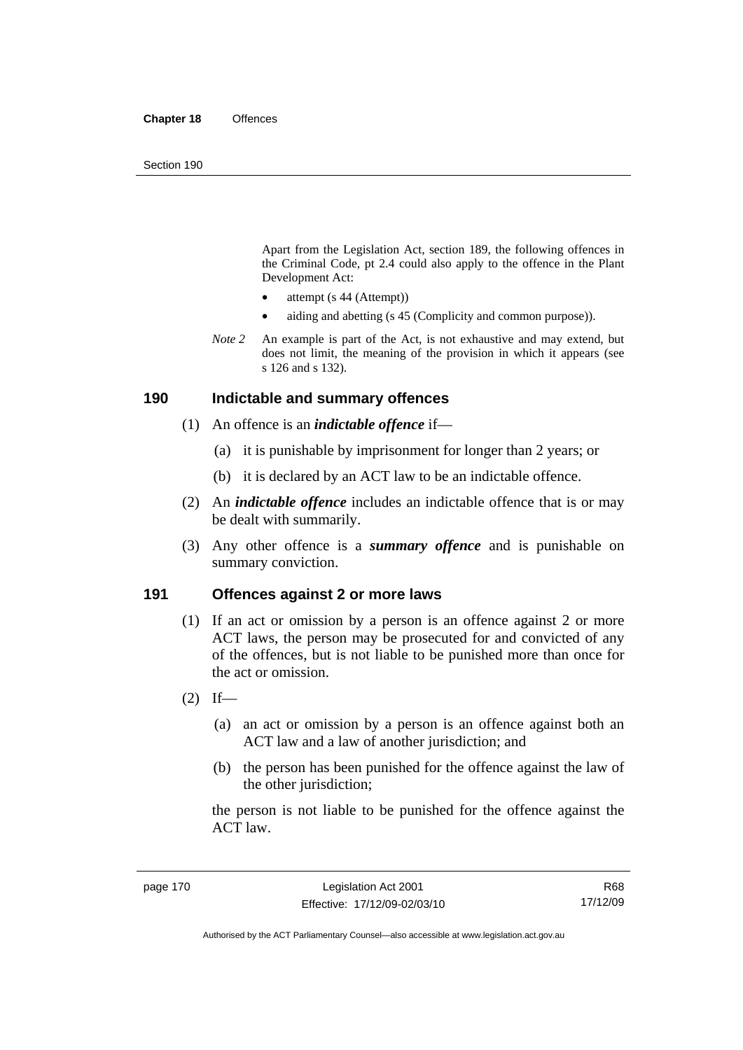Apart from the Legislation Act, section 189, the following offences in the Criminal Code, pt 2.4 could also apply to the offence in the Plant Development Act:

- attempt (s 44 (Attempt))
- aiding and abetting (s 45 (Complicity and common purpose)).

*Note 2* An example is part of the Act, is not exhaustive and may extend, but does not limit, the meaning of the provision in which it appears (see s 126 and s 132).

## 190 Indictable and summary offences

(1) An offence is an ***indictable offence*** if—

(a) it is punishable by imprisonment for longer than 2 years; or

(b) it is declared by an ACT law to be an indictable offence.

(2) An ***indictable offence*** includes an indictable offence that is or may be dealt with summarily.

(3) Any other offence is a ***summary offence*** and is punishable on summary conviction.

## 191 Offences against 2 or more laws

(1) If an act or omission by a person is an offence against 2 or more ACT laws, the person may be prosecuted for and convicted of any of the offences, but is not liable to be punished more than once for the act or omission.

(2) If—

(a) an act or omission by a person is an offence against both an ACT law and a law of another jurisdiction; and

(b) the person has been punished for the offence against the law of the other jurisdiction;

the person is not liable to be punished for the offence against the ACT law.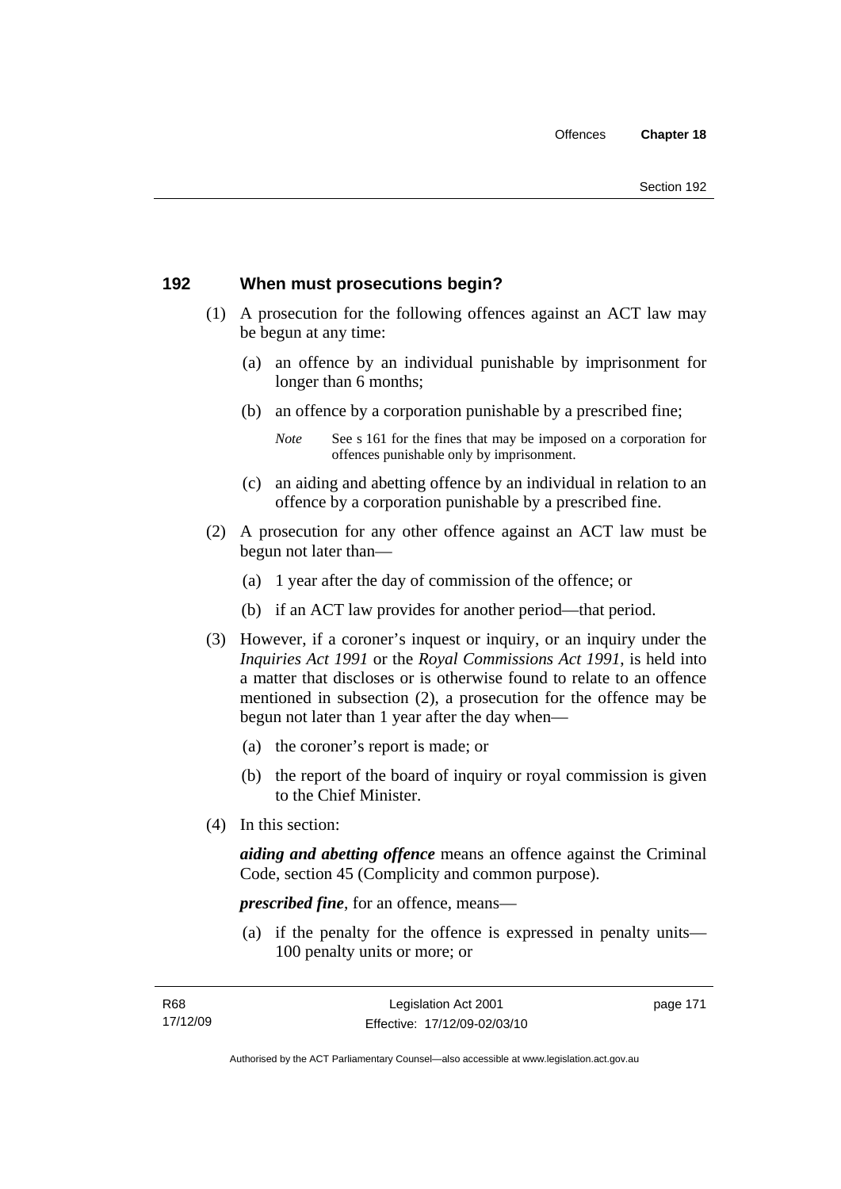## 192 When must prosecutions begin?

(1) A prosecution for the following offences against an ACT law may be begun at any time:

(a) an offence by an individual punishable by imprisonment for longer than 6 months;

(b) an offence by a corporation punishable by a prescribed fine;

*Note* See s 161 for the fines that may be imposed on a corporation for offences punishable only by imprisonment.

(c) an aiding and abetting offence by an individual in relation to an offence by a corporation punishable by a prescribed fine.

(2) A prosecution for any other offence against an ACT law must be begun not later than—

(a) 1 year after the day of commission of the offence; or

(b) if an ACT law provides for another period—that period.

(3) However, if a coroner's inquest or inquiry, or an inquiry under the *Inquiries Act 1991* or the *Royal Commissions Act 1991*, is held into a matter that discloses or is otherwise found to relate to an offence mentioned in subsection (2), a prosecution for the offence may be begun not later than 1 year after the day when—

(a) the coroner's report is made; or

(b) the report of the board of inquiry or royal commission is given to the Chief Minister.

(4) In this section:

***aiding and abetting offence*** means an offence against the Criminal Code, section 45 (Complicity and common purpose).

***prescribed fine***, for an offence, means—

(a) if the penalty for the offence is expressed in penalty units—100 penalty units or more; or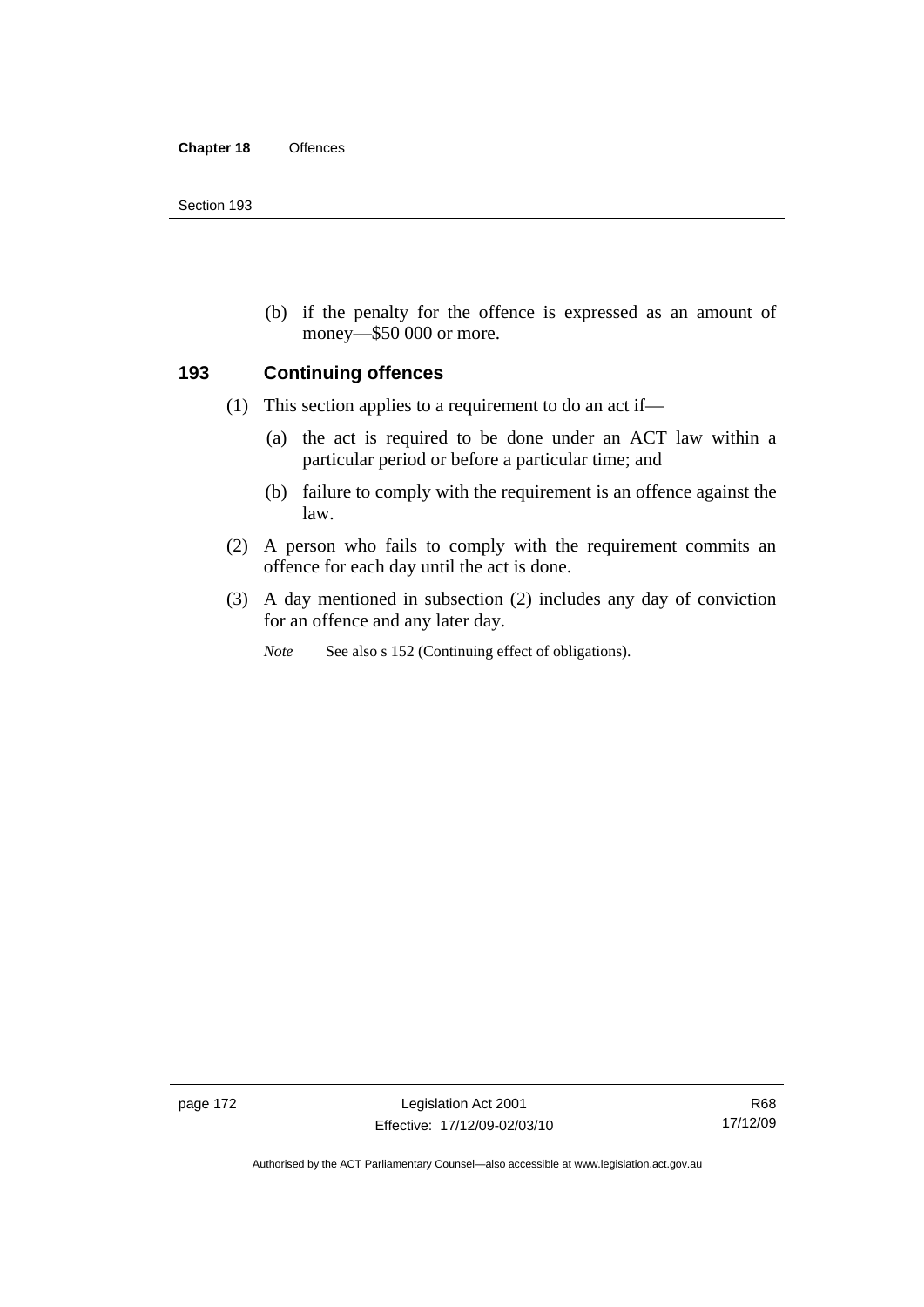(b) if the penalty for the offence is expressed as an amount of money—$50 000 or more.

## 193 Continuing offences

(1) This section applies to a requirement to do an act if—

(a) the act is required to be done under an ACT law within a particular period or before a particular time; and

(b) failure to comply with the requirement is an offence against the law.

(2) A person who fails to comply with the requirement commits an offence for each day until the act is done.

(3) A day mentioned in subsection (2) includes any day of conviction for an offence and any later day.

*Note* See also s 152 (Continuing effect of obligations).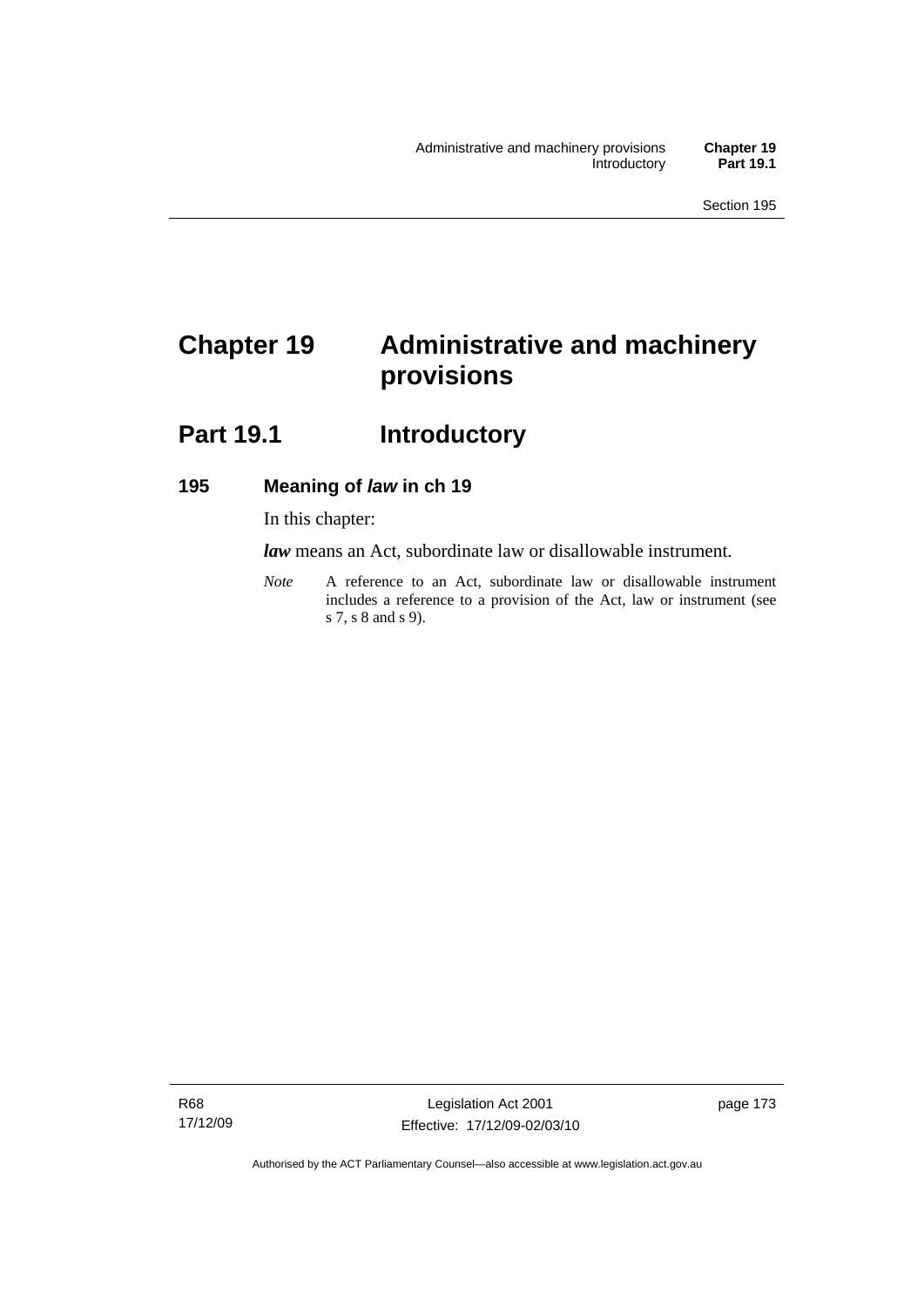# Chapter 19 Administrative and machinery provisions

## Part 19.1 Introductory

### 195 Meaning of *law* in ch 19

In this chapter:

***law*** means an Act, subordinate law or disallowable instrument.

*Note* A reference to an Act, subordinate law or disallowable instrument includes a reference to a provision of the Act, law or instrument (see s 7, s 8 and s 9).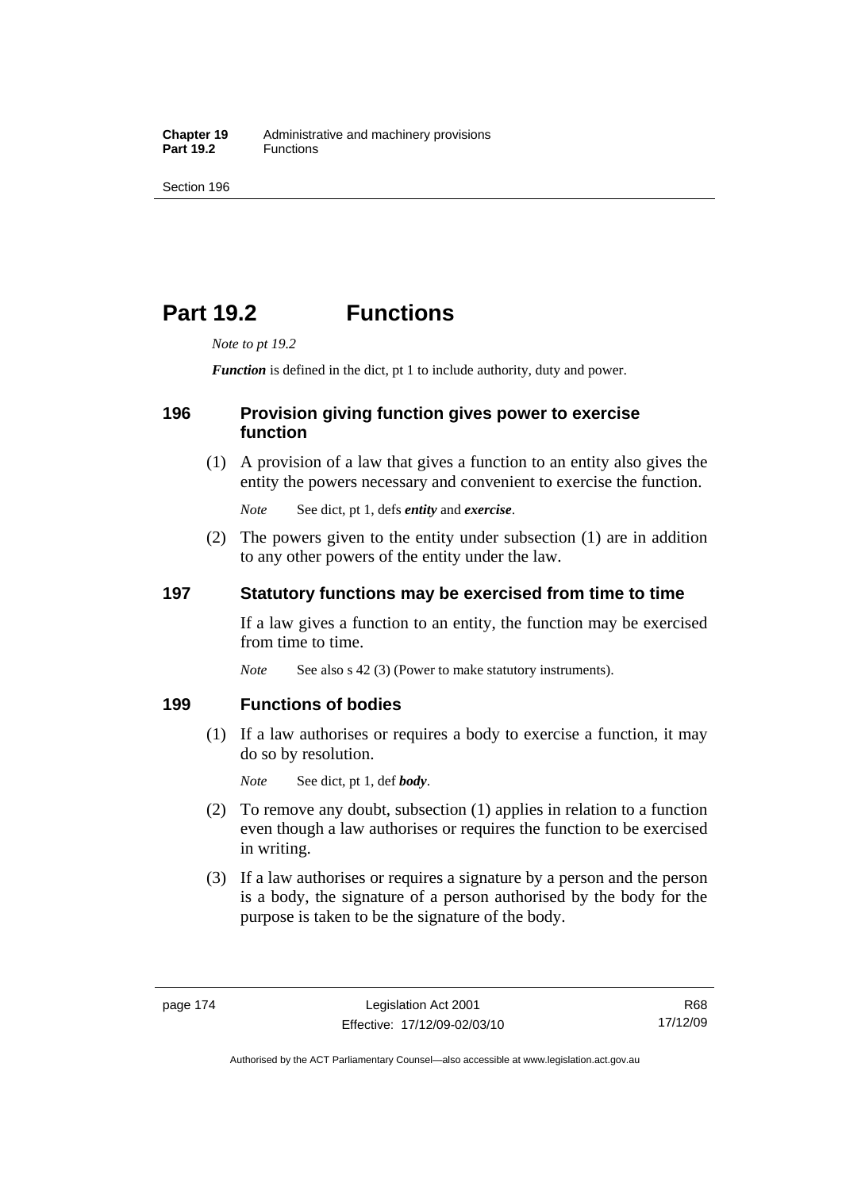# Part 19.2 Functions

*Note to pt 19.2*

***Function*** is defined in the dict, pt 1 to include authority, duty and power.

### 196 Provision giving function gives power to exercise function

(1) A provision of a law that gives a function to an entity also gives the entity the powers necessary and convenient to exercise the function.

*Note* See dict, pt 1, defs ***entity*** and ***exercise***.

(2) The powers given to the entity under subsection (1) are in addition to any other powers of the entity under the law.

### 197 Statutory functions may be exercised from time to time

If a law gives a function to an entity, the function may be exercised from time to time.

*Note* See also s 42 (3) (Power to make statutory instruments).

### 199 Functions of bodies

(1) If a law authorises or requires a body to exercise a function, it may do so by resolution.

*Note* See dict, pt 1, def ***body***.

(2) To remove any doubt, subsection (1) applies in relation to a function even though a law authorises or requires the function to be exercised in writing.

(3) If a law authorises or requires a signature by a person and the person is a body, the signature of a person authorised by the body for the purpose is taken to be the signature of the body.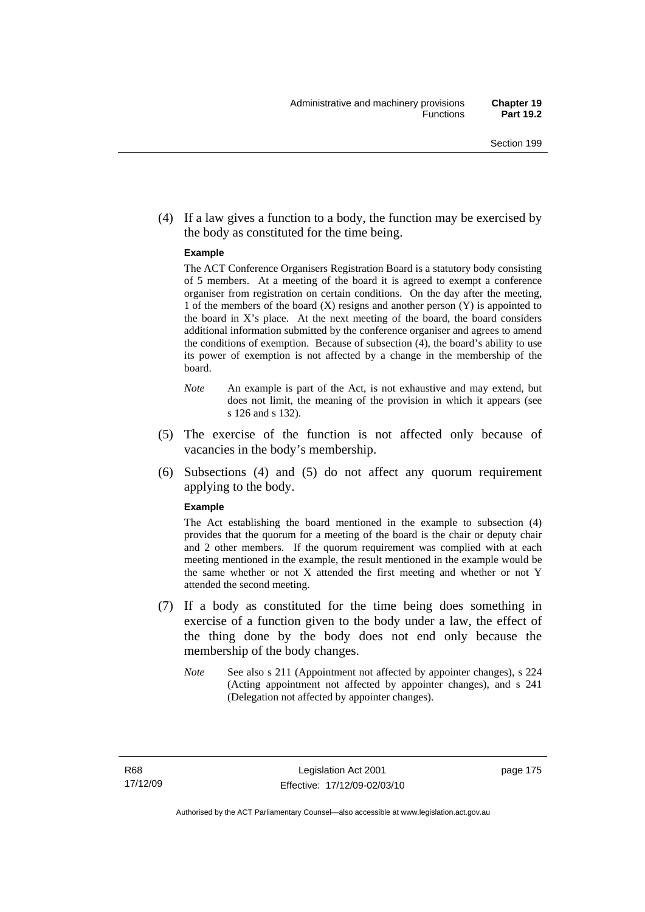(4) If a law gives a function to a body, the function may be exercised by the body as constituted for the time being.

**Example**

The ACT Conference Organisers Registration Board is a statutory body consisting of 5 members. At a meeting of the board it is agreed to exempt a conference organiser from registration on certain conditions. On the day after the meeting, 1 of the members of the board (X) resigns and another person (Y) is appointed to the board in X's place. At the next meeting of the board, the board considers additional information submitted by the conference organiser and agrees to amend the conditions of exemption. Because of subsection (4), the board's ability to use its power of exemption is not affected by a change in the membership of the board.

*Note* An example is part of the Act, is not exhaustive and may extend, but does not limit, the meaning of the provision in which it appears (see s 126 and s 132).

(5) The exercise of the function is not affected only because of vacancies in the body's membership.

(6) Subsections (4) and (5) do not affect any quorum requirement applying to the body.

**Example**

The Act establishing the board mentioned in the example to subsection (4) provides that the quorum for a meeting of the board is the chair or deputy chair and 2 other members. If the quorum requirement was complied with at each meeting mentioned in the example, the result mentioned in the example would be the same whether or not X attended the first meeting and whether or not Y attended the second meeting.

(7) If a body as constituted for the time being does something in exercise of a function given to the body under a law, the effect of the thing done by the body does not end only because the membership of the body changes.

*Note* See also s 211 (Appointment not affected by appointer changes), s 224 (Acting appointment not affected by appointer changes), and s 241 (Delegation not affected by appointer changes).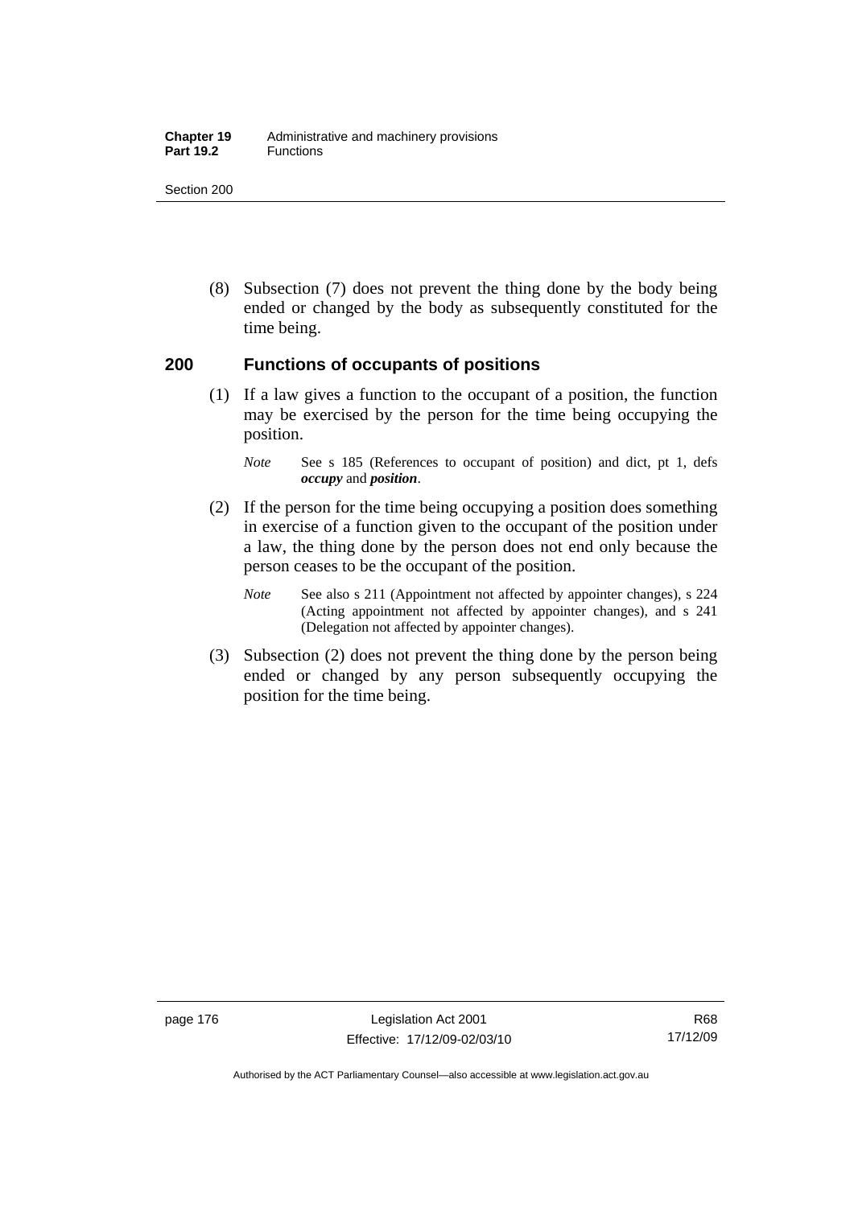(8) Subsection (7) does not prevent the thing done by the body being ended or changed by the body as subsequently constituted for the time being.

## 200 Functions of occupants of positions

(1) If a law gives a function to the occupant of a position, the function may be exercised by the person for the time being occupying the position.

*Note* See s 185 (References to occupant of position) and dict, pt 1, defs ***occupy*** and ***position***.

(2) If the person for the time being occupying a position does something in exercise of a function given to the occupant of the position under a law, the thing done by the person does not end only because the person ceases to be the occupant of the position.

*Note* See also s 211 (Appointment not affected by appointer changes), s 224 (Acting appointment not affected by appointer changes), and s 241 (Delegation not affected by appointer changes).

(3) Subsection (2) does not prevent the thing done by the person being ended or changed by any person subsequently occupying the position for the time being.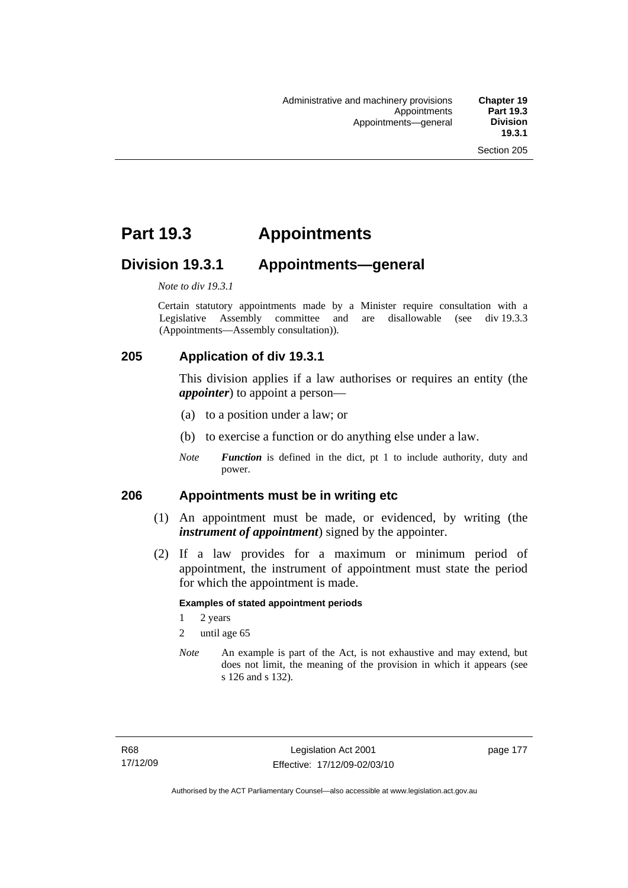# Part 19.3 Appointments

## Division 19.3.1 Appointments—general

*Note to div 19.3.1*

Certain statutory appointments made by a Minister require consultation with a Legislative Assembly committee and are disallowable (see div 19.3.3 (Appointments—Assembly consultation)).

### 205 Application of div 19.3.1

This division applies if a law authorises or requires an entity (the ***appointer***) to appoint a person—

(a) to a position under a law; or

(b) to exercise a function or do anything else under a law.

*Note* ***Function*** is defined in the dict, pt 1 to include authority, duty and power.

### 206 Appointments must be in writing etc

(1) An appointment must be made, or evidenced, by writing (the ***instrument of appointment***) signed by the appointer.

(2) If a law provides for a maximum or minimum period of appointment, the instrument of appointment must state the period for which the appointment is made.

**Examples of stated appointment periods**

1 2 years

2 until age 65

*Note* An example is part of the Act, is not exhaustive and may extend, but does not limit, the meaning of the provision in which it appears (see s 126 and s 132).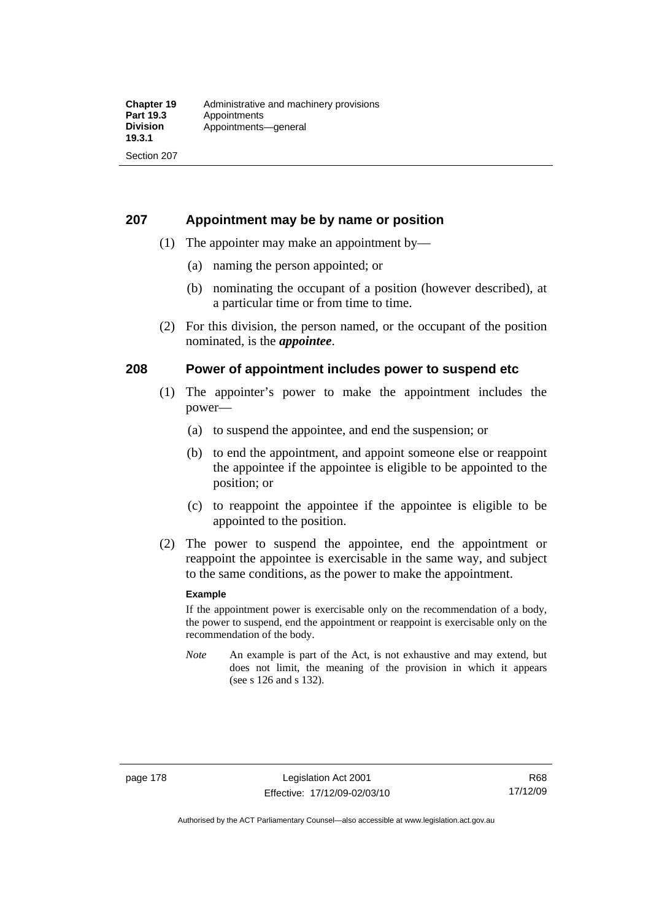## 207 Appointment may be by name or position

(1) The appointer may make an appointment by—

(a) naming the person appointed; or

(b) nominating the occupant of a position (however described), at a particular time or from time to time.

(2) For this division, the person named, or the occupant of the position nominated, is the ***appointee***.

## 208 Power of appointment includes power to suspend etc

(1) The appointer's power to make the appointment includes the power—

(a) to suspend the appointee, and end the suspension; or

(b) to end the appointment, and appoint someone else or reappoint the appointee if the appointee is eligible to be appointed to the position; or

(c) to reappoint the appointee if the appointee is eligible to be appointed to the position.

(2) The power to suspend the appointee, end the appointment or reappoint the appointee is exercisable in the same way, and subject to the same conditions, as the power to make the appointment.

**Example**

If the appointment power is exercisable only on the recommendation of a body, the power to suspend, end the appointment or reappoint is exercisable only on the recommendation of the body.

*Note* An example is part of the Act, is not exhaustive and may extend, but does not limit, the meaning of the provision in which it appears (see s 126 and s 132).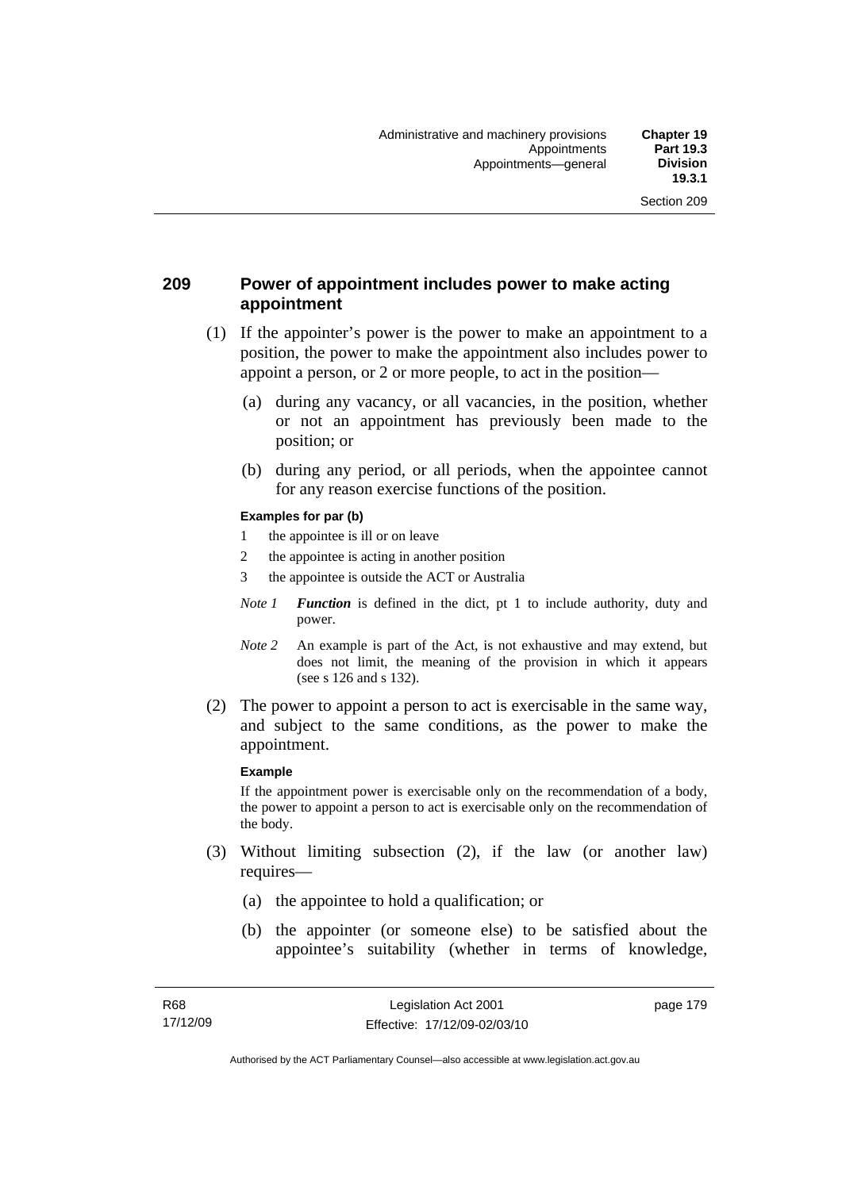## 209 Power of appointment includes power to make acting appointment

(1) If the appointer's power is the power to make an appointment to a position, the power to make the appointment also includes power to appoint a person, or 2 or more people, to act in the position—

(a) during any vacancy, or all vacancies, in the position, whether or not an appointment has previously been made to the position; or

(b) during any period, or all periods, when the appointee cannot for any reason exercise functions of the position.

**Examples for par (b)**

1 the appointee is ill or on leave

2 the appointee is acting in another position

3 the appointee is outside the ACT or Australia

*Note 1* ***Function*** is defined in the dict, pt 1 to include authority, duty and power.

*Note 2* An example is part of the Act, is not exhaustive and may extend, but does not limit, the meaning of the provision in which it appears (see s 126 and s 132).

(2) The power to appoint a person to act is exercisable in the same way, and subject to the same conditions, as the power to make the appointment.

**Example**

If the appointment power is exercisable only on the recommendation of a body, the power to appoint a person to act is exercisable only on the recommendation of the body.

(3) Without limiting subsection (2), if the law (or another law) requires—

(a) the appointee to hold a qualification; or

(b) the appointer (or someone else) to be satisfied about the appointee's suitability (whether in terms of knowledge,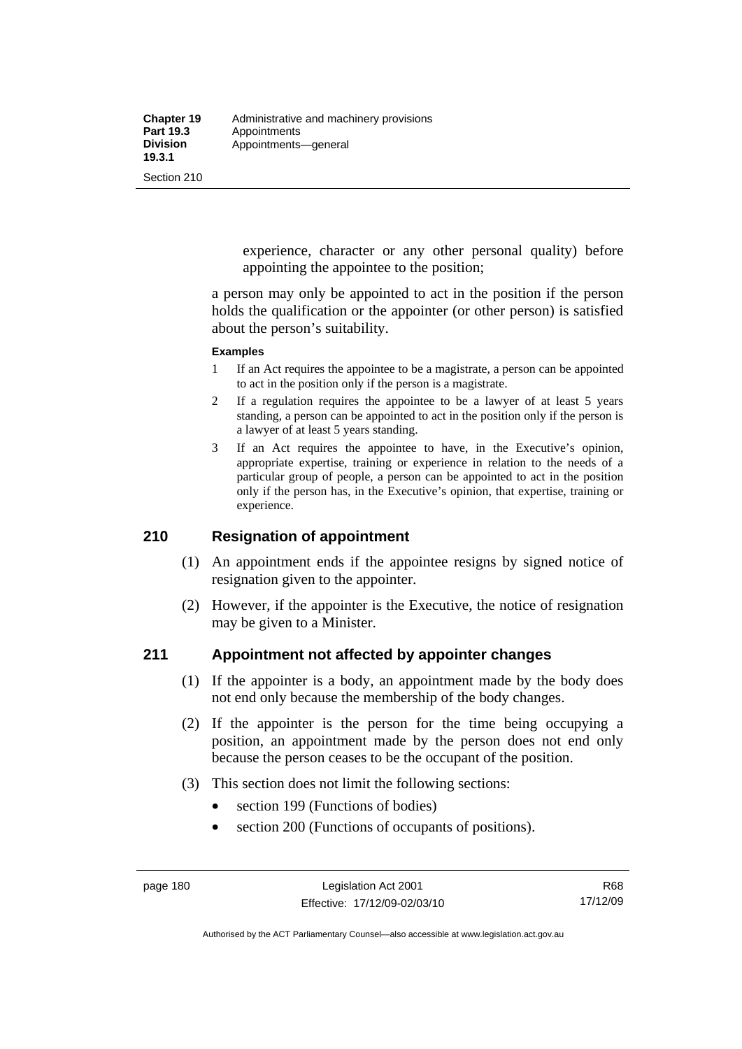experience, character or any other personal quality) before appointing the appointee to the position;

a person may only be appointed to act in the position if the person holds the qualification or the appointer (or other person) is satisfied about the person's suitability.

**Examples**

1. If an Act requires the appointee to be a magistrate, a person can be appointed to act in the position only if the person is a magistrate.
2. If a regulation requires the appointee to be a lawyer of at least 5 years standing, a person can be appointed to act in the position only if the person is a lawyer of at least 5 years standing.
3. If an Act requires the appointee to have, in the Executive's opinion, appropriate expertise, training or experience in relation to the needs of a particular group of people, a person can be appointed to act in the position only if the person has, in the Executive's opinion, that expertise, training or experience.

## 210 Resignation of appointment

(1) An appointment ends if the appointee resigns by signed notice of resignation given to the appointer.

(2) However, if the appointer is the Executive, the notice of resignation may be given to a Minister.

## 211 Appointment not affected by appointer changes

(1) If the appointer is a body, an appointment made by the body does not end only because the membership of the body changes.

(2) If the appointer is the person for the time being occupying a position, an appointment made by the person does not end only because the person ceases to be the occupant of the position.

(3) This section does not limit the following sections:

- section 199 (Functions of bodies)
- section 200 (Functions of occupants of positions).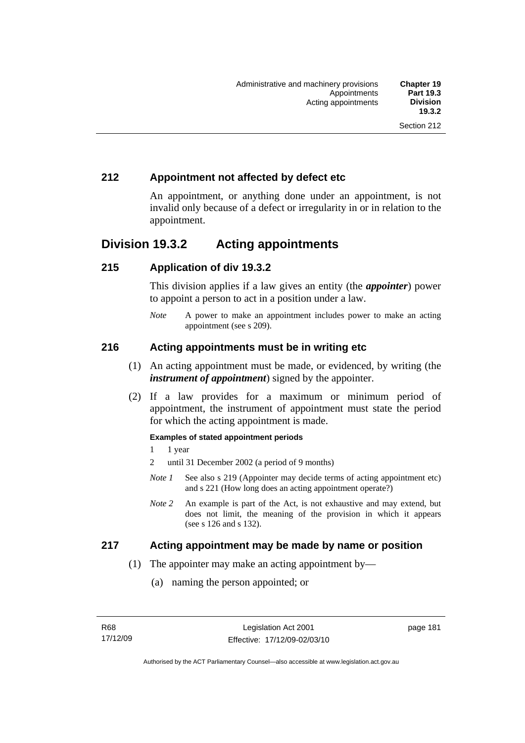### 212 Appointment not affected by defect etc

An appointment, or anything done under an appointment, is not invalid only because of a defect or irregularity in or in relation to the appointment.

## Division 19.3.2 Acting appointments

### 215 Application of div 19.3.2

This division applies if a law gives an entity (the ***appointer***) power to appoint a person to act in a position under a law.

*Note* A power to make an appointment includes power to make an acting appointment (see s 209).

### 216 Acting appointments must be in writing etc

(1) An acting appointment must be made, or evidenced, by writing (the ***instrument of appointment***) signed by the appointer.

(2) If a law provides for a maximum or minimum period of appointment, the instrument of appointment must state the period for which the acting appointment is made.

**Examples of stated appointment periods**

1 1 year

2 until 31 December 2002 (a period of 9 months)

*Note 1* See also s 219 (Appointer may decide terms of acting appointment etc) and s 221 (How long does an acting appointment operate?)

*Note 2* An example is part of the Act, is not exhaustive and may extend, but does not limit, the meaning of the provision in which it appears (see s 126 and s 132).

### 217 Acting appointment may be made by name or position

(1) The appointer may make an acting appointment by—

(a) naming the person appointed; or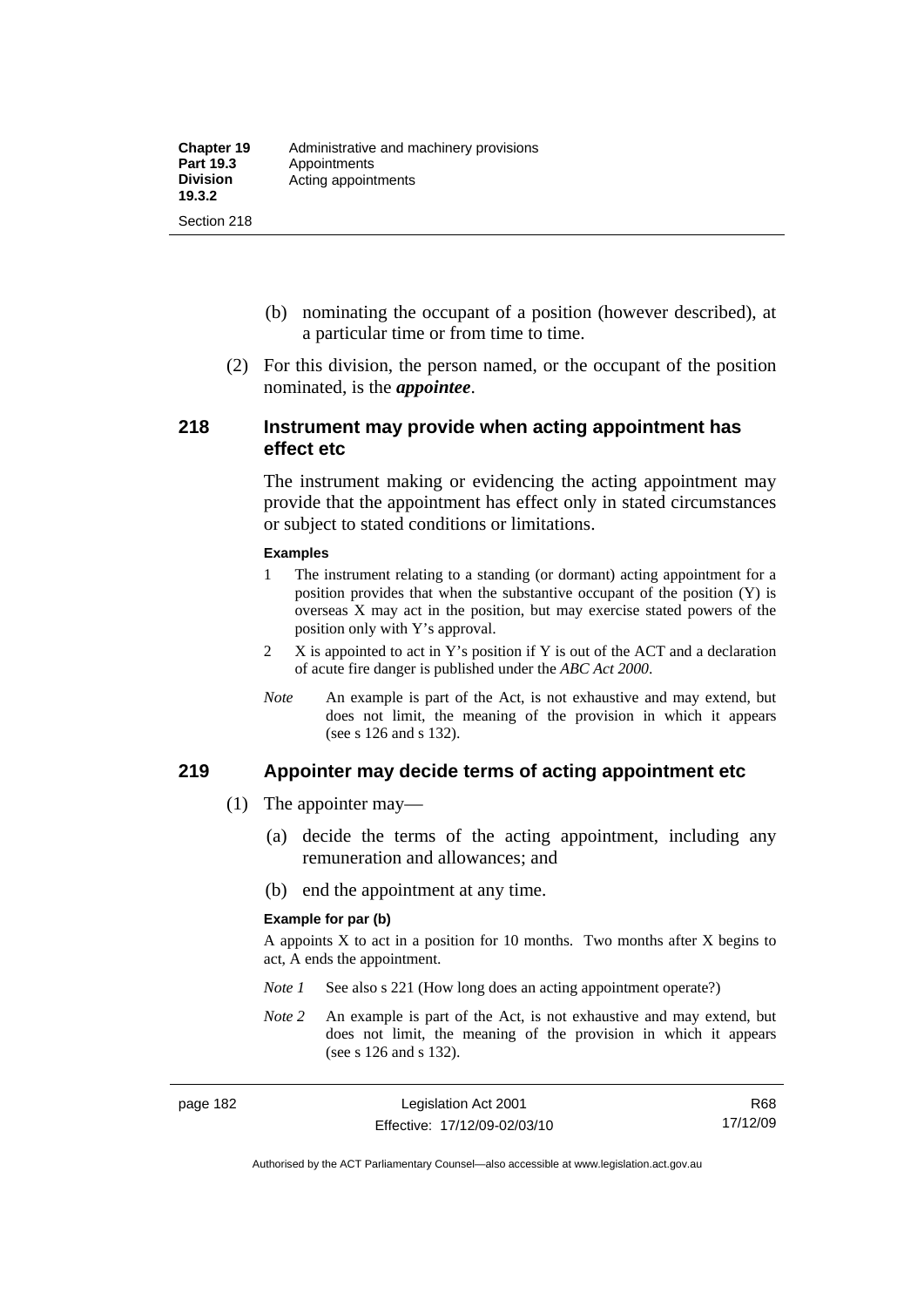(b) nominating the occupant of a position (however described), at a particular time or from time to time.

(2) For this division, the person named, or the occupant of the position nominated, is the ***appointee***.

## 218 Instrument may provide when acting appointment has effect etc

The instrument making or evidencing the acting appointment may provide that the appointment has effect only in stated circumstances or subject to stated conditions or limitations.

**Examples**

1 The instrument relating to a standing (or dormant) acting appointment for a position provides that when the substantive occupant of the position (Y) is overseas X may act in the position, but may exercise stated powers of the position only with Y's approval.

2 X is appointed to act in Y's position if Y is out of the ACT and a declaration of acute fire danger is published under the *ABC Act 2000*.

*Note* An example is part of the Act, is not exhaustive and may extend, but does not limit, the meaning of the provision in which it appears (see s 126 and s 132).

## 219 Appointer may decide terms of acting appointment etc

(1) The appointer may—

(a) decide the terms of the acting appointment, including any remuneration and allowances; and

(b) end the appointment at any time.

**Example for par (b)**

A appoints X to act in a position for 10 months. Two months after X begins to act, A ends the appointment.

*Note 1* See also s 221 (How long does an acting appointment operate?)

*Note 2* An example is part of the Act, is not exhaustive and may extend, but does not limit, the meaning of the provision in which it appears (see s 126 and s 132).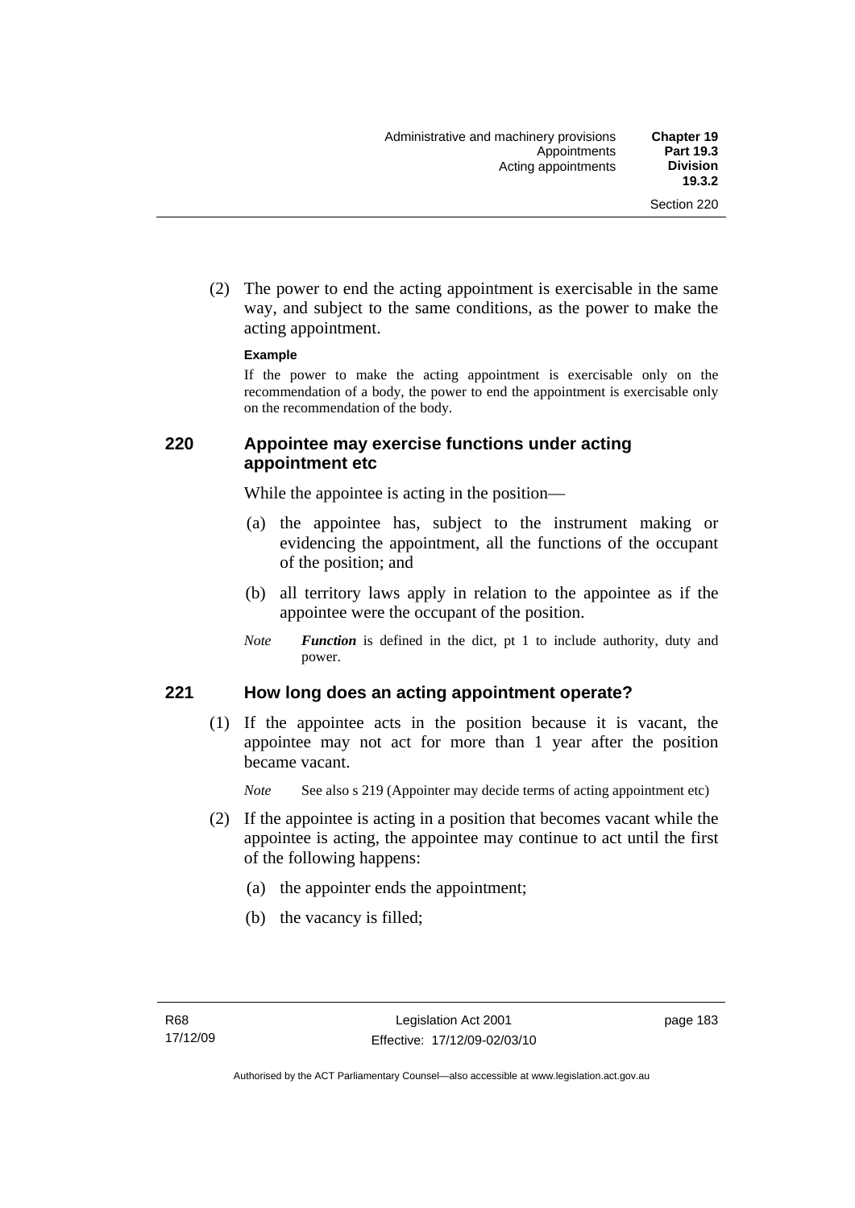(2) The power to end the acting appointment is exercisable in the same way, and subject to the same conditions, as the power to make the acting appointment.

**Example**

If the power to make the acting appointment is exercisable only on the recommendation of a body, the power to end the appointment is exercisable only on the recommendation of the body.

### 220 Appointee may exercise functions under acting appointment etc

While the appointee is acting in the position—

(a) the appointee has, subject to the instrument making or evidencing the appointment, all the functions of the occupant of the position; and

(b) all territory laws apply in relation to the appointee as if the appointee were the occupant of the position.

*Note* ***Function*** is defined in the dict, pt 1 to include authority, duty and power.

### 221 How long does an acting appointment operate?

(1) If the appointee acts in the position because it is vacant, the appointee may not act for more than 1 year after the position became vacant.

*Note* See also s 219 (Appointer may decide terms of acting appointment etc)

(2) If the appointee is acting in a position that becomes vacant while the appointee is acting, the appointee may continue to act until the first of the following happens:

(a) the appointer ends the appointment;

(b) the vacancy is filled;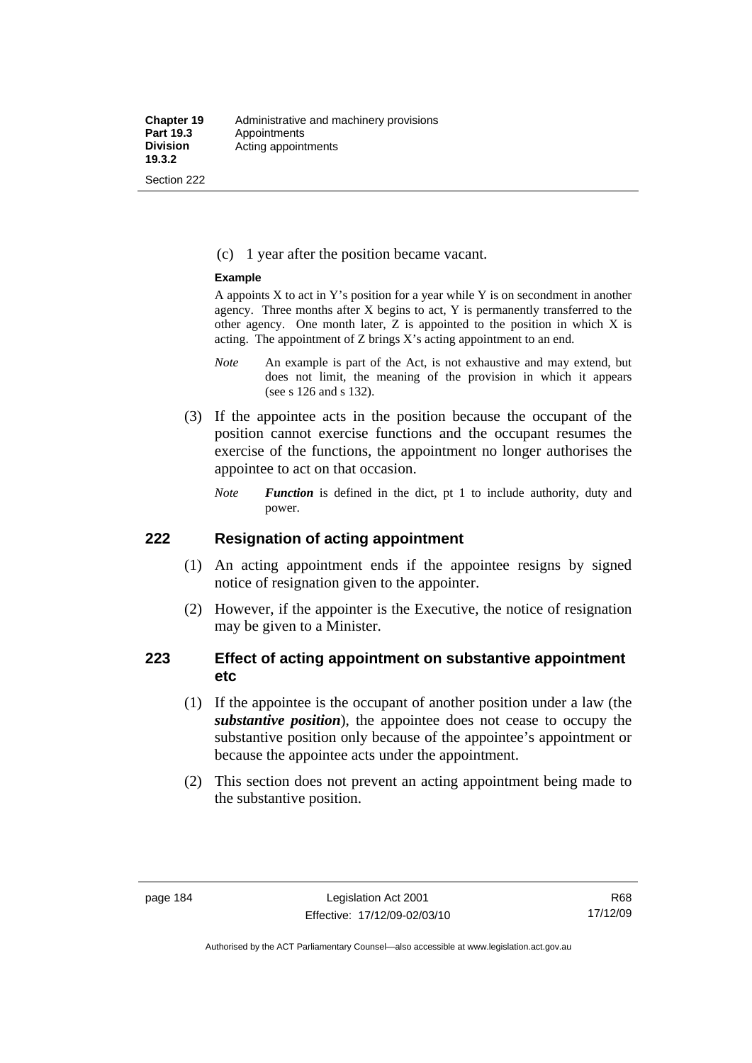(c) 1 year after the position became vacant.

**Example**

A appoints X to act in Y's position for a year while Y is on secondment in another agency. Three months after X begins to act, Y is permanently transferred to the other agency. One month later, Z is appointed to the position in which X is acting. The appointment of Z brings X's acting appointment to an end.

*Note* An example is part of the Act, is not exhaustive and may extend, but does not limit, the meaning of the provision in which it appears (see s 126 and s 132).

(3) If the appointee acts in the position because the occupant of the position cannot exercise functions and the occupant resumes the exercise of the functions, the appointment no longer authorises the appointee to act on that occasion.

*Note* ***Function*** is defined in the dict, pt 1 to include authority, duty and power.

## 222 Resignation of acting appointment

(1) An acting appointment ends if the appointee resigns by signed notice of resignation given to the appointer.

(2) However, if the appointer is the Executive, the notice of resignation may be given to a Minister.

## 223 Effect of acting appointment on substantive appointment etc

(1) If the appointee is the occupant of another position under a law (the ***substantive position***), the appointee does not cease to occupy the substantive position only because of the appointee's appointment or because the appointee acts under the appointment.

(2) This section does not prevent an acting appointment being made to the substantive position.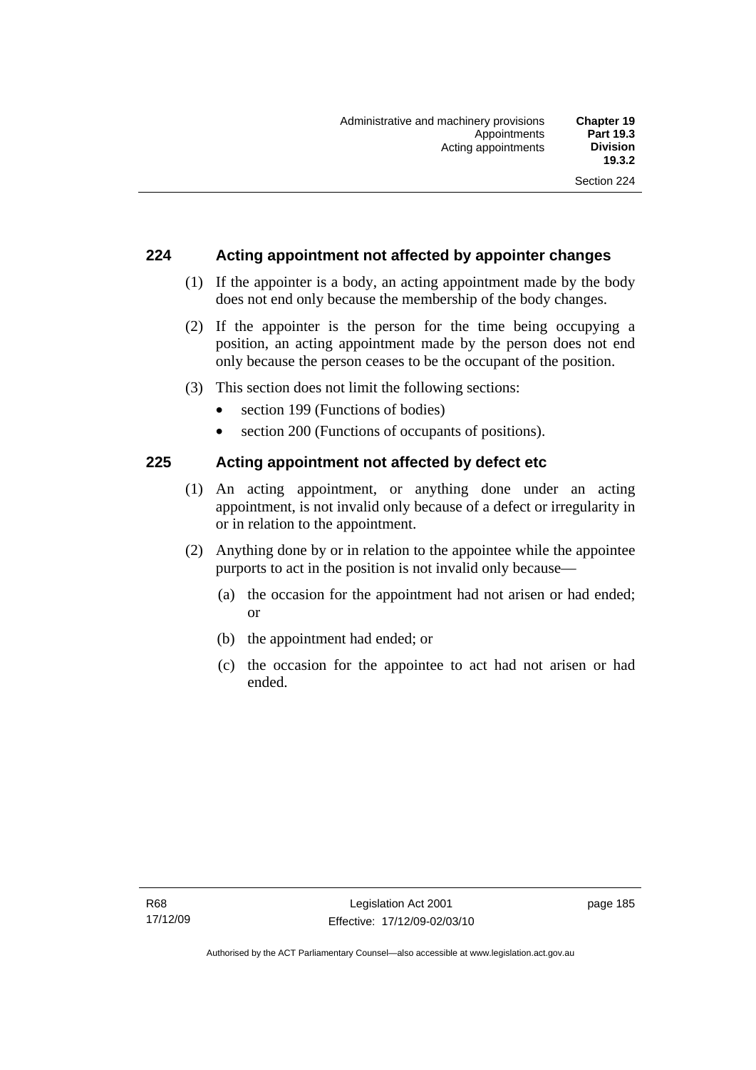## 224 Acting appointment not affected by appointer changes

(1) If the appointer is a body, an acting appointment made by the body does not end only because the membership of the body changes.

(2) If the appointer is the person for the time being occupying a position, an acting appointment made by the person does not end only because the person ceases to be the occupant of the position.

(3) This section does not limit the following sections:

- section 199 (Functions of bodies)
- section 200 (Functions of occupants of positions).

## 225 Acting appointment not affected by defect etc

(1) An acting appointment, or anything done under an acting appointment, is not invalid only because of a defect or irregularity in or in relation to the appointment.

(2) Anything done by or in relation to the appointee while the appointee purports to act in the position is not invalid only because—

(a) the occasion for the appointment had not arisen or had ended; or

(b) the appointment had ended; or

(c) the occasion for the appointee to act had not arisen or had ended.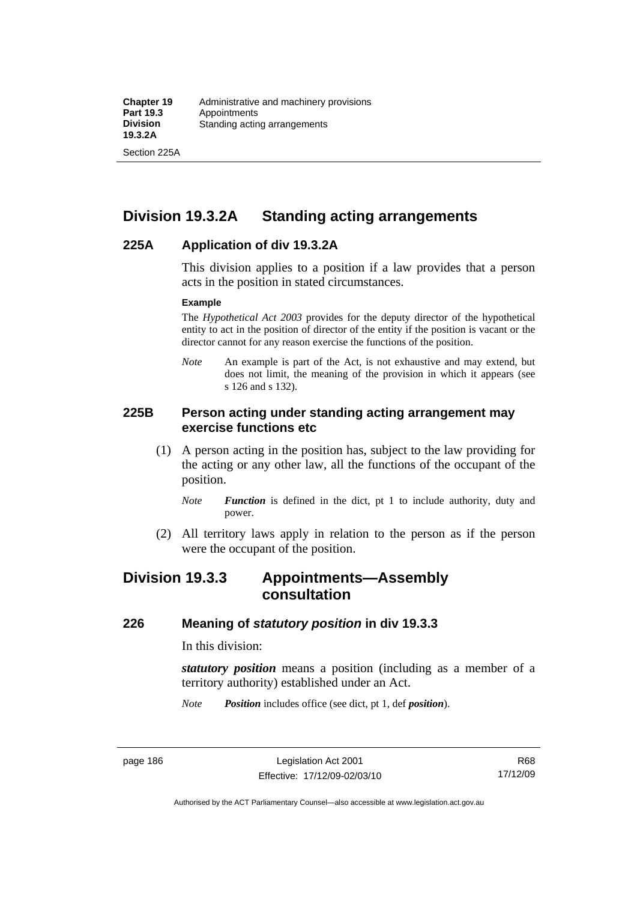## Division 19.3.2A Standing acting arrangements

### 225A Application of div 19.3.2A

This division applies to a position if a law provides that a person acts in the position in stated circumstances.

**Example**

The *Hypothetical Act 2003* provides for the deputy director of the hypothetical entity to act in the position of director of the entity if the position is vacant or the director cannot for any reason exercise the functions of the position.

*Note* An example is part of the Act, is not exhaustive and may extend, but does not limit, the meaning of the provision in which it appears (see s 126 and s 132).

### 225B Person acting under standing acting arrangement may exercise functions etc

(1) A person acting in the position has, subject to the law providing for the acting or any other law, all the functions of the occupant of the position.

*Note* ***Function*** is defined in the dict, pt 1 to include authority, duty and power.

(2) All territory laws apply in relation to the person as if the person were the occupant of the position.

## Division 19.3.3 Appointments—Assembly consultation

### 226 Meaning of *statutory position* in div 19.3.3

In this division:

***statutory position*** means a position (including as a member of a territory authority) established under an Act.

*Note* ***Position*** includes office (see dict, pt 1, def ***position***).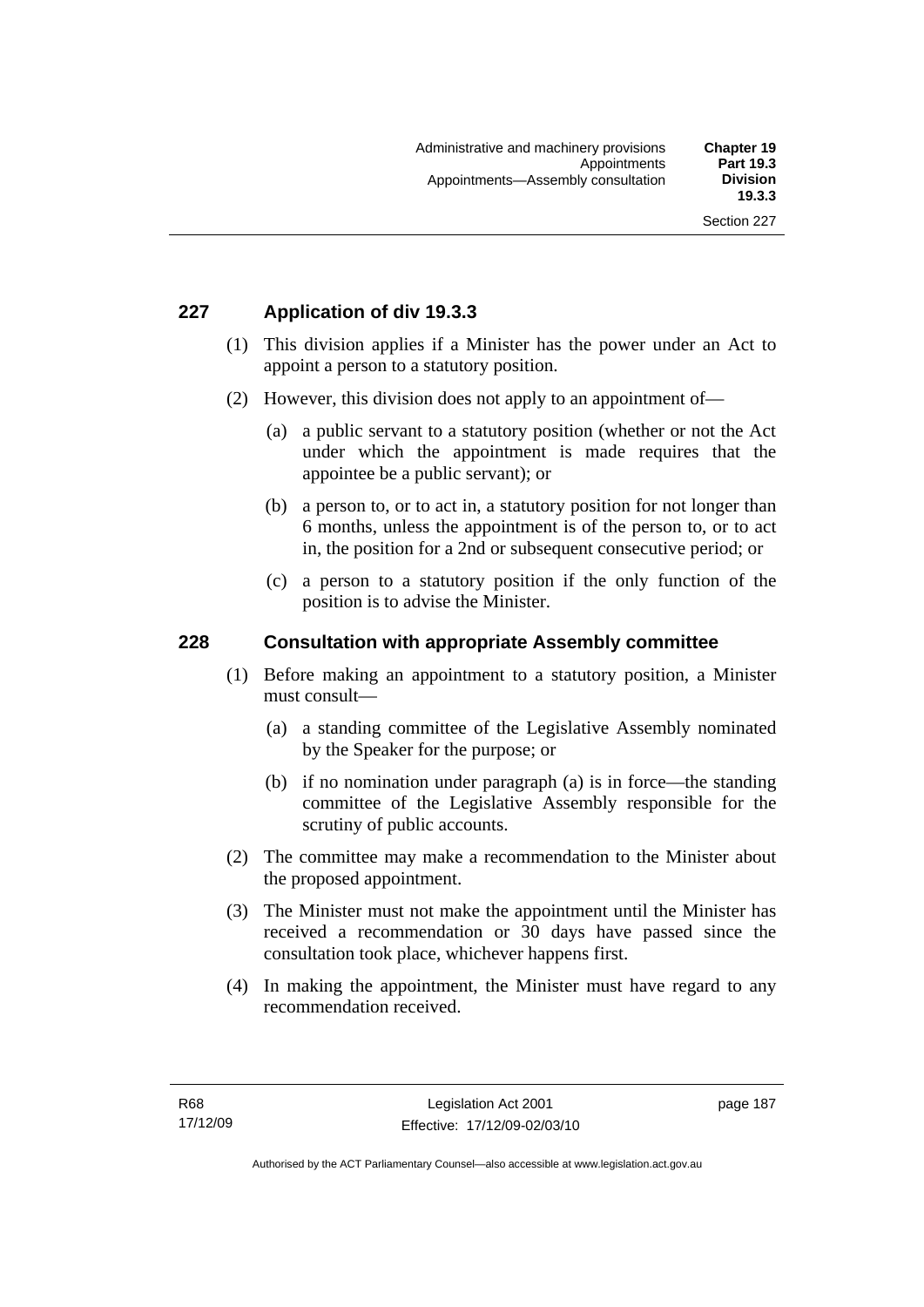## 227 Application of div 19.3.3

(1) This division applies if a Minister has the power under an Act to appoint a person to a statutory position.

(2) However, this division does not apply to an appointment of—

(a) a public servant to a statutory position (whether or not the Act under which the appointment is made requires that the appointee be a public servant); or

(b) a person to, or to act in, a statutory position for not longer than 6 months, unless the appointment is of the person to, or to act in, the position for a 2nd or subsequent consecutive period; or

(c) a person to a statutory position if the only function of the position is to advise the Minister.

## 228 Consultation with appropriate Assembly committee

(1) Before making an appointment to a statutory position, a Minister must consult—

(a) a standing committee of the Legislative Assembly nominated by the Speaker for the purpose; or

(b) if no nomination under paragraph (a) is in force—the standing committee of the Legislative Assembly responsible for the scrutiny of public accounts.

(2) The committee may make a recommendation to the Minister about the proposed appointment.

(3) The Minister must not make the appointment until the Minister has received a recommendation or 30 days have passed since the consultation took place, whichever happens first.

(4) In making the appointment, the Minister must have regard to any recommendation received.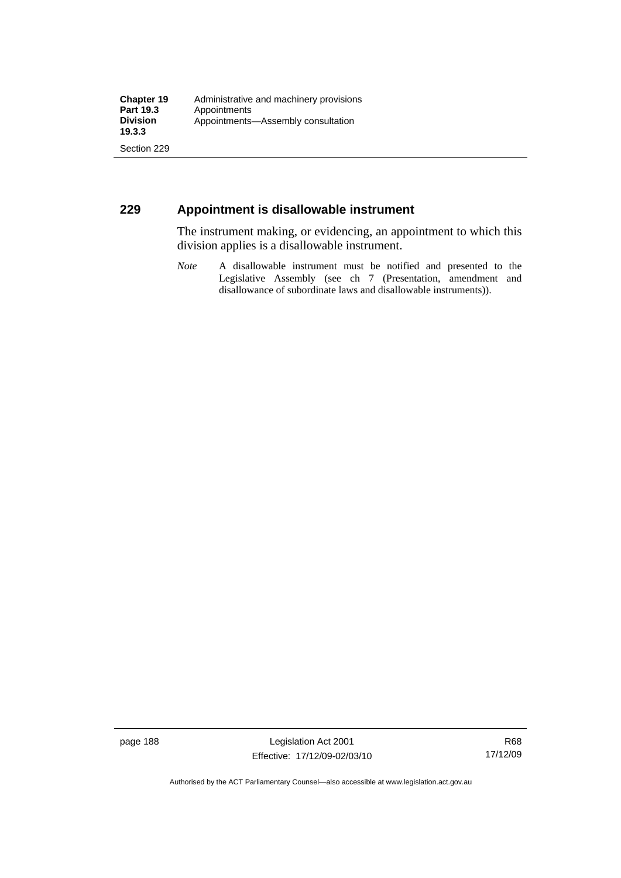## 229 Appointment is disallowable instrument

The instrument making, or evidencing, an appointment to which this division applies is a disallowable instrument.

*Note* A disallowable instrument must be notified and presented to the Legislative Assembly (see ch 7 (Presentation, amendment and disallowance of subordinate laws and disallowable instruments)).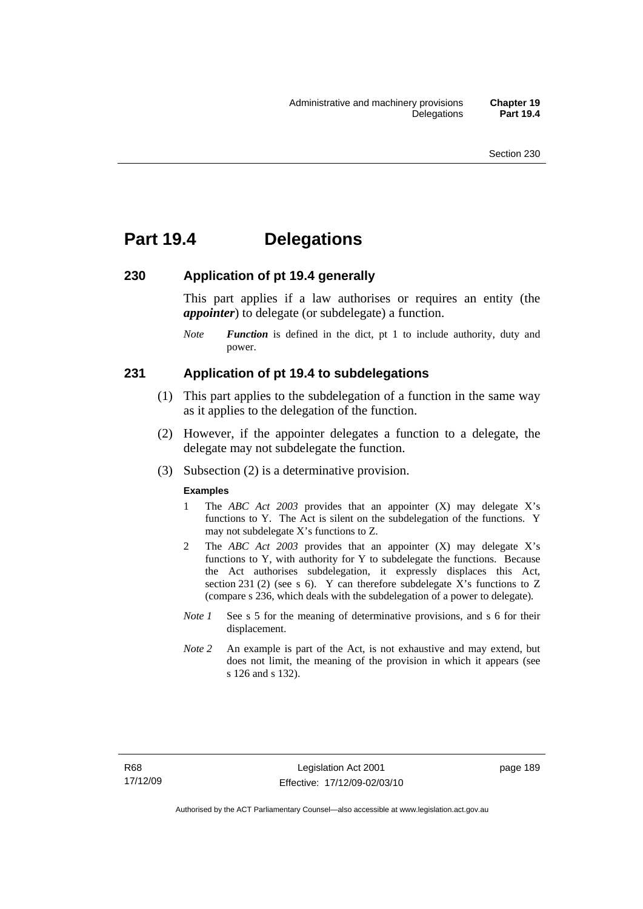# Part 19.4 Delegations

## 230 Application of pt 19.4 generally

This part applies if a law authorises or requires an entity (the ***appointer***) to delegate (or subdelegate) a function.

*Note* ***Function*** is defined in the dict, pt 1 to include authority, duty and power.

## 231 Application of pt 19.4 to subdelegations

(1) This part applies to the subdelegation of a function in the same way as it applies to the delegation of the function.

(2) However, if the appointer delegates a function to a delegate, the delegate may not subdelegate the function.

(3) Subsection (2) is a determinative provision.

**Examples**

1 The *ABC Act 2003* provides that an appointer (X) may delegate X's functions to Y. The Act is silent on the subdelegation of the functions. Y may not subdelegate X's functions to Z.

2 The *ABC Act 2003* provides that an appointer (X) may delegate X's functions to Y, with authority for Y to subdelegate the functions. Because the Act authorises subdelegation, it expressly displaces this Act, section 231 (2) (see s 6). Y can therefore subdelegate X's functions to Z (compare s 236, which deals with the subdelegation of a power to delegate).

*Note 1* See s 5 for the meaning of determinative provisions, and s 6 for their displacement.

*Note 2* An example is part of the Act, is not exhaustive and may extend, but does not limit, the meaning of the provision in which it appears (see s 126 and s 132).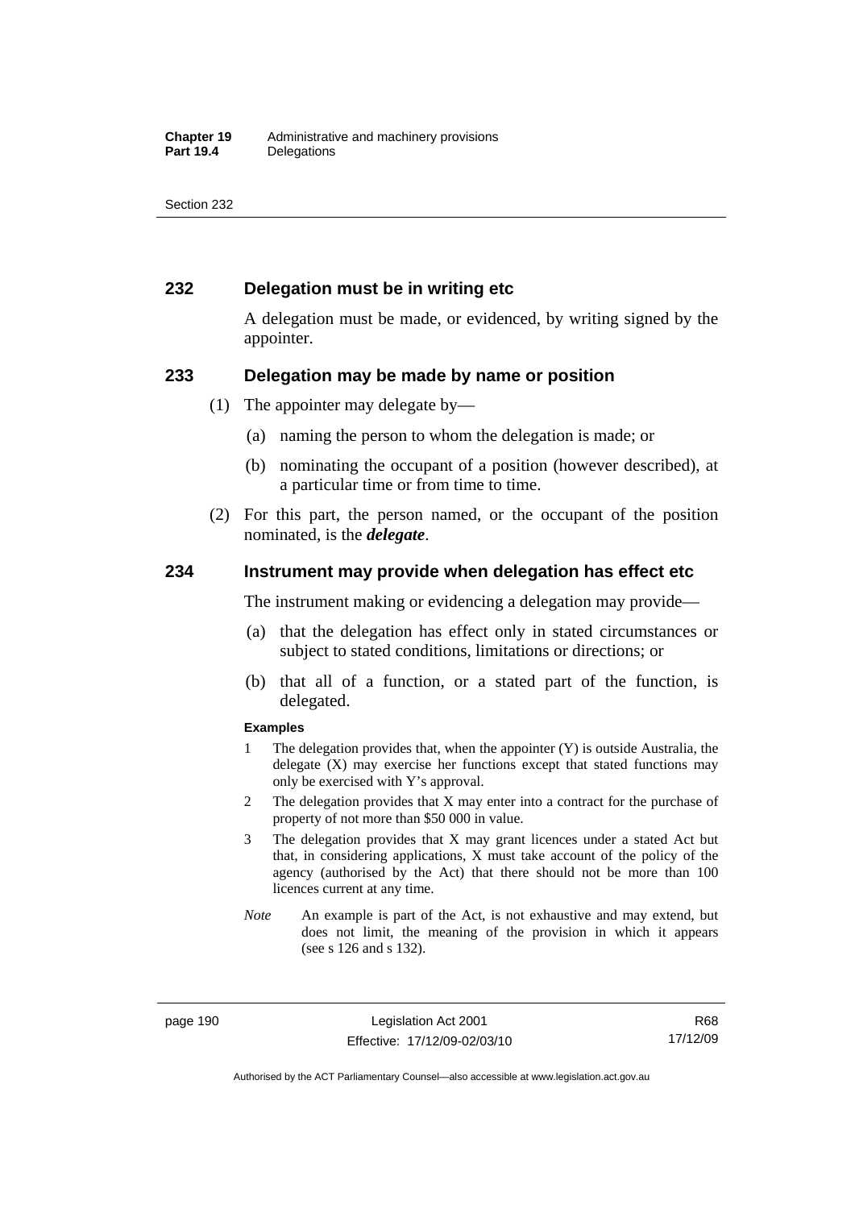## 232 Delegation must be in writing etc

A delegation must be made, or evidenced, by writing signed by the appointer.

## 233 Delegation may be made by name or position

(1) The appointer may delegate by—

- (a) naming the person to whom the delegation is made; or
- (b) nominating the occupant of a position (however described), at a particular time or from time to time.

(2) For this part, the person named, or the occupant of the position nominated, is the ***delegate***.

## 234 Instrument may provide when delegation has effect etc

The instrument making or evidencing a delegation may provide—

- (a) that the delegation has effect only in stated circumstances or subject to stated conditions, limitations or directions; or
- (b) that all of a function, or a stated part of the function, is delegated.

**Examples**

1. The delegation provides that, when the appointer (Y) is outside Australia, the delegate (X) may exercise her functions except that stated functions may only be exercised with Y's approval.
2. The delegation provides that X may enter into a contract for the purchase of property of not more than $50 000 in value.
3. The delegation provides that X may grant licences under a stated Act but that, in considering applications, X must take account of the policy of the agency (authorised by the Act) that there should not be more than 100 licences current at any time.

*Note* An example is part of the Act, is not exhaustive and may extend, but does not limit, the meaning of the provision in which it appears (see s 126 and s 132).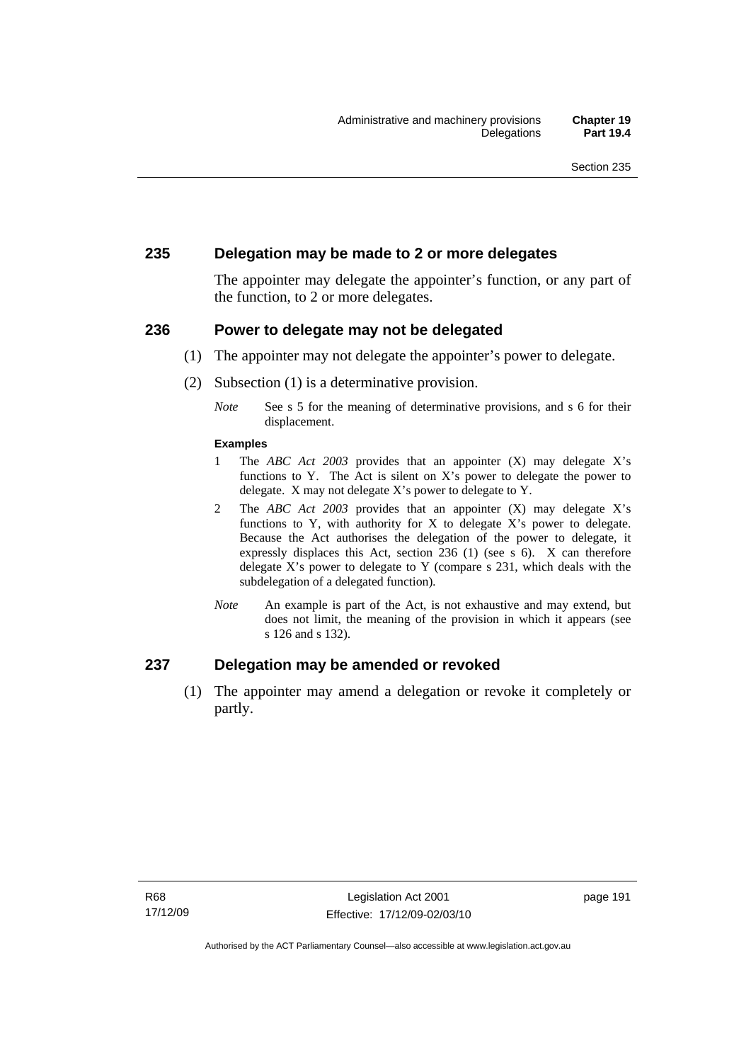## 235 Delegation may be made to 2 or more delegates

The appointer may delegate the appointer's function, or any part of the function, to 2 or more delegates.

## 236 Power to delegate may not be delegated

(1) The appointer may not delegate the appointer's power to delegate.

(2) Subsection (1) is a determinative provision.

*Note* See s 5 for the meaning of determinative provisions, and s 6 for their displacement.

**Examples**

1 The *ABC Act 2003* provides that an appointer (X) may delegate X's functions to Y. The Act is silent on X's power to delegate the power to delegate. X may not delegate X's power to delegate to Y.

2 The *ABC Act 2003* provides that an appointer (X) may delegate X's functions to Y, with authority for X to delegate X's power to delegate. Because the Act authorises the delegation of the power to delegate, it expressly displaces this Act, section 236 (1) (see s 6). X can therefore delegate X's power to delegate to Y (compare s 231, which deals with the subdelegation of a delegated function).

*Note* An example is part of the Act, is not exhaustive and may extend, but does not limit, the meaning of the provision in which it appears (see s 126 and s 132).

## 237 Delegation may be amended or revoked

(1) The appointer may amend a delegation or revoke it completely or partly.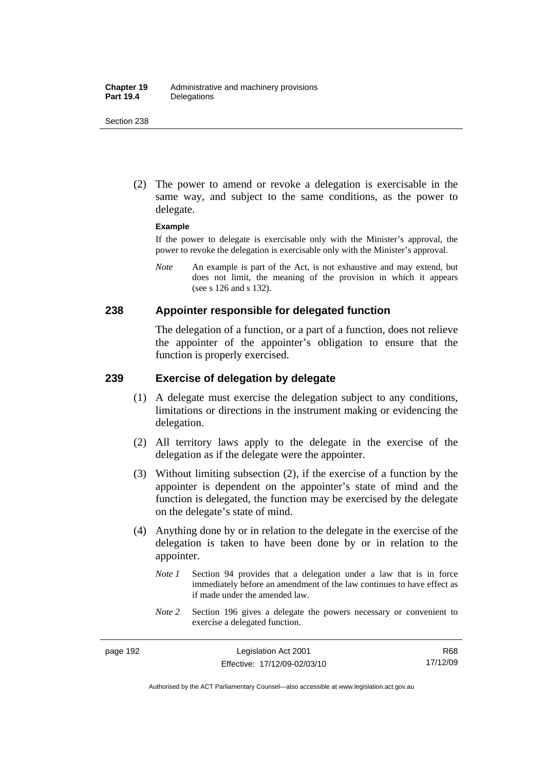(2) The power to amend or revoke a delegation is exercisable in the same way, and subject to the same conditions, as the power to delegate.

**Example**

If the power to delegate is exercisable only with the Minister's approval, the power to revoke the delegation is exercisable only with the Minister's approval.

*Note* An example is part of the Act, is not exhaustive and may extend, but does not limit, the meaning of the provision in which it appears (see s 126 and s 132).

## 238 Appointer responsible for delegated function

The delegation of a function, or a part of a function, does not relieve the appointer of the appointer's obligation to ensure that the function is properly exercised.

## 239 Exercise of delegation by delegate

(1) A delegate must exercise the delegation subject to any conditions, limitations or directions in the instrument making or evidencing the delegation.

(2) All territory laws apply to the delegate in the exercise of the delegation as if the delegate were the appointer.

(3) Without limiting subsection (2), if the exercise of a function by the appointer is dependent on the appointer's state of mind and the function is delegated, the function may be exercised by the delegate on the delegate's state of mind.

(4) Anything done by or in relation to the delegate in the exercise of the delegation is taken to have been done by or in relation to the appointer.

*Note 1* Section 94 provides that a delegation under a law that is in force immediately before an amendment of the law continues to have effect as if made under the amended law.

*Note 2* Section 196 gives a delegate the powers necessary or convenient to exercise a delegated function.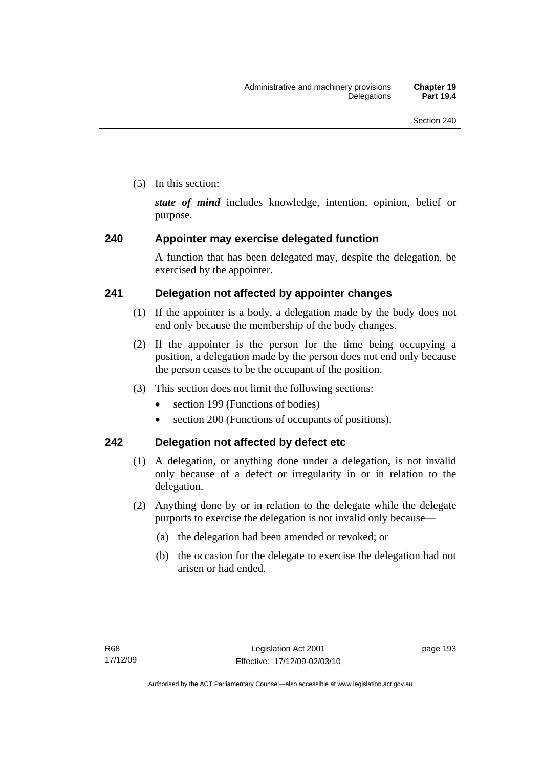(5) In this section:

***state of mind*** includes knowledge, intention, opinion, belief or purpose.

## 240 Appointer may exercise delegated function

A function that has been delegated may, despite the delegation, be exercised by the appointer.

## 241 Delegation not affected by appointer changes

(1) If the appointer is a body, a delegation made by the body does not end only because the membership of the body changes.

(2) If the appointer is the person for the time being occupying a position, a delegation made by the person does not end only because the person ceases to be the occupant of the position.

(3) This section does not limit the following sections:

- section 199 (Functions of bodies)
- section 200 (Functions of occupants of positions).

## 242 Delegation not affected by defect etc

(1) A delegation, or anything done under a delegation, is not invalid only because of a defect or irregularity in or in relation to the delegation.

(2) Anything done by or in relation to the delegate while the delegate purports to exercise the delegation is not invalid only because—

(a) the delegation had been amended or revoked; or

(b) the occasion for the delegate to exercise the delegation had not arisen or had ended.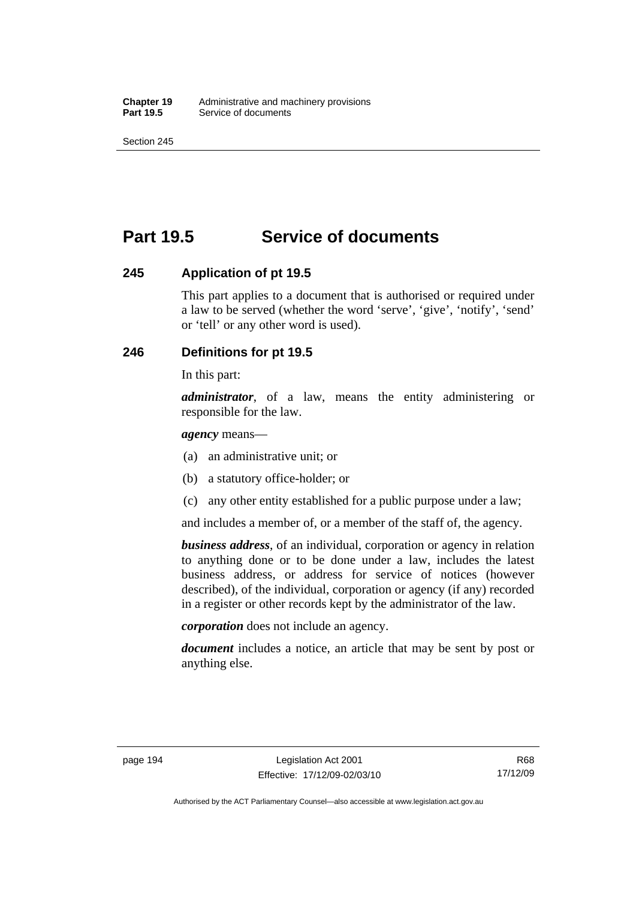# Part 19.5 Service of documents

## 245 Application of pt 19.5

This part applies to a document that is authorised or required under a law to be served (whether the word 'serve', 'give', 'notify', 'send' or 'tell' or any other word is used).

## 246 Definitions for pt 19.5

In this part:

***administrator***, of a law, means the entity administering or responsible for the law.

***agency*** means—

(a) an administrative unit; or

(b) a statutory office-holder; or

(c) any other entity established for a public purpose under a law;

and includes a member of, or a member of the staff of, the agency.

***business address***, of an individual, corporation or agency in relation to anything done or to be done under a law, includes the latest business address, or address for service of notices (however described), of the individual, corporation or agency (if any) recorded in a register or other records kept by the administrator of the law.

***corporation*** does not include an agency.

***document*** includes a notice, an article that may be sent by post or anything else.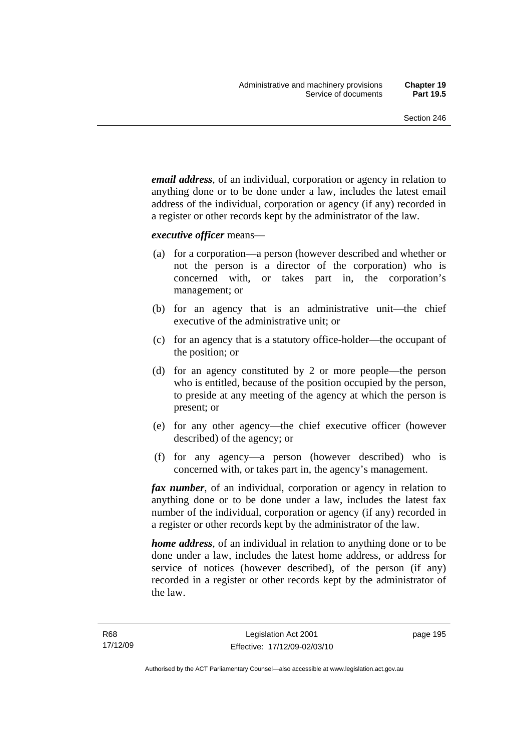***email address***, of an individual, corporation or agency in relation to anything done or to be done under a law, includes the latest email address of the individual, corporation or agency (if any) recorded in a register or other records kept by the administrator of the law.

***executive officer*** means—

(a) for a corporation—a person (however described and whether or not the person is a director of the corporation) who is concerned with, or takes part in, the corporation's management; or

(b) for an agency that is an administrative unit—the chief executive of the administrative unit; or

(c) for an agency that is a statutory office-holder—the occupant of the position; or

(d) for an agency constituted by 2 or more people—the person who is entitled, because of the position occupied by the person, to preside at any meeting of the agency at which the person is present; or

(e) for any other agency—the chief executive officer (however described) of the agency; or

(f) for any agency—a person (however described) who is concerned with, or takes part in, the agency's management.

***fax number***, of an individual, corporation or agency in relation to anything done or to be done under a law, includes the latest fax number of the individual, corporation or agency (if any) recorded in a register or other records kept by the administrator of the law.

***home address***, of an individual in relation to anything done or to be done under a law, includes the latest home address, or address for service of notices (however described), of the person (if any) recorded in a register or other records kept by the administrator of the law.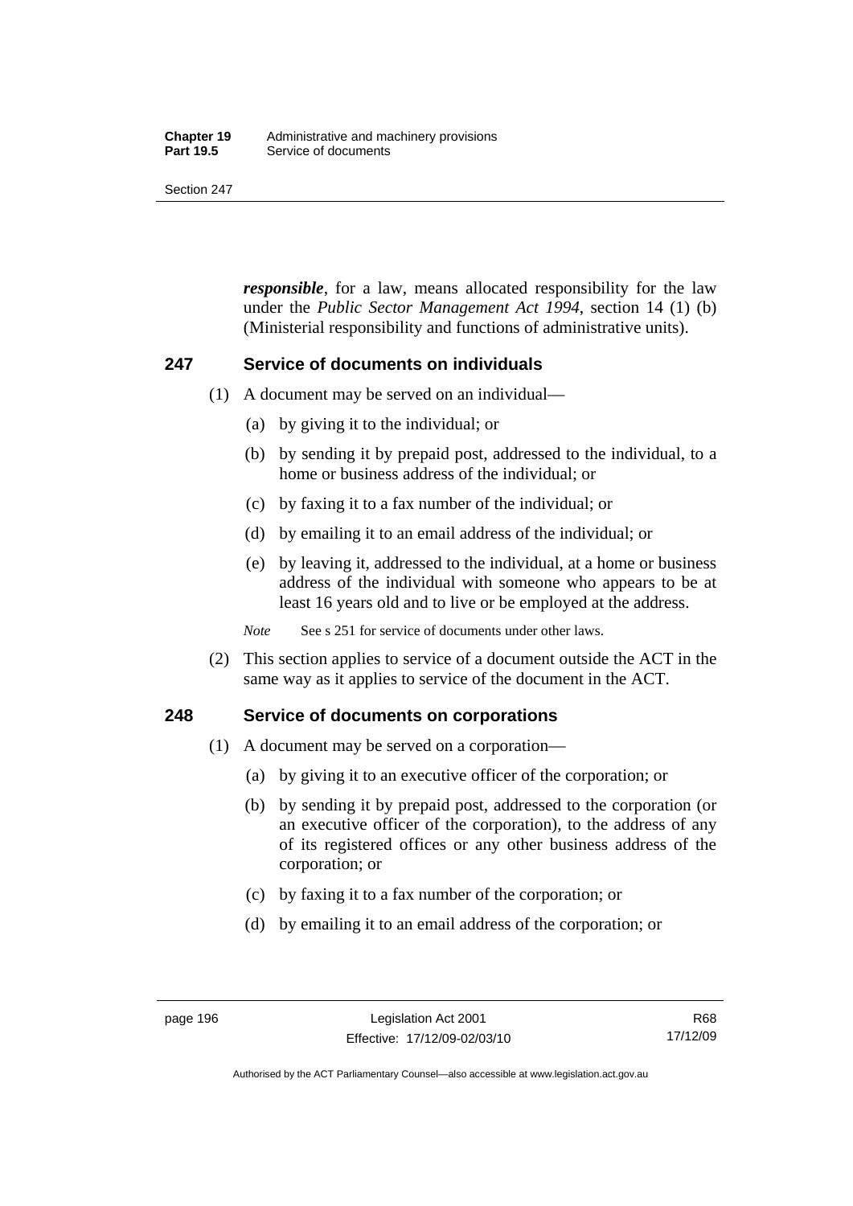***responsible***, for a law, means allocated responsibility for the law under the *Public Sector Management Act 1994*, section 14 (1) (b) (Ministerial responsibility and functions of administrative units).

## 247 Service of documents on individuals

(1) A document may be served on an individual—

(a) by giving it to the individual; or

(b) by sending it by prepaid post, addressed to the individual, to a home or business address of the individual; or

(c) by faxing it to a fax number of the individual; or

(d) by emailing it to an email address of the individual; or

(e) by leaving it, addressed to the individual, at a home or business address of the individual with someone who appears to be at least 16 years old and to live or be employed at the address.

*Note* See s 251 for service of documents under other laws.

(2) This section applies to service of a document outside the ACT in the same way as it applies to service of the document in the ACT.

## 248 Service of documents on corporations

(1) A document may be served on a corporation—

(a) by giving it to an executive officer of the corporation; or

(b) by sending it by prepaid post, addressed to the corporation (or an executive officer of the corporation), to the address of any of its registered offices or any other business address of the corporation; or

(c) by faxing it to a fax number of the corporation; or

(d) by emailing it to an email address of the corporation; or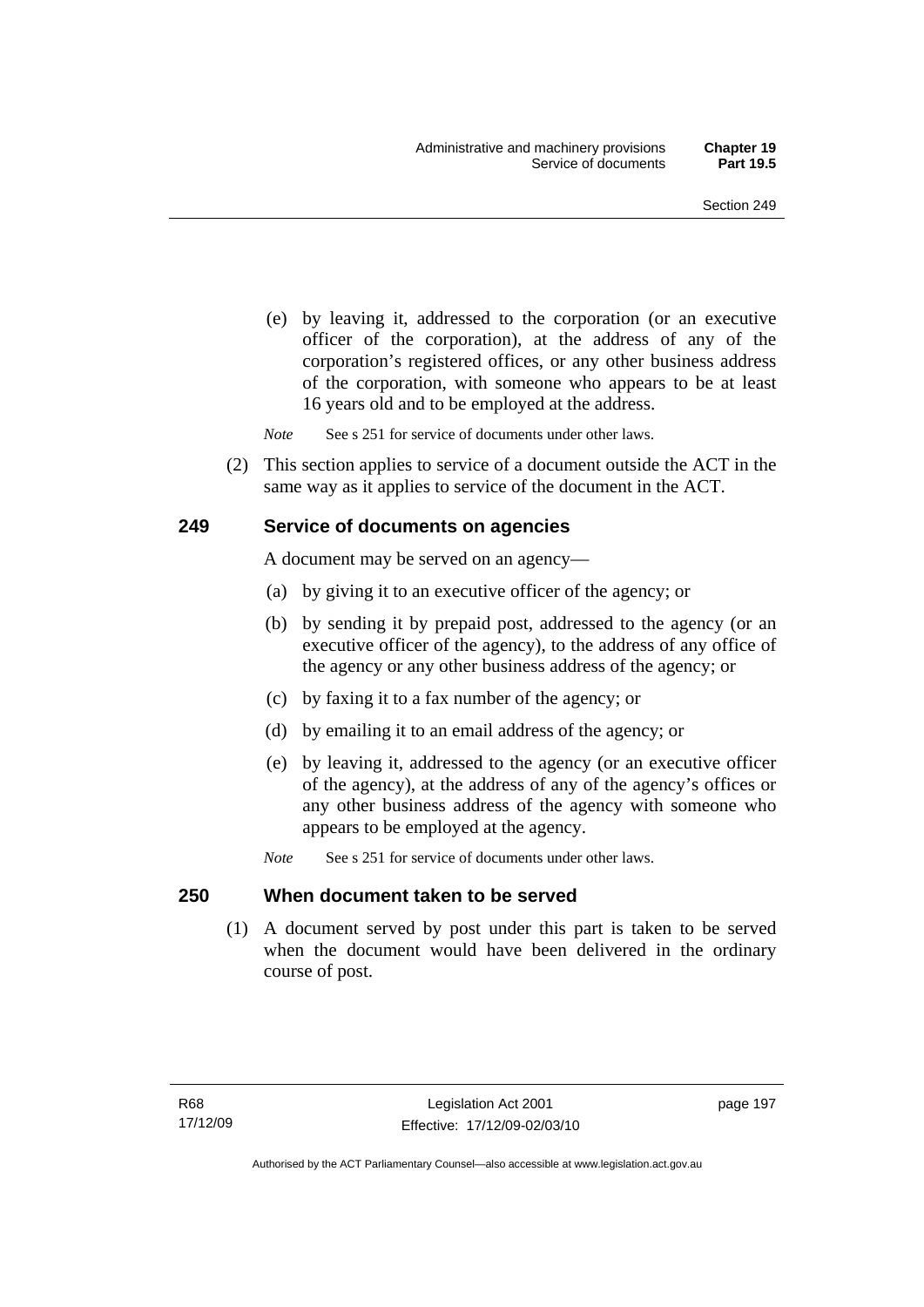(e) by leaving it, addressed to the corporation (or an executive officer of the corporation), at the address of any of the corporation's registered offices, or any other business address of the corporation, with someone who appears to be at least 16 years old and to be employed at the address.

*Note* See s 251 for service of documents under other laws.

(2) This section applies to service of a document outside the ACT in the same way as it applies to service of the document in the ACT.

### 249 Service of documents on agencies

A document may be served on an agency—

(a) by giving it to an executive officer of the agency; or

(b) by sending it by prepaid post, addressed to the agency (or an executive officer of the agency), to the address of any office of the agency or any other business address of the agency; or

(c) by faxing it to a fax number of the agency; or

(d) by emailing it to an email address of the agency; or

(e) by leaving it, addressed to the agency (or an executive officer of the agency), at the address of any of the agency's offices or any other business address of the agency with someone who appears to be employed at the agency.

*Note* See s 251 for service of documents under other laws.

### 250 When document taken to be served

(1) A document served by post under this part is taken to be served when the document would have been delivered in the ordinary course of post.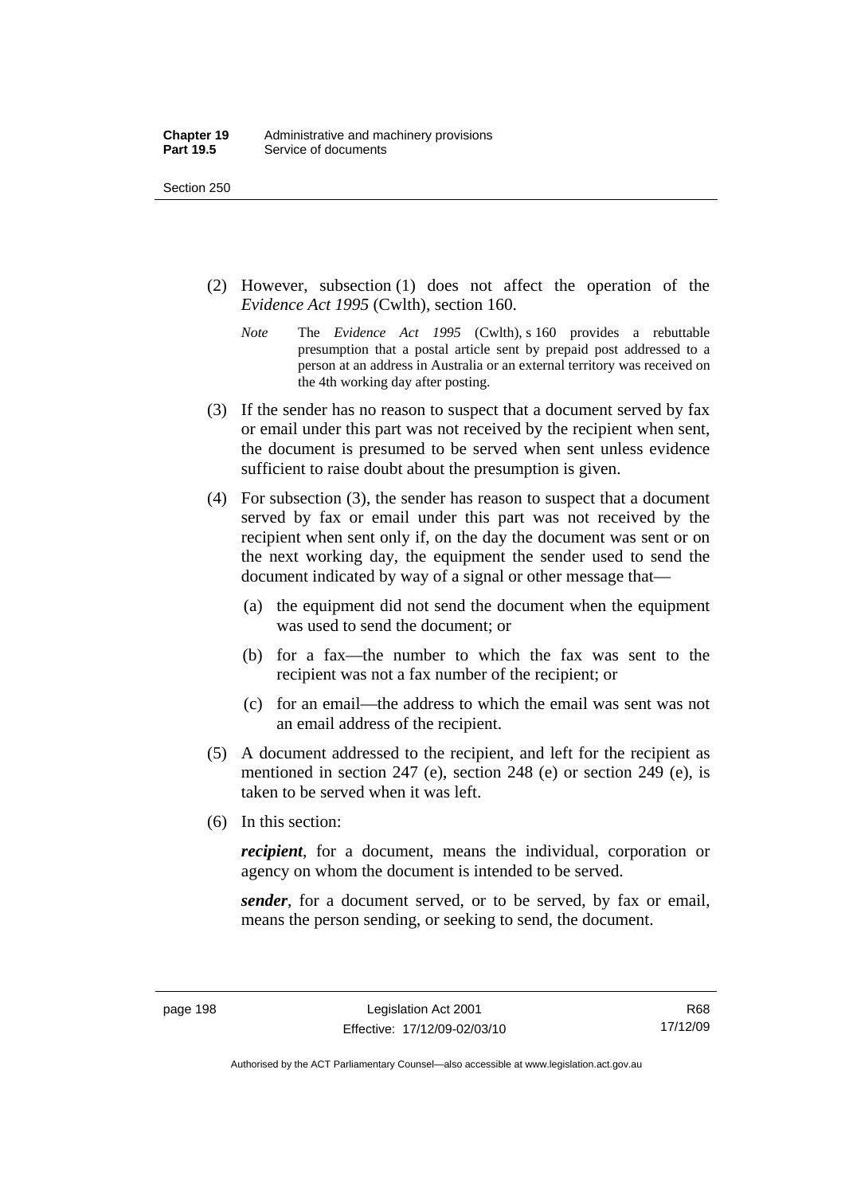(2) However, subsection (1) does not affect the operation of the *Evidence Act 1995* (Cwlth), section 160.

*Note* The *Evidence Act 1995* (Cwlth), s 160 provides a rebuttable presumption that a postal article sent by prepaid post addressed to a person at an address in Australia or an external territory was received on the 4th working day after posting.

(3) If the sender has no reason to suspect that a document served by fax or email under this part was not received by the recipient when sent, the document is presumed to be served when sent unless evidence sufficient to raise doubt about the presumption is given.

(4) For subsection (3), the sender has reason to suspect that a document served by fax or email under this part was not received by the recipient when sent only if, on the day the document was sent or on the next working day, the equipment the sender used to send the document indicated by way of a signal or other message that—

(a) the equipment did not send the document when the equipment was used to send the document; or

(b) for a fax—the number to which the fax was sent to the recipient was not a fax number of the recipient; or

(c) for an email—the address to which the email was sent was not an email address of the recipient.

(5) A document addressed to the recipient, and left for the recipient as mentioned in section 247 (e), section 248 (e) or section 249 (e), is taken to be served when it was left.

(6) In this section:

***recipient***, for a document, means the individual, corporation or agency on whom the document is intended to be served.

***sender***, for a document served, or to be served, by fax or email, means the person sending, or seeking to send, the document.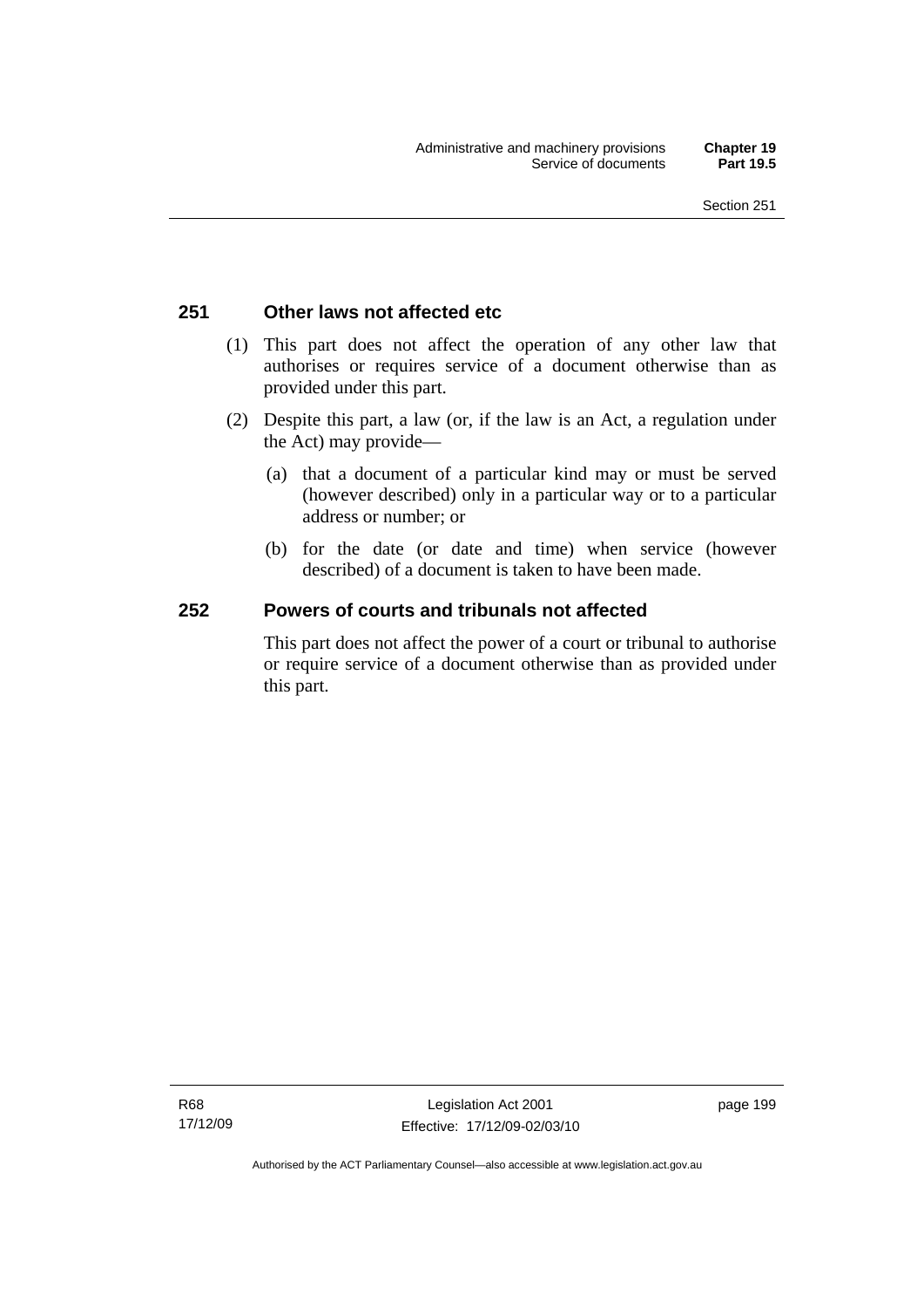## 251 Other laws not affected etc

(1) This part does not affect the operation of any other law that authorises or requires service of a document otherwise than as provided under this part.

(2) Despite this part, a law (or, if the law is an Act, a regulation under the Act) may provide—

(a) that a document of a particular kind may or must be served (however described) only in a particular way or to a particular address or number; or

(b) for the date (or date and time) when service (however described) of a document is taken to have been made.

## 252 Powers of courts and tribunals not affected

This part does not affect the power of a court or tribunal to authorise or require service of a document otherwise than as provided under this part.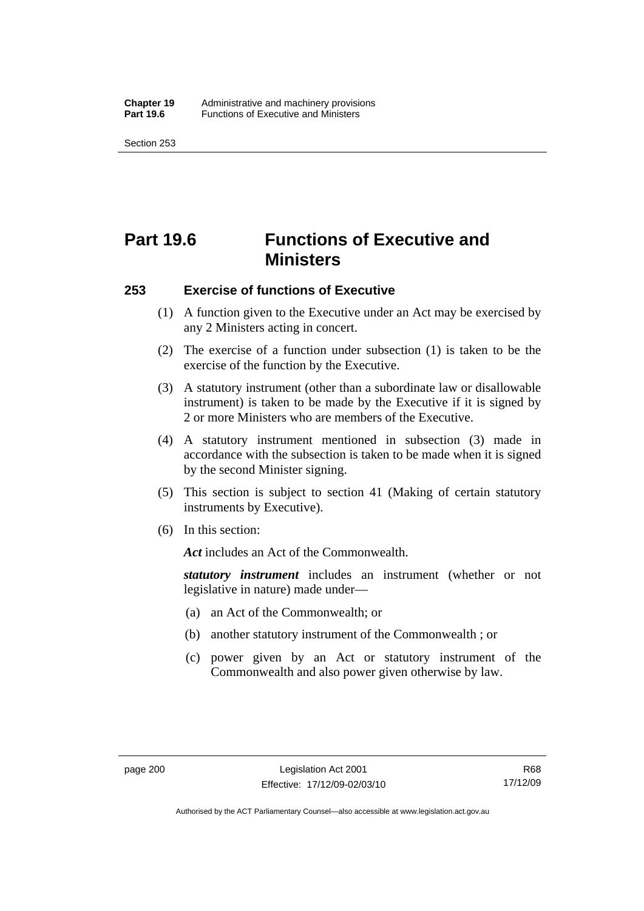# Part 19.6 Functions of Executive and Ministers

## 253 Exercise of functions of Executive

(1) A function given to the Executive under an Act may be exercised by any 2 Ministers acting in concert.

(2) The exercise of a function under subsection (1) is taken to be the exercise of the function by the Executive.

(3) A statutory instrument (other than a subordinate law or disallowable instrument) is taken to be made by the Executive if it is signed by 2 or more Ministers who are members of the Executive.

(4) A statutory instrument mentioned in subsection (3) made in accordance with the subsection is taken to be made when it is signed by the second Minister signing.

(5) This section is subject to section 41 (Making of certain statutory instruments by Executive).

(6) In this section:

***Act*** includes an Act of the Commonwealth.

***statutory instrument*** includes an instrument (whether or not legislative in nature) made under—

(a) an Act of the Commonwealth; or

(b) another statutory instrument of the Commonwealth ; or

(c) power given by an Act or statutory instrument of the Commonwealth and also power given otherwise by law.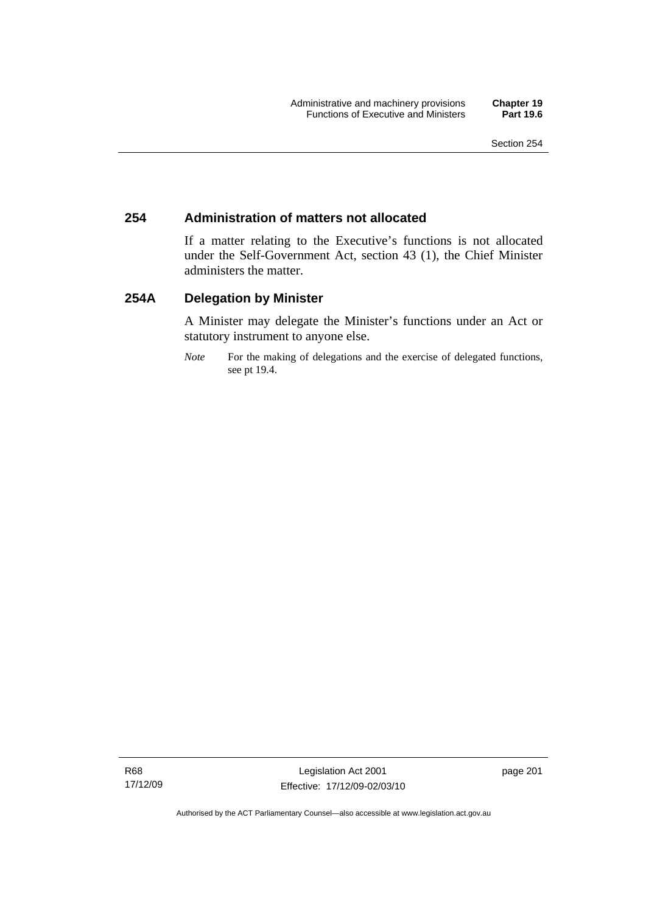## 254 Administration of matters not allocated

If a matter relating to the Executive's functions is not allocated under the Self-Government Act, section 43 (1), the Chief Minister administers the matter.

## 254A Delegation by Minister

A Minister may delegate the Minister's functions under an Act or statutory instrument to anyone else.

*Note* For the making of delegations and the exercise of delegated functions, see pt 19.4.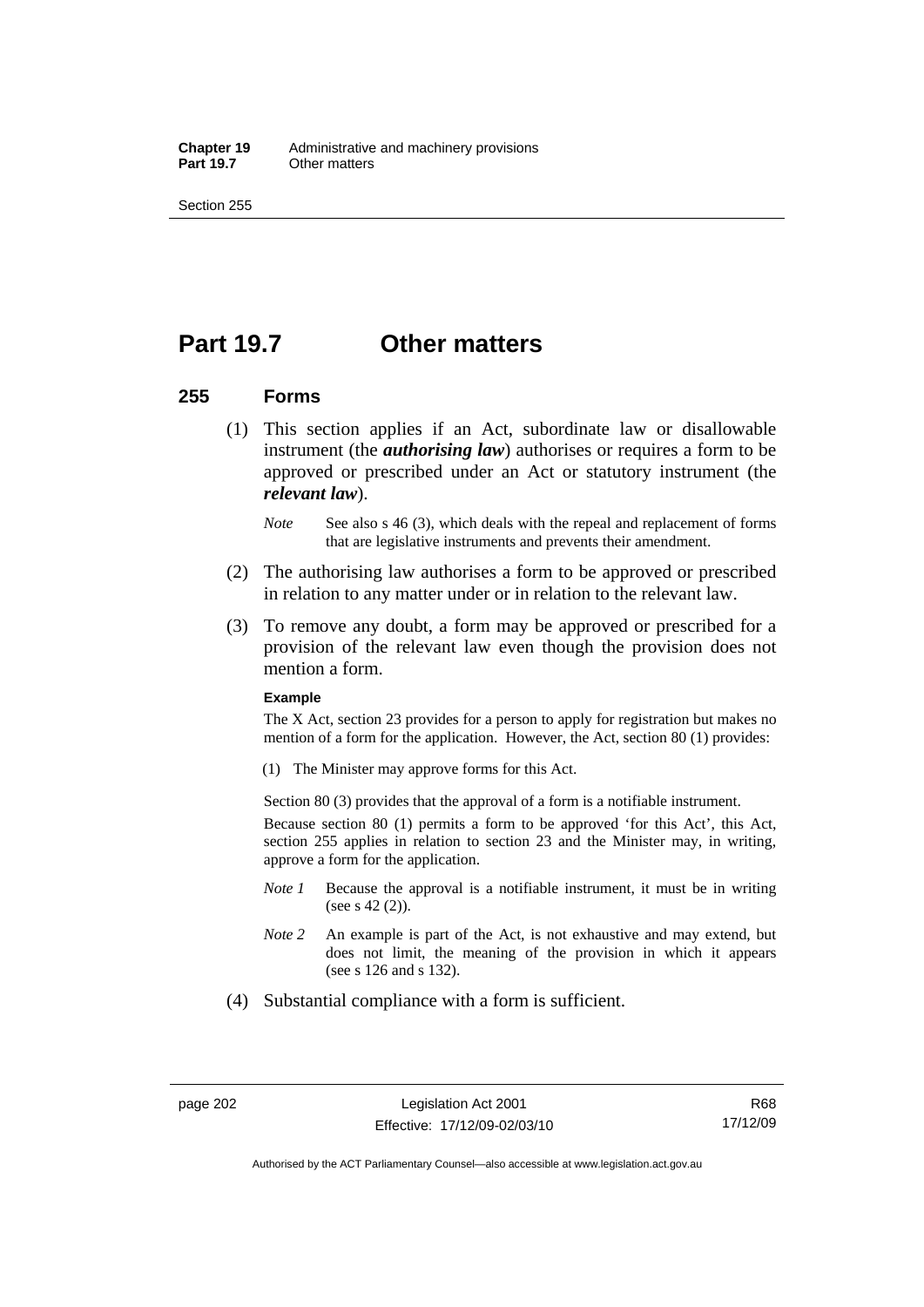# Part 19.7 Other matters

## 255 Forms

(1) This section applies if an Act, subordinate law or disallowable instrument (the ***authorising law***) authorises or requires a form to be approved or prescribed under an Act or statutory instrument (the ***relevant law***).

*Note* See also s 46 (3), which deals with the repeal and replacement of forms that are legislative instruments and prevents their amendment.

(2) The authorising law authorises a form to be approved or prescribed in relation to any matter under or in relation to the relevant law.

(3) To remove any doubt, a form may be approved or prescribed for a provision of the relevant law even though the provision does not mention a form.

**Example**

The X Act, section 23 provides for a person to apply for registration but makes no mention of a form for the application. However, the Act, section 80 (1) provides:

(1) The Minister may approve forms for this Act.

Section 80 (3) provides that the approval of a form is a notifiable instrument.

Because section 80 (1) permits a form to be approved 'for this Act', this Act, section 255 applies in relation to section 23 and the Minister may, in writing, approve a form for the application.

*Note 1* Because the approval is a notifiable instrument, it must be in writing (see s 42 (2)).

*Note 2* An example is part of the Act, is not exhaustive and may extend, but does not limit, the meaning of the provision in which it appears (see s 126 and s 132).

(4) Substantial compliance with a form is sufficient.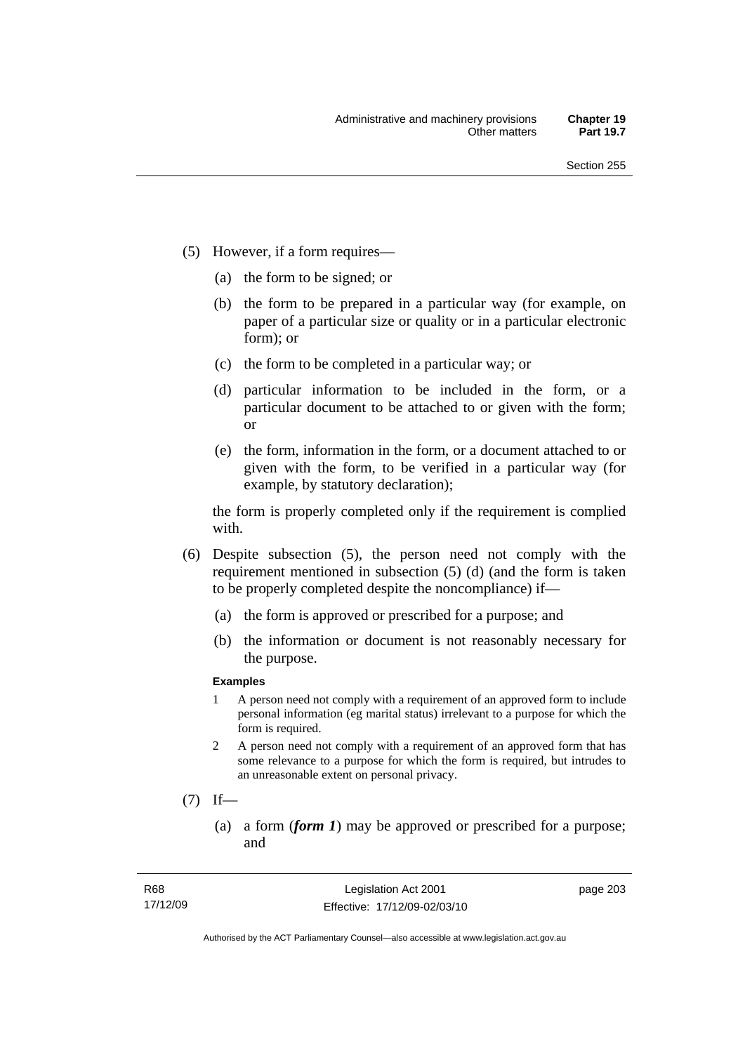(5) However, if a form requires—

(a) the form to be signed; or

(b) the form to be prepared in a particular way (for example, on paper of a particular size or quality or in a particular electronic form); or

(c) the form to be completed in a particular way; or

(d) particular information to be included in the form, or a particular document to be attached to or given with the form; or

(e) the form, information in the form, or a document attached to or given with the form, to be verified in a particular way (for example, by statutory declaration);

the form is properly completed only if the requirement is complied with.

(6) Despite subsection (5), the person need not comply with the requirement mentioned in subsection (5) (d) (and the form is taken to be properly completed despite the noncompliance) if—

(a) the form is approved or prescribed for a purpose; and

(b) the information or document is not reasonably necessary for the purpose.

**Examples**

1 A person need not comply with a requirement of an approved form to include personal information (eg marital status) irrelevant to a purpose for which the form is required.

2 A person need not comply with a requirement of an approved form that has some relevance to a purpose for which the form is required, but intrudes to an unreasonable extent on personal privacy.

(7) If—

(a) a form (***form 1***) may be approved or prescribed for a purpose; and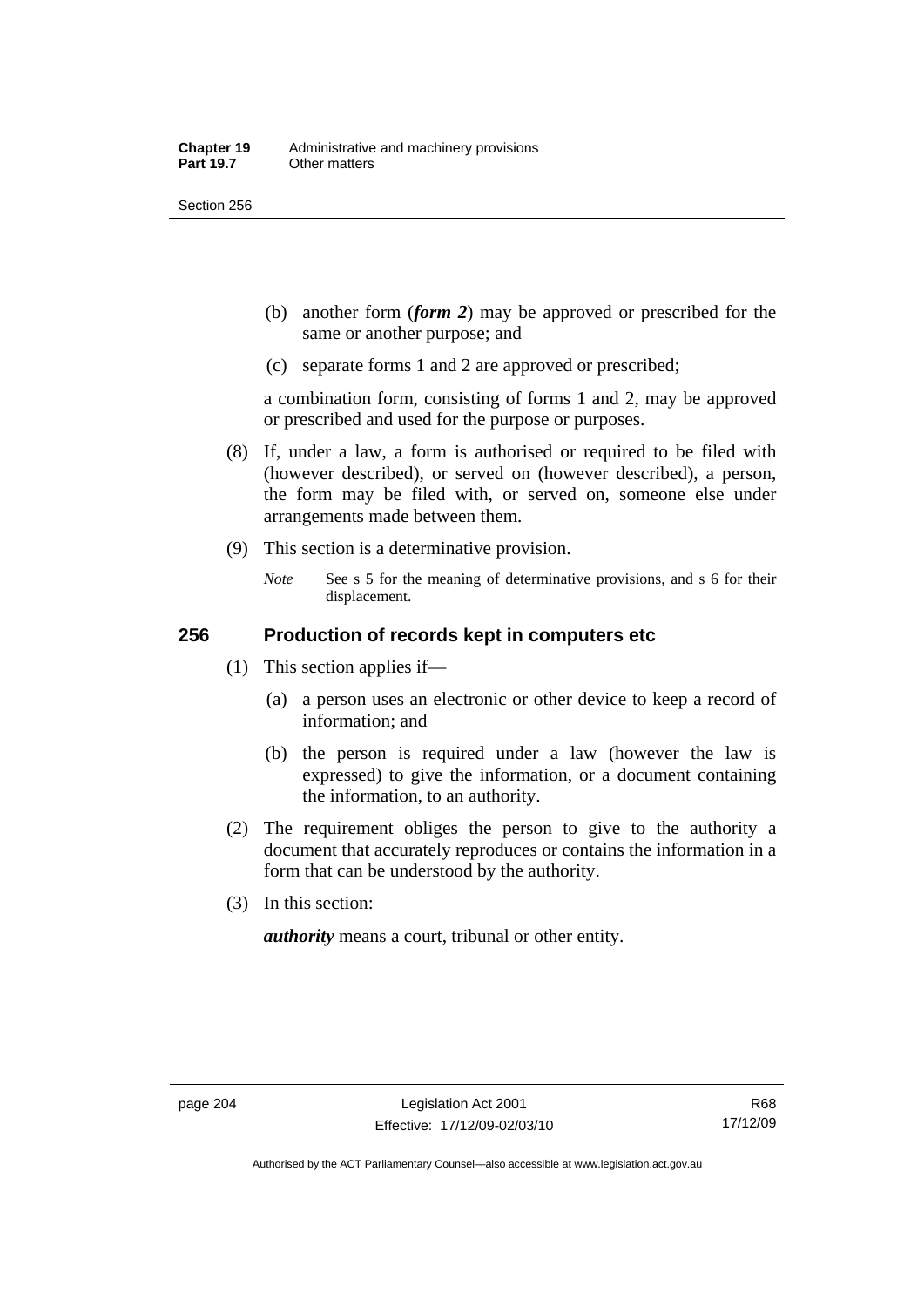(b) another form (***form 2***) may be approved or prescribed for the same or another purpose; and

(c) separate forms 1 and 2 are approved or prescribed;

a combination form, consisting of forms 1 and 2, may be approved or prescribed and used for the purpose or purposes.

(8) If, under a law, a form is authorised or required to be filed with (however described), or served on (however described), a person, the form may be filed with, or served on, someone else under arrangements made between them.

(9) This section is a determinative provision.

*Note* See s 5 for the meaning of determinative provisions, and s 6 for their displacement.

### 256 Production of records kept in computers etc

(1) This section applies if—

(a) a person uses an electronic or other device to keep a record of information; and

(b) the person is required under a law (however the law is expressed) to give the information, or a document containing the information, to an authority.

(2) The requirement obliges the person to give to the authority a document that accurately reproduces or contains the information in a form that can be understood by the authority.

(3) In this section:

***authority*** means a court, tribunal or other entity.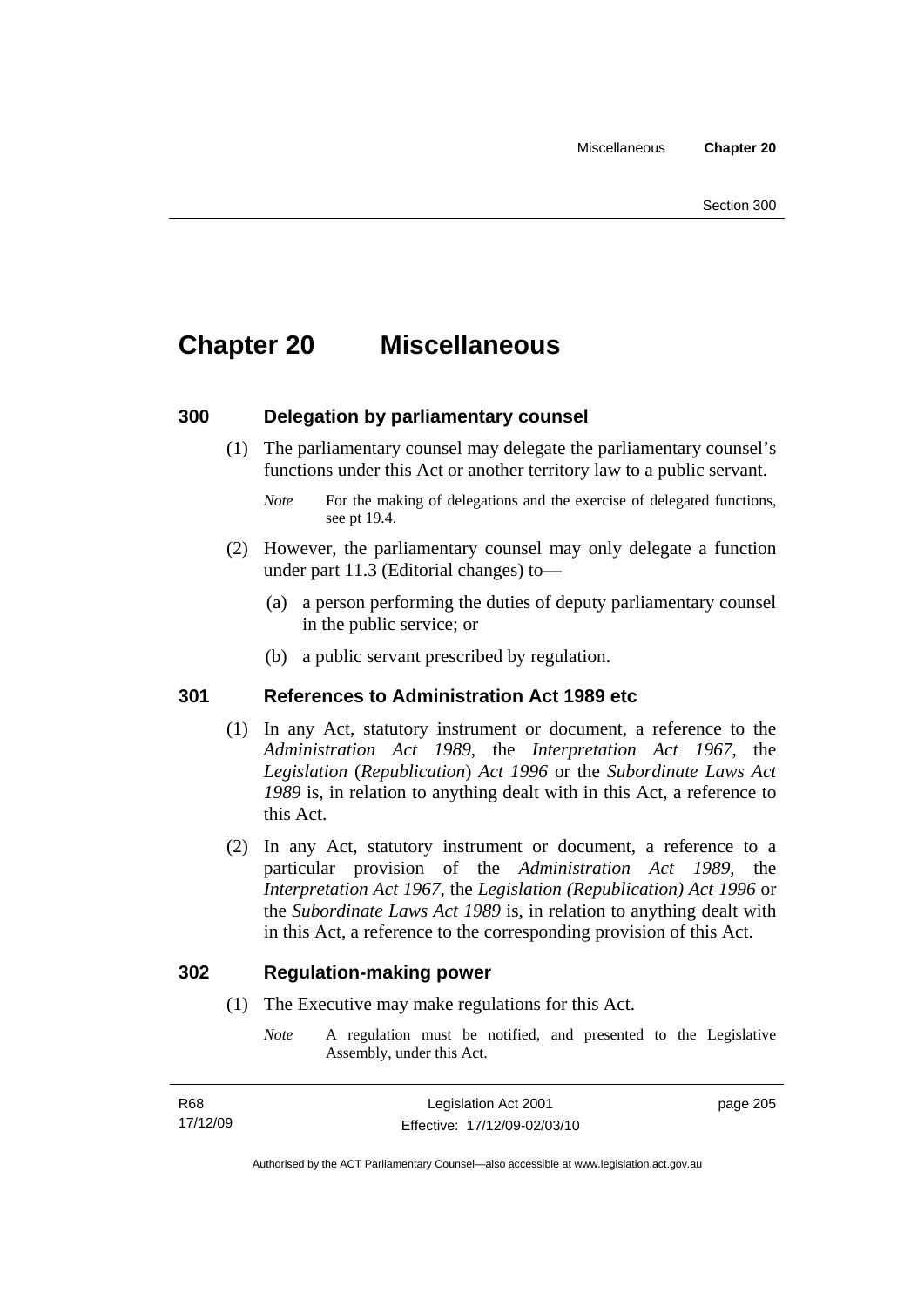# Chapter 20 Miscellaneous

## 300 Delegation by parliamentary counsel

(1) The parliamentary counsel may delegate the parliamentary counsel's functions under this Act or another territory law to a public servant.

*Note* For the making of delegations and the exercise of delegated functions, see pt 19.4.

(2) However, the parliamentary counsel may only delegate a function under part 11.3 (Editorial changes) to—

(a) a person performing the duties of deputy parliamentary counsel in the public service; or

(b) a public servant prescribed by regulation.

## 301 References to Administration Act 1989 etc

(1) In any Act, statutory instrument or document, a reference to the *Administration Act 1989*, the *Interpretation Act 1967*, the *Legislation* (*Republication*) *Act 1996* or the *Subordinate Laws Act 1989* is, in relation to anything dealt with in this Act, a reference to this Act.

(2) In any Act, statutory instrument or document, a reference to a particular provision of the *Administration Act 1989*, the *Interpretation Act 1967*, the *Legislation (Republication) Act 1996* or the *Subordinate Laws Act 1989* is, in relation to anything dealt with in this Act, a reference to the corresponding provision of this Act.

## 302 Regulation-making power

(1) The Executive may make regulations for this Act.

*Note* A regulation must be notified, and presented to the Legislative Assembly, under this Act.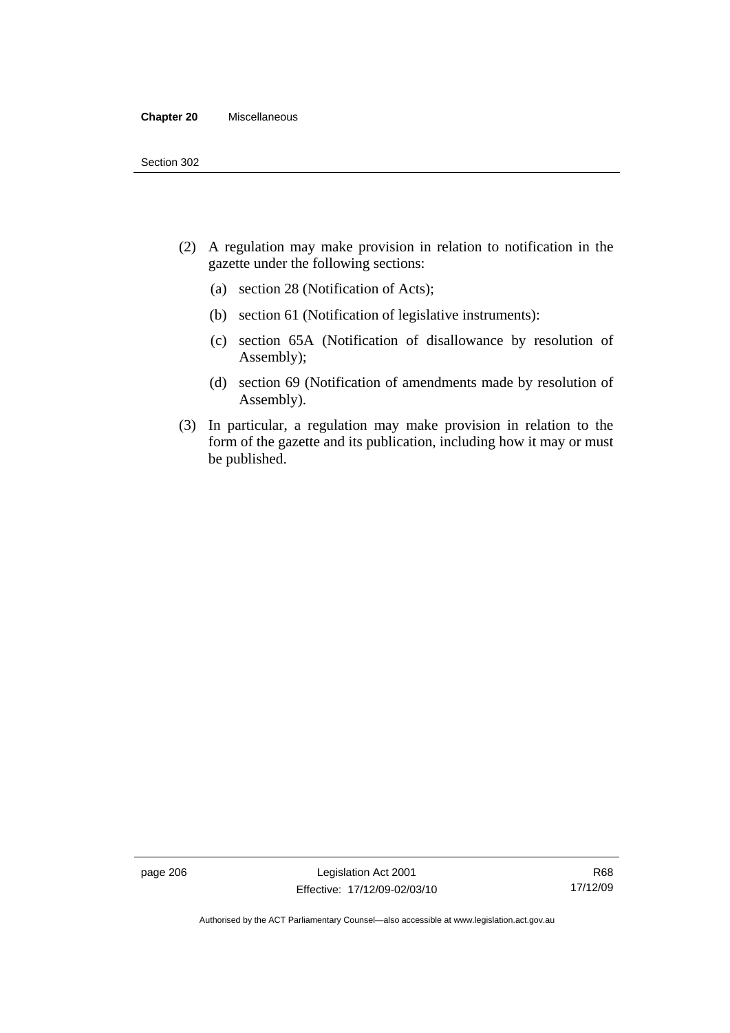(2) A regulation may make provision in relation to notification in the gazette under the following sections:

  (a) section 28 (Notification of Acts);

  (b) section 61 (Notification of legislative instruments):

  (c) section 65A (Notification of disallowance by resolution of Assembly);

  (d) section 69 (Notification of amendments made by resolution of Assembly).

(3) In particular, a regulation may make provision in relation to the form of the gazette and its publication, including how it may or must be published.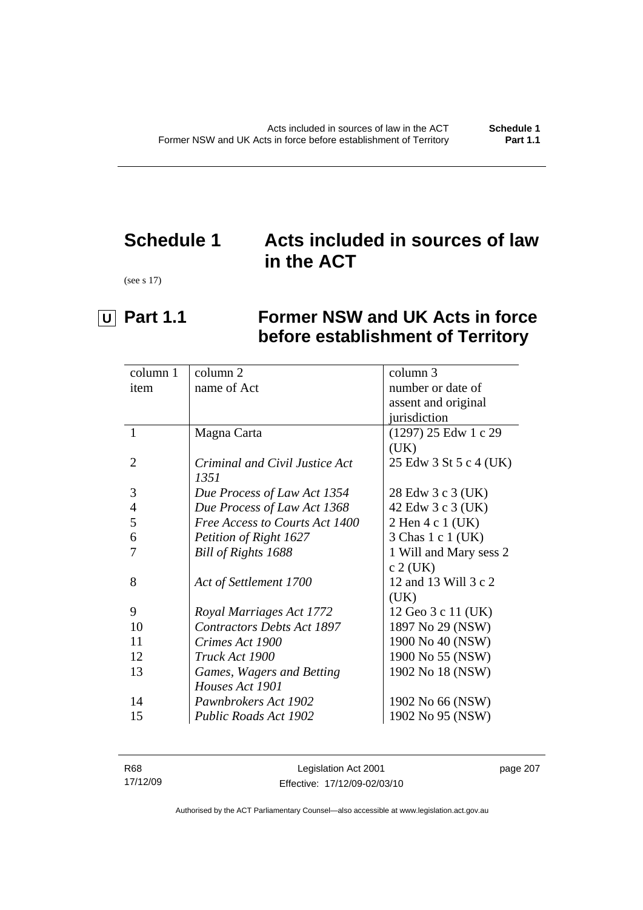# Schedule 1 Acts included in sources of law in the ACT

(see s 17)

## U Part 1.1 Former NSW and UK Acts in force before establishment of Territory

| column 1<br>item | column 2<br>name of Act | column 3<br>number or date of assent and original jurisdiction |
|---|---|---|
| 1 | Magna Carta | (1297) 25 Edw 1 c 29 (UK) |
| 2 | *Criminal and Civil Justice Act 1351* | 25 Edw 3 St 5 c 4 (UK) |
| 3 | *Due Process of Law Act 1354* | 28 Edw 3 c 3 (UK) |
| 4 | *Due Process of Law Act 1368* | 42 Edw 3 c 3 (UK) |
| 5 | *Free Access to Courts Act 1400* | 2 Hen 4 c 1 (UK) |
| 6 | *Petition of Right 1627* | 3 Chas 1 c 1 (UK) |
| 7 | *Bill of Rights 1688* | 1 Will and Mary sess 2 c 2 (UK) |
| 8 | *Act of Settlement 1700* | 12 and 13 Will 3 c 2 (UK) |
| 9 | *Royal Marriages Act 1772* | 12 Geo 3 c 11 (UK) |
| 10 | *Contractors Debts Act 1897* | 1897 No 29 (NSW) |
| 11 | *Crimes Act 1900* | 1900 No 40 (NSW) |
| 12 | *Truck Act 1900* | 1900 No 55 (NSW) |
| 13 | *Games, Wagers and Betting Houses Act 1901* | 1902 No 18 (NSW) |
| 14 | *Pawnbrokers Act 1902* | 1902 No 66 (NSW) |
| 15 | *Public Roads Act 1902* | 1902 No 95 (NSW) |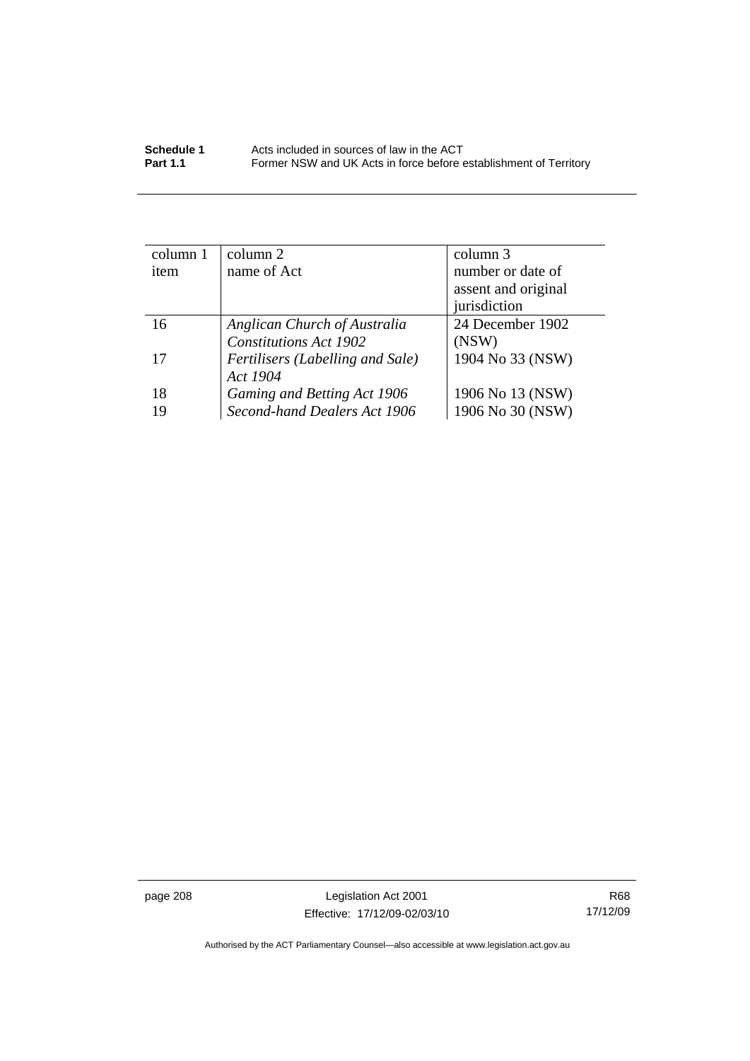| column 1 item | column 2 name of Act | column 3 number or date of assent and original jurisdiction |
|---|---|---|
| 16 | *Anglican Church of Australia Constitutions Act 1902* | 24 December 1902 (NSW) |
| 17 | *Fertilisers (Labelling and Sale) Act 1904* | 1904 No 33 (NSW) |
| 18 | *Gaming and Betting Act 1906* | 1906 No 13 (NSW) |
| 19 | *Second-hand Dealers Act 1906* | 1906 No 30 (NSW) |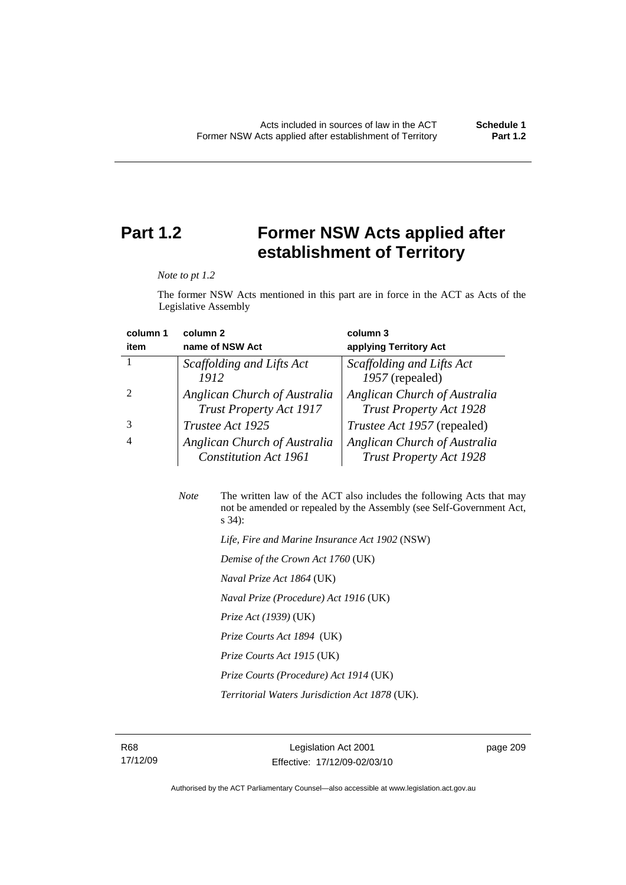# Part 1.2 Former NSW Acts applied after establishment of Territory

*Note to pt 1.2*

The former NSW Acts mentioned in this part are in force in the ACT as Acts of the Legislative Assembly

| column 1<br>item | column 2<br>name of NSW Act | column 3<br>applying Territory Act |
|---|---|---|
| 1 | *Scaffolding and Lifts Act 1912* | *Scaffolding and Lifts Act 1957* (repealed) |
| 2 | *Anglican Church of Australia Trust Property Act 1917* | *Anglican Church of Australia Trust Property Act 1928* |
| 3 | *Trustee Act 1925* | *Trustee Act 1957* (repealed) |
| 4 | *Anglican Church of Australia Constitution Act 1961* | *Anglican Church of Australia Trust Property Act 1928* |

*Note* The written law of the ACT also includes the following Acts that may not be amended or repealed by the Assembly (see Self-Government Act, s 34):

*Life, Fire and Marine Insurance Act 1902* (NSW)

*Demise of the Crown Act 1760* (UK)

*Naval Prize Act 1864* (UK)

*Naval Prize (Procedure) Act 1916* (UK)

*Prize Act (1939)* (UK)

*Prize Courts Act 1894* (UK)

*Prize Courts Act 1915* (UK)

*Prize Courts (Procedure) Act 1914* (UK)

*Territorial Waters Jurisdiction Act 1878* (UK).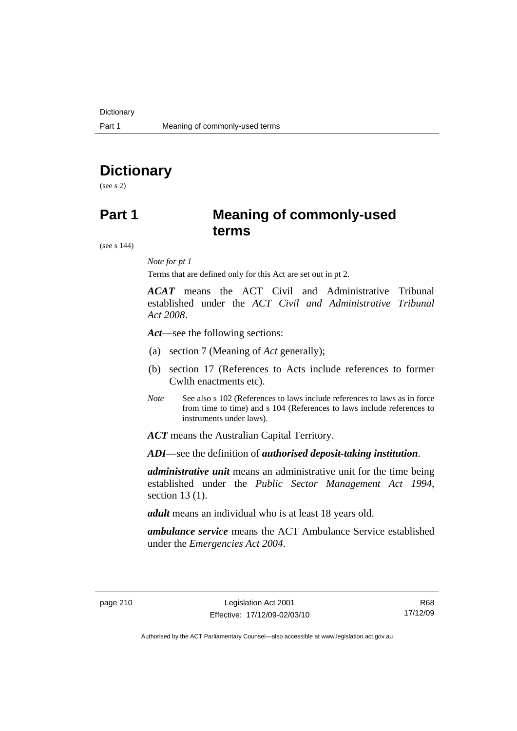# Dictionary

(see s 2)

# Part 1 Meaning of commonly-used terms

(see s 144)

*Note for pt 1*

Terms that are defined only for this Act are set out in pt 2.

***ACAT*** means the ACT Civil and Administrative Tribunal established under the *ACT Civil and Administrative Tribunal Act 2008*.

***Act***—see the following sections:

(a) section 7 (Meaning of *Act* generally);

(b) section 17 (References to Acts include references to former Cwlth enactments etc).

*Note* See also s 102 (References to laws include references to laws as in force from time to time) and s 104 (References to laws include references to instruments under laws).

***ACT*** means the Australian Capital Territory.

***ADI***—see the definition of ***authorised deposit-taking institution***.

***administrative unit*** means an administrative unit for the time being established under the *Public Sector Management Act 1994*, section 13 (1).

***adult*** means an individual who is at least 18 years old.

***ambulance service*** means the ACT Ambulance Service established under the *Emergencies Act 2004*.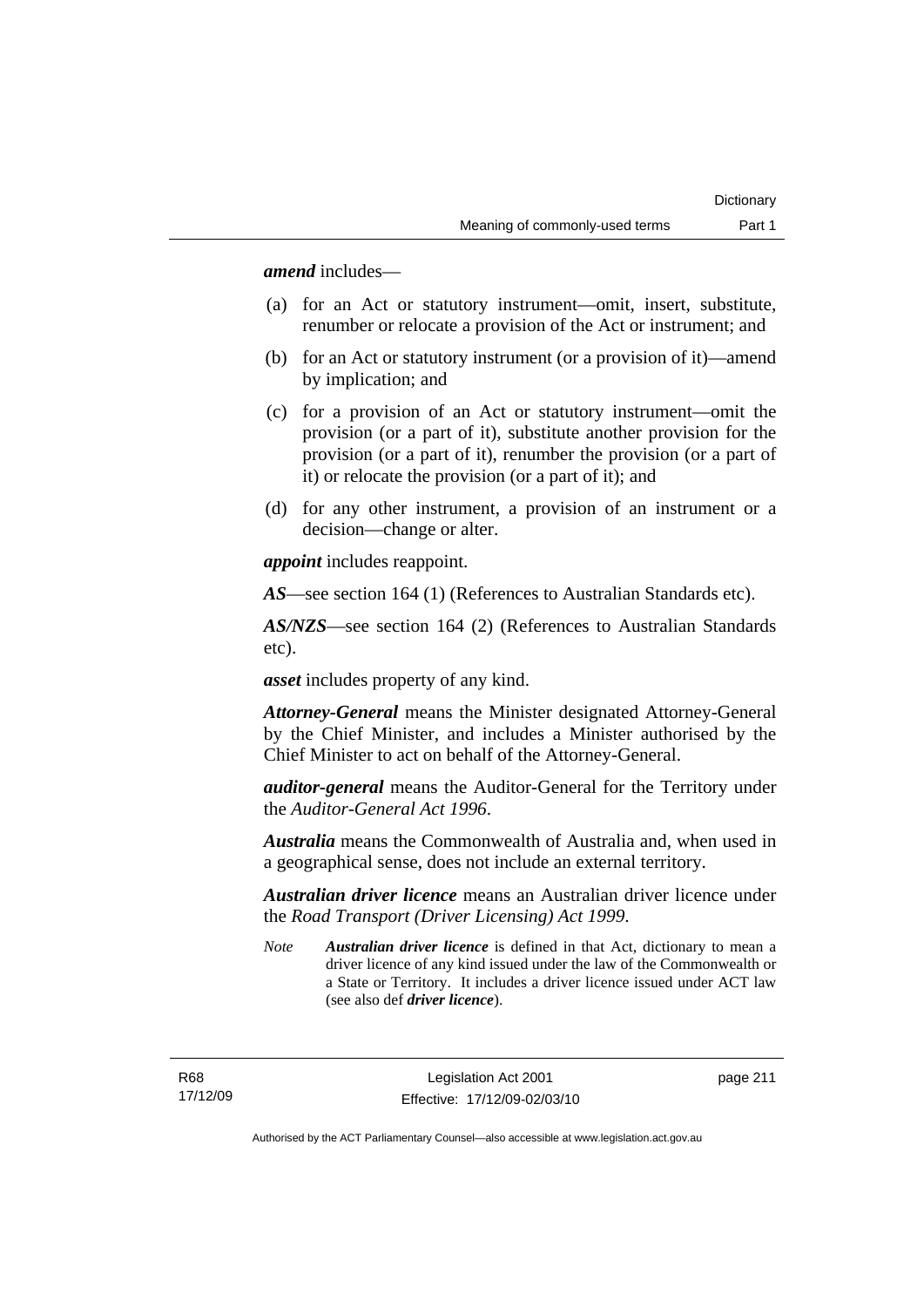***amend*** includes—

(a) for an Act or statutory instrument—omit, insert, substitute, renumber or relocate a provision of the Act or instrument; and

(b) for an Act or statutory instrument (or a provision of it)—amend by implication; and

(c) for a provision of an Act or statutory instrument—omit the provision (or a part of it), substitute another provision for the provision (or a part of it), renumber the provision (or a part of it) or relocate the provision (or a part of it); and

(d) for any other instrument, a provision of an instrument or a decision—change or alter.

***appoint*** includes reappoint.

***AS***—see section 164 (1) (References to Australian Standards etc).

***AS/NZS***—see section 164 (2) (References to Australian Standards etc).

***asset*** includes property of any kind.

***Attorney-General*** means the Minister designated Attorney-General by the Chief Minister, and includes a Minister authorised by the Chief Minister to act on behalf of the Attorney-General.

***auditor-general*** means the Auditor-General for the Territory under the *Auditor-General Act 1996*.

***Australia*** means the Commonwealth of Australia and, when used in a geographical sense, does not include an external territory.

***Australian driver licence*** means an Australian driver licence under the *Road Transport (Driver Licensing) Act 1999*.

*Note* ***Australian driver licence*** is defined in that Act, dictionary to mean a driver licence of any kind issued under the law of the Commonwealth or a State or Territory. It includes a driver licence issued under ACT law (see also def ***driver licence***).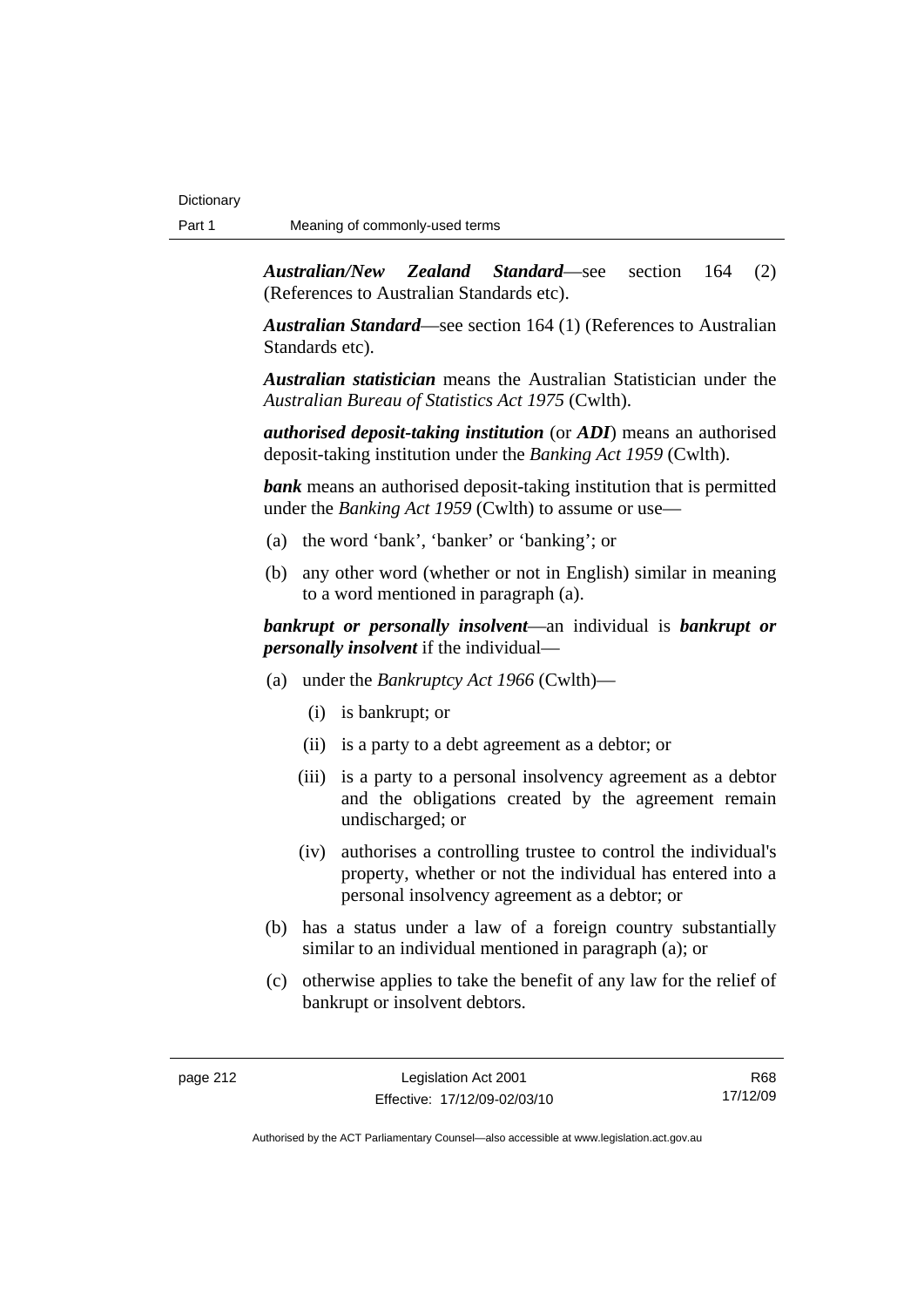***Australian/New Zealand Standard***—see section 164 (2) (References to Australian Standards etc).

***Australian Standard***—see section 164 (1) (References to Australian Standards etc).

***Australian statistician*** means the Australian Statistician under the *Australian Bureau of Statistics Act 1975* (Cwlth).

***authorised deposit-taking institution*** (or ***ADI***) means an authorised deposit-taking institution under the *Banking Act 1959* (Cwlth).

***bank*** means an authorised deposit-taking institution that is permitted under the *Banking Act 1959* (Cwlth) to assume or use—

(a) the word 'bank', 'banker' or 'banking'; or

(b) any other word (whether or not in English) similar in meaning to a word mentioned in paragraph (a).

***bankrupt or personally insolvent***—an individual is ***bankrupt or personally insolvent*** if the individual—

(a) under the *Bankruptcy Act 1966* (Cwlth)—

  (i) is bankrupt; or

  (ii) is a party to a debt agreement as a debtor; or

  (iii) is a party to a personal insolvency agreement as a debtor and the obligations created by the agreement remain undischarged; or

  (iv) authorises a controlling trustee to control the individual's property, whether or not the individual has entered into a personal insolvency agreement as a debtor; or

(b) has a status under a law of a foreign country substantially similar to an individual mentioned in paragraph (a); or

(c) otherwise applies to take the benefit of any law for the relief of bankrupt or insolvent debtors.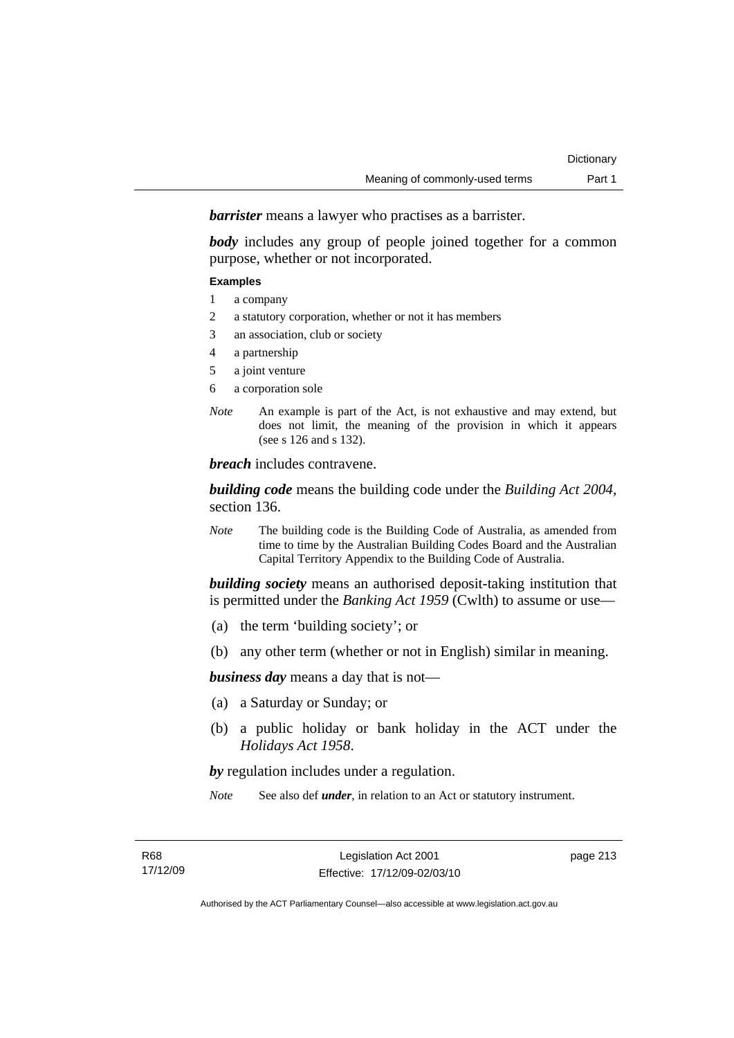***barrister*** means a lawyer who practises as a barrister.

***body*** includes any group of people joined together for a common purpose, whether or not incorporated.

**Examples**

1 a company
2 a statutory corporation, whether or not it has members
3 an association, club or society
4 a partnership
5 a joint venture
6 a corporation sole

*Note* An example is part of the Act, is not exhaustive and may extend, but does not limit, the meaning of the provision in which it appears (see s 126 and s 132).

***breach*** includes contravene.

***building code*** means the building code under the *Building Act 2004*, section 136.

*Note* The building code is the Building Code of Australia, as amended from time to time by the Australian Building Codes Board and the Australian Capital Territory Appendix to the Building Code of Australia.

***building society*** means an authorised deposit-taking institution that is permitted under the *Banking Act 1959* (Cwlth) to assume or use—

(a) the term 'building society'; or

(b) any other term (whether or not in English) similar in meaning.

***business day*** means a day that is not—

(a) a Saturday or Sunday; or

(b) a public holiday or bank holiday in the ACT under the *Holidays Act 1958*.

***by*** regulation includes under a regulation.

*Note* See also def ***under***, in relation to an Act or statutory instrument.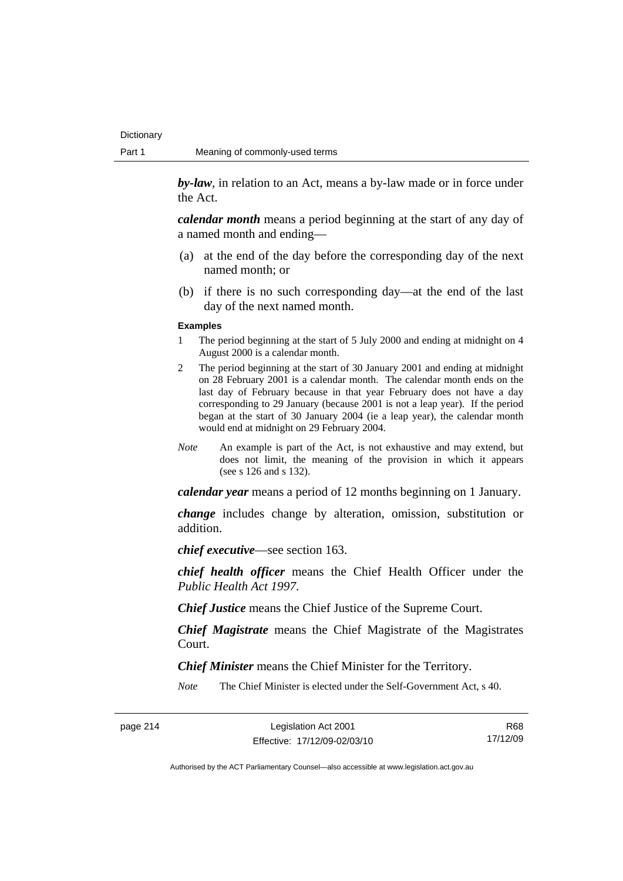***by-law***, in relation to an Act, means a by-law made or in force under the Act.

***calendar month*** means a period beginning at the start of any day of a named month and ending—

(a) at the end of the day before the corresponding day of the next named month; or

(b) if there is no such corresponding day—at the end of the last day of the next named month.

**Examples**

1 The period beginning at the start of 5 July 2000 and ending at midnight on 4 August 2000 is a calendar month.

2 The period beginning at the start of 30 January 2001 and ending at midnight on 28 February 2001 is a calendar month. The calendar month ends on the last day of February because in that year February does not have a day corresponding to 29 January (because 2001 is not a leap year). If the period began at the start of 30 January 2004 (ie a leap year), the calendar month would end at midnight on 29 February 2004.

*Note* An example is part of the Act, is not exhaustive and may extend, but does not limit, the meaning of the provision in which it appears (see s 126 and s 132).

***calendar year*** means a period of 12 months beginning on 1 January.

***change*** includes change by alteration, omission, substitution or addition.

***chief executive***—see section 163.

***chief health officer*** means the Chief Health Officer under the *Public Health Act 1997*.

***Chief Justice*** means the Chief Justice of the Supreme Court.

***Chief Magistrate*** means the Chief Magistrate of the Magistrates Court.

***Chief Minister*** means the Chief Minister for the Territory.

*Note* The Chief Minister is elected under the Self-Government Act, s 40.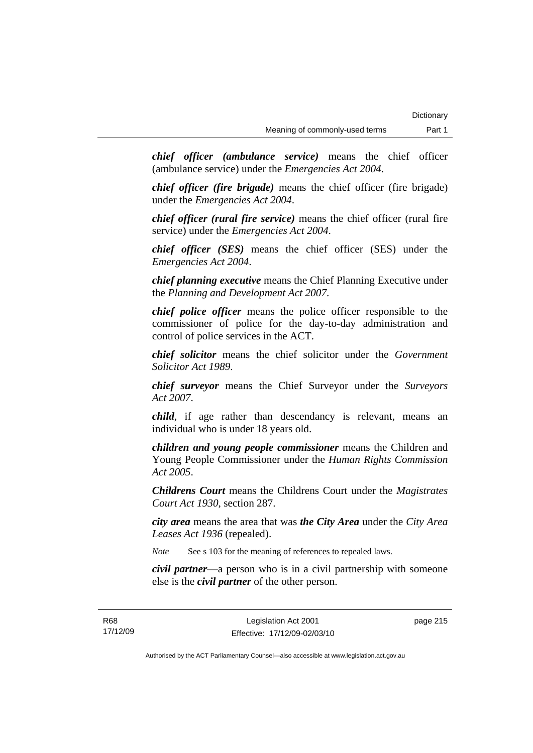***chief officer (ambulance service)*** means the chief officer (ambulance service) under the *Emergencies Act 2004*.

***chief officer (fire brigade)*** means the chief officer (fire brigade) under the *Emergencies Act 2004*.

***chief officer (rural fire service)*** means the chief officer (rural fire service) under the *Emergencies Act 2004*.

***chief officer (SES)*** means the chief officer (SES) under the *Emergencies Act 2004*.

***chief planning executive*** means the Chief Planning Executive under the *Planning and Development Act 2007*.

***chief police officer*** means the police officer responsible to the commissioner of police for the day-to-day administration and control of police services in the ACT.

***chief solicitor*** means the chief solicitor under the *Government Solicitor Act 1989*.

***chief surveyor*** means the Chief Surveyor under the *Surveyors Act 2007*.

***child***, if age rather than descendancy is relevant, means an individual who is under 18 years old.

***children and young people commissioner*** means the Children and Young People Commissioner under the *Human Rights Commission Act 2005*.

***Childrens Court*** means the Childrens Court under the *Magistrates Court Act 1930*, section 287.

***city area*** means the area that was ***the City Area*** under the *City Area Leases Act 1936* (repealed).

*Note* See s 103 for the meaning of references to repealed laws.

***civil partner***—a person who is in a civil partnership with someone else is the ***civil partner*** of the other person.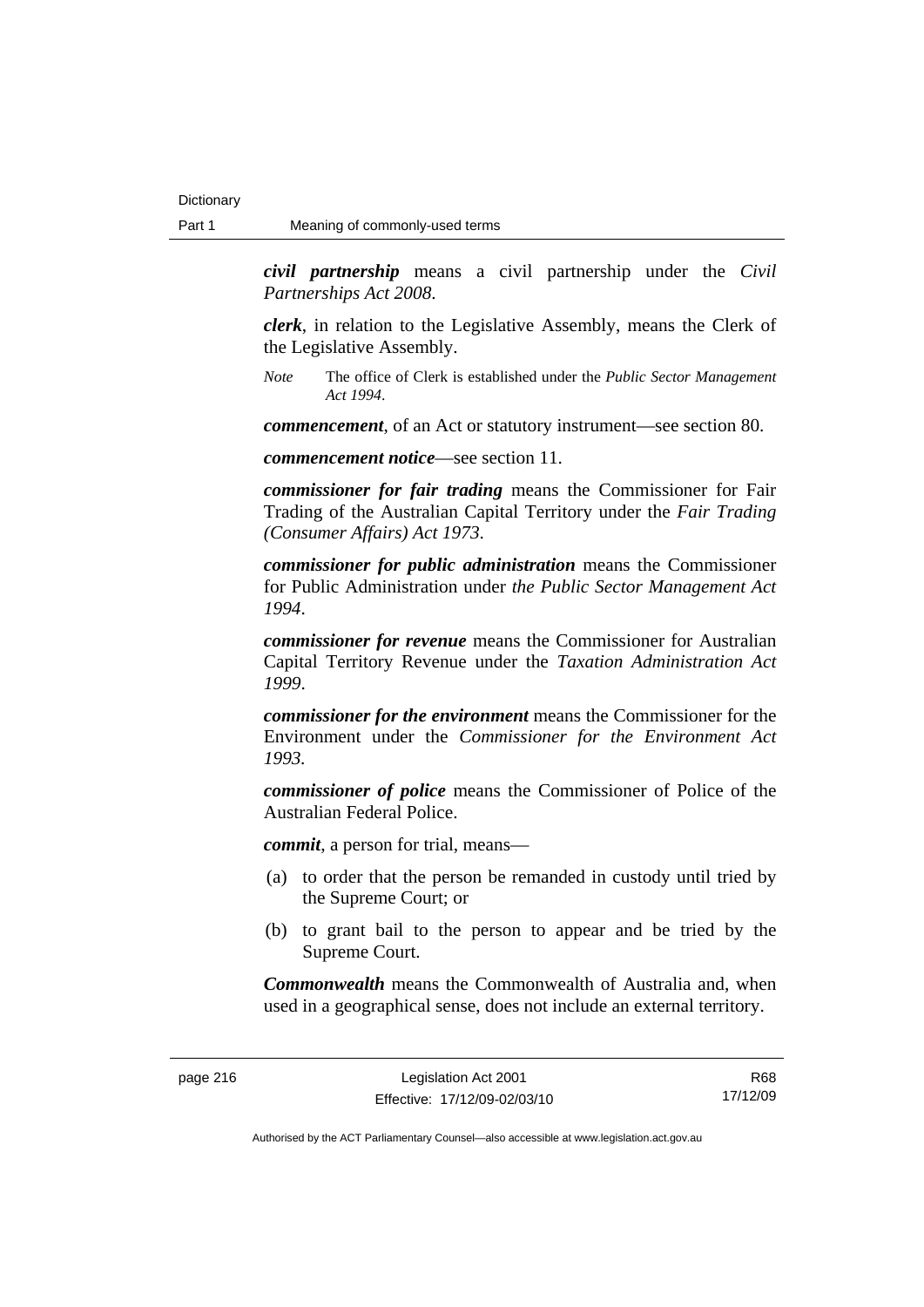***civil partnership*** means a civil partnership under the *Civil Partnerships Act 2008*.

***clerk***, in relation to the Legislative Assembly, means the Clerk of the Legislative Assembly.

*Note* The office of Clerk is established under the *Public Sector Management Act 1994*.

***commencement***, of an Act or statutory instrument—see section 80.

***commencement notice***—see section 11.

***commissioner for fair trading*** means the Commissioner for Fair Trading of the Australian Capital Territory under the *Fair Trading (Consumer Affairs) Act 1973*.

***commissioner for public administration*** means the Commissioner for Public Administration under *the Public Sector Management Act 1994*.

***commissioner for revenue*** means the Commissioner for Australian Capital Territory Revenue under the *Taxation Administration Act 1999*.

***commissioner for the environment*** means the Commissioner for the Environment under the *Commissioner for the Environment Act 1993*.

***commissioner of police*** means the Commissioner of Police of the Australian Federal Police.

***commit***, a person for trial, means—

(a) to order that the person be remanded in custody until tried by the Supreme Court; or

(b) to grant bail to the person to appear and be tried by the Supreme Court.

***Commonwealth*** means the Commonwealth of Australia and, when used in a geographical sense, does not include an external territory.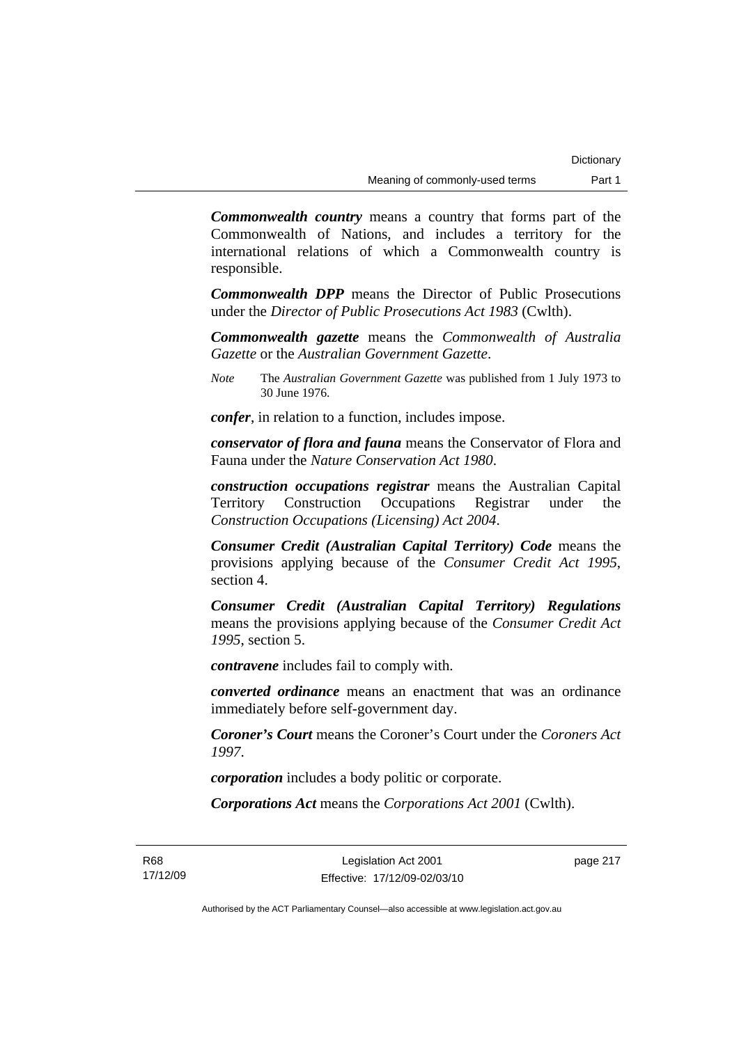***Commonwealth country*** means a country that forms part of the Commonwealth of Nations, and includes a territory for the international relations of which a Commonwealth country is responsible.

***Commonwealth DPP*** means the Director of Public Prosecutions under the *Director of Public Prosecutions Act 1983* (Cwlth).

***Commonwealth gazette*** means the *Commonwealth of Australia Gazette* or the *Australian Government Gazette*.

*Note* The *Australian Government Gazette* was published from 1 July 1973 to 30 June 1976.

***confer***, in relation to a function, includes impose.

***conservator of flora and fauna*** means the Conservator of Flora and Fauna under the *Nature Conservation Act 1980*.

***construction occupations registrar*** means the Australian Capital Territory Construction Occupations Registrar under the *Construction Occupations (Licensing) Act 2004*.

***Consumer Credit (Australian Capital Territory) Code*** means the provisions applying because of the *Consumer Credit Act 1995*, section 4.

***Consumer Credit (Australian Capital Territory) Regulations*** means the provisions applying because of the *Consumer Credit Act 1995*, section 5.

***contravene*** includes fail to comply with.

***converted ordinance*** means an enactment that was an ordinance immediately before self-government day.

***Coroner's Court*** means the Coroner's Court under the *Coroners Act 1997*.

***corporation*** includes a body politic or corporate.

***Corporations Act*** means the *Corporations Act 2001* (Cwlth).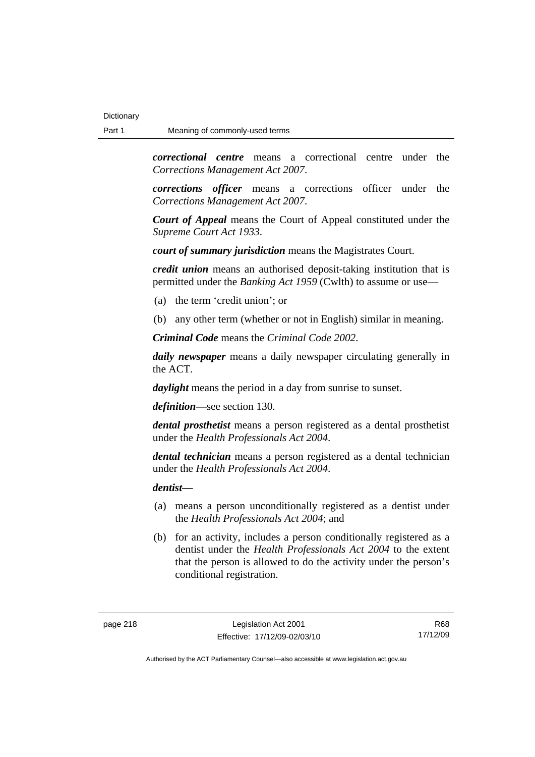***correctional centre*** means a correctional centre under the *Corrections Management Act 2007*.

***corrections officer*** means a corrections officer under the *Corrections Management Act 2007*.

***Court of Appeal*** means the Court of Appeal constituted under the *Supreme Court Act 1933*.

***court of summary jurisdiction*** means the Magistrates Court.

***credit union*** means an authorised deposit-taking institution that is permitted under the *Banking Act 1959* (Cwlth) to assume or use—

(a) the term 'credit union'; or

(b) any other term (whether or not in English) similar in meaning.

***Criminal Code*** means the *Criminal Code 2002*.

***daily newspaper*** means a daily newspaper circulating generally in the ACT.

***daylight*** means the period in a day from sunrise to sunset.

***definition***—see section 130.

***dental prosthetist*** means a person registered as a dental prosthetist under the *Health Professionals Act 2004*.

***dental technician*** means a person registered as a dental technician under the *Health Professionals Act 2004*.

***dentist***—

(a) means a person unconditionally registered as a dentist under the *Health Professionals Act 2004*; and

(b) for an activity, includes a person conditionally registered as a dentist under the *Health Professionals Act 2004* to the extent that the person is allowed to do the activity under the person's conditional registration.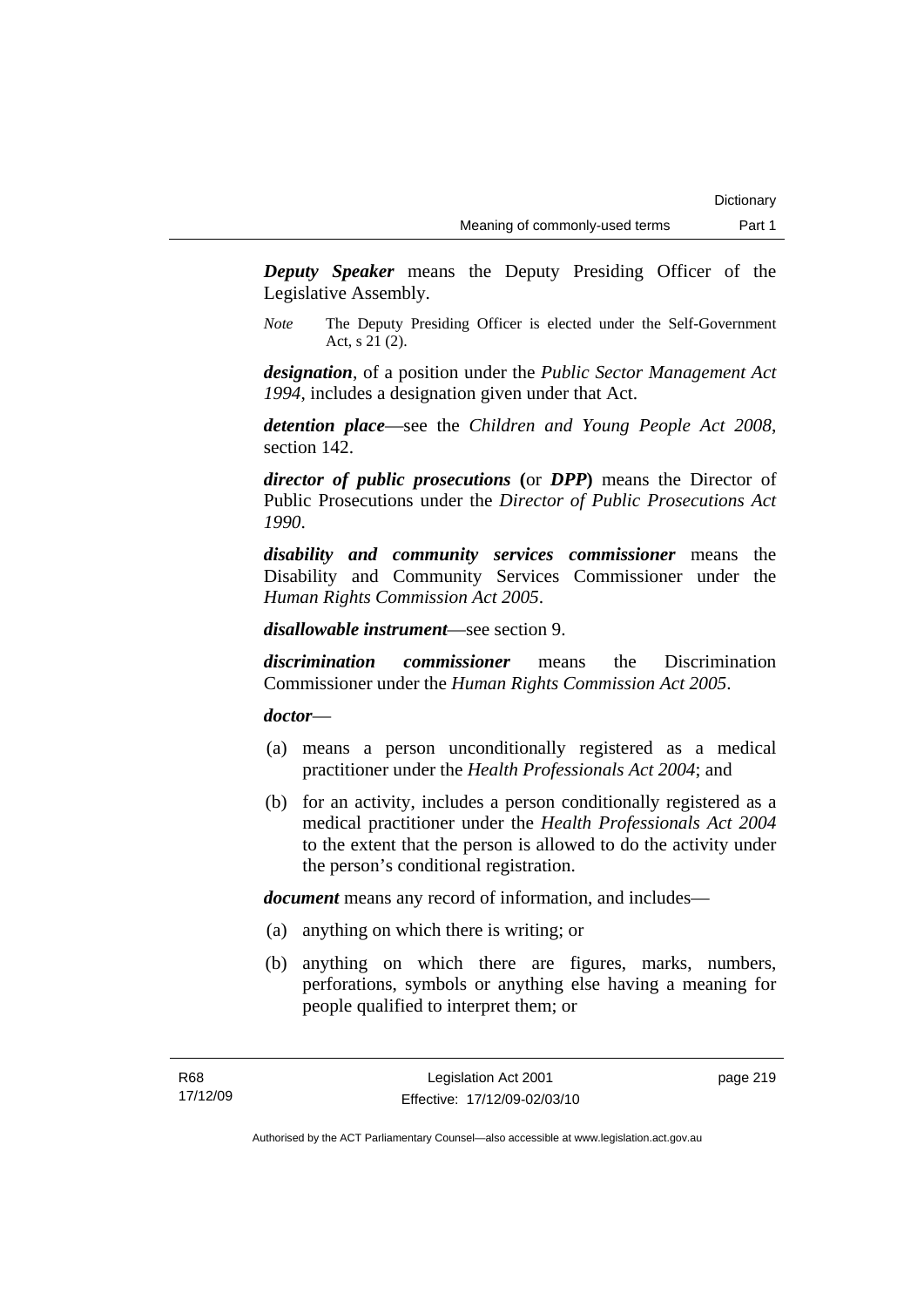***Deputy Speaker*** means the Deputy Presiding Officer of the Legislative Assembly.

*Note* The Deputy Presiding Officer is elected under the Self-Government Act, s 21 (2).

***designation***, of a position under the *Public Sector Management Act 1994*, includes a designation given under that Act.

***detention place***—see the *Children and Young People Act 2008*, section 142.

***director of public prosecutions*** **(**or ***DPP*****)** means the Director of Public Prosecutions under the *Director of Public Prosecutions Act 1990*.

***disability and community services commissioner*** means the Disability and Community Services Commissioner under the *Human Rights Commission Act 2005*.

***disallowable instrument***—see section 9.

***discrimination commissioner*** means the Discrimination Commissioner under the *Human Rights Commission Act 2005*.

***doctor***—

(a) means a person unconditionally registered as a medical practitioner under the *Health Professionals Act 2004*; and

(b) for an activity, includes a person conditionally registered as a medical practitioner under the *Health Professionals Act 2004* to the extent that the person is allowed to do the activity under the person's conditional registration.

***document*** means any record of information, and includes—

(a) anything on which there is writing; or

(b) anything on which there are figures, marks, numbers, perforations, symbols or anything else having a meaning for people qualified to interpret them; or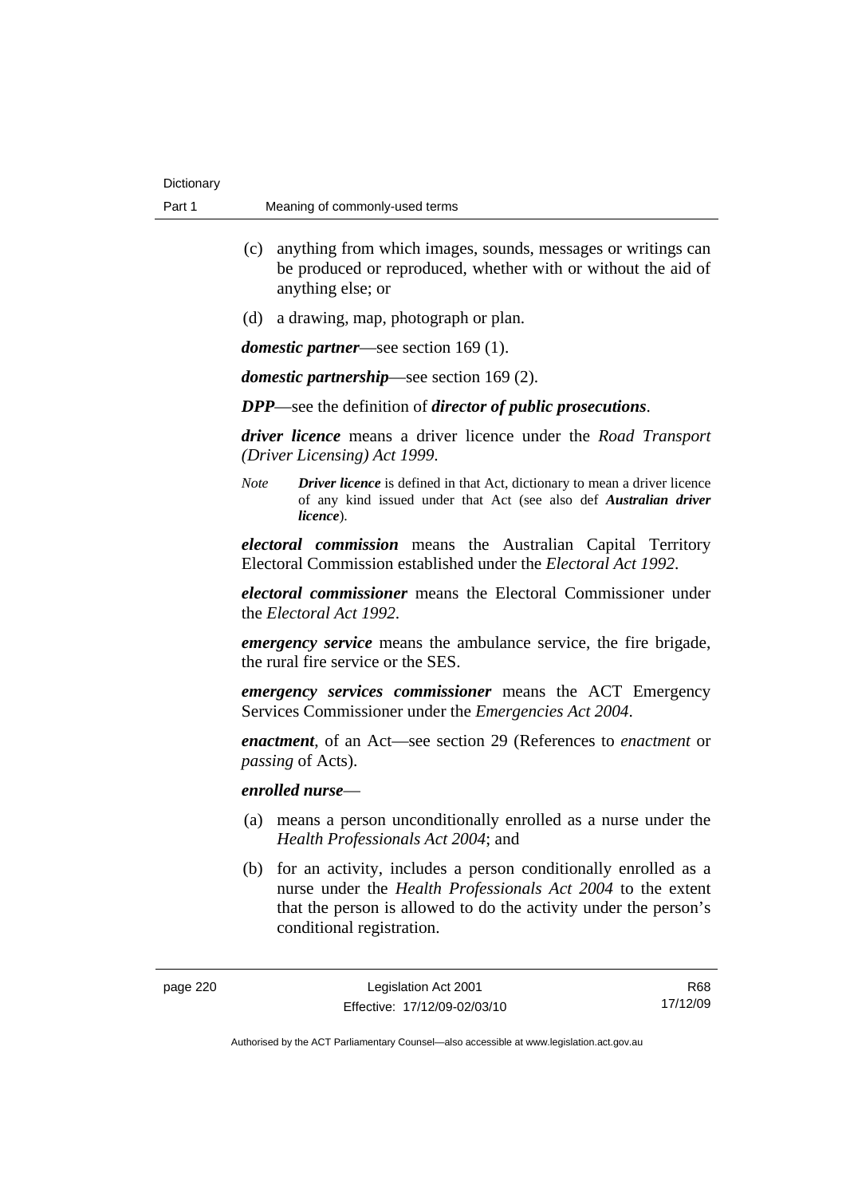(c) anything from which images, sounds, messages or writings can be produced or reproduced, whether with or without the aid of anything else; or

(d) a drawing, map, photograph or plan.

***domestic partner***—see section 169 (1).

***domestic partnership***—see section 169 (2).

***DPP***—see the definition of ***director of public prosecutions***.

***driver licence*** means a driver licence under the *Road Transport (Driver Licensing) Act 1999*.

*Note* ***Driver licence*** is defined in that Act, dictionary to mean a driver licence of any kind issued under that Act (see also def ***Australian driver licence***).

***electoral commission*** means the Australian Capital Territory Electoral Commission established under the *Electoral Act 1992*.

***electoral commissioner*** means the Electoral Commissioner under the *Electoral Act 1992*.

***emergency service*** means the ambulance service, the fire brigade, the rural fire service or the SES.

***emergency services commissioner*** means the ACT Emergency Services Commissioner under the *Emergencies Act 2004*.

***enactment***, of an Act—see section 29 (References to *enactment* or *passing* of Acts).

***enrolled nurse***—

(a) means a person unconditionally enrolled as a nurse under the *Health Professionals Act 2004*; and

(b) for an activity, includes a person conditionally enrolled as a nurse under the *Health Professionals Act 2004* to the extent that the person is allowed to do the activity under the person's conditional registration.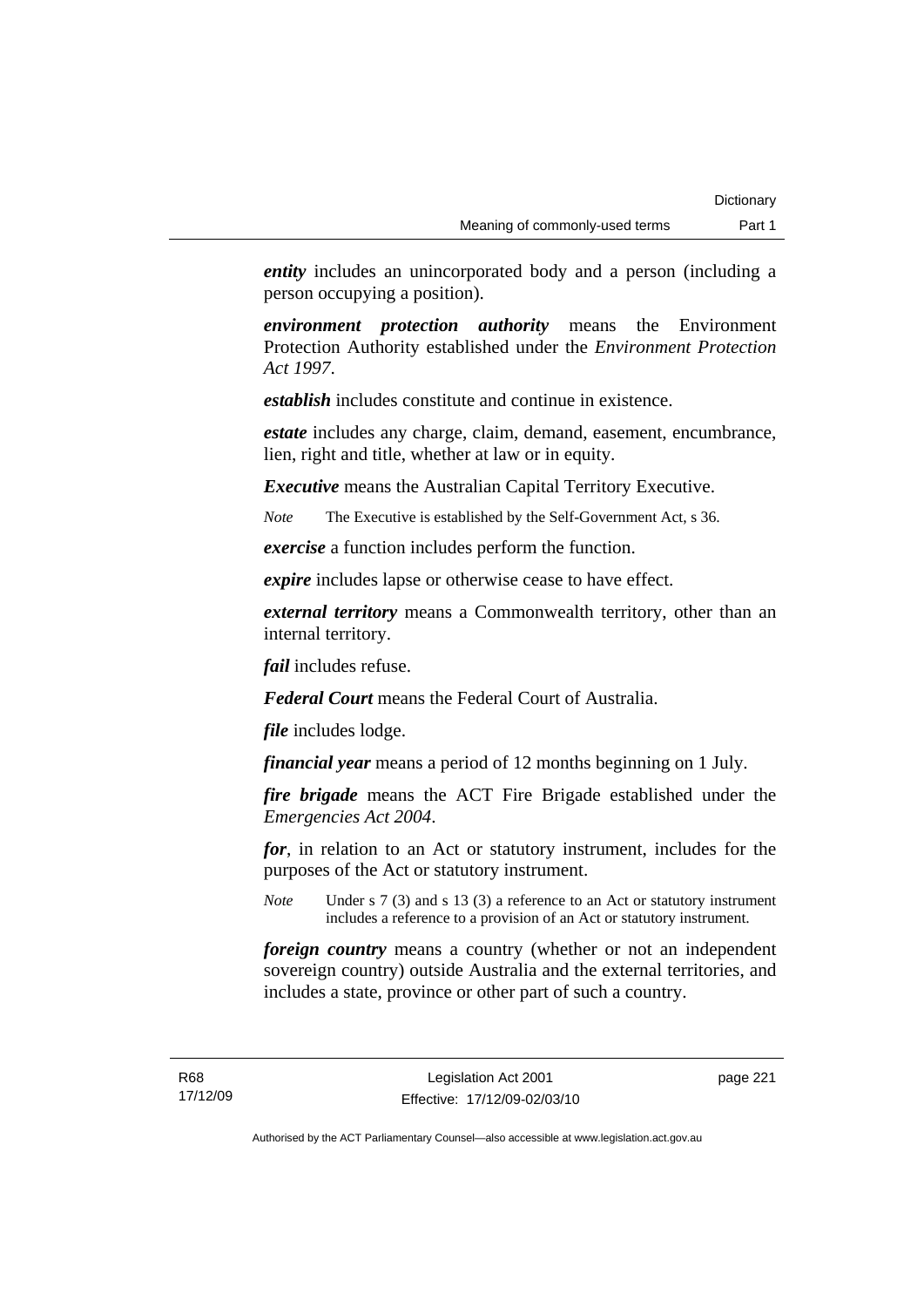***entity*** includes an unincorporated body and a person (including a person occupying a position).

***environment protection authority*** means the Environment Protection Authority established under the *Environment Protection Act 1997*.

***establish*** includes constitute and continue in existence.

***estate*** includes any charge, claim, demand, easement, encumbrance, lien, right and title, whether at law or in equity.

***Executive*** means the Australian Capital Territory Executive.

*Note* The Executive is established by the Self-Government Act, s 36.

***exercise*** a function includes perform the function.

***expire*** includes lapse or otherwise cease to have effect.

***external territory*** means a Commonwealth territory, other than an internal territory.

***fail*** includes refuse.

***Federal Court*** means the Federal Court of Australia.

***file*** includes lodge.

***financial year*** means a period of 12 months beginning on 1 July.

***fire brigade*** means the ACT Fire Brigade established under the *Emergencies Act 2004*.

***for***, in relation to an Act or statutory instrument, includes for the purposes of the Act or statutory instrument.

*Note* Under s 7 (3) and s 13 (3) a reference to an Act or statutory instrument includes a reference to a provision of an Act or statutory instrument.

***foreign country*** means a country (whether or not an independent sovereign country) outside Australia and the external territories, and includes a state, province or other part of such a country.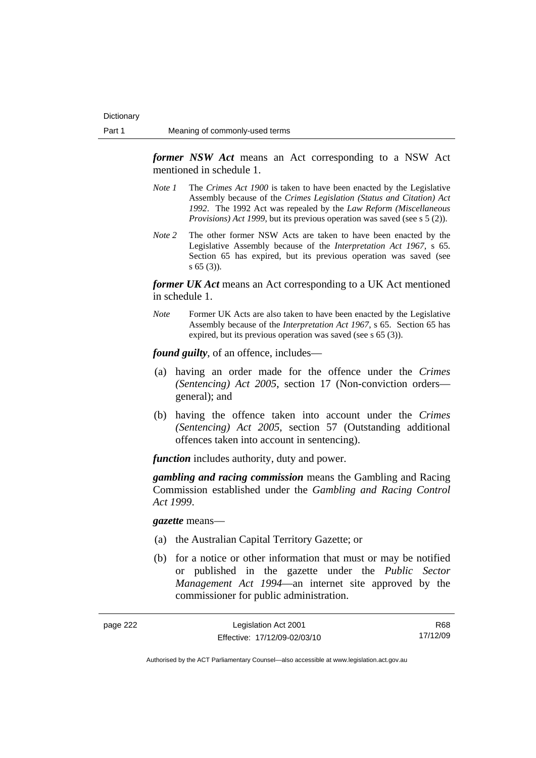***former NSW Act*** means an Act corresponding to a NSW Act mentioned in schedule 1.

*Note 1* The *Crimes Act 1900* is taken to have been enacted by the Legislative Assembly because of the *Crimes Legislation (Status and Citation) Act 1992*. The 1992 Act was repealed by the *Law Reform (Miscellaneous Provisions) Act 1999*, but its previous operation was saved (see s 5 (2)).

*Note 2* The other former NSW Acts are taken to have been enacted by the Legislative Assembly because of the *Interpretation Act 1967*, s 65. Section 65 has expired, but its previous operation was saved (see s 65 (3)).

***former UK Act*** means an Act corresponding to a UK Act mentioned in schedule 1.

*Note* Former UK Acts are also taken to have been enacted by the Legislative Assembly because of the *Interpretation Act 1967*, s 65. Section 65 has expired, but its previous operation was saved (see s 65 (3)).

***found guilty***, of an offence, includes—

(a) having an order made for the offence under the *Crimes (Sentencing) Act 2005*, section 17 (Non-conviction orders—general); and

(b) having the offence taken into account under the *Crimes (Sentencing) Act 2005*, section 57 (Outstanding additional offences taken into account in sentencing).

***function*** includes authority, duty and power.

***gambling and racing commission*** means the Gambling and Racing Commission established under the *Gambling and Racing Control Act 1999*.

***gazette*** means—

(a) the Australian Capital Territory Gazette; or

(b) for a notice or other information that must or may be notified or published in the gazette under the *Public Sector Management Act 1994*—an internet site approved by the commissioner for public administration.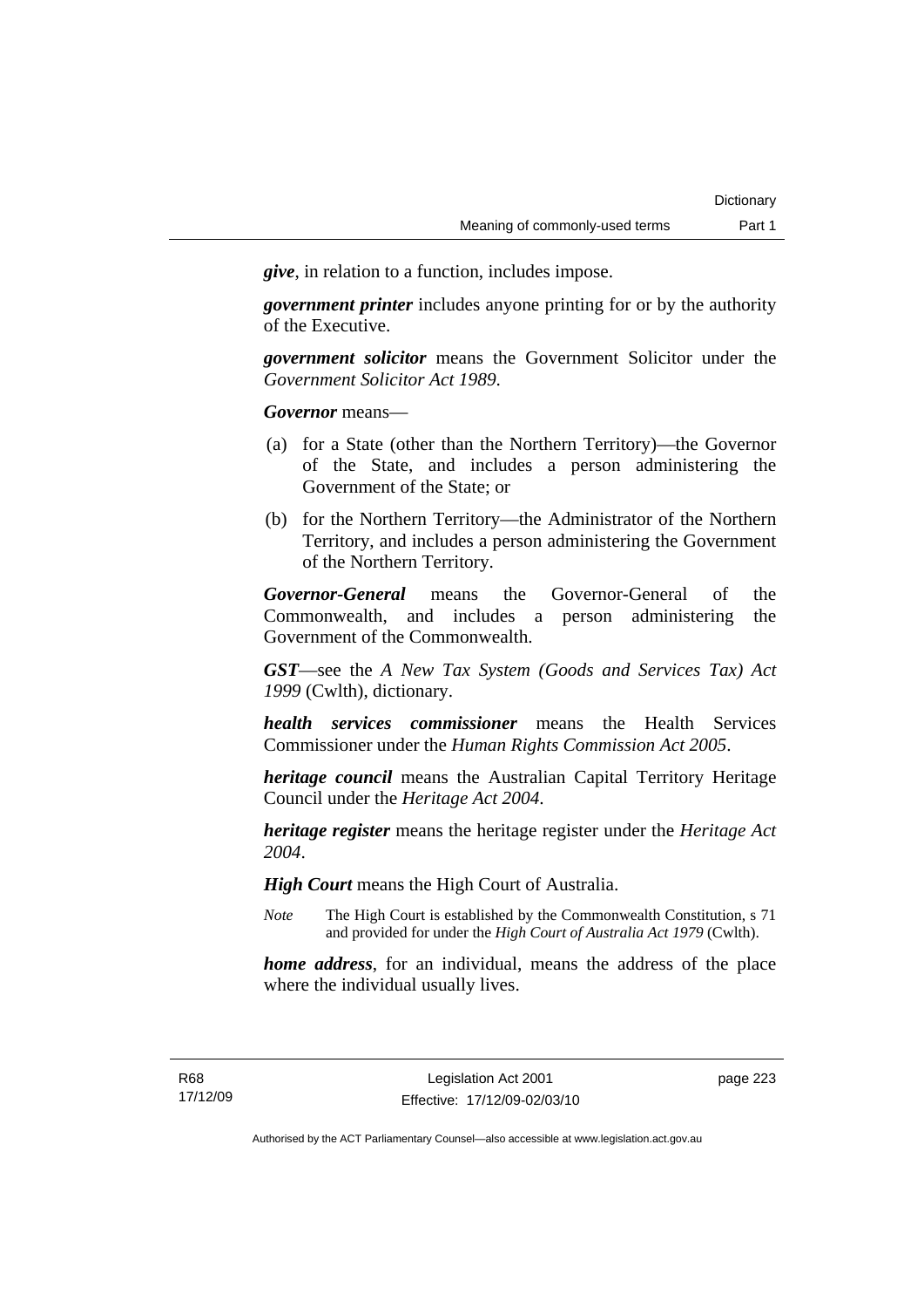***give***, in relation to a function, includes impose.

***government printer*** includes anyone printing for or by the authority of the Executive.

***government solicitor*** means the Government Solicitor under the *Government Solicitor Act 1989*.

***Governor*** means—

(a) for a State (other than the Northern Territory)—the Governor of the State, and includes a person administering the Government of the State; or

(b) for the Northern Territory—the Administrator of the Northern Territory, and includes a person administering the Government of the Northern Territory.

***Governor-General*** means the Governor-General of the Commonwealth, and includes a person administering the Government of the Commonwealth.

***GST***—see the *A New Tax System (Goods and Services Tax) Act 1999* (Cwlth), dictionary.

***health services commissioner*** means the Health Services Commissioner under the *Human Rights Commission Act 2005*.

***heritage council*** means the Australian Capital Territory Heritage Council under the *Heritage Act 2004*.

***heritage register*** means the heritage register under the *Heritage Act 2004*.

***High Court*** means the High Court of Australia.

*Note* The High Court is established by the Commonwealth Constitution, s 71 and provided for under the *High Court of Australia Act 1979* (Cwlth).

***home address***, for an individual, means the address of the place where the individual usually lives.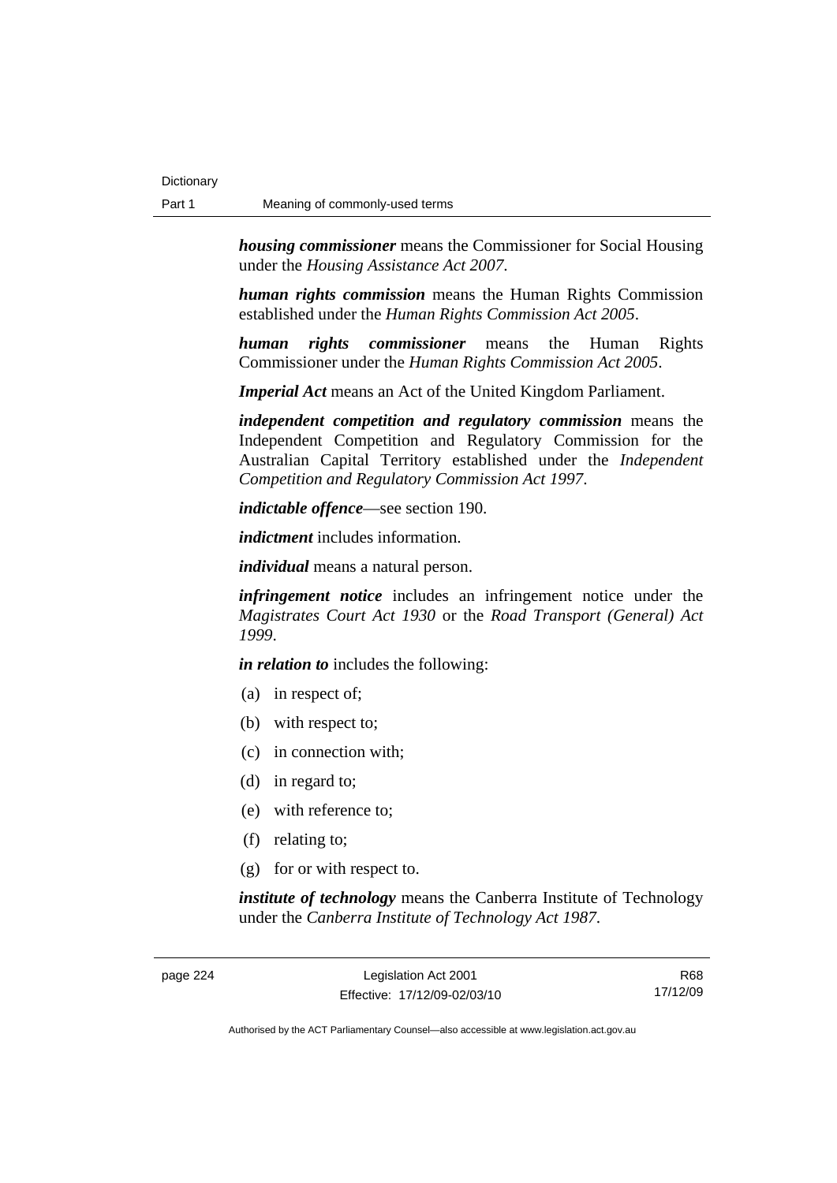***housing commissioner*** means the Commissioner for Social Housing under the *Housing Assistance Act 2007*.

***human rights commission*** means the Human Rights Commission established under the *Human Rights Commission Act 2005*.

***human rights commissioner*** means the Human Rights Commissioner under the *Human Rights Commission Act 2005*.

***Imperial Act*** means an Act of the United Kingdom Parliament.

***independent competition and regulatory commission*** means the Independent Competition and Regulatory Commission for the Australian Capital Territory established under the *Independent Competition and Regulatory Commission Act 1997*.

***indictable offence***—see section 190.

***indictment*** includes information.

***individual*** means a natural person.

***infringement notice*** includes an infringement notice under the *Magistrates Court Act 1930* or the *Road Transport (General) Act 1999*.

***in relation to*** includes the following:

(a) in respect of;

(b) with respect to;

(c) in connection with;

(d) in regard to;

(e) with reference to;

(f) relating to;

(g) for or with respect to.

***institute of technology*** means the Canberra Institute of Technology under the *Canberra Institute of Technology Act 1987*.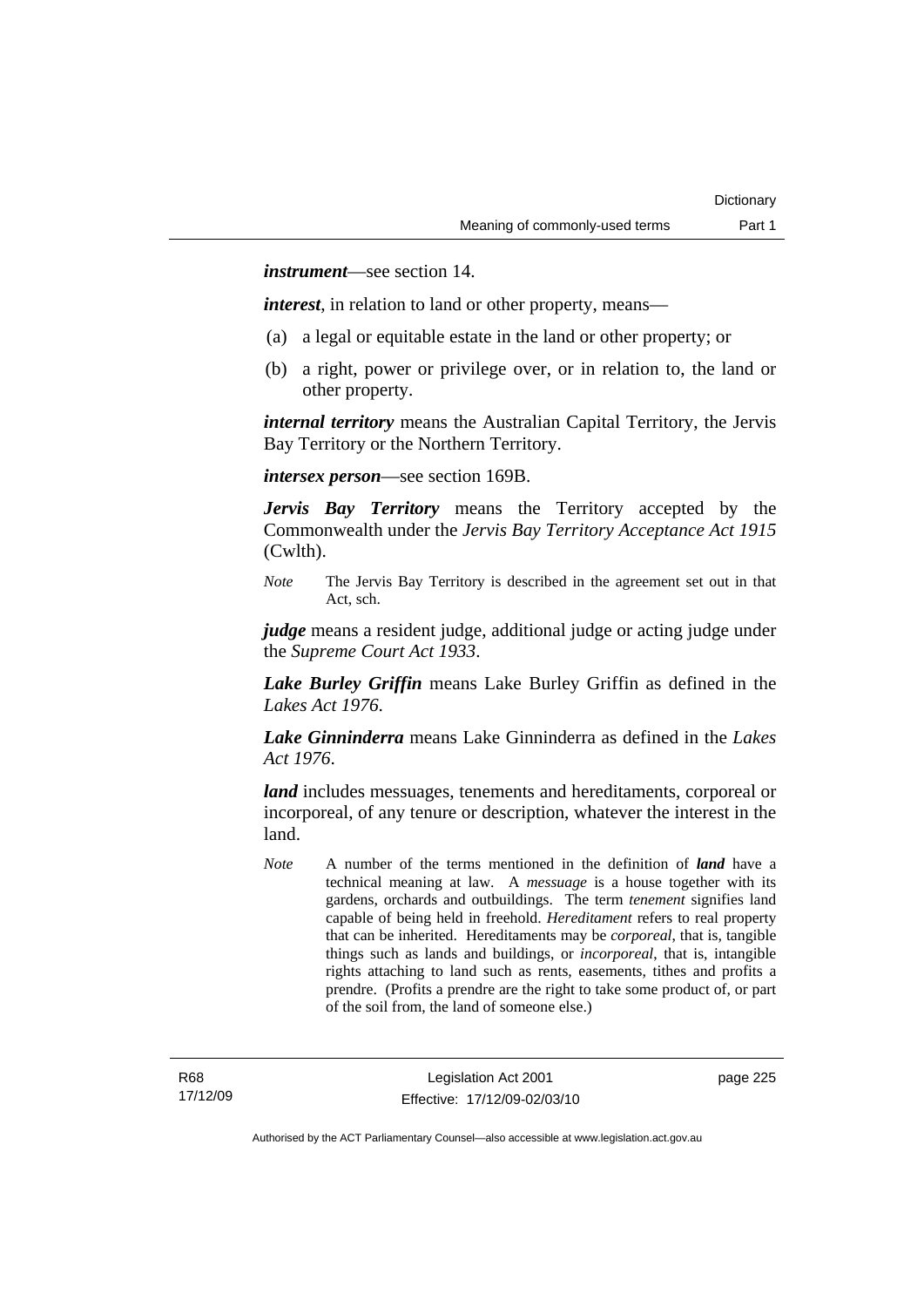***instrument***—see section 14.

***interest***, in relation to land or other property, means—

(a) a legal or equitable estate in the land or other property; or

(b) a right, power or privilege over, or in relation to, the land or other property.

***internal territory*** means the Australian Capital Territory, the Jervis Bay Territory or the Northern Territory.

***intersex person***—see section 169B.

***Jervis Bay Territory*** means the Territory accepted by the Commonwealth under the *Jervis Bay Territory Acceptance Act 1915* (Cwlth).

*Note* The Jervis Bay Territory is described in the agreement set out in that Act, sch.

***judge*** means a resident judge, additional judge or acting judge under the *Supreme Court Act 1933*.

***Lake Burley Griffin*** means Lake Burley Griffin as defined in the *Lakes Act 1976*.

***Lake Ginninderra*** means Lake Ginninderra as defined in the *Lakes Act 1976*.

***land*** includes messuages, tenements and hereditaments, corporeal or incorporeal, of any tenure or description, whatever the interest in the land.

*Note* A number of the terms mentioned in the definition of ***land*** have a technical meaning at law. A *messuage* is a house together with its gardens, orchards and outbuildings. The term *tenement* signifies land capable of being held in freehold. *Hereditament* refers to real property that can be inherited. Hereditaments may be *corporeal*, that is, tangible things such as lands and buildings, or *incorporeal*, that is, intangible rights attaching to land such as rents, easements, tithes and profits a prendre. (Profits a prendre are the right to take some product of, or part of the soil from, the land of someone else.)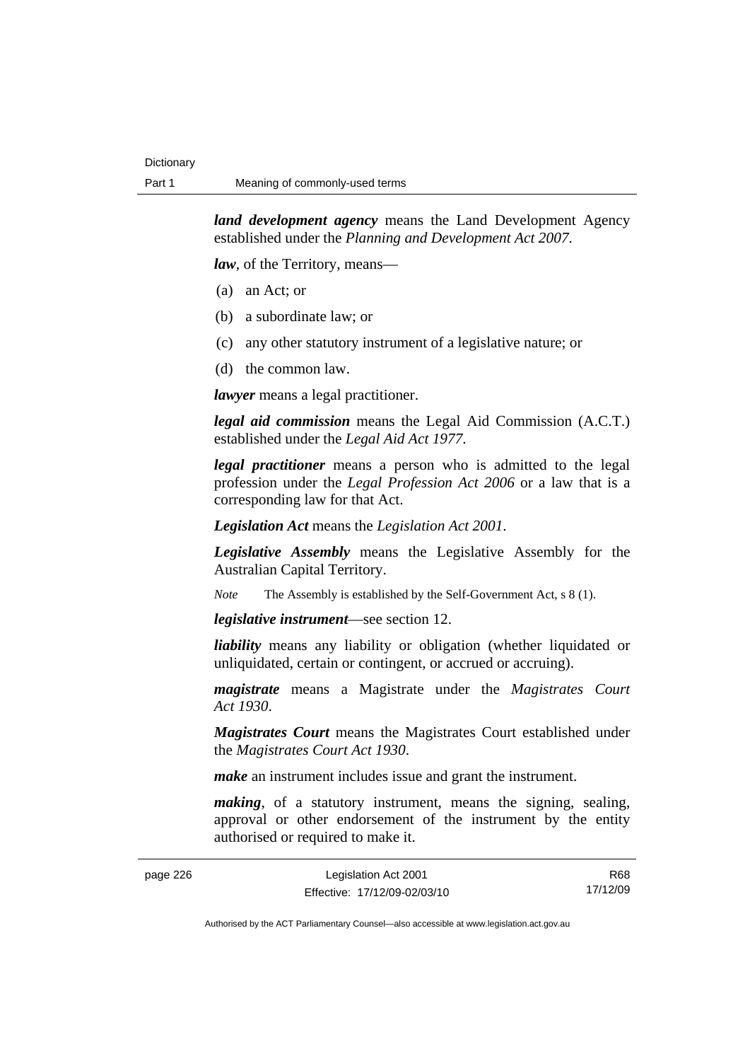***land development agency*** means the Land Development Agency established under the *Planning and Development Act 2007*.

***law***, of the Territory, means—

(a) an Act; or

(b) a subordinate law; or

(c) any other statutory instrument of a legislative nature; or

(d) the common law.

***lawyer*** means a legal practitioner.

***legal aid commission*** means the Legal Aid Commission (A.C.T.) established under the *Legal Aid Act 1977*.

***legal practitioner*** means a person who is admitted to the legal profession under the *Legal Profession Act 2006* or a law that is a corresponding law for that Act.

***Legislation Act*** means the *Legislation Act 2001*.

***Legislative Assembly*** means the Legislative Assembly for the Australian Capital Territory.

*Note* The Assembly is established by the Self-Government Act, s 8 (1).

***legislative instrument***—see section 12.

***liability*** means any liability or obligation (whether liquidated or unliquidated, certain or contingent, or accrued or accruing).

***magistrate*** means a Magistrate under the *Magistrates Court Act 1930*.

***Magistrates Court*** means the Magistrates Court established under the *Magistrates Court Act 1930*.

***make*** an instrument includes issue and grant the instrument.

***making***, of a statutory instrument, means the signing, sealing, approval or other endorsement of the instrument by the entity authorised or required to make it.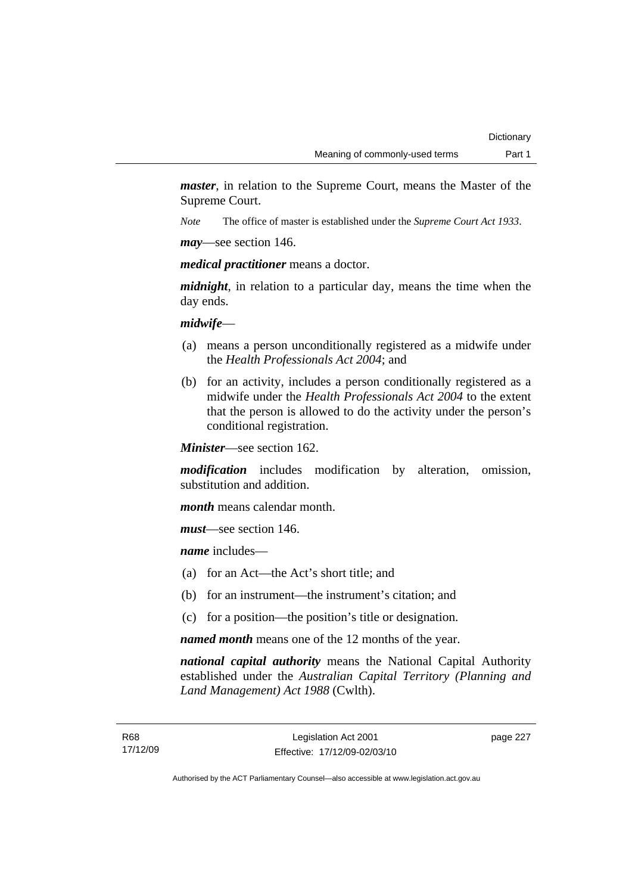***master***, in relation to the Supreme Court, means the Master of the Supreme Court.

*Note* The office of master is established under the *Supreme Court Act 1933*.

***may***—see section 146.

***medical practitioner*** means a doctor.

***midnight***, in relation to a particular day, means the time when the day ends.

***midwife***—

(a) means a person unconditionally registered as a midwife under the *Health Professionals Act 2004*; and

(b) for an activity, includes a person conditionally registered as a midwife under the *Health Professionals Act 2004* to the extent that the person is allowed to do the activity under the person's conditional registration.

***Minister***—see section 162.

***modification*** includes modification by alteration, omission, substitution and addition.

***month*** means calendar month.

***must***—see section 146.

***name*** includes—

(a) for an Act—the Act's short title; and

(b) for an instrument—the instrument's citation; and

(c) for a position—the position's title or designation.

***named month*** means one of the 12 months of the year.

***national capital authority*** means the National Capital Authority established under the *Australian Capital Territory (Planning and Land Management) Act 1988* (Cwlth).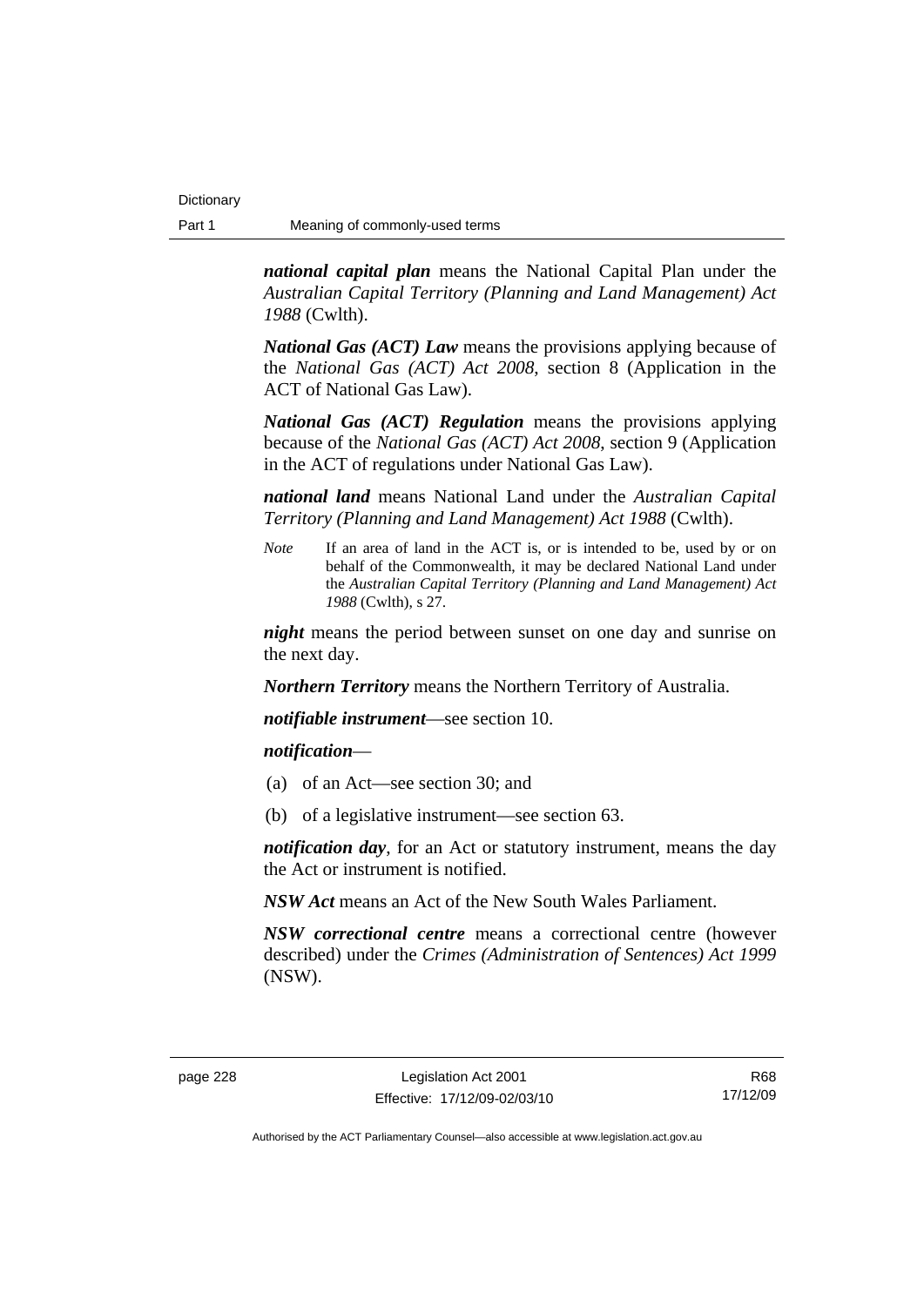***national capital plan*** means the National Capital Plan under the *Australian Capital Territory (Planning and Land Management) Act 1988* (Cwlth).

***National Gas (ACT) Law*** means the provisions applying because of the *National Gas (ACT) Act 2008*, section 8 (Application in the ACT of National Gas Law).

***National Gas (ACT) Regulation*** means the provisions applying because of the *National Gas (ACT) Act 2008*, section 9 (Application in the ACT of regulations under National Gas Law).

***national land*** means National Land under the *Australian Capital Territory (Planning and Land Management) Act 1988* (Cwlth).

*Note* If an area of land in the ACT is, or is intended to be, used by or on behalf of the Commonwealth, it may be declared National Land under the *Australian Capital Territory (Planning and Land Management) Act 1988* (Cwlth), s 27.

***night*** means the period between sunset on one day and sunrise on the next day.

***Northern Territory*** means the Northern Territory of Australia.

***notifiable instrument***—see section 10.

***notification***—

(a) of an Act—see section 30; and

(b) of a legislative instrument—see section 63.

***notification day***, for an Act or statutory instrument, means the day the Act or instrument is notified.

***NSW Act*** means an Act of the New South Wales Parliament.

***NSW correctional centre*** means a correctional centre (however described) under the *Crimes (Administration of Sentences) Act 1999* (NSW).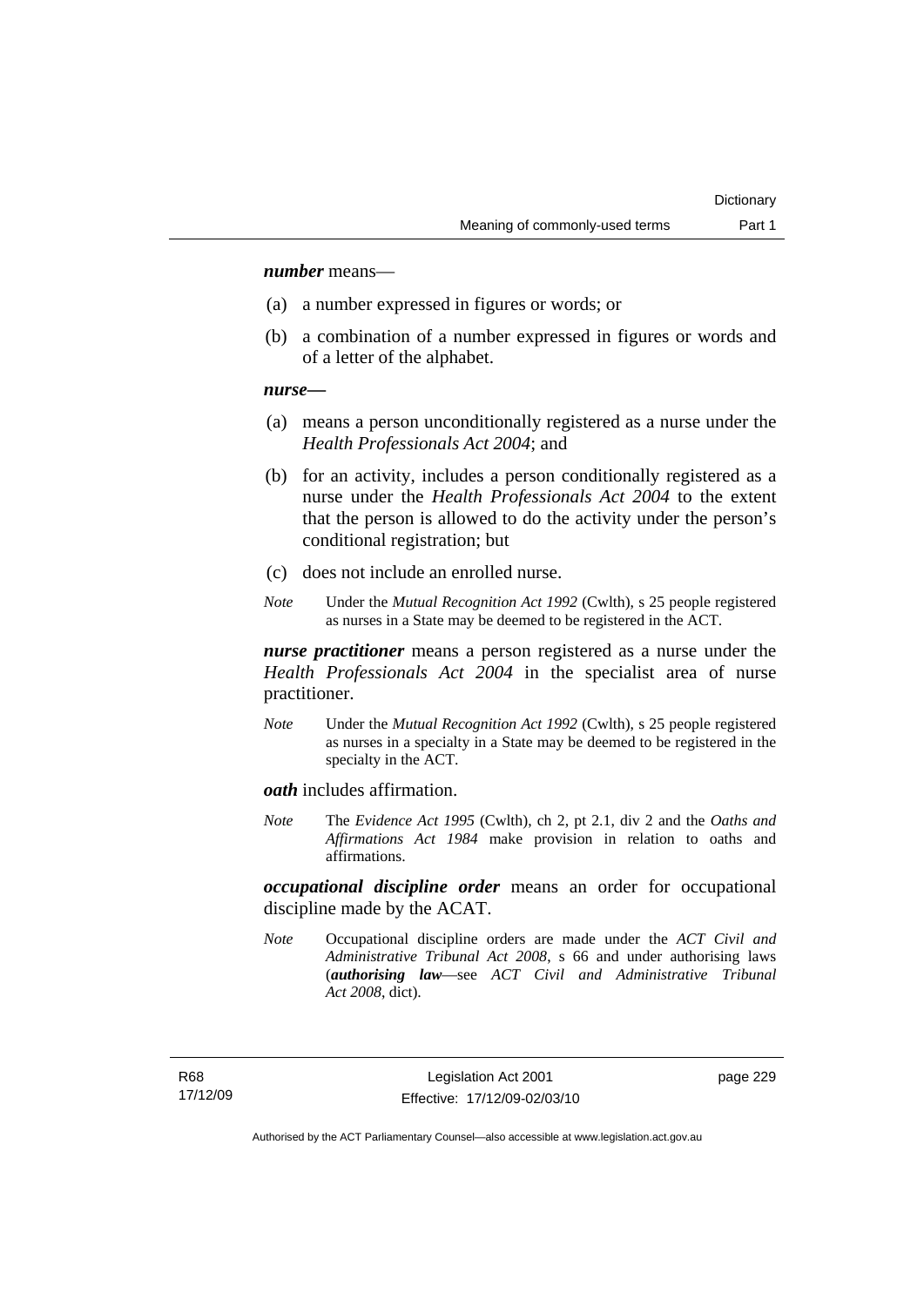***number*** means—

(a) a number expressed in figures or words; or

(b) a combination of a number expressed in figures or words and of a letter of the alphabet.

***nurse*—**

(a) means a person unconditionally registered as a nurse under the *Health Professionals Act 2004*; and

(b) for an activity, includes a person conditionally registered as a nurse under the *Health Professionals Act 2004* to the extent that the person is allowed to do the activity under the person's conditional registration; but

(c) does not include an enrolled nurse.

*Note* Under the *Mutual Recognition Act 1992* (Cwlth), s 25 people registered as nurses in a State may be deemed to be registered in the ACT.

***nurse practitioner*** means a person registered as a nurse under the *Health Professionals Act 2004* in the specialist area of nurse practitioner.

*Note* Under the *Mutual Recognition Act 1992* (Cwlth), s 25 people registered as nurses in a specialty in a State may be deemed to be registered in the specialty in the ACT.

***oath*** includes affirmation.

*Note* The *Evidence Act 1995* (Cwlth), ch 2, pt 2.1, div 2 and the *Oaths and Affirmations Act 1984* make provision in relation to oaths and affirmations.

***occupational discipline order*** means an order for occupational discipline made by the ACAT.

*Note* Occupational discipline orders are made under the *ACT Civil and Administrative Tribunal Act 2008*, s 66 and under authorising laws (***authorising law***—see *ACT Civil and Administrative Tribunal Act 2008*, dict).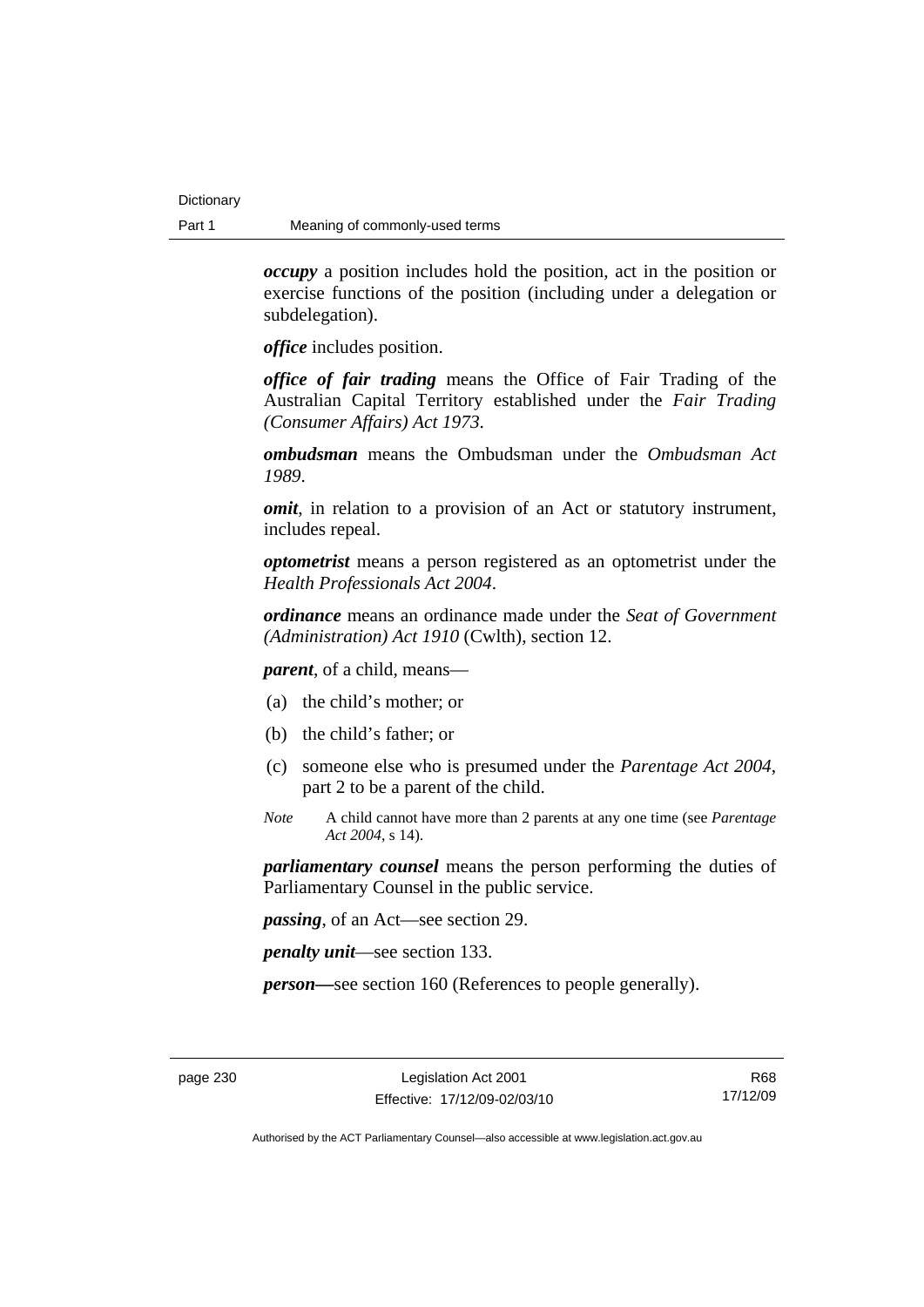***occupy*** a position includes hold the position, act in the position or exercise functions of the position (including under a delegation or subdelegation).

***office*** includes position.

***office of fair trading*** means the Office of Fair Trading of the Australian Capital Territory established under the *Fair Trading (Consumer Affairs) Act 1973*.

***ombudsman*** means the Ombudsman under the *Ombudsman Act 1989*.

***omit***, in relation to a provision of an Act or statutory instrument, includes repeal.

***optometrist*** means a person registered as an optometrist under the *Health Professionals Act 2004*.

***ordinance*** means an ordinance made under the *Seat of Government (Administration) Act 1910* (Cwlth), section 12.

***parent***, of a child, means—

(a) the child's mother; or

(b) the child's father; or

(c) someone else who is presumed under the *Parentage Act 2004*, part 2 to be a parent of the child.

*Note* A child cannot have more than 2 parents at any one time (see *Parentage Act 2004*, s 14).

***parliamentary counsel*** means the person performing the duties of Parliamentary Counsel in the public service.

***passing***, of an Act—see section 29.

***penalty unit***—see section 133.

***person—***see section 160 (References to people generally).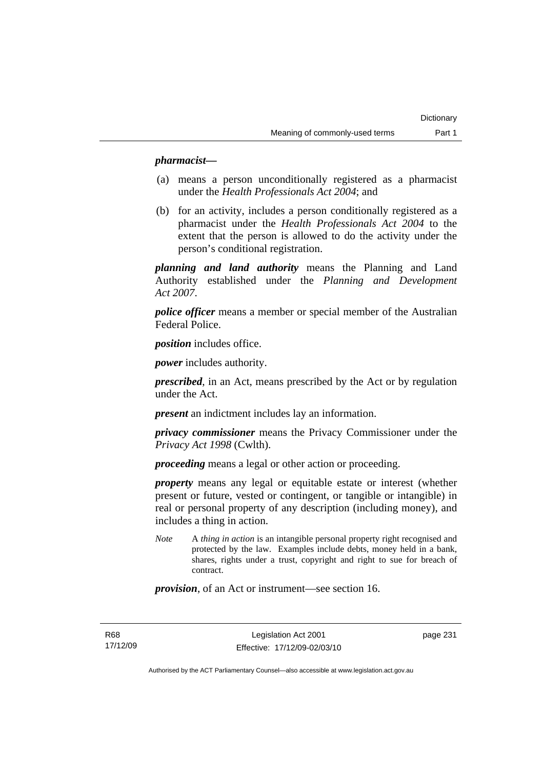***pharmacist*—**

(a) means a person unconditionally registered as a pharmacist under the *Health Professionals Act 2004*; and

(b) for an activity, includes a person conditionally registered as a pharmacist under the *Health Professionals Act 2004* to the extent that the person is allowed to do the activity under the person's conditional registration.

***planning and land authority*** means the Planning and Land Authority established under the *Planning and Development Act 2007*.

***police officer*** means a member or special member of the Australian Federal Police.

***position*** includes office.

***power*** includes authority.

***prescribed***, in an Act, means prescribed by the Act or by regulation under the Act.

***present*** an indictment includes lay an information.

***privacy commissioner*** means the Privacy Commissioner under the *Privacy Act 1998* (Cwlth).

***proceeding*** means a legal or other action or proceeding.

***property*** means any legal or equitable estate or interest (whether present or future, vested or contingent, or tangible or intangible) in real or personal property of any description (including money), and includes a thing in action.

*Note* A *thing in action* is an intangible personal property right recognised and protected by the law. Examples include debts, money held in a bank, shares, rights under a trust, copyright and right to sue for breach of contract.

***provision***, of an Act or instrument—see section 16.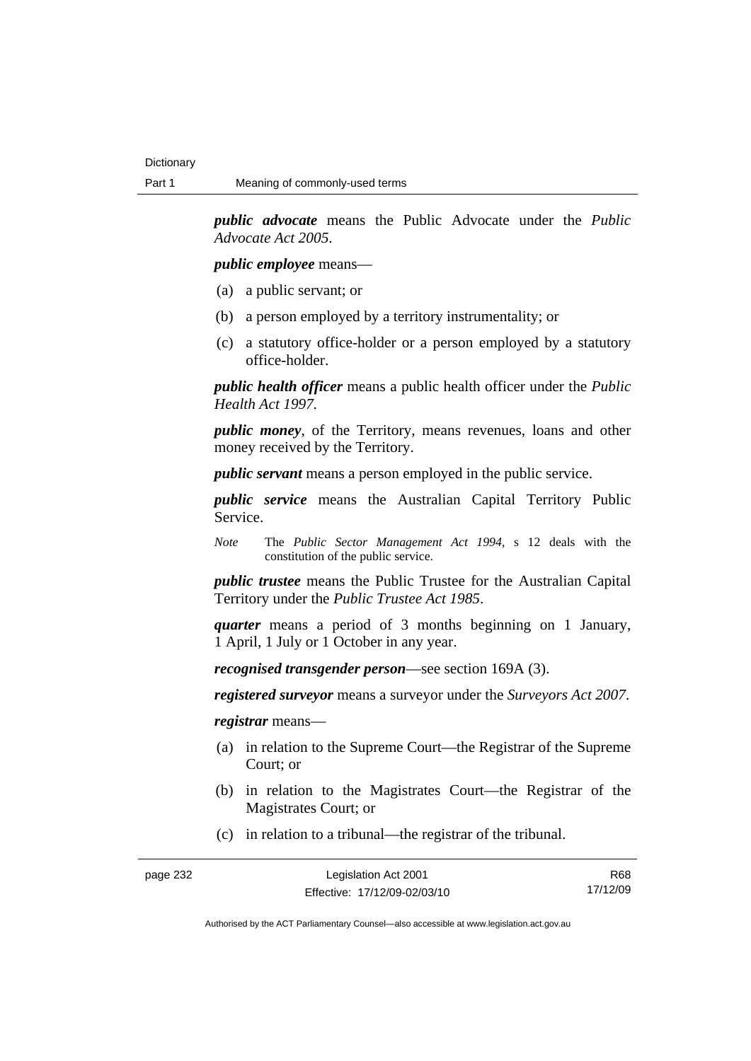***public advocate*** means the Public Advocate under the *Public Advocate Act 2005*.

***public employee*** means—

(a) a public servant; or

(b) a person employed by a territory instrumentality; or

(c) a statutory office-holder or a person employed by a statutory office-holder.

***public health officer*** means a public health officer under the *Public Health Act 1997*.

***public money***, of the Territory, means revenues, loans and other money received by the Territory.

***public servant*** means a person employed in the public service.

***public service*** means the Australian Capital Territory Public Service.

*Note* The *Public Sector Management Act 1994*, s 12 deals with the constitution of the public service.

***public trustee*** means the Public Trustee for the Australian Capital Territory under the *Public Trustee Act 1985*.

***quarter*** means a period of 3 months beginning on 1 January, 1 April, 1 July or 1 October in any year.

***recognised transgender person***—see section 169A (3).

***registered surveyor*** means a surveyor under the *Surveyors Act 2007*.

***registrar*** means—

(a) in relation to the Supreme Court—the Registrar of the Supreme Court; or

(b) in relation to the Magistrates Court—the Registrar of the Magistrates Court; or

(c) in relation to a tribunal—the registrar of the tribunal.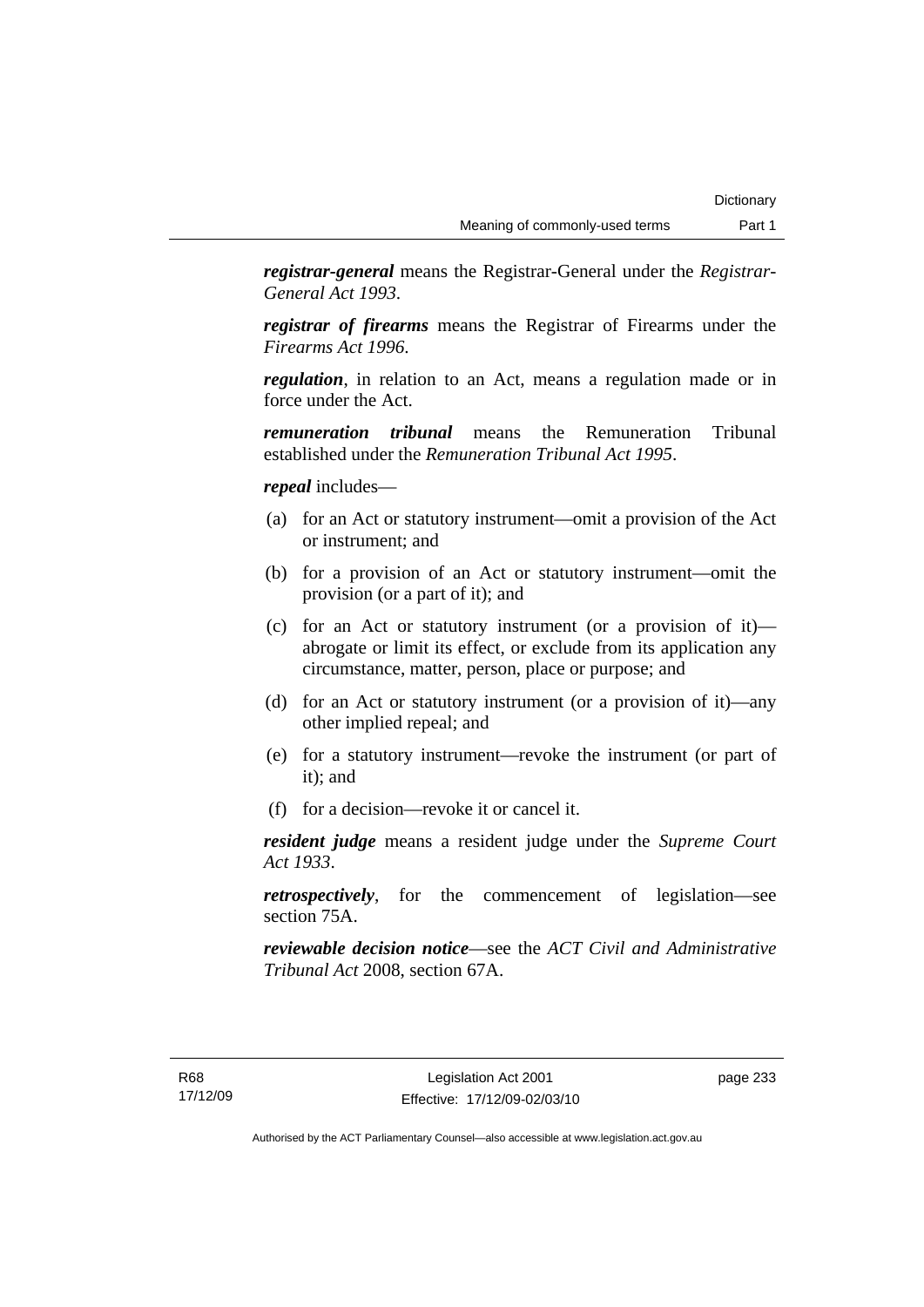***registrar-general*** means the Registrar-General under the *Registrar-General Act 1993*.

***registrar of firearms*** means the Registrar of Firearms under the *Firearms Act 1996*.

***regulation***, in relation to an Act, means a regulation made or in force under the Act.

***remuneration tribunal*** means the Remuneration Tribunal established under the *Remuneration Tribunal Act 1995*.

***repeal*** includes—

(a) for an Act or statutory instrument—omit a provision of the Act or instrument; and

(b) for a provision of an Act or statutory instrument—omit the provision (or a part of it); and

(c) for an Act or statutory instrument (or a provision of it)—abrogate or limit its effect, or exclude from its application any circumstance, matter, person, place or purpose; and

(d) for an Act or statutory instrument (or a provision of it)—any other implied repeal; and

(e) for a statutory instrument—revoke the instrument (or part of it); and

(f) for a decision—revoke it or cancel it.

***resident judge*** means a resident judge under the *Supreme Court Act 1933*.

***retrospectively***, for the commencement of legislation—see section 75A.

***reviewable decision notice***—see the *ACT Civil and Administrative Tribunal Act* 2008, section 67A.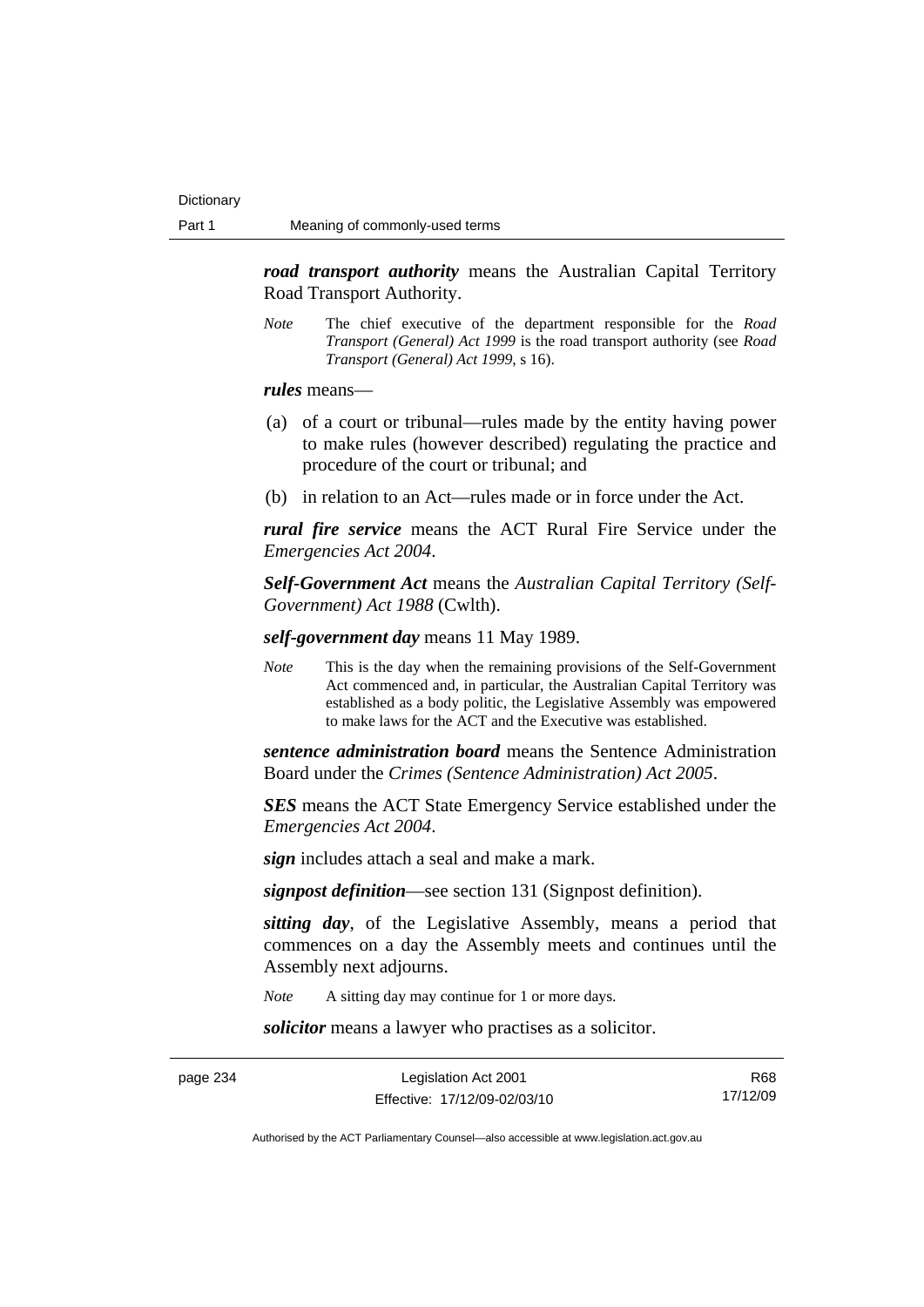***road transport authority*** means the Australian Capital Territory Road Transport Authority.

*Note* The chief executive of the department responsible for the *Road Transport (General) Act 1999* is the road transport authority (see *Road Transport (General) Act 1999*, s 16).

***rules*** means—

(a) of a court or tribunal—rules made by the entity having power to make rules (however described) regulating the practice and procedure of the court or tribunal; and

(b) in relation to an Act—rules made or in force under the Act.

***rural fire service*** means the ACT Rural Fire Service under the *Emergencies Act 2004*.

***Self-Government Act*** means the *Australian Capital Territory (Self-Government) Act 1988* (Cwlth).

***self-government day*** means 11 May 1989.

*Note* This is the day when the remaining provisions of the Self-Government Act commenced and, in particular, the Australian Capital Territory was established as a body politic, the Legislative Assembly was empowered to make laws for the ACT and the Executive was established.

***sentence administration board*** means the Sentence Administration Board under the *Crimes (Sentence Administration) Act 2005*.

***SES*** means the ACT State Emergency Service established under the *Emergencies Act 2004*.

***sign*** includes attach a seal and make a mark.

***signpost definition***—see section 131 (Signpost definition).

***sitting day***, of the Legislative Assembly, means a period that commences on a day the Assembly meets and continues until the Assembly next adjourns.

*Note* A sitting day may continue for 1 or more days.

***solicitor*** means a lawyer who practises as a solicitor.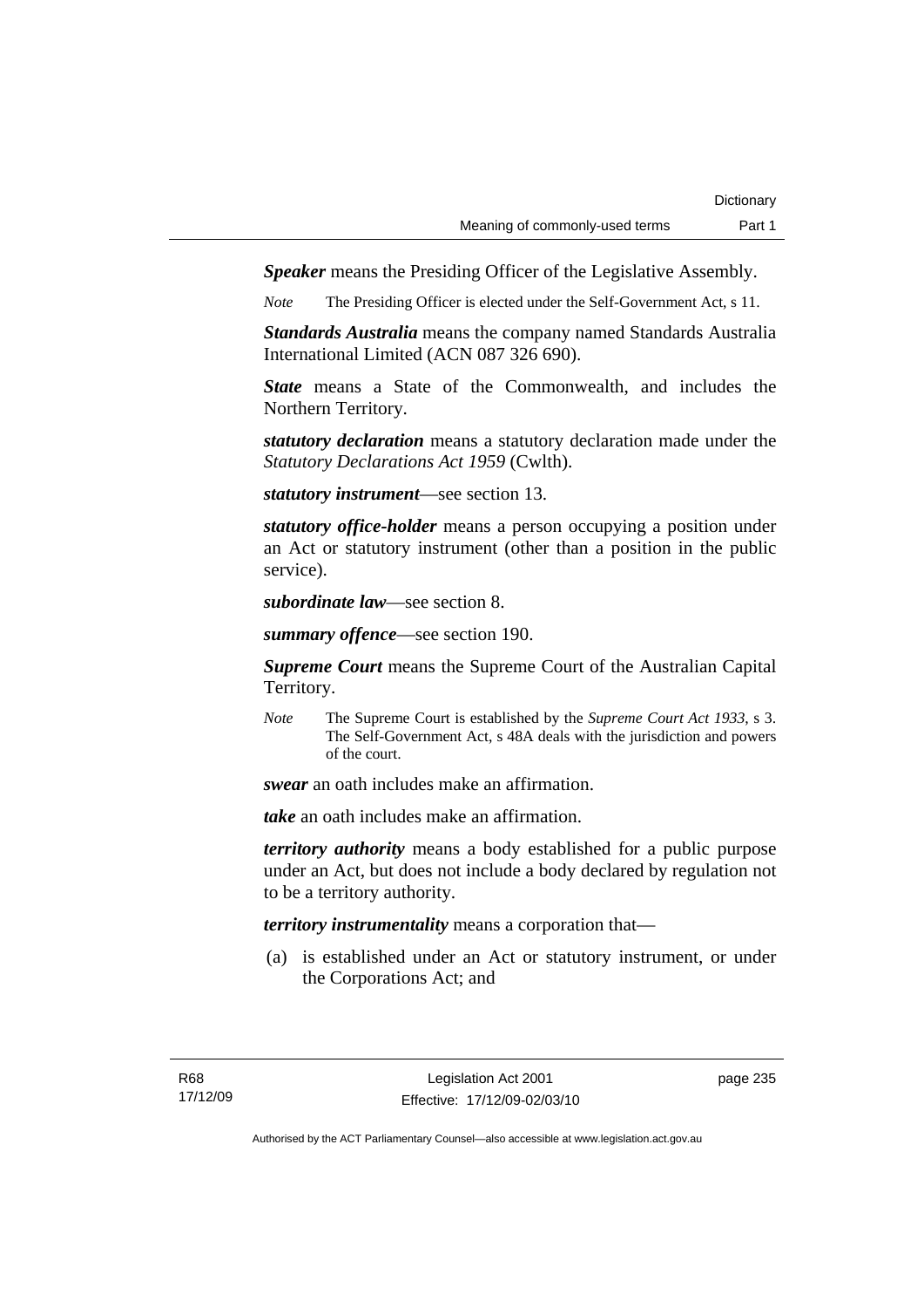***Speaker*** means the Presiding Officer of the Legislative Assembly.

*Note* The Presiding Officer is elected under the Self-Government Act, s 11.

***Standards Australia*** means the company named Standards Australia International Limited (ACN 087 326 690).

***State*** means a State of the Commonwealth, and includes the Northern Territory.

***statutory declaration*** means a statutory declaration made under the *Statutory Declarations Act 1959* (Cwlth).

***statutory instrument***—see section 13.

***statutory office-holder*** means a person occupying a position under an Act or statutory instrument (other than a position in the public service).

***subordinate law***—see section 8.

***summary offence***—see section 190.

***Supreme Court*** means the Supreme Court of the Australian Capital Territory.

*Note* The Supreme Court is established by the *Supreme Court Act 1933*, s 3. The Self-Government Act, s 48A deals with the jurisdiction and powers of the court.

***swear*** an oath includes make an affirmation.

***take*** an oath includes make an affirmation.

***territory authority*** means a body established for a public purpose under an Act, but does not include a body declared by regulation not to be a territory authority.

***territory instrumentality*** means a corporation that—

(a) is established under an Act or statutory instrument, or under the Corporations Act; and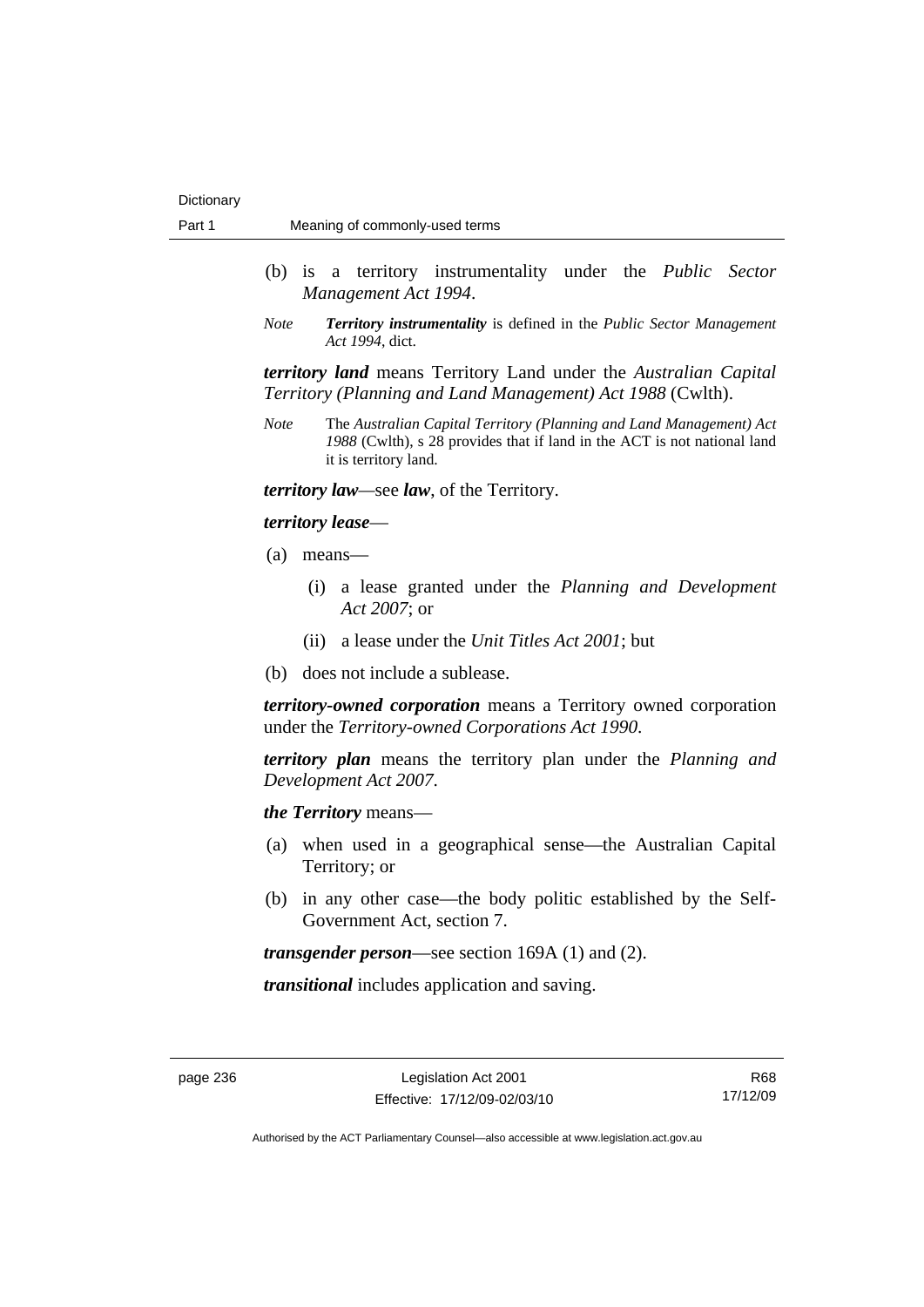(b) is a territory instrumentality under the *Public Sector Management Act 1994*.

*Note* ***Territory instrumentality*** is defined in the *Public Sector Management Act 1994*, dict.

***territory land*** means Territory Land under the *Australian Capital Territory (Planning and Land Management) Act 1988* (Cwlth).

*Note* The *Australian Capital Territory (Planning and Land Management) Act 1988* (Cwlth), s 28 provides that if land in the ACT is not national land it is territory land.

***territory law***—see ***law***, of the Territory.

***territory lease***—

(a) means—

 (i) a lease granted under the *Planning and Development Act 2007*; or

 (ii) a lease under the *Unit Titles Act 2001*; but

(b) does not include a sublease.

***territory-owned corporation*** means a Territory owned corporation under the *Territory-owned Corporations Act 1990*.

***territory plan*** means the territory plan under the *Planning and Development Act 2007*.

***the Territory*** means—

(a) when used in a geographical sense—the Australian Capital Territory; or

(b) in any other case—the body politic established by the Self-Government Act, section 7.

***transgender person***—see section 169A (1) and (2).

***transitional*** includes application and saving.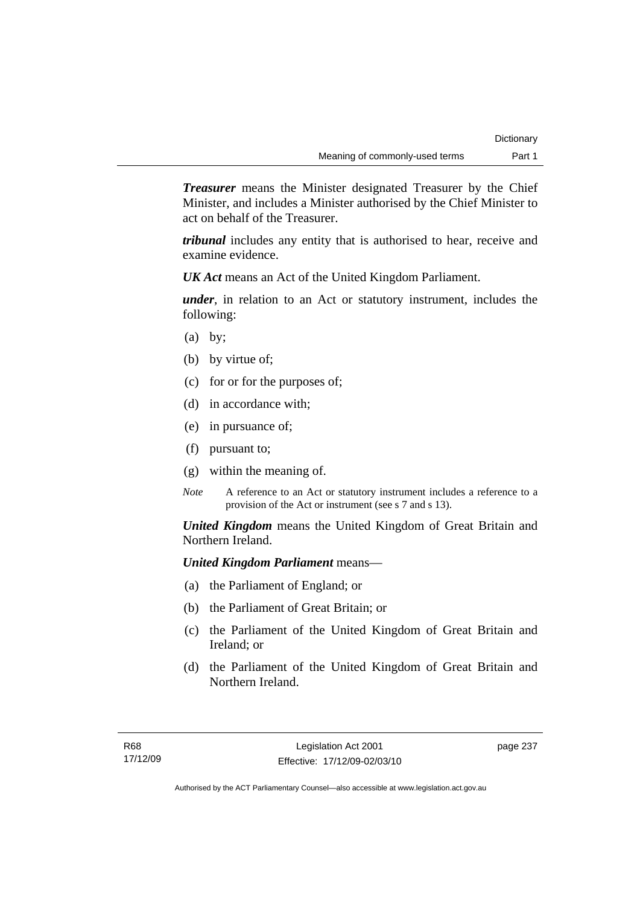***Treasurer*** means the Minister designated Treasurer by the Chief Minister, and includes a Minister authorised by the Chief Minister to act on behalf of the Treasurer.

***tribunal*** includes any entity that is authorised to hear, receive and examine evidence.

***UK Act*** means an Act of the United Kingdom Parliament.

***under***, in relation to an Act or statutory instrument, includes the following:

(a) by;

(b) by virtue of;

(c) for or for the purposes of;

(d) in accordance with;

(e) in pursuance of;

(f) pursuant to;

(g) within the meaning of.

*Note* A reference to an Act or statutory instrument includes a reference to a provision of the Act or instrument (see s 7 and s 13).

***United Kingdom*** means the United Kingdom of Great Britain and Northern Ireland.

***United Kingdom Parliament*** means—

(a) the Parliament of England; or

(b) the Parliament of Great Britain; or

(c) the Parliament of the United Kingdom of Great Britain and Ireland; or

(d) the Parliament of the United Kingdom of Great Britain and Northern Ireland.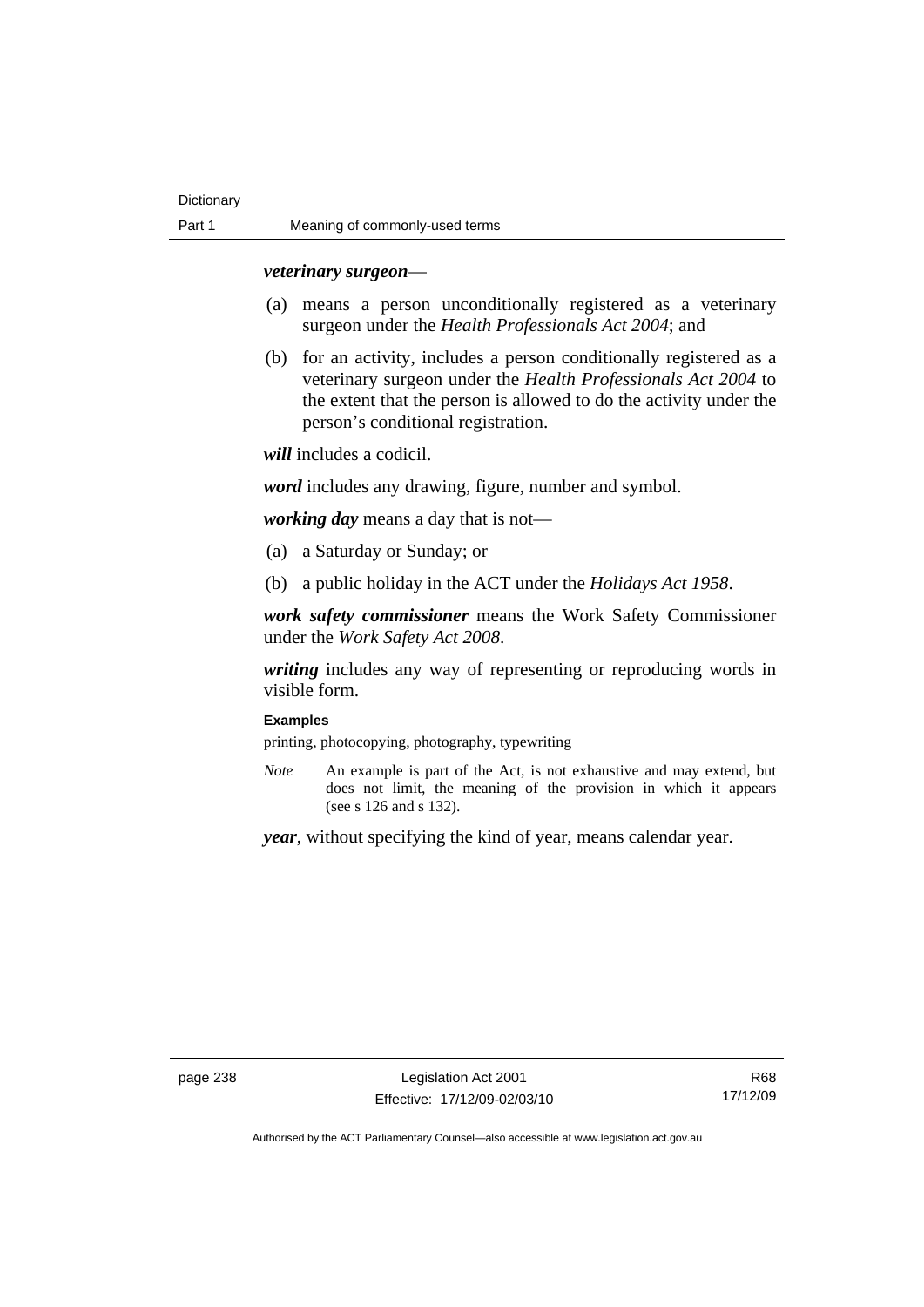***veterinary surgeon***—

(a) means a person unconditionally registered as a veterinary surgeon under the *Health Professionals Act 2004*; and

(b) for an activity, includes a person conditionally registered as a veterinary surgeon under the *Health Professionals Act 2004* to the extent that the person is allowed to do the activity under the person's conditional registration.

***will*** includes a codicil.

***word*** includes any drawing, figure, number and symbol.

***working day*** means a day that is not—

(a) a Saturday or Sunday; or

(b) a public holiday in the ACT under the *Holidays Act 1958*.

***work safety commissioner*** means the Work Safety Commissioner under the *Work Safety Act 2008*.

***writing*** includes any way of representing or reproducing words in visible form.

**Examples**

printing, photocopying, photography, typewriting

*Note* An example is part of the Act, is not exhaustive and may extend, but does not limit, the meaning of the provision in which it appears (see s 126 and s 132).

***year***, without specifying the kind of year, means calendar year.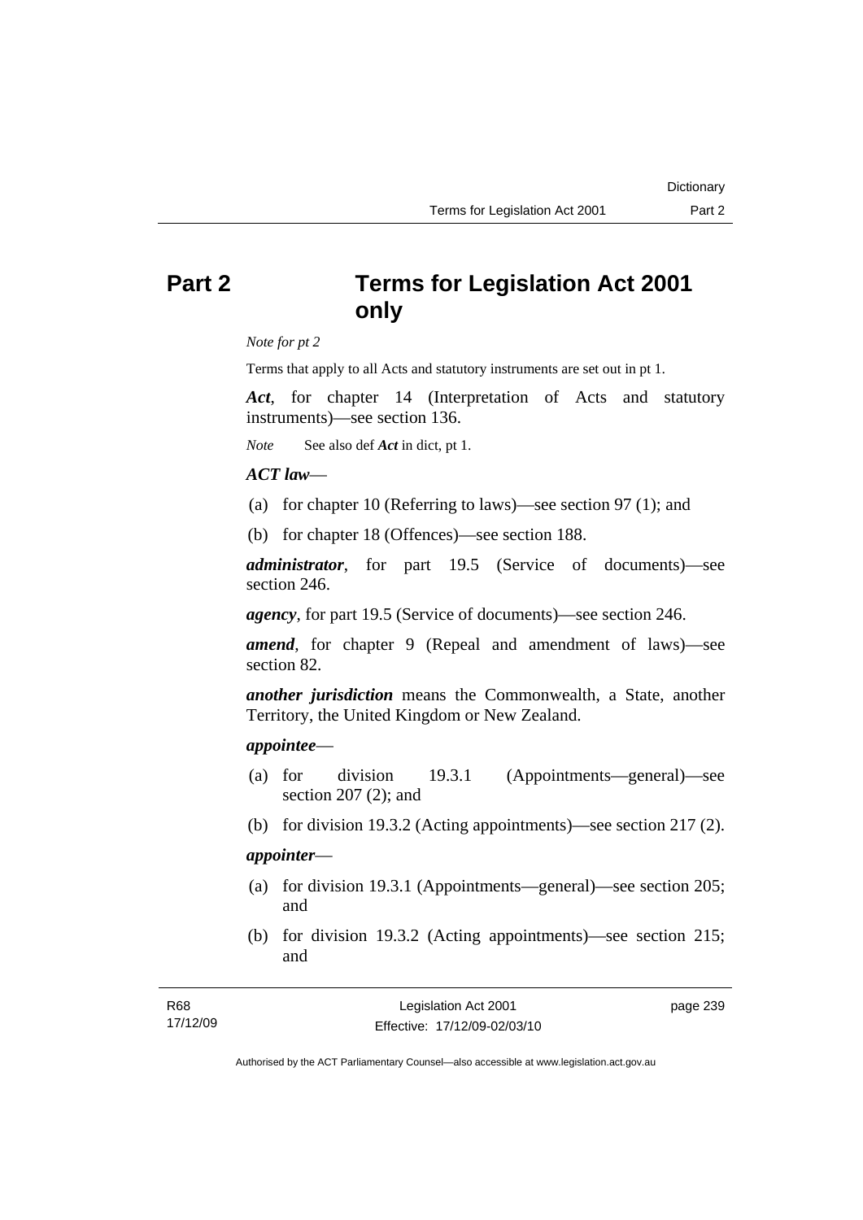# Part 2 Terms for Legislation Act 2001 only

*Note for pt 2*

Terms that apply to all Acts and statutory instruments are set out in pt 1.

***Act***, for chapter 14 (Interpretation of Acts and statutory instruments)—see section 136.

*Note* See also def ***Act*** in dict, pt 1.

***ACT law***—

(a) for chapter 10 (Referring to laws)—see section 97 (1); and

(b) for chapter 18 (Offences)—see section 188.

***administrator***, for part 19.5 (Service of documents)—see section 246.

***agency***, for part 19.5 (Service of documents)—see section 246.

***amend***, for chapter 9 (Repeal and amendment of laws)—see section 82.

***another jurisdiction*** means the Commonwealth, a State, another Territory, the United Kingdom or New Zealand.

***appointee***—

(a) for division 19.3.1 (Appointments—general)—see section 207 (2); and

(b) for division 19.3.2 (Acting appointments)—see section 217 (2).

***appointer***—

(a) for division 19.3.1 (Appointments—general)—see section 205; and

(b) for division 19.3.2 (Acting appointments)—see section 215; and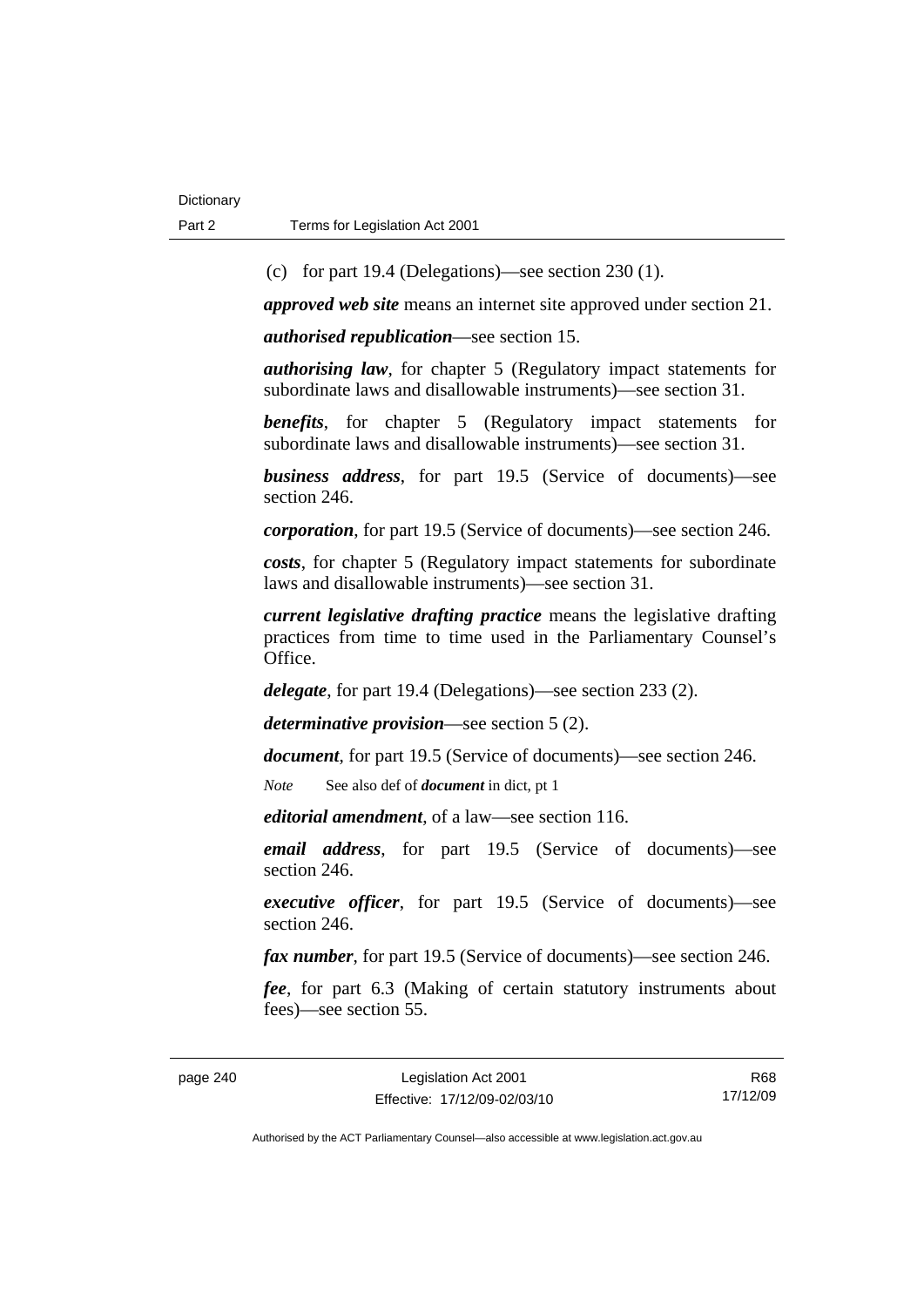(c) for part 19.4 (Delegations)—see section 230 (1).

***approved web site*** means an internet site approved under section 21.

***authorised republication***—see section 15.

***authorising law***, for chapter 5 (Regulatory impact statements for subordinate laws and disallowable instruments)—see section 31.

***benefits***, for chapter 5 (Regulatory impact statements for subordinate laws and disallowable instruments)—see section 31.

***business address***, for part 19.5 (Service of documents)—see section 246.

***corporation***, for part 19.5 (Service of documents)—see section 246.

***costs***, for chapter 5 (Regulatory impact statements for subordinate laws and disallowable instruments)—see section 31.

***current legislative drafting practice*** means the legislative drafting practices from time to time used in the Parliamentary Counsel's Office.

***delegate***, for part 19.4 (Delegations)—see section 233 (2).

***determinative provision***—see section 5 (2).

***document***, for part 19.5 (Service of documents)—see section 246.

*Note* See also def of ***document*** in dict, pt 1

***editorial amendment***, of a law—see section 116.

***email address***, for part 19.5 (Service of documents)—see section 246.

***executive officer***, for part 19.5 (Service of documents)—see section 246.

***fax number***, for part 19.5 (Service of documents)—see section 246.

***fee***, for part 6.3 (Making of certain statutory instruments about fees)—see section 55.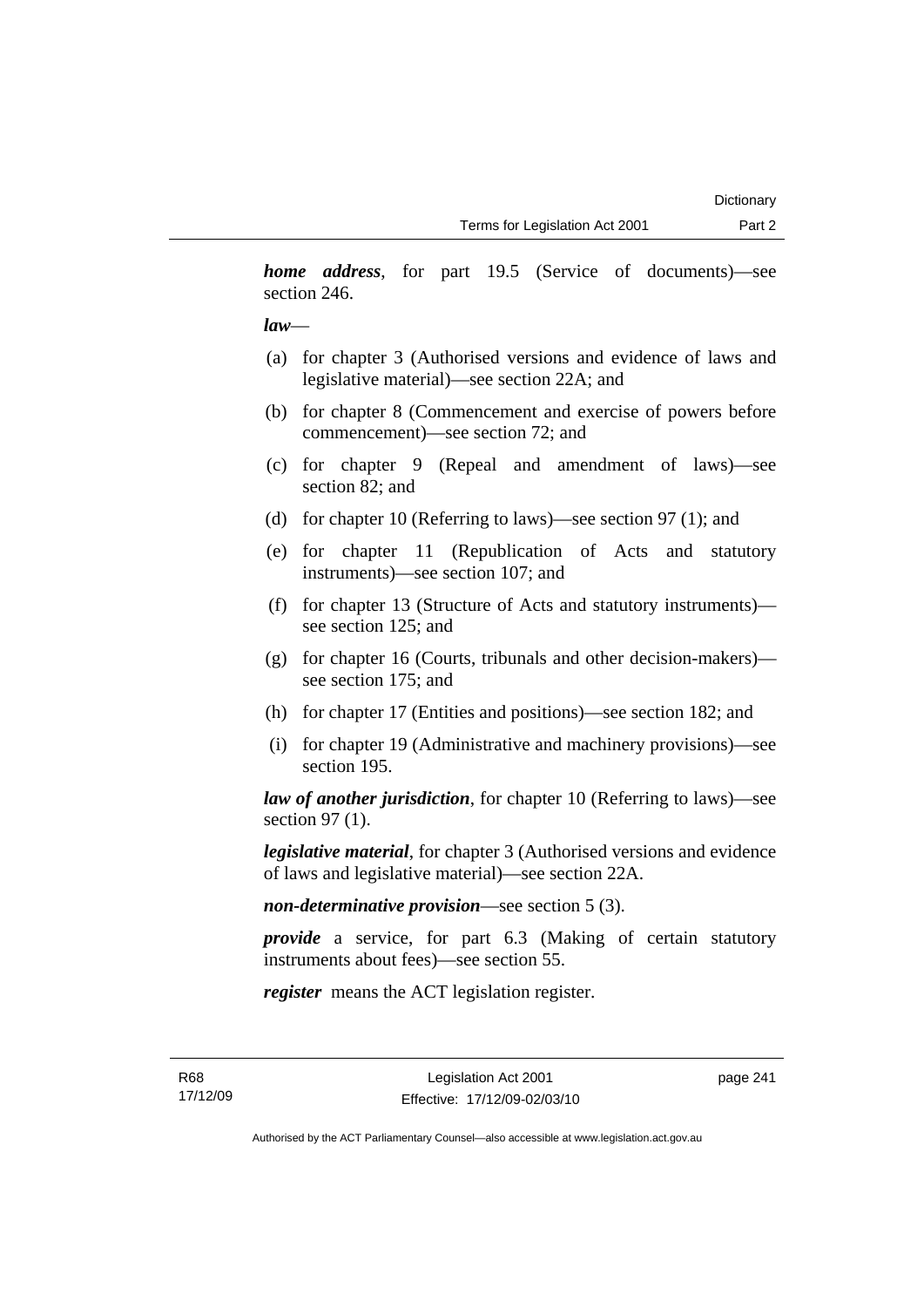***home address***, for part 19.5 (Service of documents)—see section 246.

***law***—

(a) for chapter 3 (Authorised versions and evidence of laws and legislative material)—see section 22A; and

(b) for chapter 8 (Commencement and exercise of powers before commencement)—see section 72; and

(c) for chapter 9 (Repeal and amendment of laws)—see section 82; and

(d) for chapter 10 (Referring to laws)—see section 97 (1); and

(e) for chapter 11 (Republication of Acts and statutory instruments)—see section 107; and

(f) for chapter 13 (Structure of Acts and statutory instruments)—see section 125; and

(g) for chapter 16 (Courts, tribunals and other decision-makers)—see section 175; and

(h) for chapter 17 (Entities and positions)—see section 182; and

(i) for chapter 19 (Administrative and machinery provisions)—see section 195.

***law of another jurisdiction***, for chapter 10 (Referring to laws)—see section 97 (1).

***legislative material***, for chapter 3 (Authorised versions and evidence of laws and legislative material)—see section 22A.

***non-determinative provision***—see section 5 (3).

***provide*** a service, for part 6.3 (Making of certain statutory instruments about fees)—see section 55.

***register*** means the ACT legislation register.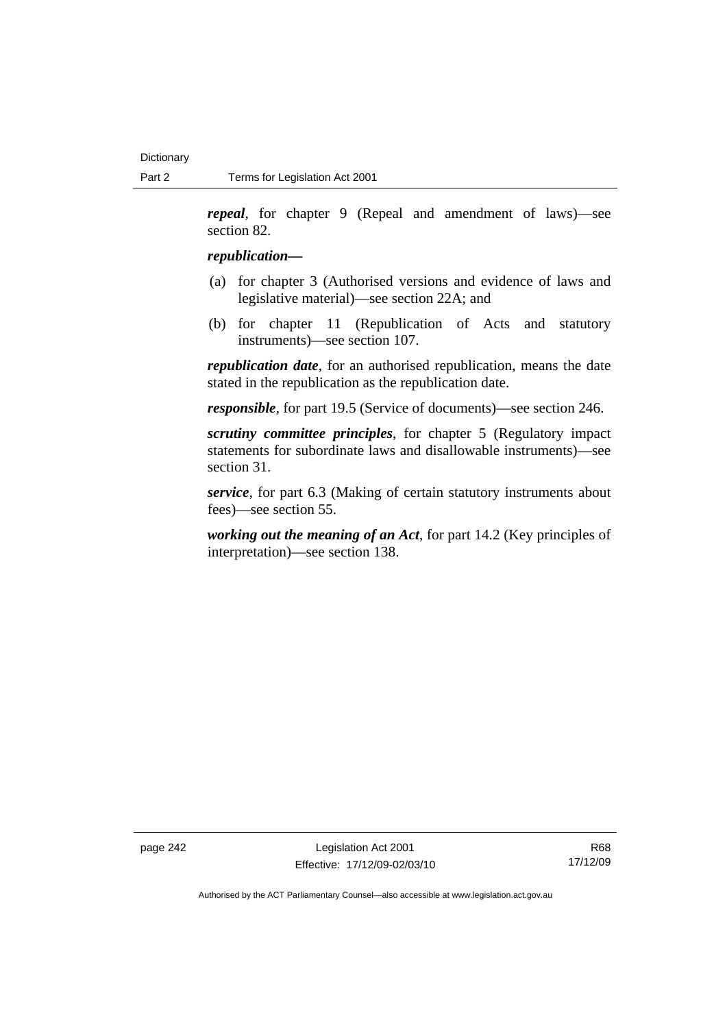***repeal***, for chapter 9 (Repeal and amendment of laws)—see section 82.

***republication—***

(a) for chapter 3 (Authorised versions and evidence of laws and legislative material)—see section 22A; and

(b) for chapter 11 (Republication of Acts and statutory instruments)—see section 107.

***republication date***, for an authorised republication, means the date stated in the republication as the republication date.

***responsible***, for part 19.5 (Service of documents)—see section 246.

***scrutiny committee principles***, for chapter 5 (Regulatory impact statements for subordinate laws and disallowable instruments)—see section 31.

***service***, for part 6.3 (Making of certain statutory instruments about fees)—see section 55.

***working out the meaning of an Act***, for part 14.2 (Key principles of interpretation)—see section 138.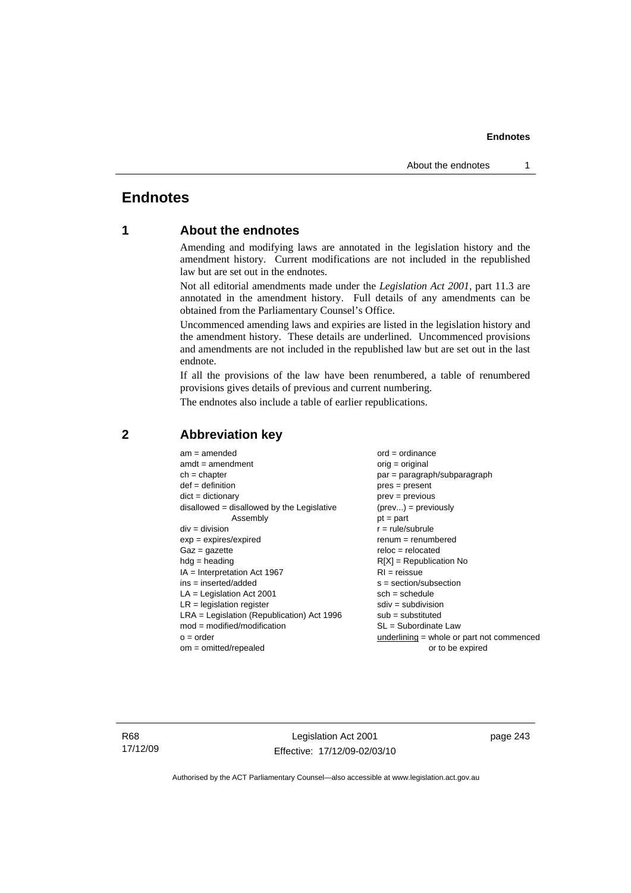# Endnotes

## 1 About the endnotes

Amending and modifying laws are annotated in the legislation history and the amendment history. Current modifications are not included in the republished law but are set out in the endnotes.

Not all editorial amendments made under the *Legislation Act 2001*, part 11.3 are annotated in the amendment history. Full details of any amendments can be obtained from the Parliamentary Counsel's Office.

Uncommenced amending laws and expiries are listed in the legislation history and the amendment history. These details are underlined. Uncommenced provisions and amendments are not included in the republished law but are set out in the last endnote.

If all the provisions of the law have been renumbered, a table of renumbered provisions gives details of previous and current numbering.

The endnotes also include a table of earlier republications.

## 2 Abbreviation key

am = amended
amdt = amendment
ch = chapter
def = definition
dict = dictionary
disallowed = disallowed by the Legislative Assembly
div = division
exp = expires/expired
Gaz = gazette
hdg = heading
IA = Interpretation Act 1967
ins = inserted/added
LA = Legislation Act 2001
LR = legislation register
LRA = Legislation (Republication) Act 1996
mod = modified/modification
o = order
om = omitted/repealed
ord = ordinance
orig = original
par = paragraph/subparagraph
pres = present
prev = previous
(prev...) = previously
pt = part
r = rule/subrule
renum = renumbered
reloc = relocated
R[X] = Republication No
RI = reissue
s = section/subsection
sch = schedule
sdiv = subdivision
sub = substituted
SL = Subordinate Law
<u>underlining</u> = whole or part not commenced or to be expired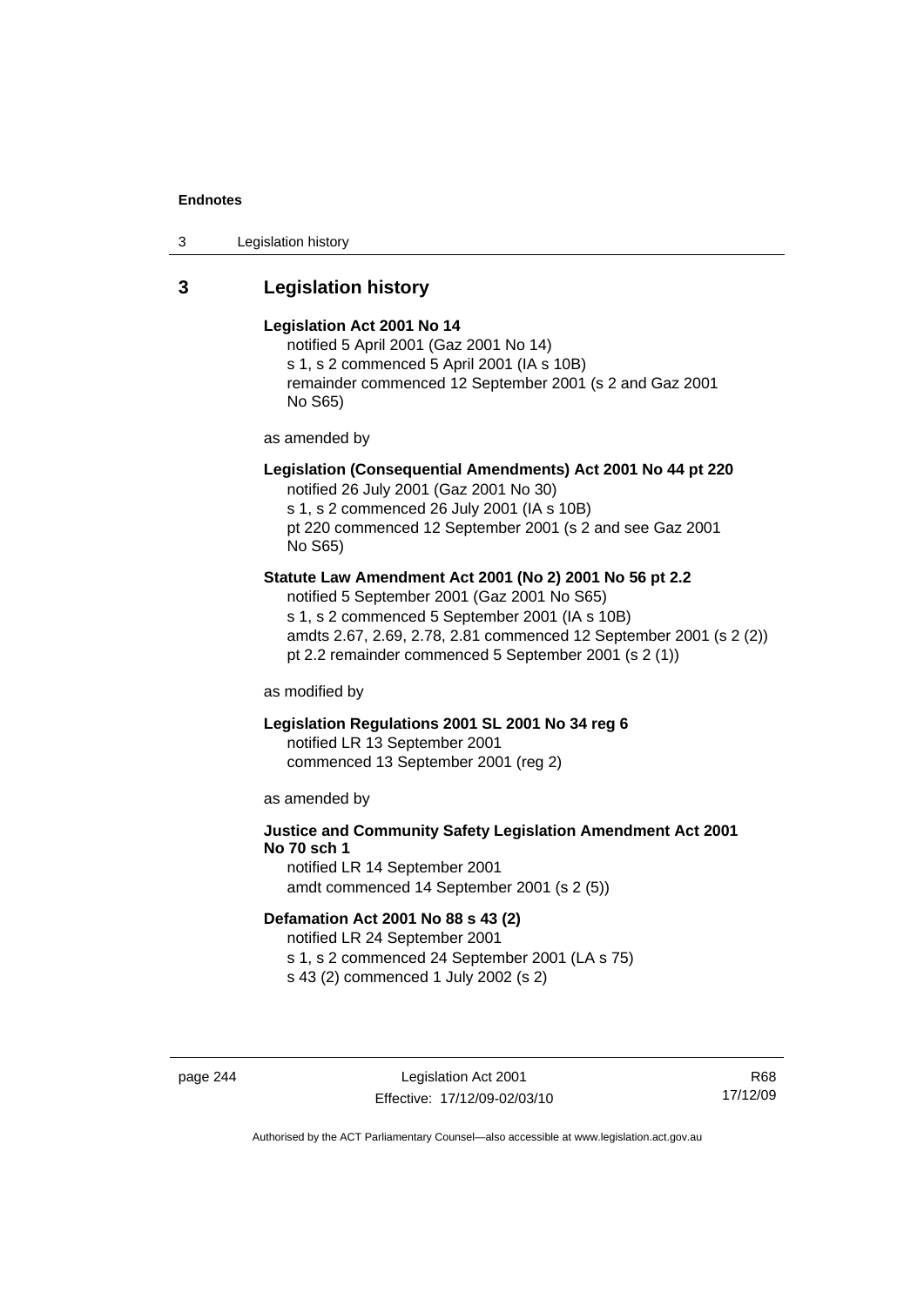## 3 Legislation history

**Legislation Act 2001 No 14**
notified 5 April 2001 (Gaz 2001 No 14)
s 1, s 2 commenced 5 April 2001 (IA s 10B)
remainder commenced 12 September 2001 (s 2 and Gaz 2001 No S65)

as amended by

**Legislation (Consequential Amendments) Act 2001 No 44 pt 220**
notified 26 July 2001 (Gaz 2001 No 30)
s 1, s 2 commenced 26 July 2001 (IA s 10B)
pt 220 commenced 12 September 2001 (s 2 and see Gaz 2001 No S65)

**Statute Law Amendment Act 2001 (No 2) 2001 No 56 pt 2.2**
notified 5 September 2001 (Gaz 2001 No S65)
s 1, s 2 commenced 5 September 2001 (IA s 10B)
amdts 2.67, 2.69, 2.78, 2.81 commenced 12 September 2001 (s 2 (2))
pt 2.2 remainder commenced 5 September 2001 (s 2 (1))

as modified by

**Legislation Regulations 2001 SL 2001 No 34 reg 6**
notified LR 13 September 2001
commenced 13 September 2001 (reg 2)

as amended by

**Justice and Community Safety Legislation Amendment Act 2001 No 70 sch 1**
notified LR 14 September 2001
amdt commenced 14 September 2001 (s 2 (5))

**Defamation Act 2001 No 88 s 43 (2)**
notified LR 24 September 2001
s 1, s 2 commenced 24 September 2001 (LA s 75)
s 43 (2) commenced 1 July 2002 (s 2)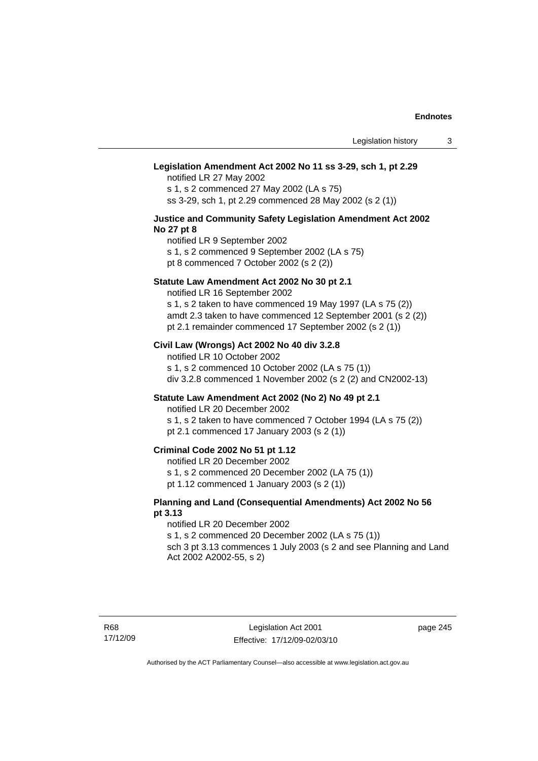**Legislation Amendment Act 2002 No 11 ss 3-29, sch 1, pt 2.29**

notified LR 27 May 2002
s 1, s 2 commenced 27 May 2002 (LA s 75)
ss 3-29, sch 1, pt 2.29 commenced 28 May 2002 (s 2 (1))

**Justice and Community Safety Legislation Amendment Act 2002 No 27 pt 8**

notified LR 9 September 2002
s 1, s 2 commenced 9 September 2002 (LA s 75)
pt 8 commenced 7 October 2002 (s 2 (2))

**Statute Law Amendment Act 2002 No 30 pt 2.1**

notified LR 16 September 2002
s 1, s 2 taken to have commenced 19 May 1997 (LA s 75 (2))
amdt 2.3 taken to have commenced 12 September 2001 (s 2 (2))
pt 2.1 remainder commenced 17 September 2002 (s 2 (1))

**Civil Law (Wrongs) Act 2002 No 40 div 3.2.8**

notified LR 10 October 2002
s 1, s 2 commenced 10 October 2002 (LA s 75 (1))
div 3.2.8 commenced 1 November 2002 (s 2 (2) and CN2002-13)

**Statute Law Amendment Act 2002 (No 2) No 49 pt 2.1**

notified LR 20 December 2002
s 1, s 2 taken to have commenced 7 October 1994 (LA s 75 (2))
pt 2.1 commenced 17 January 2003 (s 2 (1))

**Criminal Code 2002 No 51 pt 1.12**

notified LR 20 December 2002
s 1, s 2 commenced 20 December 2002 (LA 75 (1))
pt 1.12 commenced 1 January 2003 (s 2 (1))

**Planning and Land (Consequential Amendments) Act 2002 No 56 pt 3.13**

notified LR 20 December 2002
s 1, s 2 commenced 20 December 2002 (LA s 75 (1))
sch 3 pt 3.13 commences 1 July 2003 (s 2 and see Planning and Land Act 2002 A2002-55, s 2)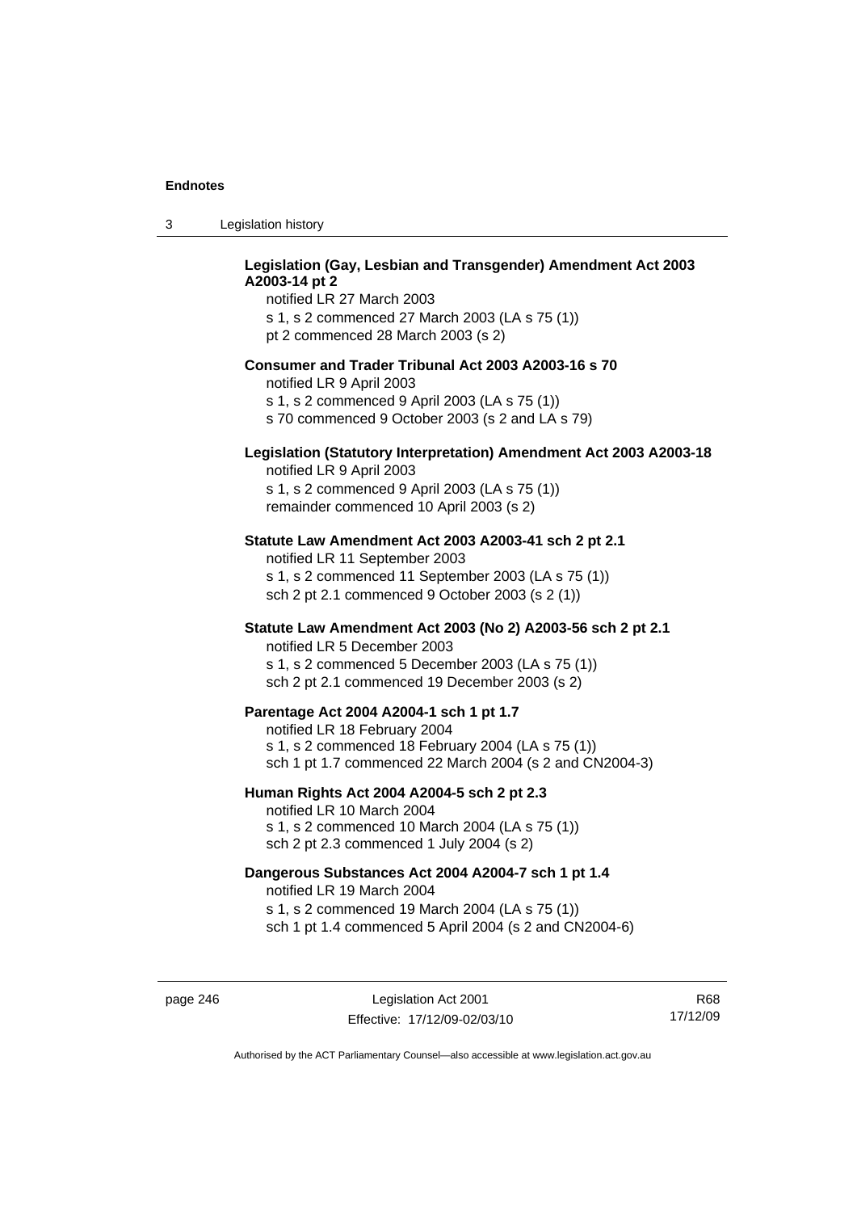**Legislation (Gay, Lesbian and Transgender) Amendment Act 2003 A2003-14 pt 2**

notified LR 27 March 2003
s 1, s 2 commenced 27 March 2003 (LA s 75 (1))
pt 2 commenced 28 March 2003 (s 2)

**Consumer and Trader Tribunal Act 2003 A2003-16 s 70**

notified LR 9 April 2003
s 1, s 2 commenced 9 April 2003 (LA s 75 (1))
s 70 commenced 9 October 2003 (s 2 and LA s 79)

**Legislation (Statutory Interpretation) Amendment Act 2003 A2003-18**

notified LR 9 April 2003
s 1, s 2 commenced 9 April 2003 (LA s 75 (1))
remainder commenced 10 April 2003 (s 2)

**Statute Law Amendment Act 2003 A2003-41 sch 2 pt 2.1**

notified LR 11 September 2003
s 1, s 2 commenced 11 September 2003 (LA s 75 (1))
sch 2 pt 2.1 commenced 9 October 2003 (s 2 (1))

**Statute Law Amendment Act 2003 (No 2) A2003-56 sch 2 pt 2.1**

notified LR 5 December 2003
s 1, s 2 commenced 5 December 2003 (LA s 75 (1))
sch 2 pt 2.1 commenced 19 December 2003 (s 2)

**Parentage Act 2004 A2004-1 sch 1 pt 1.7**

notified LR 18 February 2004
s 1, s 2 commenced 18 February 2004 (LA s 75 (1))
sch 1 pt 1.7 commenced 22 March 2004 (s 2 and CN2004-3)

**Human Rights Act 2004 A2004-5 sch 2 pt 2.3**

notified LR 10 March 2004
s 1, s 2 commenced 10 March 2004 (LA s 75 (1))
sch 2 pt 2.3 commenced 1 July 2004 (s 2)

**Dangerous Substances Act 2004 A2004-7 sch 1 pt 1.4**

notified LR 19 March 2004
s 1, s 2 commenced 19 March 2004 (LA s 75 (1))
sch 1 pt 1.4 commenced 5 April 2004 (s 2 and CN2004-6)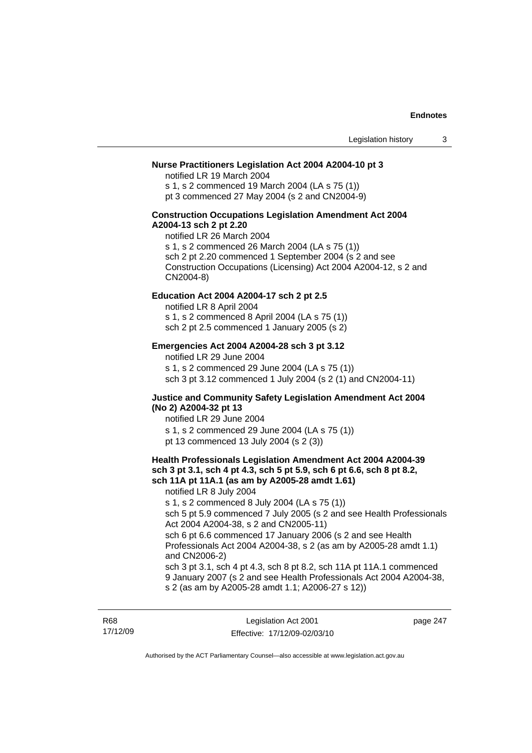**Nurse Practitioners Legislation Act 2004 A2004-10 pt 3**

notified LR 19 March 2004
s 1, s 2 commenced 19 March 2004 (LA s 75 (1))
pt 3 commenced 27 May 2004 (s 2 and CN2004-9)

**Construction Occupations Legislation Amendment Act 2004 A2004-13 sch 2 pt 2.20**

notified LR 26 March 2004
s 1, s 2 commenced 26 March 2004 (LA s 75 (1))
sch 2 pt 2.20 commenced 1 September 2004 (s 2 and see Construction Occupations (Licensing) Act 2004 A2004-12, s 2 and CN2004-8)

**Education Act 2004 A2004-17 sch 2 pt 2.5**

notified LR 8 April 2004
s 1, s 2 commenced 8 April 2004 (LA s 75 (1))
sch 2 pt 2.5 commenced 1 January 2005 (s 2)

**Emergencies Act 2004 A2004-28 sch 3 pt 3.12**

notified LR 29 June 2004
s 1, s 2 commenced 29 June 2004 (LA s 75 (1))
sch 3 pt 3.12 commenced 1 July 2004 (s 2 (1) and CN2004-11)

**Justice and Community Safety Legislation Amendment Act 2004 (No 2) A2004-32 pt 13**

notified LR 29 June 2004
s 1, s 2 commenced 29 June 2004 (LA s 75 (1))
pt 13 commenced 13 July 2004 (s 2 (3))

**Health Professionals Legislation Amendment Act 2004 A2004-39 sch 3 pt 3.1, sch 4 pt 4.3, sch 5 pt 5.9, sch 6 pt 6.6, sch 8 pt 8.2, sch 11A pt 11A.1 (as am by A2005-28 amdt 1.61)**

notified LR 8 July 2004
s 1, s 2 commenced 8 July 2004 (LA s 75 (1))
sch 5 pt 5.9 commenced 7 July 2005 (s 2 and see Health Professionals Act 2004 A2004-38, s 2 and CN2005-11)
sch 6 pt 6.6 commenced 17 January 2006 (s 2 and see Health Professionals Act 2004 A2004-38, s 2 (as am by A2005-28 amdt 1.1) and CN2006-2)
sch 3 pt 3.1, sch 4 pt 4.3, sch 8 pt 8.2, sch 11A pt 11A.1 commenced 9 January 2007 (s 2 and see Health Professionals Act 2004 A2004-38, s 2 (as am by A2005-28 amdt 1.1; A2006-27 s 12))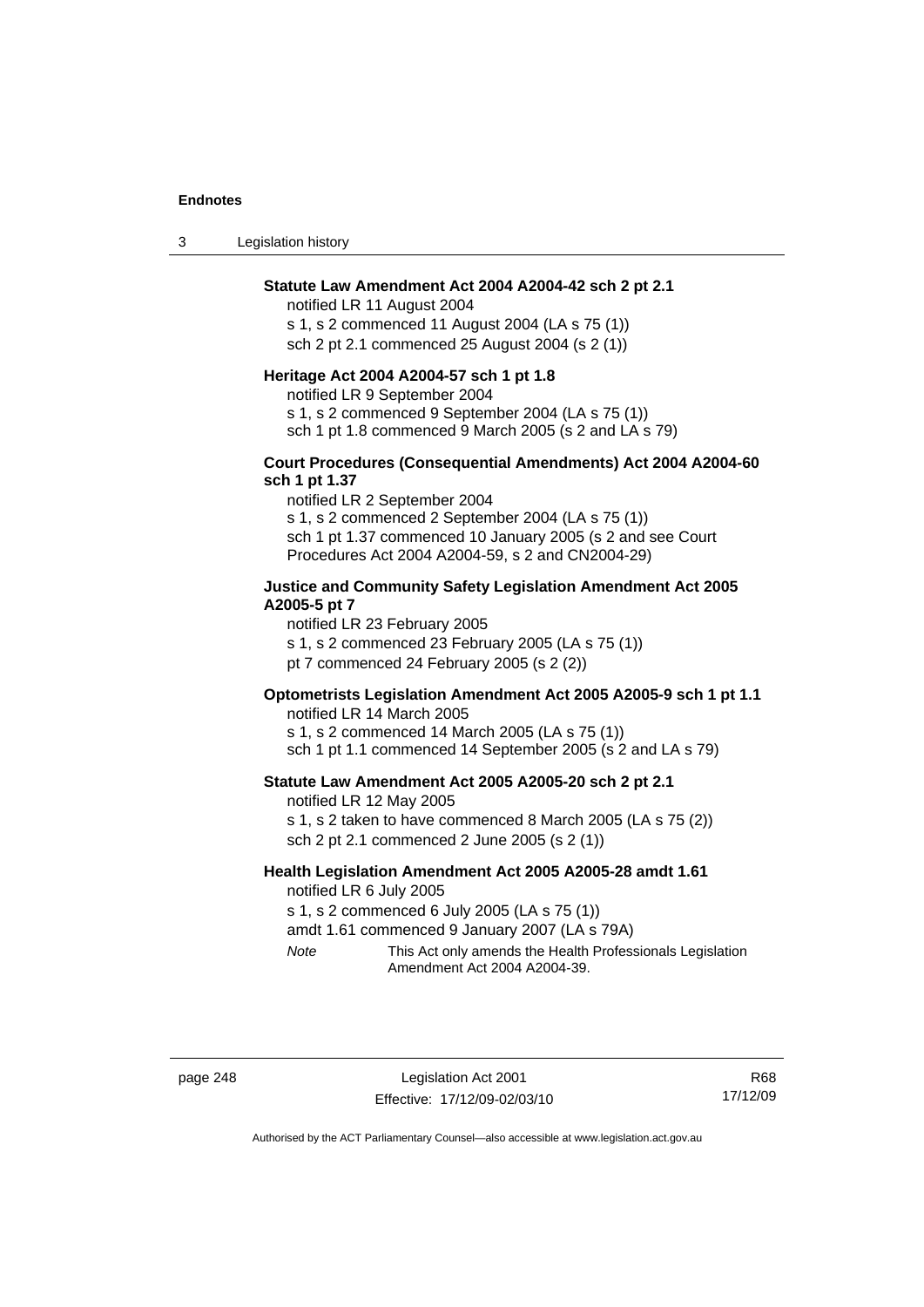**Statute Law Amendment Act 2004 A2004-42 sch 2 pt 2.1**

notified LR 11 August 2004

s 1, s 2 commenced 11 August 2004 (LA s 75 (1))

sch 2 pt 2.1 commenced 25 August 2004 (s 2 (1))

**Heritage Act 2004 A2004-57 sch 1 pt 1.8**

notified LR 9 September 2004

s 1, s 2 commenced 9 September 2004 (LA s 75 (1))

sch 1 pt 1.8 commenced 9 March 2005 (s 2 and LA s 79)

**Court Procedures (Consequential Amendments) Act 2004 A2004-60 sch 1 pt 1.37**

notified LR 2 September 2004

s 1, s 2 commenced 2 September 2004 (LA s 75 (1))

sch 1 pt 1.37 commenced 10 January 2005 (s 2 and see Court Procedures Act 2004 A2004-59, s 2 and CN2004-29)

**Justice and Community Safety Legislation Amendment Act 2005 A2005-5 pt 7**

notified LR 23 February 2005

s 1, s 2 commenced 23 February 2005 (LA s 75 (1))

pt 7 commenced 24 February 2005 (s 2 (2))

**Optometrists Legislation Amendment Act 2005 A2005-9 sch 1 pt 1.1**

notified LR 14 March 2005

s 1, s 2 commenced 14 March 2005 (LA s 75 (1))

sch 1 pt 1.1 commenced 14 September 2005 (s 2 and LA s 79)

**Statute Law Amendment Act 2005 A2005-20 sch 2 pt 2.1**

notified LR 12 May 2005

s 1, s 2 taken to have commenced 8 March 2005 (LA s 75 (2))

sch 2 pt 2.1 commenced 2 June 2005 (s 2 (1))

**Health Legislation Amendment Act 2005 A2005-28 amdt 1.61**

notified LR 6 July 2005

s 1, s 2 commenced 6 July 2005 (LA s 75 (1))

amdt 1.61 commenced 9 January 2007 (LA s 79A)

*Note* This Act only amends the Health Professionals Legislation Amendment Act 2004 A2004-39.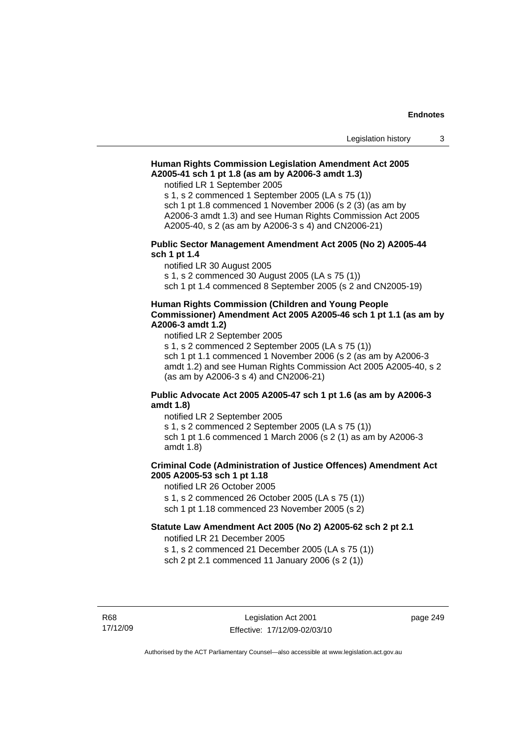**Human Rights Commission Legislation Amendment Act 2005 A2005-41 sch 1 pt 1.8 (as am by A2006-3 amdt 1.3)**

notified LR 1 September 2005

s 1, s 2 commenced 1 September 2005 (LA s 75 (1))

sch 1 pt 1.8 commenced 1 November 2006 (s 2 (3) (as am by A2006-3 amdt 1.3) and see Human Rights Commission Act 2005 A2005-40, s 2 (as am by A2006-3 s 4) and CN2006-21)

**Public Sector Management Amendment Act 2005 (No 2) A2005-44 sch 1 pt 1.4**

notified LR 30 August 2005

s 1, s 2 commenced 30 August 2005 (LA s 75 (1))

sch 1 pt 1.4 commenced 8 September 2005 (s 2 and CN2005-19)

**Human Rights Commission (Children and Young People Commissioner) Amendment Act 2005 A2005-46 sch 1 pt 1.1 (as am by A2006-3 amdt 1.2)**

notified LR 2 September 2005

s 1, s 2 commenced 2 September 2005 (LA s 75 (1))

sch 1 pt 1.1 commenced 1 November 2006 (s 2 (as am by A2006-3 amdt 1.2) and see Human Rights Commission Act 2005 A2005-40, s 2 (as am by A2006-3 s 4) and CN2006-21)

**Public Advocate Act 2005 A2005-47 sch 1 pt 1.6 (as am by A2006-3 amdt 1.8)**

notified LR 2 September 2005

s 1, s 2 commenced 2 September 2005 (LA s 75 (1))

sch 1 pt 1.6 commenced 1 March 2006 (s 2 (1) as am by A2006-3 amdt 1.8)

**Criminal Code (Administration of Justice Offences) Amendment Act 2005 A2005-53 sch 1 pt 1.18**

notified LR 26 October 2005

s 1, s 2 commenced 26 October 2005 (LA s 75 (1))

sch 1 pt 1.18 commenced 23 November 2005 (s 2)

**Statute Law Amendment Act 2005 (No 2) A2005-62 sch 2 pt 2.1**

notified LR 21 December 2005

s 1, s 2 commenced 21 December 2005 (LA s 75 (1))

sch 2 pt 2.1 commenced 11 January 2006 (s 2 (1))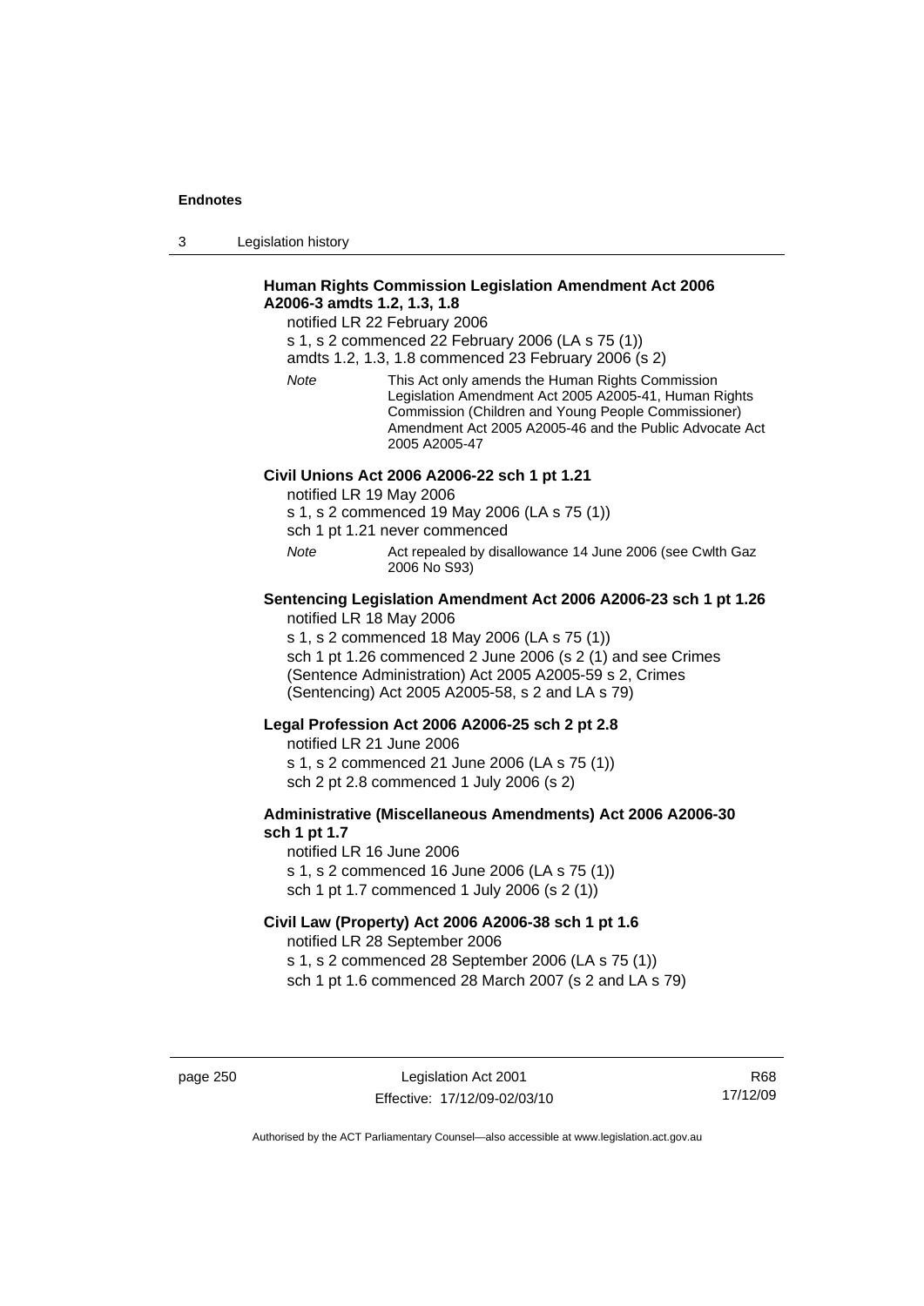**Human Rights Commission Legislation Amendment Act 2006 A2006-3 amdts 1.2, 1.3, 1.8**

notified LR 22 February 2006

s 1, s 2 commenced 22 February 2006 (LA s 75 (1))

amdts 1.2, 1.3, 1.8 commenced 23 February 2006 (s 2)

*Note* This Act only amends the Human Rights Commission Legislation Amendment Act 2005 A2005-41, Human Rights Commission (Children and Young People Commissioner) Amendment Act 2005 A2005-46 and the Public Advocate Act 2005 A2005-47

**Civil Unions Act 2006 A2006-22 sch 1 pt 1.21**

notified LR 19 May 2006

s 1, s 2 commenced 19 May 2006 (LA s 75 (1))

sch 1 pt 1.21 never commenced

*Note* Act repealed by disallowance 14 June 2006 (see Cwlth Gaz 2006 No S93)

**Sentencing Legislation Amendment Act 2006 A2006-23 sch 1 pt 1.26**

notified LR 18 May 2006

s 1, s 2 commenced 18 May 2006 (LA s 75 (1))

sch 1 pt 1.26 commenced 2 June 2006 (s 2 (1) and see Crimes (Sentence Administration) Act 2005 A2005-59 s 2, Crimes (Sentencing) Act 2005 A2005-58, s 2 and LA s 79)

**Legal Profession Act 2006 A2006-25 sch 2 pt 2.8**

notified LR 21 June 2006

s 1, s 2 commenced 21 June 2006 (LA s 75 (1))

sch 2 pt 2.8 commenced 1 July 2006 (s 2)

**Administrative (Miscellaneous Amendments) Act 2006 A2006-30 sch 1 pt 1.7**

notified LR 16 June 2006

s 1, s 2 commenced 16 June 2006 (LA s 75 (1))

sch 1 pt 1.7 commenced 1 July 2006 (s 2 (1))

**Civil Law (Property) Act 2006 A2006-38 sch 1 pt 1.6**

notified LR 28 September 2006

s 1, s 2 commenced 28 September 2006 (LA s 75 (1))

sch 1 pt 1.6 commenced 28 March 2007 (s 2 and LA s 79)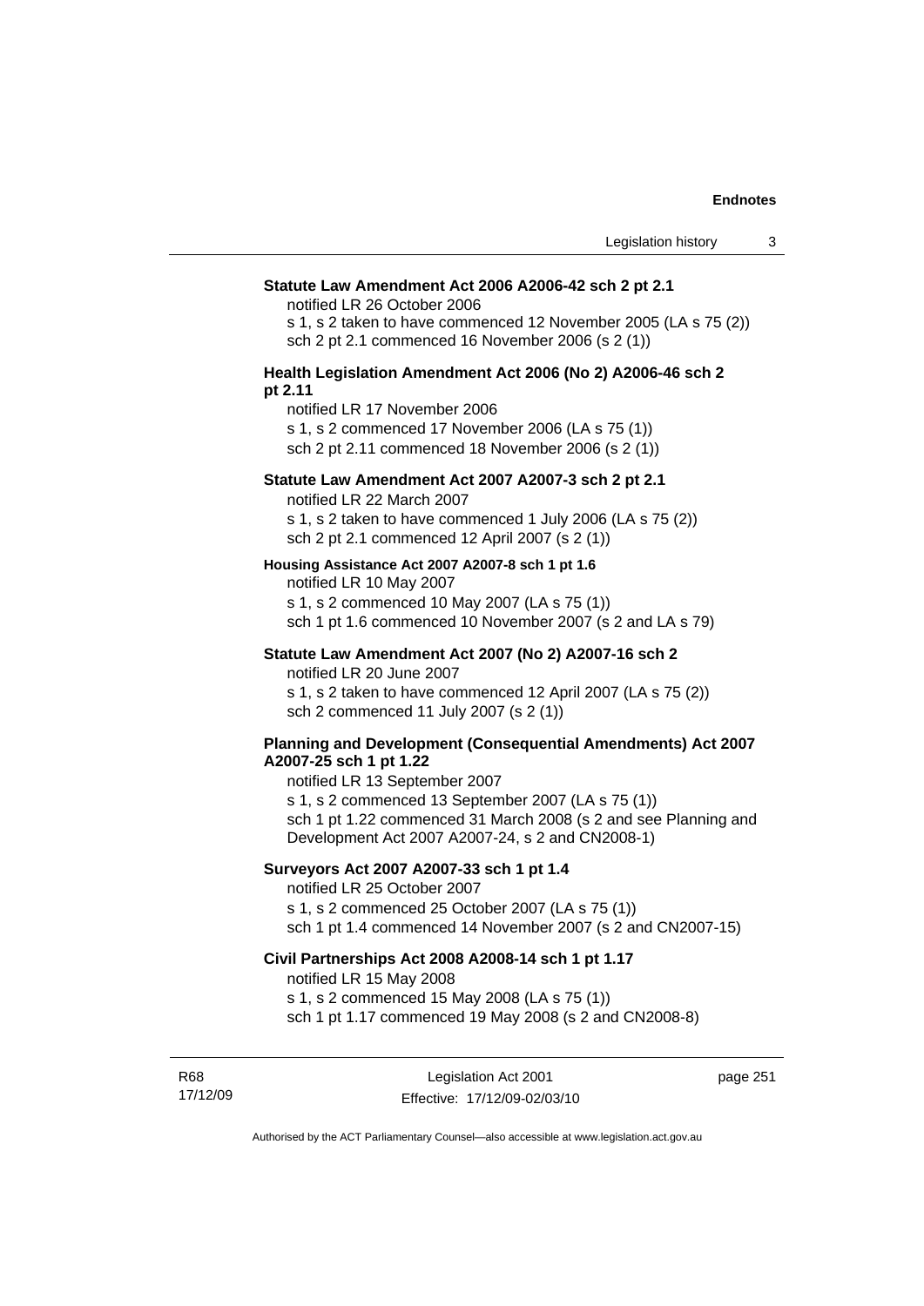**Statute Law Amendment Act 2006 A2006-42 sch 2 pt 2.1**

notified LR 26 October 2006

s 1, s 2 taken to have commenced 12 November 2005 (LA s 75 (2))

sch 2 pt 2.1 commenced 16 November 2006 (s 2 (1))

**Health Legislation Amendment Act 2006 (No 2) A2006-46 sch 2 pt 2.11**

notified LR 17 November 2006

s 1, s 2 commenced 17 November 2006 (LA s 75 (1))

sch 2 pt 2.11 commenced 18 November 2006 (s 2 (1))

**Statute Law Amendment Act 2007 A2007-3 sch 2 pt 2.1**

notified LR 22 March 2007

s 1, s 2 taken to have commenced 1 July 2006 (LA s 75 (2))

sch 2 pt 2.1 commenced 12 April 2007 (s 2 (1))

**Housing Assistance Act 2007 A2007-8 sch 1 pt 1.6**

notified LR 10 May 2007

s 1, s 2 commenced 10 May 2007 (LA s 75 (1))

sch 1 pt 1.6 commenced 10 November 2007 (s 2 and LA s 79)

**Statute Law Amendment Act 2007 (No 2) A2007-16 sch 2**

notified LR 20 June 2007

s 1, s 2 taken to have commenced 12 April 2007 (LA s 75 (2))

sch 2 commenced 11 July 2007 (s 2 (1))

**Planning and Development (Consequential Amendments) Act 2007 A2007-25 sch 1 pt 1.22**

notified LR 13 September 2007

s 1, s 2 commenced 13 September 2007 (LA s 75 (1))

sch 1 pt 1.22 commenced 31 March 2008 (s 2 and see Planning and Development Act 2007 A2007-24, s 2 and CN2008-1)

**Surveyors Act 2007 A2007-33 sch 1 pt 1.4**

notified LR 25 October 2007

s 1, s 2 commenced 25 October 2007 (LA s 75 (1))

sch 1 pt 1.4 commenced 14 November 2007 (s 2 and CN2007-15)

**Civil Partnerships Act 2008 A2008-14 sch 1 pt 1.17**

notified LR 15 May 2008

s 1, s 2 commenced 15 May 2008 (LA s 75 (1))

sch 1 pt 1.17 commenced 19 May 2008 (s 2 and CN2008-8)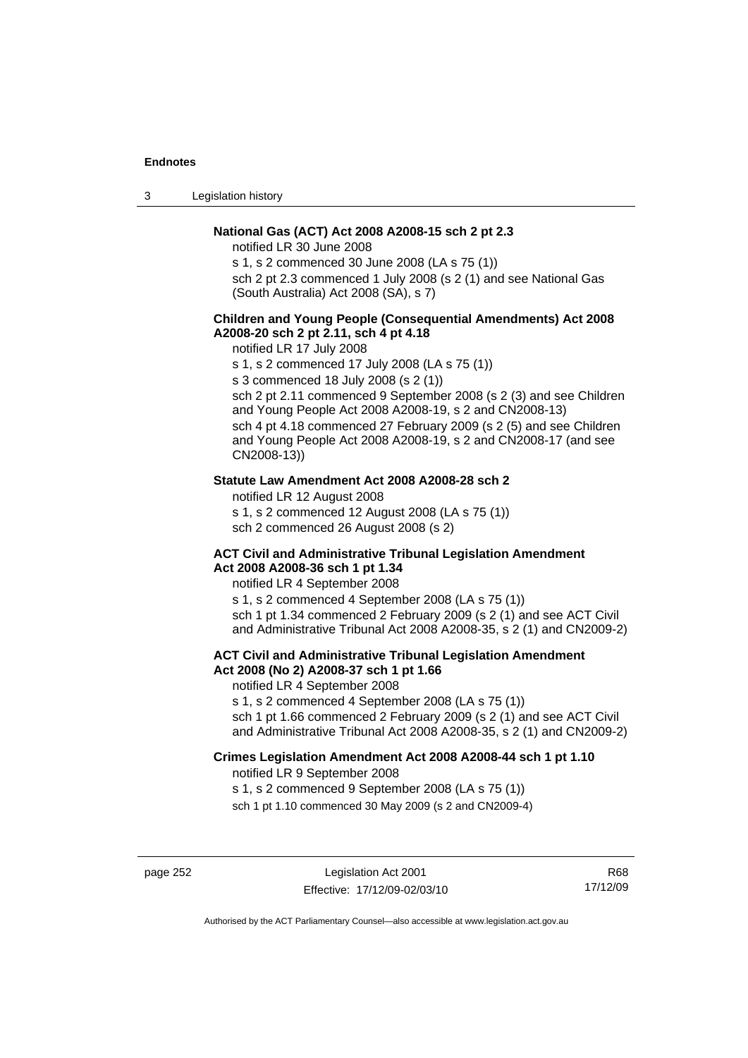**National Gas (ACT) Act 2008 A2008-15 sch 2 pt 2.3**

notified LR 30 June 2008

s 1, s 2 commenced 30 June 2008 (LA s 75 (1))

sch 2 pt 2.3 commenced 1 July 2008 (s 2 (1) and see National Gas (South Australia) Act 2008 (SA), s 7)

**Children and Young People (Consequential Amendments) Act 2008 A2008-20 sch 2 pt 2.11, sch 4 pt 4.18**

notified LR 17 July 2008

s 1, s 2 commenced 17 July 2008 (LA s 75 (1))

s 3 commenced 18 July 2008 (s 2 (1))

sch 2 pt 2.11 commenced 9 September 2008 (s 2 (3) and see Children and Young People Act 2008 A2008-19, s 2 and CN2008-13)

sch 4 pt 4.18 commenced 27 February 2009 (s 2 (5) and see Children and Young People Act 2008 A2008-19, s 2 and CN2008-17 (and see CN2008-13))

**Statute Law Amendment Act 2008 A2008-28 sch 2**

notified LR 12 August 2008

s 1, s 2 commenced 12 August 2008 (LA s 75 (1))

sch 2 commenced 26 August 2008 (s 2)

**ACT Civil and Administrative Tribunal Legislation Amendment Act 2008 A2008-36 sch 1 pt 1.34**

notified LR 4 September 2008

s 1, s 2 commenced 4 September 2008 (LA s 75 (1))

sch 1 pt 1.34 commenced 2 February 2009 (s 2 (1) and see ACT Civil and Administrative Tribunal Act 2008 A2008-35, s 2 (1) and CN2009-2)

**ACT Civil and Administrative Tribunal Legislation Amendment Act 2008 (No 2) A2008-37 sch 1 pt 1.66**

notified LR 4 September 2008

s 1, s 2 commenced 4 September 2008 (LA s 75 (1))

sch 1 pt 1.66 commenced 2 February 2009 (s 2 (1) and see ACT Civil and Administrative Tribunal Act 2008 A2008-35, s 2 (1) and CN2009-2)

**Crimes Legislation Amendment Act 2008 A2008-44 sch 1 pt 1.10**

notified LR 9 September 2008

s 1, s 2 commenced 9 September 2008 (LA s 75 (1))

sch 1 pt 1.10 commenced 30 May 2009 (s 2 and CN2009-4)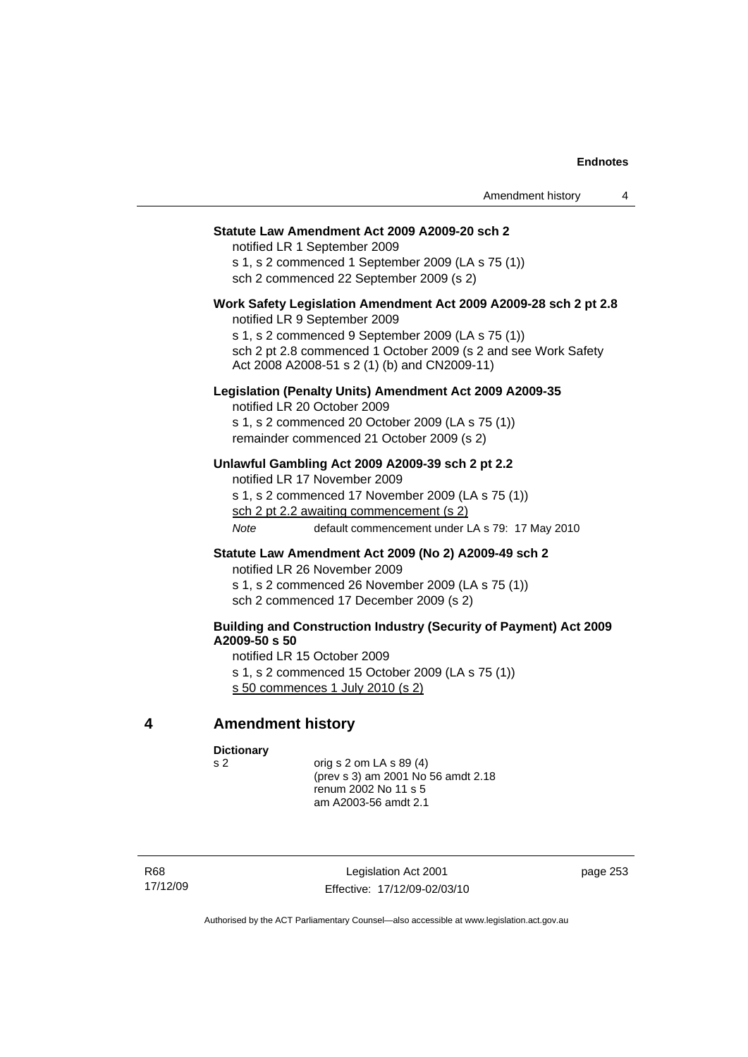**Statute Law Amendment Act 2009 A2009-20 sch 2**

notified LR 1 September 2009

s 1, s 2 commenced 1 September 2009 (LA s 75 (1))

sch 2 commenced 22 September 2009 (s 2)

**Work Safety Legislation Amendment Act 2009 A2009-28 sch 2 pt 2.8**

notified LR 9 September 2009

s 1, s 2 commenced 9 September 2009 (LA s 75 (1))

sch 2 pt 2.8 commenced 1 October 2009 (s 2 and see Work Safety Act 2008 A2008-51 s 2 (1) (b) and CN2009-11)

**Legislation (Penalty Units) Amendment Act 2009 A2009-35**

notified LR 20 October 2009

s 1, s 2 commenced 20 October 2009 (LA s 75 (1))

remainder commenced 21 October 2009 (s 2)

**Unlawful Gambling Act 2009 A2009-39 sch 2 pt 2.2**

notified LR 17 November 2009

s 1, s 2 commenced 17 November 2009 (LA s 75 (1))

sch 2 pt 2.2 awaiting commencement (s 2)

*Note* default commencement under LA s 79: 17 May 2010

**Statute Law Amendment Act 2009 (No 2) A2009-49 sch 2**

notified LR 26 November 2009

s 1, s 2 commenced 26 November 2009 (LA s 75 (1))

sch 2 commenced 17 December 2009 (s 2)

**Building and Construction Industry (Security of Payment) Act 2009 A2009-50 s 50**

notified LR 15 October 2009

s 1, s 2 commenced 15 October 2009 (LA s 75 (1))

s 50 commences 1 July 2010 (s 2)

## 4 Amendment history

**Dictionary**

s 2 orig s 2 om LA s 89 (4)
(prev s 3) am 2001 No 56 amdt 2.18
renum 2002 No 11 s 5
am A2003-56 amdt 2.1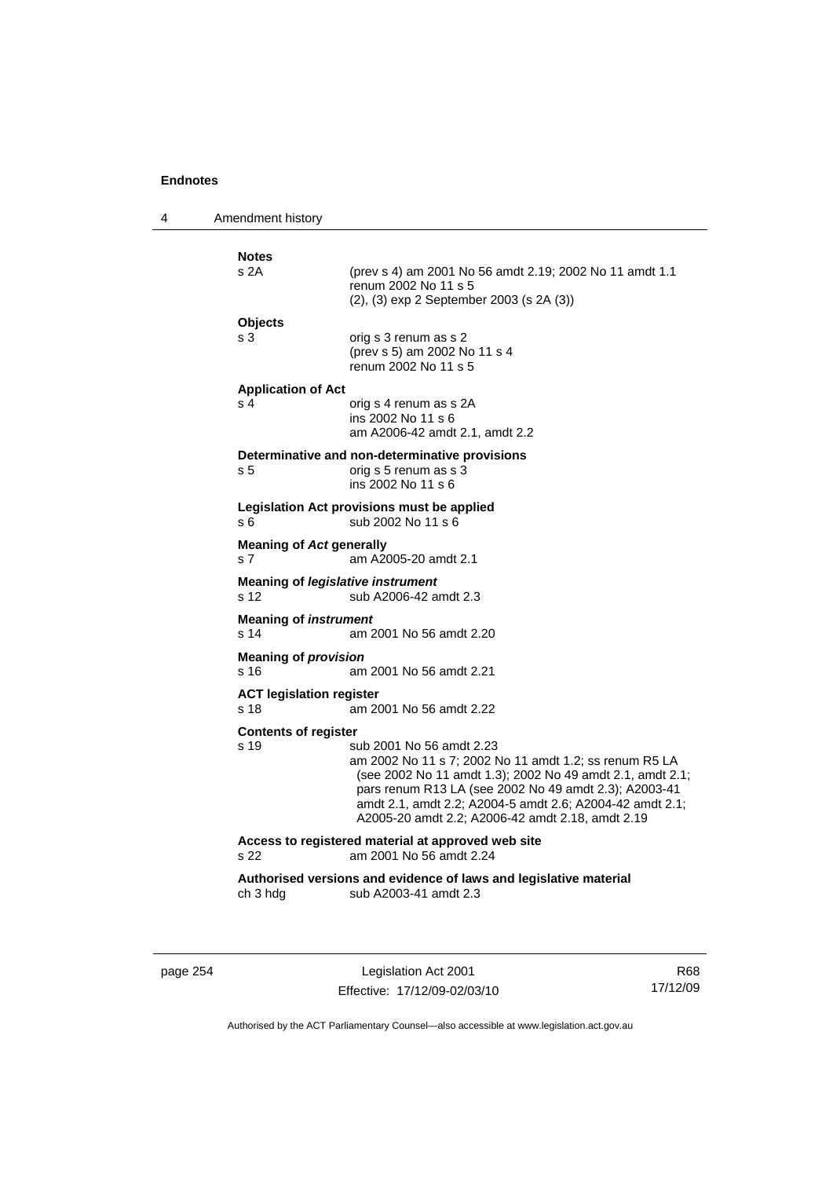**Notes**

s 2A (prev s 4) am 2001 No 56 amdt 2.19; 2002 No 11 amdt 1.1
renum 2002 No 11 s 5
(2), (3) exp 2 September 2003 (s 2A (3))

**Objects**

s 3 orig s 3 renum as s 2
(prev s 5) am 2002 No 11 s 4
renum 2002 No 11 s 5

**Application of Act**

s 4 orig s 4 renum as s 2A
ins 2002 No 11 s 6
am A2006-42 amdt 2.1, amdt 2.2

**Determinative and non-determinative provisions**

s 5 orig s 5 renum as s 3
ins 2002 No 11 s 6

**Legislation Act provisions must be applied**

s 6 sub 2002 No 11 s 6

**Meaning of *Act* generally**

s 7 am A2005-20 amdt 2.1

**Meaning of *legislative instrument***

s 12 sub A2006-42 amdt 2.3

**Meaning of *instrument***

s 14 am 2001 No 56 amdt 2.20

**Meaning of *provision***

s 16 am 2001 No 56 amdt 2.21

**ACT legislation register**

s 18 am 2001 No 56 amdt 2.22

**Contents of register**

s 19 sub 2001 No 56 amdt 2.23
am 2002 No 11 s 7; 2002 No 11 amdt 1.2; ss renum R5 LA (see 2002 No 11 amdt 1.3); 2002 No 49 amdt 2.1, amdt 2.1; pars renum R13 LA (see 2002 No 49 amdt 2.3); A2003-41 amdt 2.1, amdt 2.2; A2004-5 amdt 2.6; A2004-42 amdt 2.1; A2005-20 amdt 2.2; A2006-42 amdt 2.18, amdt 2.19

**Access to registered material at approved web site**

s 22 am 2001 No 56 amdt 2.24

**Authorised versions and evidence of laws and legislative material**

ch 3 hdg sub A2003-41 amdt 2.3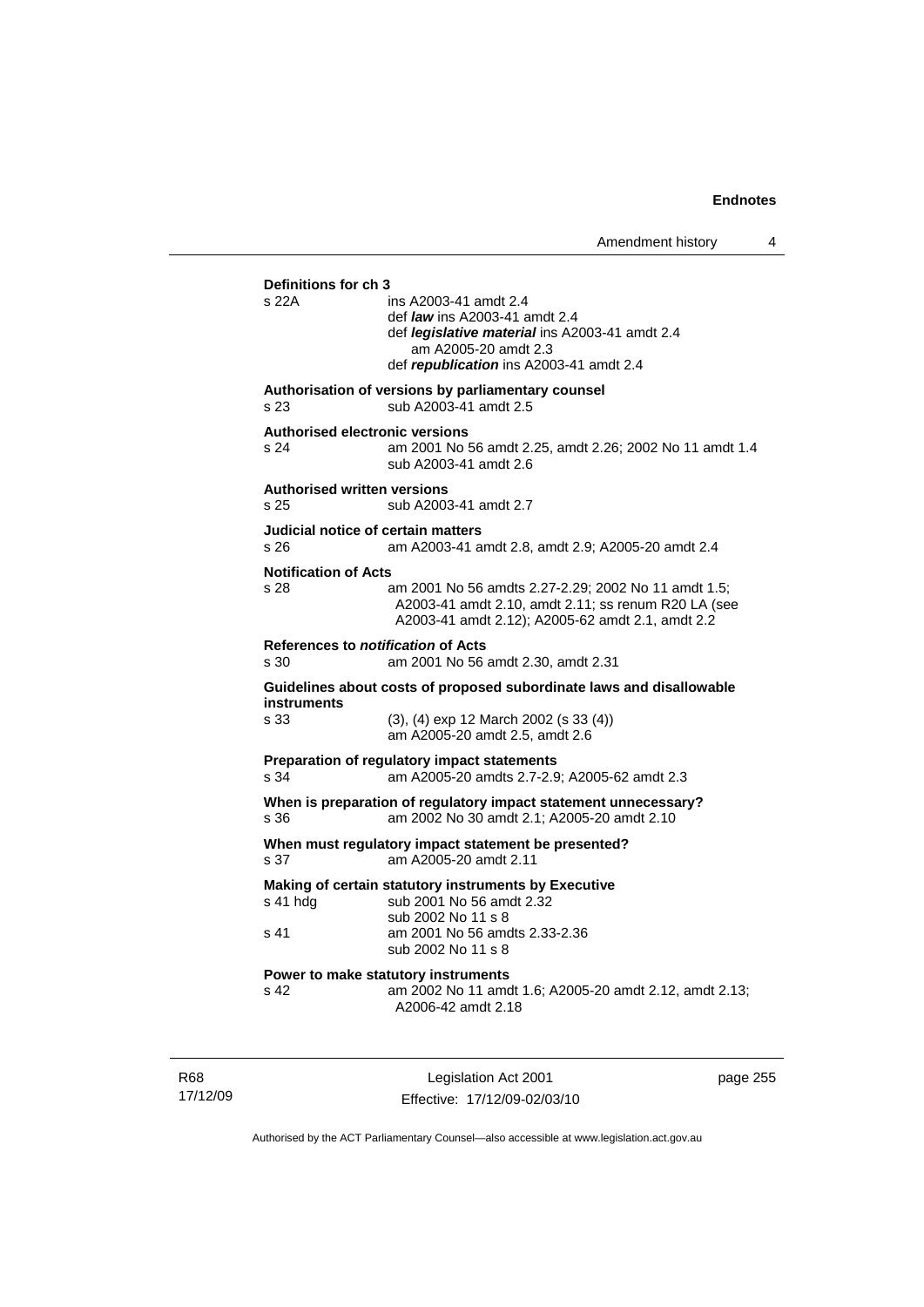**Definitions for ch 3**

s 22A ins A2003-41 amdt 2.4
def ***law*** ins A2003-41 amdt 2.4
def ***legislative material*** ins A2003-41 amdt 2.4
am A2005-20 amdt 2.3
def ***republication*** ins A2003-41 amdt 2.4

**Authorisation of versions by parliamentary counsel**

s 23 sub A2003-41 amdt 2.5

**Authorised electronic versions**

s 24 am 2001 No 56 amdt 2.25, amdt 2.26; 2002 No 11 amdt 1.4
sub A2003-41 amdt 2.6

**Authorised written versions**

s 25 sub A2003-41 amdt 2.7

**Judicial notice of certain matters**

s 26 am A2003-41 amdt 2.8, amdt 2.9; A2005-20 amdt 2.4

**Notification of Acts**

s 28 am 2001 No 56 amdts 2.27-2.29; 2002 No 11 amdt 1.5; A2003-41 amdt 2.10, amdt 2.11; ss renum R20 LA (see A2003-41 amdt 2.12); A2005-62 amdt 2.1, amdt 2.2

**References to *notification* of Acts**

s 30 am 2001 No 56 amdt 2.30, amdt 2.31

**Guidelines about costs of proposed subordinate laws and disallowable instruments**

s 33 (3), (4) exp 12 March 2002 (s 33 (4))
am A2005-20 amdt 2.5, amdt 2.6

**Preparation of regulatory impact statements**

s 34 am A2005-20 amdts 2.7-2.9; A2005-62 amdt 2.3

**When is preparation of regulatory impact statement unnecessary?**

s 36 am 2002 No 30 amdt 2.1; A2005-20 amdt 2.10

**When must regulatory impact statement be presented?**

s 37 am A2005-20 amdt 2.11

**Making of certain statutory instruments by Executive**

s 41 hdg sub 2001 No 56 amdt 2.32
sub 2002 No 11 s 8

s 41 am 2001 No 56 amdts 2.33-2.36
sub 2002 No 11 s 8

**Power to make statutory instruments**

s 42 am 2002 No 11 amdt 1.6; A2005-20 amdt 2.12, amdt 2.13; A2006-42 amdt 2.18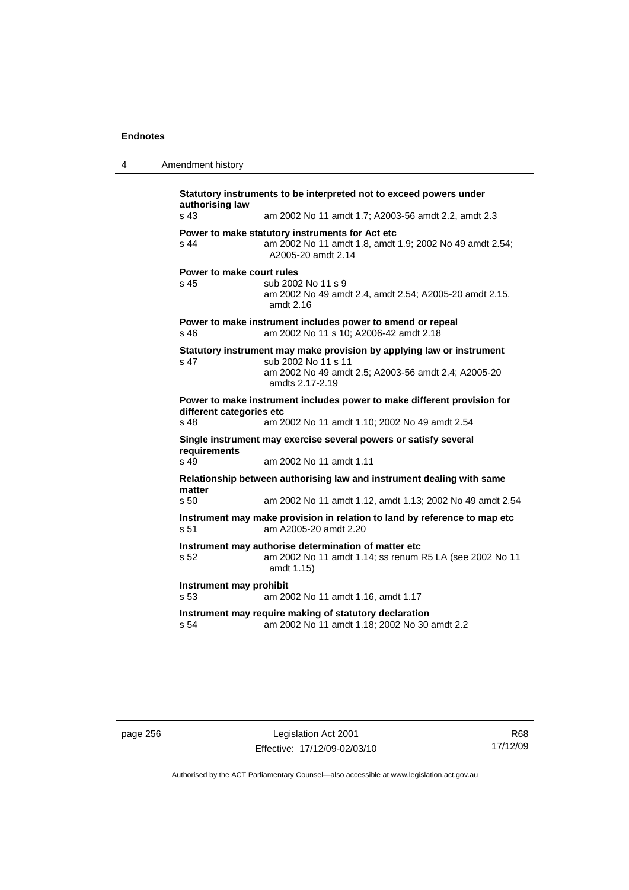**Statutory instruments to be interpreted not to exceed powers under authorising law**

s 43 am 2002 No 11 amdt 1.7; A2003-56 amdt 2.2, amdt 2.3

**Power to make statutory instruments for Act etc**

s 44 am 2002 No 11 amdt 1.8, amdt 1.9; 2002 No 49 amdt 2.54; A2005-20 amdt 2.14

**Power to make court rules**

s 45 sub 2002 No 11 s 9
am 2002 No 49 amdt 2.4, amdt 2.54; A2005-20 amdt 2.15, amdt 2.16

**Power to make instrument includes power to amend or repeal**

s 46 am 2002 No 11 s 10; A2006-42 amdt 2.18

**Statutory instrument may make provision by applying law or instrument**

s 47 sub 2002 No 11 s 11
am 2002 No 49 amdt 2.5; A2003-56 amdt 2.4; A2005-20 amdts 2.17-2.19

**Power to make instrument includes power to make different provision for different categories etc**

s 48 am 2002 No 11 amdt 1.10; 2002 No 49 amdt 2.54

**Single instrument may exercise several powers or satisfy several requirements**

s 49 am 2002 No 11 amdt 1.11

**Relationship between authorising law and instrument dealing with same matter**

s 50 am 2002 No 11 amdt 1.12, amdt 1.13; 2002 No 49 amdt 2.54

**Instrument may make provision in relation to land by reference to map etc**

s 51 am A2005-20 amdt 2.20

**Instrument may authorise determination of matter etc**

s 52 am 2002 No 11 amdt 1.14; ss renum R5 LA (see 2002 No 11 amdt 1.15)

**Instrument may prohibit**

s 53 am 2002 No 11 amdt 1.16, amdt 1.17

**Instrument may require making of statutory declaration**

s 54 am 2002 No 11 amdt 1.18; 2002 No 30 amdt 2.2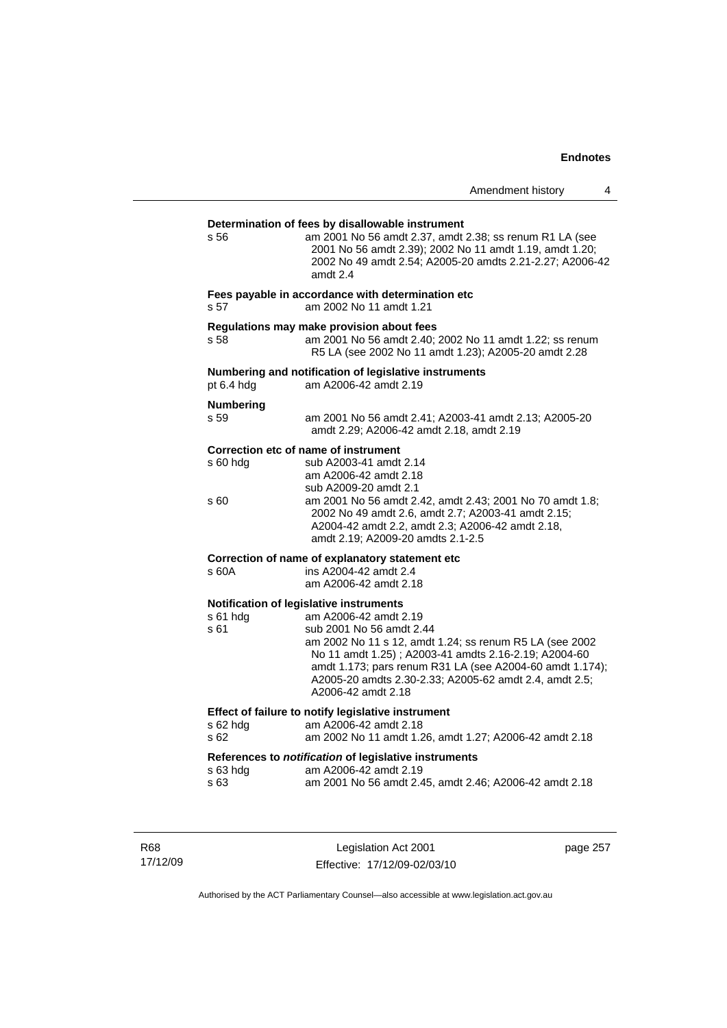**Determination of fees by disallowable instrument**

s 56 am 2001 No 56 amdt 2.37, amdt 2.38; ss renum R1 LA (see 2001 No 56 amdt 2.39); 2002 No 11 amdt 1.19, amdt 1.20; 2002 No 49 amdt 2.54; A2005-20 amdts 2.21-2.27; A2006-42 amdt 2.4

**Fees payable in accordance with determination etc**

s 57 am 2002 No 11 amdt 1.21

**Regulations may make provision about fees**

s 58 am 2001 No 56 amdt 2.40; 2002 No 11 amdt 1.22; ss renum R5 LA (see 2002 No 11 amdt 1.23); A2005-20 amdt 2.28

**Numbering and notification of legislative instruments**

pt 6.4 hdg am A2006-42 amdt 2.19

**Numbering**

s 59 am 2001 No 56 amdt 2.41; A2003-41 amdt 2.13; A2005-20 amdt 2.29; A2006-42 amdt 2.18, amdt 2.19

**Correction etc of name of instrument**

s 60 hdg sub A2003-41 amdt 2.14
am A2006-42 amdt 2.18
sub A2009-20 amdt 2.1

s 60 am 2001 No 56 amdt 2.42, amdt 2.43; 2001 No 70 amdt 1.8; 2002 No 49 amdt 2.6, amdt 2.7; A2003-41 amdt 2.15; A2004-42 amdt 2.2, amdt 2.3; A2006-42 amdt 2.18, amdt 2.19; A2009-20 amdts 2.1-2.5

**Correction of name of explanatory statement etc**

s 60A ins A2004-42 amdt 2.4
am A2006-42 amdt 2.18

**Notification of legislative instruments**

s 61 hdg am A2006-42 amdt 2.19

s 61 sub 2001 No 56 amdt 2.44
am 2002 No 11 s 12, amdt 1.24; ss renum R5 LA (see 2002 No 11 amdt 1.25) ; A2003-41 amdts 2.16-2.19; A2004-60 amdt 1.173; pars renum R31 LA (see A2004-60 amdt 1.174); A2005-20 amdts 2.30-2.33; A2005-62 amdt 2.4, amdt 2.5; A2006-42 amdt 2.18

**Effect of failure to notify legislative instrument**

s 62 hdg am A2006-42 amdt 2.18

s 62 am 2002 No 11 amdt 1.26, amdt 1.27; A2006-42 amdt 2.18

**References to *notification* of legislative instruments**

s 63 hdg am A2006-42 amdt 2.19

s 63 am 2001 No 56 amdt 2.45, amdt 2.46; A2006-42 amdt 2.18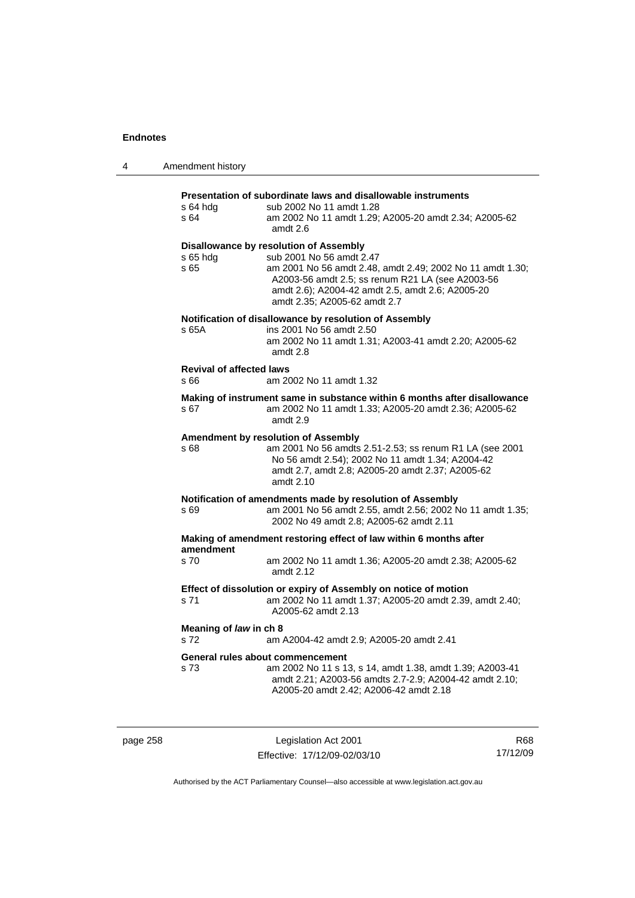**Presentation of subordinate laws and disallowable instruments**

| | |
|---|---|
| s 64 hdg | sub 2002 No 11 amdt 1.28 |
| s 64 | am 2002 No 11 amdt 1.29; A2005-20 amdt 2.34; A2005-62 amdt 2.6 |

**Disallowance by resolution of Assembly**

| | |
|---|---|
| s 65 hdg | sub 2001 No 56 amdt 2.47 |
| s 65 | am 2001 No 56 amdt 2.48, amdt 2.49; 2002 No 11 amdt 1.30; A2003-56 amdt 2.5; ss renum R21 LA (see A2003-56 amdt 2.6); A2004-42 amdt 2.5, amdt 2.6; A2005-20 amdt 2.35; A2005-62 amdt 2.7 |

**Notification of disallowance by resolution of Assembly**

| | |
|---|---|
| s 65A | ins 2001 No 56 amdt 2.50<br>am 2002 No 11 amdt 1.31; A2003-41 amdt 2.20; A2005-62 amdt 2.8 |

**Revival of affected laws**

| | |
|---|---|
| s 66 | am 2002 No 11 amdt 1.32 |

**Making of instrument same in substance within 6 months after disallowance**

| | |
|---|---|
| s 67 | am 2002 No 11 amdt 1.33; A2005-20 amdt 2.36; A2005-62 amdt 2.9 |

**Amendment by resolution of Assembly**

| | |
|---|---|
| s 68 | am 2001 No 56 amdts 2.51-2.53; ss renum R1 LA (see 2001 No 56 amdt 2.54); 2002 No 11 amdt 1.34; A2004-42 amdt 2.7, amdt 2.8; A2005-20 amdt 2.37; A2005-62 amdt 2.10 |

**Notification of amendments made by resolution of Assembly**

| | |
|---|---|
| s 69 | am 2001 No 56 amdt 2.55, amdt 2.56; 2002 No 11 amdt 1.35; 2002 No 49 amdt 2.8; A2005-62 amdt 2.11 |

**Making of amendment restoring effect of law within 6 months after amendment**

| | |
|---|---|
| s 70 | am 2002 No 11 amdt 1.36; A2005-20 amdt 2.38; A2005-62 amdt 2.12 |

**Effect of dissolution or expiry of Assembly on notice of motion**

| | |
|---|---|
| s 71 | am 2002 No 11 amdt 1.37; A2005-20 amdt 2.39, amdt 2.40; A2005-62 amdt 2.13 |

**Meaning of *law* in ch 8**

| | |
|---|---|
| s 72 | am A2004-42 amdt 2.9; A2005-20 amdt 2.41 |

**General rules about commencement**

| | |
|---|---|
| s 73 | am 2002 No 11 s 13, s 14, amdt 1.38, amdt 1.39; A2003-41 amdt 2.21; A2003-56 amdts 2.7-2.9; A2004-42 amdt 2.10; A2005-20 amdt 2.42; A2006-42 amdt 2.18 |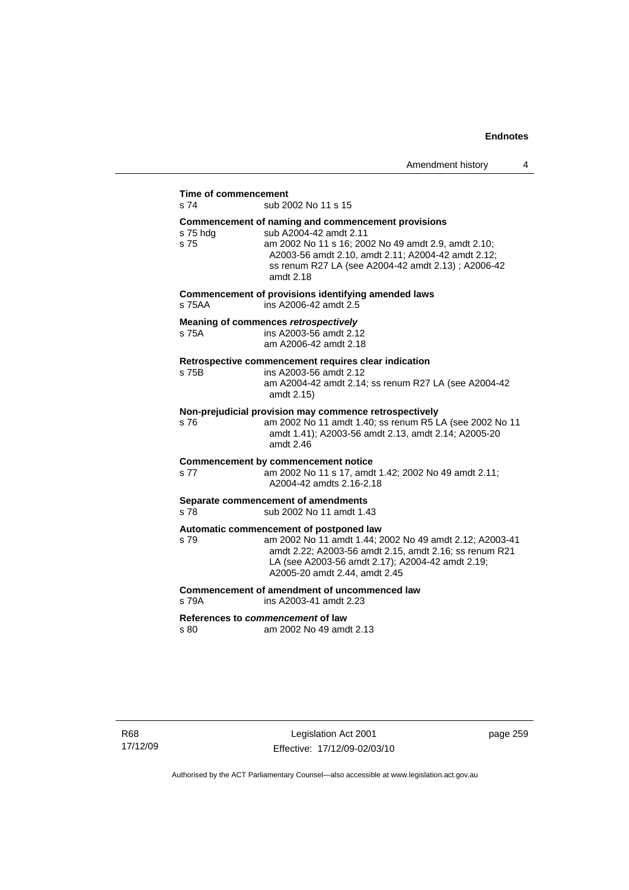**Time of commencement**
s 74 sub 2002 No 11 s 15

**Commencement of naming and commencement provisions**
s 75 hdg sub A2004-42 amdt 2.11
s 75 am 2002 No 11 s 16; 2002 No 49 amdt 2.9, amdt 2.10; A2003-56 amdt 2.10, amdt 2.11; A2004-42 amdt 2.12; ss renum R27 LA (see A2004-42 amdt 2.13) ; A2006-42 amdt 2.18

**Commencement of provisions identifying amended laws**
s 75AA ins A2006-42 amdt 2.5

**Meaning of commences *retrospectively***
s 75A ins A2003-56 amdt 2.12
am A2006-42 amdt 2.18

**Retrospective commencement requires clear indication**
s 75B ins A2003-56 amdt 2.12
am A2004-42 amdt 2.14; ss renum R27 LA (see A2004-42 amdt 2.15)

**Non-prejudicial provision may commence retrospectively**
s 76 am 2002 No 11 amdt 1.40; ss renum R5 LA (see 2002 No 11 amdt 1.41); A2003-56 amdt 2.13, amdt 2.14; A2005-20 amdt 2.46

**Commencement by commencement notice**
s 77 am 2002 No 11 s 17, amdt 1.42; 2002 No 49 amdt 2.11; A2004-42 amdts 2.16-2.18

**Separate commencement of amendments**
s 78 sub 2002 No 11 amdt 1.43

**Automatic commencement of postponed law**
s 79 am 2002 No 11 amdt 1.44; 2002 No 49 amdt 2.12; A2003-41 amdt 2.22; A2003-56 amdt 2.15, amdt 2.16; ss renum R21 LA (see A2003-56 amdt 2.17); A2004-42 amdt 2.19; A2005-20 amdt 2.44, amdt 2.45

**Commencement of amendment of uncommenced law**
s 79A ins A2003-41 amdt 2.23

**References to *commencement* of law**
s 80 am 2002 No 49 amdt 2.13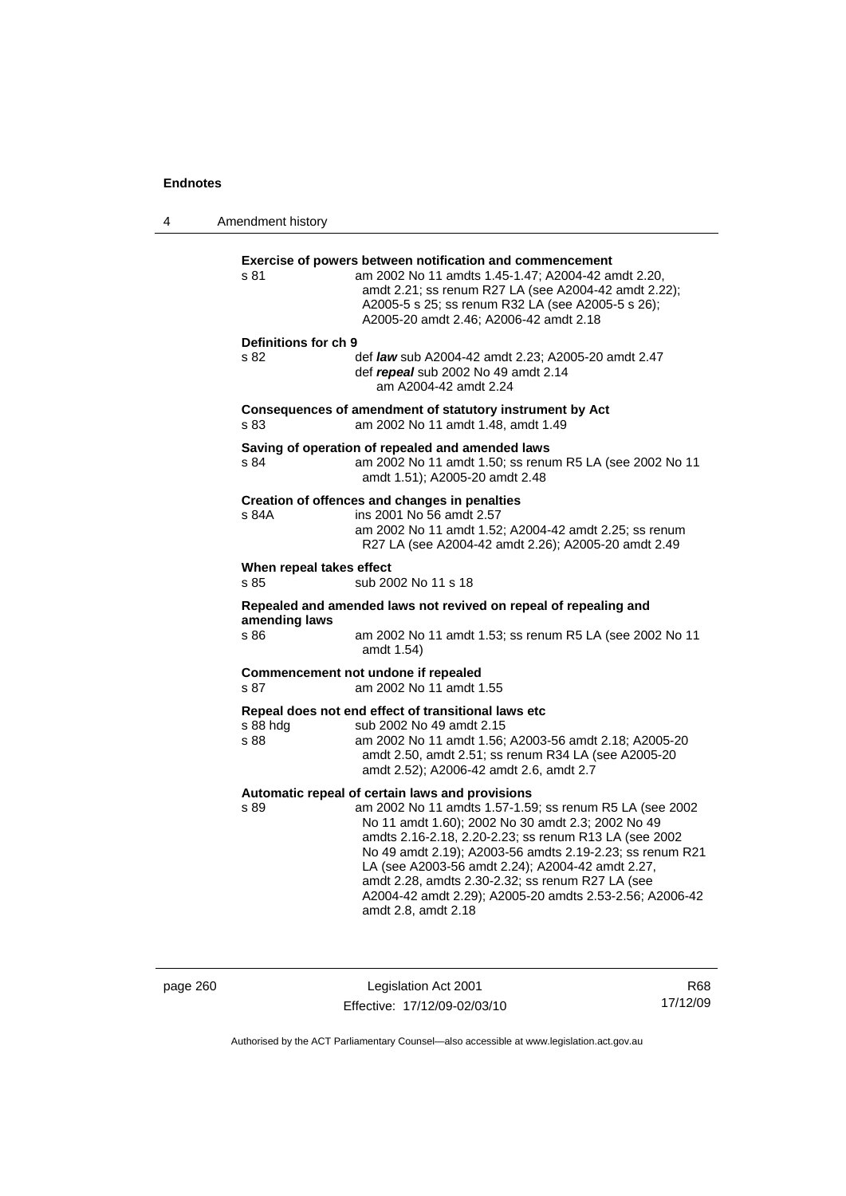**Exercise of powers between notification and commencement**

s 81 am 2002 No 11 amdts 1.45-1.47; A2004-42 amdt 2.20, amdt 2.21; ss renum R27 LA (see A2004-42 amdt 2.22); A2005-5 s 25; ss renum R32 LA (see A2005-5 s 26); A2005-20 amdt 2.46; A2006-42 amdt 2.18

**Definitions for ch 9**

s 82 def ***law*** sub A2004-42 amdt 2.23; A2005-20 amdt 2.47
def ***repeal*** sub 2002 No 49 amdt 2.14
am A2004-42 amdt 2.24

**Consequences of amendment of statutory instrument by Act**

s 83 am 2002 No 11 amdt 1.48, amdt 1.49

**Saving of operation of repealed and amended laws**

s 84 am 2002 No 11 amdt 1.50; ss renum R5 LA (see 2002 No 11 amdt 1.51); A2005-20 amdt 2.48

**Creation of offences and changes in penalties**

s 84A ins 2001 No 56 amdt 2.57
am 2002 No 11 amdt 1.52; A2004-42 amdt 2.25; ss renum R27 LA (see A2004-42 amdt 2.26); A2005-20 amdt 2.49

**When repeal takes effect**

s 85 sub 2002 No 11 s 18

**Repealed and amended laws not revived on repeal of repealing and amending laws**

s 86 am 2002 No 11 amdt 1.53; ss renum R5 LA (see 2002 No 11 amdt 1.54)

**Commencement not undone if repealed**

s 87 am 2002 No 11 amdt 1.55

**Repeal does not end effect of transitional laws etc**

s 88 hdg sub 2002 No 49 amdt 2.15
s 88 am 2002 No 11 amdt 1.56; A2003-56 amdt 2.18; A2005-20 amdt 2.50, amdt 2.51; ss renum R34 LA (see A2005-20 amdt 2.52); A2006-42 amdt 2.6, amdt 2.7

**Automatic repeal of certain laws and provisions**

s 89 am 2002 No 11 amdts 1.57-1.59; ss renum R5 LA (see 2002 No 11 amdt 1.60); 2002 No 30 amdt 2.3; 2002 No 49 amdts 2.16-2.18, 2.20-2.23; ss renum R13 LA (see 2002 No 49 amdt 2.19); A2003-56 amdts 2.19-2.23; ss renum R21 LA (see A2003-56 amdt 2.24); A2004-42 amdt 2.27, amdt 2.28, amdts 2.30-2.32; ss renum R27 LA (see A2004-42 amdt 2.29); A2005-20 amdts 2.53-2.56; A2006-42 amdt 2.8, amdt 2.18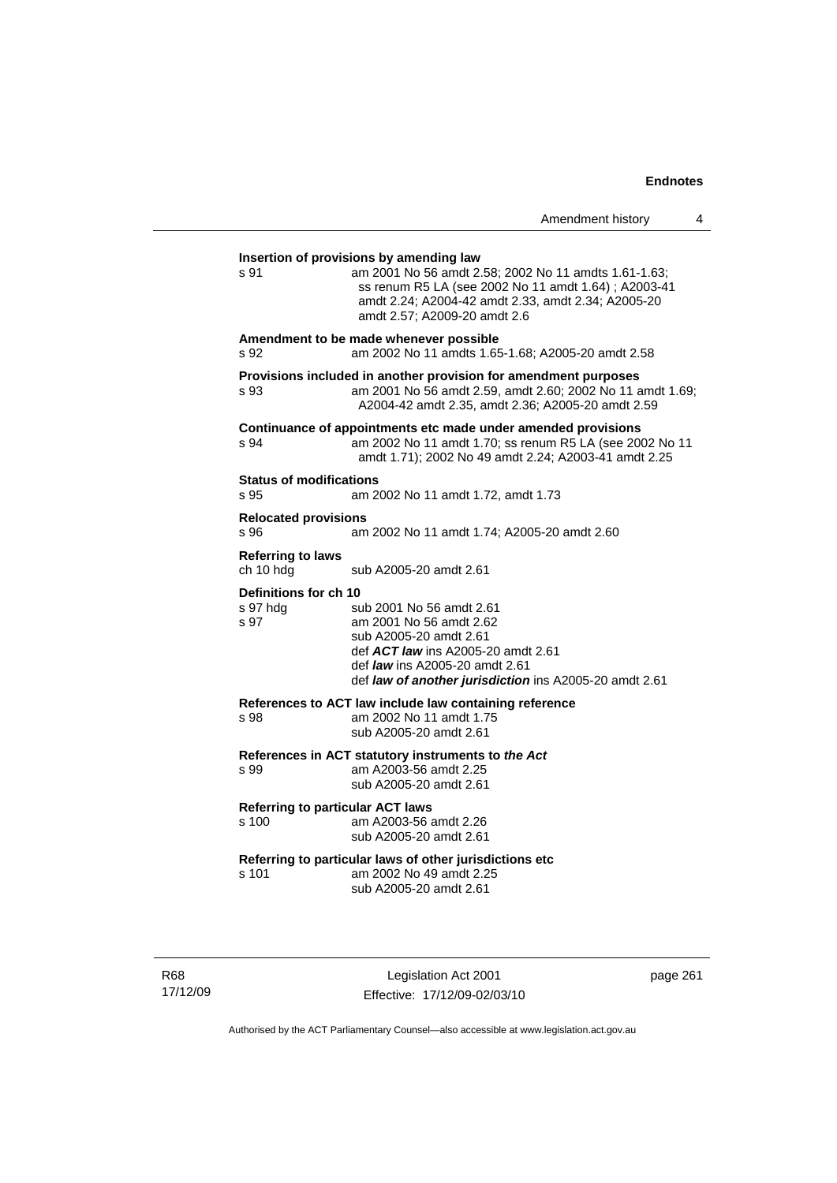**Insertion of provisions by amending law**

s 91 am 2001 No 56 amdt 2.58; 2002 No 11 amdts 1.61-1.63; ss renum R5 LA (see 2002 No 11 amdt 1.64) ; A2003-41 amdt 2.24; A2004-42 amdt 2.33, amdt 2.34; A2005-20 amdt 2.57; A2009-20 amdt 2.6

**Amendment to be made whenever possible**

s 92 am 2002 No 11 amdts 1.65-1.68; A2005-20 amdt 2.58

**Provisions included in another provision for amendment purposes**

s 93 am 2001 No 56 amdt 2.59, amdt 2.60; 2002 No 11 amdt 1.69; A2004-42 amdt 2.35, amdt 2.36; A2005-20 amdt 2.59

**Continuance of appointments etc made under amended provisions**

s 94 am 2002 No 11 amdt 1.70; ss renum R5 LA (see 2002 No 11 amdt 1.71); 2002 No 49 amdt 2.24; A2003-41 amdt 2.25

**Status of modifications**

s 95 am 2002 No 11 amdt 1.72, amdt 1.73

**Relocated provisions**

s 96 am 2002 No 11 amdt 1.74; A2005-20 amdt 2.60

**Referring to laws**

ch 10 hdg sub A2005-20 amdt 2.61

**Definitions for ch 10**

s 97 hdg sub 2001 No 56 amdt 2.61

s 97 am 2001 No 56 amdt 2.62
sub A2005-20 amdt 2.61
def ***ACT law*** ins A2005-20 amdt 2.61
def ***law*** ins A2005-20 amdt 2.61
def ***law of another jurisdiction*** ins A2005-20 amdt 2.61

**References to ACT law include law containing reference**

s 98 am 2002 No 11 amdt 1.75
sub A2005-20 amdt 2.61

**References in ACT statutory instruments to *the Act***

s 99 am A2003-56 amdt 2.25
sub A2005-20 amdt 2.61

**Referring to particular ACT laws**

s 100 am A2003-56 amdt 2.26
sub A2005-20 amdt 2.61

**Referring to particular laws of other jurisdictions etc**

s 101 am 2002 No 49 amdt 2.25
sub A2005-20 amdt 2.61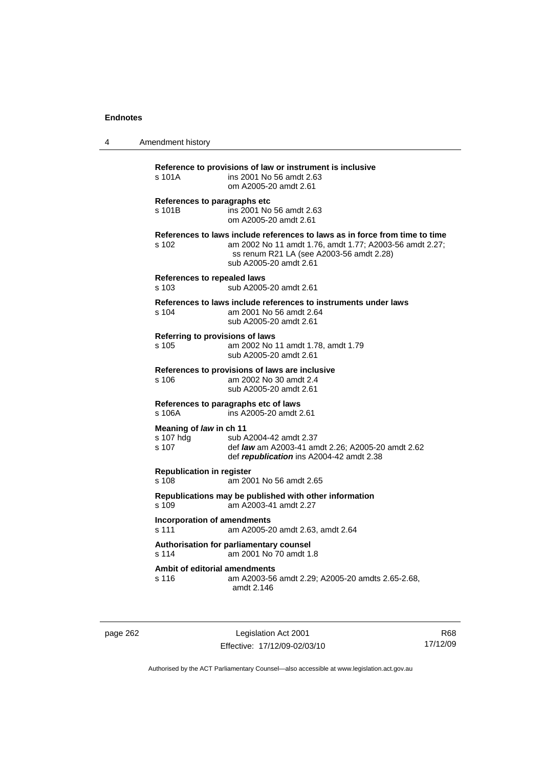**Reference to provisions of law or instrument is inclusive**
s 101A — ins 2001 No 56 amdt 2.63
om A2005-20 amdt 2.61

**References to paragraphs etc**
s 101B — ins 2001 No 56 amdt 2.63
om A2005-20 amdt 2.61

**References to laws include references to laws as in force from time to time**
s 102 — am 2002 No 11 amdt 1.76, amdt 1.77; A2003-56 amdt 2.27; ss renum R21 LA (see A2003-56 amdt 2.28)
sub A2005-20 amdt 2.61

**References to repealed laws**
s 103 — sub A2005-20 amdt 2.61

**References to laws include references to instruments under laws**
s 104 — am 2001 No 56 amdt 2.64
sub A2005-20 amdt 2.61

**Referring to provisions of laws**
s 105 — am 2002 No 11 amdt 1.78, amdt 1.79
sub A2005-20 amdt 2.61

**References to provisions of laws are inclusive**
s 106 — am 2002 No 30 amdt 2.4
sub A2005-20 amdt 2.61

**References to paragraphs etc of laws**
s 106A — ins A2005-20 amdt 2.61

**Meaning of *law* in ch 11**
s 107 hdg — sub A2004-42 amdt 2.37
s 107 — def ***law*** am A2003-41 amdt 2.26; A2005-20 amdt 2.62
def ***republication*** ins A2004-42 amdt 2.38

**Republication in register**
s 108 — am 2001 No 56 amdt 2.65

**Republications may be published with other information**
s 109 — am A2003-41 amdt 2.27

**Incorporation of amendments**
s 111 — am A2005-20 amdt 2.63, amdt 2.64

**Authorisation for parliamentary counsel**
s 114 — am 2001 No 70 amdt 1.8

**Ambit of editorial amendments**
s 116 — am A2003-56 amdt 2.29; A2005-20 amdts 2.65-2.68, amdt 2.146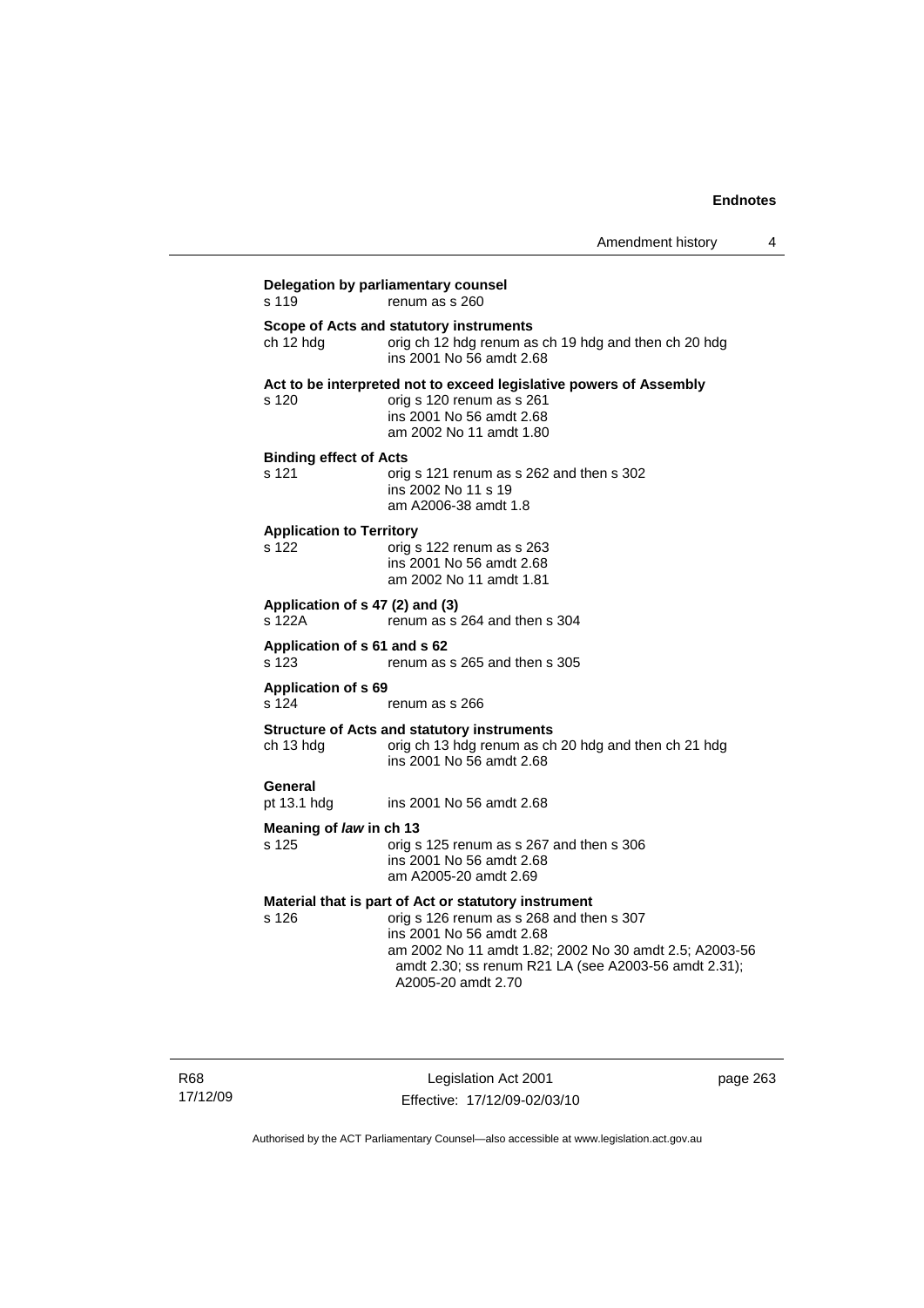**Delegation by parliamentary counsel**

s 119 renum as s 260

**Scope of Acts and statutory instruments**

ch 12 hdg orig ch 12 hdg renum as ch 19 hdg and then ch 20 hdg
ins 2001 No 56 amdt 2.68

**Act to be interpreted not to exceed legislative powers of Assembly**

s 120 orig s 120 renum as s 261
ins 2001 No 56 amdt 2.68
am 2002 No 11 amdt 1.80

**Binding effect of Acts**

s 121 orig s 121 renum as s 262 and then s 302
ins 2002 No 11 s 19
am A2006-38 amdt 1.8

**Application to Territory**

s 122 orig s 122 renum as s 263
ins 2001 No 56 amdt 2.68
am 2002 No 11 amdt 1.81

**Application of s 47 (2) and (3)**

s 122A renum as s 264 and then s 304

**Application of s 61 and s 62**

s 123 renum as s 265 and then s 305

**Application of s 69**

s 124 renum as s 266

**Structure of Acts and statutory instruments**

ch 13 hdg orig ch 13 hdg renum as ch 20 hdg and then ch 21 hdg
ins 2001 No 56 amdt 2.68

**General**

pt 13.1 hdg ins 2001 No 56 amdt 2.68

**Meaning of *law* in ch 13**

s 125 orig s 125 renum as s 267 and then s 306
ins 2001 No 56 amdt 2.68
am A2005-20 amdt 2.69

**Material that is part of Act or statutory instrument**

s 126 orig s 126 renum as s 268 and then s 307
ins 2001 No 56 amdt 2.68
am 2002 No 11 amdt 1.82; 2002 No 30 amdt 2.5; A2003-56 amdt 2.30; ss renum R21 LA (see A2003-56 amdt 2.31); A2005-20 amdt 2.70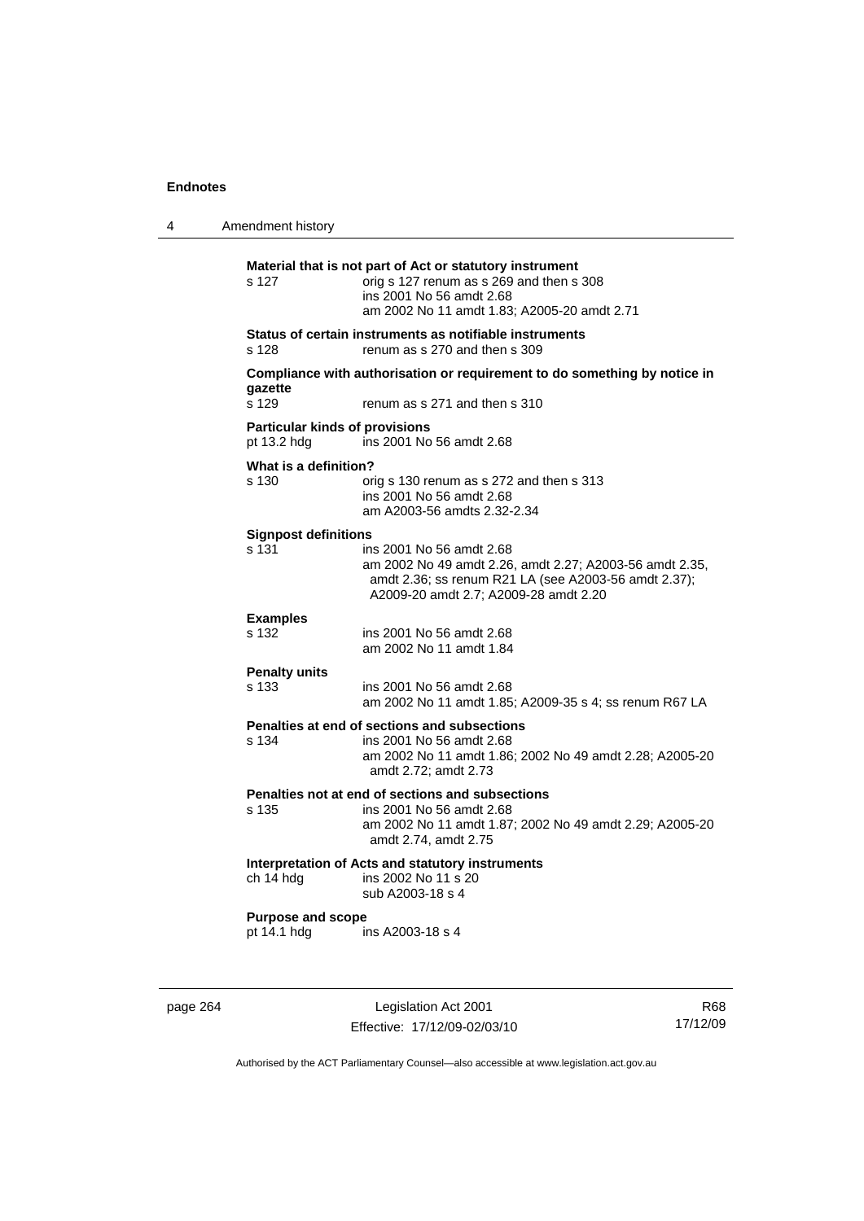**Material that is not part of Act or statutory instrument**

s 127 orig s 127 renum as s 269 and then s 308
ins 2001 No 56 amdt 2.68
am 2002 No 11 amdt 1.83; A2005-20 amdt 2.71

**Status of certain instruments as notifiable instruments**

s 128 renum as s 270 and then s 309

**Compliance with authorisation or requirement to do something by notice in gazette**

s 129 renum as s 271 and then s 310

**Particular kinds of provisions**

pt 13.2 hdg ins 2001 No 56 amdt 2.68

**What is a definition?**

s 130 orig s 130 renum as s 272 and then s 313
ins 2001 No 56 amdt 2.68
am A2003-56 amdts 2.32-2.34

**Signpost definitions**

s 131 ins 2001 No 56 amdt 2.68
am 2002 No 49 amdt 2.26, amdt 2.27; A2003-56 amdt 2.35, amdt 2.36; ss renum R21 LA (see A2003-56 amdt 2.37); A2009-20 amdt 2.7; A2009-28 amdt 2.20

**Examples**

s 132 ins 2001 No 56 amdt 2.68
am 2002 No 11 amdt 1.84

**Penalty units**

s 133 ins 2001 No 56 amdt 2.68
am 2002 No 11 amdt 1.85; A2009-35 s 4; ss renum R67 LA

**Penalties at end of sections and subsections**

s 134 ins 2001 No 56 amdt 2.68
am 2002 No 11 amdt 1.86; 2002 No 49 amdt 2.28; A2005-20 amdt 2.72; amdt 2.73

**Penalties not at end of sections and subsections**

s 135 ins 2001 No 56 amdt 2.68
am 2002 No 11 amdt 1.87; 2002 No 49 amdt 2.29; A2005-20 amdt 2.74, amdt 2.75

**Interpretation of Acts and statutory instruments**

ch 14 hdg ins 2002 No 11 s 20
sub A2003-18 s 4

**Purpose and scope**

pt 14.1 hdg ins A2003-18 s 4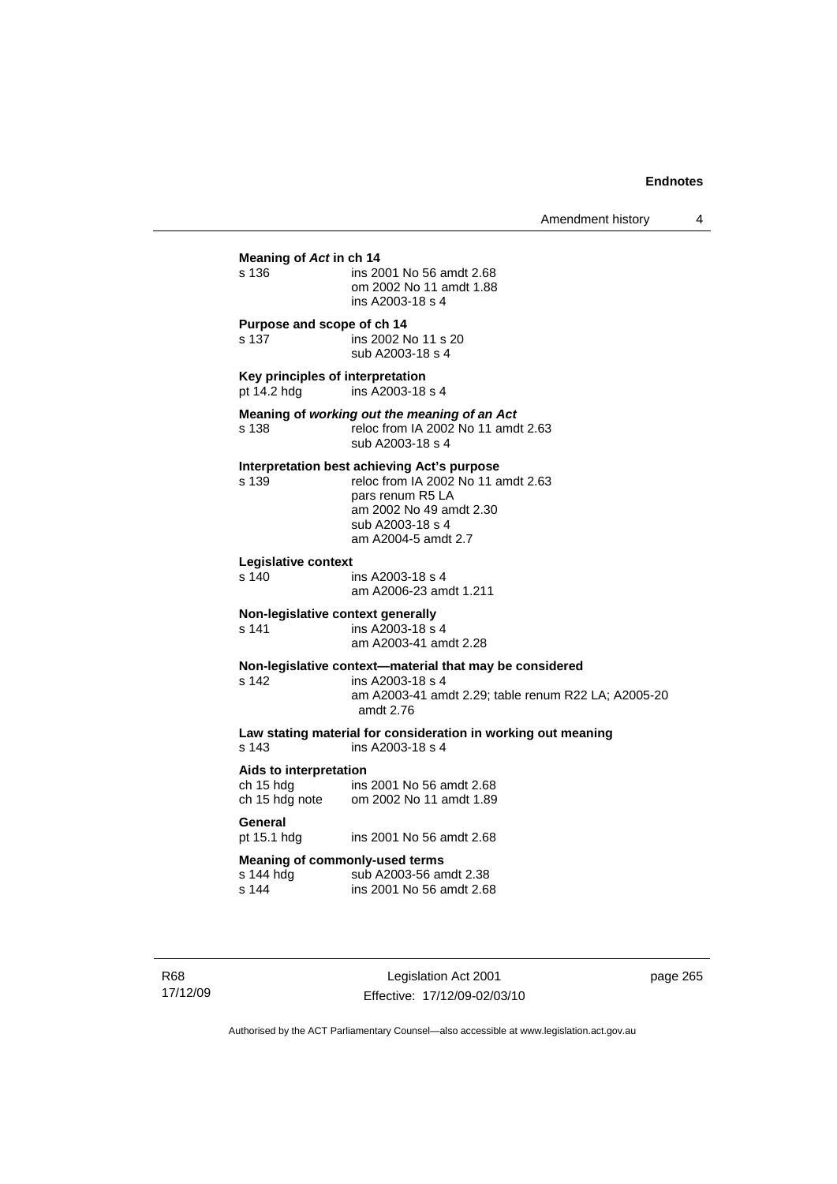**Meaning of *Act* in ch 14**

s 136 — ins 2001 No 56 amdt 2.68
om 2002 No 11 amdt 1.88
ins A2003-18 s 4

**Purpose and scope of ch 14**

s 137 — ins 2002 No 11 s 20
sub A2003-18 s 4

**Key principles of interpretation**

pt 14.2 hdg — ins A2003-18 s 4

**Meaning of *working out the meaning of an Act***

s 138 — reloc from IA 2002 No 11 amdt 2.63
sub A2003-18 s 4

**Interpretation best achieving Act's purpose**

s 139 — reloc from IA 2002 No 11 amdt 2.63
pars renum R5 LA
am 2002 No 49 amdt 2.30
sub A2003-18 s 4
am A2004-5 amdt 2.7

**Legislative context**

s 140 — ins A2003-18 s 4
am A2006-23 amdt 1.211

**Non-legislative context generally**

s 141 — ins A2003-18 s 4
am A2003-41 amdt 2.28

**Non-legislative context—material that may be considered**

s 142 — ins A2003-18 s 4
am A2003-41 amdt 2.29; table renum R22 LA; A2005-20 amdt 2.76

**Law stating material for consideration in working out meaning**

s 143 — ins A2003-18 s 4

**Aids to interpretation**

ch 15 hdg — ins 2001 No 56 amdt 2.68
ch 15 hdg note — om 2002 No 11 amdt 1.89

**General**

pt 15.1 hdg — ins 2001 No 56 amdt 2.68

**Meaning of commonly-used terms**

s 144 hdg — sub A2003-56 amdt 2.38
s 144 — ins 2001 No 56 amdt 2.68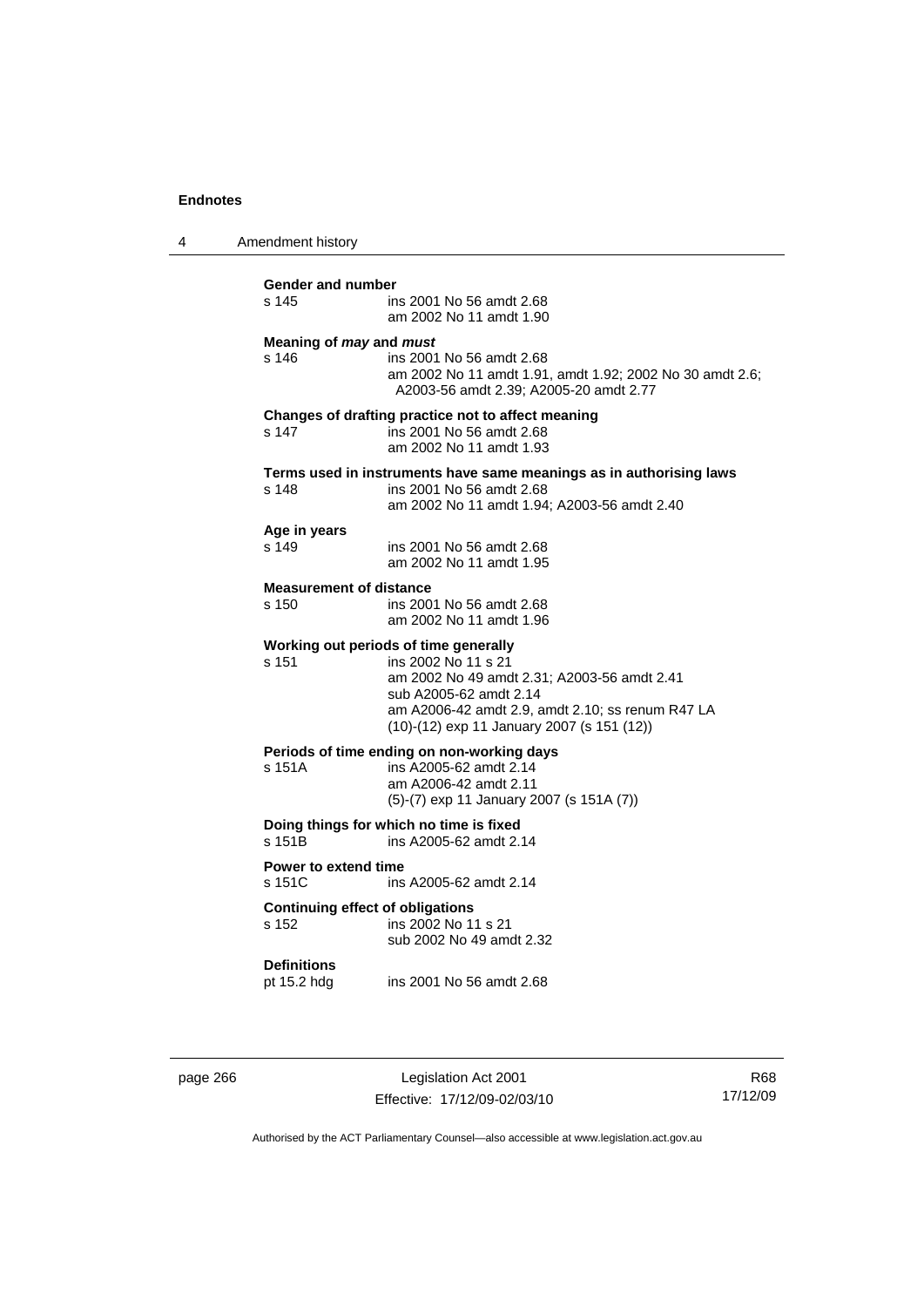**Gender and number**

s 145 ins 2001 No 56 amdt 2.68
am 2002 No 11 amdt 1.90

**Meaning of *may* and *must***

s 146 ins 2001 No 56 amdt 2.68
am 2002 No 11 amdt 1.91, amdt 1.92; 2002 No 30 amdt 2.6; A2003-56 amdt 2.39; A2005-20 amdt 2.77

**Changes of drafting practice not to affect meaning**

s 147 ins 2001 No 56 amdt 2.68
am 2002 No 11 amdt 1.93

**Terms used in instruments have same meanings as in authorising laws**

s 148 ins 2001 No 56 amdt 2.68
am 2002 No 11 amdt 1.94; A2003-56 amdt 2.40

**Age in years**

s 149 ins 2001 No 56 amdt 2.68
am 2002 No 11 amdt 1.95

**Measurement of distance**

s 150 ins 2001 No 56 amdt 2.68
am 2002 No 11 amdt 1.96

**Working out periods of time generally**

s 151 ins 2002 No 11 s 21
am 2002 No 49 amdt 2.31; A2003-56 amdt 2.41
sub A2005-62 amdt 2.14
am A2006-42 amdt 2.9, amdt 2.10; ss renum R47 LA
(10)-(12) exp 11 January 2007 (s 151 (12))

**Periods of time ending on non-working days**

s 151A ins A2005-62 amdt 2.14
am A2006-42 amdt 2.11
(5)-(7) exp 11 January 2007 (s 151A (7))

**Doing things for which no time is fixed**

s 151B ins A2005-62 amdt 2.14

**Power to extend time**

s 151C ins A2005-62 amdt 2.14

**Continuing effect of obligations**

s 152 ins 2002 No 11 s 21
sub 2002 No 49 amdt 2.32

**Definitions**

pt 15.2 hdg ins 2001 No 56 amdt 2.68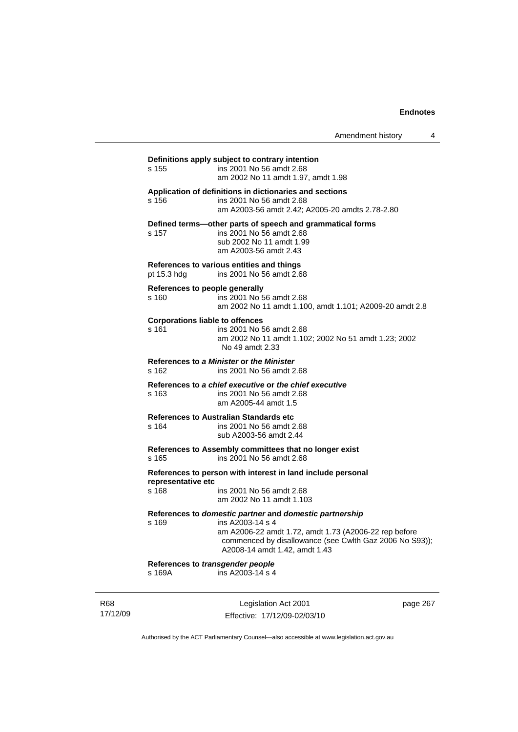**Definitions apply subject to contrary intention**

s 155 ins 2001 No 56 amdt 2.68
am 2002 No 11 amdt 1.97, amdt 1.98

**Application of definitions in dictionaries and sections**

s 156 ins 2001 No 56 amdt 2.68
am A2003-56 amdt 2.42; A2005-20 amdts 2.78-2.80

**Defined terms—other parts of speech and grammatical forms**

s 157 ins 2001 No 56 amdt 2.68
sub 2002 No 11 amdt 1.99
am A2003-56 amdt 2.43

**References to various entities and things**

pt 15.3 hdg ins 2001 No 56 amdt 2.68

**References to people generally**

s 160 ins 2001 No 56 amdt 2.68
am 2002 No 11 amdt 1.100, amdt 1.101; A2009-20 amdt 2.8

**Corporations liable to offences**

s 161 ins 2001 No 56 amdt 2.68
am 2002 No 11 amdt 1.102; 2002 No 51 amdt 1.23; 2002 No 49 amdt 2.33

**References to *a Minister* or *the Minister***

s 162 ins 2001 No 56 amdt 2.68

**References to *a chief executive* or *the chief executive***

s 163 ins 2001 No 56 amdt 2.68
am A2005-44 amdt 1.5

**References to Australian Standards etc**

s 164 ins 2001 No 56 amdt 2.68
sub A2003-56 amdt 2.44

**References to Assembly committees that no longer exist**

s 165 ins 2001 No 56 amdt 2.68

**References to person with interest in land include personal representative etc**

s 168 ins 2001 No 56 amdt 2.68
am 2002 No 11 amdt 1.103

**References to *domestic partner* and *domestic partnership***

s 169 ins A2003-14 s 4
am A2006-22 amdt 1.72, amdt 1.73 (A2006-22 rep before commenced by disallowance (see Cwlth Gaz 2006 No S93)); A2008-14 amdt 1.42, amdt 1.43

**References to *transgender people***

s 169A ins A2003-14 s 4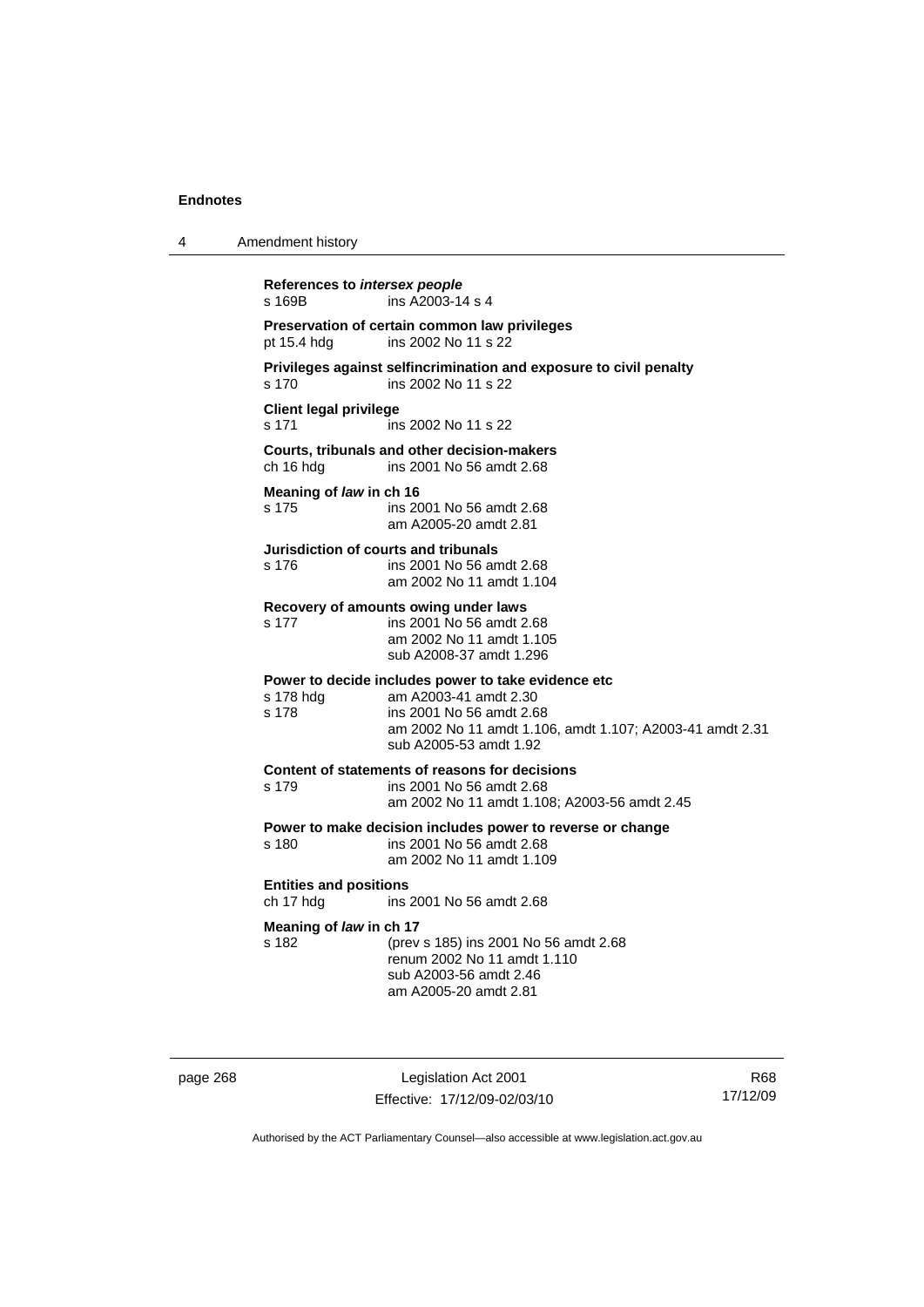**References to *intersex people***
s 169B ins A2003-14 s 4

**Preservation of certain common law privileges**
pt 15.4 hdg ins 2002 No 11 s 22

**Privileges against selfincrimination and exposure to civil penalty**
s 170 ins 2002 No 11 s 22

**Client legal privilege**
s 171 ins 2002 No 11 s 22

**Courts, tribunals and other decision-makers**
ch 16 hdg ins 2001 No 56 amdt 2.68

**Meaning of *law* in ch 16**
s 175 ins 2001 No 56 amdt 2.68
am A2005-20 amdt 2.81

**Jurisdiction of courts and tribunals**
s 176 ins 2001 No 56 amdt 2.68
am 2002 No 11 amdt 1.104

**Recovery of amounts owing under laws**
s 177 ins 2001 No 56 amdt 2.68
am 2002 No 11 amdt 1.105
sub A2008-37 amdt 1.296

**Power to decide includes power to take evidence etc**
s 178 hdg am A2003-41 amdt 2.30
s 178 ins 2001 No 56 amdt 2.68
am 2002 No 11 amdt 1.106, amdt 1.107; A2003-41 amdt 2.31
sub A2005-53 amdt 1.92

**Content of statements of reasons for decisions**
s 179 ins 2001 No 56 amdt 2.68
am 2002 No 11 amdt 1.108; A2003-56 amdt 2.45

**Power to make decision includes power to reverse or change**
s 180 ins 2001 No 56 amdt 2.68
am 2002 No 11 amdt 1.109

**Entities and positions**
ch 17 hdg ins 2001 No 56 amdt 2.68

**Meaning of *law* in ch 17**
s 182 (prev s 185) ins 2001 No 56 amdt 2.68
renum 2002 No 11 amdt 1.110
sub A2003-56 amdt 2.46
am A2005-20 amdt 2.81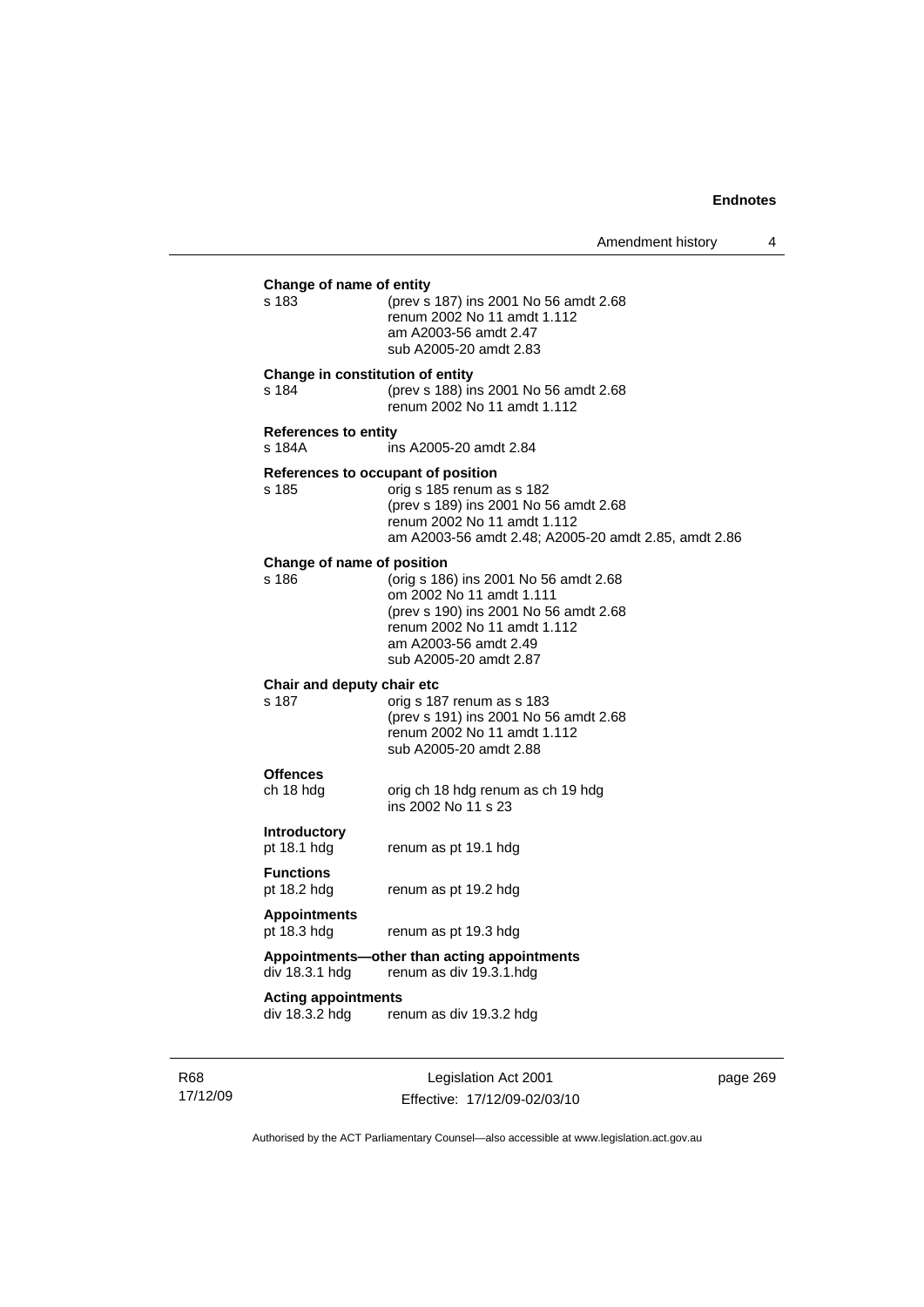**Change of name of entity**

s 183 (prev s 187) ins 2001 No 56 amdt 2.68
renum 2002 No 11 amdt 1.112
am A2003-56 amdt 2.47
sub A2005-20 amdt 2.83

**Change in constitution of entity**

s 184 (prev s 188) ins 2001 No 56 amdt 2.68
renum 2002 No 11 amdt 1.112

**References to entity**

s 184A ins A2005-20 amdt 2.84

**References to occupant of position**

s 185 orig s 185 renum as s 182
(prev s 189) ins 2001 No 56 amdt 2.68
renum 2002 No 11 amdt 1.112
am A2003-56 amdt 2.48; A2005-20 amdt 2.85, amdt 2.86

**Change of name of position**

s 186 (orig s 186) ins 2001 No 56 amdt 2.68
om 2002 No 11 amdt 1.111
(prev s 190) ins 2001 No 56 amdt 2.68
renum 2002 No 11 amdt 1.112
am A2003-56 amdt 2.49
sub A2005-20 amdt 2.87

**Chair and deputy chair etc**

s 187 orig s 187 renum as s 183
(prev s 191) ins 2001 No 56 amdt 2.68
renum 2002 No 11 amdt 1.112
sub A2005-20 amdt 2.88

**Offences**

ch 18 hdg orig ch 18 hdg renum as ch 19 hdg
ins 2002 No 11 s 23

**Introductory**

pt 18.1 hdg renum as pt 19.1 hdg

**Functions**

pt 18.2 hdg renum as pt 19.2 hdg

**Appointments**

pt 18.3 hdg renum as pt 19.3 hdg

**Appointments—other than acting appointments**

div 18.3.1 hdg renum as div 19.3.1.hdg

**Acting appointments**

div 18.3.2 hdg renum as div 19.3.2 hdg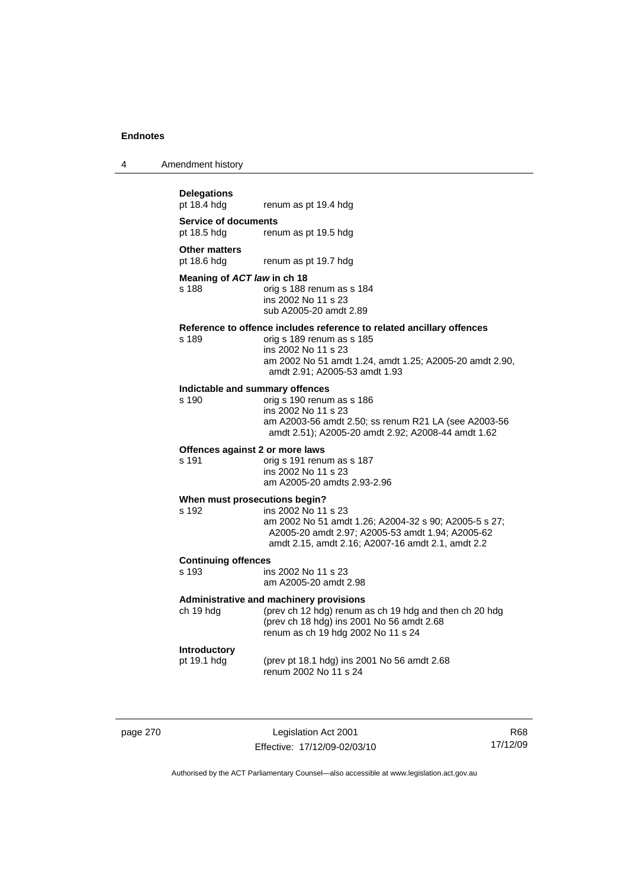**Delegations**
pt 18.4 hdg renum as pt 19.4 hdg

**Service of documents**
pt 18.5 hdg renum as pt 19.5 hdg

**Other matters**
pt 18.6 hdg renum as pt 19.7 hdg

**Meaning of *ACT law* in ch 18**
s 188 orig s 188 renum as s 184
ins 2002 No 11 s 23
sub A2005-20 amdt 2.89

**Reference to offence includes reference to related ancillary offences**
s 189 orig s 189 renum as s 185
ins 2002 No 11 s 23
am 2002 No 51 amdt 1.24, amdt 1.25; A2005-20 amdt 2.90, amdt 2.91; A2005-53 amdt 1.93

**Indictable and summary offences**
s 190 orig s 190 renum as s 186
ins 2002 No 11 s 23
am A2003-56 amdt 2.50; ss renum R21 LA (see A2003-56 amdt 2.51); A2005-20 amdt 2.92; A2008-44 amdt 1.62

**Offences against 2 or more laws**
s 191 orig s 191 renum as s 187
ins 2002 No 11 s 23
am A2005-20 amdts 2.93-2.96

**When must prosecutions begin?**
s 192 ins 2002 No 11 s 23
am 2002 No 51 amdt 1.26; A2004-32 s 90; A2005-5 s 27; A2005-20 amdt 2.97; A2005-53 amdt 1.94; A2005-62 amdt 2.15, amdt 2.16; A2007-16 amdt 2.1, amdt 2.2

**Continuing offences**
s 193 ins 2002 No 11 s 23
am A2005-20 amdt 2.98

**Administrative and machinery provisions**
ch 19 hdg (prev ch 12 hdg) renum as ch 19 hdg and then ch 20 hdg
(prev ch 18 hdg) ins 2001 No 56 amdt 2.68
renum as ch 19 hdg 2002 No 11 s 24

**Introductory**
pt 19.1 hdg (prev pt 18.1 hdg) ins 2001 No 56 amdt 2.68
renum 2002 No 11 s 24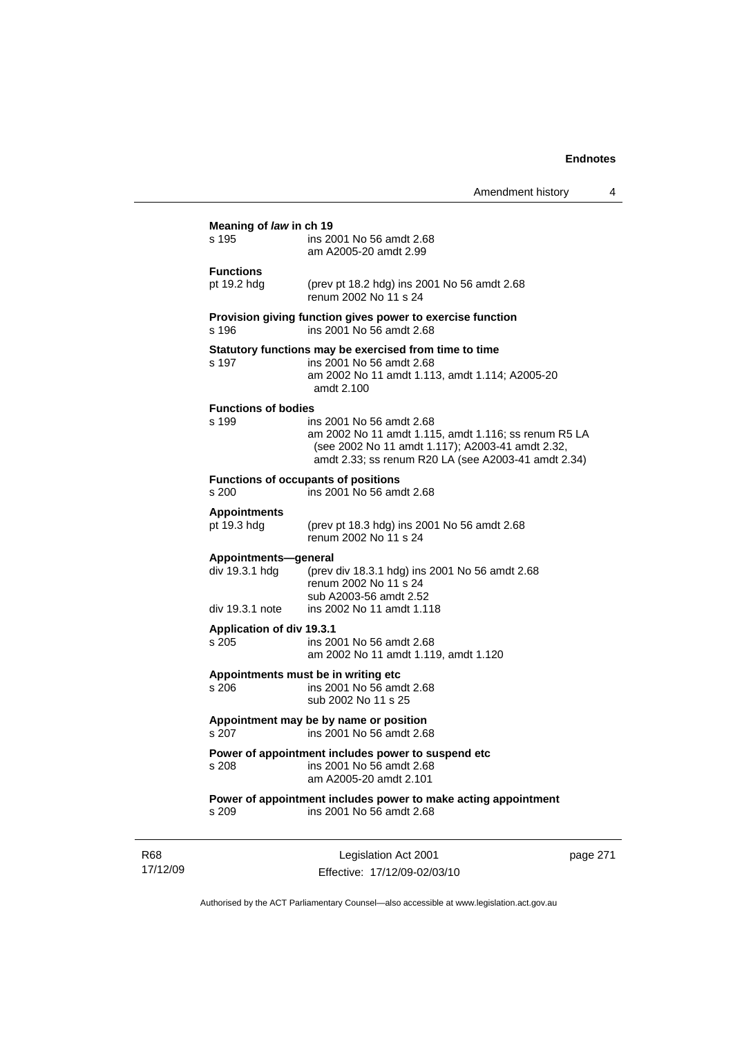**Meaning of *law* in ch 19**

s 195 ins 2001 No 56 amdt 2.68
am A2005-20 amdt 2.99

**Functions**

pt 19.2 hdg (prev pt 18.2 hdg) ins 2001 No 56 amdt 2.68
renum 2002 No 11 s 24

**Provision giving function gives power to exercise function**

s 196 ins 2001 No 56 amdt 2.68

**Statutory functions may be exercised from time to time**

s 197 ins 2001 No 56 amdt 2.68
am 2002 No 11 amdt 1.113, amdt 1.114; A2005-20 amdt 2.100

**Functions of bodies**

s 199 ins 2001 No 56 amdt 2.68
am 2002 No 11 amdt 1.115, amdt 1.116; ss renum R5 LA (see 2002 No 11 amdt 1.117); A2003-41 amdt 2.32, amdt 2.33; ss renum R20 LA (see A2003-41 amdt 2.34)

**Functions of occupants of positions**

s 200 ins 2001 No 56 amdt 2.68

**Appointments**

pt 19.3 hdg (prev pt 18.3 hdg) ins 2001 No 56 amdt 2.68
renum 2002 No 11 s 24

**Appointments—general**

div 19.3.1 hdg (prev div 18.3.1 hdg) ins 2001 No 56 amdt 2.68
renum 2002 No 11 s 24
sub A2003-56 amdt 2.52

div 19.3.1 note ins 2002 No 11 amdt 1.118

**Application of div 19.3.1**

s 205 ins 2001 No 56 amdt 2.68
am 2002 No 11 amdt 1.119, amdt 1.120

**Appointments must be in writing etc**

s 206 ins 2001 No 56 amdt 2.68
sub 2002 No 11 s 25

**Appointment may be by name or position**

s 207 ins 2001 No 56 amdt 2.68

**Power of appointment includes power to suspend etc**

s 208 ins 2001 No 56 amdt 2.68
am A2005-20 amdt 2.101

**Power of appointment includes power to make acting appointment**

s 209 ins 2001 No 56 amdt 2.68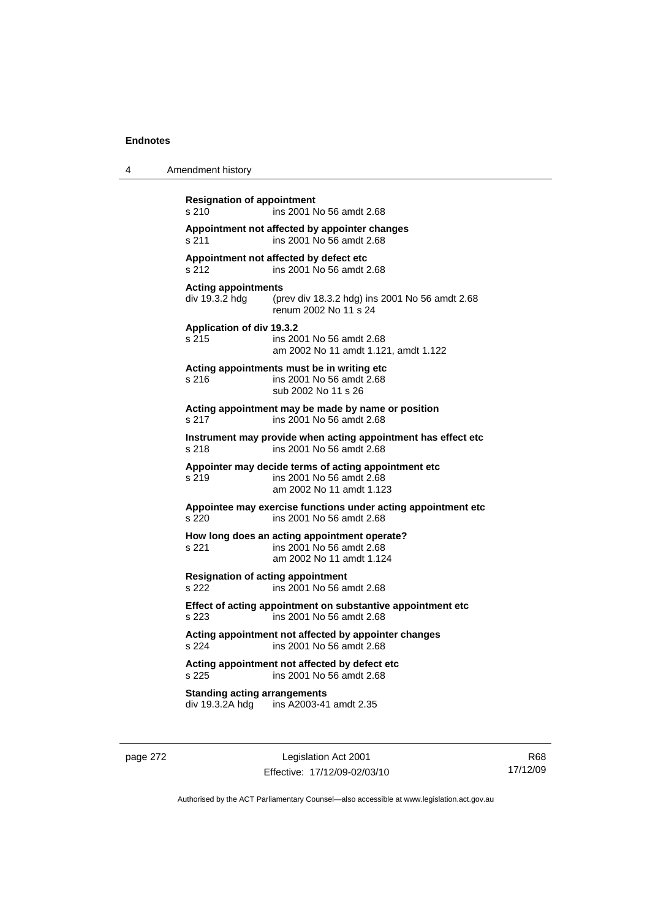**Resignation of appointment**
s 210 ins 2001 No 56 amdt 2.68

**Appointment not affected by appointer changes**
s 211 ins 2001 No 56 amdt 2.68

**Appointment not affected by defect etc**
s 212 ins 2001 No 56 amdt 2.68

**Acting appointments**
div 19.3.2 hdg (prev div 18.3.2 hdg) ins 2001 No 56 amdt 2.68
renum 2002 No 11 s 24

**Application of div 19.3.2**
s 215 ins 2001 No 56 amdt 2.68
am 2002 No 11 amdt 1.121, amdt 1.122

**Acting appointments must be in writing etc**
s 216 ins 2001 No 56 amdt 2.68
sub 2002 No 11 s 26

**Acting appointment may be made by name or position**
s 217 ins 2001 No 56 amdt 2.68

**Instrument may provide when acting appointment has effect etc**
s 218 ins 2001 No 56 amdt 2.68

**Appointer may decide terms of acting appointment etc**
s 219 ins 2001 No 56 amdt 2.68
am 2002 No 11 amdt 1.123

**Appointee may exercise functions under acting appointment etc**
s 220 ins 2001 No 56 amdt 2.68

**How long does an acting appointment operate?**
s 221 ins 2001 No 56 amdt 2.68
am 2002 No 11 amdt 1.124

**Resignation of acting appointment**
s 222 ins 2001 No 56 amdt 2.68

**Effect of acting appointment on substantive appointment etc**
s 223 ins 2001 No 56 amdt 2.68

**Acting appointment not affected by appointer changes**
s 224 ins 2001 No 56 amdt 2.68

**Acting appointment not affected by defect etc**
s 225 ins 2001 No 56 amdt 2.68

**Standing acting arrangements**
div 19.3.2A hdg ins A2003-41 amdt 2.35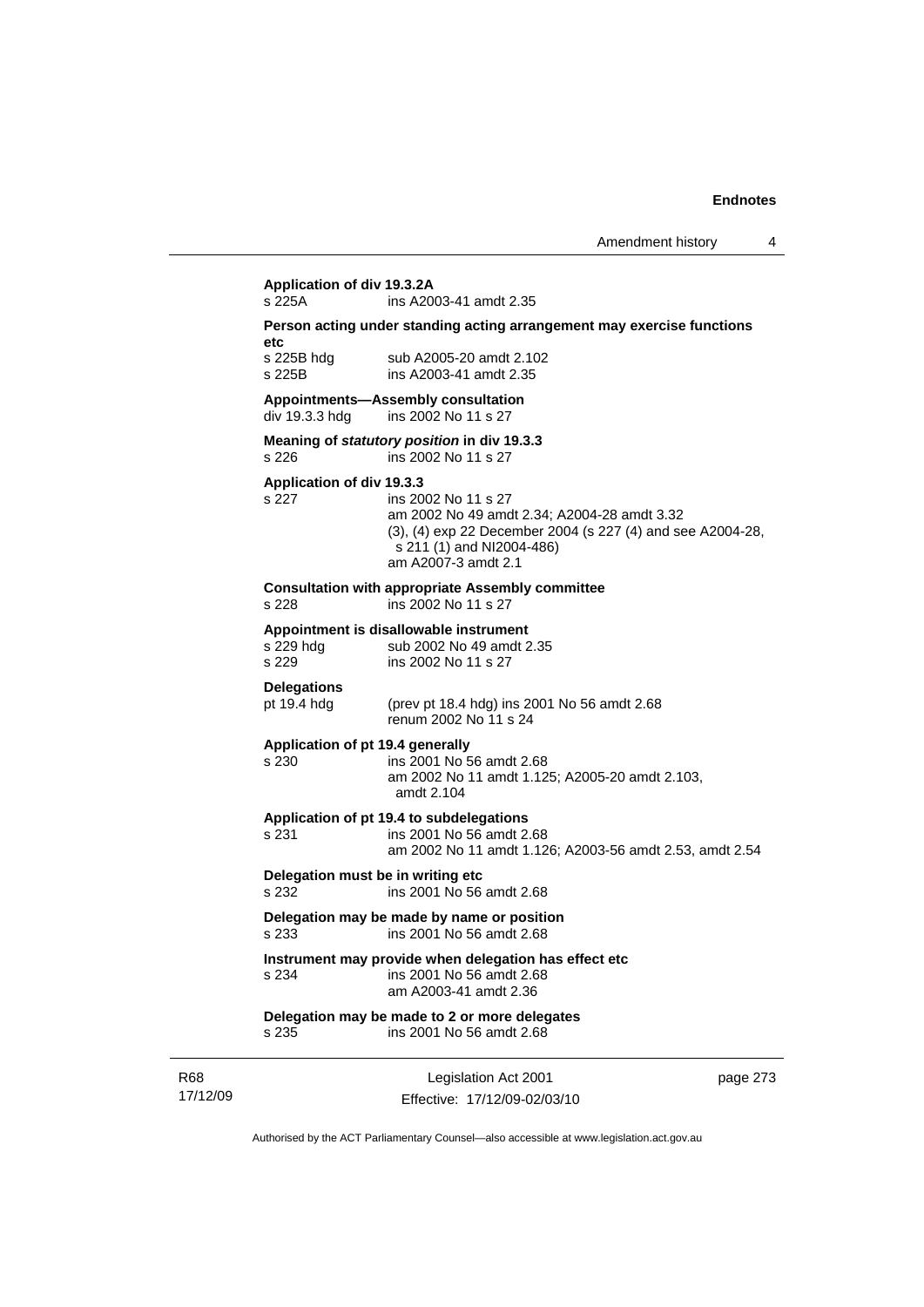**Application of div 19.3.2A**

s 225A ins A2003-41 amdt 2.35

**Person acting under standing acting arrangement may exercise functions etc**

s 225B hdg sub A2005-20 amdt 2.102
s 225B ins A2003-41 amdt 2.35

**Appointments—Assembly consultation**

div 19.3.3 hdg ins 2002 No 11 s 27

**Meaning of *statutory position* in div 19.3.3**

s 226 ins 2002 No 11 s 27

**Application of div 19.3.3**

s 227 ins 2002 No 11 s 27
am 2002 No 49 amdt 2.34; A2004-28 amdt 3.32
(3), (4) exp 22 December 2004 (s 227 (4) and see A2004-28, s 211 (1) and NI2004-486)
am A2007-3 amdt 2.1

**Consultation with appropriate Assembly committee**

s 228 ins 2002 No 11 s 27

**Appointment is disallowable instrument**

s 229 hdg sub 2002 No 49 amdt 2.35
s 229 ins 2002 No 11 s 27

**Delegations**

pt 19.4 hdg (prev pt 18.4 hdg) ins 2001 No 56 amdt 2.68
renum 2002 No 11 s 24

**Application of pt 19.4 generally**

s 230 ins 2001 No 56 amdt 2.68
am 2002 No 11 amdt 1.125; A2005-20 amdt 2.103, amdt 2.104

**Application of pt 19.4 to subdelegations**

s 231 ins 2001 No 56 amdt 2.68
am 2002 No 11 amdt 1.126; A2003-56 amdt 2.53, amdt 2.54

**Delegation must be in writing etc**

s 232 ins 2001 No 56 amdt 2.68

**Delegation may be made by name or position**

s 233 ins 2001 No 56 amdt 2.68

**Instrument may provide when delegation has effect etc**

s 234 ins 2001 No 56 amdt 2.68
am A2003-41 amdt 2.36

**Delegation may be made to 2 or more delegates**

s 235 ins 2001 No 56 amdt 2.68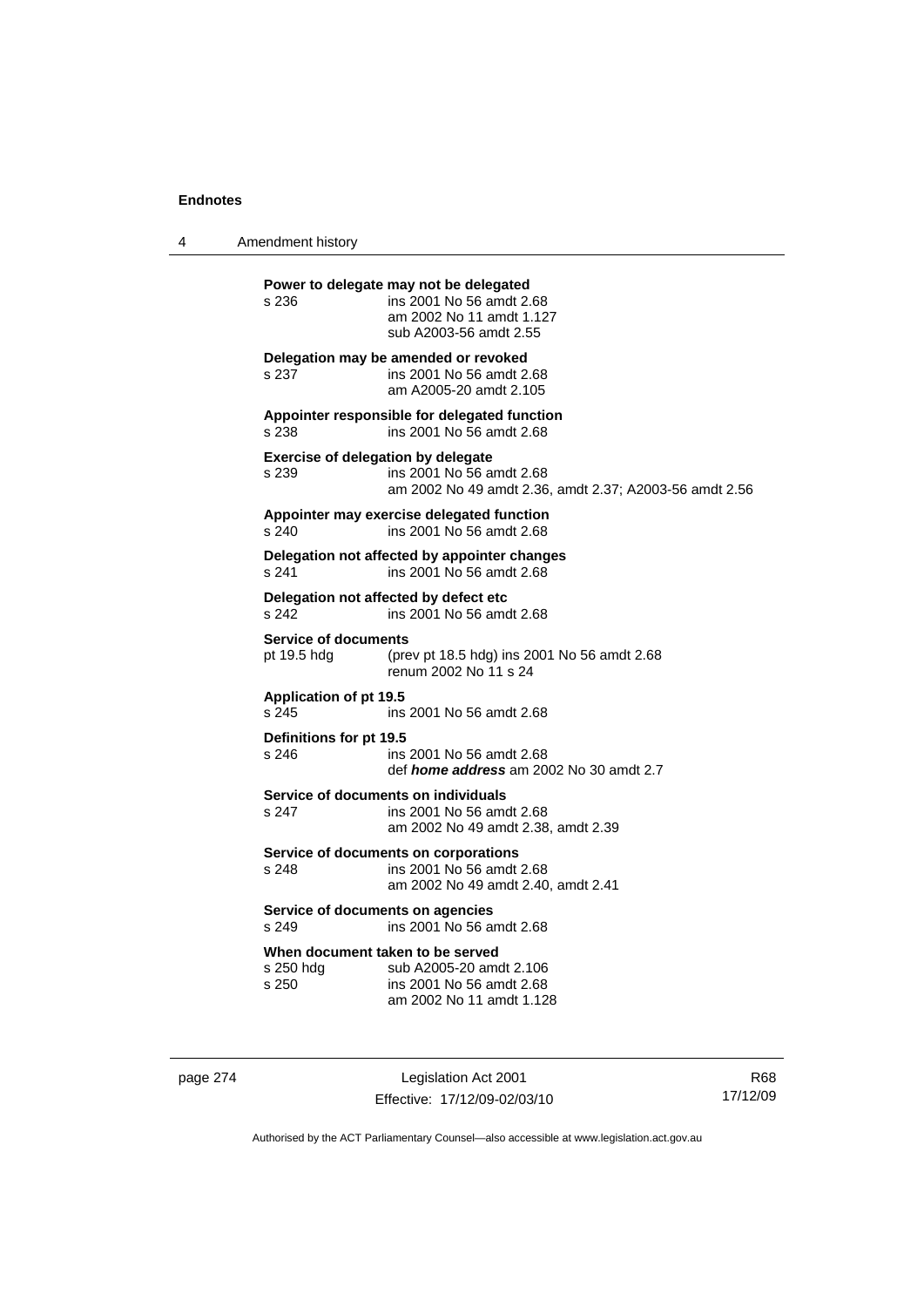**Power to delegate may not be delegated**
s 236 ins 2001 No 56 amdt 2.68
am 2002 No 11 amdt 1.127
sub A2003-56 amdt 2.55

**Delegation may be amended or revoked**
s 237 ins 2001 No 56 amdt 2.68
am A2005-20 amdt 2.105

**Appointer responsible for delegated function**
s 238 ins 2001 No 56 amdt 2.68

**Exercise of delegation by delegate**
s 239 ins 2001 No 56 amdt 2.68
am 2002 No 49 amdt 2.36, amdt 2.37; A2003-56 amdt 2.56

**Appointer may exercise delegated function**
s 240 ins 2001 No 56 amdt 2.68

**Delegation not affected by appointer changes**
s 241 ins 2001 No 56 amdt 2.68

**Delegation not affected by defect etc**
s 242 ins 2001 No 56 amdt 2.68

**Service of documents**
pt 19.5 hdg (prev pt 18.5 hdg) ins 2001 No 56 amdt 2.68
renum 2002 No 11 s 24

**Application of pt 19.5**
s 245 ins 2001 No 56 amdt 2.68

**Definitions for pt 19.5**
s 246 ins 2001 No 56 amdt 2.68
def ***home address*** am 2002 No 30 amdt 2.7

**Service of documents on individuals**
s 247 ins 2001 No 56 amdt 2.68
am 2002 No 49 amdt 2.38, amdt 2.39

**Service of documents on corporations**
s 248 ins 2001 No 56 amdt 2.68
am 2002 No 49 amdt 2.40, amdt 2.41

**Service of documents on agencies**
s 249 ins 2001 No 56 amdt 2.68

**When document taken to be served**
s 250 hdg sub A2005-20 amdt 2.106
s 250 ins 2001 No 56 amdt 2.68
am 2002 No 11 amdt 1.128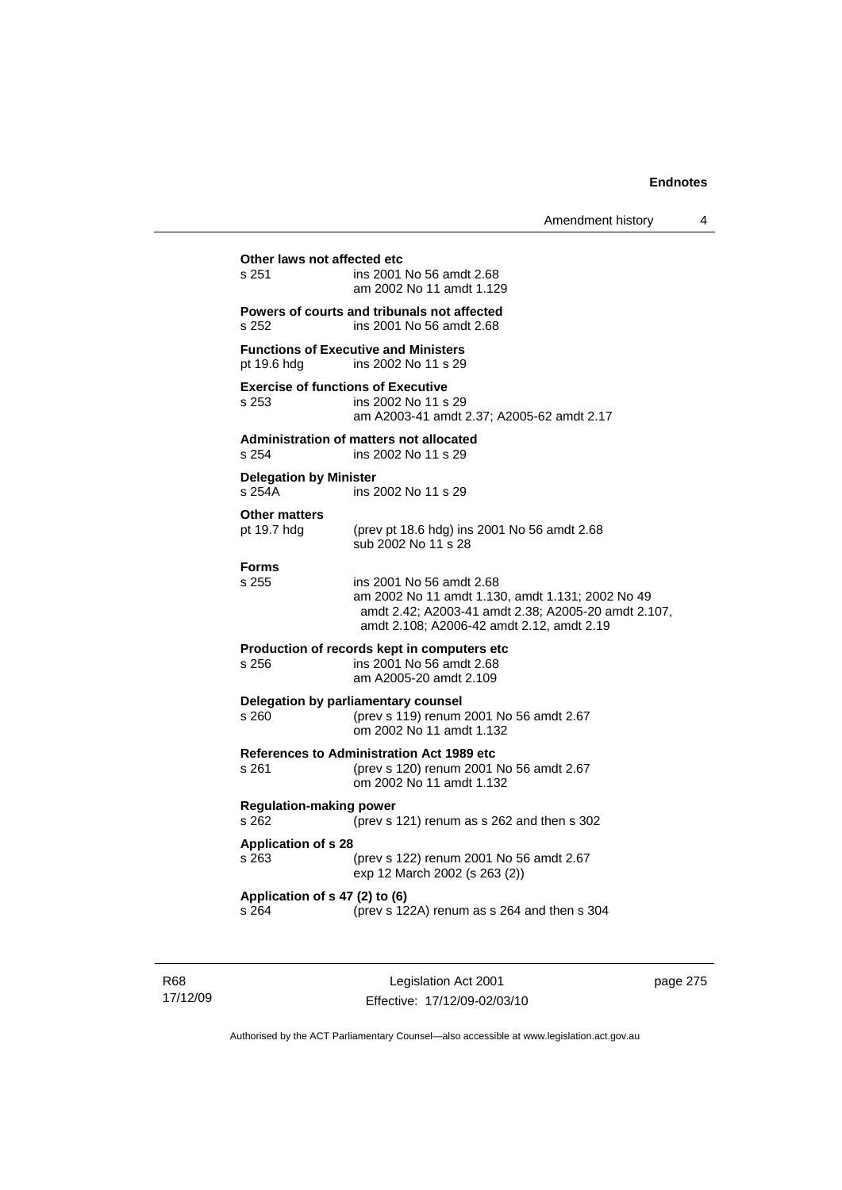**Other laws not affected etc**

| | |
|---|---|
| s 251 | ins 2001 No 56 amdt 2.68<br>am 2002 No 11 amdt 1.129 |

**Powers of courts and tribunals not affected**

| | |
|---|---|
| s 252 | ins 2001 No 56 amdt 2.68 |

**Functions of Executive and Ministers**

| | |
|---|---|
| pt 19.6 hdg | ins 2002 No 11 s 29 |

**Exercise of functions of Executive**

| | |
|---|---|
| s 253 | ins 2002 No 11 s 29<br>am A2003-41 amdt 2.37; A2005-62 amdt 2.17 |

**Administration of matters not allocated**

| | |
|---|---|
| s 254 | ins 2002 No 11 s 29 |

**Delegation by Minister**

| | |
|---|---|
| s 254A | ins 2002 No 11 s 29 |

**Other matters**

| | |
|---|---|
| pt 19.7 hdg | (prev pt 18.6 hdg) ins 2001 No 56 amdt 2.68<br>sub 2002 No 11 s 28 |

**Forms**

| | |
|---|---|
| s 255 | ins 2001 No 56 amdt 2.68<br>am 2002 No 11 amdt 1.130, amdt 1.131; 2002 No 49 amdt 2.42; A2003-41 amdt 2.38; A2005-20 amdt 2.107, amdt 2.108; A2006-42 amdt 2.12, amdt 2.19 |

**Production of records kept in computers etc**

| | |
|---|---|
| s 256 | ins 2001 No 56 amdt 2.68<br>am A2005-20 amdt 2.109 |

**Delegation by parliamentary counsel**

| | |
|---|---|
| s 260 | (prev s 119) renum 2001 No 56 amdt 2.67<br>om 2002 No 11 amdt 1.132 |

**References to Administration Act 1989 etc**

| | |
|---|---|
| s 261 | (prev s 120) renum 2001 No 56 amdt 2.67<br>om 2002 No 11 amdt 1.132 |

**Regulation-making power**

| | |
|---|---|
| s 262 | (prev s 121) renum as s 262 and then s 302 |

**Application of s 28**

| | |
|---|---|
| s 263 | (prev s 122) renum 2001 No 56 amdt 2.67<br>exp 12 March 2002 (s 263 (2)) |

**Application of s 47 (2) to (6)**

| | |
|---|---|
| s 264 | (prev s 122A) renum as s 264 and then s 304 |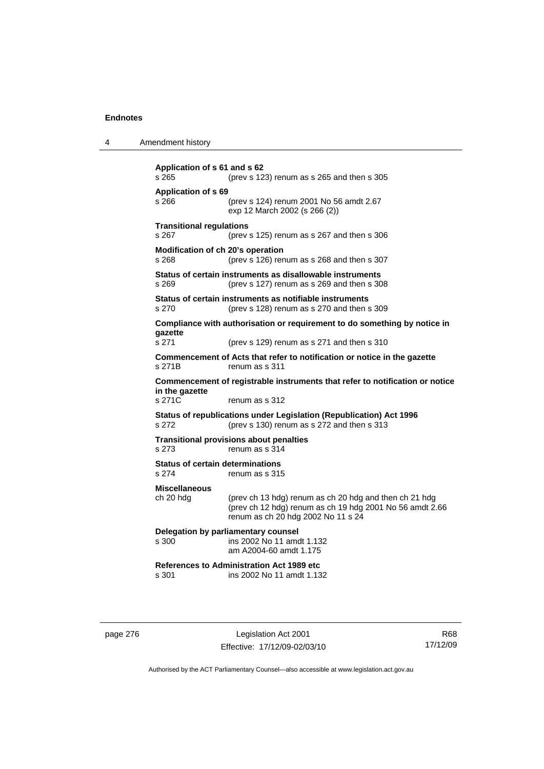**Application of s 61 and s 62**
s 265 (prev s 123) renum as s 265 and then s 305

**Application of s 69**
s 266 (prev s 124) renum 2001 No 56 amdt 2.67
exp 12 March 2002 (s 266 (2))

**Transitional regulations**
s 267 (prev s 125) renum as s 267 and then s 306

**Modification of ch 20's operation**
s 268 (prev s 126) renum as s 268 and then s 307

**Status of certain instruments as disallowable instruments**
s 269 (prev s 127) renum as s 269 and then s 308

**Status of certain instruments as notifiable instruments**
s 270 (prev s 128) renum as s 270 and then s 309

**Compliance with authorisation or requirement to do something by notice in gazette**
s 271 (prev s 129) renum as s 271 and then s 310

**Commencement of Acts that refer to notification or notice in the gazette**
s 271B renum as s 311

**Commencement of registrable instruments that refer to notification or notice in the gazette**
s 271C renum as s 312

**Status of republications under Legislation (Republication) Act 1996**
s 272 (prev s 130) renum as s 272 and then s 313

**Transitional provisions about penalties**
s 273 renum as s 314

**Status of certain determinations**
s 274 renum as s 315

**Miscellaneous**
ch 20 hdg (prev ch 13 hdg) renum as ch 20 hdg and then ch 21 hdg
(prev ch 12 hdg) renum as ch 19 hdg 2001 No 56 amdt 2.66
renum as ch 20 hdg 2002 No 11 s 24

**Delegation by parliamentary counsel**
s 300 ins 2002 No 11 amdt 1.132
am A2004-60 amdt 1.175

**References to Administration Act 1989 etc**
s 301 ins 2002 No 11 amdt 1.132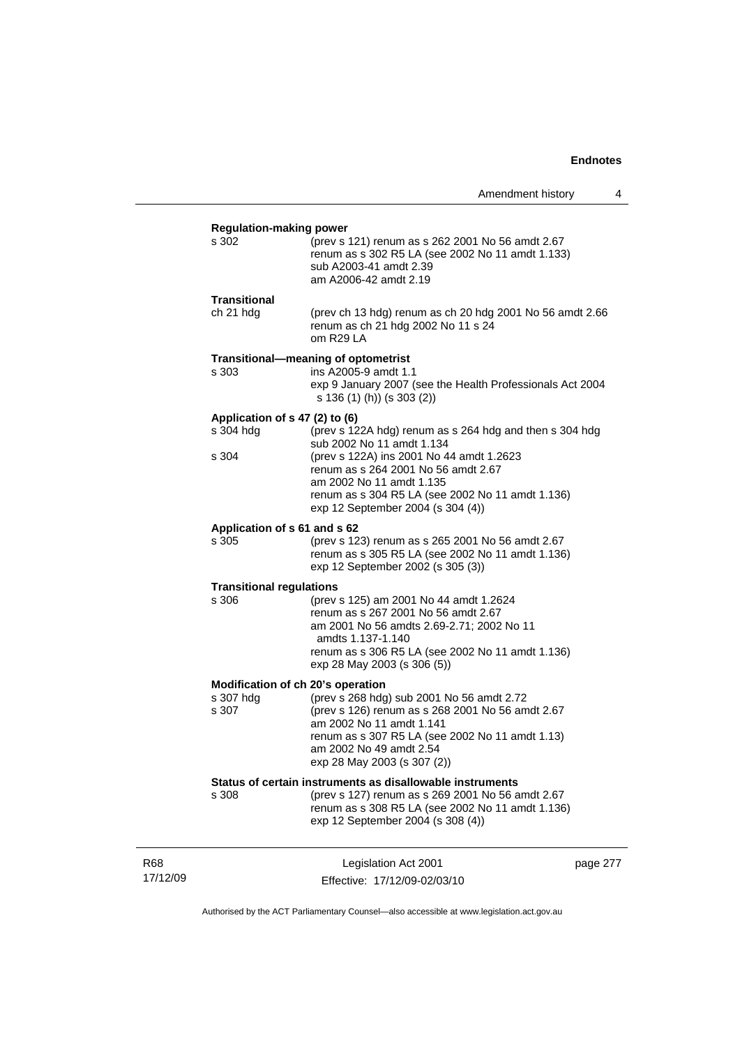**Regulation-making power**

s 302 — (prev s 121) renum as s 262 2001 No 56 amdt 2.67
renum as s 302 R5 LA (see 2002 No 11 amdt 1.133)
sub A2003-41 amdt 2.39
am A2006-42 amdt 2.19

**Transitional**

ch 21 hdg — (prev ch 13 hdg) renum as ch 20 hdg 2001 No 56 amdt 2.66
renum as ch 21 hdg 2002 No 11 s 24
om R29 LA

**Transitional—meaning of optometrist**

s 303 — ins A2005-9 amdt 1.1
exp 9 January 2007 (see the Health Professionals Act 2004 s 136 (1) (h)) (s 303 (2))

**Application of s 47 (2) to (6)**

s 304 hdg — (prev s 122A hdg) renum as s 264 hdg and then s 304 hdg
sub 2002 No 11 amdt 1.134

s 304 — (prev s 122A) ins 2001 No 44 amdt 1.2623
renum as s 264 2001 No 56 amdt 2.67
am 2002 No 11 amdt 1.135
renum as s 304 R5 LA (see 2002 No 11 amdt 1.136)
exp 12 September 2004 (s 304 (4))

**Application of s 61 and s 62**

s 305 — (prev s 123) renum as s 265 2001 No 56 amdt 2.67
renum as s 305 R5 LA (see 2002 No 11 amdt 1.136)
exp 12 September 2002 (s 305 (3))

**Transitional regulations**

s 306 — (prev s 125) am 2001 No 44 amdt 1.2624
renum as s 267 2001 No 56 amdt 2.67
am 2001 No 56 amdts 2.69-2.71; 2002 No 11 amdts 1.137-1.140
renum as s 306 R5 LA (see 2002 No 11 amdt 1.136)
exp 28 May 2003 (s 306 (5))

**Modification of ch 20's operation**

s 307 hdg — (prev s 268 hdg) sub 2001 No 56 amdt 2.72

s 307 — (prev s 126) renum as s 268 2001 No 56 amdt 2.67
am 2002 No 11 amdt 1.141
renum as s 307 R5 LA (see 2002 No 11 amdt 1.13)
am 2002 No 49 amdt 2.54
exp 28 May 2003 (s 307 (2))

**Status of certain instruments as disallowable instruments**

s 308 — (prev s 127) renum as s 269 2001 No 56 amdt 2.67
renum as s 308 R5 LA (see 2002 No 11 amdt 1.136)
exp 12 September 2004 (s 308 (4))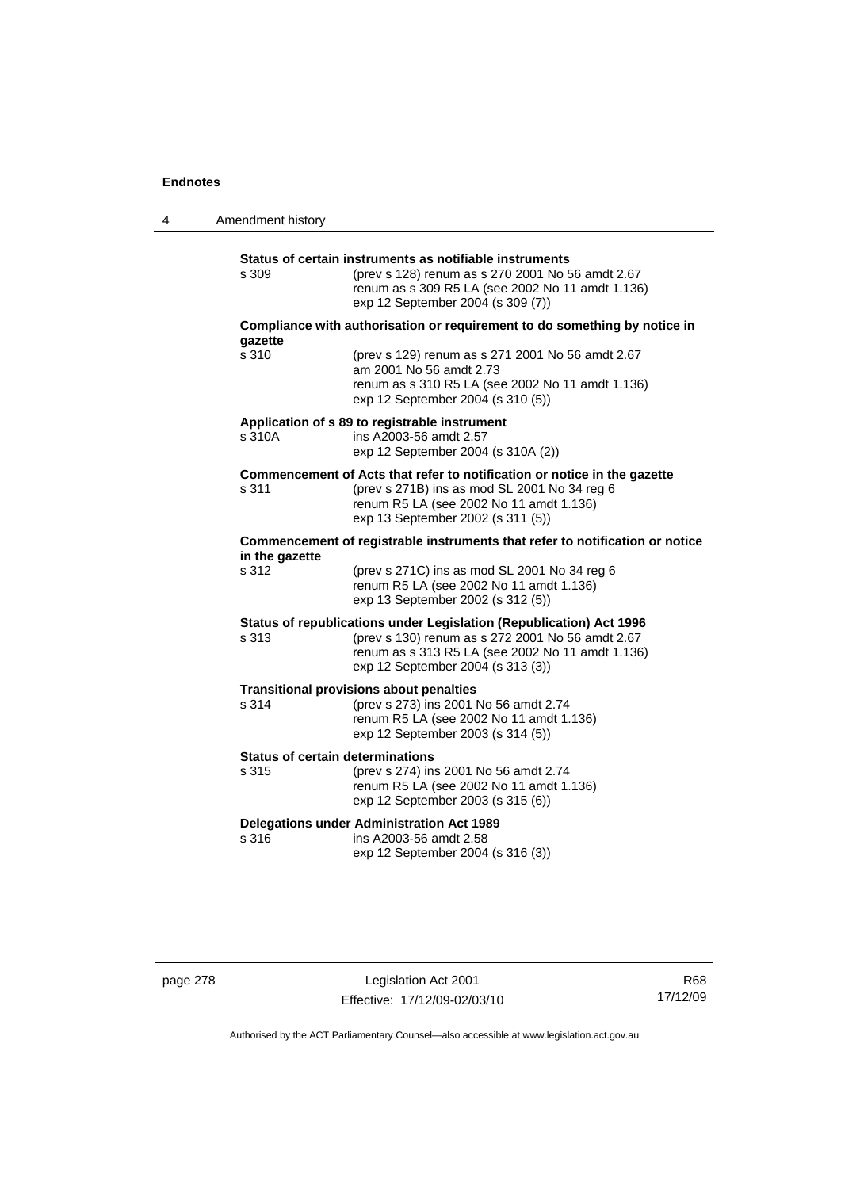**Status of certain instruments as notifiable instruments**

s 309 (prev s 128) renum as s 270 2001 No 56 amdt 2.67
renum as s 309 R5 LA (see 2002 No 11 amdt 1.136)
exp 12 September 2004 (s 309 (7))

**Compliance with authorisation or requirement to do something by notice in gazette**

s 310 (prev s 129) renum as s 271 2001 No 56 amdt 2.67
am 2001 No 56 amdt 2.73
renum as s 310 R5 LA (see 2002 No 11 amdt 1.136)
exp 12 September 2004 (s 310 (5))

**Application of s 89 to registrable instrument**

s 310A ins A2003-56 amdt 2.57
exp 12 September 2004 (s 310A (2))

**Commencement of Acts that refer to notification or notice in the gazette**

s 311 (prev s 271B) ins as mod SL 2001 No 34 reg 6
renum R5 LA (see 2002 No 11 amdt 1.136)
exp 13 September 2002 (s 311 (5))

**Commencement of registrable instruments that refer to notification or notice in the gazette**

s 312 (prev s 271C) ins as mod SL 2001 No 34 reg 6
renum R5 LA (see 2002 No 11 amdt 1.136)
exp 13 September 2002 (s 312 (5))

**Status of republications under Legislation (Republication) Act 1996**

s 313 (prev s 130) renum as s 272 2001 No 56 amdt 2.67
renum as s 313 R5 LA (see 2002 No 11 amdt 1.136)
exp 12 September 2004 (s 313 (3))

**Transitional provisions about penalties**

s 314 (prev s 273) ins 2001 No 56 amdt 2.74
renum R5 LA (see 2002 No 11 amdt 1.136)
exp 12 September 2003 (s 314 (5))

**Status of certain determinations**

s 315 (prev s 274) ins 2001 No 56 amdt 2.74
renum R5 LA (see 2002 No 11 amdt 1.136)
exp 12 September 2003 (s 315 (6))

**Delegations under Administration Act 1989**

s 316 ins A2003-56 amdt 2.58
exp 12 September 2004 (s 316 (3))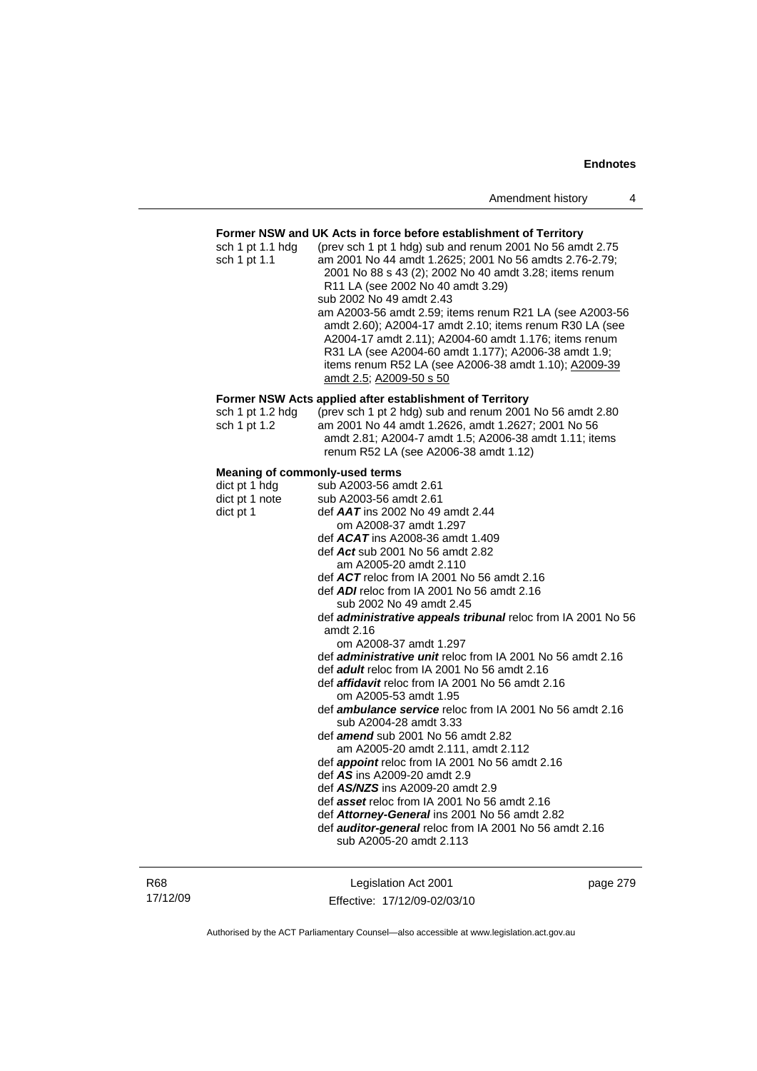**Former NSW and UK Acts in force before establishment of Territory**

| | |
|---|---|
| sch 1 pt 1.1 hdg | (prev sch 1 pt 1 hdg) sub and renum 2001 No 56 amdt 2.75 |
| sch 1 pt 1.1 | am 2001 No 44 amdt 1.2625; 2001 No 56 amdts 2.76-2.79; 2001 No 88 s 43 (2); 2002 No 40 amdt 3.28; items renum R11 LA (see 2002 No 40 amdt 3.29)<br>sub 2002 No 49 amdt 2.43<br>am A2003-56 amdt 2.59; items renum R21 LA (see A2003-56 amdt 2.60); A2004-17 amdt 2.10; items renum R30 LA (see A2004-17 amdt 2.11); A2004-60 amdt 1.176; items renum R31 LA (see A2004-60 amdt 1.177); A2006-38 amdt 1.9; items renum R52 LA (see A2006-38 amdt 1.10); A2009-39 amdt 2.5; A2009-50 s 50 |

**Former NSW Acts applied after establishment of Territory**

| | |
|---|---|
| sch 1 pt 1.2 hdg | (prev sch 1 pt 2 hdg) sub and renum 2001 No 56 amdt 2.80 |
| sch 1 pt 1.2 | am 2001 No 44 amdt 1.2626, amdt 1.2627; 2001 No 56 amdt 2.81; A2004-7 amdt 1.5; A2006-38 amdt 1.11; items renum R52 LA (see A2006-38 amdt 1.12) |

**Meaning of commonly-used terms**

| | |
|---|---|
| dict pt 1 hdg | sub A2003-56 amdt 2.61 |
| dict pt 1 note | sub A2003-56 amdt 2.61 |
| dict pt 1 | def ***AAT*** ins 2002 No 49 amdt 2.44<br>om A2008-37 amdt 1.297<br>def ***ACAT*** ins A2008-36 amdt 1.409<br>def ***Act*** sub 2001 No 56 amdt 2.82<br>am A2005-20 amdt 2.110<br>def ***ACT*** reloc from IA 2001 No 56 amdt 2.16<br>def ***ADI*** reloc from IA 2001 No 56 amdt 2.16<br>sub 2002 No 49 amdt 2.45<br>def ***administrative appeals tribunal*** reloc from IA 2001 No 56 amdt 2.16<br>om A2008-37 amdt 1.297<br>def ***administrative unit*** reloc from IA 2001 No 56 amdt 2.16<br>def ***adult*** reloc from IA 2001 No 56 amdt 2.16<br>def ***affidavit*** reloc from IA 2001 No 56 amdt 2.16<br>om A2005-53 amdt 1.95<br>def ***ambulance service*** reloc from IA 2001 No 56 amdt 2.16<br>sub A2004-28 amdt 3.33<br>def ***amend*** sub 2001 No 56 amdt 2.82<br>am A2005-20 amdt 2.111, amdt 2.112<br>def ***appoint*** reloc from IA 2001 No 56 amdt 2.16<br>def ***AS*** ins A2009-20 amdt 2.9<br>def ***AS/NZS*** ins A2009-20 amdt 2.9<br>def ***asset*** reloc from IA 2001 No 56 amdt 2.16<br>def ***Attorney-General*** ins 2001 No 56 amdt 2.82<br>def ***auditor-general*** reloc from IA 2001 No 56 amdt 2.16<br>sub A2005-20 amdt 2.113 |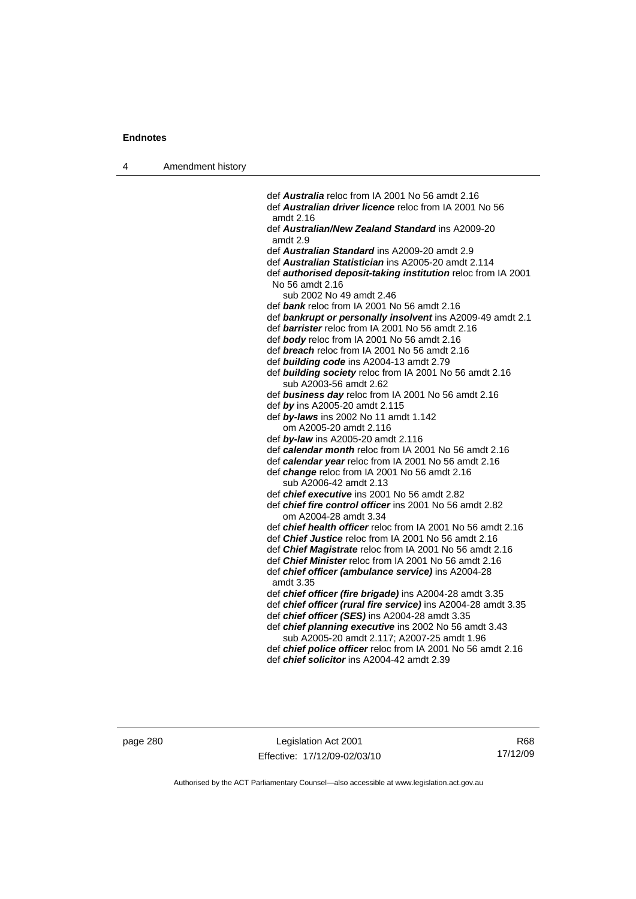def ***Australia*** reloc from IA 2001 No 56 amdt 2.16
def ***Australian driver licence*** reloc from IA 2001 No 56 amdt 2.16
def ***Australian/New Zealand Standard*** ins A2009-20 amdt 2.9
def ***Australian Standard*** ins A2009-20 amdt 2.9
def ***Australian Statistician*** ins A2005-20 amdt 2.114
def ***authorised deposit-taking institution*** reloc from IA 2001 No 56 amdt 2.16
    sub 2002 No 49 amdt 2.46
def ***bank*** reloc from IA 2001 No 56 amdt 2.16
def ***bankrupt or personally insolvent*** ins A2009-49 amdt 2.1
def ***barrister*** reloc from IA 2001 No 56 amdt 2.16
def ***body*** reloc from IA 2001 No 56 amdt 2.16
def ***breach*** reloc from IA 2001 No 56 amdt 2.16
def ***building code*** ins A2004-13 amdt 2.79
def ***building society*** reloc from IA 2001 No 56 amdt 2.16
    sub A2003-56 amdt 2.62
def ***business day*** reloc from IA 2001 No 56 amdt 2.16
def ***by*** ins A2005-20 amdt 2.115
def ***by-laws*** ins 2002 No 11 amdt 1.142
    om A2005-20 amdt 2.116
def ***by-law*** ins A2005-20 amdt 2.116
def ***calendar month*** reloc from IA 2001 No 56 amdt 2.16
def ***calendar year*** reloc from IA 2001 No 56 amdt 2.16
def ***change*** reloc from IA 2001 No 56 amdt 2.16
    sub A2006-42 amdt 2.13
def ***chief executive*** ins 2001 No 56 amdt 2.82
def ***chief fire control officer*** ins 2001 No 56 amdt 2.82
    om A2004-28 amdt 3.34
def ***chief health officer*** reloc from IA 2001 No 56 amdt 2.16
def ***Chief Justice*** reloc from IA 2001 No 56 amdt 2.16
def ***Chief Magistrate*** reloc from IA 2001 No 56 amdt 2.16
def ***Chief Minister*** reloc from IA 2001 No 56 amdt 2.16
def ***chief officer (ambulance service)*** ins A2004-28 amdt 3.35
def ***chief officer (fire brigade)*** ins A2004-28 amdt 3.35
def ***chief officer (rural fire service)*** ins A2004-28 amdt 3.35
def ***chief officer (SES)*** ins A2004-28 amdt 3.35
def ***chief planning executive*** ins 2002 No 56 amdt 3.43
    sub A2005-20 amdt 2.117; A2007-25 amdt 1.96
def ***chief police officer*** reloc from IA 2001 No 56 amdt 2.16
def ***chief solicitor*** ins A2004-42 amdt 2.39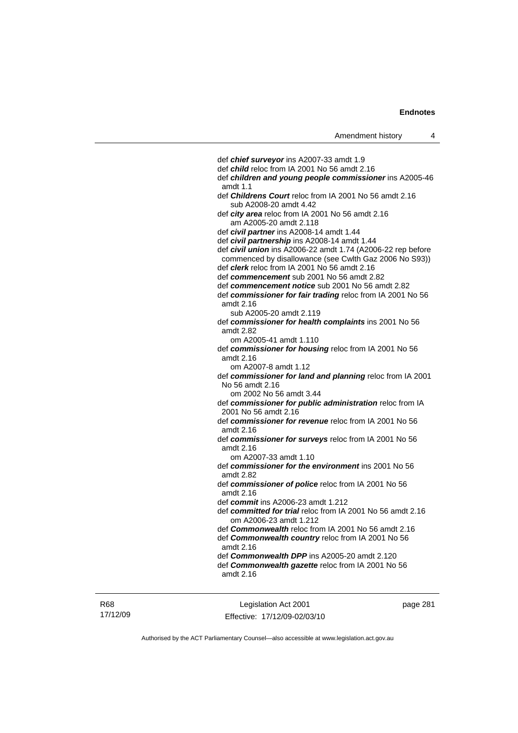def ***chief surveyor*** ins A2007-33 amdt 1.9

def ***child*** reloc from IA 2001 No 56 amdt 2.16

def ***children and young people commissioner*** ins A2005-46 amdt 1.1

def ***Childrens Court*** reloc from IA 2001 No 56 amdt 2.16
sub A2008-20 amdt 4.42

def ***city area*** reloc from IA 2001 No 56 amdt 2.16
am A2005-20 amdt 2.118

def ***civil partner*** ins A2008-14 amdt 1.44

def ***civil partnership*** ins A2008-14 amdt 1.44

def ***civil union*** ins A2006-22 amdt 1.74 (A2006-22 rep before commenced by disallowance (see Cwlth Gaz 2006 No S93))

def ***clerk*** reloc from IA 2001 No 56 amdt 2.16

def ***commencement*** sub 2001 No 56 amdt 2.82

def ***commencement notice*** sub 2001 No 56 amdt 2.82

def ***commissioner for fair trading*** reloc from IA 2001 No 56 amdt 2.16
sub A2005-20 amdt 2.119

def ***commissioner for health complaints*** ins 2001 No 56 amdt 2.82
om A2005-41 amdt 1.110

def ***commissioner for housing*** reloc from IA 2001 No 56 amdt 2.16
om A2007-8 amdt 1.12

def ***commissioner for land and planning*** reloc from IA 2001 No 56 amdt 2.16
om 2002 No 56 amdt 3.44

def ***commissioner for public administration*** reloc from IA 2001 No 56 amdt 2.16

def ***commissioner for revenue*** reloc from IA 2001 No 56 amdt 2.16

def ***commissioner for surveys*** reloc from IA 2001 No 56 amdt 2.16
om A2007-33 amdt 1.10

def ***commissioner for the environment*** ins 2001 No 56 amdt 2.82

def ***commissioner of police*** reloc from IA 2001 No 56 amdt 2.16

def ***commit*** ins A2006-23 amdt 1.212

def ***committed for trial*** reloc from IA 2001 No 56 amdt 2.16
om A2006-23 amdt 1.212

def ***Commonwealth*** reloc from IA 2001 No 56 amdt 2.16

def ***Commonwealth country*** reloc from IA 2001 No 56 amdt 2.16

def ***Commonwealth DPP*** ins A2005-20 amdt 2.120

def ***Commonwealth gazette*** reloc from IA 2001 No 56 amdt 2.16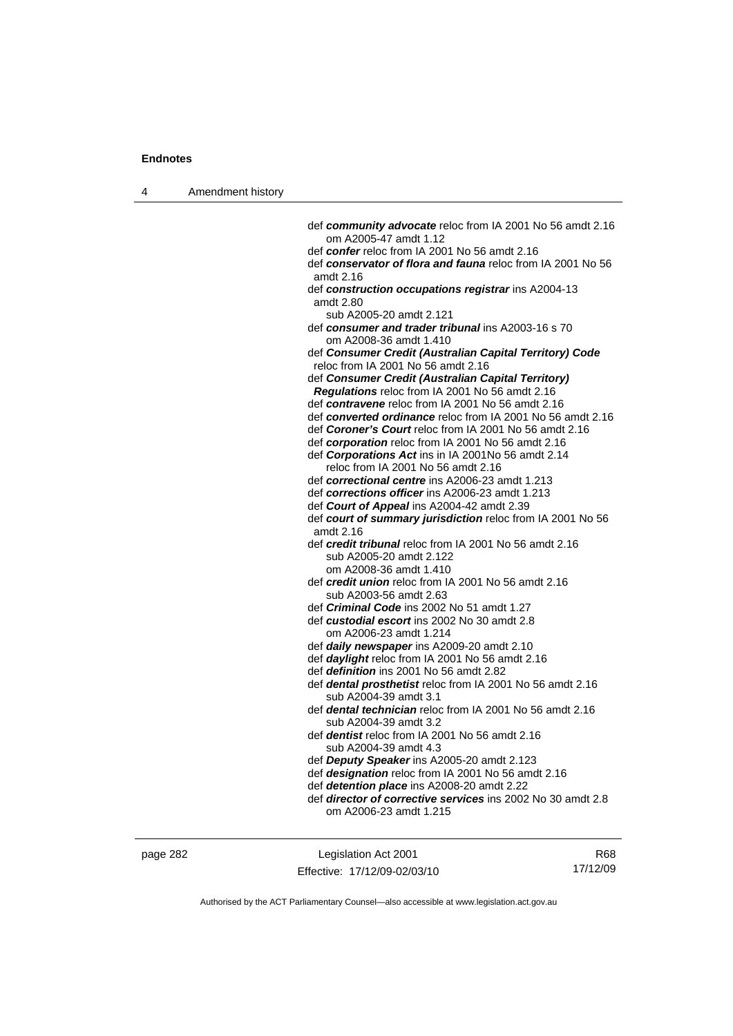def ***community advocate*** reloc from IA 2001 No 56 amdt 2.16
om A2005-47 amdt 1.12

def ***confer*** reloc from IA 2001 No 56 amdt 2.16

def ***conservator of flora and fauna*** reloc from IA 2001 No 56 amdt 2.16

def ***construction occupations registrar*** ins A2004-13 amdt 2.80
sub A2005-20 amdt 2.121

def ***consumer and trader tribunal*** ins A2003-16 s 70
om A2008-36 amdt 1.410

def ***Consumer Credit (Australian Capital Territory) Code*** reloc from IA 2001 No 56 amdt 2.16

def ***Consumer Credit (Australian Capital Territory) Regulations*** reloc from IA 2001 No 56 amdt 2.16

def ***contravene*** reloc from IA 2001 No 56 amdt 2.16

def ***converted ordinance*** reloc from IA 2001 No 56 amdt 2.16

def ***Coroner's Court*** reloc from IA 2001 No 56 amdt 2.16

def ***corporation*** reloc from IA 2001 No 56 amdt 2.16

def ***Corporations Act*** ins in IA 2001No 56 amdt 2.14
reloc from IA 2001 No 56 amdt 2.16

def ***correctional centre*** ins A2006-23 amdt 1.213

def ***corrections officer*** ins A2006-23 amdt 1.213

def ***Court of Appeal*** ins A2004-42 amdt 2.39

def ***court of summary jurisdiction*** reloc from IA 2001 No 56 amdt 2.16

def ***credit tribunal*** reloc from IA 2001 No 56 amdt 2.16
sub A2005-20 amdt 2.122
om A2008-36 amdt 1.410

def ***credit union*** reloc from IA 2001 No 56 amdt 2.16
sub A2003-56 amdt 2.63

def ***Criminal Code*** ins 2002 No 51 amdt 1.27

def ***custodial escort*** ins 2002 No 30 amdt 2.8
om A2006-23 amdt 1.214

def ***daily newspaper*** ins A2009-20 amdt 2.10

def ***daylight*** reloc from IA 2001 No 56 amdt 2.16

def ***definition*** ins 2001 No 56 amdt 2.82

def ***dental prosthetist*** reloc from IA 2001 No 56 amdt 2.16
sub A2004-39 amdt 3.1

def ***dental technician*** reloc from IA 2001 No 56 amdt 2.16
sub A2004-39 amdt 3.2

def ***dentist*** reloc from IA 2001 No 56 amdt 2.16
sub A2004-39 amdt 4.3

def ***Deputy Speaker*** ins A2005-20 amdt 2.123

def ***designation*** reloc from IA 2001 No 56 amdt 2.16

def ***detention place*** ins A2008-20 amdt 2.22

def ***director of corrective services*** ins 2002 No 30 amdt 2.8
om A2006-23 amdt 1.215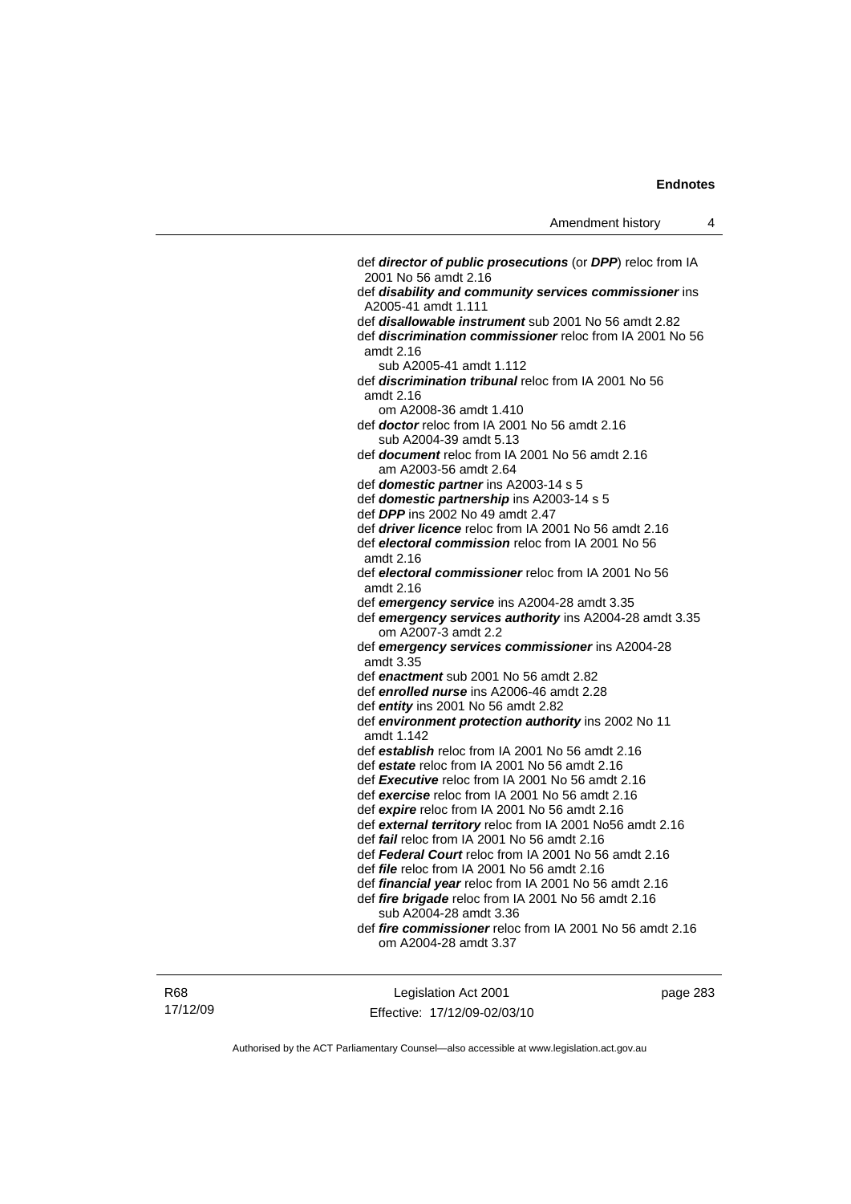def ***director of public prosecutions*** (or ***DPP***) reloc from IA 2001 No 56 amdt 2.16

def ***disability and community services commissioner*** ins A2005-41 amdt 1.111

def ***disallowable instrument*** sub 2001 No 56 amdt 2.82

def ***discrimination commissioner*** reloc from IA 2001 No 56 amdt 2.16
    sub A2005-41 amdt 1.112

def ***discrimination tribunal*** reloc from IA 2001 No 56 amdt 2.16
    om A2008-36 amdt 1.410

def ***doctor*** reloc from IA 2001 No 56 amdt 2.16
    sub A2004-39 amdt 5.13

def ***document*** reloc from IA 2001 No 56 amdt 2.16
    am A2003-56 amdt 2.64

def ***domestic partner*** ins A2003-14 s 5

def ***domestic partnership*** ins A2003-14 s 5

def ***DPP*** ins 2002 No 49 amdt 2.47

def ***driver licence*** reloc from IA 2001 No 56 amdt 2.16

def ***electoral commission*** reloc from IA 2001 No 56 amdt 2.16

def ***electoral commissioner*** reloc from IA 2001 No 56 amdt 2.16

def ***emergency service*** ins A2004-28 amdt 3.35

def ***emergency services authority*** ins A2004-28 amdt 3.35
    om A2007-3 amdt 2.2

def ***emergency services commissioner*** ins A2004-28 amdt 3.35

def ***enactment*** sub 2001 No 56 amdt 2.82

def ***enrolled nurse*** ins A2006-46 amdt 2.28

def ***entity*** ins 2001 No 56 amdt 2.82

def ***environment protection authority*** ins 2002 No 11 amdt 1.142

def ***establish*** reloc from IA 2001 No 56 amdt 2.16

def ***estate*** reloc from IA 2001 No 56 amdt 2.16

def ***Executive*** reloc from IA 2001 No 56 amdt 2.16

def ***exercise*** reloc from IA 2001 No 56 amdt 2.16

def ***expire*** reloc from IA 2001 No 56 amdt 2.16

def ***external territory*** reloc from IA 2001 No56 amdt 2.16

def ***fail*** reloc from IA 2001 No 56 amdt 2.16

def ***Federal Court*** reloc from IA 2001 No 56 amdt 2.16

def ***file*** reloc from IA 2001 No 56 amdt 2.16

def ***financial year*** reloc from IA 2001 No 56 amdt 2.16

def ***fire brigade*** reloc from IA 2001 No 56 amdt 2.16
    sub A2004-28 amdt 3.36

def ***fire commissioner*** reloc from IA 2001 No 56 amdt 2.16
    om A2004-28 amdt 3.37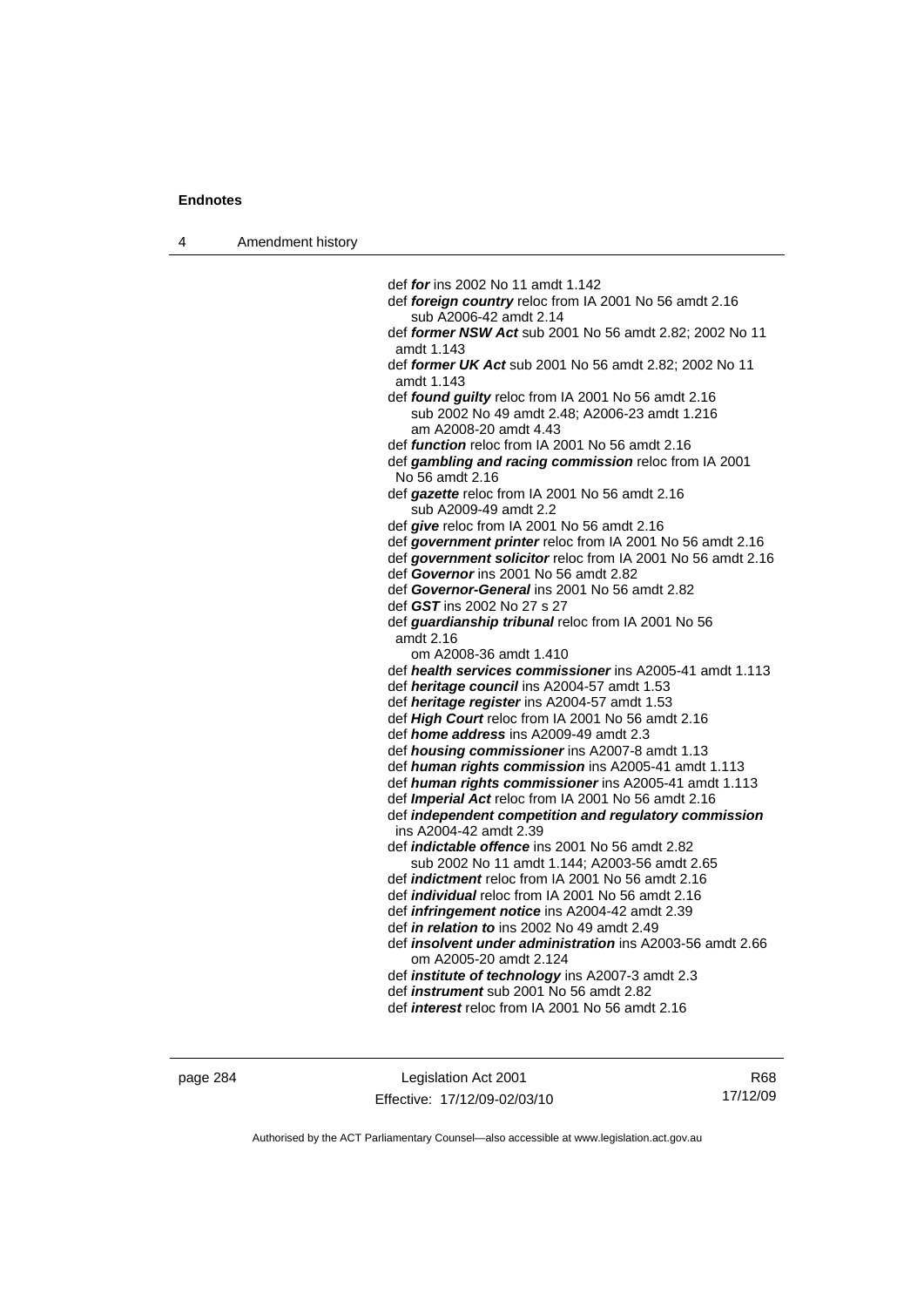def ***for*** ins 2002 No 11 amdt 1.142

def ***foreign country*** reloc from IA 2001 No 56 amdt 2.16
  sub A2006-42 amdt 2.14

def ***former NSW Act*** sub 2001 No 56 amdt 2.82; 2002 No 11 amdt 1.143

def ***former UK Act*** sub 2001 No 56 amdt 2.82; 2002 No 11 amdt 1.143

def ***found guilty*** reloc from IA 2001 No 56 amdt 2.16
  sub 2002 No 49 amdt 2.48; A2006-23 amdt 1.216
  am A2008-20 amdt 4.43

def ***function*** reloc from IA 2001 No 56 amdt 2.16

def ***gambling and racing commission*** reloc from IA 2001 No 56 amdt 2.16

def ***gazette*** reloc from IA 2001 No 56 amdt 2.16
  sub A2009-49 amdt 2.2

def ***give*** reloc from IA 2001 No 56 amdt 2.16

def ***government printer*** reloc from IA 2001 No 56 amdt 2.16

def ***government solicitor*** reloc from IA 2001 No 56 amdt 2.16

def ***Governor*** ins 2001 No 56 amdt 2.82

def ***Governor-General*** ins 2001 No 56 amdt 2.82

def ***GST*** ins 2002 No 27 s 27

def ***guardianship tribunal*** reloc from IA 2001 No 56 amdt 2.16
  om A2008-36 amdt 1.410

def ***health services commissioner*** ins A2005-41 amdt 1.113

def ***heritage council*** ins A2004-57 amdt 1.53

def ***heritage register*** ins A2004-57 amdt 1.53

def ***High Court*** reloc from IA 2001 No 56 amdt 2.16

def ***home address*** ins A2009-49 amdt 2.3

def ***housing commissioner*** ins A2007-8 amdt 1.13

def ***human rights commission*** ins A2005-41 amdt 1.113

def ***human rights commissioner*** ins A2005-41 amdt 1.113

def ***Imperial Act*** reloc from IA 2001 No 56 amdt 2.16

def ***independent competition and regulatory commission*** ins A2004-42 amdt 2.39

def ***indictable offence*** ins 2001 No 56 amdt 2.82
  sub 2002 No 11 amdt 1.144; A2003-56 amdt 2.65

def ***indictment*** reloc from IA 2001 No 56 amdt 2.16

def ***individual*** reloc from IA 2001 No 56 amdt 2.16

def ***infringement notice*** ins A2004-42 amdt 2.39

def ***in relation to*** ins 2002 No 49 amdt 2.49

def ***insolvent under administration*** ins A2003-56 amdt 2.66
  om A2005-20 amdt 2.124

def ***institute of technology*** ins A2007-3 amdt 2.3

def ***instrument*** sub 2001 No 56 amdt 2.82

def ***interest*** reloc from IA 2001 No 56 amdt 2.16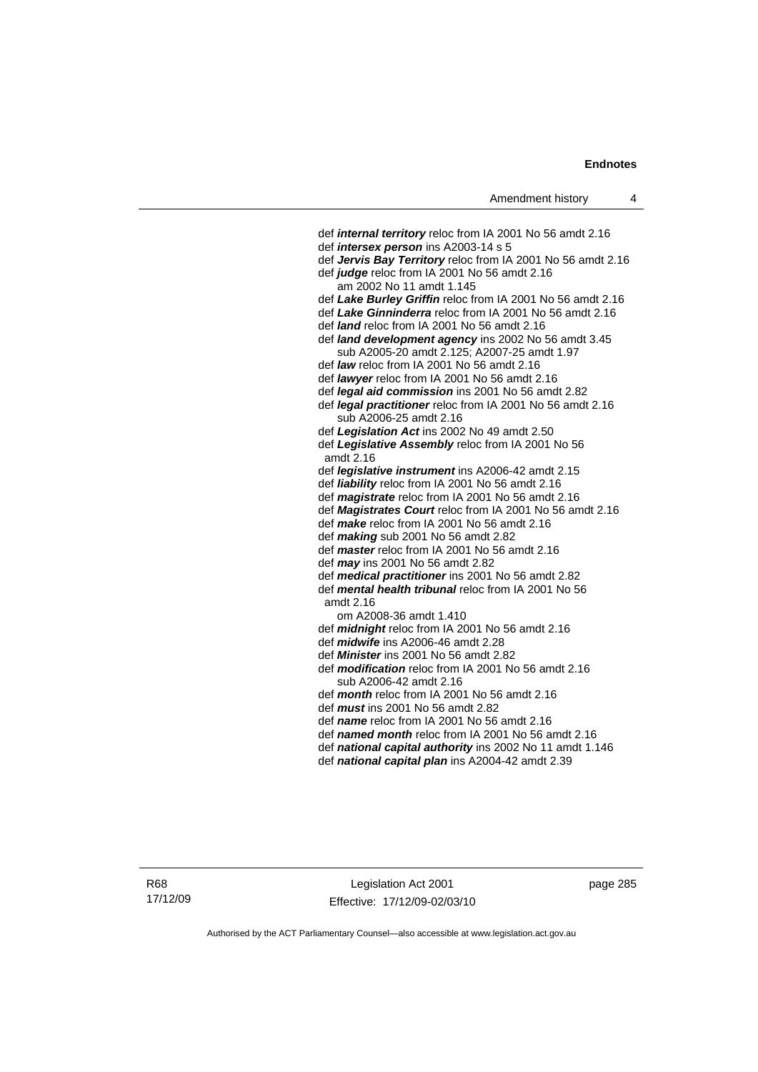def ***internal territory*** reloc from IA 2001 No 56 amdt 2.16
def ***intersex person*** ins A2003-14 s 5
def ***Jervis Bay Territory*** reloc from IA 2001 No 56 amdt 2.16
def ***judge*** reloc from IA 2001 No 56 amdt 2.16
  am 2002 No 11 amdt 1.145
def ***Lake Burley Griffin*** reloc from IA 2001 No 56 amdt 2.16
def ***Lake Ginninderra*** reloc from IA 2001 No 56 amdt 2.16
def ***land*** reloc from IA 2001 No 56 amdt 2.16
def ***land development agency*** ins 2002 No 56 amdt 3.45
  sub A2005-20 amdt 2.125; A2007-25 amdt 1.97
def ***law*** reloc from IA 2001 No 56 amdt 2.16
def ***lawyer*** reloc from IA 2001 No 56 amdt 2.16
def ***legal aid commission*** ins 2001 No 56 amdt 2.82
def ***legal practitioner*** reloc from IA 2001 No 56 amdt 2.16
  sub A2006-25 amdt 2.16
def ***Legislation Act*** ins 2002 No 49 amdt 2.50
def ***Legislative Assembly*** reloc from IA 2001 No 56 amdt 2.16
def ***legislative instrument*** ins A2006-42 amdt 2.15
def ***liability*** reloc from IA 2001 No 56 amdt 2.16
def ***magistrate*** reloc from IA 2001 No 56 amdt 2.16
def ***Magistrates Court*** reloc from IA 2001 No 56 amdt 2.16
def ***make*** reloc from IA 2001 No 56 amdt 2.16
def ***making*** sub 2001 No 56 amdt 2.82
def ***master*** reloc from IA 2001 No 56 amdt 2.16
def ***may*** ins 2001 No 56 amdt 2.82
def ***medical practitioner*** ins 2001 No 56 amdt 2.82
def ***mental health tribunal*** reloc from IA 2001 No 56 amdt 2.16
  om A2008-36 amdt 1.410
def ***midnight*** reloc from IA 2001 No 56 amdt 2.16
def ***midwife*** ins A2006-46 amdt 2.28
def ***Minister*** ins 2001 No 56 amdt 2.82
def ***modification*** reloc from IA 2001 No 56 amdt 2.16
  sub A2006-42 amdt 2.16
def ***month*** reloc from IA 2001 No 56 amdt 2.16
def ***must*** ins 2001 No 56 amdt 2.82
def ***name*** reloc from IA 2001 No 56 amdt 2.16
def ***named month*** reloc from IA 2001 No 56 amdt 2.16
def ***national capital authority*** ins 2002 No 11 amdt 1.146
def ***national capital plan*** ins A2004-42 amdt 2.39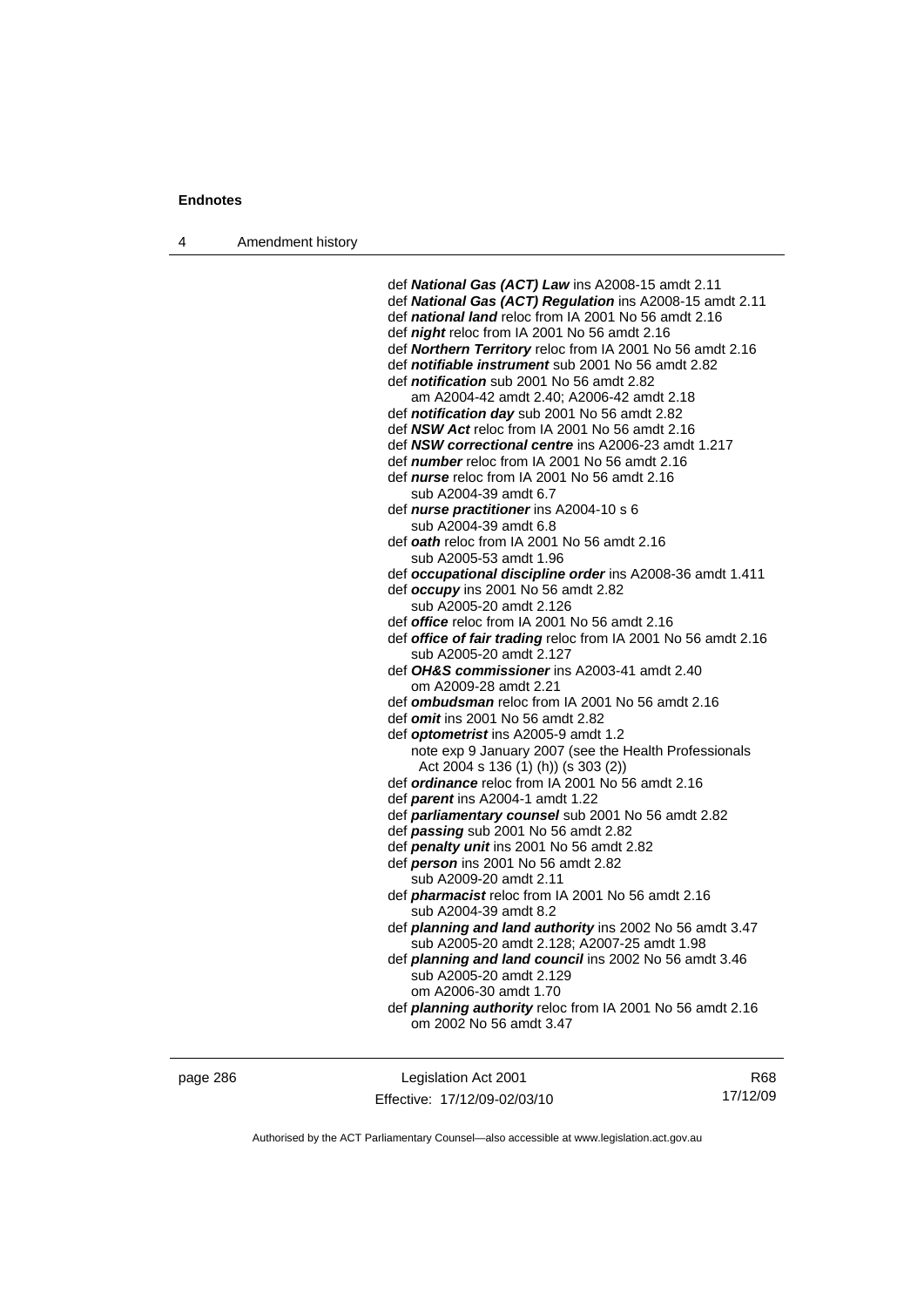def ***National Gas (ACT) Law*** ins A2008-15 amdt 2.11
def ***National Gas (ACT) Regulation*** ins A2008-15 amdt 2.11
def ***national land*** reloc from IA 2001 No 56 amdt 2.16
def ***night*** reloc from IA 2001 No 56 amdt 2.16
def ***Northern Territory*** reloc from IA 2001 No 56 amdt 2.16
def ***notifiable instrument*** sub 2001 No 56 amdt 2.82
def ***notification*** sub 2001 No 56 amdt 2.82
    am A2004-42 amdt 2.40; A2006-42 amdt 2.18
def ***notification day*** sub 2001 No 56 amdt 2.82
def ***NSW Act*** reloc from IA 2001 No 56 amdt 2.16
def ***NSW correctional centre*** ins A2006-23 amdt 1.217
def ***number*** reloc from IA 2001 No 56 amdt 2.16
def ***nurse*** reloc from IA 2001 No 56 amdt 2.16
    sub A2004-39 amdt 6.7
def ***nurse practitioner*** ins A2004-10 s 6
    sub A2004-39 amdt 6.8
def ***oath*** reloc from IA 2001 No 56 amdt 2.16
    sub A2005-53 amdt 1.96
def ***occupational discipline order*** ins A2008-36 amdt 1.411
def ***occupy*** ins 2001 No 56 amdt 2.82
    sub A2005-20 amdt 2.126
def ***office*** reloc from IA 2001 No 56 amdt 2.16
def ***office of fair trading*** reloc from IA 2001 No 56 amdt 2.16
    sub A2005-20 amdt 2.127
def ***OH&S commissioner*** ins A2003-41 amdt 2.40
    om A2009-28 amdt 2.21
def ***ombudsman*** reloc from IA 2001 No 56 amdt 2.16
def ***omit*** ins 2001 No 56 amdt 2.82
def ***optometrist*** ins A2005-9 amdt 1.2
    note exp 9 January 2007 (see the Health Professionals Act 2004 s 136 (1) (h)) (s 303 (2))
def ***ordinance*** reloc from IA 2001 No 56 amdt 2.16
def ***parent*** ins A2004-1 amdt 1.22
def ***parliamentary counsel*** sub 2001 No 56 amdt 2.82
def ***passing*** sub 2001 No 56 amdt 2.82
def ***penalty unit*** ins 2001 No 56 amdt 2.82
def ***person*** ins 2001 No 56 amdt 2.82
    sub A2009-20 amdt 2.11
def ***pharmacist*** reloc from IA 2001 No 56 amdt 2.16
    sub A2004-39 amdt 8.2
def ***planning and land authority*** ins 2002 No 56 amdt 3.47
    sub A2005-20 amdt 2.128; A2007-25 amdt 1.98
def ***planning and land council*** ins 2002 No 56 amdt 3.46
    sub A2005-20 amdt 2.129
    om A2006-30 amdt 1.70
def ***planning authority*** reloc from IA 2001 No 56 amdt 2.16
    om 2002 No 56 amdt 3.47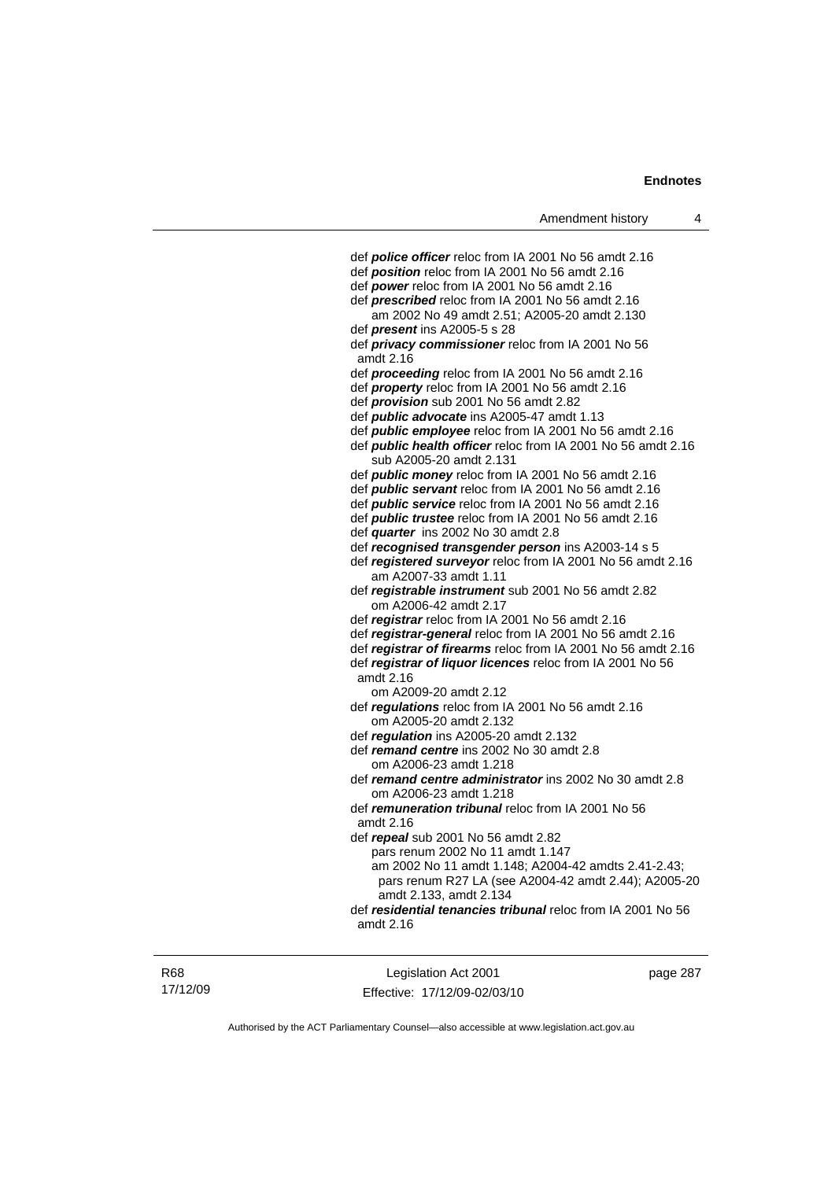def ***police officer*** reloc from IA 2001 No 56 amdt 2.16
def ***position*** reloc from IA 2001 No 56 amdt 2.16
def ***power*** reloc from IA 2001 No 56 amdt 2.16
def ***prescribed*** reloc from IA 2001 No 56 amdt 2.16
  am 2002 No 49 amdt 2.51; A2005-20 amdt 2.130
def ***present*** ins A2005-5 s 28
def ***privacy commissioner*** reloc from IA 2001 No 56 amdt 2.16
def ***proceeding*** reloc from IA 2001 No 56 amdt 2.16
def ***property*** reloc from IA 2001 No 56 amdt 2.16
def ***provision*** sub 2001 No 56 amdt 2.82
def ***public advocate*** ins A2005-47 amdt 1.13
def ***public employee*** reloc from IA 2001 No 56 amdt 2.16
def ***public health officer*** reloc from IA 2001 No 56 amdt 2.16
  sub A2005-20 amdt 2.131
def ***public money*** reloc from IA 2001 No 56 amdt 2.16
def ***public servant*** reloc from IA 2001 No 56 amdt 2.16
def ***public service*** reloc from IA 2001 No 56 amdt 2.16
def ***public trustee*** reloc from IA 2001 No 56 amdt 2.16
def ***quarter*** ins 2002 No 30 amdt 2.8
def ***recognised transgender person*** ins A2003-14 s 5
def ***registered surveyor*** reloc from IA 2001 No 56 amdt 2.16
  am A2007-33 amdt 1.11
def ***registrable instrument*** sub 2001 No 56 amdt 2.82
  om A2006-42 amdt 2.17
def ***registrar*** reloc from IA 2001 No 56 amdt 2.16
def ***registrar-general*** reloc from IA 2001 No 56 amdt 2.16
def ***registrar of firearms*** reloc from IA 2001 No 56 amdt 2.16
def ***registrar of liquor licences*** reloc from IA 2001 No 56 amdt 2.16
  om A2009-20 amdt 2.12
def ***regulations*** reloc from IA 2001 No 56 amdt 2.16
  om A2005-20 amdt 2.132
def ***regulation*** ins A2005-20 amdt 2.132
def ***remand centre*** ins 2002 No 30 amdt 2.8
  om A2006-23 amdt 1.218
def ***remand centre administrator*** ins 2002 No 30 amdt 2.8
  om A2006-23 amdt 1.218
def ***remuneration tribunal*** reloc from IA 2001 No 56 amdt 2.16
def ***repeal*** sub 2001 No 56 amdt 2.82
  pars renum 2002 No 11 amdt 1.147
  am 2002 No 11 amdt 1.148; A2004-42 amdts 2.41-2.43; pars renum R27 LA (see A2004-42 amdt 2.44); A2005-20 amdt 2.133, amdt 2.134
def ***residential tenancies tribunal*** reloc from IA 2001 No 56 amdt 2.16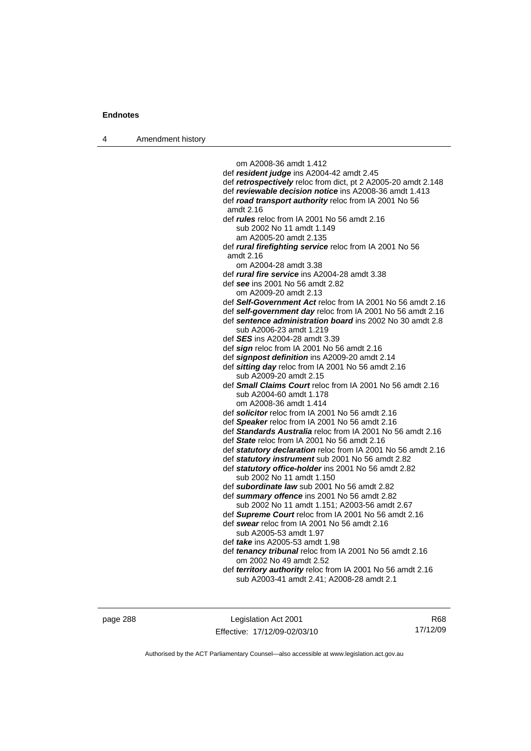om A2008-36 amdt 1.412
def ***resident judge*** ins A2004-42 amdt 2.45
def ***retrospectively*** reloc from dict, pt 2 A2005-20 amdt 2.148
def ***reviewable decision notice*** ins A2008-36 amdt 1.413
def ***road transport authority*** reloc from IA 2001 No 56 amdt 2.16
def ***rules*** reloc from IA 2001 No 56 amdt 2.16
sub 2002 No 11 amdt 1.149
am A2005-20 amdt 2.135
def ***rural firefighting service*** reloc from IA 2001 No 56 amdt 2.16
om A2004-28 amdt 3.38
def ***rural fire service*** ins A2004-28 amdt 3.38
def ***see*** ins 2001 No 56 amdt 2.82
om A2009-20 amdt 2.13
def ***Self-Government Act*** reloc from IA 2001 No 56 amdt 2.16
def ***self-government day*** reloc from IA 2001 No 56 amdt 2.16
def ***sentence administration board*** ins 2002 No 30 amdt 2.8
sub A2006-23 amdt 1.219
def ***SES*** ins A2004-28 amdt 3.39
def ***sign*** reloc from IA 2001 No 56 amdt 2.16
def ***signpost definition*** ins A2009-20 amdt 2.14
def ***sitting day*** reloc from IA 2001 No 56 amdt 2.16
sub A2009-20 amdt 2.15
def ***Small Claims Court*** reloc from IA 2001 No 56 amdt 2.16
sub A2004-60 amdt 1.178
om A2008-36 amdt 1.414
def ***solicitor*** reloc from IA 2001 No 56 amdt 2.16
def ***Speaker*** reloc from IA 2001 No 56 amdt 2.16
def ***Standards Australia*** reloc from IA 2001 No 56 amdt 2.16
def ***State*** reloc from IA 2001 No 56 amdt 2.16
def ***statutory declaration*** reloc from IA 2001 No 56 amdt 2.16
def ***statutory instrument*** sub 2001 No 56 amdt 2.82
def ***statutory office-holder*** ins 2001 No 56 amdt 2.82
sub 2002 No 11 amdt 1.150
def ***subordinate law*** sub 2001 No 56 amdt 2.82
def ***summary offence*** ins 2001 No 56 amdt 2.82
sub 2002 No 11 amdt 1.151; A2003-56 amdt 2.67
def ***Supreme Court*** reloc from IA 2001 No 56 amdt 2.16
def ***swear*** reloc from IA 2001 No 56 amdt 2.16
sub A2005-53 amdt 1.97
def ***take*** ins A2005-53 amdt 1.98
def ***tenancy tribunal*** reloc from IA 2001 No 56 amdt 2.16
om 2002 No 49 amdt 2.52
def ***territory authority*** reloc from IA 2001 No 56 amdt 2.16
sub A2003-41 amdt 2.41; A2008-28 amdt 2.1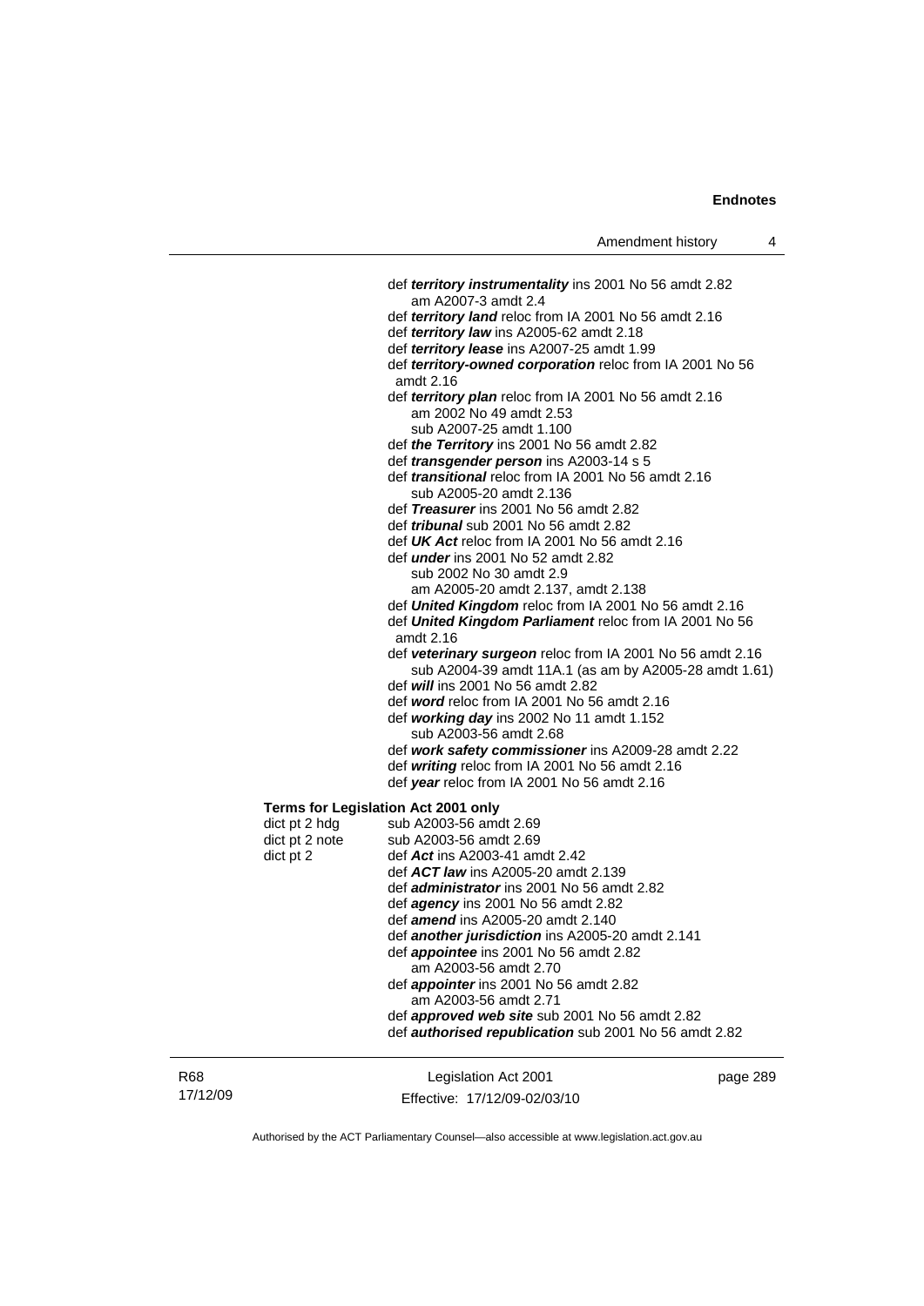def ***territory instrumentality*** ins 2001 No 56 amdt 2.82
am A2007-3 amdt 2.4
def ***territory land*** reloc from IA 2001 No 56 amdt 2.16
def ***territory law*** ins A2005-62 amdt 2.18
def ***territory lease*** ins A2007-25 amdt 1.99
def ***territory-owned corporation*** reloc from IA 2001 No 56 amdt 2.16
def ***territory plan*** reloc from IA 2001 No 56 amdt 2.16
am 2002 No 49 amdt 2.53
sub A2007-25 amdt 1.100
def ***the Territory*** ins 2001 No 56 amdt 2.82
def ***transgender person*** ins A2003-14 s 5
def ***transitional*** reloc from IA 2001 No 56 amdt 2.16
sub A2005-20 amdt 2.136
def ***Treasurer*** ins 2001 No 56 amdt 2.82
def ***tribunal*** sub 2001 No 56 amdt 2.82
def ***UK Act*** reloc from IA 2001 No 56 amdt 2.16
def ***under*** ins 2001 No 52 amdt 2.82
sub 2002 No 30 amdt 2.9
am A2005-20 amdt 2.137, amdt 2.138
def ***United Kingdom*** reloc from IA 2001 No 56 amdt 2.16
def ***United Kingdom Parliament*** reloc from IA 2001 No 56 amdt 2.16
def ***veterinary surgeon*** reloc from IA 2001 No 56 amdt 2.16
sub A2004-39 amdt 11A.1 (as am by A2005-28 amdt 1.61)
def ***will*** ins 2001 No 56 amdt 2.82
def ***word*** reloc from IA 2001 No 56 amdt 2.16
def ***working day*** ins 2002 No 11 amdt 1.152
sub A2003-56 amdt 2.68
def ***work safety commissioner*** ins A2009-28 amdt 2.22
def ***writing*** reloc from IA 2001 No 56 amdt 2.16
def ***year*** reloc from IA 2001 No 56 amdt 2.16

**Terms for Legislation Act 2001 only**

dict pt 2 hdg — sub A2003-56 amdt 2.69
dict pt 2 note — sub A2003-56 amdt 2.69
dict pt 2 — def ***Act*** ins A2003-41 amdt 2.42
def ***ACT law*** ins A2005-20 amdt 2.139
def ***administrator*** ins 2001 No 56 amdt 2.82
def ***agency*** ins 2001 No 56 amdt 2.82
def ***amend*** ins A2005-20 amdt 2.140
def ***another jurisdiction*** ins A2005-20 amdt 2.141
def ***appointee*** ins 2001 No 56 amdt 2.82
am A2003-56 amdt 2.70
def ***appointer*** ins 2001 No 56 amdt 2.82
am A2003-56 amdt 2.71
def ***approved web site*** sub 2001 No 56 amdt 2.82
def ***authorised republication*** sub 2001 No 56 amdt 2.82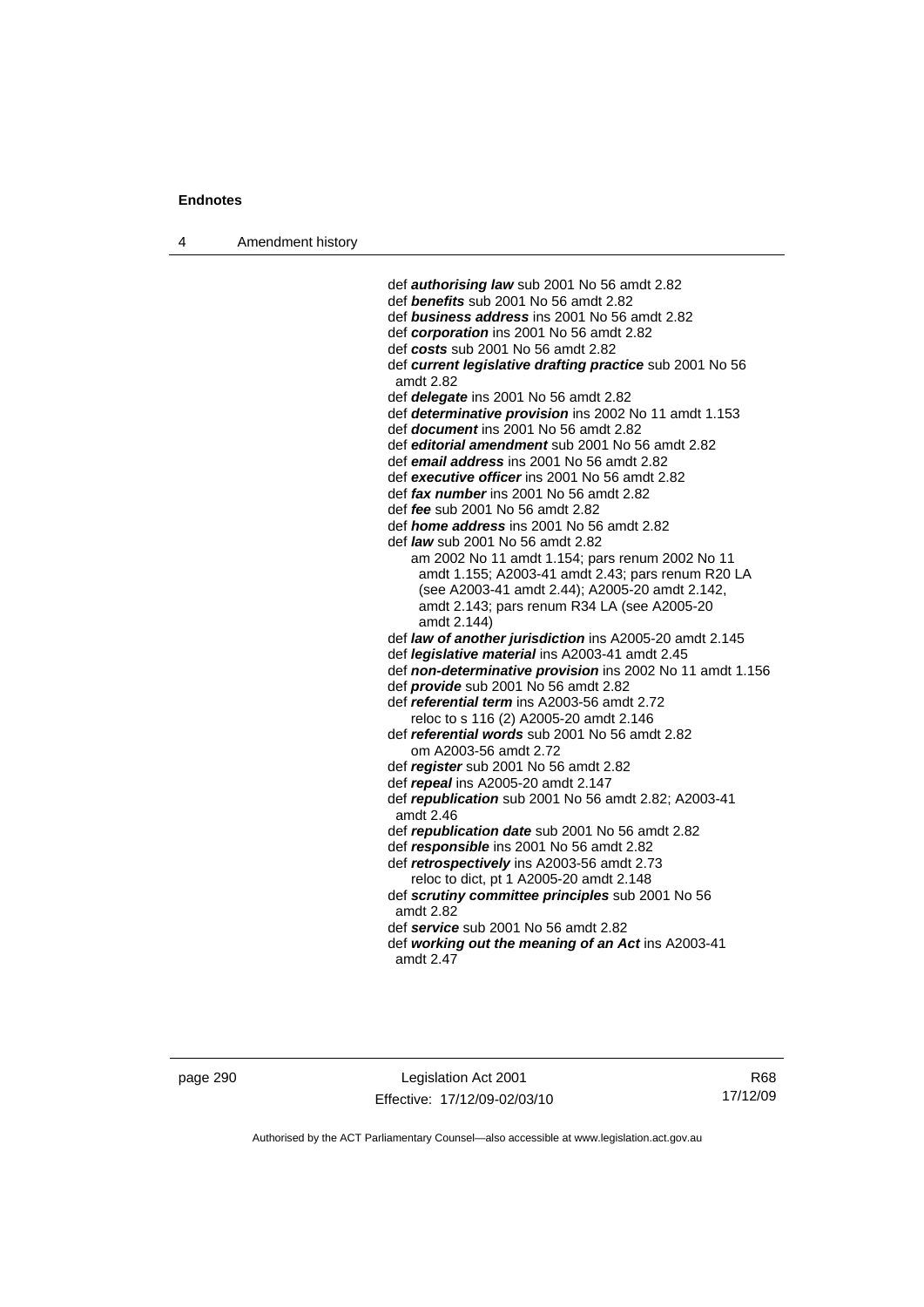def ***authorising law*** sub 2001 No 56 amdt 2.82
def ***benefits*** sub 2001 No 56 amdt 2.82
def ***business address*** ins 2001 No 56 amdt 2.82
def ***corporation*** ins 2001 No 56 amdt 2.82
def ***costs*** sub 2001 No 56 amdt 2.82
def ***current legislative drafting practice*** sub 2001 No 56 amdt 2.82
def ***delegate*** ins 2001 No 56 amdt 2.82
def ***determinative provision*** ins 2002 No 11 amdt 1.153
def ***document*** ins 2001 No 56 amdt 2.82
def ***editorial amendment*** sub 2001 No 56 amdt 2.82
def ***email address*** ins 2001 No 56 amdt 2.82
def ***executive officer*** ins 2001 No 56 amdt 2.82
def ***fax number*** ins 2001 No 56 amdt 2.82
def ***fee*** sub 2001 No 56 amdt 2.82
def ***home address*** ins 2001 No 56 amdt 2.82
def ***law*** sub 2001 No 56 amdt 2.82
am 2002 No 11 amdt 1.154; pars renum 2002 No 11 amdt 1.155; A2003-41 amdt 2.43; pars renum R20 LA (see A2003-41 amdt 2.44); A2005-20 amdt 2.142, amdt 2.143; pars renum R34 LA (see A2005-20 amdt 2.144)
def ***law of another jurisdiction*** ins A2005-20 amdt 2.145
def ***legislative material*** ins A2003-41 amdt 2.45
def ***non-determinative provision*** ins 2002 No 11 amdt 1.156
def ***provide*** sub 2001 No 56 amdt 2.82
def ***referential term*** ins A2003-56 amdt 2.72
reloc to s 116 (2) A2005-20 amdt 2.146
def ***referential words*** sub 2001 No 56 amdt 2.82
om A2003-56 amdt 2.72
def ***register*** sub 2001 No 56 amdt 2.82
def ***repeal*** ins A2005-20 amdt 2.147
def ***republication*** sub 2001 No 56 amdt 2.82; A2003-41 amdt 2.46
def ***republication date*** sub 2001 No 56 amdt 2.82
def ***responsible*** ins 2001 No 56 amdt 2.82
def ***retrospectively*** ins A2003-56 amdt 2.73
reloc to dict, pt 1 A2005-20 amdt 2.148
def ***scrutiny committee principles*** sub 2001 No 56 amdt 2.82
def ***service*** sub 2001 No 56 amdt 2.82
def ***working out the meaning of an Act*** ins A2003-41 amdt 2.47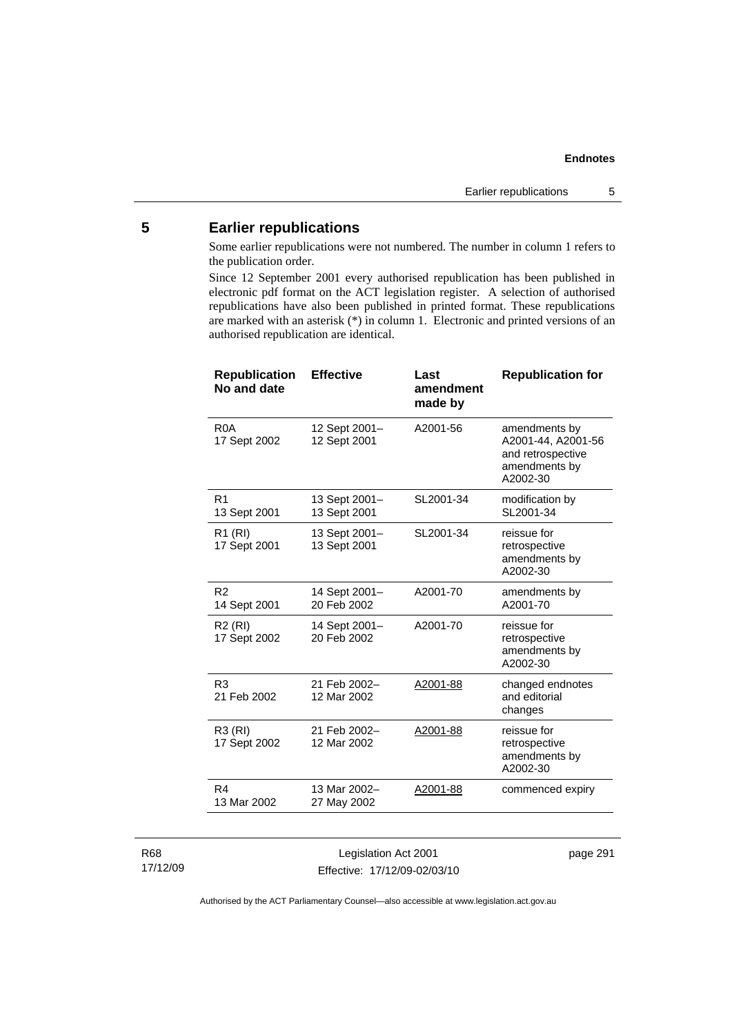## 5 Earlier republications

Some earlier republications were not numbered. The number in column 1 refers to the publication order.

Since 12 September 2001 every authorised republication has been published in electronic pdf format on the ACT legislation register. A selection of authorised republications have also been published in printed format. These republications are marked with an asterisk (*) in column 1. Electronic and printed versions of an authorised republication are identical.

| Republication No and date | Effective | Last amendment made by | Republication for |
|---|---|---|---|
| R0A 17 Sept 2002 | 12 Sept 2001– 12 Sept 2001 | A2001-56 | amendments by A2001-44, A2001-56 and retrospective amendments by A2002-30 |
| R1 13 Sept 2001 | 13 Sept 2001– 13 Sept 2001 | SL2001-34 | modification by SL2001-34 |
| R1 (RI) 17 Sept 2001 | 13 Sept 2001– 13 Sept 2001 | SL2001-34 | reissue for retrospective amendments by A2002-30 |
| R2 14 Sept 2001 | 14 Sept 2001– 20 Feb 2002 | A2001-70 | amendments by A2001-70 |
| R2 (RI) 17 Sept 2002 | 14 Sept 2001– 20 Feb 2002 | A2001-70 | reissue for retrospective amendments by A2002-30 |
| R3 21 Feb 2002 | 21 Feb 2002– 12 Mar 2002 | A2001-88 | changed endnotes and editorial changes |
| R3 (RI) 17 Sept 2002 | 21 Feb 2002– 12 Mar 2002 | A2001-88 | reissue for retrospective amendments by A2002-30 |
| R4 13 Mar 2002 | 13 Mar 2002– 27 May 2002 | A2001-88 | commenced expiry |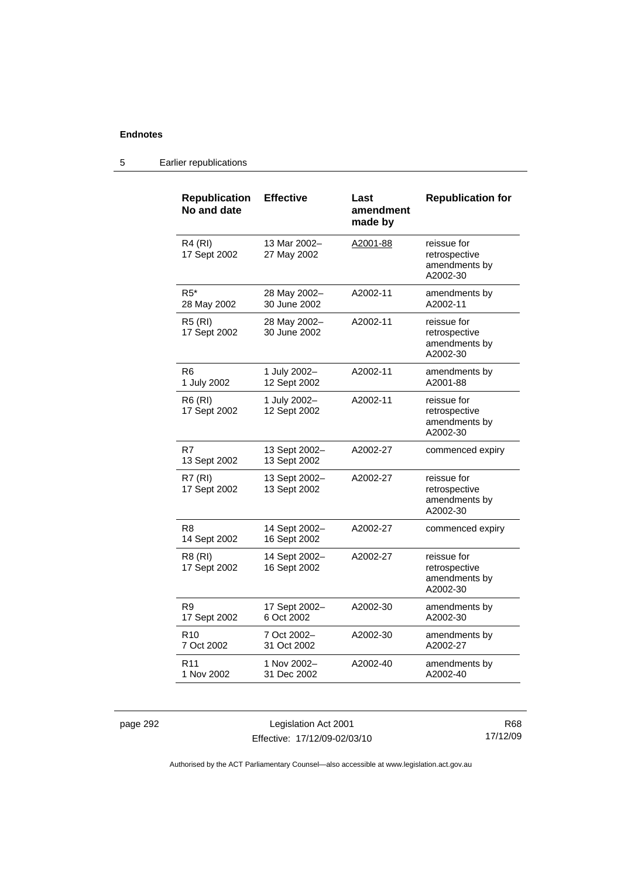| Republication No and date | Effective | Last amendment made by | Republication for |
|---|---|---|---|
| R4 (RI) 17 Sept 2002 | 13 Mar 2002– 27 May 2002 | A2001-88 | reissue for retrospective amendments by A2002-30 |
| R5* 28 May 2002 | 28 May 2002– 30 June 2002 | A2002-11 | amendments by A2002-11 |
| R5 (RI) 17 Sept 2002 | 28 May 2002– 30 June 2002 | A2002-11 | reissue for retrospective amendments by A2002-30 |
| R6 1 July 2002 | 1 July 2002– 12 Sept 2002 | A2002-11 | amendments by A2001-88 |
| R6 (RI) 17 Sept 2002 | 1 July 2002– 12 Sept 2002 | A2002-11 | reissue for retrospective amendments by A2002-30 |
| R7 13 Sept 2002 | 13 Sept 2002– 13 Sept 2002 | A2002-27 | commenced expiry |
| R7 (RI) 17 Sept 2002 | 13 Sept 2002– 13 Sept 2002 | A2002-27 | reissue for retrospective amendments by A2002-30 |
| R8 14 Sept 2002 | 14 Sept 2002– 16 Sept 2002 | A2002-27 | commenced expiry |
| R8 (RI) 17 Sept 2002 | 14 Sept 2002– 16 Sept 2002 | A2002-27 | reissue for retrospective amendments by A2002-30 |
| R9 17 Sept 2002 | 17 Sept 2002– 6 Oct 2002 | A2002-30 | amendments by A2002-30 |
| R10 7 Oct 2002 | 7 Oct 2002– 31 Oct 2002 | A2002-30 | amendments by A2002-27 |
| R11 1 Nov 2002 | 1 Nov 2002– 31 Dec 2002 | A2002-40 | amendments by A2002-40 |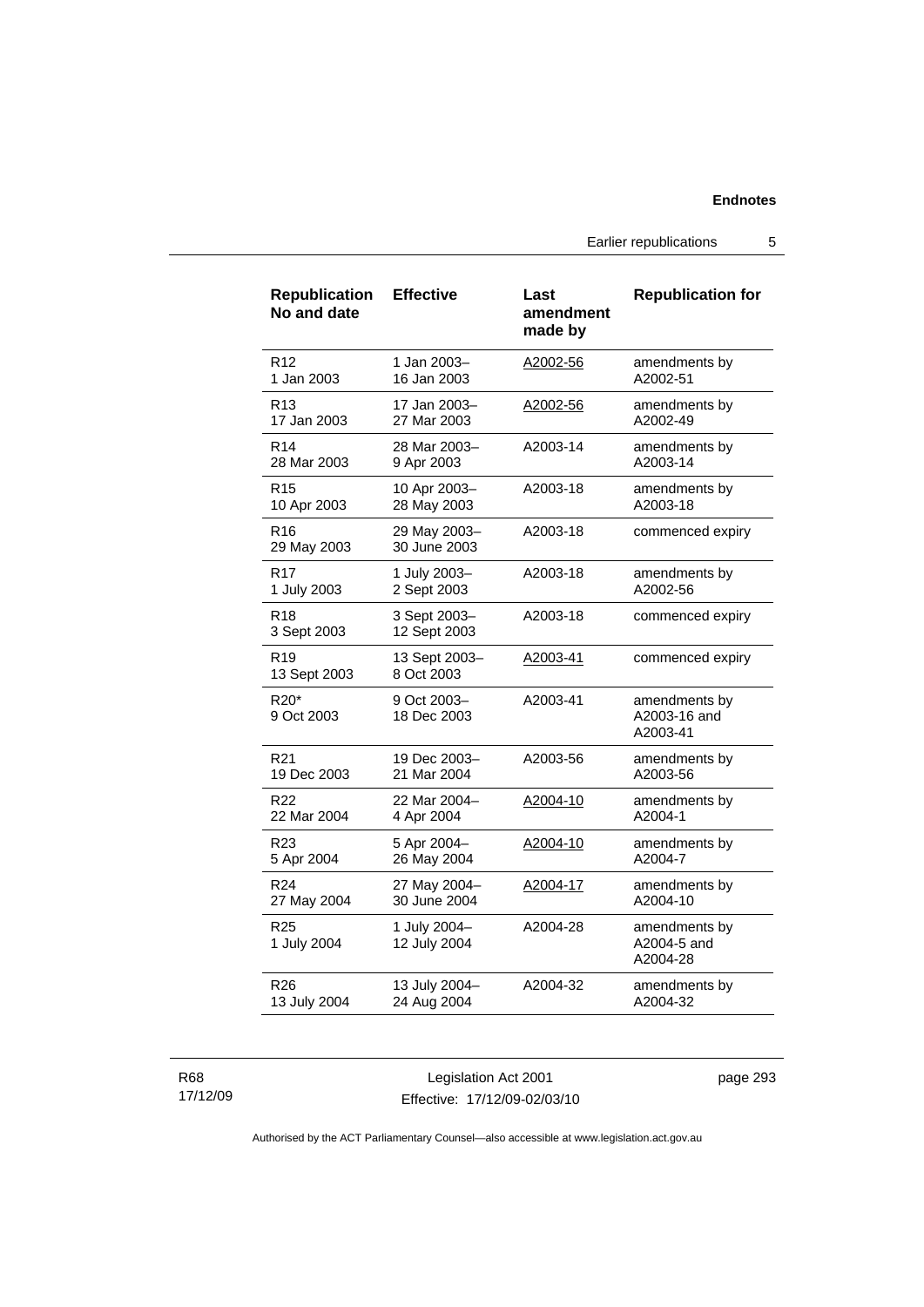| Republication No and date | Effective | Last amendment made by | Republication for |
|---|---|---|---|
| R12<br>1 Jan 2003 | 1 Jan 2003–<br>16 Jan 2003 | A2002-56 | amendments by<br>A2002-51 |
| R13<br>17 Jan 2003 | 17 Jan 2003–<br>27 Mar 2003 | A2002-56 | amendments by<br>A2002-49 |
| R14<br>28 Mar 2003 | 28 Mar 2003–<br>9 Apr 2003 | A2003-14 | amendments by<br>A2003-14 |
| R15<br>10 Apr 2003 | 10 Apr 2003–<br>28 May 2003 | A2003-18 | amendments by<br>A2003-18 |
| R16<br>29 May 2003 | 29 May 2003–<br>30 June 2003 | A2003-18 | commenced expiry |
| R17<br>1 July 2003 | 1 July 2003–<br>2 Sept 2003 | A2003-18 | amendments by<br>A2002-56 |
| R18<br>3 Sept 2003 | 3 Sept 2003–<br>12 Sept 2003 | A2003-18 | commenced expiry |
| R19<br>13 Sept 2003 | 13 Sept 2003–<br>8 Oct 2003 | A2003-41 | commenced expiry |
| R20*<br>9 Oct 2003 | 9 Oct 2003–<br>18 Dec 2003 | A2003-41 | amendments by<br>A2003-16 and<br>A2003-41 |
| R21<br>19 Dec 2003 | 19 Dec 2003–<br>21 Mar 2004 | A2003-56 | amendments by<br>A2003-56 |
| R22<br>22 Mar 2004 | 22 Mar 2004–<br>4 Apr 2004 | A2004-10 | amendments by<br>A2004-1 |
| R23<br>5 Apr 2004 | 5 Apr 2004–<br>26 May 2004 | A2004-10 | amendments by<br>A2004-7 |
| R24<br>27 May 2004 | 27 May 2004–<br>30 June 2004 | A2004-17 | amendments by<br>A2004-10 |
| R25<br>1 July 2004 | 1 July 2004–<br>12 July 2004 | A2004-28 | amendments by<br>A2004-5 and<br>A2004-28 |
| R26<br>13 July 2004 | 13 July 2004–<br>24 Aug 2004 | A2004-32 | amendments by<br>A2004-32 |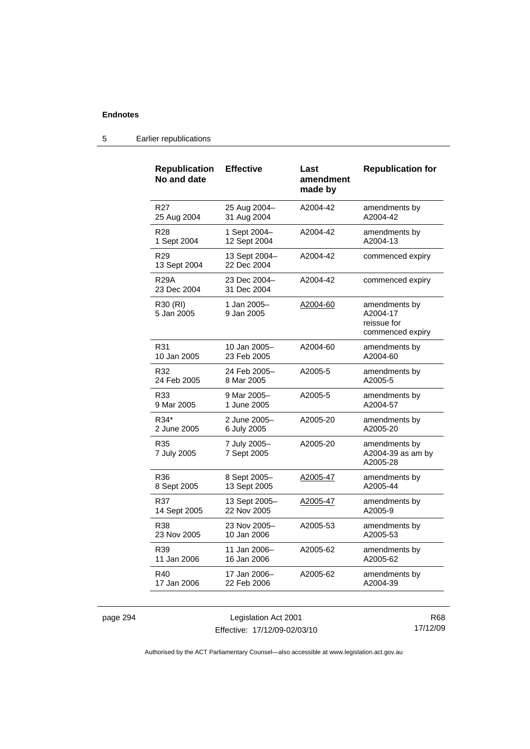| Republication No and date | Effective | Last amendment made by | Republication for |
|---|---|---|---|
| R27 25 Aug 2004 | 25 Aug 2004– 31 Aug 2004 | A2004-42 | amendments by A2004-42 |
| R28 1 Sept 2004 | 1 Sept 2004– 12 Sept 2004 | A2004-42 | amendments by A2004-13 |
| R29 13 Sept 2004 | 13 Sept 2004– 22 Dec 2004 | A2004-42 | commenced expiry |
| R29A 23 Dec 2004 | 23 Dec 2004– 31 Dec 2004 | A2004-42 | commenced expiry |
| R30 (RI) 5 Jan 2005 | 1 Jan 2005– 9 Jan 2005 | A2004-60 | amendments by A2004-17 reissue for commenced expiry |
| R31 10 Jan 2005 | 10 Jan 2005– 23 Feb 2005 | A2004-60 | amendments by A2004-60 |
| R32 24 Feb 2005 | 24 Feb 2005– 8 Mar 2005 | A2005-5 | amendments by A2005-5 |
| R33 9 Mar 2005 | 9 Mar 2005– 1 June 2005 | A2005-5 | amendments by A2004-57 |
| R34* 2 June 2005 | 2 June 2005– 6 July 2005 | A2005-20 | amendments by A2005-20 |
| R35 7 July 2005 | 7 July 2005– 7 Sept 2005 | A2005-20 | amendments by A2004-39 as am by A2005-28 |
| R36 8 Sept 2005 | 8 Sept 2005– 13 Sept 2005 | A2005-47 | amendments by A2005-44 |
| R37 14 Sept 2005 | 13 Sept 2005– 22 Nov 2005 | A2005-47 | amendments by A2005-9 |
| R38 23 Nov 2005 | 23 Nov 2005– 10 Jan 2006 | A2005-53 | amendments by A2005-53 |
| R39 11 Jan 2006 | 11 Jan 2006– 16 Jan 2006 | A2005-62 | amendments by A2005-62 |
| R40 17 Jan 2006 | 17 Jan 2006– 22 Feb 2006 | A2005-62 | amendments by A2004-39 |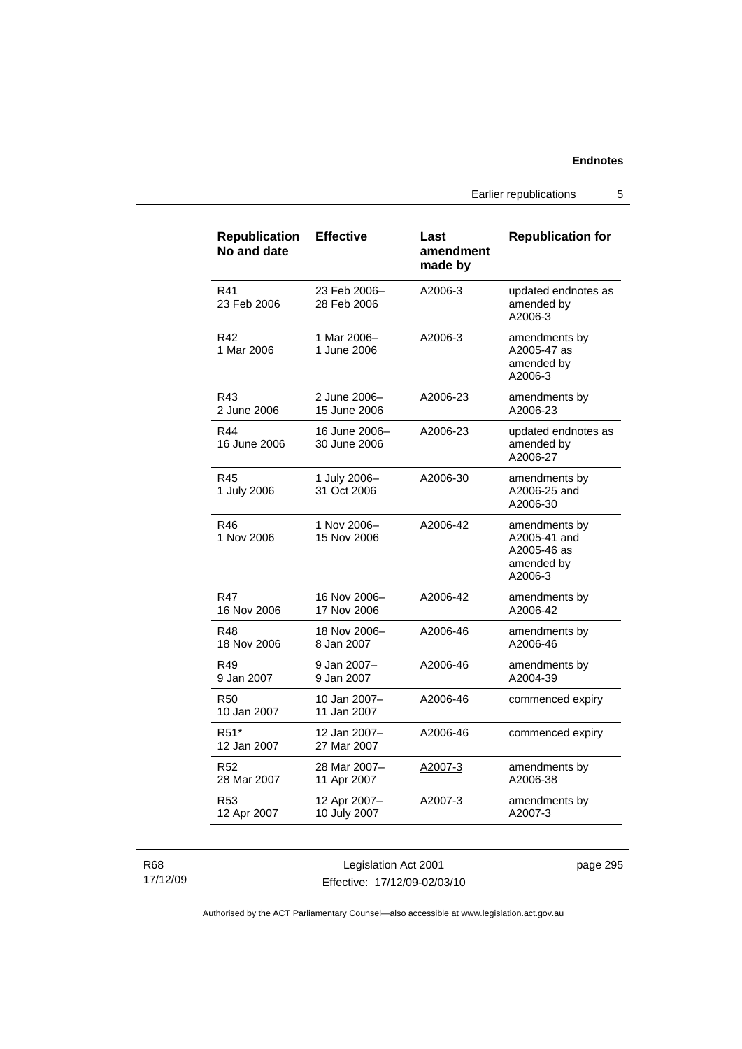| Republication No and date | Effective | Last amendment made by | Republication for |
| --- | --- | --- | --- |
| R41 23 Feb 2006 | 23 Feb 2006– 28 Feb 2006 | A2006-3 | updated endnotes as amended by A2006-3 |
| R42 1 Mar 2006 | 1 Mar 2006– 1 June 2006 | A2006-3 | amendments by A2005-47 as amended by A2006-3 |
| R43 2 June 2006 | 2 June 2006– 15 June 2006 | A2006-23 | amendments by A2006-23 |
| R44 16 June 2006 | 16 June 2006– 30 June 2006 | A2006-23 | updated endnotes as amended by A2006-27 |
| R45 1 July 2006 | 1 July 2006– 31 Oct 2006 | A2006-30 | amendments by A2006-25 and A2006-30 |
| R46 1 Nov 2006 | 1 Nov 2006– 15 Nov 2006 | A2006-42 | amendments by A2005-41 and A2005-46 as amended by A2006-3 |
| R47 16 Nov 2006 | 16 Nov 2006– 17 Nov 2006 | A2006-42 | amendments by A2006-42 |
| R48 18 Nov 2006 | 18 Nov 2006– 8 Jan 2007 | A2006-46 | amendments by A2006-46 |
| R49 9 Jan 2007 | 9 Jan 2007– 9 Jan 2007 | A2006-46 | amendments by A2004-39 |
| R50 10 Jan 2007 | 10 Jan 2007– 11 Jan 2007 | A2006-46 | commenced expiry |
| R51* 12 Jan 2007 | 12 Jan 2007– 27 Mar 2007 | A2006-46 | commenced expiry |
| R52 28 Mar 2007 | 28 Mar 2007– 11 Apr 2007 | A2007-3 | amendments by A2006-38 |
| R53 12 Apr 2007 | 12 Apr 2007– 10 July 2007 | A2007-3 | amendments by A2007-3 |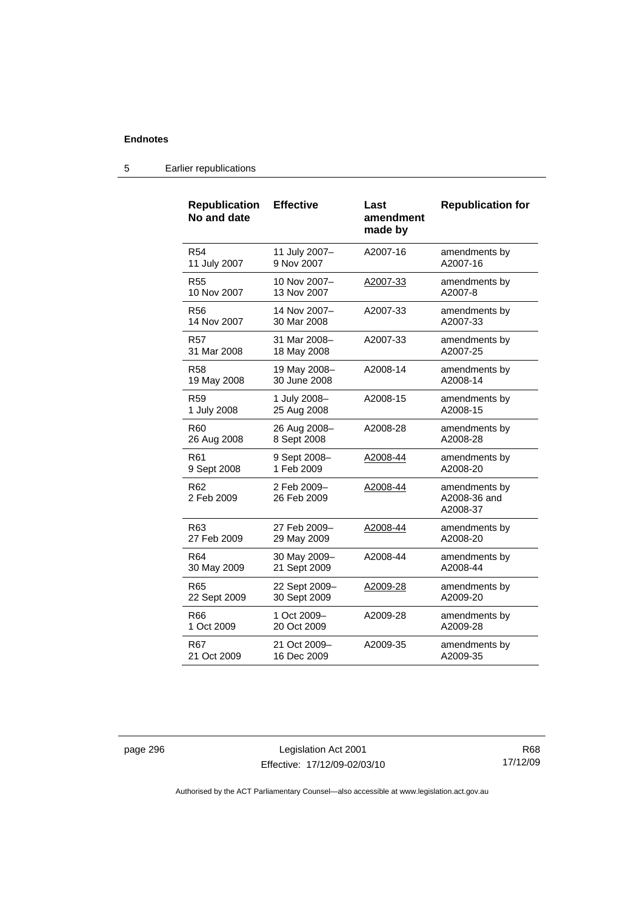## 5 Earlier republications

| Republication No and date | Effective | Last amendment made by | Republication for |
|---|---|---|---|
| R54<br>11 July 2007 | 11 July 2007–<br>9 Nov 2007 | A2007-16 | amendments by A2007-16 |
| R55<br>10 Nov 2007 | 10 Nov 2007–<br>13 Nov 2007 | A2007-33 | amendments by A2007-8 |
| R56<br>14 Nov 2007 | 14 Nov 2007–<br>30 Mar 2008 | A2007-33 | amendments by A2007-33 |
| R57<br>31 Mar 2008 | 31 Mar 2008–<br>18 May 2008 | A2007-33 | amendments by A2007-25 |
| R58<br>19 May 2008 | 19 May 2008–<br>30 June 2008 | A2008-14 | amendments by A2008-14 |
| R59<br>1 July 2008 | 1 July 2008–<br>25 Aug 2008 | A2008-15 | amendments by A2008-15 |
| R60<br>26 Aug 2008 | 26 Aug 2008–<br>8 Sept 2008 | A2008-28 | amendments by A2008-28 |
| R61<br>9 Sept 2008 | 9 Sept 2008–<br>1 Feb 2009 | A2008-44 | amendments by A2008-20 |
| R62<br>2 Feb 2009 | 2 Feb 2009–<br>26 Feb 2009 | A2008-44 | amendments by A2008-36 and A2008-37 |
| R63<br>27 Feb 2009 | 27 Feb 2009–<br>29 May 2009 | A2008-44 | amendments by A2008-20 |
| R64<br>30 May 2009 | 30 May 2009–<br>21 Sept 2009 | A2008-44 | amendments by A2008-44 |
| R65<br>22 Sept 2009 | 22 Sept 2009–<br>30 Sept 2009 | A2009-28 | amendments by A2009-20 |
| R66<br>1 Oct 2009 | 1 Oct 2009–<br>20 Oct 2009 | A2009-28 | amendments by A2009-28 |
| R67<br>21 Oct 2009 | 21 Oct 2009–<br>16 Dec 2009 | A2009-35 | amendments by A2009-35 |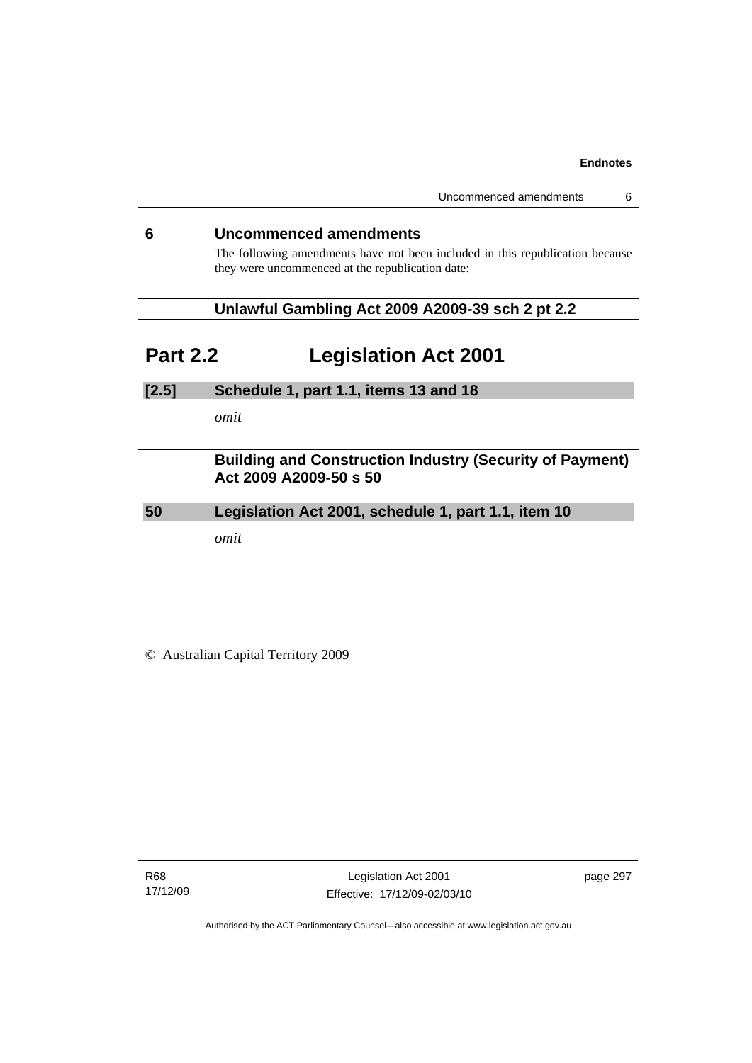## 6 Uncommenced amendments

The following amendments have not been included in this republication because they were uncommenced at the republication date:

**Unlawful Gambling Act 2009 A2009-39 sch 2 pt 2.2**

# Part 2.2 Legislation Act 2001

**[2.5] Schedule 1, part 1.1, items 13 and 18**

*omit*

**Building and Construction Industry (Security of Payment) Act 2009 A2009-50 s 50**

**50 Legislation Act 2001, schedule 1, part 1.1, item 10**

*omit*

© Australian Capital Territory 2009